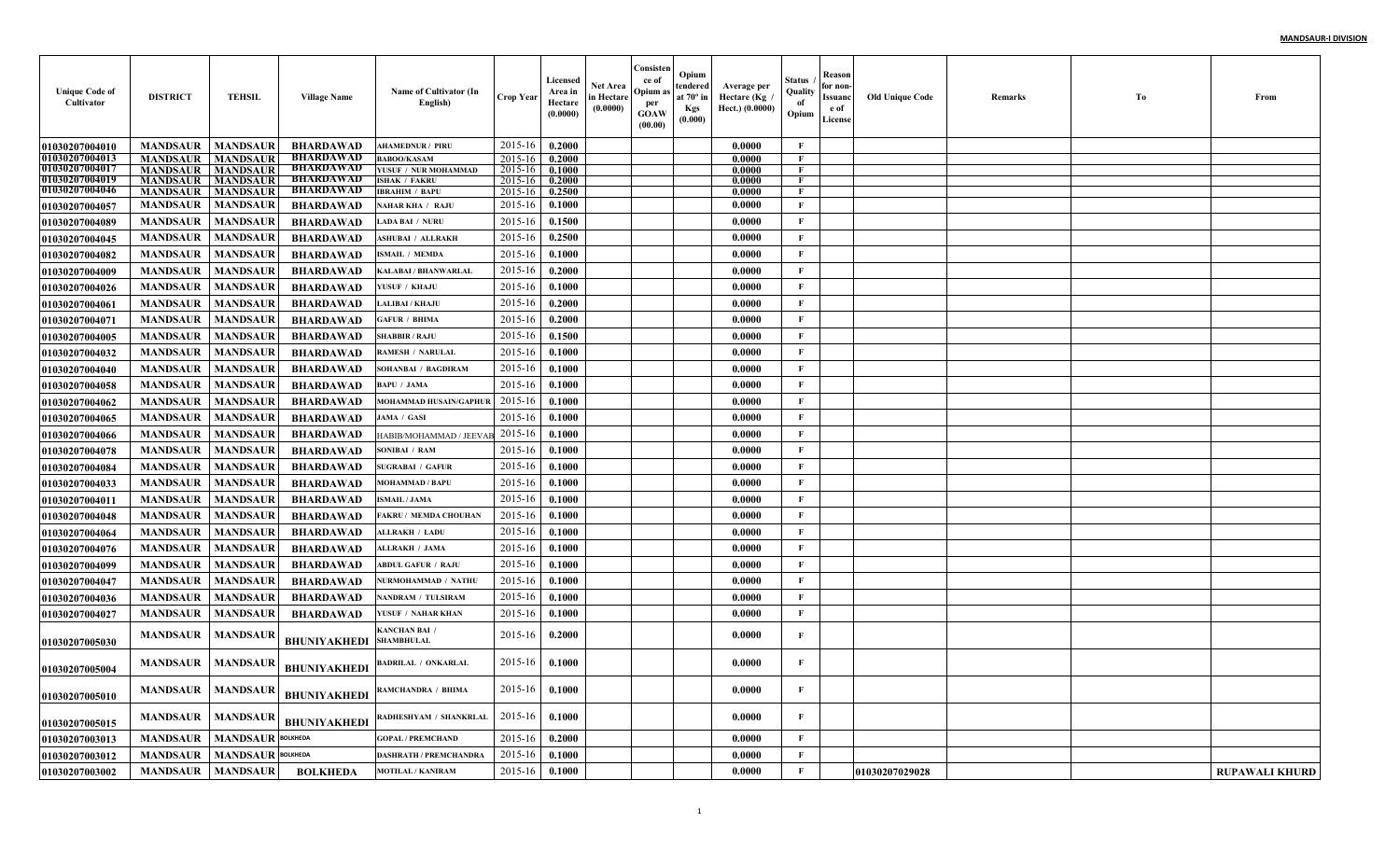**MANDSAUR-I DIVISION**

| Unique Code of Cultivator | DISTRICT | TEHSIL | Village Name | Name of Cultivator (In English) | Crop Year | Licensed Area in Hectare (0.0000) | Net Area in Hectare (0.0000) | Consistence of Opium as per GOAW (00.00) | Opium tendered at 70° in Kgs (0.000) | Average per Hectare (Kg / Hect.) (0.0000) | Status / Quality of Opium | Reason for non-Issuance of License | Old Unique Code | Remarks | To | From |
|---|---|---|---|---|---|---|---|---|---|---|---|---|---|---|---|---|
| 01030207004010 | MANDSAUR | MANDSAUR | BHARDAWAD | AHAMEDNUR / PIRU | 2015-16 | 0.2000 | | | | 0.0000 | F | | | | | |
| 01030207004013 | MANDSAUR | MANDSAUR | BHARDAWAD | BABOO/KASAM | 2015-16 | 0.2000 | | | | 0.0000 | F | | | | | |
| 01030207004017 | MANDSAUR | MANDSAUR | BHARDAWAD | YUSUF / NUR MOHAMMAD | 2015-16 | 0.1000 | | | | 0.0000 | F | | | | | |
| 01030207004019 | MANDSAUR | MANDSAUR | BHARDAWAD | ISHAK / FAKRU | 2015-16 | 0.2000 | | | | 0.0000 | F | | | | | |
| 01030207004046 | MANDSAUR | MANDSAUR | BHARDAWAD | IBRAHIM / BAPU | 2015-16 | 0.2500 | | | | 0.0000 | F | | | | | |
| 01030207004057 | MANDSAUR | MANDSAUR | BHARDAWAD | NAHAR KHA / RAJU | 2015-16 | 0.1000 | | | | 0.0000 | F | | | | | |
| 01030207004089 | MANDSAUR | MANDSAUR | BHARDAWAD | LADA BAI / NURU | 2015-16 | 0.1500 | | | | 0.0000 | F | | | | | |
| 01030207004045 | MANDSAUR | MANDSAUR | BHARDAWAD | ASHUBAI / ALLRAKH | 2015-16 | 0.2500 | | | | 0.0000 | F | | | | | |
| 01030207004082 | MANDSAUR | MANDSAUR | BHARDAWAD | ISMAIL / MEMDA | 2015-16 | 0.1000 | | | | 0.0000 | F | | | | | |
| 01030207004009 | MANDSAUR | MANDSAUR | BHARDAWAD | KALABAI / BHANWARLAL | 2015-16 | 0.2000 | | | | 0.0000 | F | | | | | |
| 01030207004026 | MANDSAUR | MANDSAUR | BHARDAWAD | YUSUF / KHAJU | 2015-16 | 0.1000 | | | | 0.0000 | F | | | | | |
| 01030207004061 | MANDSAUR | MANDSAUR | BHARDAWAD | LALIBAI / KHAJU | 2015-16 | 0.2000 | | | | 0.0000 | F | | | | | |
| 01030207004071 | MANDSAUR | MANDSAUR | BHARDAWAD | GAFUR / BHIMA | 2015-16 | 0.2000 | | | | 0.0000 | F | | | | | |
| 01030207004005 | MANDSAUR | MANDSAUR | BHARDAWAD | SHABBIR / RAJU | 2015-16 | 0.1500 | | | | 0.0000 | F | | | | | |
| 01030207004032 | MANDSAUR | MANDSAUR | BHARDAWAD | RAMESH / NARULAL | 2015-16 | 0.1000 | | | | 0.0000 | F | | | | | |
| 01030207004040 | MANDSAUR | MANDSAUR | BHARDAWAD | SOHANBAI / BAGDIRAM | 2015-16 | 0.1000 | | | | 0.0000 | F | | | | | |
| 01030207004058 | MANDSAUR | MANDSAUR | BHARDAWAD | BAPU / JAMA | 2015-16 | 0.1000 | | | | 0.0000 | F | | | | | |
| 01030207004062 | MANDSAUR | MANDSAUR | BHARDAWAD | MOHAMMAD HUSAIN/GAPHUR | 2015-16 | 0.1000 | | | | 0.0000 | F | | | | | |
| 01030207004065 | MANDSAUR | MANDSAUR | BHARDAWAD | JAMA / GASI | 2015-16 | 0.1000 | | | | 0.0000 | F | | | | | |
| 01030207004066 | MANDSAUR | MANDSAUR | BHARDAWAD | HABIB/MOHAMMAD / JEEVAB | 2015-16 | 0.1000 | | | | 0.0000 | F | | | | | |
| 01030207004078 | MANDSAUR | MANDSAUR | BHARDAWAD | SONIBAI / RAM | 2015-16 | 0.1000 | | | | 0.0000 | F | | | | | |
| 01030207004084 | MANDSAUR | MANDSAUR | BHARDAWAD | SUGRABAI / GAFUR | 2015-16 | 0.1000 | | | | 0.0000 | F | | | | | |
| 01030207004033 | MANDSAUR | MANDSAUR | BHARDAWAD | MOHAMMAD / BAPU | 2015-16 | 0.1000 | | | | 0.0000 | F | | | | | |
| 01030207004011 | MANDSAUR | MANDSAUR | BHARDAWAD | ISMAIL / JAMA | 2015-16 | 0.1000 | | | | 0.0000 | F | | | | | |
| 01030207004048 | MANDSAUR | MANDSAUR | BHARDAWAD | FAKRU / MEMDA CHOUHAN | 2015-16 | 0.1000 | | | | 0.0000 | F | | | | | |
| 01030207004064 | MANDSAUR | MANDSAUR | BHARDAWAD | ALLRAKH / LADU | 2015-16 | 0.1000 | | | | 0.0000 | F | | | | | |
| 01030207004076 | MANDSAUR | MANDSAUR | BHARDAWAD | ALLRAKH / JAMA | 2015-16 | 0.1000 | | | | 0.0000 | F | | | | | |
| 01030207004099 | MANDSAUR | MANDSAUR | BHARDAWAD | ABDUL GAFUR / RAJU | 2015-16 | 0.1000 | | | | 0.0000 | F | | | | | |
| 01030207004047 | MANDSAUR | MANDSAUR | BHARDAWAD | NURMOHAMMAD / NATHU | 2015-16 | 0.1000 | | | | 0.0000 | F | | | | | |
| 01030207004036 | MANDSAUR | MANDSAUR | BHARDAWAD | NANDRAM / TULSIRAM | 2015-16 | 0.1000 | | | | 0.0000 | F | | | | | |
| 01030207004027 | MANDSAUR | MANDSAUR | BHARDAWAD | YUSUF / NAHAR KHAN | 2015-16 | 0.1000 | | | | 0.0000 | F | | | | | |
| 01030207005030 | MANDSAUR | MANDSAUR | BHUNIYAKHEDI | KANCHAN BAI / SHAMBHULAL | 2015-16 | 0.2000 | | | | 0.0000 | F | | | | | |
| 01030207005004 | MANDSAUR | MANDSAUR | BHUNIYAKHEDI | BADRILAL / ONKARLAL | 2015-16 | 0.1000 | | | | 0.0000 | F | | | | | |
| 01030207005010 | MANDSAUR | MANDSAUR | BHUNIYAKHEDI | RAMCHANDRA / BHIMA | 2015-16 | 0.1000 | | | | 0.0000 | F | | | | | |
| 01030207005015 | MANDSAUR | MANDSAUR | BHUNIYAKHEDI | RADHESHYAM / SHANKRLAL | 2015-16 | 0.1000 | | | | 0.0000 | F | | | | | |
| 01030207003013 | MANDSAUR | MANDSAUR | BOLKHEDA | GOPAL / PREMCHAND | 2015-16 | 0.2000 | | | | 0.0000 | F | | | | | |
| 01030207003012 | MANDSAUR | MANDSAUR | BOLKHEDA | DASHRATH / PREMCHANDRA | 2015-16 | 0.1000 | | | | 0.0000 | F | | | | | |
| 01030207003002 | MANDSAUR | MANDSAUR | BOLKHEDA | MOTILAL / KANIRAM | 2015-16 | 0.1000 | | | | 0.0000 | F | | 01030207029028 | | | RUPAWALI KHURD |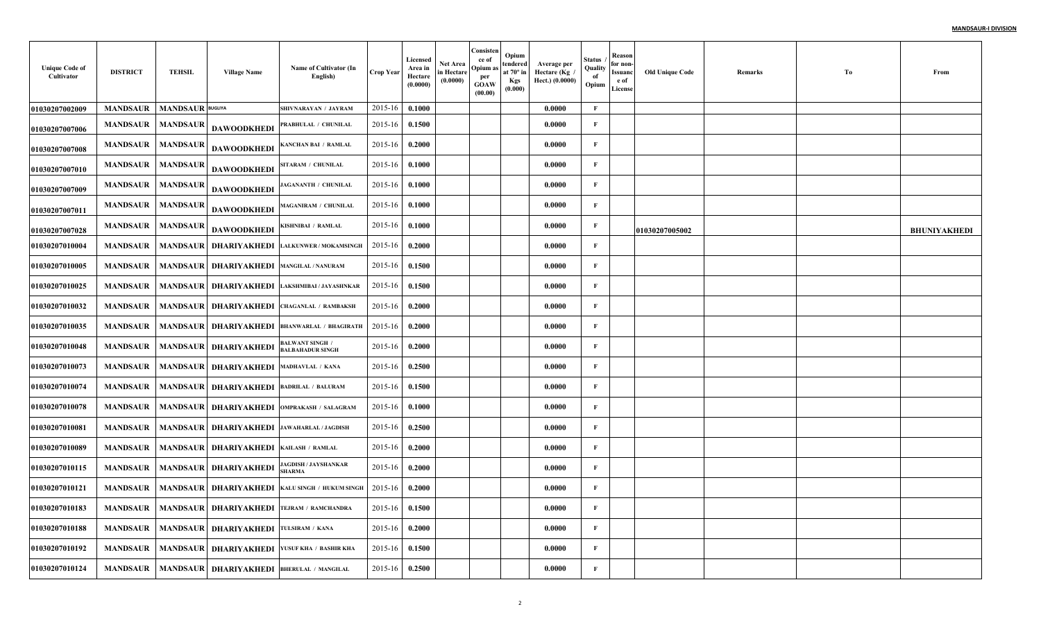**MANDSAUR-I DIVISION**

| Unique Code of Cultivator | DISTRICT | TEHSIL | Village Name | Name of Cultivator (In English) | Crop Year | Licensed Area in Hectare (0.0000) | Net Area in Hectare (0.0000) | Consistence of Opium as per GOAW (00.00) | Opium tendered at 70° in Kgs (0.000) | Average per Hectare (Kg / Hect.) (0.0000) | Status / Quality of Opium | Reason for non-Issuance of License | Old Unique Code | Remarks | To | From |
|---|---|---|---|---|---|---|---|---|---|---|---|---|---|---|---|---|
| 01030207002009 | MANDSAUR | MANDSAUR | BUGLIYA | SHIVNARAYAN / JAYRAM | 2015-16 | 0.1000 | | | | 0.0000 | F | | | | | |
| 01030207007006 | MANDSAUR | MANDSAUR | DAWOODKHEDI | PRABHULAL / CHUNILAL | 2015-16 | 0.1500 | | | | 0.0000 | F | | | | | |
| 01030207007008 | MANDSAUR | MANDSAUR | DAWOODKHEDI | KANCHAN BAI / RAMLAL | 2015-16 | 0.2000 | | | | 0.0000 | F | | | | | |
| 01030207007010 | MANDSAUR | MANDSAUR | DAWOODKHEDI | SITARAM / CHUNILAL | 2015-16 | 0.1000 | | | | 0.0000 | F | | | | | |
| 01030207007009 | MANDSAUR | MANDSAUR | DAWOODKHEDI | JAGANANTH / CHUNILAL | 2015-16 | 0.1000 | | | | 0.0000 | F | | | | | |
| 01030207007011 | MANDSAUR | MANDSAUR | DAWOODKHEDI | MAGANIRAM / CHUNILAL | 2015-16 | 0.1000 | | | | 0.0000 | F | | | | | |
| 01030207007028 | MANDSAUR | MANDSAUR | DAWOODKHEDI | KISHNIBAI / RAMLAL | 2015-16 | 0.1000 | | | | 0.0000 | F | | 01030207005002 | | | BHUNIYAKHEDI |
| 01030207010004 | MANDSAUR | MANDSAUR | DHARIYAKHEDI | LALKUNWER / MOKAMSINGH | 2015-16 | 0.2000 | | | | 0.0000 | F | | | | | |
| 01030207010005 | MANDSAUR | MANDSAUR | DHARIYAKHEDI | MANGILAL / NANURAM | 2015-16 | 0.1500 | | | | 0.0000 | F | | | | | |
| 01030207010025 | MANDSAUR | MANDSAUR | DHARIYAKHEDI | LAKSHMIBAI / JAYASHNKAR | 2015-16 | 0.1500 | | | | 0.0000 | F | | | | | |
| 01030207010032 | MANDSAUR | MANDSAUR | DHARIYAKHEDI | CHAGANLAL / RAMBAKSH | 2015-16 | 0.2000 | | | | 0.0000 | F | | | | | |
| 01030207010035 | MANDSAUR | MANDSAUR | DHARIYAKHEDI | BHANWARLAL / BHAGIRATH | 2015-16 | 0.2000 | | | | 0.0000 | F | | | | | |
| 01030207010048 | MANDSAUR | MANDSAUR | DHARIYAKHEDI | BALWANT SINGH / BALBAHADUR SINGH | 2015-16 | 0.2000 | | | | 0.0000 | F | | | | | |
| 01030207010073 | MANDSAUR | MANDSAUR | DHARIYAKHEDI | MADHAVLAL / KANA | 2015-16 | 0.2500 | | | | 0.0000 | F | | | | | |
| 01030207010074 | MANDSAUR | MANDSAUR | DHARIYAKHEDI | BADRILAL / BALURAM | 2015-16 | 0.1500 | | | | 0.0000 | F | | | | | |
| 01030207010078 | MANDSAUR | MANDSAUR | DHARIYAKHEDI | OMPRAKASH / SALAGRAM | 2015-16 | 0.1000 | | | | 0.0000 | F | | | | | |
| 01030207010081 | MANDSAUR | MANDSAUR | DHARIYAKHEDI | JAWAHARLAL / JAGDISH | 2015-16 | 0.2500 | | | | 0.0000 | F | | | | | |
| 01030207010089 | MANDSAUR | MANDSAUR | DHARIYAKHEDI | KAILASH / RAMLAL | 2015-16 | 0.2000 | | | | 0.0000 | F | | | | | |
| 01030207010115 | MANDSAUR | MANDSAUR | DHARIYAKHEDI | JAGDISH / JAYSHANKAR SHARMA | 2015-16 | 0.2000 | | | | 0.0000 | F | | | | | |
| 01030207010121 | MANDSAUR | MANDSAUR | DHARIYAKHEDI | KALU SINGH / HUKUM SINGH | 2015-16 | 0.2000 | | | | 0.0000 | F | | | | | |
| 01030207010183 | MANDSAUR | MANDSAUR | DHARIYAKHEDI | TEJRAM / RAMCHANDRA | 2015-16 | 0.1500 | | | | 0.0000 | F | | | | | |
| 01030207010188 | MANDSAUR | MANDSAUR | DHARIYAKHEDI | TULSIRAM / KANA | 2015-16 | 0.2000 | | | | 0.0000 | F | | | | | |
| 01030207010192 | MANDSAUR | MANDSAUR | DHARIYAKHEDI | YUSUF KHA / BASHIR KHA | 2015-16 | 0.1500 | | | | 0.0000 | F | | | | | |
| 01030207010124 | MANDSAUR | MANDSAUR | DHARIYAKHEDI | BHERULAL / MANGILAL | 2015-16 | 0.2500 | | | | 0.0000 | F | | | | | |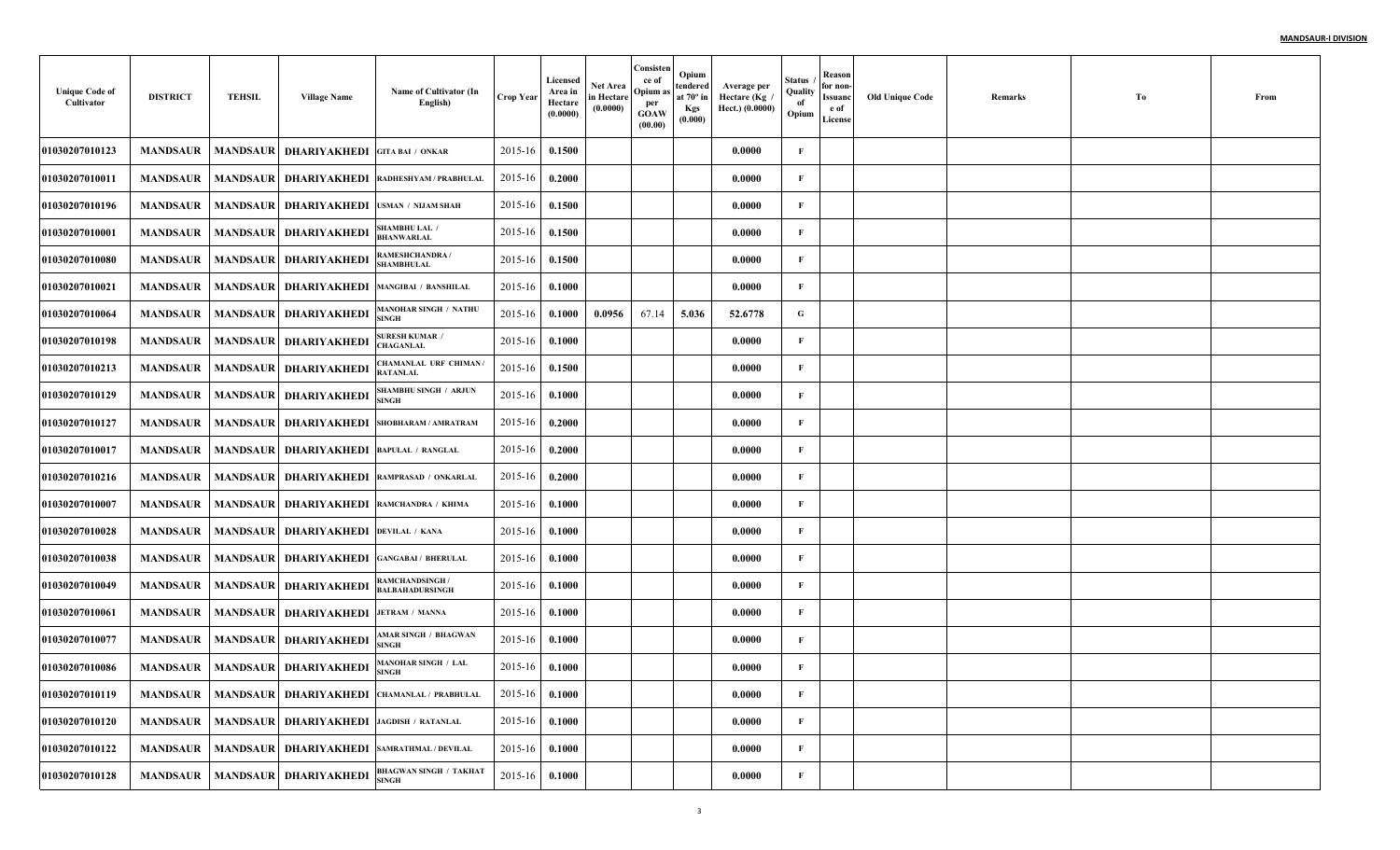**MANDSAUR-I DIVISION**

| Unique Code of Cultivator | DISTRICT | TEHSIL | Village Name | Name of Cultivator (In English) | Crop Year | Licensed Area in Hectare (0.0000) | Net Area in Hectare (0.0000) | Consistence of Opium as per GOAW (00.00) | Opium tendered at 70º in Kgs (0.000) | Average per Hectare (Kg / Hect.) (0.0000) | Status / Quality of Opium | Reason for non-Issuance of License | Old Unique Code | Remarks | To | From |
|---|---|---|---|---|---|---|---|---|---|---|---|---|---|---|---|---|
| 01030207010123 | MANDSAUR | MANDSAUR | DHARIYAKHEDI | GITA BAI / ONKAR | 2015-16 | 0.1500 | | | | 0.0000 | F | | | | | |
| 01030207010011 | MANDSAUR | MANDSAUR | DHARIYAKHEDI | RADHESHYAM / PRABHULAL | 2015-16 | 0.2000 | | | | 0.0000 | F | | | | | |
| 01030207010196 | MANDSAUR | MANDSAUR | DHARIYAKHEDI | USMAN / NIJAM SHAH | 2015-16 | 0.1500 | | | | 0.0000 | F | | | | | |
| 01030207010001 | MANDSAUR | MANDSAUR | DHARIYAKHEDI | SHAMBHU LAL / BHANWARLAL | 2015-16 | 0.1500 | | | | 0.0000 | F | | | | | |
| 01030207010080 | MANDSAUR | MANDSAUR | DHARIYAKHEDI | RAMESHCHANDRA / SHAMBHULAL | 2015-16 | 0.1500 | | | | 0.0000 | F | | | | | |
| 01030207010021 | MANDSAUR | MANDSAUR | DHARIYAKHEDI | MANGIBAI / BANSHILAL | 2015-16 | 0.1000 | | | | 0.0000 | F | | | | | |
| 01030207010064 | MANDSAUR | MANDSAUR | DHARIYAKHEDI | MANOHAR SINGH / NATHU SINGH | 2015-16 | 0.1000 | 0.0956 | 67.14 | 5.036 | 52.6778 | G | | | | | |
| 01030207010198 | MANDSAUR | MANDSAUR | DHARIYAKHEDI | SURESH KUMAR / CHAGANLAL | 2015-16 | 0.1000 | | | | 0.0000 | F | | | | | |
| 01030207010213 | MANDSAUR | MANDSAUR | DHARIYAKHEDI | CHAMANLAL URF CHIMAN / RATANLAL | 2015-16 | 0.1500 | | | | 0.0000 | F | | | | | |
| 01030207010129 | MANDSAUR | MANDSAUR | DHARIYAKHEDI | SHAMBHU SINGH / ARJUN SINGH | 2015-16 | 0.1000 | | | | 0.0000 | F | | | | | |
| 01030207010127 | MANDSAUR | MANDSAUR | DHARIYAKHEDI | SHOBHARAM / AMRATRAM | 2015-16 | 0.2000 | | | | 0.0000 | F | | | | | |
| 01030207010017 | MANDSAUR | MANDSAUR | DHARIYAKHEDI | BAPULAL / RANGLAL | 2015-16 | 0.2000 | | | | 0.0000 | F | | | | | |
| 01030207010216 | MANDSAUR | MANDSAUR | DHARIYAKHEDI | RAMPRASAD / ONKARLAL | 2015-16 | 0.2000 | | | | 0.0000 | F | | | | | |
| 01030207010007 | MANDSAUR | MANDSAUR | DHARIYAKHEDI | RAMCHANDRA / KHIMA | 2015-16 | 0.1000 | | | | 0.0000 | F | | | | | |
| 01030207010028 | MANDSAUR | MANDSAUR | DHARIYAKHEDI | DEVILAL / KANA | 2015-16 | 0.1000 | | | | 0.0000 | F | | | | | |
| 01030207010038 | MANDSAUR | MANDSAUR | DHARIYAKHEDI | GANGABAI / BHERULAL | 2015-16 | 0.1000 | | | | 0.0000 | F | | | | | |
| 01030207010049 | MANDSAUR | MANDSAUR | DHARIYAKHEDI | RAMCHANDSINGH / BALBAHADURSINGH | 2015-16 | 0.1000 | | | | 0.0000 | F | | | | | |
| 01030207010061 | MANDSAUR | MANDSAUR | DHARIYAKHEDI | JETRAM / MANNA | 2015-16 | 0.1000 | | | | 0.0000 | F | | | | | |
| 01030207010077 | MANDSAUR | MANDSAUR | DHARIYAKHEDI | AMAR SINGH / BHAGWAN SINGH | 2015-16 | 0.1000 | | | | 0.0000 | F | | | | | |
| 01030207010086 | MANDSAUR | MANDSAUR | DHARIYAKHEDI | MANOHAR SINGH / LAL SINGH | 2015-16 | 0.1000 | | | | 0.0000 | F | | | | | |
| 01030207010119 | MANDSAUR | MANDSAUR | DHARIYAKHEDI | CHAMANLAL / PRABHULAL | 2015-16 | 0.1000 | | | | 0.0000 | F | | | | | |
| 01030207010120 | MANDSAUR | MANDSAUR | DHARIYAKHEDI | JAGDISH / RATANLAL | 2015-16 | 0.1000 | | | | 0.0000 | F | | | | | |
| 01030207010122 | MANDSAUR | MANDSAUR | DHARIYAKHEDI | SAMRATHMAL / DEVILAL | 2015-16 | 0.1000 | | | | 0.0000 | F | | | | | |
| 01030207010128 | MANDSAUR | MANDSAUR | DHARIYAKHEDI | BHAGWAN SINGH / TAKHAT SINGH | 2015-16 | 0.1000 | | | | 0.0000 | F | | | | | |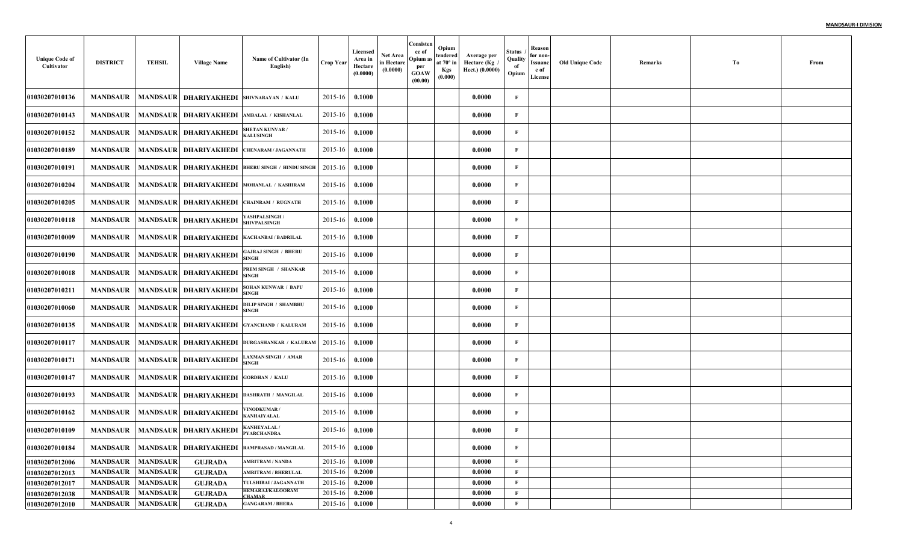| Unique Code of Cultivator | DISTRICT | TEHSIL | Village Name | Name of Cultivator (In English) | Crop Year | Licensed Area in Hectare (0.0000) | Net Area in Hectare (0.0000) | Consistence of Opium as per GOAW (00.00) | Opium tendered at 70° in Kgs (0.000) | Average per Hectare (Kg / Hect.) (0.0000) | Status / Quality of Opium | Reason for non-Issuance of License | Old Unique Code | Remarks | To | From |
|---|---|---|---|---|---|---|---|---|---|---|---|---|---|---|---|---|
| 01030207010136 | MANDSAUR | MANDSAUR | DHARIYAKHEDI | SHIVNARAYAN / KALU | 2015-16 | 0.1000 | | | | 0.0000 | F | | | | | |
| 01030207010143 | MANDSAUR | MANDSAUR | DHARIYAKHEDI | AMBALAL / KISHANLAL | 2015-16 | 0.1000 | | | | 0.0000 | F | | | | | |
| 01030207010152 | MANDSAUR | MANDSAUR | DHARIYAKHEDI | SHETAN KUNVAR / KALUSINGH | 2015-16 | 0.1000 | | | | 0.0000 | F | | | | | |
| 01030207010189 | MANDSAUR | MANDSAUR | DHARIYAKHEDI | CHENARAM / JAGANNATH | 2015-16 | 0.1000 | | | | 0.0000 | F | | | | | |
| 01030207010191 | MANDSAUR | MANDSAUR | DHARIYAKHEDI | BHERU SINGH / HINDU SINGH | 2015-16 | 0.1000 | | | | 0.0000 | F | | | | | |
| 01030207010204 | MANDSAUR | MANDSAUR | DHARIYAKHEDI | MOHANLAL / KASHIRAM | 2015-16 | 0.1000 | | | | 0.0000 | F | | | | | |
| 01030207010205 | MANDSAUR | MANDSAUR | DHARIYAKHEDI | CHAINRAM / RUGNATH | 2015-16 | 0.1000 | | | | 0.0000 | F | | | | | |
| 01030207010118 | MANDSAUR | MANDSAUR | DHARIYAKHEDI | YASHPALSINGH / SHIVPALSINGH | 2015-16 | 0.1000 | | | | 0.0000 | F | | | | | |
| 01030207010009 | MANDSAUR | MANDSAUR | DHARIYAKHEDI | KACHANBAI / BADRILAL | 2015-16 | 0.1000 | | | | 0.0000 | F | | | | | |
| 01030207010190 | MANDSAUR | MANDSAUR | DHARIYAKHEDI | GAJRAJ SINGH / BHERU SINGH | 2015-16 | 0.1000 | | | | 0.0000 | F | | | | | |
| 01030207010018 | MANDSAUR | MANDSAUR | DHARIYAKHEDI | PREM SINGH / SHANKAR SINGH | 2015-16 | 0.1000 | | | | 0.0000 | F | | | | | |
| 01030207010211 | MANDSAUR | MANDSAUR | DHARIYAKHEDI | SOHAN KUNWAR / BAPU SINGH | 2015-16 | 0.1000 | | | | 0.0000 | F | | | | | |
| 01030207010060 | MANDSAUR | MANDSAUR | DHARIYAKHEDI | DILIP SINGH / SHAMBHU SINGH | 2015-16 | 0.1000 | | | | 0.0000 | F | | | | | |
| 01030207010135 | MANDSAUR | MANDSAUR | DHARIYAKHEDI | GYANCHAND / KALURAM | 2015-16 | 0.1000 | | | | 0.0000 | F | | | | | |
| 01030207010117 | MANDSAUR | MANDSAUR | DHARIYAKHEDI | DURGASHANKAR / KALURAM | 2015-16 | 0.1000 | | | | 0.0000 | F | | | | | |
| 01030207010171 | MANDSAUR | MANDSAUR | DHARIYAKHEDI | LAXMAN SINGH / AMAR SINGH | 2015-16 | 0.1000 | | | | 0.0000 | F | | | | | |
| 01030207010147 | MANDSAUR | MANDSAUR | DHARIYAKHEDI | GORDHAN / KALU | 2015-16 | 0.1000 | | | | 0.0000 | F | | | | | |
| 01030207010193 | MANDSAUR | MANDSAUR | DHARIYAKHEDI | DASHRATH / MANGILAL | 2015-16 | 0.1000 | | | | 0.0000 | F | | | | | |
| 01030207010162 | MANDSAUR | MANDSAUR | DHARIYAKHEDI | VINODKUMAR / KANHAIYALAL | 2015-16 | 0.1000 | | | | 0.0000 | F | | | | | |
| 01030207010109 | MANDSAUR | MANDSAUR | DHARIYAKHEDI | KANHEYALAL / PYARCHANDRA | 2015-16 | 0.1000 | | | | 0.0000 | F | | | | | |
| 01030207010184 | MANDSAUR | MANDSAUR | DHARIYAKHEDI | RAMPRASAD / MANGILAL | 2015-16 | 0.1000 | | | | 0.0000 | F | | | | | |
| 01030207012006 | MANDSAUR | MANDSAUR | GUJRADA | AMRITRAM / NANDA | 2015-16 | 0.1000 | | | | 0.0000 | F | | | | | |
| 01030207012013 | MANDSAUR | MANDSAUR | GUJRADA | AMRITRAM / BHERULAL | 2015-16 | 0.2000 | | | | 0.0000 | F | | | | | |
| 01030207012017 | MANDSAUR | MANDSAUR | GUJRADA | TULSHIBAI / JAGANNATH | 2015-16 | 0.2000 | | | | 0.0000 | F | | | | | |
| 01030207012038 | MANDSAUR | MANDSAUR | GUJRADA | HEMARAJ/KALOORAM CHAMAR | 2015-16 | 0.2000 | | | | 0.0000 | F | | | | | |
| 01030207012010 | MANDSAUR | MANDSAUR | GUJRADA | GANGARAM / BHERA | 2015-16 | 0.1000 | | | | 0.0000 | F | | | | | |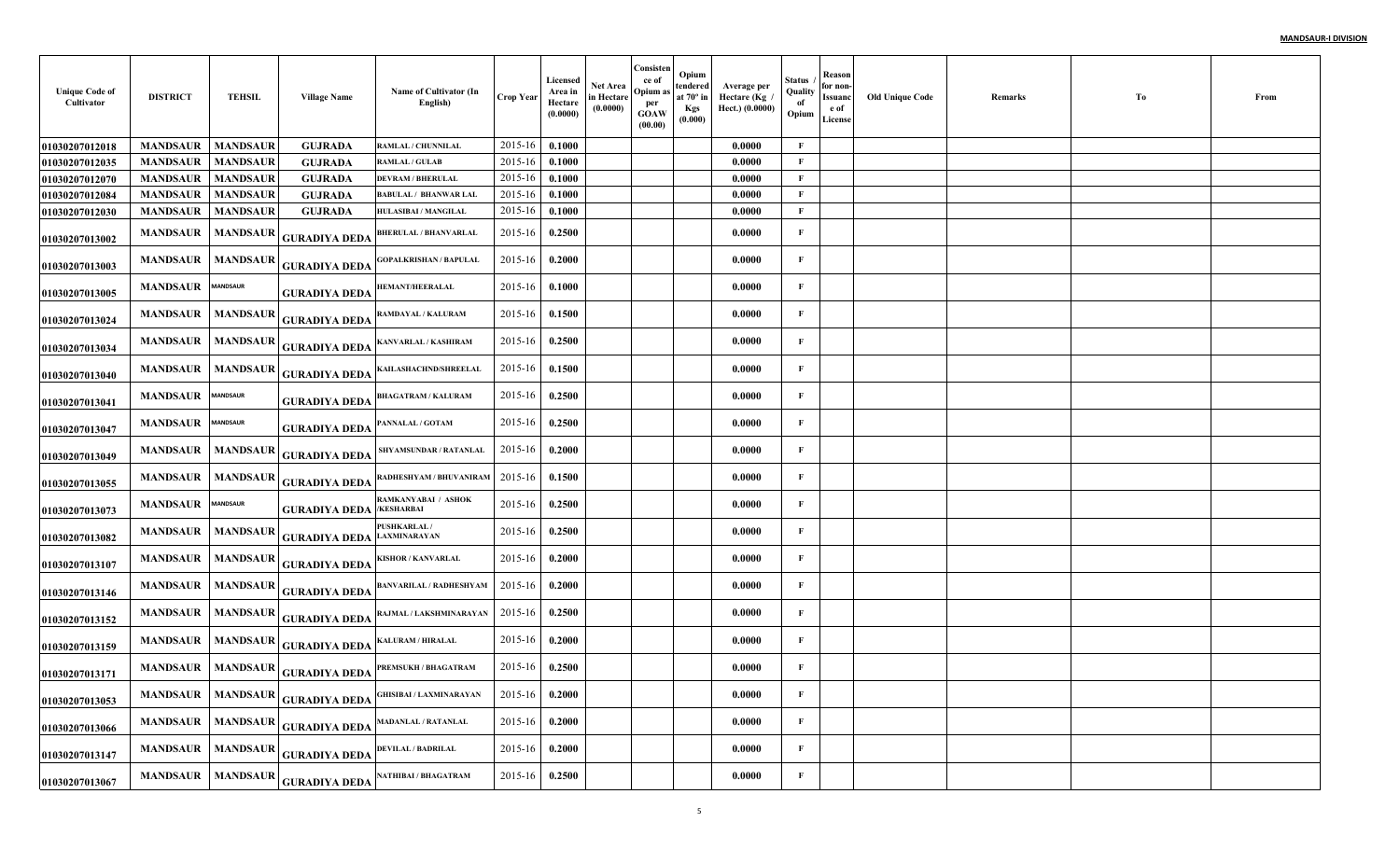| Unique Code of Cultivator | DISTRICT | TEHSIL | Village Name | Name of Cultivator (In English) | Crop Year | Licensed Area in Hectare (0.0000) | Net Area in Hectare (0.0000) | Consistence of Opium as per GOAW (00.00) | Opium tendered at 70° in Kgs (0.000) | Average per Hectare (Kg / Hect.) (0.0000) | Status / Quality of Opium | Reason for non-Issuance of License | Old Unique Code | Remarks | To | From |
|---|---|---|---|---|---|---|---|---|---|---|---|---|---|---|---|---|
| 01030207012018 | MANDSAUR | MANDSAUR | GUJRADA | RAMLAL / CHUNNILAL | 2015-16 | 0.1000 | | | | 0.0000 | F | | | | | |
| 01030207012035 | MANDSAUR | MANDSAUR | GUJRADA | RAMLAL / GULAB | 2015-16 | 0.1000 | | | | 0.0000 | F | | | | | |
| 01030207012070 | MANDSAUR | MANDSAUR | GUJRADA | DEVRAM / BHERULAL | 2015-16 | 0.1000 | | | | 0.0000 | F | | | | | |
| 01030207012084 | MANDSAUR | MANDSAUR | GUJRADA | BABULAL / BHANWAR LAL | 2015-16 | 0.1000 | | | | 0.0000 | F | | | | | |
| 01030207012030 | MANDSAUR | MANDSAUR | GUJRADA | HULASIBAI / MANGILAL | 2015-16 | 0.1000 | | | | 0.0000 | F | | | | | |
| 01030207013002 | MANDSAUR | MANDSAUR | GURADIYA DEDA | BHERULAL / BHANVARLAL | 2015-16 | 0.2500 | | | | 0.0000 | F | | | | | |
| 01030207013003 | MANDSAUR | MANDSAUR | GURADIYA DEDA | GOPALKRISHAN / BAPULAL | 2015-16 | 0.2000 | | | | 0.0000 | F | | | | | |
| 01030207013005 | MANDSAUR | MANDSAUR | GURADIYA DEDA | HEMANT/HEERALAL | 2015-16 | 0.1000 | | | | 0.0000 | F | | | | | |
| 01030207013024 | MANDSAUR | MANDSAUR | GURADIYA DEDA | RAMDAYAL / KALURAM | 2015-16 | 0.1500 | | | | 0.0000 | F | | | | | |
| 01030207013034 | MANDSAUR | MANDSAUR | GURADIYA DEDA | KANVARLAL / KASHIRAM | 2015-16 | 0.2500 | | | | 0.0000 | F | | | | | |
| 01030207013040 | MANDSAUR | MANDSAUR | GURADIYA DEDA | KAILASHACHND/SHREELAL | 2015-16 | 0.1500 | | | | 0.0000 | F | | | | | |
| 01030207013041 | MANDSAUR | MANDSAUR | GURADIYA DEDA | BHAGATRAM / KALURAM | 2015-16 | 0.2500 | | | | 0.0000 | F | | | | | |
| 01030207013047 | MANDSAUR | MANDSAUR | GURADIYA DEDA | PANNALAL / GOTAM | 2015-16 | 0.2500 | | | | 0.0000 | F | | | | | |
| 01030207013049 | MANDSAUR | MANDSAUR | GURADIYA DEDA | SHYAMSUNDAR / RATANLAL | 2015-16 | 0.2000 | | | | 0.0000 | F | | | | | |
| 01030207013055 | MANDSAUR | MANDSAUR | GURADIYA DEDA | RADHESHYAM / BHUVANIRAM | 2015-16 | 0.1500 | | | | 0.0000 | F | | | | | |
| 01030207013073 | MANDSAUR | MANDSAUR | GURADIYA DEDA | RAMKANYABAI / ASHOK /KESHARBAI | 2015-16 | 0.2500 | | | | 0.0000 | F | | | | | |
| 01030207013082 | MANDSAUR | MANDSAUR | GURADIYA DEDA | PUSHKARLAL / LAXMINARAYAN | 2015-16 | 0.2500 | | | | 0.0000 | F | | | | | |
| 01030207013107 | MANDSAUR | MANDSAUR | GURADIYA DEDA | KISHOR / KANVARLAL | 2015-16 | 0.2000 | | | | 0.0000 | F | | | | | |
| 01030207013146 | MANDSAUR | MANDSAUR | GURADIYA DEDA | BANVARILAL / RADHESHYAM | 2015-16 | 0.2000 | | | | 0.0000 | F | | | | | |
| 01030207013152 | MANDSAUR | MANDSAUR | GURADIYA DEDA | RAJMAL / LAKSHMINARAYAN | 2015-16 | 0.2500 | | | | 0.0000 | F | | | | | |
| 01030207013159 | MANDSAUR | MANDSAUR | GURADIYA DEDA | KALURAM / HIRALAL | 2015-16 | 0.2000 | | | | 0.0000 | F | | | | | |
| 01030207013171 | MANDSAUR | MANDSAUR | GURADIYA DEDA | PREMSUKH / BHAGATRAM | 2015-16 | 0.2500 | | | | 0.0000 | F | | | | | |
| 01030207013053 | MANDSAUR | MANDSAUR | GURADIYA DEDA | GHISIBAI / LAXMINARAYAN | 2015-16 | 0.2000 | | | | 0.0000 | F | | | | | |
| 01030207013066 | MANDSAUR | MANDSAUR | GURADIYA DEDA | MADANLAL / RATANLAL | 2015-16 | 0.2000 | | | | 0.0000 | F | | | | | |
| 01030207013147 | MANDSAUR | MANDSAUR | GURADIYA DEDA | DEVILAL / BADRILAL | 2015-16 | 0.2000 | | | | 0.0000 | F | | | | | |
| 01030207013067 | MANDSAUR | MANDSAUR | GURADIYA DEDA | NATHIBAI / BHAGATRAM | 2015-16 | 0.2500 | | | | 0.0000 | F | | | | | |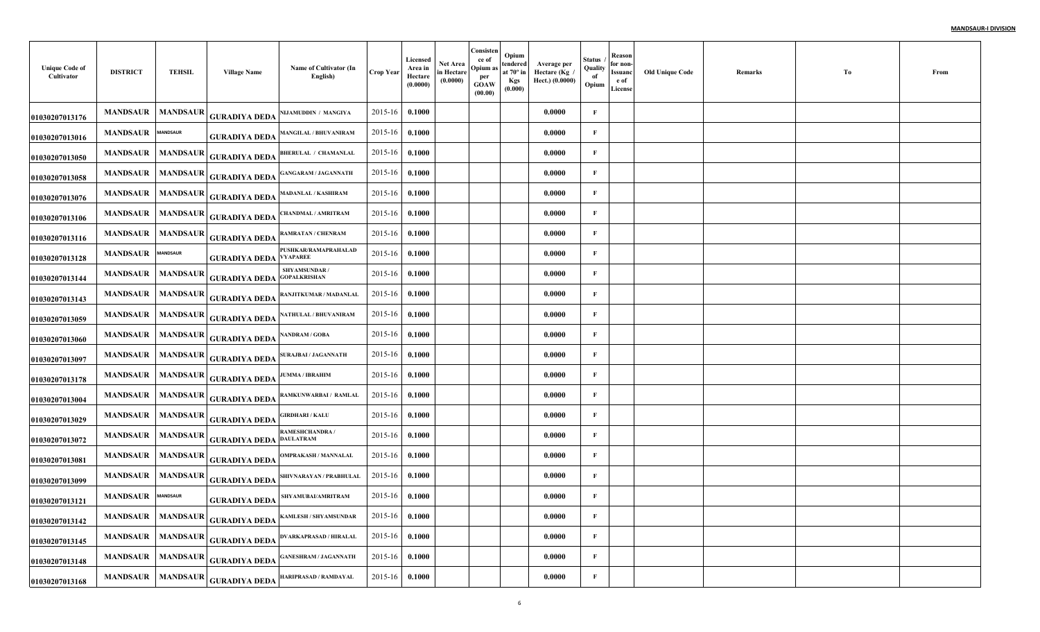| Unique Code of Cultivator | DISTRICT | TEHSIL | Village Name | Name of Cultivator (In English) | Crop Year | Licensed Area in Hectare (0.0000) | Net Area in Hectare (0.0000) | Consistence of Opium as per GOAW (00.00) | Opium tendered at 70° in Kgs (0.000) | Average per Hectare (Kg / Hect.) (0.0000) | Status / Quality of Opium | Reason for non-Issuance of License | Old Unique Code | Remarks | To | From |
|---|---|---|---|---|---|---|---|---|---|---|---|---|---|---|---|---|
| 01030207013176 | MANDSAUR | MANDSAUR | GURADIYA DEDA | NIJAMUDDIN / MANGIYA | 2015-16 | 0.1000 | | | | 0.0000 | F | | | | | |
| 01030207013016 | MANDSAUR | MANDSAUR | GURADIYA DEDA | MANGILAL / BHUVANIRAM | 2015-16 | 0.1000 | | | | 0.0000 | F | | | | | |
| 01030207013050 | MANDSAUR | MANDSAUR | GURADIYA DEDA | BHERULAL / CHAMANLAL | 2015-16 | 0.1000 | | | | 0.0000 | F | | | | | |
| 01030207013058 | MANDSAUR | MANDSAUR | GURADIYA DEDA | GANGARAM / JAGANNATH | 2015-16 | 0.1000 | | | | 0.0000 | F | | | | | |
| 01030207013076 | MANDSAUR | MANDSAUR | GURADIYA DEDA | MADANLAL / KASHIRAM | 2015-16 | 0.1000 | | | | 0.0000 | F | | | | | |
| 01030207013106 | MANDSAUR | MANDSAUR | GURADIYA DEDA | CHANDMAL / AMRITRAM | 2015-16 | 0.1000 | | | | 0.0000 | F | | | | | |
| 01030207013116 | MANDSAUR | MANDSAUR | GURADIYA DEDA | RAMRATAN / CHENRAM | 2015-16 | 0.1000 | | | | 0.0000 | F | | | | | |
| 01030207013128 | MANDSAUR | MANDSAUR | GURADIYA DEDA | PUSHKAR/RAMAPRAHALAD VYAPAREE | 2015-16 | 0.1000 | | | | 0.0000 | F | | | | | |
| 01030207013144 | MANDSAUR | MANDSAUR | GURADIYA DEDA | SHYAMSUNDAR / GOPALKRISHAN | 2015-16 | 0.1000 | | | | 0.0000 | F | | | | | |
| 01030207013143 | MANDSAUR | MANDSAUR | GURADIYA DEDA | RANJITKUMAR / MADANLAL | 2015-16 | 0.1000 | | | | 0.0000 | F | | | | | |
| 01030207013059 | MANDSAUR | MANDSAUR | GURADIYA DEDA | NATHULAL / BHUVANIRAM | 2015-16 | 0.1000 | | | | 0.0000 | F | | | | | |
| 01030207013060 | MANDSAUR | MANDSAUR | GURADIYA DEDA | NANDRAM / GOBA | 2015-16 | 0.1000 | | | | 0.0000 | F | | | | | |
| 01030207013097 | MANDSAUR | MANDSAUR | GURADIYA DEDA | SURAJBAI / JAGANNATH | 2015-16 | 0.1000 | | | | 0.0000 | F | | | | | |
| 01030207013178 | MANDSAUR | MANDSAUR | GURADIYA DEDA | JUMMA / IBRAHIM | 2015-16 | 0.1000 | | | | 0.0000 | F | | | | | |
| 01030207013004 | MANDSAUR | MANDSAUR | GURADIYA DEDA | RAMKUNWARBAI / RAMLAL | 2015-16 | 0.1000 | | | | 0.0000 | F | | | | | |
| 01030207013029 | MANDSAUR | MANDSAUR | GURADIYA DEDA | GIRDHARI / KALU | 2015-16 | 0.1000 | | | | 0.0000 | F | | | | | |
| 01030207013072 | MANDSAUR | MANDSAUR | GURADIYA DEDA | RAMESHCHANDRA / DAULATRAM | 2015-16 | 0.1000 | | | | 0.0000 | F | | | | | |
| 01030207013081 | MANDSAUR | MANDSAUR | GURADIYA DEDA | OMPRAKASH / MANNALAL | 2015-16 | 0.1000 | | | | 0.0000 | F | | | | | |
| 01030207013099 | MANDSAUR | MANDSAUR | GURADIYA DEDA | SHIVNARAYAN / PRABHULAL | 2015-16 | 0.1000 | | | | 0.0000 | F | | | | | |
| 01030207013121 | MANDSAUR | MANDSAUR | GURADIYA DEDA | SHYAMUBAI/AMRITRAM | 2015-16 | 0.1000 | | | | 0.0000 | F | | | | | |
| 01030207013142 | MANDSAUR | MANDSAUR | GURADIYA DEDA | KAMLESH / SHYAMSUNDAR | 2015-16 | 0.1000 | | | | 0.0000 | F | | | | | |
| 01030207013145 | MANDSAUR | MANDSAUR | GURADIYA DEDA | DVARKAPRASAD / HIRALAL | 2015-16 | 0.1000 | | | | 0.0000 | F | | | | | |
| 01030207013148 | MANDSAUR | MANDSAUR | GURADIYA DEDA | GANESHRAM / JAGANNATH | 2015-16 | 0.1000 | | | | 0.0000 | F | | | | | |
| 01030207013168 | MANDSAUR | MANDSAUR | GURADIYA DEDA | HARIPRASAD / RAMDAYAL | 2015-16 | 0.1000 | | | | 0.0000 | F | | | | | |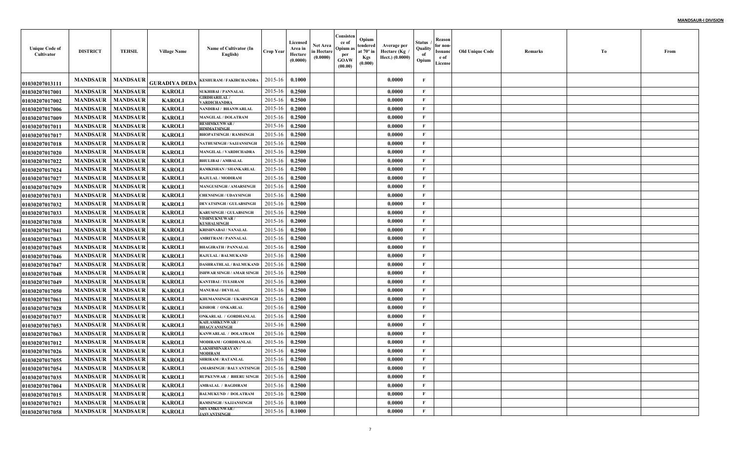| Unique Code of Cultivator | DISTRICT | TEHSIL | Village Name | Name of Cultivator (In English) | Crop Year | Licensed Area in Hectare (0.0000) | Net Area in Hectare (0.0000) | Consistence of Opium as per GOAW (00.00) | Opium tendered at 70° in Kgs (0.000) | Average per Hectare (Kg / Hect.) (0.0000) | Status / Quality of Opium | Reason for non-Issuance of License | Old Unique Code | Remarks | To | From |
|---|---|---|---|---|---|---|---|---|---|---|---|---|---|---|---|---|
| 01030207013111 | MANDSAUR | MANDSAUR | GURADIYA DEDA | KESHURAM / FAKIRCHANDRA | 2015-16 | 0.1000 | | | | 0.0000 | F | | | | | |
| 01030207017001 | MANDSAUR | MANDSAUR | KAROLI | SUKHIBAI / PANNALAL | 2015-16 | 0.2500 | | | | 0.0000 | F | | | | | |
| 01030207017002 | MANDSAUR | MANDSAUR | KAROLI | GIRDHARILAL / VARDICHANDRA | 2015-16 | 0.2500 | | | | 0.0000 | F | | | | | |
| 01030207017006 | MANDSAUR | MANDSAUR | KAROLI | NANDIBAI / BHANWARLAL | 2015-16 | 0.2000 | | | | 0.0000 | F | | | | | |
| 01030207017009 | MANDSAUR | MANDSAUR | KAROLI | MANGILAL / DOLATRAM | 2015-16 | 0.2500 | | | | 0.0000 | F | | | | | |
| 01030207017011 | MANDSAUR | MANDSAUR | KAROLI | RESHMKUNWAR / HIMMATSINGH | 2015-16 | 0.2500 | | | | 0.0000 | F | | | | | |
| 01030207017017 | MANDSAUR | MANDSAUR | KAROLI | BHOPATSINGH / RAMSINGH | 2015-16 | 0.2500 | | | | 0.0000 | F | | | | | |
| 01030207017018 | MANDSAUR | MANDSAUR | KAROLI | NATHUSINGH / SAJJANSINGH | 2015-16 | 0.2500 | | | | 0.0000 | F | | | | | |
| 01030207017020 | MANDSAUR | MANDSAUR | KAROLI | MANGILAL / VARDICHADRA | 2015-16 | 0.2500 | | | | 0.0000 | F | | | | | |
| 01030207017022 | MANDSAUR | MANDSAUR | KAROLI | BHULIBAI / AMBALAL | 2015-16 | 0.2500 | | | | 0.0000 | F | | | | | |
| 01030207017024 | MANDSAUR | MANDSAUR | KAROLI | RAMKISHAN / SHANKARLAL | 2015-16 | 0.2500 | | | | 0.0000 | F | | | | | |
| 01030207017027 | MANDSAUR | MANDSAUR | KAROLI | RAJULAL / MODIRAM | 2015-16 | 0.2500 | | | | 0.0000 | F | | | | | |
| 01030207017029 | MANDSAUR | MANDSAUR | KAROLI | MANGUSINGH / AMARSINGH | 2015-16 | 0.2500 | | | | 0.0000 | F | | | | | |
| 01030207017031 | MANDSAUR | MANDSAUR | KAROLI | CHENSINGH / UDAYSINGH | 2015-16 | 0.2500 | | | | 0.0000 | F | | | | | |
| 01030207017032 | MANDSAUR | MANDSAUR | KAROLI | DEVATSINGH / GULABSINGH | 2015-16 | 0.2500 | | | | 0.0000 | F | | | | | |
| 01030207017033 | MANDSAUR | MANDSAUR | KAROLI | KARUSINGH / GULABSINGH | 2015-16 | 0.2500 | | | | 0.0000 | F | | | | | |
| 01030207017038 | MANDSAUR | MANDSAUR | KAROLI | VISHNUKNUWAR / KUSHALSINGH | 2015-16 | 0.2000 | | | | 0.0000 | F | | | | | |
| 01030207017041 | MANDSAUR | MANDSAUR | KAROLI | KRISHNABAI / NANALAL | 2015-16 | 0.2500 | | | | 0.0000 | F | | | | | |
| 01030207017043 | MANDSAUR | MANDSAUR | KAROLI | AMRITRAM / PANNALAL | 2015-16 | 0.2500 | | | | 0.0000 | F | | | | | |
| 01030207017045 | MANDSAUR | MANDSAUR | KAROLI | BHAGIRATH / PANNALAL | 2015-16 | 0.2500 | | | | 0.0000 | F | | | | | |
| 01030207017046 | MANDSAUR | MANDSAUR | KAROLI | RAJULAL / BALMUKAND | 2015-16 | 0.2500 | | | | 0.0000 | F | | | | | |
| 01030207017047 | MANDSAUR | MANDSAUR | KAROLI | DASHRATHLAL / BALMUKAND | 2015-16 | 0.2500 | | | | 0.0000 | F | | | | | |
| 01030207017048 | MANDSAUR | MANDSAUR | KAROLI | ISHWAR SINGH / AMAR SINGH | 2015-16 | 0.2500 | | | | 0.0000 | F | | | | | |
| 01030207017049 | MANDSAUR | MANDSAUR | KAROLI | KANTIBAI / TULSIRAM | 2015-16 | 0.2000 | | | | 0.0000 | F | | | | | |
| 01030207017050 | MANDSAUR | MANDSAUR | KAROLI | MANUBAI / DEVILAL | 2015-16 | 0.2500 | | | | 0.0000 | F | | | | | |
| 01030207017061 | MANDSAUR | MANDSAUR | KAROLI | KHUMANSINGH / UKARSINGH | 2015-16 | 0.2000 | | | | 0.0000 | F | | | | | |
| 01030207017028 | MANDSAUR | MANDSAUR | KAROLI | KISHOR / ONKARLAL | 2015-16 | 0.2500 | | | | 0.0000 | F | | | | | |
| 01030207017037 | MANDSAUR | MANDSAUR | KAROLI | ONKARLAL / GORDHANLAL | 2015-16 | 0.2500 | | | | 0.0000 | F | | | | | |
| 01030207017053 | MANDSAUR | MANDSAUR | KAROLI | KAILASHKUNWAR / BHAGVANSINGH | 2015-16 | 0.2500 | | | | 0.0000 | F | | | | | |
| 01030207017063 | MANDSAUR | MANDSAUR | KAROLI | KANWARLAL / DOLATRAM | 2015-16 | 0.2500 | | | | 0.0000 | F | | | | | |
| 01030207017012 | MANDSAUR | MANDSAUR | KAROLI | MODIRAM / GORDHANLAL | 2015-16 | 0.2500 | | | | 0.0000 | F | | | | | |
| 01030207017026 | MANDSAUR | MANDSAUR | KAROLI | LAKSHMINARAYAN / MODIRAM | 2015-16 | 0.2500 | | | | 0.0000 | F | | | | | |
| 01030207017055 | MANDSAUR | MANDSAUR | KAROLI | SHRIRAM / RATANLAL | 2015-16 | 0.2500 | | | | 0.0000 | F | | | | | |
| 01030207017054 | MANDSAUR | MANDSAUR | KAROLI | AMARSINGH / BALVANTSINGH | 2015-16 | 0.2500 | | | | 0.0000 | F | | | | | |
| 01030207017035 | MANDSAUR | MANDSAUR | KAROLI | RUPKUNWAR / BHERU SINGH | 2015-16 | 0.2500 | | | | 0.0000 | F | | | | | |
| 01030207017004 | MANDSAUR | MANDSAUR | KAROLI | AMBALAL / BAGDIRAM | 2015-16 | 0.2500 | | | | 0.0000 | F | | | | | |
| 01030207017015 | MANDSAUR | MANDSAUR | KAROLI | BALMUKUND / DOLATRAM | 2015-16 | 0.2500 | | | | 0.0000 | F | | | | | |
| 01030207017021 | MANDSAUR | MANDSAUR | KAROLI | RAMSINGH / SAJJANSINGH | 2015-16 | 0.1000 | | | | 0.0000 | F | | | | | |
| 01030207017058 | MANDSAUR | MANDSAUR | KAROLI | SHYAMKUNWAR / JASVANTSINGH | 2015-16 | 0.1000 | | | | 0.0000 | F | | | | | |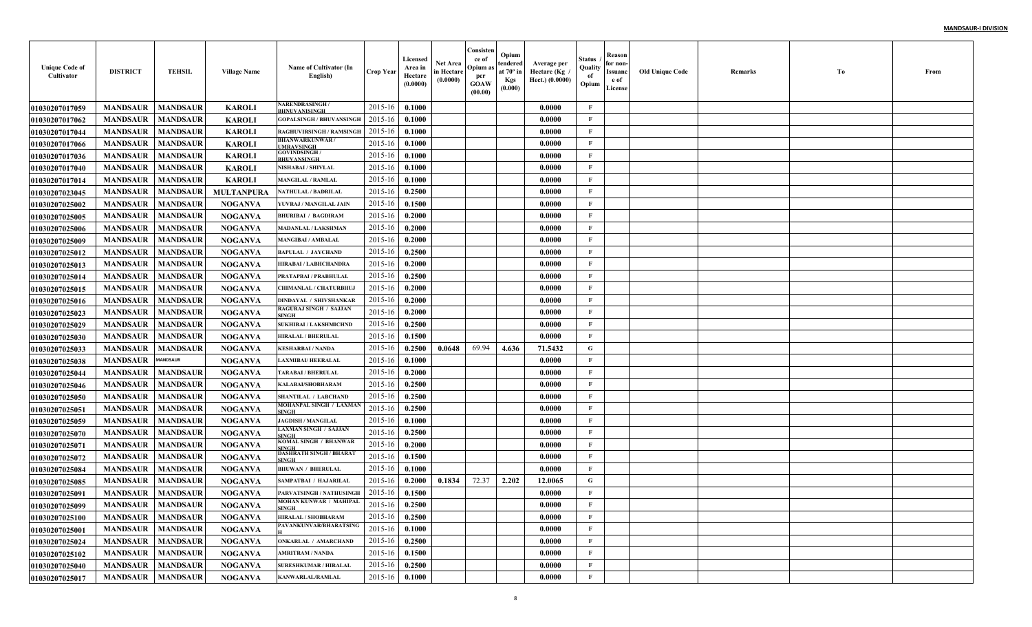| Unique Code of Cultivator | DISTRICT | TEHSIL | Village Name | Name of Cultivator (In English) | Crop Year | Licensed Area in Hectare (0.0000) | Net Area in Hectare (0.0000) | Consistence of Opium as per GOAW (00.00) | Opium tendered at 70° in Kgs (0.000) | Average per Hectare (Kg / Hect.) (0.0000) | Status / Quality of Opium | Reason for non-Issuance of License | Old Unique Code | Remarks | To | From |
|---|---|---|---|---|---|---|---|---|---|---|---|---|---|---|---|---|
| 01030207017059 | MANDSAUR | MANDSAUR | KAROLI | NARENDRASINGH / BHUVANISINGH | 2015-16 | 0.1000 | | | | 0.0000 | F | | | | | |
| 01030207017062 | MANDSAUR | MANDSAUR | KAROLI | GOPALSINGH / BHUVANSINGH | 2015-16 | 0.1000 | | | | 0.0000 | F | | | | | |
| 01030207017044 | MANDSAUR | MANDSAUR | KAROLI | RAGHUVIRSINGH / RAMSINGH | 2015-16 | 0.1000 | | | | 0.0000 | F | | | | | |
| 01030207017066 | MANDSAUR | MANDSAUR | KAROLI | BHANWARKUNWAR / UMRAVSINGH | 2015-16 | 0.1000 | | | | 0.0000 | F | | | | | |
| 01030207017036 | MANDSAUR | MANDSAUR | KAROLI | GOVINDSINGH / BHUVANSINGH | 2015-16 | 0.1000 | | | | 0.0000 | F | | | | | |
| 01030207017040 | MANDSAUR | MANDSAUR | KAROLI | NISHABAI / SHIVLAL | 2015-16 | 0.1000 | | | | 0.0000 | F | | | | | |
| 01030207017014 | MANDSAUR | MANDSAUR | KAROLI | MANGILAL / RAMLAL | 2015-16 | 0.1000 | | | | 0.0000 | F | | | | | |
| 01030207023045 | MANDSAUR | MANDSAUR | MULTANPURA | NATHULAL / BADRILAL | 2015-16 | 0.2500 | | | | 0.0000 | F | | | | | |
| 01030207025002 | MANDSAUR | MANDSAUR | NOGANVA | YUVRAJ / MANGILAL JAIN | 2015-16 | 0.1500 | | | | 0.0000 | F | | | | | |
| 01030207025005 | MANDSAUR | MANDSAUR | NOGANVA | BHURIBAI / BAGDIRAM | 2015-16 | 0.2000 | | | | 0.0000 | F | | | | | |
| 01030207025006 | MANDSAUR | MANDSAUR | NOGANVA | MADANLAL / LAKSHMAN | 2015-16 | 0.2000 | | | | 0.0000 | F | | | | | |
| 01030207025009 | MANDSAUR | MANDSAUR | NOGANVA | MANGIBAI / AMBALAL | 2015-16 | 0.2000 | | | | 0.0000 | F | | | | | |
| 01030207025012 | MANDSAUR | MANDSAUR | NOGANVA | BAPULAL / JAYCHAND | 2015-16 | 0.2500 | | | | 0.0000 | F | | | | | |
| 01030207025013 | MANDSAUR | MANDSAUR | NOGANVA | HIRABAI / LABHCHANDRA | 2015-16 | 0.2000 | | | | 0.0000 | F | | | | | |
| 01030207025014 | MANDSAUR | MANDSAUR | NOGANVA | PRATAPBAI / PRABHULAL | 2015-16 | 0.2500 | | | | 0.0000 | F | | | | | |
| 01030207025015 | MANDSAUR | MANDSAUR | NOGANVA | CHIMANLAL / CHATURBHUJ | 2015-16 | 0.2000 | | | | 0.0000 | F | | | | | |
| 01030207025016 | MANDSAUR | MANDSAUR | NOGANVA | DINDAYAL / SHIVSHANKAR | 2015-16 | 0.2000 | | | | 0.0000 | F | | | | | |
| 01030207025023 | MANDSAUR | MANDSAUR | NOGANVA | RAGURAJ SINGH / SAJJAN SINGH | 2015-16 | 0.2000 | | | | 0.0000 | F | | | | | |
| 01030207025029 | MANDSAUR | MANDSAUR | NOGANVA | SUKHIBAI / LAKSHMICHND | 2015-16 | 0.2500 | | | | 0.0000 | F | | | | | |
| 01030207025030 | MANDSAUR | MANDSAUR | NOGANVA | HIRALAL / BHERULAL | 2015-16 | 0.1500 | | | | 0.0000 | F | | | | | |
| 01030207025033 | MANDSAUR | MANDSAUR | NOGANVA | KESHARBAI / NANDA | 2015-16 | 0.2500 | 0.0648 | 69.94 | 4.636 | 71.5432 | G | | | | | |
| 01030207025038 | MANDSAUR | MANDSAUR | NOGANVA | LAXMIBAI/ HEERALAL | 2015-16 | 0.1000 | | | | 0.0000 | F | | | | | |
| 01030207025044 | MANDSAUR | MANDSAUR | NOGANVA | TARABAI / BHERULAL | 2015-16 | 0.2000 | | | | 0.0000 | F | | | | | |
| 01030207025046 | MANDSAUR | MANDSAUR | NOGANVA | KALABAI/SHOBHARAM | 2015-16 | 0.2500 | | | | 0.0000 | F | | | | | |
| 01030207025050 | MANDSAUR | MANDSAUR | NOGANVA | SHANTILAL / LABCHAND | 2015-16 | 0.2500 | | | | 0.0000 | F | | | | | |
| 01030207025051 | MANDSAUR | MANDSAUR | NOGANVA | MOHANPAL SINGH / LAXMAN SINGH | 2015-16 | 0.2500 | | | | 0.0000 | F | | | | | |
| 01030207025059 | MANDSAUR | MANDSAUR | NOGANVA | JAGDISH / MANGILAL | 2015-16 | 0.1000 | | | | 0.0000 | F | | | | | |
| 01030207025070 | MANDSAUR | MANDSAUR | NOGANVA | LAXMAN SINGH / SAJJAN SINGH | 2015-16 | 0.2500 | | | | 0.0000 | F | | | | | |
| 01030207025071 | MANDSAUR | MANDSAUR | NOGANVA | KOMAL SINGH / BHANWAR SINGH | 2015-16 | 0.2000 | | | | 0.0000 | F | | | | | |
| 01030207025072 | MANDSAUR | MANDSAUR | NOGANVA | DASHRATH SINGH / BHARAT SINGH | 2015-16 | 0.1500 | | | | 0.0000 | F | | | | | |
| 01030207025084 | MANDSAUR | MANDSAUR | NOGANVA | BHUWAN / BHERULAL | 2015-16 | 0.1000 | | | | 0.0000 | F | | | | | |
| 01030207025085 | MANDSAUR | MANDSAUR | NOGANVA | SAMPATBAI / HAJARILAL | 2015-16 | 0.2000 | 0.1834 | 72.37 | 2.202 | 12.0065 | G | | | | | |
| 01030207025091 | MANDSAUR | MANDSAUR | NOGANVA | PARVATSINGH / NATHUSINGH | 2015-16 | 0.1500 | | | | 0.0000 | F | | | | | |
| 01030207025099 | MANDSAUR | MANDSAUR | NOGANVA | MOHAN KUNWAR / MAHIPAL SINGH | 2015-16 | 0.2500 | | | | 0.0000 | F | | | | | |
| 01030207025100 | MANDSAUR | MANDSAUR | NOGANVA | HIRALAL / SHOBHARAM | 2015-16 | 0.2500 | | | | 0.0000 | F | | | | | |
| 01030207025001 | MANDSAUR | MANDSAUR | NOGANVA | PAVANKUNVAR/BHARATSINGH | 2015-16 | 0.1000 | | | | 0.0000 | F | | | | | |
| 01030207025024 | MANDSAUR | MANDSAUR | NOGANVA | ONKARLAL / AMARCHAND | 2015-16 | 0.2500 | | | | 0.0000 | F | | | | | |
| 01030207025102 | MANDSAUR | MANDSAUR | NOGANVA | AMRITRAM / NANDA | 2015-16 | 0.1500 | | | | 0.0000 | F | | | | | |
| 01030207025040 | MANDSAUR | MANDSAUR | NOGANVA | SURESHKUMAR / HIRALAL | 2015-16 | 0.2500 | | | | 0.0000 | F | | | | | |
| 01030207025017 | MANDSAUR | MANDSAUR | NOGANVA | KANWARLAL/RAMLAL | 2015-16 | 0.1000 | | | | 0.0000 | F | | | | | |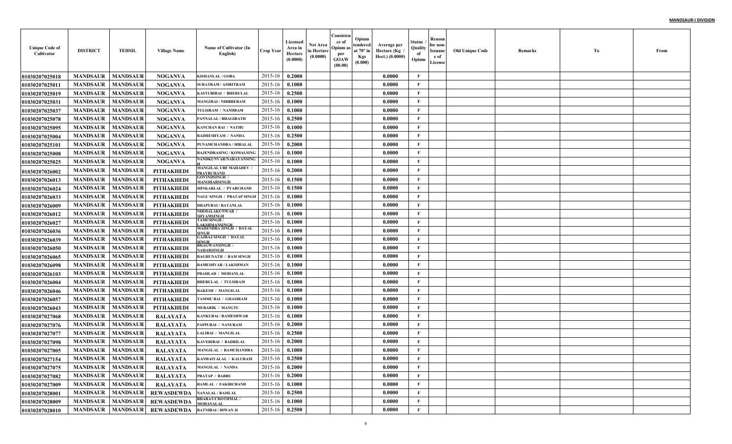**MANDSAUR-I DIVISION**

| Unique Code of Cultivator | DISTRICT | TEHSIL | Village Name | Name of Cultivator (In English) | Crop Year | Licensed Area in Hectare (0.0000) | Net Area in Hectare (0.0000) | Consistence of Opium as per GOAW (00.00) | Opium tendered at 70° in Kgs (0.000) | Average per Hectare (Kg / Hect.) (0.0000) | Status / Quality of Opium | Reason for non-Issuance of License | Old Unique Code | Remarks | To | From |
|---|---|---|---|---|---|---|---|---|---|---|---|---|---|---|---|---|
| 01030207025018 | MANDSAUR | MANDSAUR | NOGANVA | KISHANLAL / GOBA | 2015-16 | 0.2000 | | | | 0.0000 | F | | | | | |
| 01030207025011 | MANDSAUR | MANDSAUR | NOGANVA | SURATRAM / AMRITRAM | 2015-16 | 0.1000 | | | | 0.0000 | F | | | | | |
| 01030207025019 | MANDSAUR | MANDSAUR | NOGANVA | KASTURIBAI / BHERULAL | 2015-16 | 0.2500 | | | | 0.0000 | F | | | | | |
| 01030207025031 | MANDSAUR | MANDSAUR | NOGANVA | MANGIBAI / NIRBHERAM | 2015-16 | 0.1000 | | | | 0.0000 | F | | | | | |
| 01030207025037 | MANDSAUR | MANDSAUR | NOGANVA | TULSIRAM / NANDRAM | 2015-16 | 0.1000 | | | | 0.0000 | F | | | | | |
| 01030207025078 | MANDSAUR | MANDSAUR | NOGANVA | PANNALAL / BHAGIRATH | 2015-16 | 0.2500 | | | | 0.0000 | F | | | | | |
| 01030207025095 | MANDSAUR | MANDSAUR | NOGANVA | KANCHAN BAI / NATHU | 2015-16 | 0.1000 | | | | 0.0000 | F | | | | | |
| 01030207025004 | MANDSAUR | MANDSAUR | NOGANVA | RADHESHYAM / NANDA | 2015-16 | 0.2500 | | | | 0.0000 | F | | | | | |
| 01030207025101 | MANDSAUR | MANDSAUR | NOGANVA | PUNAMCHANDRA / HIRALAL | 2015-16 | 0.2000 | | | | 0.0000 | F | | | | | |
| 01030207025008 | MANDSAUR | MANDSAUR | NOGANVA | RAJENDRASING / KOMALSING | 2015-16 | 0.1000 | | | | 0.0000 | F | | | | | |
| 01030207025025 | MANDSAUR | MANDSAUR | NOGANVA | NANDKUNVAR/NARAYANSINGH | 2015-16 | 0.1000 | | | | 0.0000 | F | | | | | |
| 01030207026002 | MANDSAUR | MANDSAUR | PITHAKHEDI | MANGILAL URF MAHADEV / PRAYRCHAND | 2015-16 | 0.2000 | | | | 0.0000 | F | | | | | |
| 01030207026013 | MANDSAUR | MANDSAUR | PITHAKHEDI | GOVINDSINGH / MANOHARSINGH | 2015-16 | 0.1500 | | | | 0.0000 | F | | | | | |
| 01030207026024 | MANDSAUR | MANDSAUR | PITHAKHEDI | SHNKARLAL / PYARCHAND | 2015-16 | 0.1500 | | | | 0.0000 | F | | | | | |
| 01030207026033 | MANDSAUR | MANDSAUR | PITHAKHEDI | NAGU SINGH / PRATAP SINGH | 2015-16 | 0.1000 | | | | 0.0000 | F | | | | | |
| 01030207026009 | MANDSAUR | MANDSAUR | PITHAKHEDI | DHAPUBAI / RATANLAL | 2015-16 | 0.1000 | | | | 0.0000 | F | | | | | |
| 01030207026012 | MANDSAUR | MANDSAUR | PITHAKHEDI | NIRMALAKUNWAR / SHYAMSINGH | 2015-16 | 0.1000 | | | | 0.0000 | F | | | | | |
| 01030207026027 | MANDSAUR | MANDSAUR | PITHAKHEDI | TAMUSINGH / LAKSHMANSINGH | 2015-16 | 0.1000 | | | | 0.0000 | F | | | | | |
| 01030207026036 | MANDSAUR | MANDSAUR | PITHAKHEDI | MAHENDRA SINGH / DAYAL SINGH | 2015-16 | 0.1000 | | | | 0.0000 | F | | | | | |
| 01030207026039 | MANDSAUR | MANDSAUR | PITHAKHEDI | GAJRAJ SINGH / DAYAL SINGH | 2015-16 | 0.1000 | | | | 0.0000 | F | | | | | |
| 01030207026050 | MANDSAUR | MANDSAUR | PITHAKHEDI | BHAGWANSINGH / NAHARSINGH | 2015-16 | 0.1000 | | | | 0.0000 | F | | | | | |
| 01030207026065 | MANDSAUR | MANDSAUR | PITHAKHEDI | RAGHUNATH / RAM SINGH | 2015-16 | 0.1000 | | | | 0.0000 | F | | | | | |
| 01030207026098 | MANDSAUR | MANDSAUR | PITHAKHEDI | RAMESHVAR / LAKSHMAN | 2015-16 | 0.1000 | | | | 0.0000 | F | | | | | |
| 01030207026103 | MANDSAUR | MANDSAUR | PITHAKHEDI | PRAHLAD / MOHANLAL | 2015-16 | 0.1000 | | | | 0.0000 | F | | | | | |
| 01030207026004 | MANDSAUR | MANDSAUR | PITHAKHEDI | BHERULAL / TULSIRAM | 2015-16 | 0.1000 | | | | 0.0000 | F | | | | | |
| 01030207026046 | MANDSAUR | MANDSAUR | PITHAKHEDI | RAKESH / MANGILAL | 2015-16 | 0.1000 | | | | 0.0000 | F | | | | | |
| 01030207026057 | MANDSAUR | MANDSAUR | PITHAKHEDI | TAMMU BAI / GHASIRAM | 2015-16 | 0.1000 | | | | 0.0000 | F | | | | | |
| 01030207026043 | MANDSAUR | MANDSAUR | PITHAKHEDI | MUBARIK / MANGTU | 2015-16 | 0.1000 | | | | 0.0000 | F | | | | | |
| 01030207027068 | MANDSAUR | MANDSAUR | RALAYATA | KANKUBAI / RAMESHWAR | 2015-16 | 0.1000 | | | | 0.0000 | F | | | | | |
| 01030207027076 | MANDSAUR | MANDSAUR | RALAYATA | PAPPUBAI / NANURAM | 2015-16 | 0.2000 | | | | 0.0000 | F | | | | | |
| 01030207027077 | MANDSAUR | MANDSAUR | RALAYATA | LALIBAI / MANGILAL | 2015-16 | 0.2500 | | | | 0.0000 | F | | | | | |
| 01030207027098 | MANDSAUR | MANDSAUR | RALAYATA | KAVERIBAI / BADRILAL | 2015-16 | 0.2000 | | | | 0.0000 | F | | | | | |
| 01030207027005 | MANDSAUR | MANDSAUR | RALAYATA | MANGILAL / RAMCHANDRA | 2015-16 | 0.1000 | | | | 0.0000 | F | | | | | |
| 01030207027154 | MANDSAUR | MANDSAUR | RALAYATA | KANHAIYALAL / KALURAM | 2015-16 | 0.2500 | | | | 0.0000 | F | | | | | |
| 01030207027075 | MANDSAUR | MANDSAUR | RALAYATA | MANGILAL / NANDA | 2015-16 | 0.2000 | | | | 0.0000 | F | | | | | |
| 01030207027082 | MANDSAUR | MANDSAUR | RALAYATA | PRATAP / BABRU | 2015-16 | 0.2000 | | | | 0.0000 | F | | | | | |
| 01030207027009 | MANDSAUR | MANDSAUR | RALAYATA | RAMLAL / FAKIRCHAND | 2015-16 | 0.1000 | | | | 0.0000 | F | | | | | |
| 01030207028001 | MANDSAUR | MANDSAUR | REWASDEWDA | NANALAL / RAMLAL | 2015-16 | 0.2500 | | | | 0.0000 | F | | | | | |
| 01030207028009 | MANDSAUR | MANDSAUR | REWASDEWDA | BHARAT/CHOTHMAL / MOHANALAL | 2015-16 | 0.1000 | | | | 0.0000 | F | | | | | |
| 01030207028010 | MANDSAUR | MANDSAUR | REWASDEWDA | RATNIBAI / DIWAN JI | 2015-16 | 0.2500 | | | | 0.0000 | F | | | | | |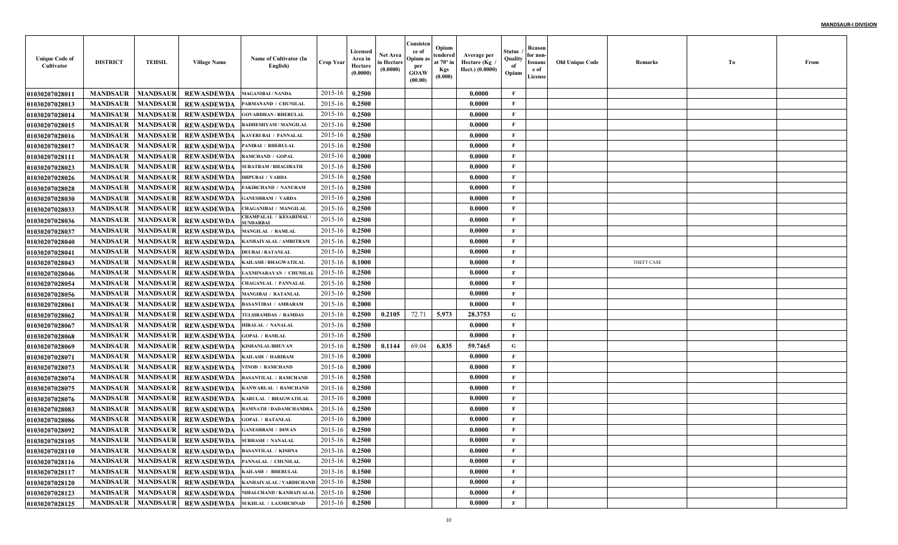**MANDSAUR-I DIVISION**

| Unique Code of Cultivator | DISTRICT | TEHSIL | Village Name | Name of Cultivator (In English) | Crop Year | Licensed Area in Hectare (0.0000) | Net Area in Hectare (0.0000) | Consistence of Opium as per GOAW (00.00) | Opium tendered at 70° in Kgs (0.000) | Average per Hectare (Kg / Hect.) (0.0000) | Status / Quality of Opium | Reason for non-Issuance of License | Old Unique Code | Remarks | To | From |
|---|---|---|---|---|---|---|---|---|---|---|---|---|---|---|---|---|
| 01030207028011 | MANDSAUR | MANDSAUR | REWASDEWDA | MAGANIBAI / NANDA | 2015-16 | 0.2500 | | | | 0.0000 | F | | | | | |
| 01030207028013 | MANDSAUR | MANDSAUR | REWASDEWDA | PARMANAND / CHUNILAL | 2015-16 | 0.2500 | | | | 0.0000 | F | | | | | |
| 01030207028014 | MANDSAUR | MANDSAUR | REWASDEWDA | GOVARDHAN / BHERULAL | 2015-16 | 0.2500 | | | | 0.0000 | F | | | | | |
| 01030207028015 | MANDSAUR | MANDSAUR | REWASDEWDA | RADHESHYAM / MANGILAL | 2015-16 | 0.2500 | | | | 0.0000 | F | | | | | |
| 01030207028016 | MANDSAUR | MANDSAUR | REWASDEWDA | KAVERI BAI / PANNALAL | 2015-16 | 0.2500 | | | | 0.0000 | F | | | | | |
| 01030207028017 | MANDSAUR | MANDSAUR | REWASDEWDA | PANIBAI / BHERULAL | 2015-16 | 0.2500 | | | | 0.0000 | F | | | | | |
| 01030207028111 | MANDSAUR | MANDSAUR | REWASDEWDA | RAMCHAND / GOPAL | 2015-16 | 0.2000 | | | | 0.0000 | F | | | | | |
| 01030207028023 | MANDSAUR | MANDSAUR | REWASDEWDA | SURATRAM / BHAGIRATH | 2015-16 | 0.2500 | | | | 0.0000 | F | | | | | |
| 01030207028026 | MANDSAUR | MANDSAUR | REWASDEWDA | DHPUBAI / VARDA | 2015-16 | 0.2500 | | | | 0.0000 | F | | | | | |
| 01030207028028 | MANDSAUR | MANDSAUR | REWASDEWDA | FAKIRCHAND / NANURAM | 2015-16 | 0.2500 | | | | 0.0000 | F | | | | | |
| 01030207028030 | MANDSAUR | MANDSAUR | REWASDEWDA | GANESHRAM / VARDA | 2015-16 | 0.2500 | | | | 0.0000 | F | | | | | |
| 01030207028033 | MANDSAUR | MANDSAUR | REWASDEWDA | CHAGANIBAI / MANGILAL | 2015-16 | 0.2500 | | | | 0.0000 | F | | | | | |
| 01030207028036 | MANDSAUR | MANDSAUR | REWASDEWDA | CHAMPALAL / KESARIMAL / SUNDARBAI | 2015-16 | 0.2500 | | | | 0.0000 | F | | | | | |
| 01030207028037 | MANDSAUR | MANDSAUR | REWASDEWDA | MANGILAL / RAMLAL | 2015-16 | 0.2500 | | | | 0.0000 | F | | | | | |
| 01030207028040 | MANDSAUR | MANDSAUR | REWASDEWDA | KANHAIYALAL / AMRITRAM | 2015-16 | 0.2500 | | | | 0.0000 | F | | | | | |
| 01030207028041 | MANDSAUR | MANDSAUR | REWASDEWDA | DEUBAI / RATANLAL | 2015-16 | 0.2500 | | | | 0.0000 | F | | | | | |
| 01030207028043 | MANDSAUR | MANDSAUR | REWASDEWDA | KAILASH / BHAGWATILAL | 2015-16 | 0.1000 | | | | 0.0000 | F | | | THEFT CASE | | |
| 01030207028046 | MANDSAUR | MANDSAUR | REWASDEWDA | LAXMINARAYAN / CHUNILAL | 2015-16 | 0.2500 | | | | 0.0000 | F | | | | | |
| 01030207028054 | MANDSAUR | MANDSAUR | REWASDEWDA | CHAGANLAL / PANNALAL | 2015-16 | 0.2500 | | | | 0.0000 | F | | | | | |
| 01030207028056 | MANDSAUR | MANDSAUR | REWASDEWDA | MANGIBAI / RATANLAL | 2015-16 | 0.2500 | | | | 0.0000 | F | | | | | |
| 01030207028061 | MANDSAUR | MANDSAUR | REWASDEWDA | BASANTIBAI / AMBARAM | 2015-16 | 0.2000 | | | | 0.0000 | F | | | | | |
| 01030207028062 | MANDSAUR | MANDSAUR | REWASDEWDA | TULSIRAMDAS / RAMDAS | 2015-16 | 0.2500 | 0.2105 | 72.71 | 5.973 | 28.3753 | G | | | | | |
| 01030207028067 | MANDSAUR | MANDSAUR | REWASDEWDA | HIRALAL / NANALAL | 2015-16 | 0.2500 | | | | 0.0000 | F | | | | | |
| 01030207028068 | MANDSAUR | MANDSAUR | REWASDEWDA | GOPAL / RAMLAL | 2015-16 | 0.2500 | | | | 0.0000 | F | | | | | |
| 01030207028069 | MANDSAUR | MANDSAUR | REWASDEWDA | KISHANLAL/BHUVAN | 2015-16 | 0.2500 | 0.1144 | 69.04 | 6.835 | 59.7465 | G | | | | | |
| 01030207028071 | MANDSAUR | MANDSAUR | REWASDEWDA | KAILASH / HARIRAM | 2015-16 | 0.2000 | | | | 0.0000 | F | | | | | |
| 01030207028073 | MANDSAUR | MANDSAUR | REWASDEWDA | VINOD / RAMCHAND | 2015-16 | 0.2000 | | | | 0.0000 | F | | | | | |
| 01030207028074 | MANDSAUR | MANDSAUR | REWASDEWDA | BASANTILAL / RAMCHAND | 2015-16 | 0.2500 | | | | 0.0000 | F | | | | | |
| 01030207028075 | MANDSAUR | MANDSAUR | REWASDEWDA | KANWARLAL / RAMCHAND | 2015-16 | 0.2500 | | | | 0.0000 | F | | | | | |
| 01030207028076 | MANDSAUR | MANDSAUR | REWASDEWDA | KARULAL / BHAGWATILAL | 2015-16 | 0.2000 | | | | 0.0000 | F | | | | | |
| 01030207028083 | MANDSAUR | MANDSAUR | REWASDEWDA | RAMNATH / DADAMCHANDRA | 2015-16 | 0.2500 | | | | 0.0000 | F | | | | | |
| 01030207028086 | MANDSAUR | MANDSAUR | REWASDEWDA | GOPAL / RATANLAL | 2015-16 | 0.2000 | | | | 0.0000 | F | | | | | |
| 01030207028092 | MANDSAUR | MANDSAUR | REWASDEWDA | GANESHRAM / DIWAN | 2015-16 | 0.2500 | | | | 0.0000 | F | | | | | |
| 01030207028105 | MANDSAUR | MANDSAUR | REWASDEWDA | SUBHASH / NANALAL | 2015-16 | 0.2500 | | | | 0.0000 | F | | | | | |
| 01030207028110 | MANDSAUR | MANDSAUR | REWASDEWDA | BASANTILAL / KISHNA | 2015-16 | 0.2500 | | | | 0.0000 | F | | | | | |
| 01030207028116 | MANDSAUR | MANDSAUR | REWASDEWDA | PANNALAL / CHUNILAL | 2015-16 | 0.2500 | | | | 0.0000 | F | | | | | |
| 01030207028117 | MANDSAUR | MANDSAUR | REWASDEWDA | KAILASH / BHERULAL | 2015-16 | 0.1500 | | | | 0.0000 | F | | | | | |
| 01030207028120 | MANDSAUR | MANDSAUR | REWASDEWDA | KANHAIYALAL / VARDICHAND | 2015-16 | 0.2500 | | | | 0.0000 | F | | | | | |
| 01030207028123 | MANDSAUR | MANDSAUR | REWASDEWDA | NIHALCHAND / KANHAIYALAL | 2015-16 | 0.2500 | | | | 0.0000 | F | | | | | |
| 01030207028125 | MANDSAUR | MANDSAUR | REWASDEWDA | SUKHLAL / LAXMICHNAD | 2015-16 | 0.2500 | | | | 0.0000 | F | | | | | |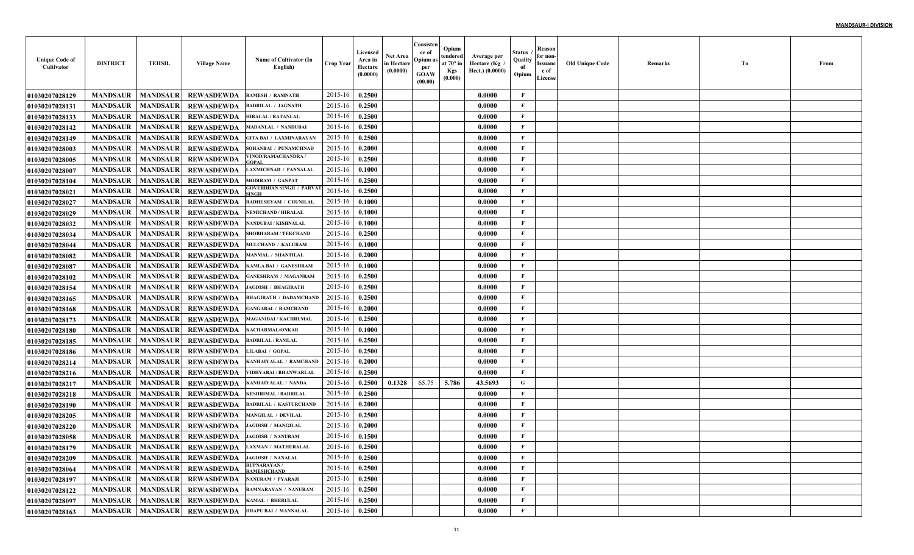**MANDSAUR-I DIVISION**

| Unique Code of Cultivator | DISTRICT | TEHSIL | Village Name | Name of Cultivator (In English) | Crop Year | Licensed Area in Hectare (0.0000) | Net Area in Hectare (0.0000) | Consistence of Opium as per GOAW (00.00) | Opium tendered at 70° in Kgs (0.000) | Average per Hectare (Kg / Hect.) (0.0000) | Status / Quality of Opium | Reason for non-Issuance of License | Old Unique Code | Remarks | To | From |
|---|---|---|---|---|---|---|---|---|---|---|---|---|---|---|---|---|
| 01030207028129 | MANDSAUR | MANDSAUR | REWASDEWDA | RAMESH / RAMNATH | 2015-16 | 0.2500 | | | | 0.0000 | F | | | | | |
| 01030207028131 | MANDSAUR | MANDSAUR | REWASDEWDA | BADRILAL / JAGNATH | 2015-16 | 0.2500 | | | | 0.0000 | F | | | | | |
| 01030207028133 | MANDSAUR | MANDSAUR | REWASDEWDA | HIRALAL / RATANLAL | 2015-16 | 0.2500 | | | | 0.0000 | F | | | | | |
| 01030207028142 | MANDSAUR | MANDSAUR | REWASDEWDA | MADANLAL / NANDUBAI | 2015-16 | 0.2500 | | | | 0.0000 | F | | | | | |
| 01030207028149 | MANDSAUR | MANDSAUR | REWASDEWDA | GITA BAI / LAXMINARAYAN | 2015-16 | 0.2500 | | | | 0.0000 | F | | | | | |
| 01030207028003 | MANDSAUR | MANDSAUR | REWASDEWDA | SOHANBAI / PUNAMCHNAD | 2015-16 | 0.2000 | | | | 0.0000 | F | | | | | |
| 01030207028005 | MANDSAUR | MANDSAUR | REWASDEWDA | VINOD/RAMACHANDRA / GOPAL | 2015-16 | 0.2500 | | | | 0.0000 | F | | | | | |
| 01030207028007 | MANDSAUR | MANDSAUR | REWASDEWDA | LAXMICHNAD / PANNALAL | 2015-16 | 0.1000 | | | | 0.0000 | F | | | | | |
| 01030207028104 | MANDSAUR | MANDSAUR | REWASDEWDA | MODIRAM / GANPAT | 2015-16 | 0.2500 | | | | 0.0000 | F | | | | | |
| 01030207028021 | MANDSAUR | MANDSAUR | REWASDEWDA | GOVERDHAN SINGH / PARVAT SINGH | 2015-16 | 0.2500 | | | | 0.0000 | F | | | | | |
| 01030207028027 | MANDSAUR | MANDSAUR | REWASDEWDA | RADHESHYAM / CHUNILAL | 2015-16 | 0.1000 | | | | 0.0000 | F | | | | | |
| 01030207028029 | MANDSAUR | MANDSAUR | REWASDEWDA | NEMICHAND / HIRALAL | 2015-16 | 0.1000 | | | | 0.0000 | F | | | | | |
| 01030207028032 | MANDSAUR | MANDSAUR | REWASDEWDA | NANDUBAI / KISHNALAL | 2015-16 | 0.1000 | | | | 0.0000 | F | | | | | |
| 01030207028034 | MANDSAUR | MANDSAUR | REWASDEWDA | SHOBHARAM / TEKCHAND | 2015-16 | 0.2500 | | | | 0.0000 | F | | | | | |
| 01030207028044 | MANDSAUR | MANDSAUR | REWASDEWDA | MULCHAND / KALURAM | 2015-16 | 0.1000 | | | | 0.0000 | F | | | | | |
| 01030207028082 | MANDSAUR | MANDSAUR | REWASDEWDA | MANMAL / SHANTILAL | 2015-16 | 0.2000 | | | | 0.0000 | F | | | | | |
| 01030207028087 | MANDSAUR | MANDSAUR | REWASDEWDA | KAMLA BAI / GANESHRAM | 2015-16 | 0.1000 | | | | 0.0000 | F | | | | | |
| 01030207028102 | MANDSAUR | MANDSAUR | REWASDEWDA | GANESHRAM / MAGANRAM | 2015-16 | 0.2500 | | | | 0.0000 | F | | | | | |
| 01030207028154 | MANDSAUR | MANDSAUR | REWASDEWDA | JAGDISH / BHAGIRATH | 2015-16 | 0.2500 | | | | 0.0000 | F | | | | | |
| 01030207028165 | MANDSAUR | MANDSAUR | REWASDEWDA | BHAGIRATH / DADAMCHAND | 2015-16 | 0.2500 | | | | 0.0000 | F | | | | | |
| 01030207028168 | MANDSAUR | MANDSAUR | REWASDEWDA | GANGABAI / RAMCHAND | 2015-16 | 0.2000 | | | | 0.0000 | F | | | | | |
| 01030207028173 | MANDSAUR | MANDSAUR | REWASDEWDA | MAGANIBAI / KACHRUMAL | 2015-16 | 0.2500 | | | | 0.0000 | F | | | | | |
| 01030207028180 | MANDSAUR | MANDSAUR | REWASDEWDA | KACHARMAL/ONKAR | 2015-16 | 0.1000 | | | | 0.0000 | F | | | | | |
| 01030207028185 | MANDSAUR | MANDSAUR | REWASDEWDA | BADRILAL / RAMLAL | 2015-16 | 0.2500 | | | | 0.0000 | F | | | | | |
| 01030207028186 | MANDSAUR | MANDSAUR | REWASDEWDA | LILABAI / GOPAL | 2015-16 | 0.2500 | | | | 0.0000 | F | | | | | |
| 01030207028214 | MANDSAUR | MANDSAUR | REWASDEWDA | KANHAIYALAL / RAMCHAND | 2015-16 | 0.2000 | | | | 0.0000 | F | | | | | |
| 01030207028216 | MANDSAUR | MANDSAUR | REWASDEWDA | VIDHYABAI / BHANWARLAL | 2015-16 | 0.2500 | | | | 0.0000 | F | | | | | |
| 01030207028217 | MANDSAUR | MANDSAUR | REWASDEWDA | KANHAIYALAL / NANDA | 2015-16 | 0.2500 | 0.1328 | 65.75 | 5.786 | 43.5693 | G | | | | | |
| 01030207028218 | MANDSAUR | MANDSAUR | REWASDEWDA | KESHRIMAL / BADRILAL | 2015-16 | 0.2500 | | | | 0.0000 | F | | | | | |
| 01030207028190 | MANDSAUR | MANDSAUR | REWASDEWDA | BADRILAL / KASTURCHAND | 2015-16 | 0.2000 | | | | 0.0000 | F | | | | | |
| 01030207028205 | MANDSAUR | MANDSAUR | REWASDEWDA | MANGILAL / DEVILAL | 2015-16 | 0.2500 | | | | 0.0000 | F | | | | | |
| 01030207028220 | MANDSAUR | MANDSAUR | REWASDEWDA | JAGDISH / MANGILAL | 2015-16 | 0.2000 | | | | 0.0000 | F | | | | | |
| 01030207028058 | MANDSAUR | MANDSAUR | REWASDEWDA | JAGDISH / NANURAM | 2015-16 | 0.1500 | | | | 0.0000 | F | | | | | |
| 01030207028179 | MANDSAUR | MANDSAUR | REWASDEWDA | LAXMAN / MATHURALAL | 2015-16 | 0.2500 | | | | 0.0000 | F | | | | | |
| 01030207028209 | MANDSAUR | MANDSAUR | REWASDEWDA | JAGDISH / NANALAL | 2015-16 | 0.2500 | | | | 0.0000 | F | | | | | |
| 01030207028064 | MANDSAUR | MANDSAUR | REWASDEWDA | RUPNARAYAN / RAMESHCHAND | 2015-16 | 0.2500 | | | | 0.0000 | F | | | | | |
| 01030207028197 | MANDSAUR | MANDSAUR | REWASDEWDA | NANURAM / PYARAJI | 2015-16 | 0.2500 | | | | 0.0000 | F | | | | | |
| 01030207028122 | MANDSAUR | MANDSAUR | REWASDEWDA | RAMNARAYAN / NANURAM | 2015-16 | 0.2500 | | | | 0.0000 | F | | | | | |
| 01030207028097 | MANDSAUR | MANDSAUR | REWASDEWDA | KAMAL / BHERULAL | 2015-16 | 0.2500 | | | | 0.0000 | F | | | | | |
| 01030207028163 | MANDSAUR | MANDSAUR | REWASDEWDA | DHAPU BAI / MANNALAL | 2015-16 | 0.2500 | | | | 0.0000 | F | | | | | |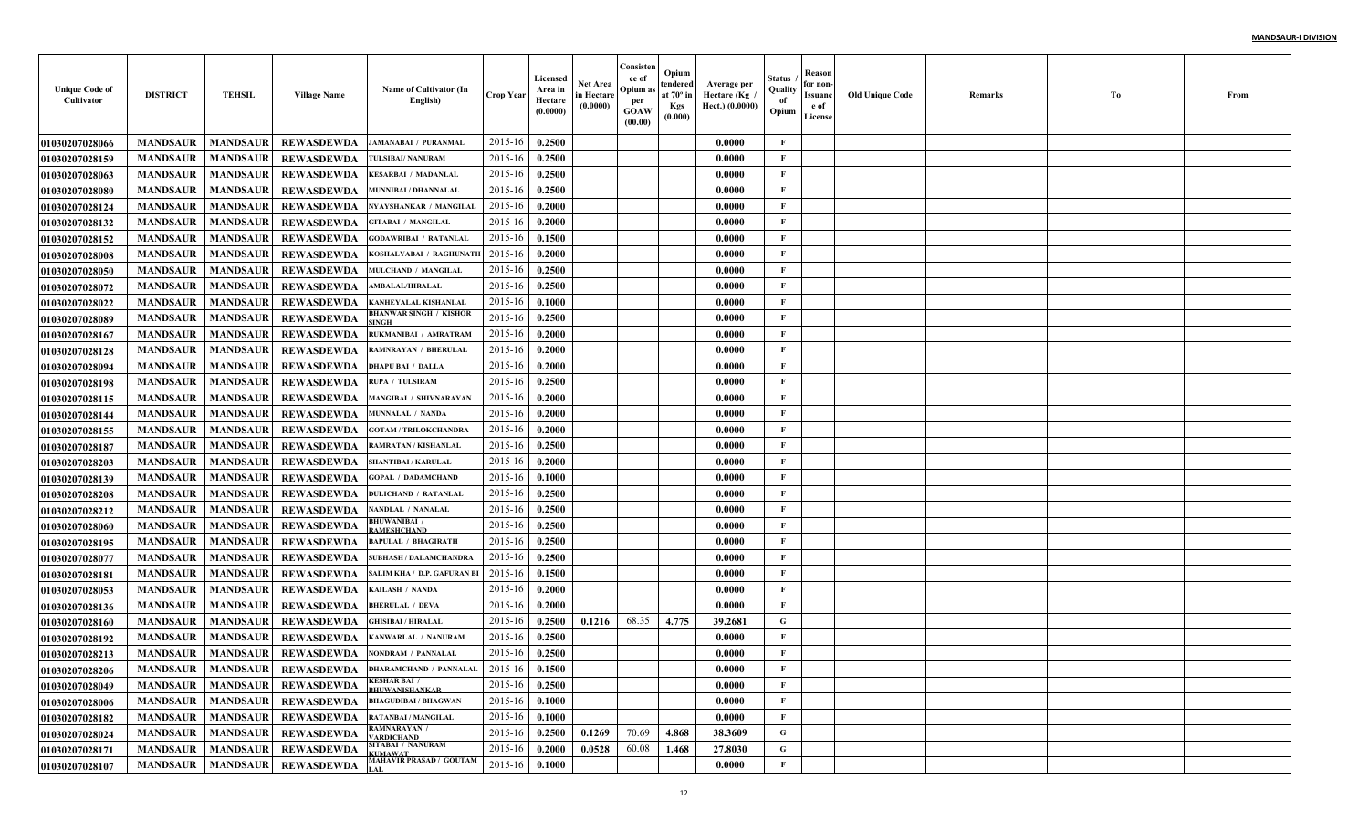| Unique Code of Cultivator | DISTRICT | TEHSIL | Village Name | Name of Cultivator (In English) | Crop Year | Licensed Area in Hectare (0.0000) | Net Area in Hectare (0.0000) | Consistence of Opium as per GOAW (00.00) | Opium tendered at 70° in Kgs (0.000) | Average per Hectare (Kg / Hect.) (0.0000) | Status / Quality of Opium | Reason for non-Issuance of License | Old Unique Code | Remarks | To | From |
|---|---|---|---|---|---|---|---|---|---|---|---|---|---|---|---|---|
| 01030207028066 | MANDSAUR | MANDSAUR | REWASDEWDA | JAMANABAI / PURANMAL | 2015-16 | 0.2500 | | | | 0.0000 | F | | | | | |
| 01030207028159 | MANDSAUR | MANDSAUR | REWASDEWDA | TULSIBAI/ NANURAM | 2015-16 | 0.2500 | | | | 0.0000 | F | | | | | |
| 01030207028063 | MANDSAUR | MANDSAUR | REWASDEWDA | KESARBAI / MADANLAL | 2015-16 | 0.2500 | | | | 0.0000 | F | | | | | |
| 01030207028080 | MANDSAUR | MANDSAUR | REWASDEWDA | MUNNIBAI / DHANNALAL | 2015-16 | 0.2500 | | | | 0.0000 | F | | | | | |
| 01030207028124 | MANDSAUR | MANDSAUR | REWASDEWDA | NYAYSHANKAR / MANGILAL | 2015-16 | 0.2000 | | | | 0.0000 | F | | | | | |
| 01030207028132 | MANDSAUR | MANDSAUR | REWASDEWDA | GITABAI / MANGILAL | 2015-16 | 0.2000 | | | | 0.0000 | F | | | | | |
| 01030207028152 | MANDSAUR | MANDSAUR | REWASDEWDA | GODAWRIBAI / RATANLAL | 2015-16 | 0.1500 | | | | 0.0000 | F | | | | | |
| 01030207028008 | MANDSAUR | MANDSAUR | REWASDEWDA | KOSHALYABAI / RAGHUNATH | 2015-16 | 0.2000 | | | | 0.0000 | F | | | | | |
| 01030207028050 | MANDSAUR | MANDSAUR | REWASDEWDA | MULCHAND / MANGILAL | 2015-16 | 0.2500 | | | | 0.0000 | F | | | | | |
| 01030207028072 | MANDSAUR | MANDSAUR | REWASDEWDA | AMBALAL/HIRALAL | 2015-16 | 0.2500 | | | | 0.0000 | F | | | | | |
| 01030207028022 | MANDSAUR | MANDSAUR | REWASDEWDA | KANHEYALAL KISHANLAL | 2015-16 | 0.1000 | | | | 0.0000 | F | | | | | |
| 01030207028089 | MANDSAUR | MANDSAUR | REWASDEWDA | BHANWAR SINGH / KISHOR SINGH | 2015-16 | 0.2500 | | | | 0.0000 | F | | | | | |
| 01030207028167 | MANDSAUR | MANDSAUR | REWASDEWDA | RUKMANIBAI / AMRATRAM | 2015-16 | 0.2000 | | | | 0.0000 | F | | | | | |
| 01030207028128 | MANDSAUR | MANDSAUR | REWASDEWDA | RAMNRAYAN / BHERULAL | 2015-16 | 0.2000 | | | | 0.0000 | F | | | | | |
| 01030207028094 | MANDSAUR | MANDSAUR | REWASDEWDA | DHAPU BAI / DALLA | 2015-16 | 0.2000 | | | | 0.0000 | F | | | | | |
| 01030207028198 | MANDSAUR | MANDSAUR | REWASDEWDA | RUPA / TULSIRAM | 2015-16 | 0.2500 | | | | 0.0000 | F | | | | | |
| 01030207028115 | MANDSAUR | MANDSAUR | REWASDEWDA | MANGIBAI / SHIVNARAYAN | 2015-16 | 0.2000 | | | | 0.0000 | F | | | | | |
| 01030207028144 | MANDSAUR | MANDSAUR | REWASDEWDA | MUNNALAL / NANDA | 2015-16 | 0.2000 | | | | 0.0000 | F | | | | | |
| 01030207028155 | MANDSAUR | MANDSAUR | REWASDEWDA | GOTAM / TRILOKCHANDRA | 2015-16 | 0.2000 | | | | 0.0000 | F | | | | | |
| 01030207028187 | MANDSAUR | MANDSAUR | REWASDEWDA | RAMRATAN / KISHANLAL | 2015-16 | 0.2500 | | | | 0.0000 | F | | | | | |
| 01030207028203 | MANDSAUR | MANDSAUR | REWASDEWDA | SHANTIBAI / KARULAL | 2015-16 | 0.2000 | | | | 0.0000 | F | | | | | |
| 01030207028139 | MANDSAUR | MANDSAUR | REWASDEWDA | GOPAL / DADAMCHAND | 2015-16 | 0.1000 | | | | 0.0000 | F | | | | | |
| 01030207028208 | MANDSAUR | MANDSAUR | REWASDEWDA | DULICHAND / RATANLAL | 2015-16 | 0.2500 | | | | 0.0000 | F | | | | | |
| 01030207028212 | MANDSAUR | MANDSAUR | REWASDEWDA | NANDLAL / NANALAL | 2015-16 | 0.2500 | | | | 0.0000 | F | | | | | |
| 01030207028060 | MANDSAUR | MANDSAUR | REWASDEWDA | BHUWANIBAI / RAMESHCHAND | 2015-16 | 0.2500 | | | | 0.0000 | F | | | | | |
| 01030207028195 | MANDSAUR | MANDSAUR | REWASDEWDA | BAPULAL / BHAGIRATH | 2015-16 | 0.2500 | | | | 0.0000 | F | | | | | |
| 01030207028077 | MANDSAUR | MANDSAUR | REWASDEWDA | SUBHASH / DALAMCHANDRA | 2015-16 | 0.2500 | | | | 0.0000 | F | | | | | |
| 01030207028181 | MANDSAUR | MANDSAUR | REWASDEWDA | SALIM KHA / D.P. GAFURAN BI | 2015-16 | 0.1500 | | | | 0.0000 | F | | | | | |
| 01030207028053 | MANDSAUR | MANDSAUR | REWASDEWDA | KAILASH / NANDA | 2015-16 | 0.2000 | | | | 0.0000 | F | | | | | |
| 01030207028136 | MANDSAUR | MANDSAUR | REWASDEWDA | BHERULAL / DEVA | 2015-16 | 0.2000 | | | | 0.0000 | F | | | | | |
| 01030207028160 | MANDSAUR | MANDSAUR | REWASDEWDA | GHISIBAI / HIRALAL | 2015-16 | 0.2500 | 0.1216 | 68.35 | 4.775 | 39.2681 | G | | | | | |
| 01030207028192 | MANDSAUR | MANDSAUR | REWASDEWDA | KANWARLAL / NANURAM | 2015-16 | 0.2500 | | | | 0.0000 | F | | | | | |
| 01030207028213 | MANDSAUR | MANDSAUR | REWASDEWDA | NONDRAM / PANNALAL | 2015-16 | 0.2500 | | | | 0.0000 | F | | | | | |
| 01030207028206 | MANDSAUR | MANDSAUR | REWASDEWDA | DHARAMCHAND / PANNALAL | 2015-16 | 0.1500 | | | | 0.0000 | F | | | | | |
| 01030207028049 | MANDSAUR | MANDSAUR | REWASDEWDA | KESHAR BAI / BHUWANISHANKAR | 2015-16 | 0.2500 | | | | 0.0000 | F | | | | | |
| 01030207028006 | MANDSAUR | MANDSAUR | REWASDEWDA | BHAGUDIBAI / BHAGWAN | 2015-16 | 0.1000 | | | | 0.0000 | F | | | | | |
| 01030207028182 | MANDSAUR | MANDSAUR | REWASDEWDA | RATANBAI / MANGILAL | 2015-16 | 0.1000 | | | | 0.0000 | F | | | | | |
| 01030207028024 | MANDSAUR | MANDSAUR | REWASDEWDA | RAMNARAYAN / VARDICHAND | 2015-16 | 0.2500 | 0.1269 | 70.69 | 4.868 | 38.3609 | G | | | | | |
| 01030207028171 | MANDSAUR | MANDSAUR | REWASDEWDA | SITABAI / NANURAM KUMAWAT | 2015-16 | 0.2000 | 0.0528 | 60.08 | 1.468 | 27.8030 | G | | | | | |
| 01030207028107 | MANDSAUR | MANDSAUR | REWASDEWDA | MAHAVIR PRASAD / GOUTAM LAL | 2015-16 | 0.1000 | | | | 0.0000 | F | | | | | |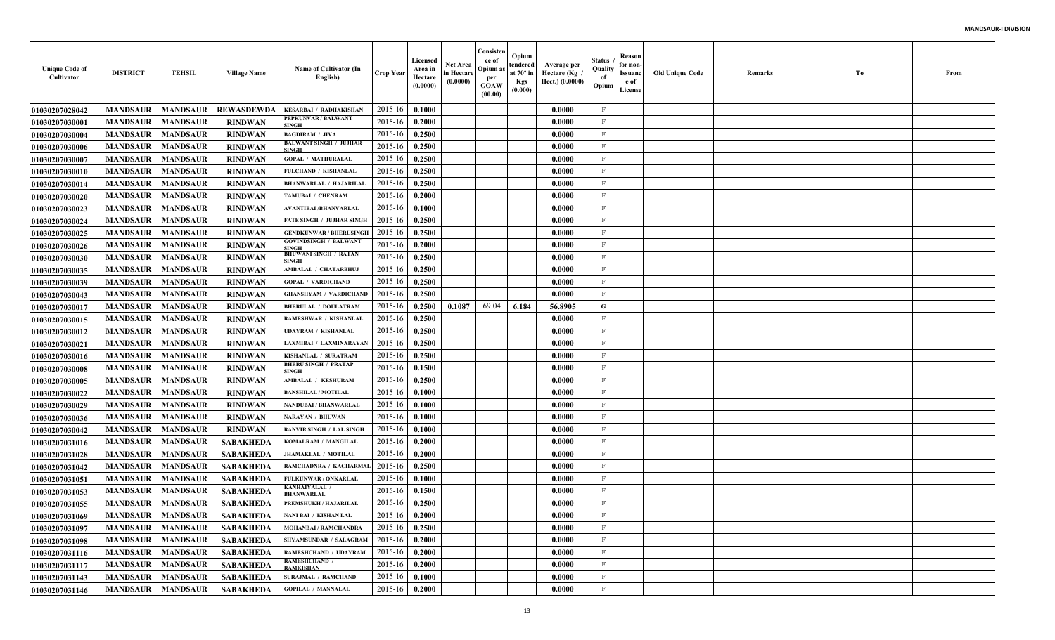| Unique Code of Cultivator | DISTRICT | TEHSIL | Village Name | Name of Cultivator (In English) | Crop Year | Licensed Area in Hectare (0.0000) | Net Area in Hectare (0.0000) | Consistence of Opium as per GOAW (00.00) | Opium tendered at 70° in Kgs (0.000) | Average per Hectare (Kg / Hect.) (0.0000) | Status / Quality of Opium | Reason for non-Issuance of License | Old Unique Code | Remarks | To | From |
|---|---|---|---|---|---|---|---|---|---|---|---|---|---|---|---|---|
| 01030207028042 | MANDSAUR | MANDSAUR | REWASDEWDA | KESARBAI / RADHAKISHAN | 2015-16 | 0.1000 | | | | 0.0000 | F | | | | | |
| 01030207030001 | MANDSAUR | MANDSAUR | RINDWAN | PEPKUNVAR / BALWANT SINGH | 2015-16 | 0.2000 | | | | 0.0000 | F | | | | | |
| 01030207030004 | MANDSAUR | MANDSAUR | RINDWAN | BAGDIRAM / JIVA | 2015-16 | 0.2500 | | | | 0.0000 | F | | | | | |
| 01030207030006 | MANDSAUR | MANDSAUR | RINDWAN | BALWANT SINGH / JUJHAR SINGH | 2015-16 | 0.2500 | | | | 0.0000 | F | | | | | |
| 01030207030007 | MANDSAUR | MANDSAUR | RINDWAN | GOPAL / MATHURALAL | 2015-16 | 0.2500 | | | | 0.0000 | F | | | | | |
| 01030207030010 | MANDSAUR | MANDSAUR | RINDWAN | FULCHAND / KISHANLAL | 2015-16 | 0.2500 | | | | 0.0000 | F | | | | | |
| 01030207030014 | MANDSAUR | MANDSAUR | RINDWAN | BHANWARLAL / HAJARILAL | 2015-16 | 0.2500 | | | | 0.0000 | F | | | | | |
| 01030207030020 | MANDSAUR | MANDSAUR | RINDWAN | TAMUBAI / CHENRAM | 2015-16 | 0.2000 | | | | 0.0000 | F | | | | | |
| 01030207030023 | MANDSAUR | MANDSAUR | RINDWAN | AVANTIBAI /BHANVARLAL | 2015-16 | 0.1000 | | | | 0.0000 | F | | | | | |
| 01030207030024 | MANDSAUR | MANDSAUR | RINDWAN | FATE SINGH / JUJHAR SINGH | 2015-16 | 0.2500 | | | | 0.0000 | F | | | | | |
| 01030207030025 | MANDSAUR | MANDSAUR | RINDWAN | GENDKUNWAR / BHERUSINGH | 2015-16 | 0.2500 | | | | 0.0000 | F | | | | | |
| 01030207030026 | MANDSAUR | MANDSAUR | RINDWAN | GOVINDSINGH / BALWANT SINGH | 2015-16 | 0.2000 | | | | 0.0000 | F | | | | | |
| 01030207030030 | MANDSAUR | MANDSAUR | RINDWAN | BHUWANI SINGH / RATAN SINGH | 2015-16 | 0.2500 | | | | 0.0000 | F | | | | | |
| 01030207030035 | MANDSAUR | MANDSAUR | RINDWAN | AMBALAL / CHATARBHUJ | 2015-16 | 0.2500 | | | | 0.0000 | F | | | | | |
| 01030207030039 | MANDSAUR | MANDSAUR | RINDWAN | GOPAL / VARDICHAND | 2015-16 | 0.2500 | | | | 0.0000 | F | | | | | |
| 01030207030043 | MANDSAUR | MANDSAUR | RINDWAN | GHANSHYAM / VARDICHAND | 2015-16 | 0.2500 | | | | 0.0000 | F | | | | | |
| 01030207030017 | MANDSAUR | MANDSAUR | RINDWAN | BHERULAL / DOULATRAM | 2015-16 | 0.2500 | 0.1087 | 69.04 | 6.184 | 56.8905 | G | | | | | |
| 01030207030015 | MANDSAUR | MANDSAUR | RINDWAN | RAMESHWAR / KISHANLAL | 2015-16 | 0.2500 | | | | 0.0000 | F | | | | | |
| 01030207030012 | MANDSAUR | MANDSAUR | RINDWAN | UDAYRAM / KISHANLAL | 2015-16 | 0.2500 | | | | 0.0000 | F | | | | | |
| 01030207030021 | MANDSAUR | MANDSAUR | RINDWAN | LAXMIBAI / LAXMINARAYAN | 2015-16 | 0.2500 | | | | 0.0000 | F | | | | | |
| 01030207030016 | MANDSAUR | MANDSAUR | RINDWAN | KISHANLAL / SURATRAM | 2015-16 | 0.2500 | | | | 0.0000 | F | | | | | |
| 01030207030008 | MANDSAUR | MANDSAUR | RINDWAN | BHERU SINGH / PRATAP SINGH | 2015-16 | 0.1500 | | | | 0.0000 | F | | | | | |
| 01030207030005 | MANDSAUR | MANDSAUR | RINDWAN | AMBALAL / KESHURAM | 2015-16 | 0.2500 | | | | 0.0000 | F | | | | | |
| 01030207030022 | MANDSAUR | MANDSAUR | RINDWAN | BANSHILAL / MOTILAL | 2015-16 | 0.1000 | | | | 0.0000 | F | | | | | |
| 01030207030029 | MANDSAUR | MANDSAUR | RINDWAN | NANDUBAI / BHANWARLAL | 2015-16 | 0.1000 | | | | 0.0000 | F | | | | | |
| 01030207030036 | MANDSAUR | MANDSAUR | RINDWAN | NARAYAN / BHUWAN | 2015-16 | 0.1000 | | | | 0.0000 | F | | | | | |
| 01030207030042 | MANDSAUR | MANDSAUR | RINDWAN | RANVIR SINGH / LAL SINGH | 2015-16 | 0.1000 | | | | 0.0000 | F | | | | | |
| 01030207031016 | MANDSAUR | MANDSAUR | SABAKHEDA | KOMALRAM / MANGILAL | 2015-16 | 0.2000 | | | | 0.0000 | F | | | | | |
| 01030207031028 | MANDSAUR | MANDSAUR | SABAKHEDA | JHAMAKLAL / MOTILAL | 2015-16 | 0.2000 | | | | 0.0000 | F | | | | | |
| 01030207031042 | MANDSAUR | MANDSAUR | SABAKHEDA | RAMCHADNRA / KACHARMAL | 2015-16 | 0.2500 | | | | 0.0000 | F | | | | | |
| 01030207031051 | MANDSAUR | MANDSAUR | SABAKHEDA | FULKUNWAR / ONKARLAL | 2015-16 | 0.1000 | | | | 0.0000 | F | | | | | |
| 01030207031053 | MANDSAUR | MANDSAUR | SABAKHEDA | KANHAIYALAL / BHANWARLAL | 2015-16 | 0.1500 | | | | 0.0000 | F | | | | | |
| 01030207031055 | MANDSAUR | MANDSAUR | SABAKHEDA | PREMSHUKH / HAJARILAL | 2015-16 | 0.2500 | | | | 0.0000 | F | | | | | |
| 01030207031069 | MANDSAUR | MANDSAUR | SABAKHEDA | NANI BAI / KISHAN LAL | 2015-16 | 0.2000 | | | | 0.0000 | F | | | | | |
| 01030207031097 | MANDSAUR | MANDSAUR | SABAKHEDA | MOHANBAI / RAMCHANDRA | 2015-16 | 0.2500 | | | | 0.0000 | F | | | | | |
| 01030207031098 | MANDSAUR | MANDSAUR | SABAKHEDA | SHYAMSUNDAR / SALAGRAM | 2015-16 | 0.2000 | | | | 0.0000 | F | | | | | |
| 01030207031116 | MANDSAUR | MANDSAUR | SABAKHEDA | RAMESHCHAND / UDAYRAM | 2015-16 | 0.2000 | | | | 0.0000 | F | | | | | |
| 01030207031117 | MANDSAUR | MANDSAUR | SABAKHEDA | RAMESHCHAND / RAMKISHAN | 2015-16 | 0.2000 | | | | 0.0000 | F | | | | | |
| 01030207031143 | MANDSAUR | MANDSAUR | SABAKHEDA | SURAJMAL / RAMCHAND | 2015-16 | 0.1000 | | | | 0.0000 | F | | | | | |
| 01030207031146 | MANDSAUR | MANDSAUR | SABAKHEDA | GOPILAL / MANNALAL | 2015-16 | 0.2000 | | | | 0.0000 | F | | | | | |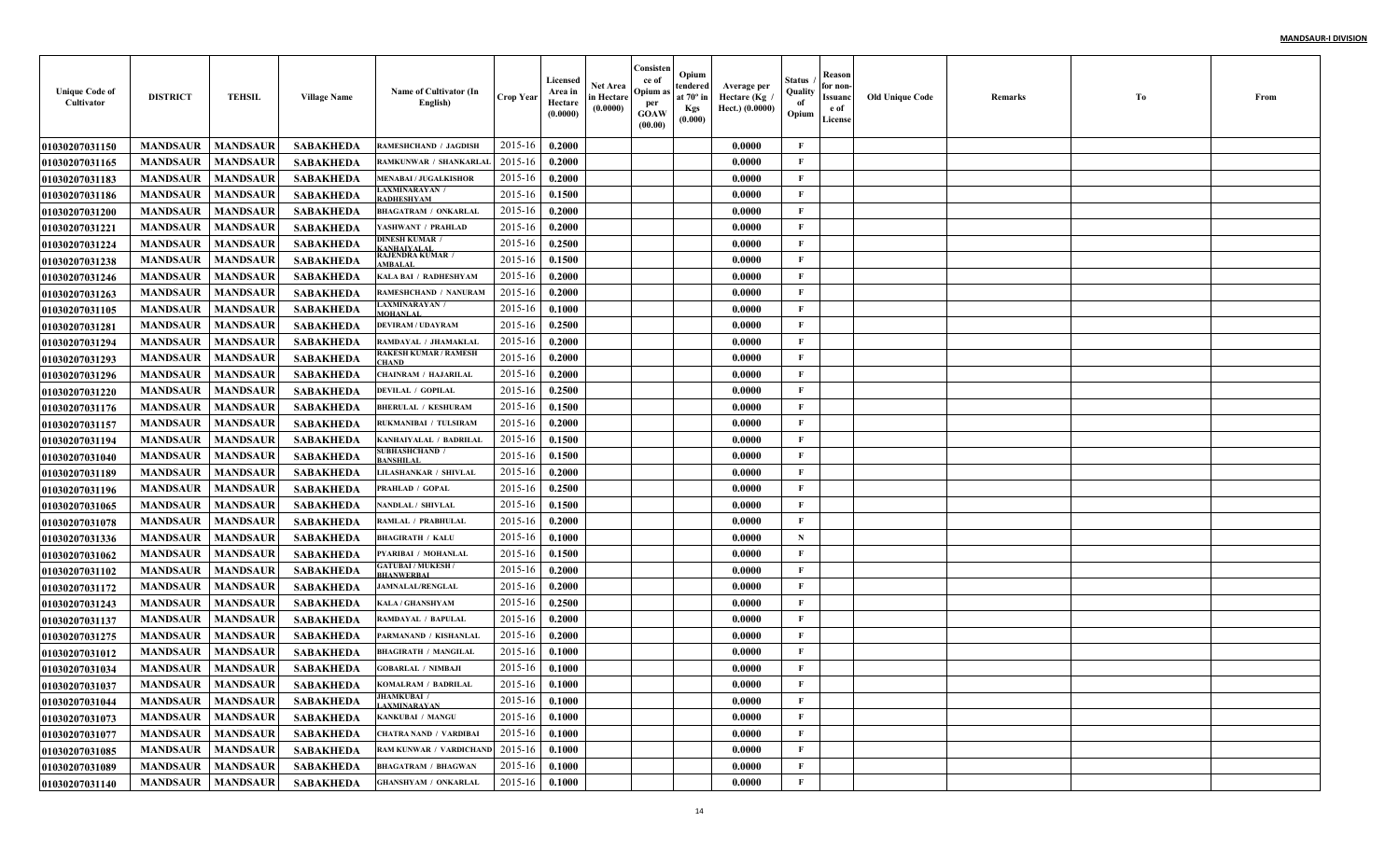**MANDSAUR-I DIVISION**

| Unique Code of Cultivator | DISTRICT | TEHSIL | Village Name | Name of Cultivator (In English) | Crop Year | Licensed Area in Hectare (0.0000) | Net Area in Hectare (0.0000) | Consistence of Opium as per GOAW (00.00) | Opium tendered at 70º in Kgs (0.000) | Average per Hectare (Kg / Hect.) (0.0000) | Status / Quality of Opium | Reason for non-Issuance of License | Old Unique Code | Remarks | To | From |
|---|---|---|---|---|---|---|---|---|---|---|---|---|---|---|---|---|
| 01030207031150 | MANDSAUR | MANDSAUR | SABAKHEDA | RAMESHCHAND / JAGDISH | 2015-16 | 0.2000 | | | | 0.0000 | F | | | | | |
| 01030207031165 | MANDSAUR | MANDSAUR | SABAKHEDA | RAMKUNWAR / SHANKARLAL | 2015-16 | 0.2000 | | | | 0.0000 | F | | | | | |
| 01030207031183 | MANDSAUR | MANDSAUR | SABAKHEDA | MENABAI / JUGALKISHOR | 2015-16 | 0.2000 | | | | 0.0000 | F | | | | | |
| 01030207031186 | MANDSAUR | MANDSAUR | SABAKHEDA | LAXMINARAYAN / RADHESHYAM | 2015-16 | 0.1500 | | | | 0.0000 | F | | | | | |
| 01030207031200 | MANDSAUR | MANDSAUR | SABAKHEDA | BHAGATRAM / ONKARLAL | 2015-16 | 0.2000 | | | | 0.0000 | F | | | | | |
| 01030207031221 | MANDSAUR | MANDSAUR | SABAKHEDA | YASHWANT / PRAHLAD | 2015-16 | 0.2000 | | | | 0.0000 | F | | | | | |
| 01030207031224 | MANDSAUR | MANDSAUR | SABAKHEDA | DINESH KUMAR / KANHAIYALAL | 2015-16 | 0.2500 | | | | 0.0000 | F | | | | | |
| 01030207031238 | MANDSAUR | MANDSAUR | SABAKHEDA | RAJENDRA KUMAR / AMBALAL | 2015-16 | 0.1500 | | | | 0.0000 | F | | | | | |
| 01030207031246 | MANDSAUR | MANDSAUR | SABAKHEDA | KALA BAI / RADHESHYAM | 2015-16 | 0.2000 | | | | 0.0000 | F | | | | | |
| 01030207031263 | MANDSAUR | MANDSAUR | SABAKHEDA | RAMESHCHAND / NANURAM | 2015-16 | 0.2000 | | | | 0.0000 | F | | | | | |
| 01030207031105 | MANDSAUR | MANDSAUR | SABAKHEDA | LAXMINARAYAN / MOHANLAL | 2015-16 | 0.1000 | | | | 0.0000 | F | | | | | |
| 01030207031281 | MANDSAUR | MANDSAUR | SABAKHEDA | DEVIRAM / UDAYRAM | 2015-16 | 0.2500 | | | | 0.0000 | F | | | | | |
| 01030207031294 | MANDSAUR | MANDSAUR | SABAKHEDA | RAMDAYAL / JHAMAKLAL | 2015-16 | 0.2000 | | | | 0.0000 | F | | | | | |
| 01030207031293 | MANDSAUR | MANDSAUR | SABAKHEDA | RAKESH KUMAR / RAMESH CHAND | 2015-16 | 0.2000 | | | | 0.0000 | F | | | | | |
| 01030207031296 | MANDSAUR | MANDSAUR | SABAKHEDA | CHAINRAM / HAJARILAL | 2015-16 | 0.2000 | | | | 0.0000 | F | | | | | |
| 01030207031220 | MANDSAUR | MANDSAUR | SABAKHEDA | DEVILAL / GOPILAL | 2015-16 | 0.2500 | | | | 0.0000 | F | | | | | |
| 01030207031176 | MANDSAUR | MANDSAUR | SABAKHEDA | BHERULAL / KESHURAM | 2015-16 | 0.1500 | | | | 0.0000 | F | | | | | |
| 01030207031157 | MANDSAUR | MANDSAUR | SABAKHEDA | RUKMANIBAI / TULSIRAM | 2015-16 | 0.2000 | | | | 0.0000 | F | | | | | |
| 01030207031194 | MANDSAUR | MANDSAUR | SABAKHEDA | KANHAIYALAL / BADRILAL | 2015-16 | 0.1500 | | | | 0.0000 | F | | | | | |
| 01030207031040 | MANDSAUR | MANDSAUR | SABAKHEDA | SUBHASHCHAND / BANSHILAL | 2015-16 | 0.1500 | | | | 0.0000 | F | | | | | |
| 01030207031189 | MANDSAUR | MANDSAUR | SABAKHEDA | LILASHANKAR / SHIVLAL | 2015-16 | 0.2000 | | | | 0.0000 | F | | | | | |
| 01030207031196 | MANDSAUR | MANDSAUR | SABAKHEDA | PRAHLAD / GOPAL | 2015-16 | 0.2500 | | | | 0.0000 | F | | | | | |
| 01030207031065 | MANDSAUR | MANDSAUR | SABAKHEDA | NANDLAL / SHIVLAL | 2015-16 | 0.1500 | | | | 0.0000 | F | | | | | |
| 01030207031078 | MANDSAUR | MANDSAUR | SABAKHEDA | RAMLAL / PRABHULAL | 2015-16 | 0.2000 | | | | 0.0000 | F | | | | | |
| 01030207031336 | MANDSAUR | MANDSAUR | SABAKHEDA | BHAGIRATH / KALU | 2015-16 | 0.1000 | | | | 0.0000 | N | | | | | |
| 01030207031062 | MANDSAUR | MANDSAUR | SABAKHEDA | PYARIBAI / MOHANLAL | 2015-16 | 0.1500 | | | | 0.0000 | F | | | | | |
| 01030207031102 | MANDSAUR | MANDSAUR | SABAKHEDA | GATUBAI / MUKESH / BHANWERBAI | 2015-16 | 0.2000 | | | | 0.0000 | F | | | | | |
| 01030207031172 | MANDSAUR | MANDSAUR | SABAKHEDA | JAMNALAL/RENGLAL | 2015-16 | 0.2000 | | | | 0.0000 | F | | | | | |
| 01030207031243 | MANDSAUR | MANDSAUR | SABAKHEDA | KALA / GHANSHYAM | 2015-16 | 0.2500 | | | | 0.0000 | F | | | | | |
| 01030207031137 | MANDSAUR | MANDSAUR | SABAKHEDA | RAMDAYAL / BAPULAL | 2015-16 | 0.2000 | | | | 0.0000 | F | | | | | |
| 01030207031275 | MANDSAUR | MANDSAUR | SABAKHEDA | PARMANAND / KISHANLAL | 2015-16 | 0.2000 | | | | 0.0000 | F | | | | | |
| 01030207031012 | MANDSAUR | MANDSAUR | SABAKHEDA | BHAGIRATH / MANGILAL | 2015-16 | 0.1000 | | | | 0.0000 | F | | | | | |
| 01030207031034 | MANDSAUR | MANDSAUR | SABAKHEDA | GOBARLAL / NIMBAJI | 2015-16 | 0.1000 | | | | 0.0000 | F | | | | | |
| 01030207031037 | MANDSAUR | MANDSAUR | SABAKHEDA | KOMALRAM / BADRILAL | 2015-16 | 0.1000 | | | | 0.0000 | F | | | | | |
| 01030207031044 | MANDSAUR | MANDSAUR | SABAKHEDA | JHAMKUBAI / LAXMINARAYAN | 2015-16 | 0.1000 | | | | 0.0000 | F | | | | | |
| 01030207031073 | MANDSAUR | MANDSAUR | SABAKHEDA | KANKUBAI / MANGU | 2015-16 | 0.1000 | | | | 0.0000 | F | | | | | |
| 01030207031077 | MANDSAUR | MANDSAUR | SABAKHEDA | CHATRA NAND / VARDIBAI | 2015-16 | 0.1000 | | | | 0.0000 | F | | | | | |
| 01030207031085 | MANDSAUR | MANDSAUR | SABAKHEDA | RAM KUNWAR / VARDICHAND | 2015-16 | 0.1000 | | | | 0.0000 | F | | | | | |
| 01030207031089 | MANDSAUR | MANDSAUR | SABAKHEDA | BHAGATRAM / BHAGWAN | 2015-16 | 0.1000 | | | | 0.0000 | F | | | | | |
| 01030207031140 | MANDSAUR | MANDSAUR | SABAKHEDA | GHANSHYAM / ONKARLAL | 2015-16 | 0.1000 | | | | 0.0000 | F | | | | | |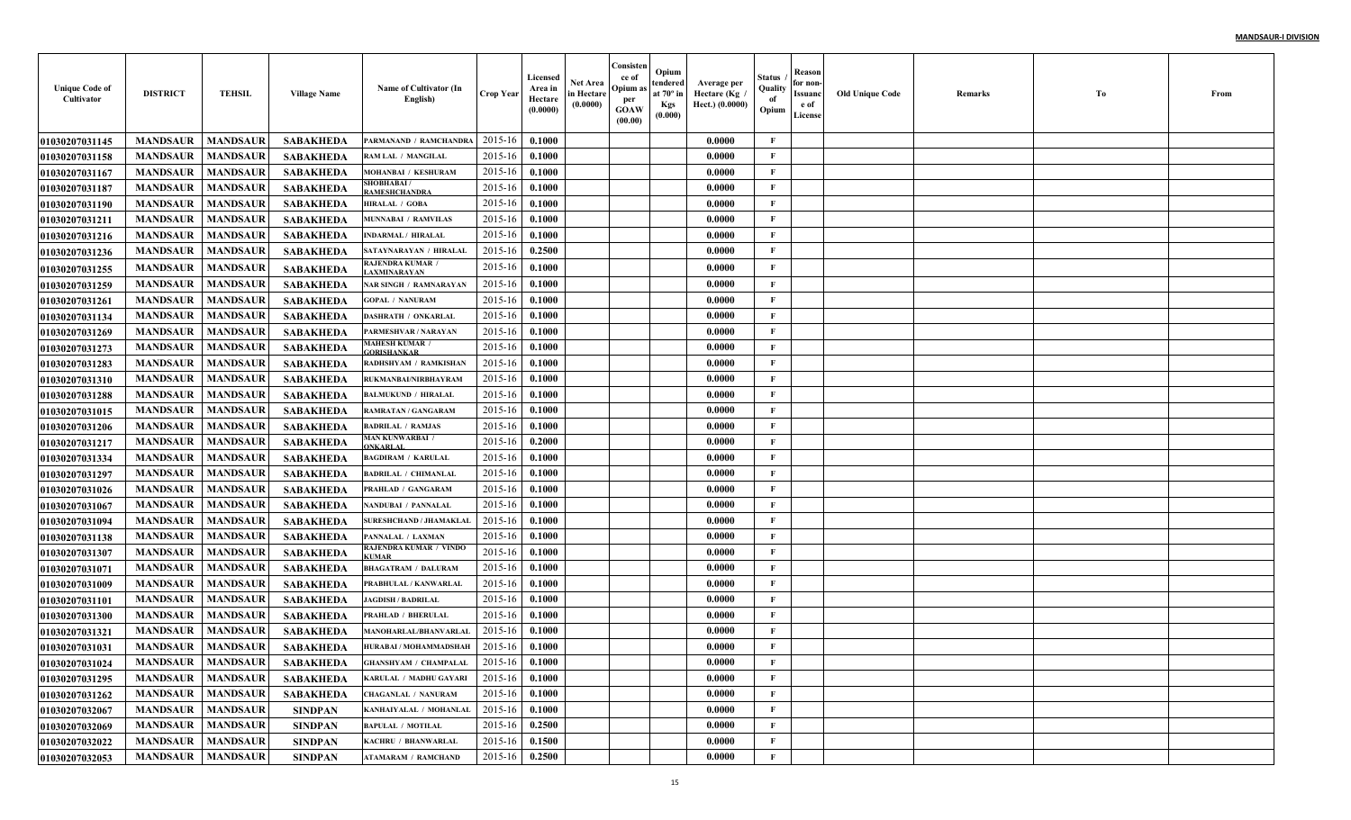**MANDSAUR-I DIVISION**

| Unique Code of Cultivator | DISTRICT | TEHSIL | Village Name | Name of Cultivator (In English) | Crop Year | Licensed Area in Hectare (0.0000) | Net Area in Hectare (0.0000) | Consistence of Opium as per GOAW (00.00) | Opium tendered at 70° in Kgs (0.000) | Average per Hectare (Kg / Hect.) (0.0000) | Status / Quality of Opium | Reason for non-Issuance of License | Old Unique Code | Remarks | To | From |
|---|---|---|---|---|---|---|---|---|---|---|---|---|---|---|---|---|
| 01030207031145 | MANDSAUR | MANDSAUR | SABAKHEDA | PARMANAND / RAMCHANDRA | 2015-16 | 0.1000 | | | | 0.0000 | F | | | | | |
| 01030207031158 | MANDSAUR | MANDSAUR | SABAKHEDA | RAM LAL / MANGILAL | 2015-16 | 0.1000 | | | | 0.0000 | F | | | | | |
| 01030207031167 | MANDSAUR | MANDSAUR | SABAKHEDA | MOHANBAI / KESHURAM | 2015-16 | 0.1000 | | | | 0.0000 | F | | | | | |
| 01030207031187 | MANDSAUR | MANDSAUR | SABAKHEDA | SHOBHABAI / RAMESHCHANDRA | 2015-16 | 0.1000 | | | | 0.0000 | F | | | | | |
| 01030207031190 | MANDSAUR | MANDSAUR | SABAKHEDA | HIRALAL / GOBA | 2015-16 | 0.1000 | | | | 0.0000 | F | | | | | |
| 01030207031211 | MANDSAUR | MANDSAUR | SABAKHEDA | MUNNABAI / RAMVILAS | 2015-16 | 0.1000 | | | | 0.0000 | F | | | | | |
| 01030207031216 | MANDSAUR | MANDSAUR | SABAKHEDA | INDARMAL / HIRALAL | 2015-16 | 0.1000 | | | | 0.0000 | F | | | | | |
| 01030207031236 | MANDSAUR | MANDSAUR | SABAKHEDA | SATAYNARAYAN / HIRALAL | 2015-16 | 0.2500 | | | | 0.0000 | F | | | | | |
| 01030207031255 | MANDSAUR | MANDSAUR | SABAKHEDA | RAJENDRA KUMAR / LAXMINARAYAN | 2015-16 | 0.1000 | | | | 0.0000 | F | | | | | |
| 01030207031259 | MANDSAUR | MANDSAUR | SABAKHEDA | NAR SINGH / RAMNARAYAN | 2015-16 | 0.1000 | | | | 0.0000 | F | | | | | |
| 01030207031261 | MANDSAUR | MANDSAUR | SABAKHEDA | GOPAL / NANURAM | 2015-16 | 0.1000 | | | | 0.0000 | F | | | | | |
| 01030207031134 | MANDSAUR | MANDSAUR | SABAKHEDA | DASHRATH / ONKARLAL | 2015-16 | 0.1000 | | | | 0.0000 | F | | | | | |
| 01030207031269 | MANDSAUR | MANDSAUR | SABAKHEDA | PARMESHVAR / NARAYAN | 2015-16 | 0.1000 | | | | 0.0000 | F | | | | | |
| 01030207031273 | MANDSAUR | MANDSAUR | SABAKHEDA | MAHESH KUMAR / GORISHANKAR | 2015-16 | 0.1000 | | | | 0.0000 | F | | | | | |
| 01030207031283 | MANDSAUR | MANDSAUR | SABAKHEDA | RADHSHYAM / RAMKISHAN | 2015-16 | 0.1000 | | | | 0.0000 | F | | | | | |
| 01030207031310 | MANDSAUR | MANDSAUR | SABAKHEDA | RUKMANBAI/NIRBHAYRAM | 2015-16 | 0.1000 | | | | 0.0000 | F | | | | | |
| 01030207031288 | MANDSAUR | MANDSAUR | SABAKHEDA | BALMUKUND / HIRALAL | 2015-16 | 0.1000 | | | | 0.0000 | F | | | | | |
| 01030207031015 | MANDSAUR | MANDSAUR | SABAKHEDA | RAMRATAN / GANGARAM | 2015-16 | 0.1000 | | | | 0.0000 | F | | | | | |
| 01030207031206 | MANDSAUR | MANDSAUR | SABAKHEDA | BADRILAL / RAMJAS | 2015-16 | 0.1000 | | | | 0.0000 | F | | | | | |
| 01030207031217 | MANDSAUR | MANDSAUR | SABAKHEDA | MAN KUNWARBAI / ONKARLAL | 2015-16 | 0.2000 | | | | 0.0000 | F | | | | | |
| 01030207031334 | MANDSAUR | MANDSAUR | SABAKHEDA | BAGDIRAM / KARULAL | 2015-16 | 0.1000 | | | | 0.0000 | F | | | | | |
| 01030207031297 | MANDSAUR | MANDSAUR | SABAKHEDA | BADRILAL / CHIMANLAL | 2015-16 | 0.1000 | | | | 0.0000 | F | | | | | |
| 01030207031026 | MANDSAUR | MANDSAUR | SABAKHEDA | PRAHLAD / GANGARAM | 2015-16 | 0.1000 | | | | 0.0000 | F | | | | | |
| 01030207031067 | MANDSAUR | MANDSAUR | SABAKHEDA | NANDUBAI / PANNALAL | 2015-16 | 0.1000 | | | | 0.0000 | F | | | | | |
| 01030207031094 | MANDSAUR | MANDSAUR | SABAKHEDA | SURESHCHAND / JHAMAKLAL | 2015-16 | 0.1000 | | | | 0.0000 | F | | | | | |
| 01030207031138 | MANDSAUR | MANDSAUR | SABAKHEDA | PANNALAL / LAXMAN | 2015-16 | 0.1000 | | | | 0.0000 | F | | | | | |
| 01030207031307 | MANDSAUR | MANDSAUR | SABAKHEDA | RAJENDRA KUMAR / VINDO KUMAR | 2015-16 | 0.1000 | | | | 0.0000 | F | | | | | |
| 01030207031071 | MANDSAUR | MANDSAUR | SABAKHEDA | BHAGATRAM / DALURAM | 2015-16 | 0.1000 | | | | 0.0000 | F | | | | | |
| 01030207031009 | MANDSAUR | MANDSAUR | SABAKHEDA | PRABHULAL / KANWARLAL | 2015-16 | 0.1000 | | | | 0.0000 | F | | | | | |
| 01030207031101 | MANDSAUR | MANDSAUR | SABAKHEDA | JAGDISH / BADRILAL | 2015-16 | 0.1000 | | | | 0.0000 | F | | | | | |
| 01030207031300 | MANDSAUR | MANDSAUR | SABAKHEDA | PRAHLAD / BHERULAL | 2015-16 | 0.1000 | | | | 0.0000 | F | | | | | |
| 01030207031321 | MANDSAUR | MANDSAUR | SABAKHEDA | MANOHARLAL/BHANVARLAL | 2015-16 | 0.1000 | | | | 0.0000 | F | | | | | |
| 01030207031031 | MANDSAUR | MANDSAUR | SABAKHEDA | HURABAI / MOHAMMADSHAH | 2015-16 | 0.1000 | | | | 0.0000 | F | | | | | |
| 01030207031024 | MANDSAUR | MANDSAUR | SABAKHEDA | GHANSHYAM / CHAMPALAL | 2015-16 | 0.1000 | | | | 0.0000 | F | | | | | |
| 01030207031295 | MANDSAUR | MANDSAUR | SABAKHEDA | KARULAL / MADHU GAYARI | 2015-16 | 0.1000 | | | | 0.0000 | F | | | | | |
| 01030207031262 | MANDSAUR | MANDSAUR | SABAKHEDA | CHAGANLAL / NANURAM | 2015-16 | 0.1000 | | | | 0.0000 | F | | | | | |
| 01030207032067 | MANDSAUR | MANDSAUR | SINDPAN | KANHAIYALAL / MOHANLAL | 2015-16 | 0.1000 | | | | 0.0000 | F | | | | | |
| 01030207032069 | MANDSAUR | MANDSAUR | SINDPAN | BAPULAL / MOTILAL | 2015-16 | 0.2500 | | | | 0.0000 | F | | | | | |
| 01030207032022 | MANDSAUR | MANDSAUR | SINDPAN | KACHRU / BHANWARLAL | 2015-16 | 0.1500 | | | | 0.0000 | F | | | | | |
| 01030207032053 | MANDSAUR | MANDSAUR | SINDPAN | ATAMARAM / RAMCHAND | 2015-16 | 0.2500 | | | | 0.0000 | F | | | | | |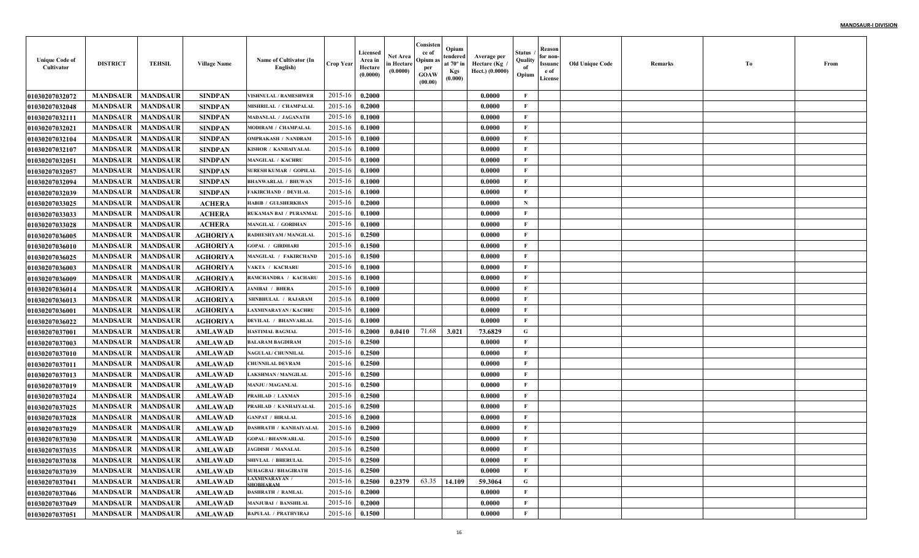| Unique Code of Cultivator | DISTRICT | TEHSIL | Village Name | Name of Cultivator (In English) | Crop Year | Licensed Area in Hectare (0.0000) | Net Area in Hectare (0.0000) | Consistence of Opium as per GOAW (00.00) | Opium tendered at 70° in Kgs (0.000) | Average per Hectare (Kg / Hect.) (0.0000) | Status / Quality of Opium | Reason for non-Issuance of License | Old Unique Code | Remarks | To | From |
|---|---|---|---|---|---|---|---|---|---|---|---|---|---|---|---|---|
| 01030207032072 | MANDSAUR | MANDSAUR | SINDPAN | VISHNULAL / RAMESHWER | 2015-16 | 0.2000 | | | | 0.0000 | F | | | | | |
| 01030207032048 | MANDSAUR | MANDSAUR | SINDPAN | MISHRILAL / CHAMPALAL | 2015-16 | 0.2000 | | | | 0.0000 | F | | | | | |
| 01030207032111 | MANDSAUR | MANDSAUR | SINDPAN | MADANLAL / JAGANATH | 2015-16 | 0.1000 | | | | 0.0000 | F | | | | | |
| 01030207032021 | MANDSAUR | MANDSAUR | SINDPAN | MODIRAM / CHAMPALAL | 2015-16 | 0.1000 | | | | 0.0000 | F | | | | | |
| 01030207032104 | MANDSAUR | MANDSAUR | SINDPAN | OMPRAKASH / NANDRAM | 2015-16 | 0.1000 | | | | 0.0000 | F | | | | | |
| 01030207032107 | MANDSAUR | MANDSAUR | SINDPAN | KISHOR / KANHAIYALAL | 2015-16 | 0.1000 | | | | 0.0000 | F | | | | | |
| 01030207032051 | MANDSAUR | MANDSAUR | SINDPAN | MANGILAL / KACHRU | 2015-16 | 0.1000 | | | | 0.0000 | F | | | | | |
| 01030207032057 | MANDSAUR | MANDSAUR | SINDPAN | SURESH KUMAR / GOPILAL | 2015-16 | 0.1000 | | | | 0.0000 | F | | | | | |
| 01030207032094 | MANDSAUR | MANDSAUR | SINDPAN | BHANWARLAL / BHUWAN | 2015-16 | 0.1000 | | | | 0.0000 | F | | | | | |
| 01030207032039 | MANDSAUR | MANDSAUR | SINDPAN | FAKIRCHAND / DEVILAL | 2015-16 | 0.1000 | | | | 0.0000 | F | | | | | |
| 01030207033025 | MANDSAUR | MANDSAUR | ACHERA | HABIB / GULSHERKHAN | 2015-16 | 0.2000 | | | | 0.0000 | N | | | | | |
| 01030207033033 | MANDSAUR | MANDSAUR | ACHERA | RUKAMAN BAI / PURANMAL | 2015-16 | 0.1000 | | | | 0.0000 | F | | | | | |
| 01030207033028 | MANDSAUR | MANDSAUR | ACHERA | MANGILAL / GORDHAN | 2015-16 | 0.1000 | | | | 0.0000 | F | | | | | |
| 01030207036005 | MANDSAUR | MANDSAUR | AGHORIYA | RADHESHYAM / MANGILAL | 2015-16 | 0.2500 | | | | 0.0000 | F | | | | | |
| 01030207036010 | MANDSAUR | MANDSAUR | AGHORIYA | GOPAL / GIRDHARI | 2015-16 | 0.1500 | | | | 0.0000 | F | | | | | |
| 01030207036025 | MANDSAUR | MANDSAUR | AGHORIYA | MANGILAL / FAKIRCHAND | 2015-16 | 0.1500 | | | | 0.0000 | F | | | | | |
| 01030207036003 | MANDSAUR | MANDSAUR | AGHORIYA | VAKTA / KACHARU | 2015-16 | 0.1000 | | | | 0.0000 | F | | | | | |
| 01030207036009 | MANDSAUR | MANDSAUR | AGHORIYA | RAMCHANDRA / KACHARU | 2015-16 | 0.1000 | | | | 0.0000 | F | | | | | |
| 01030207036014 | MANDSAUR | MANDSAUR | AGHORIYA | JANIBAI / BHERA | 2015-16 | 0.1000 | | | | 0.0000 | F | | | | | |
| 01030207036013 | MANDSAUR | MANDSAUR | AGHORIYA | SHNBHULAL / RAJARAM | 2015-16 | 0.1000 | | | | 0.0000 | F | | | | | |
| 01030207036001 | MANDSAUR | MANDSAUR | AGHORIYA | LAXMINARAYAN / KACHRU | 2015-16 | 0.1000 | | | | 0.0000 | F | | | | | |
| 01030207036022 | MANDSAUR | MANDSAUR | AGHORIYA | DEVILAL / BHANVARLAL | 2015-16 | 0.1000 | | | | 0.0000 | F | | | | | |
| 01030207037001 | MANDSAUR | MANDSAUR | AMLAWAD | HASTIMAL BAGMAL | 2015-16 | 0.2000 | 0.0410 | 71.68 | 3.021 | 73.6829 | G | | | | | |
| 01030207037003 | MANDSAUR | MANDSAUR | AMLAWAD | BALARAM BAGDIRAM | 2015-16 | 0.2500 | | | | 0.0000 | F | | | | | |
| 01030207037010 | MANDSAUR | MANDSAUR | AMLAWAD | NAGULAL/ CHUNNILAL | 2015-16 | 0.2500 | | | | 0.0000 | F | | | | | |
| 01030207037011 | MANDSAUR | MANDSAUR | AMLAWAD | CHUNNILAL DEVRAM | 2015-16 | 0.2500 | | | | 0.0000 | F | | | | | |
| 01030207037013 | MANDSAUR | MANDSAUR | AMLAWAD | LAKSHMAN / MANGILAL | 2015-16 | 0.2500 | | | | 0.0000 | F | | | | | |
| 01030207037019 | MANDSAUR | MANDSAUR | AMLAWAD | MANJU / MAGANLAL | 2015-16 | 0.2500 | | | | 0.0000 | F | | | | | |
| 01030207037024 | MANDSAUR | MANDSAUR | AMLAWAD | PRAHLAD / LAXMAN | 2015-16 | 0.2500 | | | | 0.0000 | F | | | | | |
| 01030207037025 | MANDSAUR | MANDSAUR | AMLAWAD | PRAHLAD / KANHAIYALAL | 2015-16 | 0.2500 | | | | 0.0000 | F | | | | | |
| 01030207037028 | MANDSAUR | MANDSAUR | AMLAWAD | GANPAT / HIRALAL | 2015-16 | 0.2000 | | | | 0.0000 | F | | | | | |
| 01030207037029 | MANDSAUR | MANDSAUR | AMLAWAD | DASHRATH / KANHAIYALAL | 2015-16 | 0.2000 | | | | 0.0000 | F | | | | | |
| 01030207037030 | MANDSAUR | MANDSAUR | AMLAWAD | GOPAL / BHANWARLAL | 2015-16 | 0.2500 | | | | 0.0000 | F | | | | | |
| 01030207037035 | MANDSAUR | MANDSAUR | AMLAWAD | JAGDISH / MANALAL | 2015-16 | 0.2500 | | | | 0.0000 | F | | | | | |
| 01030207037038 | MANDSAUR | MANDSAUR | AMLAWAD | SHIVLAL / BHERULAL | 2015-16 | 0.2500 | | | | 0.0000 | F | | | | | |
| 01030207037039 | MANDSAUR | MANDSAUR | AMLAWAD | SUHAGBAI / BHAGIRATH | 2015-16 | 0.2500 | | | | 0.0000 | F | | | | | |
| 01030207037041 | MANDSAUR | MANDSAUR | AMLAWAD | LAXMINARAYAN / SHOBHARAM | 2015-16 | 0.2500 | 0.2379 | 63.35 | 14.109 | 59.3064 | G | | | | | |
| 01030207037046 | MANDSAUR | MANDSAUR | AMLAWAD | DASHRATH / RAMLAL | 2015-16 | 0.2000 | | | | 0.0000 | F | | | | | |
| 01030207037049 | MANDSAUR | MANDSAUR | AMLAWAD | MANJUBAI / BANSHILAL | 2015-16 | 0.2000 | | | | 0.0000 | F | | | | | |
| 01030207037051 | MANDSAUR | MANDSAUR | AMLAWAD | BAPULAL / PRATHVIRAJ | 2015-16 | 0.1500 | | | | 0.0000 | F | | | | | |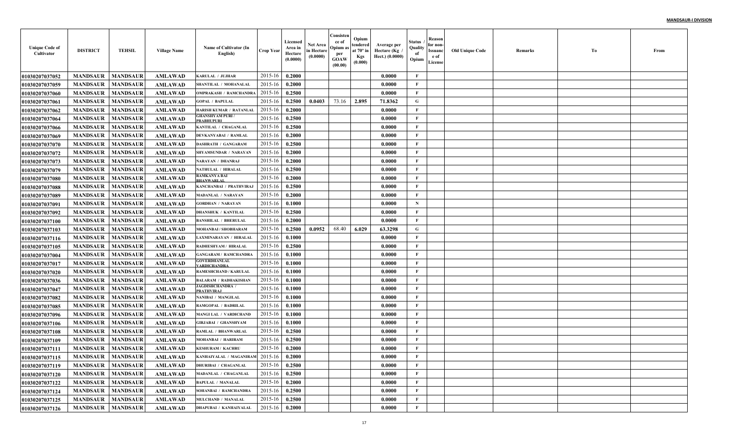| Unique Code of Cultivator | DISTRICT | TEHSIL | Village Name | Name of Cultivator (In English) | Crop Year | Licensed Area in Hectare (0.0000) | Net Area in Hectare (0.0000) | Consistence of Opium as per GOAW (00.00) | Opium tendered at 70° in Kgs (0.000) | Average per Hectare (Kg / Hect.) (0.0000) | Status / Quality of Opium | Reason for non-Issuance of License | Old Unique Code | Remarks | To | From |
|---|---|---|---|---|---|---|---|---|---|---|---|---|---|---|---|---|
| 01030207037052 | MANDSAUR | MANDSAUR | AMLAWAD | KARULAL / JUJHAR | 2015-16 | 0.2000 | | | | 0.0000 | F | | | | | |
| 01030207037059 | MANDSAUR | MANDSAUR | AMLAWAD | SHANTILAL / MOHANALAL | 2015-16 | 0.2000 | | | | 0.0000 | F | | | | | |
| 01030207037060 | MANDSAUR | MANDSAUR | AMLAWAD | OMPRAKASH / RAMCHANDRA | 2015-16 | 0.2500 | | | | 0.0000 | F | | | | | |
| 01030207037061 | MANDSAUR | MANDSAUR | AMLAWAD | GOPAL / BAPULAL | 2015-16 | 0.2500 | 0.0403 | 73.16 | 2.895 | 71.8362 | G | | | | | |
| 01030207037062 | MANDSAUR | MANDSAUR | AMLAWAD | HARISH KUMAR / RATANLAL | 2015-16 | 0.2000 | | | | 0.0000 | F | | | | | |
| 01030207037064 | MANDSAUR | MANDSAUR | AMLAWAD | GHANSHYAM PURI / PRABHUPURI | 2015-16 | 0.2500 | | | | 0.0000 | F | | | | | |
| 01030207037066 | MANDSAUR | MANDSAUR | AMLAWAD | KANTILAL / CHAGANLAL | 2015-16 | 0.2500 | | | | 0.0000 | F | | | | | |
| 01030207037069 | MANDSAUR | MANDSAUR | AMLAWAD | DEVKANYABAI / RAMLAL | 2015-16 | 0.2000 | | | | 0.0000 | F | | | | | |
| 01030207037070 | MANDSAUR | MANDSAUR | AMLAWAD | DASHRATH / GANGARAM | 2015-16 | 0.2500 | | | | 0.0000 | F | | | | | |
| 01030207037072 | MANDSAUR | MANDSAUR | AMLAWAD | SHYAMSUNDAR / NARAYAN | 2015-16 | 0.2000 | | | | 0.0000 | F | | | | | |
| 01030207037073 | MANDSAUR | MANDSAUR | AMLAWAD | NARAYAN / DHANRAJ | 2015-16 | 0.2000 | | | | 0.0000 | F | | | | | |
| 01030207037079 | MANDSAUR | MANDSAUR | AMLAWAD | NATHULAL / HIRALAL | 2015-16 | 0.2500 | | | | 0.0000 | F | | | | | |
| 01030207037080 | MANDSAUR | MANDSAUR | AMLAWAD | RAMKANYA BAI BHANWARLAL | 2015-16 | 0.2000 | | | | 0.0000 | F | | | | | |
| 01030207037088 | MANDSAUR | MANDSAUR | AMLAWAD | KANCHANBAI / PRATHVIRAJ | 2015-16 | 0.2500 | | | | 0.0000 | F | | | | | |
| 01030207037089 | MANDSAUR | MANDSAUR | AMLAWAD | MADANLAL / NARAYAN | 2015-16 | 0.2000 | | | | 0.0000 | F | | | | | |
| 01030207037091 | MANDSAUR | MANDSAUR | AMLAWAD | GORDHAN / NARAYAN | 2015-16 | 0.1000 | | | | 0.0000 | N | | | | | |
| 01030207037092 | MANDSAUR | MANDSAUR | AMLAWAD | DHANSHUK / KANTILAL | 2015-16 | 0.2500 | | | | 0.0000 | F | | | | | |
| 01030207037100 | MANDSAUR | MANDSAUR | AMLAWAD | BANSHILAL / BHERULAL | 2015-16 | 0.2000 | | | | 0.0000 | F | | | | | |
| 01030207037103 | MANDSAUR | MANDSAUR | AMLAWAD | MOHANBAI / SHOBHARAM | 2015-16 | 0.2500 | 0.0952 | 68.40 | 6.029 | 63.3298 | G | | | | | |
| 01030207037116 | MANDSAUR | MANDSAUR | AMLAWAD | LAXMINARAYAN / HIRALAL | 2015-16 | 0.1000 | | | | 0.0000 | F | | | | | |
| 01030207037105 | MANDSAUR | MANDSAUR | AMLAWAD | RADHESHYAM / HIRALAL | 2015-16 | 0.2500 | | | | 0.0000 | F | | | | | |
| 01030207037004 | MANDSAUR | MANDSAUR | AMLAWAD | GANGARAM / RAMCHANDRA | 2015-16 | 0.1000 | | | | 0.0000 | F | | | | | |
| 01030207037017 | MANDSAUR | MANDSAUR | AMLAWAD | GOVERDHANLAL VARDICHANDRA | 2015-16 | 0.1000 | | | | 0.0000 | F | | | | | |
| 01030207037020 | MANDSAUR | MANDSAUR | AMLAWAD | RAMESHCHAND / KARULAL | 2015-16 | 0.1000 | | | | 0.0000 | F | | | | | |
| 01030207037036 | MANDSAUR | MANDSAUR | AMLAWAD | BALARAM / RADHAKISHAN | 2015-16 | 0.1000 | | | | 0.0000 | F | | | | | |
| 01030207037047 | MANDSAUR | MANDSAUR | AMLAWAD | JAGDISHCHANDRA / PRATHVIRAJ | 2015-16 | 0.1000 | | | | 0.0000 | F | | | | | |
| 01030207037082 | MANDSAUR | MANDSAUR | AMLAWAD | NANIBAI / MANGILAL | 2015-16 | 0.1000 | | | | 0.0000 | F | | | | | |
| 01030207037085 | MANDSAUR | MANDSAUR | AMLAWAD | RAMGOPAL / BADRILAL | 2015-16 | 0.1000 | | | | 0.0000 | F | | | | | |
| 01030207037096 | MANDSAUR | MANDSAUR | AMLAWAD | MANGI LAL / VARDICHAND | 2015-16 | 0.1000 | | | | 0.0000 | F | | | | | |
| 01030207037106 | MANDSAUR | MANDSAUR | AMLAWAD | GIRJABAI / GHANSHYAM | 2015-16 | 0.1000 | | | | 0.0000 | F | | | | | |
| 01030207037108 | MANDSAUR | MANDSAUR | AMLAWAD | RAMLAL / BHANWARLAL | 2015-16 | 0.2500 | | | | 0.0000 | F | | | | | |
| 01030207037109 | MANDSAUR | MANDSAUR | AMLAWAD | MOHANBAI / HARIRAM | 2015-16 | 0.2500 | | | | 0.0000 | F | | | | | |
| 01030207037111 | MANDSAUR | MANDSAUR | AMLAWAD | KESHURAM / KACHRU | 2015-16 | 0.2000 | | | | 0.0000 | F | | | | | |
| 01030207037115 | MANDSAUR | MANDSAUR | AMLAWAD | KANHAIYALAL / MAGANIRAM | 2015-16 | 0.2000 | | | | 0.0000 | F | | | | | |
| 01030207037119 | MANDSAUR | MANDSAUR | AMLAWAD | DHURIBAI / CHAGANLAL | 2015-16 | 0.2500 | | | | 0.0000 | F | | | | | |
| 01030207037120 | MANDSAUR | MANDSAUR | AMLAWAD | MADANLAL / CHAGANLAL | 2015-16 | 0.2500 | | | | 0.0000 | F | | | | | |
| 01030207037122 | MANDSAUR | MANDSAUR | AMLAWAD | BAPULAL / MANALAL | 2015-16 | 0.2000 | | | | 0.0000 | F | | | | | |
| 01030207037124 | MANDSAUR | MANDSAUR | AMLAWAD | SOHANBAI / RAMCHANDRA | 2015-16 | 0.2500 | | | | 0.0000 | F | | | | | |
| 01030207037125 | MANDSAUR | MANDSAUR | AMLAWAD | MULCHAND / MANALAL | 2015-16 | 0.2500 | | | | 0.0000 | F | | | | | |
| 01030207037126 | MANDSAUR | MANDSAUR | AMLAWAD | DHAPUBAI / KANHAIYALAL | 2015-16 | 0.2000 | | | | 0.0000 | F | | | | | |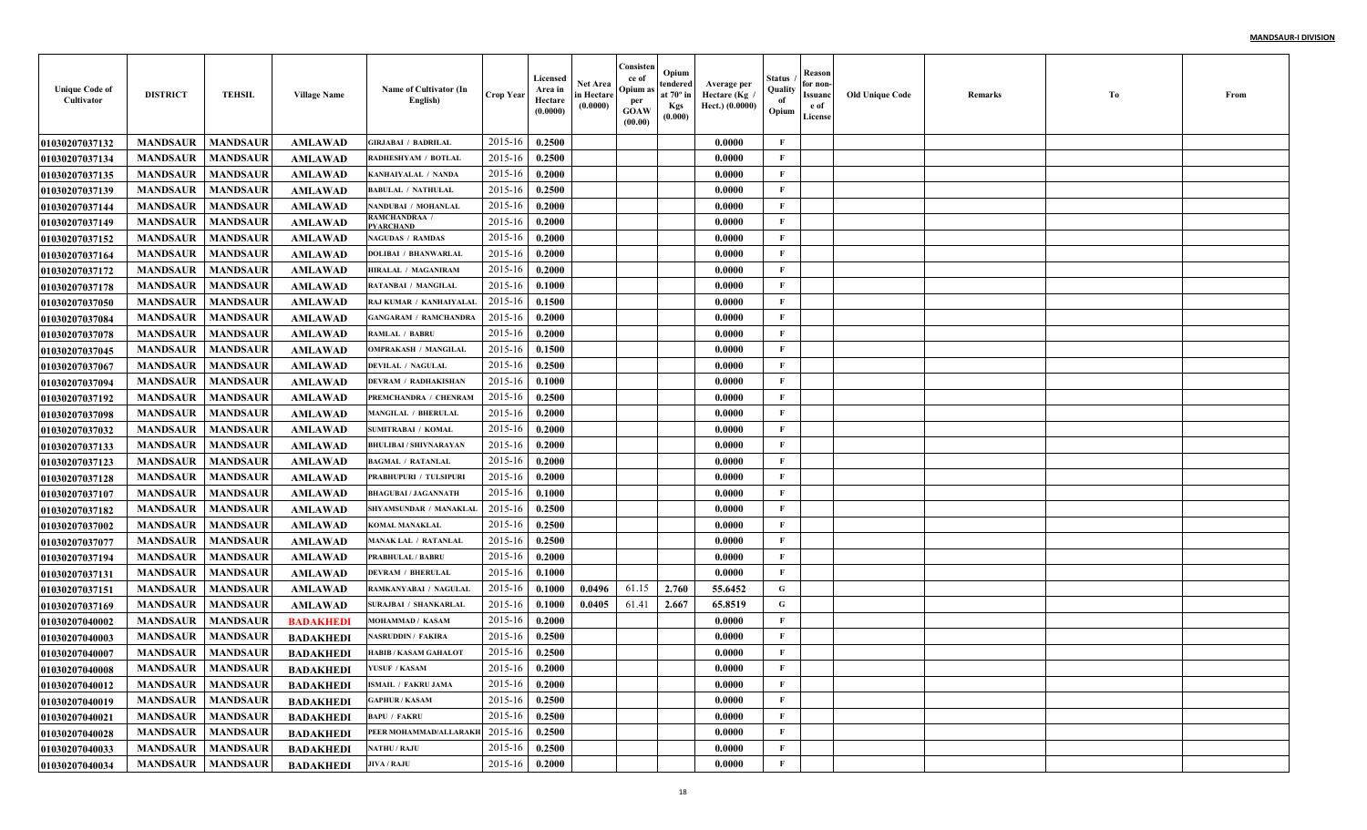| Unique Code of Cultivator | DISTRICT | TEHSIL | Village Name | Name of Cultivator (In English) | Crop Year | Licensed Area in Hectare (0.0000) | Net Area in Hectare (0.0000) | Consistence of Opium as per GOAW (00.00) | Opium tendered at 70° in Kgs (0.000) | Average per Hectare (Kg / Hect.) (0.0000) | Status / Quality of Opium | Reason for non-Issuance of License | Old Unique Code | Remarks | To | From |
|---|---|---|---|---|---|---|---|---|---|---|---|---|---|---|---|---|
| 01030207037132 | MANDSAUR | MANDSAUR | AMLAWAD | GIRJABAI / BADRILAL | 2015-16 | 0.2500 | | | | 0.0000 | F | | | | | |
| 01030207037134 | MANDSAUR | MANDSAUR | AMLAWAD | RADHESHYAM / BOTLAL | 2015-16 | 0.2500 | | | | 0.0000 | F | | | | | |
| 01030207037135 | MANDSAUR | MANDSAUR | AMLAWAD | KANHAIYALAL / NANDA | 2015-16 | 0.2000 | | | | 0.0000 | F | | | | | |
| 01030207037139 | MANDSAUR | MANDSAUR | AMLAWAD | BABULAL / NATHULAL | 2015-16 | 0.2500 | | | | 0.0000 | F | | | | | |
| 01030207037144 | MANDSAUR | MANDSAUR | AMLAWAD | NANDUBAI / MOHANLAL | 2015-16 | 0.2000 | | | | 0.0000 | F | | | | | |
| 01030207037149 | MANDSAUR | MANDSAUR | AMLAWAD | RAMCHANDRAA / PYARCHAND | 2015-16 | 0.2000 | | | | 0.0000 | F | | | | | |
| 01030207037152 | MANDSAUR | MANDSAUR | AMLAWAD | NAGUDAS / RAMDAS | 2015-16 | 0.2000 | | | | 0.0000 | F | | | | | |
| 01030207037164 | MANDSAUR | MANDSAUR | AMLAWAD | DOLIBAI / BHANWARLAL | 2015-16 | 0.2000 | | | | 0.0000 | F | | | | | |
| 01030207037172 | MANDSAUR | MANDSAUR | AMLAWAD | HIRALAL / MAGANIRAM | 2015-16 | 0.2000 | | | | 0.0000 | F | | | | | |
| 01030207037178 | MANDSAUR | MANDSAUR | AMLAWAD | RATANBAI / MANGILAL | 2015-16 | 0.1000 | | | | 0.0000 | F | | | | | |
| 01030207037050 | MANDSAUR | MANDSAUR | AMLAWAD | RAJ KUMAR / KANHAIYALAL | 2015-16 | 0.1500 | | | | 0.0000 | F | | | | | |
| 01030207037084 | MANDSAUR | MANDSAUR | AMLAWAD | GANGARAM / RAMCHANDRA | 2015-16 | 0.2000 | | | | 0.0000 | F | | | | | |
| 01030207037078 | MANDSAUR | MANDSAUR | AMLAWAD | RAMLAL / BABRU | 2015-16 | 0.2000 | | | | 0.0000 | F | | | | | |
| 01030207037045 | MANDSAUR | MANDSAUR | AMLAWAD | OMPRAKASH / MANGILAL | 2015-16 | 0.1500 | | | | 0.0000 | F | | | | | |
| 01030207037067 | MANDSAUR | MANDSAUR | AMLAWAD | DEVILAL / NAGULAL | 2015-16 | 0.2500 | | | | 0.0000 | F | | | | | |
| 01030207037094 | MANDSAUR | MANDSAUR | AMLAWAD | DEVRAM / RADHAKISHAN | 2015-16 | 0.1000 | | | | 0.0000 | F | | | | | |
| 01030207037192 | MANDSAUR | MANDSAUR | AMLAWAD | PREMCHANDRA / CHENRAM | 2015-16 | 0.2500 | | | | 0.0000 | F | | | | | |
| 01030207037098 | MANDSAUR | MANDSAUR | AMLAWAD | MANGILAL / BHERULAL | 2015-16 | 0.2000 | | | | 0.0000 | F | | | | | |
| 01030207037032 | MANDSAUR | MANDSAUR | AMLAWAD | SUMITRABAI / KOMAL | 2015-16 | 0.2000 | | | | 0.0000 | F | | | | | |
| 01030207037133 | MANDSAUR | MANDSAUR | AMLAWAD | BHULIBAI / SHIVNARAYAN | 2015-16 | 0.2000 | | | | 0.0000 | F | | | | | |
| 01030207037123 | MANDSAUR | MANDSAUR | AMLAWAD | BAGMAL / RATANLAL | 2015-16 | 0.2000 | | | | 0.0000 | F | | | | | |
| 01030207037128 | MANDSAUR | MANDSAUR | AMLAWAD | PRABHUPURI / TULSIPURI | 2015-16 | 0.2000 | | | | 0.0000 | F | | | | | |
| 01030207037107 | MANDSAUR | MANDSAUR | AMLAWAD | BHAGUBAI / JAGANNATH | 2015-16 | 0.1000 | | | | 0.0000 | F | | | | | |
| 01030207037182 | MANDSAUR | MANDSAUR | AMLAWAD | SHYAMSUNDAR / MANAKLAL | 2015-16 | 0.2500 | | | | 0.0000 | F | | | | | |
| 01030207037002 | MANDSAUR | MANDSAUR | AMLAWAD | KOMAL MANAKLAL | 2015-16 | 0.2500 | | | | 0.0000 | F | | | | | |
| 01030207037077 | MANDSAUR | MANDSAUR | AMLAWAD | MANAK LAL / RATANLAL | 2015-16 | 0.2500 | | | | 0.0000 | F | | | | | |
| 01030207037194 | MANDSAUR | MANDSAUR | AMLAWAD | PRABHULAL / BABRU | 2015-16 | 0.2000 | | | | 0.0000 | F | | | | | |
| 01030207037131 | MANDSAUR | MANDSAUR | AMLAWAD | DEVRAM / BHERULAL | 2015-16 | 0.1000 | | | | 0.0000 | F | | | | | |
| 01030207037151 | MANDSAUR | MANDSAUR | AMLAWAD | RAMKANYABAI / NAGULAL | 2015-16 | 0.1000 | 0.0496 | 61.15 | 2.760 | 55.6452 | G | | | | | |
| 01030207037169 | MANDSAUR | MANDSAUR | AMLAWAD | SURAJBAI / SHANKARLAL | 2015-16 | 0.1000 | 0.0405 | 61.41 | 2.667 | 65.8519 | G | | | | | |
| 01030207040002 | MANDSAUR | MANDSAUR | BADAKHEDI | MOHAMMAD / KASAM | 2015-16 | 0.2000 | | | | 0.0000 | F | | | | | |
| 01030207040003 | MANDSAUR | MANDSAUR | BADAKHEDI | NASRUDDIN / FAKIRA | 2015-16 | 0.2500 | | | | 0.0000 | F | | | | | |
| 01030207040007 | MANDSAUR | MANDSAUR | BADAKHEDI | HABIB / KASAM GAHALOT | 2015-16 | 0.2500 | | | | 0.0000 | F | | | | | |
| 01030207040008 | MANDSAUR | MANDSAUR | BADAKHEDI | YUSUF / KASAM | 2015-16 | 0.2000 | | | | 0.0000 | F | | | | | |
| 01030207040012 | MANDSAUR | MANDSAUR | BADAKHEDI | ISMAIL / FAKRU JAMA | 2015-16 | 0.2000 | | | | 0.0000 | F | | | | | |
| 01030207040019 | MANDSAUR | MANDSAUR | BADAKHEDI | GAPHUR / KASAM | 2015-16 | 0.2500 | | | | 0.0000 | F | | | | | |
| 01030207040021 | MANDSAUR | MANDSAUR | BADAKHEDI | BAPU / FAKRU | 2015-16 | 0.2500 | | | | 0.0000 | F | | | | | |
| 01030207040028 | MANDSAUR | MANDSAUR | BADAKHEDI | PEER MOHAMMAD/ALLARAKH | 2015-16 | 0.2500 | | | | 0.0000 | F | | | | | |
| 01030207040033 | MANDSAUR | MANDSAUR | BADAKHEDI | NATHU / RAJU | 2015-16 | 0.2500 | | | | 0.0000 | F | | | | | |
| 01030207040034 | MANDSAUR | MANDSAUR | BADAKHEDI | JIVA / RAJU | 2015-16 | 0.2000 | | | | 0.0000 | F | | | | | |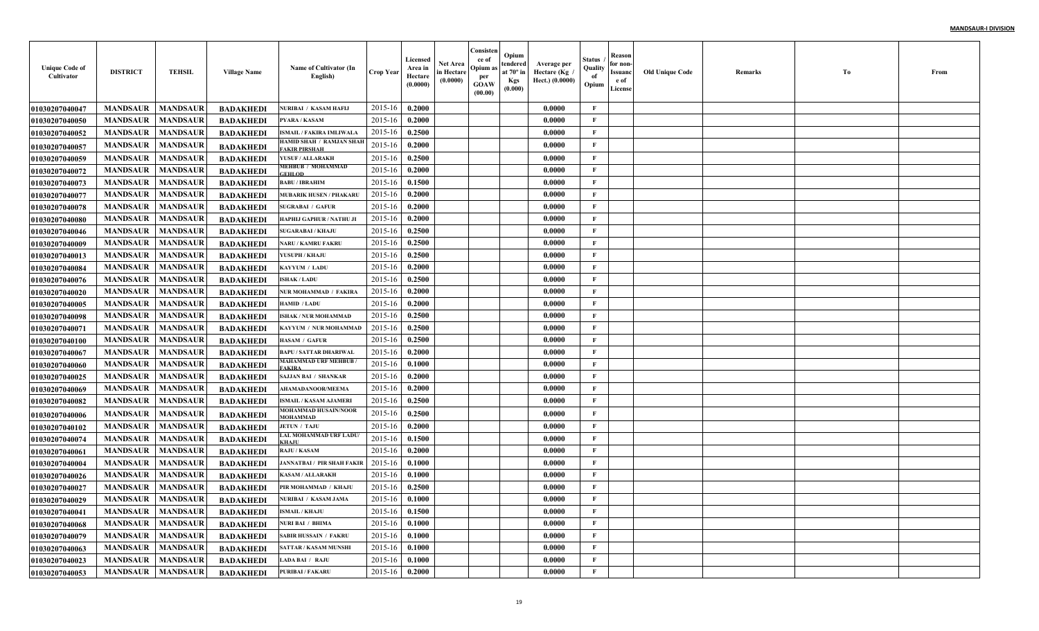MANDSAUR-I DIVISION

| Unique Code of Cultivator | DISTRICT | TEHSIL | Village Name | Name of Cultivator (In English) | Crop Year | Licensed Area in Hectare (0.0000) | Net Area in Hectare (0.0000) | Consistence of Opium as per GOAW (00.00) | Opium tendered at 70° in Kgs (0.000) | Average per Hectare (Kg / Hect.) (0.0000) | Status / Quality of Opium | Reason for non-Issuance of License | Old Unique Code | Remarks | To | From |
|---|---|---|---|---|---|---|---|---|---|---|---|---|---|---|---|---|
| 01030207040047 | MANDSAUR | MANDSAUR | BADAKHEDI | NURIBAI / KASAM HAFIJ | 2015-16 | 0.2000 | | | | 0.0000 | F | | | | | |
| 01030207040050 | MANDSAUR | MANDSAUR | BADAKHEDI | PYARA / KASAM | 2015-16 | 0.2000 | | | | 0.0000 | F | | | | | |
| 01030207040052 | MANDSAUR | MANDSAUR | BADAKHEDI | ISMAIL / FAKIRA IMLIWALA | 2015-16 | 0.2500 | | | | 0.0000 | F | | | | | |
| 01030207040057 | MANDSAUR | MANDSAUR | BADAKHEDI | HAMID SHAH / RAMJAN SHAH FAKIR PIRSHAH | 2015-16 | 0.2000 | | | | 0.0000 | F | | | | | |
| 01030207040059 | MANDSAUR | MANDSAUR | BADAKHEDI | YUSUF / ALLARAKH | 2015-16 | 0.2500 | | | | 0.0000 | F | | | | | |
| 01030207040072 | MANDSAUR | MANDSAUR | BADAKHEDI | MEHBUB / MOHAMMAD GEHLOD | 2015-16 | 0.2000 | | | | 0.0000 | F | | | | | |
| 01030207040073 | MANDSAUR | MANDSAUR | BADAKHEDI | BABU / IBRAHIM | 2015-16 | 0.1500 | | | | 0.0000 | F | | | | | |
| 01030207040077 | MANDSAUR | MANDSAUR | BADAKHEDI | MUBARIK HUSEN / PHAKARU | 2015-16 | 0.2000 | | | | 0.0000 | F | | | | | |
| 01030207040078 | MANDSAUR | MANDSAUR | BADAKHEDI | SUGRABAI / GAFUR | 2015-16 | 0.2000 | | | | 0.0000 | F | | | | | |
| 01030207040080 | MANDSAUR | MANDSAUR | BADAKHEDI | HAPHIJ GAPHUR / NATHU JI | 2015-16 | 0.2000 | | | | 0.0000 | F | | | | | |
| 01030207040046 | MANDSAUR | MANDSAUR | BADAKHEDI | SUGARABAI / KHAJU | 2015-16 | 0.2500 | | | | 0.0000 | F | | | | | |
| 01030207040009 | MANDSAUR | MANDSAUR | BADAKHEDI | NARU / KAMRU FAKRU | 2015-16 | 0.2500 | | | | 0.0000 | F | | | | | |
| 01030207040013 | MANDSAUR | MANDSAUR | BADAKHEDI | YUSUPH / KHAJU | 2015-16 | 0.2500 | | | | 0.0000 | F | | | | | |
| 01030207040084 | MANDSAUR | MANDSAUR | BADAKHEDI | KAYYUM / LADU | 2015-16 | 0.2000 | | | | 0.0000 | F | | | | | |
| 01030207040076 | MANDSAUR | MANDSAUR | BADAKHEDI | ISHAK / LADU | 2015-16 | 0.2500 | | | | 0.0000 | F | | | | | |
| 01030207040020 | MANDSAUR | MANDSAUR | BADAKHEDI | NUR MOHAMMAD / FAKIRA | 2015-16 | 0.2000 | | | | 0.0000 | F | | | | | |
| 01030207040005 | MANDSAUR | MANDSAUR | BADAKHEDI | HAMID / LADU | 2015-16 | 0.2000 | | | | 0.0000 | F | | | | | |
| 01030207040098 | MANDSAUR | MANDSAUR | BADAKHEDI | ISHAK / NUR MOHAMMAD | 2015-16 | 0.2500 | | | | 0.0000 | F | | | | | |
| 01030207040071 | MANDSAUR | MANDSAUR | BADAKHEDI | KAYYUM / NUR MOHAMMAD | 2015-16 | 0.2500 | | | | 0.0000 | F | | | | | |
| 01030207040100 | MANDSAUR | MANDSAUR | BADAKHEDI | HASAM / GAFUR | 2015-16 | 0.2500 | | | | 0.0000 | F | | | | | |
| 01030207040067 | MANDSAUR | MANDSAUR | BADAKHEDI | BAPU / SATTAR DHARIWAL | 2015-16 | 0.2000 | | | | 0.0000 | F | | | | | |
| 01030207040060 | MANDSAUR | MANDSAUR | BADAKHEDI | MAHAMMAD URF MEHBUB / FAKIRA | 2015-16 | 0.1000 | | | | 0.0000 | F | | | | | |
| 01030207040025 | MANDSAUR | MANDSAUR | BADAKHEDI | SAJJAN BAI / SHANKAR | 2015-16 | 0.2000 | | | | 0.0000 | F | | | | | |
| 01030207040069 | MANDSAUR | MANDSAUR | BADAKHEDI | AHAMADANOOR/MEEMA | 2015-16 | 0.2000 | | | | 0.0000 | F | | | | | |
| 01030207040082 | MANDSAUR | MANDSAUR | BADAKHEDI | ISMAIL / KASAM AJAMERI | 2015-16 | 0.2500 | | | | 0.0000 | F | | | | | |
| 01030207040006 | MANDSAUR | MANDSAUR | BADAKHEDI | MOHAMMAD HUSAIN/NOOR MOHAMMAD | 2015-16 | 0.2500 | | | | 0.0000 | F | | | | | |
| 01030207040102 | MANDSAUR | MANDSAUR | BADAKHEDI | JETUN / TAJU | 2015-16 | 0.2000 | | | | 0.0000 | F | | | | | |
| 01030207040074 | MANDSAUR | MANDSAUR | BADAKHEDI | LAL MOHAMMAD URF LADU/ KHAJU | 2015-16 | 0.1500 | | | | 0.0000 | F | | | | | |
| 01030207040061 | MANDSAUR | MANDSAUR | BADAKHEDI | RAJU / KASAM | 2015-16 | 0.2000 | | | | 0.0000 | F | | | | | |
| 01030207040004 | MANDSAUR | MANDSAUR | BADAKHEDI | JANNATBAI / PIR SHAH FAKIR | 2015-16 | 0.1000 | | | | 0.0000 | F | | | | | |
| 01030207040026 | MANDSAUR | MANDSAUR | BADAKHEDI | KASAM / ALLARAKH | 2015-16 | 0.1000 | | | | 0.0000 | F | | | | | |
| 01030207040027 | MANDSAUR | MANDSAUR | BADAKHEDI | PIR MOHAMMAD / KHAJU | 2015-16 | 0.2500 | | | | 0.0000 | F | | | | | |
| 01030207040029 | MANDSAUR | MANDSAUR | BADAKHEDI | NURIBAI / KASAM JAMA | 2015-16 | 0.1000 | | | | 0.0000 | F | | | | | |
| 01030207040041 | MANDSAUR | MANDSAUR | BADAKHEDI | ISMAIL / KHAJU | 2015-16 | 0.1500 | | | | 0.0000 | F | | | | | |
| 01030207040068 | MANDSAUR | MANDSAUR | BADAKHEDI | NURI BAI / BHIMA | 2015-16 | 0.1000 | | | | 0.0000 | F | | | | | |
| 01030207040079 | MANDSAUR | MANDSAUR | BADAKHEDI | SABIR HUSSAIN / FAKRU | 2015-16 | 0.1000 | | | | 0.0000 | F | | | | | |
| 01030207040063 | MANDSAUR | MANDSAUR | BADAKHEDI | SATTAR / KASAM MUNSHI | 2015-16 | 0.1000 | | | | 0.0000 | F | | | | | |
| 01030207040023 | MANDSAUR | MANDSAUR | BADAKHEDI | LADA BAI / RAJU | 2015-16 | 0.1000 | | | | 0.0000 | F | | | | | |
| 01030207040053 | MANDSAUR | MANDSAUR | BADAKHEDI | PURIBAI / FAKARU | 2015-16 | 0.2000 | | | | 0.0000 | F | | | | | |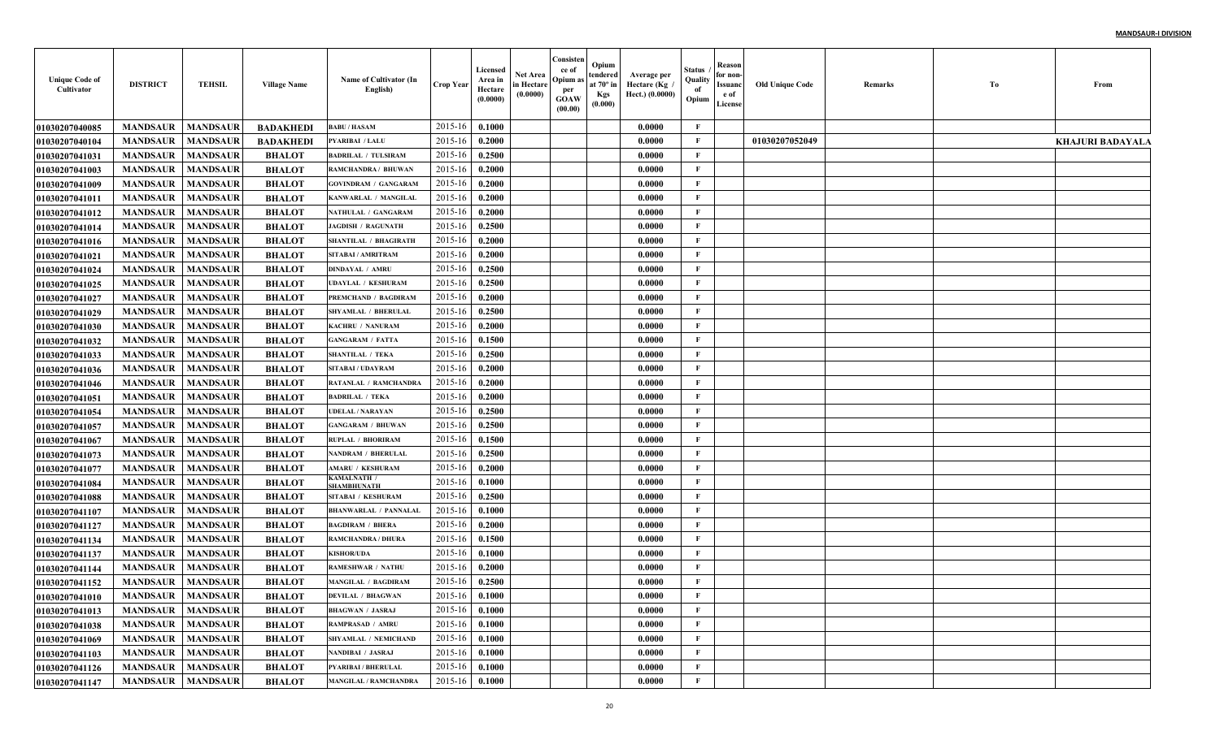**MANDSAUR-I DIVISION**

| Unique Code of Cultivator | DISTRICT | TEHSIL | Village Name | Name of Cultivator (In English) | Crop Year | Licensed Area in Hectare (0.0000) | Net Area in Hectare (0.0000) | Consistence of Opium as per GOAW (00.00) | Opium tendered at 70º in Kgs (0.000) | Average per Hectare (Kg / Hect.) (0.0000) | Status / Quality of Opium | Reason for non-Issuance of License | Old Unique Code | Remarks | To | From |
|---|---|---|---|---|---|---|---|---|---|---|---|---|---|---|---|---|
| 01030207040085 | MANDSAUR | MANDSAUR | BADAKHEDI | BABU / HASAM | 2015-16 | 0.1000 | | | | 0.0000 | F | | | | | |
| 01030207040104 | MANDSAUR | MANDSAUR | BADAKHEDI | PYARIBAI / LALU | 2015-16 | 0.2000 | | | | 0.0000 | F | | 01030207052049 | | | KHAJURI BADAYALA |
| 01030207041031 | MANDSAUR | MANDSAUR | BHALOT | BADRILAL / TULSIRAM | 2015-16 | 0.2500 | | | | 0.0000 | F | | | | | |
| 01030207041003 | MANDSAUR | MANDSAUR | BHALOT | RAMCHANDRA / BHUWAN | 2015-16 | 0.2000 | | | | 0.0000 | F | | | | | |
| 01030207041009 | MANDSAUR | MANDSAUR | BHALOT | GOVINDRAM / GANGARAM | 2015-16 | 0.2000 | | | | 0.0000 | F | | | | | |
| 01030207041011 | MANDSAUR | MANDSAUR | BHALOT | KANWARLAL / MANGILAL | 2015-16 | 0.2000 | | | | 0.0000 | F | | | | | |
| 01030207041012 | MANDSAUR | MANDSAUR | BHALOT | NATHULAL / GANGARAM | 2015-16 | 0.2000 | | | | 0.0000 | F | | | | | |
| 01030207041014 | MANDSAUR | MANDSAUR | BHALOT | JAGDISH / RAGUNATH | 2015-16 | 0.2500 | | | | 0.0000 | F | | | | | |
| 01030207041016 | MANDSAUR | MANDSAUR | BHALOT | SHANTILAL / BHAGIRATH | 2015-16 | 0.2000 | | | | 0.0000 | F | | | | | |
| 01030207041021 | MANDSAUR | MANDSAUR | BHALOT | SITABAI / AMRITRAM | 2015-16 | 0.2000 | | | | 0.0000 | F | | | | | |
| 01030207041024 | MANDSAUR | MANDSAUR | BHALOT | DINDAYAL / AMRU | 2015-16 | 0.2500 | | | | 0.0000 | F | | | | | |
| 01030207041025 | MANDSAUR | MANDSAUR | BHALOT | UDAYLAL / KESHURAM | 2015-16 | 0.2500 | | | | 0.0000 | F | | | | | |
| 01030207041027 | MANDSAUR | MANDSAUR | BHALOT | PREMCHAND / BAGDIRAM | 2015-16 | 0.2000 | | | | 0.0000 | F | | | | | |
| 01030207041029 | MANDSAUR | MANDSAUR | BHALOT | SHYAMLAL / BHERULAL | 2015-16 | 0.2500 | | | | 0.0000 | F | | | | | |
| 01030207041030 | MANDSAUR | MANDSAUR | BHALOT | KACHRU / NANURAM | 2015-16 | 0.2000 | | | | 0.0000 | F | | | | | |
| 01030207041032 | MANDSAUR | MANDSAUR | BHALOT | GANGARAM / FATTA | 2015-16 | 0.1500 | | | | 0.0000 | F | | | | | |
| 01030207041033 | MANDSAUR | MANDSAUR | BHALOT | SHANTILAL / TEKA | 2015-16 | 0.2500 | | | | 0.0000 | F | | | | | |
| 01030207041036 | MANDSAUR | MANDSAUR | BHALOT | SITABAI / UDAYRAM | 2015-16 | 0.2000 | | | | 0.0000 | F | | | | | |
| 01030207041046 | MANDSAUR | MANDSAUR | BHALOT | RATANLAL / RAMCHANDRA | 2015-16 | 0.2000 | | | | 0.0000 | F | | | | | |
| 01030207041051 | MANDSAUR | MANDSAUR | BHALOT | BADRILAL / TEKA | 2015-16 | 0.2000 | | | | 0.0000 | F | | | | | |
| 01030207041054 | MANDSAUR | MANDSAUR | BHALOT | UDELAL / NARAYAN | 2015-16 | 0.2500 | | | | 0.0000 | F | | | | | |
| 01030207041057 | MANDSAUR | MANDSAUR | BHALOT | GANGARAM / BHUWAN | 2015-16 | 0.2500 | | | | 0.0000 | F | | | | | |
| 01030207041067 | MANDSAUR | MANDSAUR | BHALOT | RUPLAL / BHORIRAM | 2015-16 | 0.1500 | | | | 0.0000 | F | | | | | |
| 01030207041073 | MANDSAUR | MANDSAUR | BHALOT | NANDRAM / BHERULAL | 2015-16 | 0.2500 | | | | 0.0000 | F | | | | | |
| 01030207041077 | MANDSAUR | MANDSAUR | BHALOT | AMARU / KESHURAM | 2015-16 | 0.2000 | | | | 0.0000 | F | | | | | |
| 01030207041084 | MANDSAUR | MANDSAUR | BHALOT | KAMALNATH / SHAMBHUNATH | 2015-16 | 0.1000 | | | | 0.0000 | F | | | | | |
| 01030207041088 | MANDSAUR | MANDSAUR | BHALOT | SITABAI / KESHURAM | 2015-16 | 0.2500 | | | | 0.0000 | F | | | | | |
| 01030207041107 | MANDSAUR | MANDSAUR | BHALOT | BHANWARLAL / PANNALAL | 2015-16 | 0.1000 | | | | 0.0000 | F | | | | | |
| 01030207041127 | MANDSAUR | MANDSAUR | BHALOT | BAGDIRAM / BHERA | 2015-16 | 0.2000 | | | | 0.0000 | F | | | | | |
| 01030207041134 | MANDSAUR | MANDSAUR | BHALOT | RAMCHANDRA / DHURA | 2015-16 | 0.1500 | | | | 0.0000 | F | | | | | |
| 01030207041137 | MANDSAUR | MANDSAUR | BHALOT | KISHOR/UDA | 2015-16 | 0.1000 | | | | 0.0000 | F | | | | | |
| 01030207041144 | MANDSAUR | MANDSAUR | BHALOT | RAMESHWAR / NATHU | 2015-16 | 0.2000 | | | | 0.0000 | F | | | | | |
| 01030207041152 | MANDSAUR | MANDSAUR | BHALOT | MANGILAL / BAGDIRAM | 2015-16 | 0.2500 | | | | 0.0000 | F | | | | | |
| 01030207041010 | MANDSAUR | MANDSAUR | BHALOT | DEVILAL / BHAGWAN | 2015-16 | 0.1000 | | | | 0.0000 | F | | | | | |
| 01030207041013 | MANDSAUR | MANDSAUR | BHALOT | BHAGWAN / JASRAJ | 2015-16 | 0.1000 | | | | 0.0000 | F | | | | | |
| 01030207041038 | MANDSAUR | MANDSAUR | BHALOT | RAMPRASAD / AMRU | 2015-16 | 0.1000 | | | | 0.0000 | F | | | | | |
| 01030207041069 | MANDSAUR | MANDSAUR | BHALOT | SHYAMLAL / NEMICHAND | 2015-16 | 0.1000 | | | | 0.0000 | F | | | | | |
| 01030207041103 | MANDSAUR | MANDSAUR | BHALOT | NANDIBAI / JASRAJ | 2015-16 | 0.1000 | | | | 0.0000 | F | | | | | |
| 01030207041126 | MANDSAUR | MANDSAUR | BHALOT | PYARIBAI / BHERULAL | 2015-16 | 0.1000 | | | | 0.0000 | F | | | | | |
| 01030207041147 | MANDSAUR | MANDSAUR | BHALOT | MANGILAL / RAMCHANDRA | 2015-16 | 0.1000 | | | | 0.0000 | F | | | | | |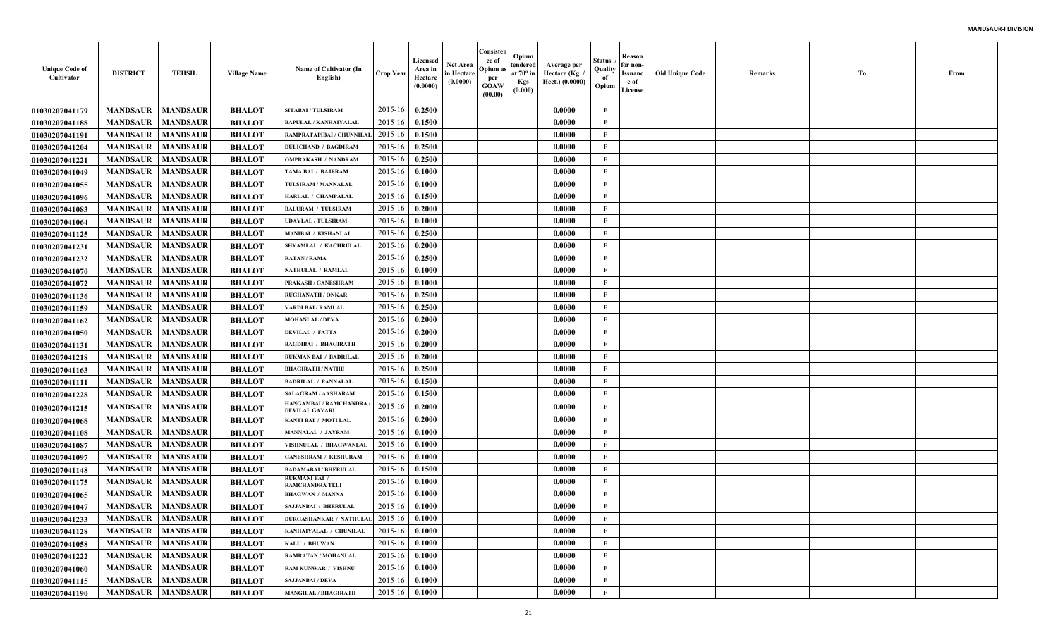**MANDSAUR-I DIVISION**

| Unique Code of Cultivator | DISTRICT | TEHSIL | Village Name | Name of Cultivator (In English) | Crop Year | Licensed Area in Hectare (0.0000) | Net Area in Hectare (0.0000) | Consistence of Opium as per GOAW (00.00) | Opium tendered at 70° in Kgs (0.000) | Average per Hectare (Kg / Hect.) (0.0000) | Status / Quality of Opium | Reason for non-Issuance of License | Old Unique Code | Remarks | To | From |
|---|---|---|---|---|---|---|---|---|---|---|---|---|---|---|---|---|
| 01030207041179 | MANDSAUR | MANDSAUR | BHALOT | SITABAI / TULSIRAM | 2015-16 | 0.2500 | | | | 0.0000 | F | | | | | |
| 01030207041188 | MANDSAUR | MANDSAUR | BHALOT | BAPULAL / KANHAIYALAL | 2015-16 | 0.1500 | | | | 0.0000 | F | | | | | |
| 01030207041191 | MANDSAUR | MANDSAUR | BHALOT | RAMPRATAPIBAI / CHUNNILAL | 2015-16 | 0.1500 | | | | 0.0000 | F | | | | | |
| 01030207041204 | MANDSAUR | MANDSAUR | BHALOT | DULICHAND / BAGDIRAM | 2015-16 | 0.2500 | | | | 0.0000 | F | | | | | |
| 01030207041221 | MANDSAUR | MANDSAUR | BHALOT | OMPRAKASH / NANDRAM | 2015-16 | 0.2500 | | | | 0.0000 | F | | | | | |
| 01030207041049 | MANDSAUR | MANDSAUR | BHALOT | TAMA BAI / BAJERAM | 2015-16 | 0.1000 | | | | 0.0000 | F | | | | | |
| 01030207041055 | MANDSAUR | MANDSAUR | BHALOT | TULSIRAM / MANNALAL | 2015-16 | 0.1000 | | | | 0.0000 | F | | | | | |
| 01030207041096 | MANDSAUR | MANDSAUR | BHALOT | HARLAL / CHAMPALAL | 2015-16 | 0.1500 | | | | 0.0000 | F | | | | | |
| 01030207041083 | MANDSAUR | MANDSAUR | BHALOT | BALURAM / TULSIRAM | 2015-16 | 0.2000 | | | | 0.0000 | F | | | | | |
| 01030207041064 | MANDSAUR | MANDSAUR | BHALOT | UDAYLAL / TULSIRAM | 2015-16 | 0.1000 | | | | 0.0000 | F | | | | | |
| 01030207041125 | MANDSAUR | MANDSAUR | BHALOT | MANIBAI / KISHANLAL | 2015-16 | 0.2500 | | | | 0.0000 | F | | | | | |
| 01030207041231 | MANDSAUR | MANDSAUR | BHALOT | SHYAMLAL / KACHRULAL | 2015-16 | 0.2000 | | | | 0.0000 | F | | | | | |
| 01030207041232 | MANDSAUR | MANDSAUR | BHALOT | RATAN / RAMA | 2015-16 | 0.2500 | | | | 0.0000 | F | | | | | |
| 01030207041070 | MANDSAUR | MANDSAUR | BHALOT | NATHULAL / RAMLAL | 2015-16 | 0.1000 | | | | 0.0000 | F | | | | | |
| 01030207041072 | MANDSAUR | MANDSAUR | BHALOT | PRAKASH / GANESHRAM | 2015-16 | 0.1000 | | | | 0.0000 | F | | | | | |
| 01030207041136 | MANDSAUR | MANDSAUR | BHALOT | RUGHANATH / ONKAR | 2015-16 | 0.2500 | | | | 0.0000 | F | | | | | |
| 01030207041159 | MANDSAUR | MANDSAUR | BHALOT | VARDI BAI / RAMLAL | 2015-16 | 0.2500 | | | | 0.0000 | F | | | | | |
| 01030207041162 | MANDSAUR | MANDSAUR | BHALOT | MOHANLAL / DEVA | 2015-16 | 0.2000 | | | | 0.0000 | F | | | | | |
| 01030207041050 | MANDSAUR | MANDSAUR | BHALOT | DEVILAL / FATTA | 2015-16 | 0.2000 | | | | 0.0000 | F | | | | | |
| 01030207041131 | MANDSAUR | MANDSAUR | BHALOT | BAGDIBAI / BHAGIRATH | 2015-16 | 0.2000 | | | | 0.0000 | F | | | | | |
| 01030207041218 | MANDSAUR | MANDSAUR | BHALOT | RUKMAN BAI / BADRILAL | 2015-16 | 0.2000 | | | | 0.0000 | F | | | | | |
| 01030207041163 | MANDSAUR | MANDSAUR | BHALOT | BHAGIRATH / NATHU | 2015-16 | 0.2500 | | | | 0.0000 | F | | | | | |
| 01030207041111 | MANDSAUR | MANDSAUR | BHALOT | BADRILAL / PANNALAL | 2015-16 | 0.1500 | | | | 0.0000 | F | | | | | |
| 01030207041228 | MANDSAUR | MANDSAUR | BHALOT | SALAGRAM / AASHARAM | 2015-16 | 0.1500 | | | | 0.0000 | F | | | | | |
| 01030207041215 | MANDSAUR | MANDSAUR | BHALOT | HANGAMBAI / RAMCHANDRA / DEVILAL GAYARI | 2015-16 | 0.2000 | | | | 0.0000 | F | | | | | |
| 01030207041068 | MANDSAUR | MANDSAUR | BHALOT | KANTI BAI / MOTI LAL | 2015-16 | 0.2000 | | | | 0.0000 | F | | | | | |
| 01030207041108 | MANDSAUR | MANDSAUR | BHALOT | MANNALAL / JAYRAM | 2015-16 | 0.1000 | | | | 0.0000 | F | | | | | |
| 01030207041087 | MANDSAUR | MANDSAUR | BHALOT | VISHNULAL / BHAGWANLAL | 2015-16 | 0.1000 | | | | 0.0000 | F | | | | | |
| 01030207041097 | MANDSAUR | MANDSAUR | BHALOT | GANESHRAM / KESHURAM | 2015-16 | 0.1000 | | | | 0.0000 | F | | | | | |
| 01030207041148 | MANDSAUR | MANDSAUR | BHALOT | BADAMABAI / BHERULAL | 2015-16 | 0.1500 | | | | 0.0000 | F | | | | | |
| 01030207041175 | MANDSAUR | MANDSAUR | BHALOT | RUKMANI BAI / RAMCHANDRA TELI | 2015-16 | 0.1000 | | | | 0.0000 | F | | | | | |
| 01030207041065 | MANDSAUR | MANDSAUR | BHALOT | BHAGWAN / MANNA | 2015-16 | 0.1000 | | | | 0.0000 | F | | | | | |
| 01030207041047 | MANDSAUR | MANDSAUR | BHALOT | SAJJANBAI / BHERULAL | 2015-16 | 0.1000 | | | | 0.0000 | F | | | | | |
| 01030207041233 | MANDSAUR | MANDSAUR | BHALOT | DURGASHANKAR / NATHULAL | 2015-16 | 0.1000 | | | | 0.0000 | F | | | | | |
| 01030207041128 | MANDSAUR | MANDSAUR | BHALOT | KANHAIYALAL / CHUNILAL | 2015-16 | 0.1000 | | | | 0.0000 | F | | | | | |
| 01030207041058 | MANDSAUR | MANDSAUR | BHALOT | KALU / BHUWAN | 2015-16 | 0.1000 | | | | 0.0000 | F | | | | | |
| 01030207041222 | MANDSAUR | MANDSAUR | BHALOT | RAMRATAN / MOHANLAL | 2015-16 | 0.1000 | | | | 0.0000 | F | | | | | |
| 01030207041060 | MANDSAUR | MANDSAUR | BHALOT | RAM KUNWAR / VISHNU | 2015-16 | 0.1000 | | | | 0.0000 | F | | | | | |
| 01030207041115 | MANDSAUR | MANDSAUR | BHALOT | SAJJANBAI / DEVA | 2015-16 | 0.1000 | | | | 0.0000 | F | | | | | |
| 01030207041190 | MANDSAUR | MANDSAUR | BHALOT | MANGILAL / BHAGIRATH | 2015-16 | 0.1000 | | | | 0.0000 | F | | | | | |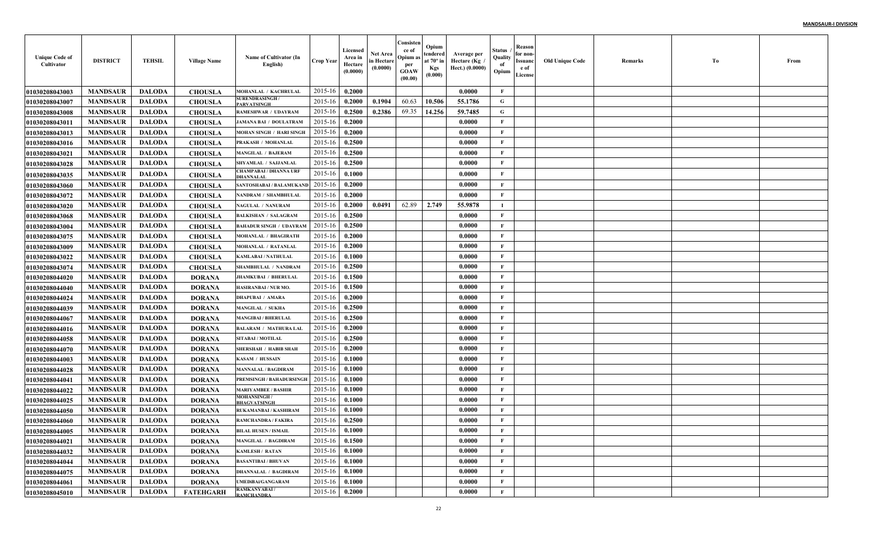| Unique Code of Cultivator | DISTRICT | TEHSIL | Village Name | Name of Cultivator (In English) | Crop Year | Licensed Area in Hectare (0.0000) | Net Area in Hectare (0.0000) | Consistence of Opium as per GOAW (00.00) | Opium tendered at 70° in Kgs (0.000) | Average per Hectare (Kg / Hect.) (0.0000) | Status / Quality of Opium | Reason for non-Issuance of License | Old Unique Code | Remarks | To | From |
|---|---|---|---|---|---|---|---|---|---|---|---|---|---|---|---|---|
| 01030208043003 | MANDSAUR | DALODA | CHOUSLA | MOHANLAL / KACHRULAL | 2015-16 | 0.2000 | | | | 0.0000 | F | | | | | |
| 01030208043007 | MANDSAUR | DALODA | CHOUSLA | SURENDRASINGH / PARVATSINGH | 2015-16 | 0.2000 | 0.1904 | 60.63 | 10.506 | 55.1786 | G | | | | | |
| 01030208043008 | MANDSAUR | DALODA | CHOUSLA | RAMESHWAR / UDAYRAM | 2015-16 | 0.2500 | 0.2386 | 69.35 | 14.256 | 59.7485 | G | | | | | |
| 01030208043011 | MANDSAUR | DALODA | CHOUSLA | JAMANA BAI / DOULATRAM | 2015-16 | 0.2000 | | | | 0.0000 | F | | | | | |
| 01030208043013 | MANDSAUR | DALODA | CHOUSLA | MOHAN SINGH / HARI SINGH | 2015-16 | 0.2000 | | | | 0.0000 | F | | | | | |
| 01030208043016 | MANDSAUR | DALODA | CHOUSLA | PRAKASH / MOHANLAL | 2015-16 | 0.2500 | | | | 0.0000 | F | | | | | |
| 01030208043021 | MANDSAUR | DALODA | CHOUSLA | MANGILAL / BAJERAM | 2015-16 | 0.2500 | | | | 0.0000 | F | | | | | |
| 01030208043028 | MANDSAUR | DALODA | CHOUSLA | SHYAMLAL / SAJJANLAL | 2015-16 | 0.2500 | | | | 0.0000 | F | | | | | |
| 01030208043035 | MANDSAUR | DALODA | CHOUSLA | CHAMPABAI / DHANNA URF DHANNALAL | 2015-16 | 0.1000 | | | | 0.0000 | F | | | | | |
| 01030208043060 | MANDSAUR | DALODA | CHOUSLA | SANTOSHABAI / BALAMUKAND | 2015-16 | 0.2000 | | | | 0.0000 | F | | | | | |
| 01030208043072 | MANDSAUR | DALODA | CHOUSLA | NANDRAM / SHAMBHULAL | 2015-16 | 0.2000 | | | | 0.0000 | F | | | | | |
| 01030208043020 | MANDSAUR | DALODA | CHOUSLA | NAGULAL / NANURAM | 2015-16 | 0.2000 | 0.0491 | 62.89 | 2.749 | 55.9878 | I | | | | | |
| 01030208043068 | MANDSAUR | DALODA | CHOUSLA | BALKISHAN / SALAGRAM | 2015-16 | 0.2500 | | | | 0.0000 | F | | | | | |
| 01030208043004 | MANDSAUR | DALODA | CHOUSLA | BAHADUR SINGH / UDAYRAM | 2015-16 | 0.2500 | | | | 0.0000 | F | | | | | |
| 01030208043075 | MANDSAUR | DALODA | CHOUSLA | MOHANLAL / BHAGIRATH | 2015-16 | 0.2000 | | | | 0.0000 | F | | | | | |
| 01030208043009 | MANDSAUR | DALODA | CHOUSLA | MOHANLAL / RATANLAL | 2015-16 | 0.2000 | | | | 0.0000 | F | | | | | |
| 01030208043022 | MANDSAUR | DALODA | CHOUSLA | KAMLABAI / NATHULAL | 2015-16 | 0.1000 | | | | 0.0000 | F | | | | | |
| 01030208043074 | MANDSAUR | DALODA | CHOUSLA | SHAMBHULAL / NANDRAM | 2015-16 | 0.2500 | | | | 0.0000 | F | | | | | |
| 01030208044020 | MANDSAUR | DALODA | DORANA | JHAMKUBAI / BHERULAL | 2015-16 | 0.1500 | | | | 0.0000 | F | | | | | |
| 01030208044040 | MANDSAUR | DALODA | DORANA | HASIRANBAI / NUR MO. | 2015-16 | 0.1500 | | | | 0.0000 | F | | | | | |
| 01030208044024 | MANDSAUR | DALODA | DORANA | DHAPUBAI / AMARA | 2015-16 | 0.2000 | | | | 0.0000 | F | | | | | |
| 01030208044039 | MANDSAUR | DALODA | DORANA | MANGILAL / SUKHA | 2015-16 | 0.2500 | | | | 0.0000 | F | | | | | |
| 01030208044067 | MANDSAUR | DALODA | DORANA | MANGIBAI / BHERULAL | 2015-16 | 0.2500 | | | | 0.0000 | F | | | | | |
| 01030208044016 | MANDSAUR | DALODA | DORANA | BALARAM / MATHURA LAL | 2015-16 | 0.2000 | | | | 0.0000 | F | | | | | |
| 01030208044058 | MANDSAUR | DALODA | DORANA | SITABAI / MOTILAL | 2015-16 | 0.2500 | | | | 0.0000 | F | | | | | |
| 01030208044070 | MANDSAUR | DALODA | DORANA | SHERSHAH / HABIB SHAH | 2015-16 | 0.2000 | | | | 0.0000 | F | | | | | |
| 01030208044003 | MANDSAUR | DALODA | DORANA | KASAM / HUSSAIN | 2015-16 | 0.1000 | | | | 0.0000 | F | | | | | |
| 01030208044028 | MANDSAUR | DALODA | DORANA | MANNALAL / BAGDIRAM | 2015-16 | 0.1000 | | | | 0.0000 | F | | | | | |
| 01030208044041 | MANDSAUR | DALODA | DORANA | PREMSINGH / BAHADURSINGH | 2015-16 | 0.1000 | | | | 0.0000 | F | | | | | |
| 01030208044022 | MANDSAUR | DALODA | DORANA | MARIYAMBEE / BASHIR | 2015-16 | 0.1000 | | | | 0.0000 | F | | | | | |
| 01030208044025 | MANDSAUR | DALODA | DORANA | MOHANSINGH / BHAGVATSINGH | 2015-16 | 0.1000 | | | | 0.0000 | F | | | | | |
| 01030208044050 | MANDSAUR | DALODA | DORANA | RUKAMANBAI / KASHIRAM | 2015-16 | 0.1000 | | | | 0.0000 | F | | | | | |
| 01030208044060 | MANDSAUR | DALODA | DORANA | RAMCHANDRA / FAKIRA | 2015-16 | 0.2500 | | | | 0.0000 | F | | | | | |
| 01030208044005 | MANDSAUR | DALODA | DORANA | BILAL HUSEN / ISMAIL | 2015-16 | 0.1000 | | | | 0.0000 | F | | | | | |
| 01030208044021 | MANDSAUR | DALODA | DORANA | MANGILAL / BAGDIRAM | 2015-16 | 0.1500 | | | | 0.0000 | F | | | | | |
| 01030208044032 | MANDSAUR | DALODA | DORANA | KAMLESH / RATAN | 2015-16 | 0.1000 | | | | 0.0000 | F | | | | | |
| 01030208044044 | MANDSAUR | DALODA | DORANA | BASANTIBAI / BHUVAN | 2015-16 | 0.1000 | | | | 0.0000 | F | | | | | |
| 01030208044075 | MANDSAUR | DALODA | DORANA | DHANNALAL / BAGDIRAM | 2015-16 | 0.1000 | | | | 0.0000 | F | | | | | |
| 01030208044061 | MANDSAUR | DALODA | DORANA | UMEDIBAI/GANGARAM | 2015-16 | 0.1000 | | | | 0.0000 | F | | | | | |
| 01030208045010 | MANDSAUR | DALODA | FATEHGARH | RAMKANYABAI / RAMCHANDRA | 2015-16 | 0.2000 | | | | 0.0000 | F | | | | | |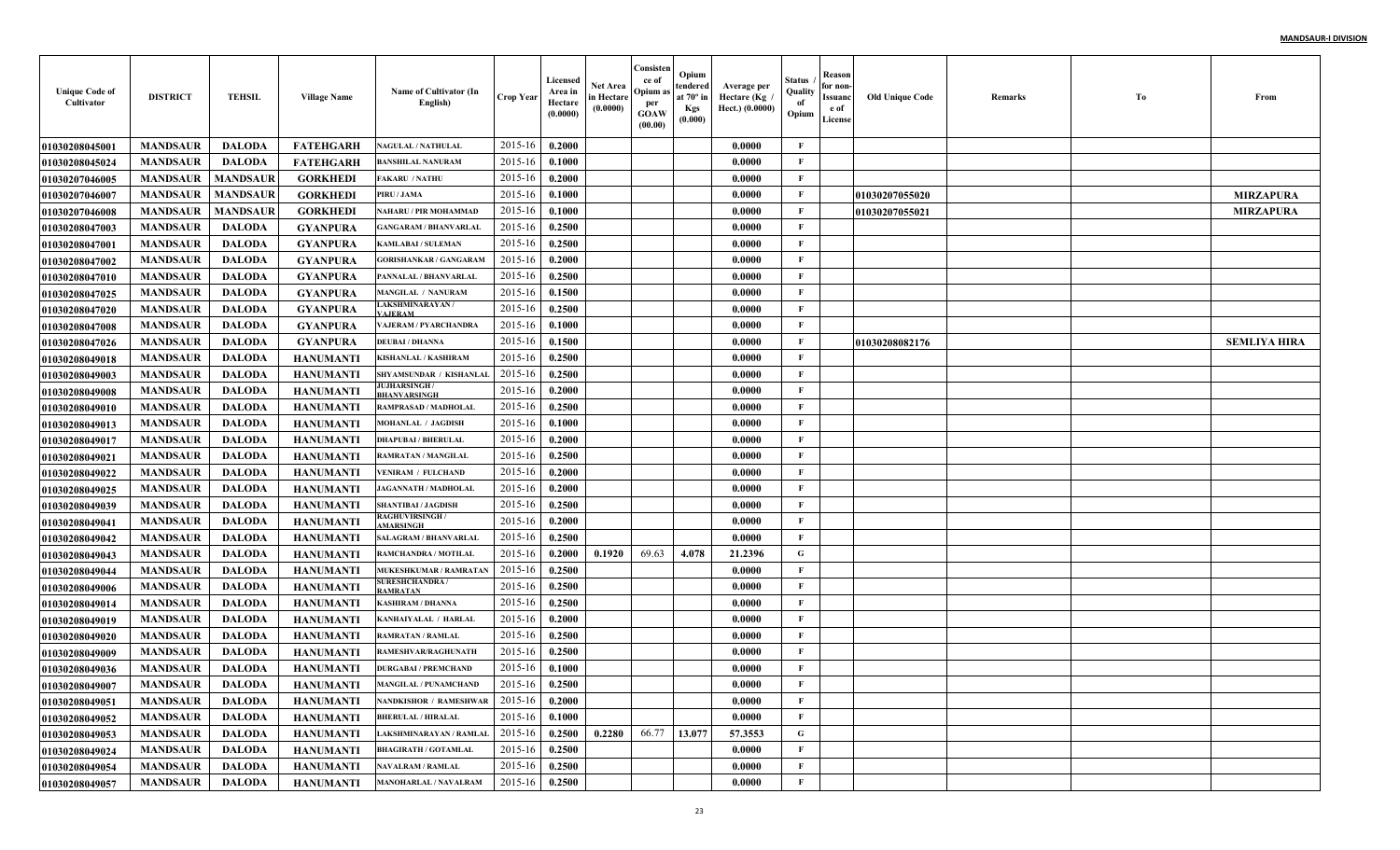| Unique Code of Cultivator | DISTRICT | TEHSIL | Village Name | Name of Cultivator (In English) | Crop Year | Licensed Area in Hectare (0.0000) | Net Area in Hectare (0.0000) | Consistence of Opium as per GOAW (00.00) | Opium tendered at 70º in Kgs (0.000) | Average per Hectare (Kg / Hect.) (0.0000) | Status / Quality of Opium | Reason for non-Issuance of License | Old Unique Code | Remarks | To | From |
|---|---|---|---|---|---|---|---|---|---|---|---|---|---|---|---|---|
| 01030208045001 | MANDSAUR | DALODA | FATEHGARH | NAGULAL / NATHULAL | 2015-16 | 0.2000 | | | | 0.0000 | F | | | | | |
| 01030208045024 | MANDSAUR | DALODA | FATEHGARH | BANSHILAL NANURAM | 2015-16 | 0.1000 | | | | 0.0000 | F | | | | | |
| 01030207046005 | MANDSAUR | MANDSAUR | GORKHEDI | FAKARU / NATHU | 2015-16 | 0.2000 | | | | 0.0000 | F | | | | | |
| 01030207046007 | MANDSAUR | MANDSAUR | GORKHEDI | PIRU / JAMA | 2015-16 | 0.1000 | | | | 0.0000 | F | | 01030207055020 | | | MIRZAPURA |
| 01030207046008 | MANDSAUR | MANDSAUR | GORKHEDI | NAHARU / PIR MOHAMMAD | 2015-16 | 0.1000 | | | | 0.0000 | F | | 01030207055021 | | | MIRZAPURA |
| 01030208047003 | MANDSAUR | DALODA | GYANPURA | GANGARAM / BHANVARLAL | 2015-16 | 0.2500 | | | | 0.0000 | F | | | | | |
| 01030208047001 | MANDSAUR | DALODA | GYANPURA | KAMLABAI / SULEMAN | 2015-16 | 0.2500 | | | | 0.0000 | F | | | | | |
| 01030208047002 | MANDSAUR | DALODA | GYANPURA | GORISHANKAR / GANGARAM | 2015-16 | 0.2000 | | | | 0.0000 | F | | | | | |
| 01030208047010 | MANDSAUR | DALODA | GYANPURA | PANNALAL / BHANVARLAL | 2015-16 | 0.2500 | | | | 0.0000 | F | | | | | |
| 01030208047025 | MANDSAUR | DALODA | GYANPURA | MANGILAL / NANURAM | 2015-16 | 0.1500 | | | | 0.0000 | F | | | | | |
| 01030208047020 | MANDSAUR | DALODA | GYANPURA | LAKSHMINARAYAN / VAJERAM | 2015-16 | 0.2500 | | | | 0.0000 | F | | | | | |
| 01030208047008 | MANDSAUR | DALODA | GYANPURA | VAJERAM / PYARCHANDRA | 2015-16 | 0.1000 | | | | 0.0000 | F | | | | | |
| 01030208047026 | MANDSAUR | DALODA | GYANPURA | DEUBAI / DHANNA | 2015-16 | 0.1500 | | | | 0.0000 | F | | 01030208082176 | | | SEMLIYA HIRA |
| 01030208049018 | MANDSAUR | DALODA | HANUMANTI | KISHANLAL / KASHIRAM | 2015-16 | 0.2500 | | | | 0.0000 | F | | | | | |
| 01030208049003 | MANDSAUR | DALODA | HANUMANTI | SHYAMSUNDAR / KISHANLAL | 2015-16 | 0.2500 | | | | 0.0000 | F | | | | | |
| 01030208049008 | MANDSAUR | DALODA | HANUMANTI | JUJHARSINGH / BHANVARSINGH | 2015-16 | 0.2000 | | | | 0.0000 | F | | | | | |
| 01030208049010 | MANDSAUR | DALODA | HANUMANTI | RAMPRASAD / MADHOLAL | 2015-16 | 0.2500 | | | | 0.0000 | F | | | | | |
| 01030208049013 | MANDSAUR | DALODA | HANUMANTI | MOHANLAL / JAGDISH | 2015-16 | 0.1000 | | | | 0.0000 | F | | | | | |
| 01030208049017 | MANDSAUR | DALODA | HANUMANTI | DHAPUBAI / BHERULAL | 2015-16 | 0.2000 | | | | 0.0000 | F | | | | | |
| 01030208049021 | MANDSAUR | DALODA | HANUMANTI | RAMRATAN / MANGILAL | 2015-16 | 0.2500 | | | | 0.0000 | F | | | | | |
| 01030208049022 | MANDSAUR | DALODA | HANUMANTI | VENIRAM / FULCHAND | 2015-16 | 0.2000 | | | | 0.0000 | F | | | | | |
| 01030208049025 | MANDSAUR | DALODA | HANUMANTI | JAGANNATH / MADHOLAL | 2015-16 | 0.2000 | | | | 0.0000 | F | | | | | |
| 01030208049039 | MANDSAUR | DALODA | HANUMANTI | SHANTIBAI / JAGDISH | 2015-16 | 0.2500 | | | | 0.0000 | F | | | | | |
| 01030208049041 | MANDSAUR | DALODA | HANUMANTI | RAGHUVIRSINGH / AMARSINGH | 2015-16 | 0.2000 | | | | 0.0000 | F | | | | | |
| 01030208049042 | MANDSAUR | DALODA | HANUMANTI | SALAGRAM / BHANVARLAL | 2015-16 | 0.2500 | | | | 0.0000 | F | | | | | |
| 01030208049043 | MANDSAUR | DALODA | HANUMANTI | RAMCHANDRA / MOTILAL | 2015-16 | 0.2000 | 0.1920 | 69.63 | 4.078 | 21.2396 | G | | | | | |
| 01030208049044 | MANDSAUR | DALODA | HANUMANTI | MUKESHKUMAR / RAMRATAN | 2015-16 | 0.2500 | | | | 0.0000 | F | | | | | |
| 01030208049006 | MANDSAUR | DALODA | HANUMANTI | SURESHCHANDRA / RAMRATAN | 2015-16 | 0.2500 | | | | 0.0000 | F | | | | | |
| 01030208049014 | MANDSAUR | DALODA | HANUMANTI | KASHIRAM / DHANNA | 2015-16 | 0.2500 | | | | 0.0000 | F | | | | | |
| 01030208049019 | MANDSAUR | DALODA | HANUMANTI | KANHAIYALAL / HARLAL | 2015-16 | 0.2000 | | | | 0.0000 | F | | | | | |
| 01030208049020 | MANDSAUR | DALODA | HANUMANTI | RAMRATAN / RAMLAL | 2015-16 | 0.2500 | | | | 0.0000 | F | | | | | |
| 01030208049009 | MANDSAUR | DALODA | HANUMANTI | RAMESHVAR/RAGHUNATH | 2015-16 | 0.2500 | | | | 0.0000 | F | | | | | |
| 01030208049036 | MANDSAUR | DALODA | HANUMANTI | DURGABAI / PREMCHAND | 2015-16 | 0.1000 | | | | 0.0000 | F | | | | | |
| 01030208049007 | MANDSAUR | DALODA | HANUMANTI | MANGILAL / PUNAMCHAND | 2015-16 | 0.2500 | | | | 0.0000 | F | | | | | |
| 01030208049051 | MANDSAUR | DALODA | HANUMANTI | NANDKISHOR / RAMESHWAR | 2015-16 | 0.2000 | | | | 0.0000 | F | | | | | |
| 01030208049052 | MANDSAUR | DALODA | HANUMANTI | BHERULAL / HIRALAL | 2015-16 | 0.1000 | | | | 0.0000 | F | | | | | |
| 01030208049053 | MANDSAUR | DALODA | HANUMANTI | LAKSHMINARAYAN / RAMLAL | 2015-16 | 0.2500 | 0.2280 | 66.77 | 13.077 | 57.3553 | G | | | | | |
| 01030208049024 | MANDSAUR | DALODA | HANUMANTI | BHAGIRATH / GOTAMLAL | 2015-16 | 0.2500 | | | | 0.0000 | F | | | | | |
| 01030208049054 | MANDSAUR | DALODA | HANUMANTI | NAVALRAM / RAMLAL | 2015-16 | 0.2500 | | | | 0.0000 | F | | | | | |
| 01030208049057 | MANDSAUR | DALODA | HANUMANTI | MANOHARLAL / NAVALRAM | 2015-16 | 0.2500 | | | | 0.0000 | F | | | | | |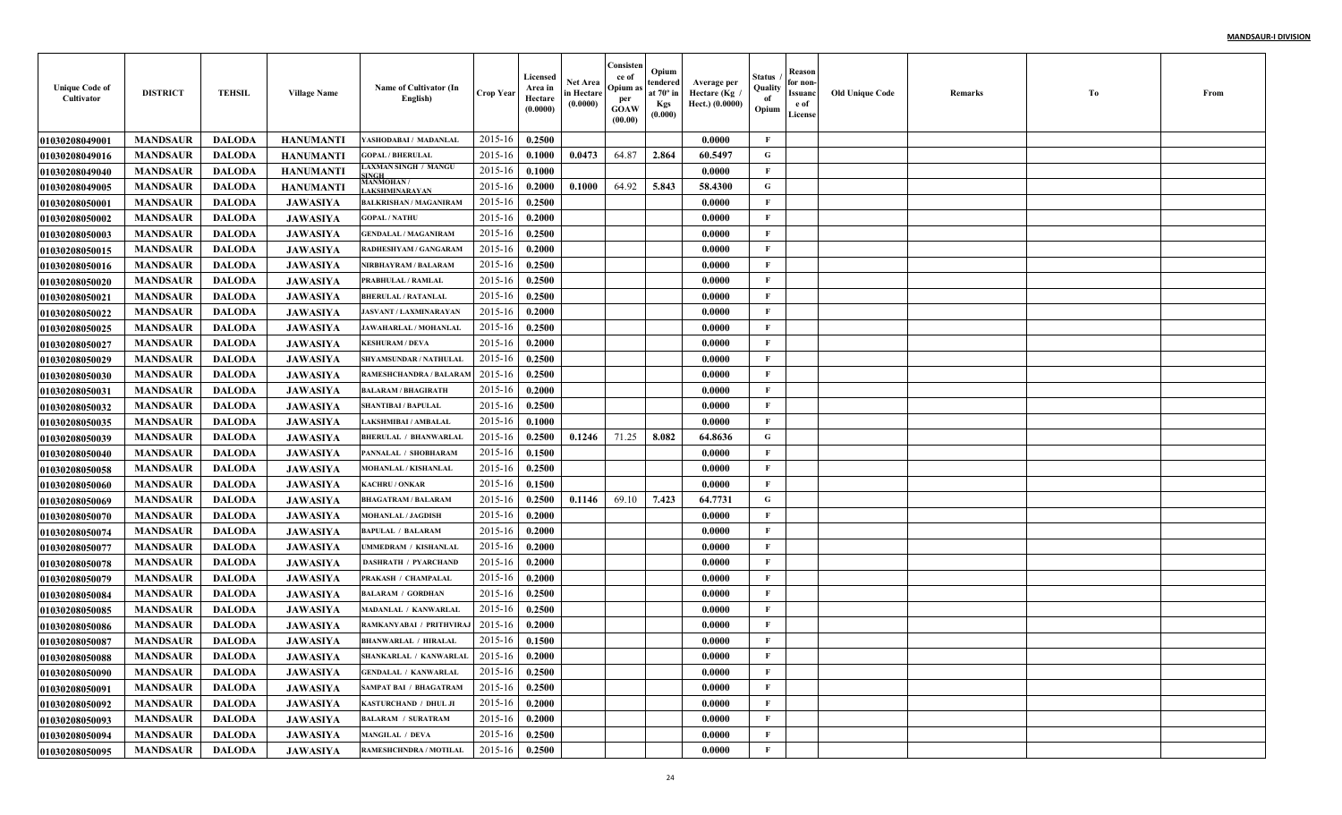| Unique Code of Cultivator | DISTRICT | TEHSIL | Village Name | Name of Cultivator (In English) | Crop Year | Licensed Area in Hectare (0.0000) | Net Area in Hectare (0.0000) | Consistence of Opium as per GOAW (00.00) | Opium tendered at 70° in Kgs (0.000) | Average per Hectare (Kg / Hect.) (0.0000) | Status / Quality of Opium | Reason for non-Issuance of License | Old Unique Code | Remarks | To | From |
|---|---|---|---|---|---|---|---|---|---|---|---|---|---|---|---|---|
| 01030208049001 | MANDSAUR | DALODA | HANUMANTI | YASHODABAI / MADANLAL | 2015-16 | 0.2500 | | | | 0.0000 | F | | | | | |
| 01030208049016 | MANDSAUR | DALODA | HANUMANTI | GOPAL / BHERULAL | 2015-16 | 0.1000 | 0.0473 | 64.87 | 2.864 | 60.5497 | G | | | | | |
| 01030208049040 | MANDSAUR | DALODA | HANUMANTI | LAXMAN SINGH / MANGU SINGH | 2015-16 | 0.1000 | | | | 0.0000 | F | | | | | |
| 01030208049005 | MANDSAUR | DALODA | HANUMANTI | MANMOHAN / LAKSHMINARAYAN | 2015-16 | 0.2000 | 0.1000 | 64.92 | 5.843 | 58.4300 | G | | | | | |
| 01030208050001 | MANDSAUR | DALODA | JAWASIYA | BALKRISHAN / MAGANIRAM | 2015-16 | 0.2500 | | | | 0.0000 | F | | | | | |
| 01030208050002 | MANDSAUR | DALODA | JAWASIYA | GOPAL / NATHU | 2015-16 | 0.2000 | | | | 0.0000 | F | | | | | |
| 01030208050003 | MANDSAUR | DALODA | JAWASIYA | GENDALAL / MAGANIRAM | 2015-16 | 0.2500 | | | | 0.0000 | F | | | | | |
| 01030208050015 | MANDSAUR | DALODA | JAWASIYA | RADHESHYAM / GANGARAM | 2015-16 | 0.2000 | | | | 0.0000 | F | | | | | |
| 01030208050016 | MANDSAUR | DALODA | JAWASIYA | NIRBHAYRAM / BALARAM | 2015-16 | 0.2500 | | | | 0.0000 | F | | | | | |
| 01030208050020 | MANDSAUR | DALODA | JAWASIYA | PRABHULAL / RAMLAL | 2015-16 | 0.2500 | | | | 0.0000 | F | | | | | |
| 01030208050021 | MANDSAUR | DALODA | JAWASIYA | BHERULAL / RATANLAL | 2015-16 | 0.2500 | | | | 0.0000 | F | | | | | |
| 01030208050022 | MANDSAUR | DALODA | JAWASIYA | JASVANT / LAXMINARAYAN | 2015-16 | 0.2000 | | | | 0.0000 | F | | | | | |
| 01030208050025 | MANDSAUR | DALODA | JAWASIYA | JAWAHARLAL / MOHANLAL | 2015-16 | 0.2500 | | | | 0.0000 | F | | | | | |
| 01030208050027 | MANDSAUR | DALODA | JAWASIYA | KESHURAM / DEVA | 2015-16 | 0.2000 | | | | 0.0000 | F | | | | | |
| 01030208050029 | MANDSAUR | DALODA | JAWASIYA | SHYAMSUNDAR / NATHULAL | 2015-16 | 0.2500 | | | | 0.0000 | F | | | | | |
| 01030208050030 | MANDSAUR | DALODA | JAWASIYA | RAMESHCHANDRA / BALARAM | 2015-16 | 0.2500 | | | | 0.0000 | F | | | | | |
| 01030208050031 | MANDSAUR | DALODA | JAWASIYA | BALARAM / BHAGIRATH | 2015-16 | 0.2000 | | | | 0.0000 | F | | | | | |
| 01030208050032 | MANDSAUR | DALODA | JAWASIYA | SHANTIBAI / BAPULAL | 2015-16 | 0.2500 | | | | 0.0000 | F | | | | | |
| 01030208050035 | MANDSAUR | DALODA | JAWASIYA | LAKSHMIBAI / AMBALAL | 2015-16 | 0.1000 | | | | 0.0000 | F | | | | | |
| 01030208050039 | MANDSAUR | DALODA | JAWASIYA | BHERULAL / BHANWARLAL | 2015-16 | 0.2500 | 0.1246 | 71.25 | 8.082 | 64.8636 | G | | | | | |
| 01030208050040 | MANDSAUR | DALODA | JAWASIYA | PANNALAL / SHOBHARAM | 2015-16 | 0.1500 | | | | 0.0000 | F | | | | | |
| 01030208050058 | MANDSAUR | DALODA | JAWASIYA | MOHANLAL / KISHANLAL | 2015-16 | 0.2500 | | | | 0.0000 | F | | | | | |
| 01030208050060 | MANDSAUR | DALODA | JAWASIYA | KACHRU / ONKAR | 2015-16 | 0.1500 | | | | 0.0000 | F | | | | | |
| 01030208050069 | MANDSAUR | DALODA | JAWASIYA | BHAGATRAM / BALARAM | 2015-16 | 0.2500 | 0.1146 | 69.10 | 7.423 | 64.7731 | G | | | | | |
| 01030208050070 | MANDSAUR | DALODA | JAWASIYA | MOHANLAL / JAGDISH | 2015-16 | 0.2000 | | | | 0.0000 | F | | | | | |
| 01030208050074 | MANDSAUR | DALODA | JAWASIYA | BAPULAL / BALARAM | 2015-16 | 0.2000 | | | | 0.0000 | F | | | | | |
| 01030208050077 | MANDSAUR | DALODA | JAWASIYA | UMMEDRAM / KISHANLAL | 2015-16 | 0.2000 | | | | 0.0000 | F | | | | | |
| 01030208050078 | MANDSAUR | DALODA | JAWASIYA | DASHRATH / PYARCHAND | 2015-16 | 0.2000 | | | | 0.0000 | F | | | | | |
| 01030208050079 | MANDSAUR | DALODA | JAWASIYA | PRAKASH / CHAMPALAL | 2015-16 | 0.2000 | | | | 0.0000 | F | | | | | |
| 01030208050084 | MANDSAUR | DALODA | JAWASIYA | BALARAM / GORDHAN | 2015-16 | 0.2500 | | | | 0.0000 | F | | | | | |
| 01030208050085 | MANDSAUR | DALODA | JAWASIYA | MADANLAL / KANWARLAL | 2015-16 | 0.2500 | | | | 0.0000 | F | | | | | |
| 01030208050086 | MANDSAUR | DALODA | JAWASIYA | RAMKANYABAI / PRITHVIRAJ | 2015-16 | 0.2000 | | | | 0.0000 | F | | | | | |
| 01030208050087 | MANDSAUR | DALODA | JAWASIYA | BHANWARLAL / HIRALAL | 2015-16 | 0.1500 | | | | 0.0000 | F | | | | | |
| 01030208050088 | MANDSAUR | DALODA | JAWASIYA | SHANKARLAL / KANWARLAL | 2015-16 | 0.2000 | | | | 0.0000 | F | | | | | |
| 01030208050090 | MANDSAUR | DALODA | JAWASIYA | GENDALAL / KANWARLAL | 2015-16 | 0.2500 | | | | 0.0000 | F | | | | | |
| 01030208050091 | MANDSAUR | DALODA | JAWASIYA | SAMPAT BAI / BHAGATRAM | 2015-16 | 0.2500 | | | | 0.0000 | F | | | | | |
| 01030208050092 | MANDSAUR | DALODA | JAWASIYA | KASTURCHAND / DHUL JI | 2015-16 | 0.2000 | | | | 0.0000 | F | | | | | |
| 01030208050093 | MANDSAUR | DALODA | JAWASIYA | BALARAM / SURATRAM | 2015-16 | 0.2000 | | | | 0.0000 | F | | | | | |
| 01030208050094 | MANDSAUR | DALODA | JAWASIYA | MANGILAL / DEVA | 2015-16 | 0.2500 | | | | 0.0000 | F | | | | | |
| 01030208050095 | MANDSAUR | DALODA | JAWASIYA | RAMESHCHNDRA / MOTILAL | 2015-16 | 0.2500 | | | | 0.0000 | F | | | | | |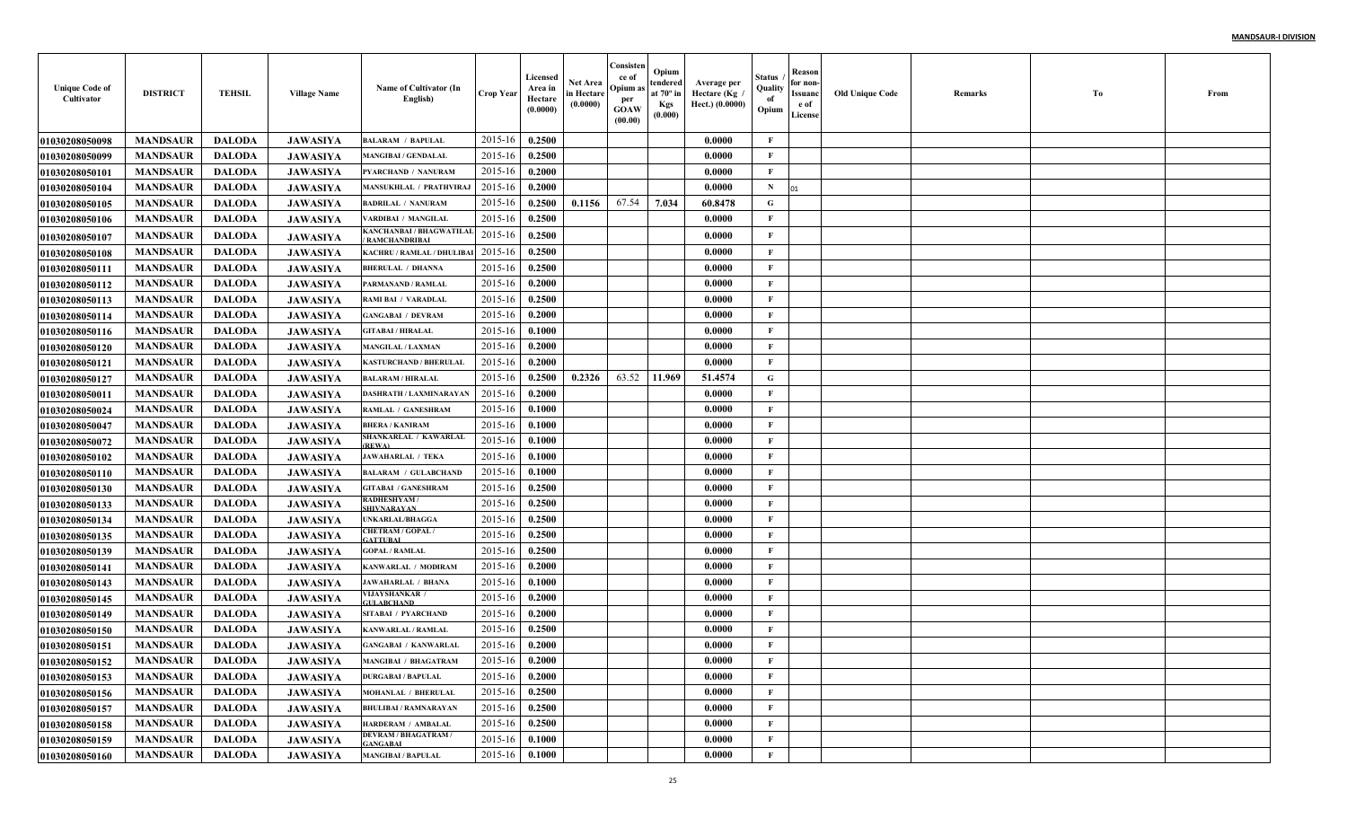**MANDSAUR-I DIVISION**

| Unique Code of Cultivator | DISTRICT | TEHSIL | Village Name | Name of Cultivator (In English) | Crop Year | Licensed Area in Hectare (0.0000) | Net Area in Hectare (0.0000) | Consistence of Opium as per GOAW (00.00) | Opium tendered at 70° in Kgs (0.000) | Average per Hectare (Kg / Hect.) (0.0000) | Status / Quality of Opium | Reason for non-Issuance of License | Old Unique Code | Remarks | To | From |
|---|---|---|---|---|---|---|---|---|---|---|---|---|---|---|---|---|
| 01030208050098 | MANDSAUR | DALODA | JAWASIYA | BALARAM / BAPULAL | 2015-16 | 0.2500 | | | | 0.0000 | F | | | | | |
| 01030208050099 | MANDSAUR | DALODA | JAWASIYA | MANGIBAI / GENDALAL | 2015-16 | 0.2500 | | | | 0.0000 | F | | | | | |
| 01030208050101 | MANDSAUR | DALODA | JAWASIYA | PYARCHAND / NANURAM | 2015-16 | 0.2000 | | | | 0.0000 | F | | | | | |
| 01030208050104 | MANDSAUR | DALODA | JAWASIYA | MANSUKHLAL / PRATHVIRAJ | 2015-16 | 0.2000 | | | | 0.0000 | N | 01 | | | | |
| 01030208050105 | MANDSAUR | DALODA | JAWASIYA | BADRILAL / NANURAM | 2015-16 | 0.2500 | 0.1156 | 67.54 | 7.034 | 60.8478 | G | | | | | |
| 01030208050106 | MANDSAUR | DALODA | JAWASIYA | VARDIBAI / MANGILAL | 2015-16 | 0.2500 | | | | 0.0000 | F | | | | | |
| 01030208050107 | MANDSAUR | DALODA | JAWASIYA | KANCHANBAI / BHAGWATILAL / RAMCHANDRIBAI | 2015-16 | 0.2500 | | | | 0.0000 | F | | | | | |
| 01030208050108 | MANDSAUR | DALODA | JAWASIYA | KACHRU / RAMLAL / DHULIBAI | 2015-16 | 0.2500 | | | | 0.0000 | F | | | | | |
| 01030208050111 | MANDSAUR | DALODA | JAWASIYA | BHERULAL / DHANNA | 2015-16 | 0.2500 | | | | 0.0000 | F | | | | | |
| 01030208050112 | MANDSAUR | DALODA | JAWASIYA | PARMANAND / RAMLAL | 2015-16 | 0.2000 | | | | 0.0000 | F | | | | | |
| 01030208050113 | MANDSAUR | DALODA | JAWASIYA | RAMI BAI / VARADLAL | 2015-16 | 0.2500 | | | | 0.0000 | F | | | | | |
| 01030208050114 | MANDSAUR | DALODA | JAWASIYA | GANGABAI / DEVRAM | 2015-16 | 0.2000 | | | | 0.0000 | F | | | | | |
| 01030208050116 | MANDSAUR | DALODA | JAWASIYA | GITABAI / HIRALAL | 2015-16 | 0.1000 | | | | 0.0000 | F | | | | | |
| 01030208050120 | MANDSAUR | DALODA | JAWASIYA | MANGILAL / LAXMAN | 2015-16 | 0.2000 | | | | 0.0000 | F | | | | | |
| 01030208050121 | MANDSAUR | DALODA | JAWASIYA | KASTURCHAND / BHERULAL | 2015-16 | 0.2000 | | | | 0.0000 | F | | | | | |
| 01030208050127 | MANDSAUR | DALODA | JAWASIYA | BALARAM / HIRALAL | 2015-16 | 0.2500 | 0.2326 | 63.52 | 11.969 | 51.4574 | G | | | | | |
| 01030208050011 | MANDSAUR | DALODA | JAWASIYA | DASHRATH / LAXMINARAYAN | 2015-16 | 0.2000 | | | | 0.0000 | F | | | | | |
| 01030208050024 | MANDSAUR | DALODA | JAWASIYA | RAMLAL / GANESHRAM | 2015-16 | 0.1000 | | | | 0.0000 | F | | | | | |
| 01030208050047 | MANDSAUR | DALODA | JAWASIYA | BHERA / KANIRAM | 2015-16 | 0.1000 | | | | 0.0000 | F | | | | | |
| 01030208050072 | MANDSAUR | DALODA | JAWASIYA | SHANKARLAL / KAWARLAL (REWA) | 2015-16 | 0.1000 | | | | 0.0000 | F | | | | | |
| 01030208050102 | MANDSAUR | DALODA | JAWASIYA | JAWAHARLAL / TEKA | 2015-16 | 0.1000 | | | | 0.0000 | F | | | | | |
| 01030208050110 | MANDSAUR | DALODA | JAWASIYA | BALARAM / GULABCHAND | 2015-16 | 0.1000 | | | | 0.0000 | F | | | | | |
| 01030208050130 | MANDSAUR | DALODA | JAWASIYA | GITABAI / GANESHRAM | 2015-16 | 0.2500 | | | | 0.0000 | F | | | | | |
| 01030208050133 | MANDSAUR | DALODA | JAWASIYA | RADHESHYAM / SHIVNARAYAN | 2015-16 | 0.2500 | | | | 0.0000 | F | | | | | |
| 01030208050134 | MANDSAUR | DALODA | JAWASIYA | UNKARLAL/BHAGGA | 2015-16 | 0.2500 | | | | 0.0000 | F | | | | | |
| 01030208050135 | MANDSAUR | DALODA | JAWASIYA | CHETRAM / GOPAL / GATTUBAI | 2015-16 | 0.2500 | | | | 0.0000 | F | | | | | |
| 01030208050139 | MANDSAUR | DALODA | JAWASIYA | GOPAL / RAMLAL | 2015-16 | 0.2500 | | | | 0.0000 | F | | | | | |
| 01030208050141 | MANDSAUR | DALODA | JAWASIYA | KANWARLAL / MODIRAM | 2015-16 | 0.2000 | | | | 0.0000 | F | | | | | |
| 01030208050143 | MANDSAUR | DALODA | JAWASIYA | JAWAHARLAL / BHANA | 2015-16 | 0.1000 | | | | 0.0000 | F | | | | | |
| 01030208050145 | MANDSAUR | DALODA | JAWASIYA | VIJAYSHANKAR / GULABCHAND | 2015-16 | 0.2000 | | | | 0.0000 | F | | | | | |
| 01030208050149 | MANDSAUR | DALODA | JAWASIYA | SITABAI / PYARCHAND | 2015-16 | 0.2000 | | | | 0.0000 | F | | | | | |
| 01030208050150 | MANDSAUR | DALODA | JAWASIYA | KANWARLAL / RAMLAL | 2015-16 | 0.2500 | | | | 0.0000 | F | | | | | |
| 01030208050151 | MANDSAUR | DALODA | JAWASIYA | GANGABAI / KANWARLAL | 2015-16 | 0.2000 | | | | 0.0000 | F | | | | | |
| 01030208050152 | MANDSAUR | DALODA | JAWASIYA | MANGIBAI / BHAGATRAM | 2015-16 | 0.2000 | | | | 0.0000 | F | | | | | |
| 01030208050153 | MANDSAUR | DALODA | JAWASIYA | DURGABAI / BAPULAL | 2015-16 | 0.2000 | | | | 0.0000 | F | | | | | |
| 01030208050156 | MANDSAUR | DALODA | JAWASIYA | MOHANLAL / BHERULAL | 2015-16 | 0.2500 | | | | 0.0000 | F | | | | | |
| 01030208050157 | MANDSAUR | DALODA | JAWASIYA | BHULIBAI / RAMNARAYAN | 2015-16 | 0.2500 | | | | 0.0000 | F | | | | | |
| 01030208050158 | MANDSAUR | DALODA | JAWASIYA | HARDERAM / AMBALAL | 2015-16 | 0.2500 | | | | 0.0000 | F | | | | | |
| 01030208050159 | MANDSAUR | DALODA | JAWASIYA | DEVRAM / BHAGATRAM / GANGABAI | 2015-16 | 0.1000 | | | | 0.0000 | F | | | | | |
| 01030208050160 | MANDSAUR | DALODA | JAWASIYA | MANGIBAI / BAPULAL | 2015-16 | 0.1000 | | | | 0.0000 | F | | | | | |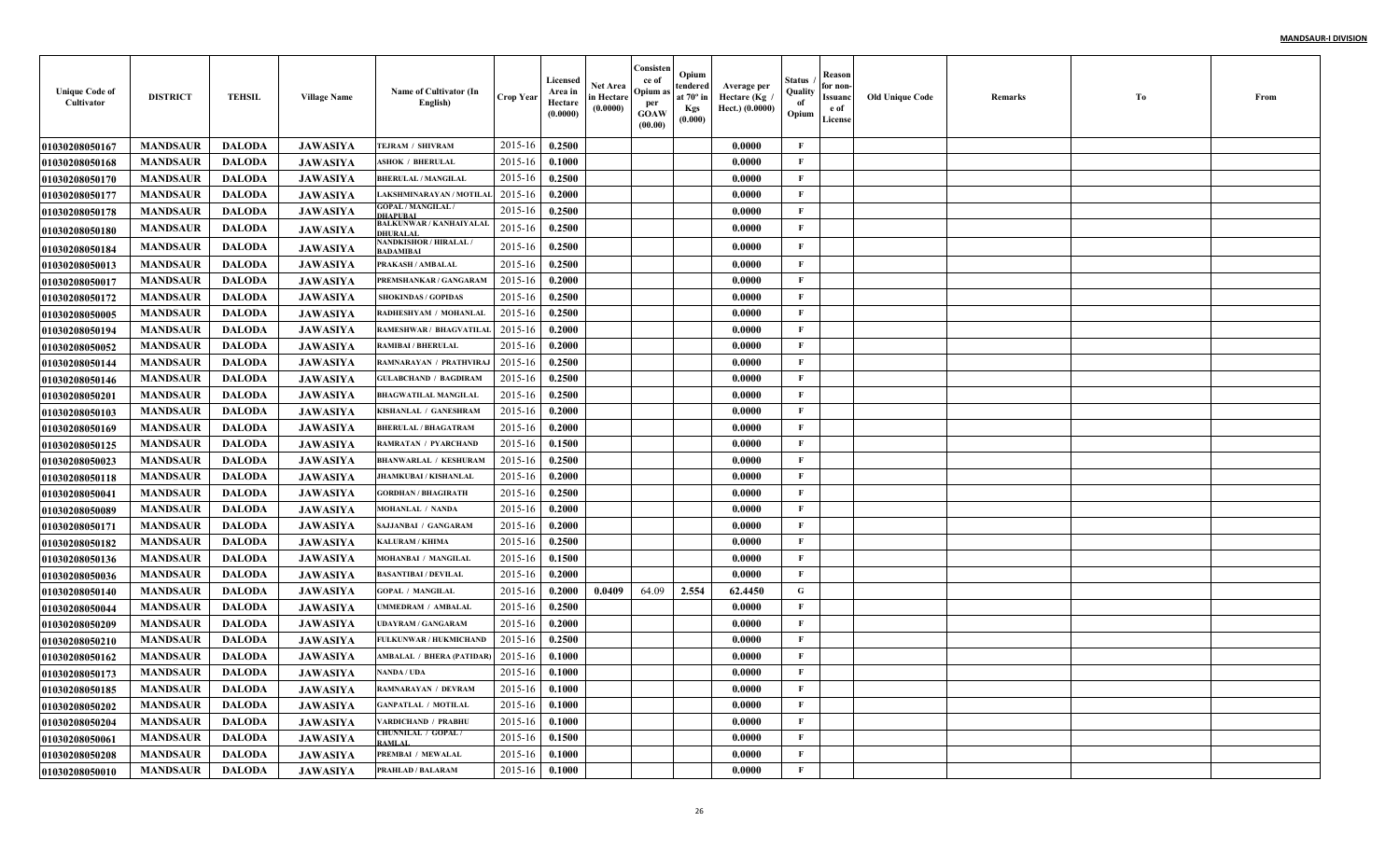**MANDSAUR-I DIVISION**

| Unique Code of Cultivator | DISTRICT | TEHSIL | Village Name | Name of Cultivator (In English) | Crop Year | Licensed Area in Hectare (0.0000) | Net Area in Hectare (0.0000) | Consistence of Opium as per GOAW (00.00) | Opium tendered at 70° in Kgs (0.000) | Average per Hectare (Kg / Hect.) (0.0000) | Status / Quality of Opium | Reason for non-Issuance of License | Old Unique Code | Remarks | To | From |
|---|---|---|---|---|---|---|---|---|---|---|---|---|---|---|---|---|
| 01030208050167 | MANDSAUR | DALODA | JAWASIYA | TEJRAM / SHIVRAM | 2015-16 | 0.2500 | | | | 0.0000 | F | | | | | |
| 01030208050168 | MANDSAUR | DALODA | JAWASIYA | ASHOK / BHERULAL | 2015-16 | 0.1000 | | | | 0.0000 | F | | | | | |
| 01030208050170 | MANDSAUR | DALODA | JAWASIYA | BHERULAL / MANGILAL | 2015-16 | 0.2500 | | | | 0.0000 | F | | | | | |
| 01030208050177 | MANDSAUR | DALODA | JAWASIYA | LAKSHMINARAYAN / MOTILAL | 2015-16 | 0.2000 | | | | 0.0000 | F | | | | | |
| 01030208050178 | MANDSAUR | DALODA | JAWASIYA | GOPAL / MANGILAL / DHAPUBAI | 2015-16 | 0.2500 | | | | 0.0000 | F | | | | | |
| 01030208050180 | MANDSAUR | DALODA | JAWASIYA | BALKUNWAR / KANHAIYALAL DHURALAL | 2015-16 | 0.2500 | | | | 0.0000 | F | | | | | |
| 01030208050184 | MANDSAUR | DALODA | JAWASIYA | NANDKISHOR / HIRALAL / BADAMIBAI | 2015-16 | 0.2500 | | | | 0.0000 | F | | | | | |
| 01030208050013 | MANDSAUR | DALODA | JAWASIYA | PRAKASH / AMBALAL | 2015-16 | 0.2500 | | | | 0.0000 | F | | | | | |
| 01030208050017 | MANDSAUR | DALODA | JAWASIYA | PREMSHANKAR / GANGARAM | 2015-16 | 0.2000 | | | | 0.0000 | F | | | | | |
| 01030208050172 | MANDSAUR | DALODA | JAWASIYA | SHOKINDAS / GOPIDAS | 2015-16 | 0.2500 | | | | 0.0000 | F | | | | | |
| 01030208050005 | MANDSAUR | DALODA | JAWASIYA | RADHESHYAM / MOHANLAL | 2015-16 | 0.2500 | | | | 0.0000 | F | | | | | |
| 01030208050194 | MANDSAUR | DALODA | JAWASIYA | RAMESHWAR / BHAGVATILAL | 2015-16 | 0.2000 | | | | 0.0000 | F | | | | | |
| 01030208050052 | MANDSAUR | DALODA | JAWASIYA | RAMIBAI / BHERULAL | 2015-16 | 0.2000 | | | | 0.0000 | F | | | | | |
| 01030208050144 | MANDSAUR | DALODA | JAWASIYA | RAMNARAYAN / PRATHVIRAJ | 2015-16 | 0.2500 | | | | 0.0000 | F | | | | | |
| 01030208050146 | MANDSAUR | DALODA | JAWASIYA | GULABCHAND / BAGDIRAM | 2015-16 | 0.2500 | | | | 0.0000 | F | | | | | |
| 01030208050201 | MANDSAUR | DALODA | JAWASIYA | BHAGWATILAL MANGILAL | 2015-16 | 0.2500 | | | | 0.0000 | F | | | | | |
| 01030208050103 | MANDSAUR | DALODA | JAWASIYA | KISHANLAL / GANESHRAM | 2015-16 | 0.2000 | | | | 0.0000 | F | | | | | |
| 01030208050169 | MANDSAUR | DALODA | JAWASIYA | BHERULAL / BHAGATRAM | 2015-16 | 0.2000 | | | | 0.0000 | F | | | | | |
| 01030208050125 | MANDSAUR | DALODA | JAWASIYA | RAMRATAN / PYARCHAND | 2015-16 | 0.1500 | | | | 0.0000 | F | | | | | |
| 01030208050023 | MANDSAUR | DALODA | JAWASIYA | BHANWARLAL / KESHURAM | 2015-16 | 0.2500 | | | | 0.0000 | F | | | | | |
| 01030208050118 | MANDSAUR | DALODA | JAWASIYA | JHAMKUBAI / KISHANLAL | 2015-16 | 0.2000 | | | | 0.0000 | F | | | | | |
| 01030208050041 | MANDSAUR | DALODA | JAWASIYA | GORDHAN / BHAGIRATH | 2015-16 | 0.2500 | | | | 0.0000 | F | | | | | |
| 01030208050089 | MANDSAUR | DALODA | JAWASIYA | MOHANLAL / NANDA | 2015-16 | 0.2000 | | | | 0.0000 | F | | | | | |
| 01030208050171 | MANDSAUR | DALODA | JAWASIYA | SAJJANBAI / GANGARAM | 2015-16 | 0.2000 | | | | 0.0000 | F | | | | | |
| 01030208050182 | MANDSAUR | DALODA | JAWASIYA | KALURAM / KHIMA | 2015-16 | 0.2500 | | | | 0.0000 | F | | | | | |
| 01030208050136 | MANDSAUR | DALODA | JAWASIYA | MOHANBAI / MANGILAL | 2015-16 | 0.1500 | | | | 0.0000 | F | | | | | |
| 01030208050036 | MANDSAUR | DALODA | JAWASIYA | BASANTIBAI / DEVILAL | 2015-16 | 0.2000 | | | | 0.0000 | F | | | | | |
| 01030208050140 | MANDSAUR | DALODA | JAWASIYA | GOPAL / MANGILAL | 2015-16 | 0.2000 | 0.0409 | 64.09 | 2.554 | 62.4450 | G | | | | | |
| 01030208050044 | MANDSAUR | DALODA | JAWASIYA | UMMEDRAM / AMBALAL | 2015-16 | 0.2500 | | | | 0.0000 | F | | | | | |
| 01030208050209 | MANDSAUR | DALODA | JAWASIYA | UDAYRAM / GANGARAM | 2015-16 | 0.2000 | | | | 0.0000 | F | | | | | |
| 01030208050210 | MANDSAUR | DALODA | JAWASIYA | FULKUNWAR / HUKMICHAND | 2015-16 | 0.2500 | | | | 0.0000 | F | | | | | |
| 01030208050162 | MANDSAUR | DALODA | JAWASIYA | AMBALAL / BHERA (PATIDAR) | 2015-16 | 0.1000 | | | | 0.0000 | F | | | | | |
| 01030208050173 | MANDSAUR | DALODA | JAWASIYA | NANDA / UDA | 2015-16 | 0.1000 | | | | 0.0000 | F | | | | | |
| 01030208050185 | MANDSAUR | DALODA | JAWASIYA | RAMNARAYAN / DEVRAM | 2015-16 | 0.1000 | | | | 0.0000 | F | | | | | |
| 01030208050202 | MANDSAUR | DALODA | JAWASIYA | GANPATLAL / MOTILAL | 2015-16 | 0.1000 | | | | 0.0000 | F | | | | | |
| 01030208050204 | MANDSAUR | DALODA | JAWASIYA | VARDICHAND / PRABHU | 2015-16 | 0.1000 | | | | 0.0000 | F | | | | | |
| 01030208050061 | MANDSAUR | DALODA | JAWASIYA | CHUNNILAL / GOPAL / RAMLAL | 2015-16 | 0.1500 | | | | 0.0000 | F | | | | | |
| 01030208050208 | MANDSAUR | DALODA | JAWASIYA | PREMBAI / MEWALAL | 2015-16 | 0.1000 | | | | 0.0000 | F | | | | | |
| 01030208050010 | MANDSAUR | DALODA | JAWASIYA | PRAHLAD / BALARAM | 2015-16 | 0.1000 | | | | 0.0000 | F | | | | | |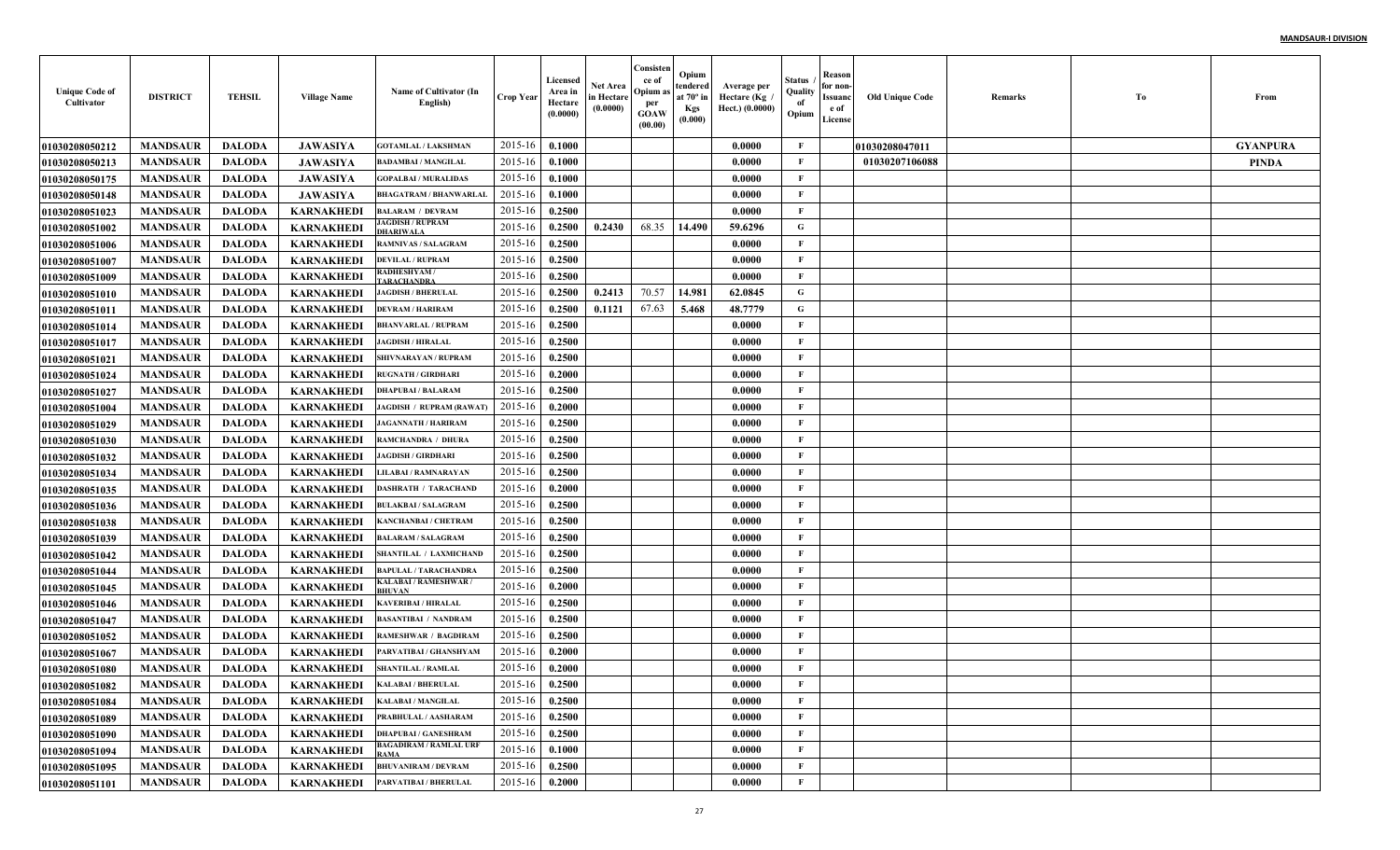**MANDSAUR-I DIVISION**

| Unique Code of Cultivator | DISTRICT | TEHSIL | Village Name | Name of Cultivator (In English) | Crop Year | Licensed Area in Hectare (0.0000) | Net Area in Hectare (0.0000) | Consistence of Opium as per GOAW (00.00) | Opium tendered at 70° in Kgs (0.000) | Average per Hectare (Kg / Hect.) (0.0000) | Status / Quality of Opium | Reason for non-Issuance of License | Old Unique Code | Remarks | To | From |
|---|---|---|---|---|---|---|---|---|---|---|---|---|---|---|---|---|
| 01030208050212 | MANDSAUR | DALODA | JAWASIYA | GOTAMLAL / LAKSHMAN | 2015-16 | 0.1000 | | | | 0.0000 | F | | 01030208047011 | | | GYANPURA |
| 01030208050213 | MANDSAUR | DALODA | JAWASIYA | BADAMBAI / MANGILAL | 2015-16 | 0.1000 | | | | 0.0000 | F | | 01030207106088 | | | PINDA |
| 01030208050175 | MANDSAUR | DALODA | JAWASIYA | GOPALBAI / MURALIDAS | 2015-16 | 0.1000 | | | | 0.0000 | F | | | | | |
| 01030208050148 | MANDSAUR | DALODA | JAWASIYA | BHAGATRAM / BHANWARLAL | 2015-16 | 0.1000 | | | | 0.0000 | F | | | | | |
| 01030208051023 | MANDSAUR | DALODA | KARNAKHEDI | BALARAM / DEVRAM | 2015-16 | 0.2500 | | | | 0.0000 | F | | | | | |
| 01030208051002 | MANDSAUR | DALODA | KARNAKHEDI | JAGDISH / RUPRAM DHARIWALA | 2015-16 | 0.2500 | 0.2430 | 68.35 | 14.490 | 59.6296 | G | | | | | |
| 01030208051006 | MANDSAUR | DALODA | KARNAKHEDI | RAMNIVAS / SALAGRAM | 2015-16 | 0.2500 | | | | 0.0000 | F | | | | | |
| 01030208051007 | MANDSAUR | DALODA | KARNAKHEDI | DEVILAL / RUPRAM | 2015-16 | 0.2500 | | | | 0.0000 | F | | | | | |
| 01030208051009 | MANDSAUR | DALODA | KARNAKHEDI | RADHESHYAM / TARACHANDRA | 2015-16 | 0.2500 | | | | 0.0000 | F | | | | | |
| 01030208051010 | MANDSAUR | DALODA | KARNAKHEDI | JAGDISH / BHERULAL | 2015-16 | 0.2500 | 0.2413 | 70.57 | 14.981 | 62.0845 | G | | | | | |
| 01030208051011 | MANDSAUR | DALODA | KARNAKHEDI | DEVRAM / HARIRAM | 2015-16 | 0.2500 | 0.1121 | 67.63 | 5.468 | 48.7779 | G | | | | | |
| 01030208051014 | MANDSAUR | DALODA | KARNAKHEDI | BHANVARLAL / RUPRAM | 2015-16 | 0.2500 | | | | 0.0000 | F | | | | | |
| 01030208051017 | MANDSAUR | DALODA | KARNAKHEDI | JAGDISH / HIRALAL | 2015-16 | 0.2500 | | | | 0.0000 | F | | | | | |
| 01030208051021 | MANDSAUR | DALODA | KARNAKHEDI | SHIVNARAYAN / RUPRAM | 2015-16 | 0.2500 | | | | 0.0000 | F | | | | | |
| 01030208051024 | MANDSAUR | DALODA | KARNAKHEDI | RUGNATH / GIRDHARI | 2015-16 | 0.2000 | | | | 0.0000 | F | | | | | |
| 01030208051027 | MANDSAUR | DALODA | KARNAKHEDI | DHAPUBAI / BALARAM | 2015-16 | 0.2500 | | | | 0.0000 | F | | | | | |
| 01030208051004 | MANDSAUR | DALODA | KARNAKHEDI | JAGDISH / RUPRAM (RAWAT) | 2015-16 | 0.2000 | | | | 0.0000 | F | | | | | |
| 01030208051029 | MANDSAUR | DALODA | KARNAKHEDI | JAGANNATH / HARIRAM | 2015-16 | 0.2500 | | | | 0.0000 | F | | | | | |
| 01030208051030 | MANDSAUR | DALODA | KARNAKHEDI | RAMCHANDRA / DHURA | 2015-16 | 0.2500 | | | | 0.0000 | F | | | | | |
| 01030208051032 | MANDSAUR | DALODA | KARNAKHEDI | JAGDISH / GIRDHARI | 2015-16 | 0.2500 | | | | 0.0000 | F | | | | | |
| 01030208051034 | MANDSAUR | DALODA | KARNAKHEDI | LILABAI / RAMNARAYAN | 2015-16 | 0.2500 | | | | 0.0000 | F | | | | | |
| 01030208051035 | MANDSAUR | DALODA | KARNAKHEDI | DASHRATH / TARACHAND | 2015-16 | 0.2000 | | | | 0.0000 | F | | | | | |
| 01030208051036 | MANDSAUR | DALODA | KARNAKHEDI | BULAKBAI / SALAGRAM | 2015-16 | 0.2500 | | | | 0.0000 | F | | | | | |
| 01030208051038 | MANDSAUR | DALODA | KARNAKHEDI | KANCHANBAI / CHETRAM | 2015-16 | 0.2500 | | | | 0.0000 | F | | | | | |
| 01030208051039 | MANDSAUR | DALODA | KARNAKHEDI | BALARAM / SALAGRAM | 2015-16 | 0.2500 | | | | 0.0000 | F | | | | | |
| 01030208051042 | MANDSAUR | DALODA | KARNAKHEDI | SHANTILAL / LAXMICHAND | 2015-16 | 0.2500 | | | | 0.0000 | F | | | | | |
| 01030208051044 | MANDSAUR | DALODA | KARNAKHEDI | BAPULAL / TARACHANDRA | 2015-16 | 0.2500 | | | | 0.0000 | F | | | | | |
| 01030208051045 | MANDSAUR | DALODA | KARNAKHEDI | KALABAI / RAMESHWAR / BHUVAN | 2015-16 | 0.2000 | | | | 0.0000 | F | | | | | |
| 01030208051046 | MANDSAUR | DALODA | KARNAKHEDI | KAVERIBAI / HIRALAL | 2015-16 | 0.2500 | | | | 0.0000 | F | | | | | |
| 01030208051047 | MANDSAUR | DALODA | KARNAKHEDI | BASANTIBAI / NANDRAM | 2015-16 | 0.2500 | | | | 0.0000 | F | | | | | |
| 01030208051052 | MANDSAUR | DALODA | KARNAKHEDI | RAMESHWAR / BAGDIRAM | 2015-16 | 0.2500 | | | | 0.0000 | F | | | | | |
| 01030208051067 | MANDSAUR | DALODA | KARNAKHEDI | PARVATIBAI / GHANSHYAM | 2015-16 | 0.2000 | | | | 0.0000 | F | | | | | |
| 01030208051080 | MANDSAUR | DALODA | KARNAKHEDI | SHANTILAL / RAMLAL | 2015-16 | 0.2000 | | | | 0.0000 | F | | | | | |
| 01030208051082 | MANDSAUR | DALODA | KARNAKHEDI | KALABAI / BHERULAL | 2015-16 | 0.2500 | | | | 0.0000 | F | | | | | |
| 01030208051084 | MANDSAUR | DALODA | KARNAKHEDI | KALABAI / MANGILAL | 2015-16 | 0.2500 | | | | 0.0000 | F | | | | | |
| 01030208051089 | MANDSAUR | DALODA | KARNAKHEDI | PRABHULAL / AASHARAM | 2015-16 | 0.2500 | | | | 0.0000 | F | | | | | |
| 01030208051090 | MANDSAUR | DALODA | KARNAKHEDI | DHAPUBAI / GANESHRAM | 2015-16 | 0.2500 | | | | 0.0000 | F | | | | | |
| 01030208051094 | MANDSAUR | DALODA | KARNAKHEDI | BAGADIRAM / RAMLAL URF RAMA | 2015-16 | 0.1000 | | | | 0.0000 | F | | | | | |
| 01030208051095 | MANDSAUR | DALODA | KARNAKHEDI | BHUVANIRAM / DEVRAM | 2015-16 | 0.2500 | | | | 0.0000 | F | | | | | |
| 01030208051101 | MANDSAUR | DALODA | KARNAKHEDI | PARVATIBAI / BHERULAL | 2015-16 | 0.2000 | | | | 0.0000 | F | | | | | |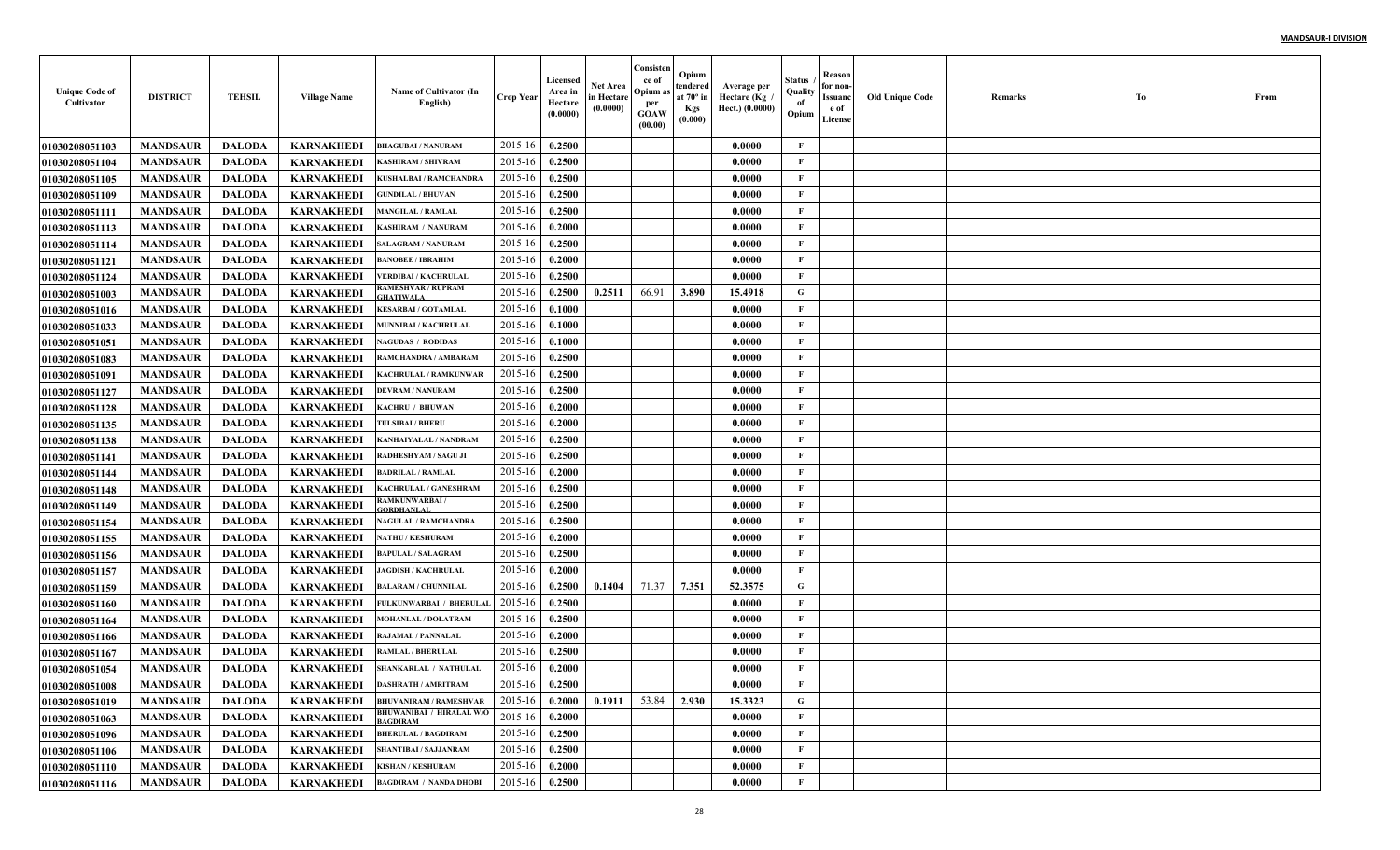| Unique Code of Cultivator | DISTRICT | TEHSIL | Village Name | Name of Cultivator (In English) | Crop Year | Licensed Area in Hectare (0.0000) | Net Area in Hectare (0.0000) | Consistence of Opium as per GOAW (00.00) | Opium tendered at 70° in Kgs (0.000) | Average per Hectare (Kg / Hect.) (0.0000) | Status / Quality of Opium | Reason for non-Issuance of License | Old Unique Code | Remarks | To | From |
|---|---|---|---|---|---|---|---|---|---|---|---|---|---|---|---|---|
| 01030208051103 | MANDSAUR | DALODA | KARNAKHEDI | BHAGUBAI / NANURAM | 2015-16 | 0.2500 | | | | 0.0000 | F | | | | | |
| 01030208051104 | MANDSAUR | DALODA | KARNAKHEDI | KASHIRAM / SHIVRAM | 2015-16 | 0.2500 | | | | 0.0000 | F | | | | | |
| 01030208051105 | MANDSAUR | DALODA | KARNAKHEDI | KUSHALBAI / RAMCHANDRA | 2015-16 | 0.2500 | | | | 0.0000 | F | | | | | |
| 01030208051109 | MANDSAUR | DALODA | KARNAKHEDI | GUNDILAL / BHUVAN | 2015-16 | 0.2500 | | | | 0.0000 | F | | | | | |
| 01030208051111 | MANDSAUR | DALODA | KARNAKHEDI | MANGILAL / RAMLAL | 2015-16 | 0.2500 | | | | 0.0000 | F | | | | | |
| 01030208051113 | MANDSAUR | DALODA | KARNAKHEDI | KASHIRAM / NANURAM | 2015-16 | 0.2000 | | | | 0.0000 | F | | | | | |
| 01030208051114 | MANDSAUR | DALODA | KARNAKHEDI | SALAGRAM / NANURAM | 2015-16 | 0.2500 | | | | 0.0000 | F | | | | | |
| 01030208051121 | MANDSAUR | DALODA | KARNAKHEDI | BANOBEE / IBRAHIM | 2015-16 | 0.2000 | | | | 0.0000 | F | | | | | |
| 01030208051124 | MANDSAUR | DALODA | KARNAKHEDI | VERDIBAI / KACHRULAL | 2015-16 | 0.2500 | | | | 0.0000 | F | | | | | |
| 01030208051003 | MANDSAUR | DALODA | KARNAKHEDI | RAMESHVAR / RUPRAM GHATIWALA | 2015-16 | 0.2500 | 0.2511 | 66.91 | 3.890 | 15.4918 | G | | | | | |
| 01030208051016 | MANDSAUR | DALODA | KARNAKHEDI | KESARBAI / GOTAMLAL | 2015-16 | 0.1000 | | | | 0.0000 | F | | | | | |
| 01030208051033 | MANDSAUR | DALODA | KARNAKHEDI | MUNNIBAI / KACHRULAL | 2015-16 | 0.1000 | | | | 0.0000 | F | | | | | |
| 01030208051051 | MANDSAUR | DALODA | KARNAKHEDI | NAGUDAS / RODIDAS | 2015-16 | 0.1000 | | | | 0.0000 | F | | | | | |
| 01030208051083 | MANDSAUR | DALODA | KARNAKHEDI | RAMCHANDRA / AMBARAM | 2015-16 | 0.2500 | | | | 0.0000 | F | | | | | |
| 01030208051091 | MANDSAUR | DALODA | KARNAKHEDI | KACHRULAL / RAMKUNWAR | 2015-16 | 0.2500 | | | | 0.0000 | F | | | | | |
| 01030208051127 | MANDSAUR | DALODA | KARNAKHEDI | DEVRAM / NANURAM | 2015-16 | 0.2500 | | | | 0.0000 | F | | | | | |
| 01030208051128 | MANDSAUR | DALODA | KARNAKHEDI | KACHRU / BHUWAN | 2015-16 | 0.2000 | | | | 0.0000 | F | | | | | |
| 01030208051135 | MANDSAUR | DALODA | KARNAKHEDI | TULSIBAI / BHERU | 2015-16 | 0.2000 | | | | 0.0000 | F | | | | | |
| 01030208051138 | MANDSAUR | DALODA | KARNAKHEDI | KANHAIYALAL / NANDRAM | 2015-16 | 0.2500 | | | | 0.0000 | F | | | | | |
| 01030208051141 | MANDSAUR | DALODA | KARNAKHEDI | RADHESHYAM / SAGU JI | 2015-16 | 0.2500 | | | | 0.0000 | F | | | | | |
| 01030208051144 | MANDSAUR | DALODA | KARNAKHEDI | BADRILAL / RAMLAL | 2015-16 | 0.2000 | | | | 0.0000 | F | | | | | |
| 01030208051148 | MANDSAUR | DALODA | KARNAKHEDI | KACHRULAL / GANESHRAM | 2015-16 | 0.2500 | | | | 0.0000 | F | | | | | |
| 01030208051149 | MANDSAUR | DALODA | KARNAKHEDI | RAMKUNWARBAI / GORDHANLAL | 2015-16 | 0.2500 | | | | 0.0000 | F | | | | | |
| 01030208051154 | MANDSAUR | DALODA | KARNAKHEDI | NAGULAL / RAMCHANDRA | 2015-16 | 0.2500 | | | | 0.0000 | F | | | | | |
| 01030208051155 | MANDSAUR | DALODA | KARNAKHEDI | NATHU / KESHURAM | 2015-16 | 0.2000 | | | | 0.0000 | F | | | | | |
| 01030208051156 | MANDSAUR | DALODA | KARNAKHEDI | BAPULAL / SALAGRAM | 2015-16 | 0.2500 | | | | 0.0000 | F | | | | | |
| 01030208051157 | MANDSAUR | DALODA | KARNAKHEDI | JAGDISH / KACHRULAL | 2015-16 | 0.2000 | | | | 0.0000 | F | | | | | |
| 01030208051159 | MANDSAUR | DALODA | KARNAKHEDI | BALARAM / CHUNNILAL | 2015-16 | 0.2500 | 0.1404 | 71.37 | 7.351 | 52.3575 | G | | | | | |
| 01030208051160 | MANDSAUR | DALODA | KARNAKHEDI | FULKUNWARBAI / BHERULAL | 2015-16 | 0.2500 | | | | 0.0000 | F | | | | | |
| 01030208051164 | MANDSAUR | DALODA | KARNAKHEDI | MOHANLAL / DOLATRAM | 2015-16 | 0.2500 | | | | 0.0000 | F | | | | | |
| 01030208051166 | MANDSAUR | DALODA | KARNAKHEDI | RAJAMAL / PANNALAL | 2015-16 | 0.2000 | | | | 0.0000 | F | | | | | |
| 01030208051167 | MANDSAUR | DALODA | KARNAKHEDI | RAMLAL / BHERULAL | 2015-16 | 0.2500 | | | | 0.0000 | F | | | | | |
| 01030208051054 | MANDSAUR | DALODA | KARNAKHEDI | SHANKARLAL / NATHULAL | 2015-16 | 0.2000 | | | | 0.0000 | F | | | | | |
| 01030208051008 | MANDSAUR | DALODA | KARNAKHEDI | DASHRATH / AMRITRAM | 2015-16 | 0.2500 | | | | 0.0000 | F | | | | | |
| 01030208051019 | MANDSAUR | DALODA | KARNAKHEDI | BHUVANIRAM / RAMESHVAR | 2015-16 | 0.2000 | 0.1911 | 53.84 | 2.930 | 15.3323 | G | | | | | |
| 01030208051063 | MANDSAUR | DALODA | KARNAKHEDI | BHUWANIBAI / HIRALAL W/O BAGDIRAM | 2015-16 | 0.2000 | | | | 0.0000 | F | | | | | |
| 01030208051096 | MANDSAUR | DALODA | KARNAKHEDI | BHERULAL / BAGDIRAM | 2015-16 | 0.2500 | | | | 0.0000 | F | | | | | |
| 01030208051106 | MANDSAUR | DALODA | KARNAKHEDI | SHANTIBAI / SAJJANRAM | 2015-16 | 0.2500 | | | | 0.0000 | F | | | | | |
| 01030208051110 | MANDSAUR | DALODA | KARNAKHEDI | KISHAN / KESHURAM | 2015-16 | 0.2000 | | | | 0.0000 | F | | | | | |
| 01030208051116 | MANDSAUR | DALODA | KARNAKHEDI | BAGDIRAM / NANDA DHOBI | 2015-16 | 0.2500 | | | | 0.0000 | F | | | | | |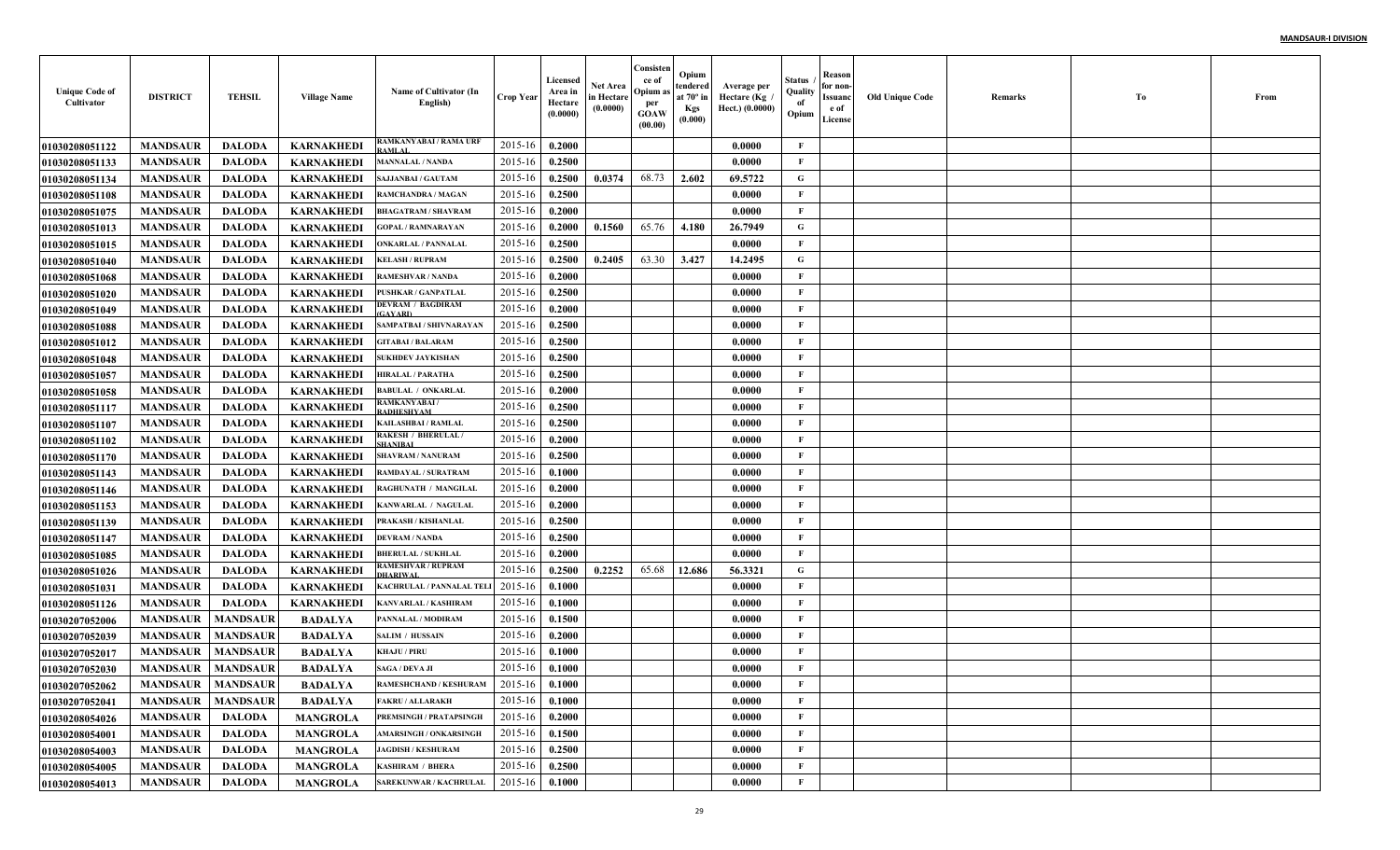| Unique Code of Cultivator | DISTRICT | TEHSIL | Village Name | Name of Cultivator (In English) | Crop Year | Licensed Area in Hectare (0.0000) | Net Area in Hectare (0.0000) | Consistence of Opium as per GOAW (00.00) | Opium tendered at 70° in Kgs (0.000) | Average per Hectare (Kg / Hect.) (0.0000) | Status / Quality of Opium | Reason for non-Issuance of License | Old Unique Code | Remarks | To | From |
|---|---|---|---|---|---|---|---|---|---|---|---|---|---|---|---|---|
| 01030208051122 | MANDSAUR | DALODA | KARNAKHEDI | RAMKANYABAI / RAMA URF RAMLAL | 2015-16 | 0.2000 | | | | 0.0000 | F | | | | | |
| 01030208051133 | MANDSAUR | DALODA | KARNAKHEDI | MANNALAL / NANDA | 2015-16 | 0.2500 | | | | 0.0000 | F | | | | | |
| 01030208051134 | MANDSAUR | DALODA | KARNAKHEDI | SAJJANBAI / GAUTAM | 2015-16 | 0.2500 | 0.0374 | 68.73 | 2.602 | 69.5722 | G | | | | | |
| 01030208051108 | MANDSAUR | DALODA | KARNAKHEDI | RAMCHANDRA / MAGAN | 2015-16 | 0.2500 | | | | 0.0000 | F | | | | | |
| 01030208051075 | MANDSAUR | DALODA | KARNAKHEDI | BHAGATRAM / SHAVRAM | 2015-16 | 0.2000 | | | | 0.0000 | F | | | | | |
| 01030208051013 | MANDSAUR | DALODA | KARNAKHEDI | GOPAL / RAMNARAYAN | 2015-16 | 0.2000 | 0.1560 | 65.76 | 4.180 | 26.7949 | G | | | | | |
| 01030208051015 | MANDSAUR | DALODA | KARNAKHEDI | ONKARLAL / PANNALAL | 2015-16 | 0.2500 | | | | 0.0000 | F | | | | | |
| 01030208051040 | MANDSAUR | DALODA | KARNAKHEDI | KELASH / RUPRAM | 2015-16 | 0.2500 | 0.2405 | 63.30 | 3.427 | 14.2495 | G | | | | | |
| 01030208051068 | MANDSAUR | DALODA | KARNAKHEDI | RAMESHVAR / NANDA | 2015-16 | 0.2000 | | | | 0.0000 | F | | | | | |
| 01030208051020 | MANDSAUR | DALODA | KARNAKHEDI | PUSHKAR / GANPATLAL | 2015-16 | 0.2500 | | | | 0.0000 | F | | | | | |
| 01030208051049 | MANDSAUR | DALODA | KARNAKHEDI | DEVRAM / BAGDIRAM (GAYARI) | 2015-16 | 0.2000 | | | | 0.0000 | F | | | | | |
| 01030208051088 | MANDSAUR | DALODA | KARNAKHEDI | SAMPATBAI / SHIVNARAYAN | 2015-16 | 0.2500 | | | | 0.0000 | F | | | | | |
| 01030208051012 | MANDSAUR | DALODA | KARNAKHEDI | GITABAI / BALARAM | 2015-16 | 0.2500 | | | | 0.0000 | F | | | | | |
| 01030208051048 | MANDSAUR | DALODA | KARNAKHEDI | SUKHDEV JAYKISHAN | 2015-16 | 0.2500 | | | | 0.0000 | F | | | | | |
| 01030208051057 | MANDSAUR | DALODA | KARNAKHEDI | HIRALAL / PARATHA | 2015-16 | 0.2500 | | | | 0.0000 | F | | | | | |
| 01030208051058 | MANDSAUR | DALODA | KARNAKHEDI | BABULAL / ONKARLAL | 2015-16 | 0.2000 | | | | 0.0000 | F | | | | | |
| 01030208051117 | MANDSAUR | DALODA | KARNAKHEDI | RAMKANYABAI / RADHESHYAM | 2015-16 | 0.2500 | | | | 0.0000 | F | | | | | |
| 01030208051107 | MANDSAUR | DALODA | KARNAKHEDI | KAILASHBAI / RAMLAL | 2015-16 | 0.2500 | | | | 0.0000 | F | | | | | |
| 01030208051102 | MANDSAUR | DALODA | KARNAKHEDI | RAKESH / BHERULAL / SHANIBAI | 2015-16 | 0.2000 | | | | 0.0000 | F | | | | | |
| 01030208051170 | MANDSAUR | DALODA | KARNAKHEDI | SHAVRAM / NANURAM | 2015-16 | 0.2500 | | | | 0.0000 | F | | | | | |
| 01030208051143 | MANDSAUR | DALODA | KARNAKHEDI | RAMDAYAL / SURATRAM | 2015-16 | 0.1000 | | | | 0.0000 | F | | | | | |
| 01030208051146 | MANDSAUR | DALODA | KARNAKHEDI | RAGHUNATH / MANGILAL | 2015-16 | 0.2000 | | | | 0.0000 | F | | | | | |
| 01030208051153 | MANDSAUR | DALODA | KARNAKHEDI | KANWARLAL / NAGULAL | 2015-16 | 0.2000 | | | | 0.0000 | F | | | | | |
| 01030208051139 | MANDSAUR | DALODA | KARNAKHEDI | PRAKASH / KISHANLAL | 2015-16 | 0.2500 | | | | 0.0000 | F | | | | | |
| 01030208051147 | MANDSAUR | DALODA | KARNAKHEDI | DEVRAM / NANDA | 2015-16 | 0.2500 | | | | 0.0000 | F | | | | | |
| 01030208051085 | MANDSAUR | DALODA | KARNAKHEDI | BHERULAL / SUKHLAL | 2015-16 | 0.2000 | | | | 0.0000 | F | | | | | |
| 01030208051026 | MANDSAUR | DALODA | KARNAKHEDI | RAMESHVAR / RUPRAM DHARIWAL | 2015-16 | 0.2500 | 0.2252 | 65.68 | 12.686 | 56.3321 | G | | | | | |
| 01030208051031 | MANDSAUR | DALODA | KARNAKHEDI | KACHRULAL / PANNALAL TELI | 2015-16 | 0.1000 | | | | 0.0000 | F | | | | | |
| 01030208051126 | MANDSAUR | DALODA | KARNAKHEDI | KANVARLAL / KASHIRAM | 2015-16 | 0.1000 | | | | 0.0000 | F | | | | | |
| 01030207052006 | MANDSAUR | MANDSAUR | BADALYA | PANNALAL / MODIRAM | 2015-16 | 0.1500 | | | | 0.0000 | F | | | | | |
| 01030207052039 | MANDSAUR | MANDSAUR | BADALYA | SALIM / HUSSAIN | 2015-16 | 0.2000 | | | | 0.0000 | F | | | | | |
| 01030207052017 | MANDSAUR | MANDSAUR | BADALYA | KHAJU / PIRU | 2015-16 | 0.1000 | | | | 0.0000 | F | | | | | |
| 01030207052030 | MANDSAUR | MANDSAUR | BADALYA | SAGA / DEVA JI | 2015-16 | 0.1000 | | | | 0.0000 | F | | | | | |
| 01030207052062 | MANDSAUR | MANDSAUR | BADALYA | RAMESHCHAND / KESHURAM | 2015-16 | 0.1000 | | | | 0.0000 | F | | | | | |
| 01030207052041 | MANDSAUR | MANDSAUR | BADALYA | FAKRU / ALLARAKH | 2015-16 | 0.1000 | | | | 0.0000 | F | | | | | |
| 01030208054026 | MANDSAUR | DALODA | MANGROLA | PREMSINGH / PRATAPSINGH | 2015-16 | 0.2000 | | | | 0.0000 | F | | | | | |
| 01030208054001 | MANDSAUR | DALODA | MANGROLA | AMARSINGH / ONKARSINGH | 2015-16 | 0.1500 | | | | 0.0000 | F | | | | | |
| 01030208054003 | MANDSAUR | DALODA | MANGROLA | JAGDISH / KESHURAM | 2015-16 | 0.2500 | | | | 0.0000 | F | | | | | |
| 01030208054005 | MANDSAUR | DALODA | MANGROLA | KASHIRAM / BHERA | 2015-16 | 0.2500 | | | | 0.0000 | F | | | | | |
| 01030208054013 | MANDSAUR | DALODA | MANGROLA | SAREKUNWAR / KACHRULAL | 2015-16 | 0.1000 | | | | 0.0000 | F | | | | | |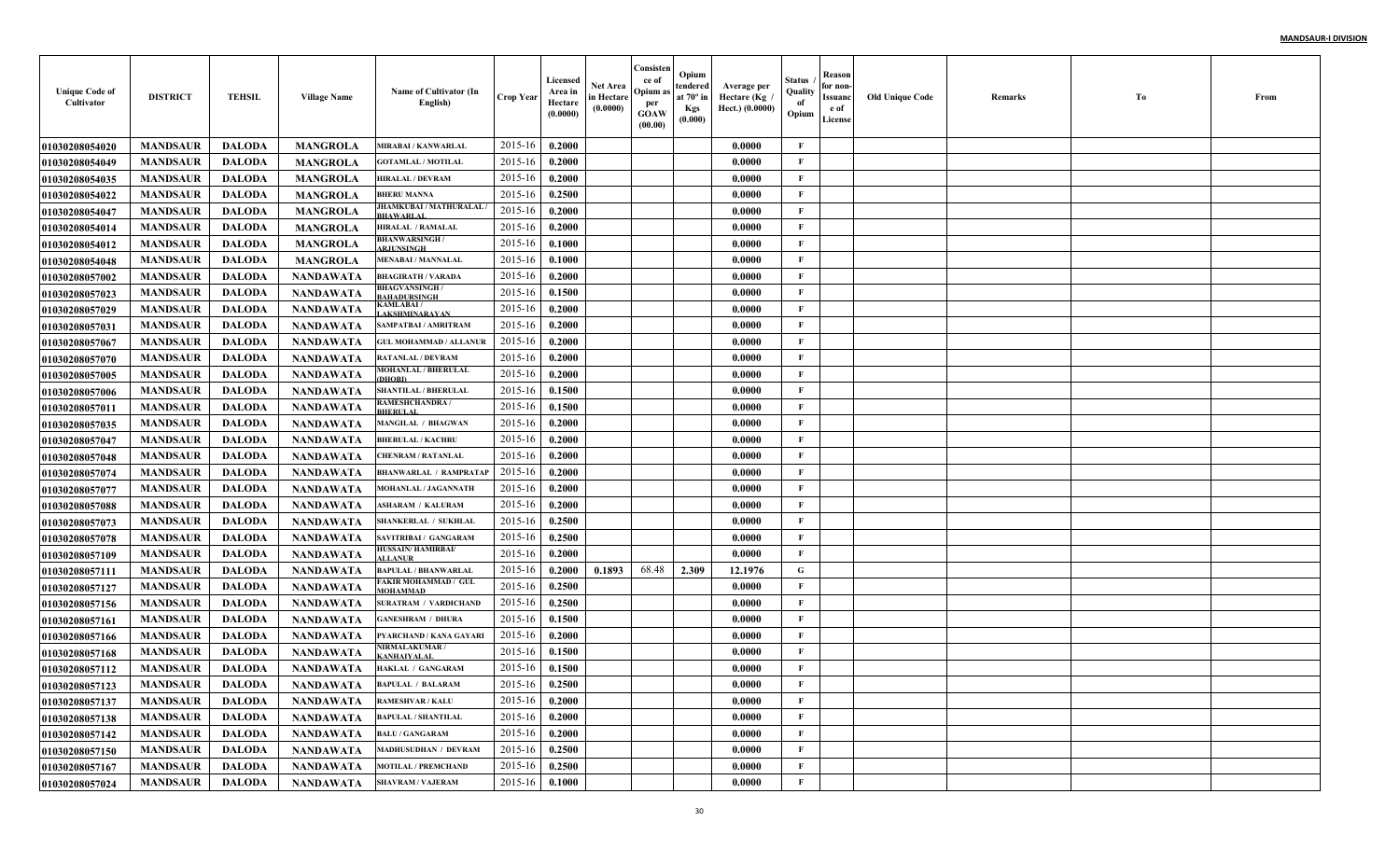| Unique Code of Cultivator | DISTRICT | TEHSIL | Village Name | Name of Cultivator (In English) | Crop Year | Licensed Area in Hectare (0.0000) | Net Area in Hectare (0.0000) | Consistence of Opium as per GOAW (00.00) | Opium tendered at 70° in Kgs (0.000) | Average per Hectare (Kg / Hect.) (0.0000) | Status / Quality of Opium | Reason for non-Issuance of License | Old Unique Code | Remarks | To | From |
|---|---|---|---|---|---|---|---|---|---|---|---|---|---|---|---|---|
| 01030208054020 | MANDSAUR | DALODA | MANGROLA | MIRABAI / KANWARLAL | 2015-16 | 0.2000 | | | | 0.0000 | F | | | | | |
| 01030208054049 | MANDSAUR | DALODA | MANGROLA | GOTAMLAL / MOTILAL | 2015-16 | 0.2000 | | | | 0.0000 | F | | | | | |
| 01030208054035 | MANDSAUR | DALODA | MANGROLA | HIRALAL / DEVRAM | 2015-16 | 0.2000 | | | | 0.0000 | F | | | | | |
| 01030208054022 | MANDSAUR | DALODA | MANGROLA | BHERU MANNA | 2015-16 | 0.2500 | | | | 0.0000 | F | | | | | |
| 01030208054047 | MANDSAUR | DALODA | MANGROLA | JHAMKUBAI / MATHURALAL / BHAWARLAL | 2015-16 | 0.2000 | | | | 0.0000 | F | | | | | |
| 01030208054014 | MANDSAUR | DALODA | MANGROLA | HIRALAL / RAMALAL | 2015-16 | 0.2000 | | | | 0.0000 | F | | | | | |
| 01030208054012 | MANDSAUR | DALODA | MANGROLA | BHANWARSINGH / ARJUNSINGH | 2015-16 | 0.1000 | | | | 0.0000 | F | | | | | |
| 01030208054048 | MANDSAUR | DALODA | MANGROLA | MENABAI / MANNALAL | 2015-16 | 0.1000 | | | | 0.0000 | F | | | | | |
| 01030208057002 | MANDSAUR | DALODA | NANDAWATA | BHAGIRATH / VARADA | 2015-16 | 0.2000 | | | | 0.0000 | F | | | | | |
| 01030208057023 | MANDSAUR | DALODA | NANDAWATA | BHAGVANSINGH / BAHADURSINGH | 2015-16 | 0.1500 | | | | 0.0000 | F | | | | | |
| 01030208057029 | MANDSAUR | DALODA | NANDAWATA | KAMLABAI / LAKSHMINARAYAN | 2015-16 | 0.2000 | | | | 0.0000 | F | | | | | |
| 01030208057031 | MANDSAUR | DALODA | NANDAWATA | SAMPATBAI / AMRITRAM | 2015-16 | 0.2000 | | | | 0.0000 | F | | | | | |
| 01030208057067 | MANDSAUR | DALODA | NANDAWATA | GUL MOHAMMAD / ALLANUR | 2015-16 | 0.2000 | | | | 0.0000 | F | | | | | |
| 01030208057070 | MANDSAUR | DALODA | NANDAWATA | RATANLAL / DEVRAM | 2015-16 | 0.2000 | | | | 0.0000 | F | | | | | |
| 01030208057005 | MANDSAUR | DALODA | NANDAWATA | MOHANLAL / BHERULAL (DHOBI) | 2015-16 | 0.2000 | | | | 0.0000 | F | | | | | |
| 01030208057006 | MANDSAUR | DALODA | NANDAWATA | SHANTILAL / BHERULAL | 2015-16 | 0.1500 | | | | 0.0000 | F | | | | | |
| 01030208057011 | MANDSAUR | DALODA | NANDAWATA | RAMESHCHANDRA / BHERULAL | 2015-16 | 0.1500 | | | | 0.0000 | F | | | | | |
| 01030208057035 | MANDSAUR | DALODA | NANDAWATA | MANGILAL / BHAGWAN | 2015-16 | 0.2000 | | | | 0.0000 | F | | | | | |
| 01030208057047 | MANDSAUR | DALODA | NANDAWATA | BHERULAL / KACHRU | 2015-16 | 0.2000 | | | | 0.0000 | F | | | | | |
| 01030208057048 | MANDSAUR | DALODA | NANDAWATA | CHENRAM / RATANLAL | 2015-16 | 0.2000 | | | | 0.0000 | F | | | | | |
| 01030208057074 | MANDSAUR | DALODA | NANDAWATA | BHANWARLAL / RAMPRATAP | 2015-16 | 0.2000 | | | | 0.0000 | F | | | | | |
| 01030208057077 | MANDSAUR | DALODA | NANDAWATA | MOHANLAL / JAGANNATH | 2015-16 | 0.2000 | | | | 0.0000 | F | | | | | |
| 01030208057088 | MANDSAUR | DALODA | NANDAWATA | ASHARAM / KALURAM | 2015-16 | 0.2000 | | | | 0.0000 | F | | | | | |
| 01030208057073 | MANDSAUR | DALODA | NANDAWATA | SHANKERLAL / SUKHLAL | 2015-16 | 0.2500 | | | | 0.0000 | F | | | | | |
| 01030208057078 | MANDSAUR | DALODA | NANDAWATA | SAVITRIBAI / GANGARAM | 2015-16 | 0.2500 | | | | 0.0000 | F | | | | | |
| 01030208057109 | MANDSAUR | DALODA | NANDAWATA | HUSSAIN/ HAMIRBAI/ ALLANUR | 2015-16 | 0.2000 | | | | 0.0000 | F | | | | | |
| 01030208057111 | MANDSAUR | DALODA | NANDAWATA | BAPULAL / BHANWARLAL | 2015-16 | 0.2000 | 0.1893 | 68.48 | 2.309 | 12.1976 | G | | | | | |
| 01030208057127 | MANDSAUR | DALODA | NANDAWATA | FAKIR MOHAMMAD / GUL MOHAMMAD | 2015-16 | 0.2500 | | | | 0.0000 | F | | | | | |
| 01030208057156 | MANDSAUR | DALODA | NANDAWATA | SURATRAM / VARDICHAND | 2015-16 | 0.2500 | | | | 0.0000 | F | | | | | |
| 01030208057161 | MANDSAUR | DALODA | NANDAWATA | GANESHRAM / DHURA | 2015-16 | 0.1500 | | | | 0.0000 | F | | | | | |
| 01030208057166 | MANDSAUR | DALODA | NANDAWATA | PYARCHAND / KANA GAYARI | 2015-16 | 0.2000 | | | | 0.0000 | F | | | | | |
| 01030208057168 | MANDSAUR | DALODA | NANDAWATA | NIRMALAKUMAR / KANHAIYALAL | 2015-16 | 0.1500 | | | | 0.0000 | F | | | | | |
| 01030208057112 | MANDSAUR | DALODA | NANDAWATA | HAKLAL / GANGARAM | 2015-16 | 0.1500 | | | | 0.0000 | F | | | | | |
| 01030208057123 | MANDSAUR | DALODA | NANDAWATA | BAPULAL / BALARAM | 2015-16 | 0.2500 | | | | 0.0000 | F | | | | | |
| 01030208057137 | MANDSAUR | DALODA | NANDAWATA | RAMESHVAR / KALU | 2015-16 | 0.2000 | | | | 0.0000 | F | | | | | |
| 01030208057138 | MANDSAUR | DALODA | NANDAWATA | BAPULAL / SHANTILAL | 2015-16 | 0.2000 | | | | 0.0000 | F | | | | | |
| 01030208057142 | MANDSAUR | DALODA | NANDAWATA | BALU / GANGARAM | 2015-16 | 0.2000 | | | | 0.0000 | F | | | | | |
| 01030208057150 | MANDSAUR | DALODA | NANDAWATA | MADHUSUDHAN / DEVRAM | 2015-16 | 0.2500 | | | | 0.0000 | F | | | | | |
| 01030208057167 | MANDSAUR | DALODA | NANDAWATA | MOTILAL / PREMCHAND | 2015-16 | 0.2500 | | | | 0.0000 | F | | | | | |
| 01030208057024 | MANDSAUR | DALODA | NANDAWATA | SHAVRAM / VAJERAM | 2015-16 | 0.1000 | | | | 0.0000 | F | | | | | |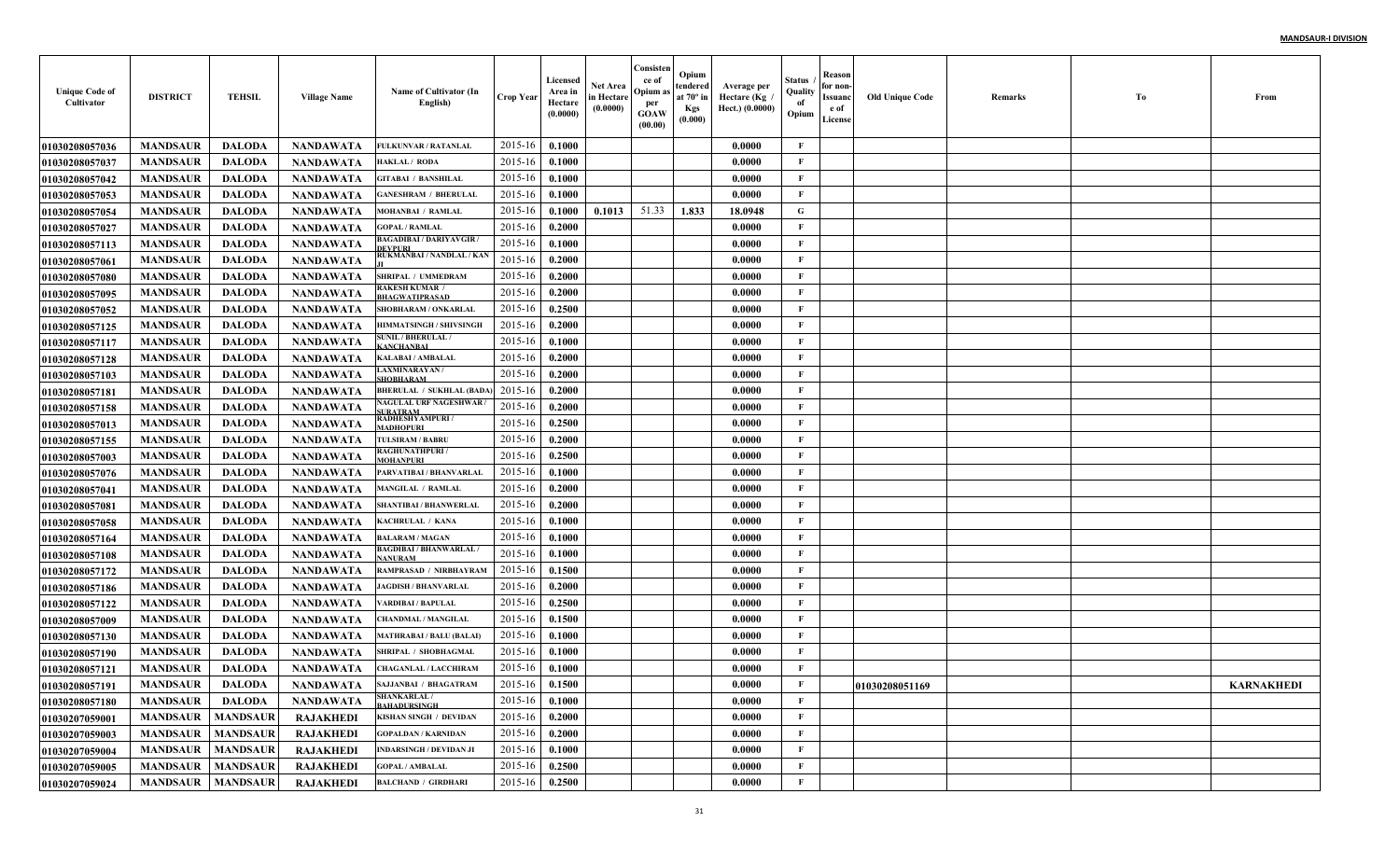| Unique Code of Cultivator | DISTRICT | TEHSIL | Village Name | Name of Cultivator (In English) | Crop Year | Licensed Area in Hectare (0.0000) | Net Area in Hectare (0.0000) | Consistence of Opium as per GOAW (00.00) | Opium tendered at 70° in Kgs (0.000) | Average per Hectare (Kg / Hect.) (0.0000) | Status / Quality of Opium | Reason for non-Issuance of License | Old Unique Code | Remarks | To | From |
|---|---|---|---|---|---|---|---|---|---|---|---|---|---|---|---|---|
| 01030208057036 | MANDSAUR | DALODA | NANDAWATA | FULKUNVAR / RATANLAL | 2015-16 | 0.1000 | | | | 0.0000 | F | | | | | |
| 01030208057037 | MANDSAUR | DALODA | NANDAWATA | HAKLAL / RODA | 2015-16 | 0.1000 | | | | 0.0000 | F | | | | | |
| 01030208057042 | MANDSAUR | DALODA | NANDAWATA | GITABAI / BANSHILAL | 2015-16 | 0.1000 | | | | 0.0000 | F | | | | | |
| 01030208057053 | MANDSAUR | DALODA | NANDAWATA | GANESHRAM / BHERULAL | 2015-16 | 0.1000 | | | | 0.0000 | F | | | | | |
| 01030208057054 | MANDSAUR | DALODA | NANDAWATA | MOHANBAI / RAMLAL | 2015-16 | 0.1000 | 0.1013 | 51.33 | 1.833 | 18.0948 | G | | | | | |
| 01030208057027 | MANDSAUR | DALODA | NANDAWATA | GOPAL / RAMLAL | 2015-16 | 0.2000 | | | | 0.0000 | F | | | | | |
| 01030208057113 | MANDSAUR | DALODA | NANDAWATA | BAGADIBAI / DARIYAVGIR / DEVPURI | 2015-16 | 0.1000 | | | | 0.0000 | F | | | | | |
| 01030208057061 | MANDSAUR | DALODA | NANDAWATA | RUKMANBAI / NANDLAL / KANJI | 2015-16 | 0.2000 | | | | 0.0000 | F | | | | | |
| 01030208057080 | MANDSAUR | DALODA | NANDAWATA | SHRIPAL / UMMEDRAM | 2015-16 | 0.2000 | | | | 0.0000 | F | | | | | |
| 01030208057095 | MANDSAUR | DALODA | NANDAWATA | RAKESH KUMAR / BHAGWATIPRASAD | 2015-16 | 0.2000 | | | | 0.0000 | F | | | | | |
| 01030208057052 | MANDSAUR | DALODA | NANDAWATA | SHOBHARAM / ONKARLAL | 2015-16 | 0.2500 | | | | 0.0000 | F | | | | | |
| 01030208057125 | MANDSAUR | DALODA | NANDAWATA | HIMMATSINGH / SHIVSINGH | 2015-16 | 0.2000 | | | | 0.0000 | F | | | | | |
| 01030208057117 | MANDSAUR | DALODA | NANDAWATA | SUNIL / BHERULAL / KANCHANBAI | 2015-16 | 0.1000 | | | | 0.0000 | F | | | | | |
| 01030208057128 | MANDSAUR | DALODA | NANDAWATA | KALABAI / AMBALAL | 2015-16 | 0.2000 | | | | 0.0000 | F | | | | | |
| 01030208057103 | MANDSAUR | DALODA | NANDAWATA | LAXMINARAYAN / SHOBHARAM | 2015-16 | 0.2000 | | | | 0.0000 | F | | | | | |
| 01030208057181 | MANDSAUR | DALODA | NANDAWATA | BHERULAL / SUKHLAL (BADA) | 2015-16 | 0.2000 | | | | 0.0000 | F | | | | | |
| 01030208057158 | MANDSAUR | DALODA | NANDAWATA | NAGULAL URF NAGESHWAR / SURATRAM | 2015-16 | 0.2000 | | | | 0.0000 | F | | | | | |
| 01030208057013 | MANDSAUR | DALODA | NANDAWATA | RADHESHYAMPURI / MADHOPURI | 2015-16 | 0.2500 | | | | 0.0000 | F | | | | | |
| 01030208057155 | MANDSAUR | DALODA | NANDAWATA | TULSIRAM / BABRU | 2015-16 | 0.2000 | | | | 0.0000 | F | | | | | |
| 01030208057003 | MANDSAUR | DALODA | NANDAWATA | RAGHUNATHPURI / MOHANPURI | 2015-16 | 0.2500 | | | | 0.0000 | F | | | | | |
| 01030208057076 | MANDSAUR | DALODA | NANDAWATA | PARVATIBAI / BHANVARLAL | 2015-16 | 0.1000 | | | | 0.0000 | F | | | | | |
| 01030208057041 | MANDSAUR | DALODA | NANDAWATA | MANGILAL / RAMLAL | 2015-16 | 0.2000 | | | | 0.0000 | F | | | | | |
| 01030208057081 | MANDSAUR | DALODA | NANDAWATA | SHANTIBAI / BHANWERLAL | 2015-16 | 0.2000 | | | | 0.0000 | F | | | | | |
| 01030208057058 | MANDSAUR | DALODA | NANDAWATA | KACHRULAL / KANA | 2015-16 | 0.1000 | | | | 0.0000 | F | | | | | |
| 01030208057164 | MANDSAUR | DALODA | NANDAWATA | BALARAM / MAGAN | 2015-16 | 0.1000 | | | | 0.0000 | F | | | | | |
| 01030208057108 | MANDSAUR | DALODA | NANDAWATA | BAGDIBAI / BHANWARLAL / NANURAM | 2015-16 | 0.1000 | | | | 0.0000 | F | | | | | |
| 01030208057172 | MANDSAUR | DALODA | NANDAWATA | RAMPRASAD / NIRBHAYRAM | 2015-16 | 0.1500 | | | | 0.0000 | F | | | | | |
| 01030208057186 | MANDSAUR | DALODA | NANDAWATA | JAGDISH / BHANVARLAL | 2015-16 | 0.2000 | | | | 0.0000 | F | | | | | |
| 01030208057122 | MANDSAUR | DALODA | NANDAWATA | VARDIBAI / BAPULAL | 2015-16 | 0.2500 | | | | 0.0000 | F | | | | | |
| 01030208057009 | MANDSAUR | DALODA | NANDAWATA | CHANDMAL / MANGILAL | 2015-16 | 0.1500 | | | | 0.0000 | F | | | | | |
| 01030208057130 | MANDSAUR | DALODA | NANDAWATA | MATHRABAI / BALU (BALAI) | 2015-16 | 0.1000 | | | | 0.0000 | F | | | | | |
| 01030208057190 | MANDSAUR | DALODA | NANDAWATA | SHRIPAL / SHOBHAGMAL | 2015-16 | 0.1000 | | | | 0.0000 | F | | | | | |
| 01030208057121 | MANDSAUR | DALODA | NANDAWATA | CHAGANLAL / LACCHIRAM | 2015-16 | 0.1000 | | | | 0.0000 | F | | | | | |
| 01030208057191 | MANDSAUR | DALODA | NANDAWATA | SAJJANBAI / BHAGATRAM | 2015-16 | 0.1500 | | | | 0.0000 | F | | 01030208051169 | | | KARNAKHEDI |
| 01030208057180 | MANDSAUR | DALODA | NANDAWATA | SHANKARLAL / BAHADURSINGH | 2015-16 | 0.1000 | | | | 0.0000 | F | | | | | |
| 01030207059001 | MANDSAUR | MANDSAUR | RAJAKHEDI | KISHAN SINGH / DEVIDAN | 2015-16 | 0.2000 | | | | 0.0000 | F | | | | | |
| 01030207059003 | MANDSAUR | MANDSAUR | RAJAKHEDI | GOPALDAN / KARNIDAN | 2015-16 | 0.2000 | | | | 0.0000 | F | | | | | |
| 01030207059004 | MANDSAUR | MANDSAUR | RAJAKHEDI | INDARSINGH / DEVIDAN JI | 2015-16 | 0.1000 | | | | 0.0000 | F | | | | | |
| 01030207059005 | MANDSAUR | MANDSAUR | RAJAKHEDI | GOPAL / AMBALAL | 2015-16 | 0.2500 | | | | 0.0000 | F | | | | | |
| 01030207059024 | MANDSAUR | MANDSAUR | RAJAKHEDI | BALCHAND / GIRDHARI | 2015-16 | 0.2500 | | | | 0.0000 | F | | | | | |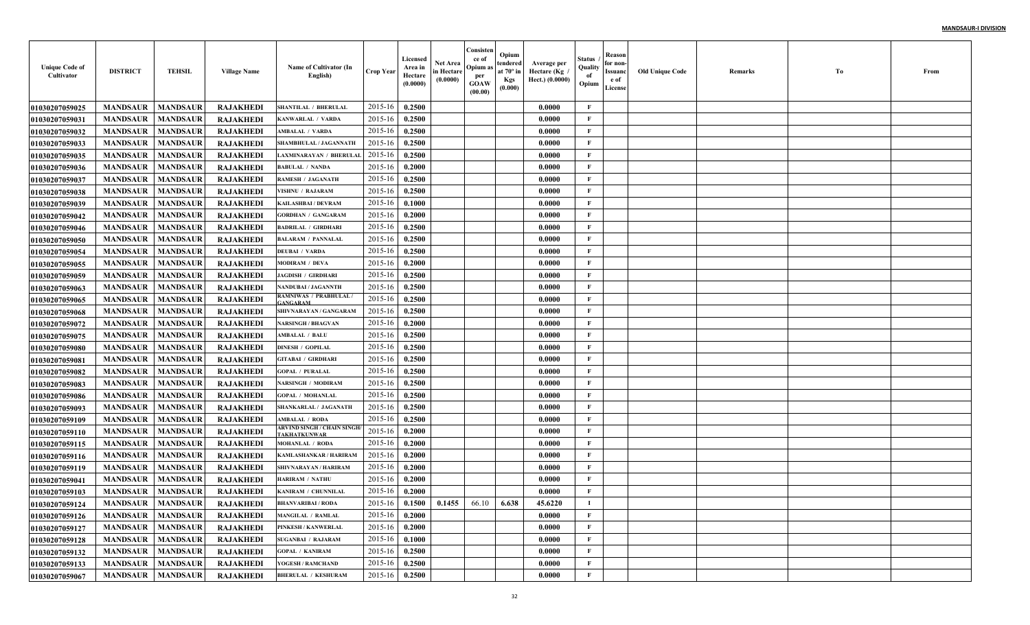| Unique Code of Cultivator | DISTRICT | TEHSIL | Village Name | Name of Cultivator (In English) | Crop Year | Licensed Area in Hectare (0.0000) | Net Area in Hectare (0.0000) | Consistence of Opium as per GOAW (00.00) | Opium tendered at 70° in Kgs (0.000) | Average per Hectare (Kg / Hect.) (0.0000) | Status / Quality of Opium | Reason for non-Issuance of License | Old Unique Code | Remarks | To | From |
|---|---|---|---|---|---|---|---|---|---|---|---|---|---|---|---|---|
| 01030207059025 | MANDSAUR | MANDSAUR | RAJAKHEDI | SHANTILAL / BHERULAL | 2015-16 | 0.2500 | | | | 0.0000 | F | | | | | |
| 01030207059031 | MANDSAUR | MANDSAUR | RAJAKHEDI | KANWARLAL / VARDA | 2015-16 | 0.2500 | | | | 0.0000 | F | | | | | |
| 01030207059032 | MANDSAUR | MANDSAUR | RAJAKHEDI | AMBALAL / VARDA | 2015-16 | 0.2500 | | | | 0.0000 | F | | | | | |
| 01030207059033 | MANDSAUR | MANDSAUR | RAJAKHEDI | SHAMBHULAL / JAGANNATH | 2015-16 | 0.2500 | | | | 0.0000 | F | | | | | |
| 01030207059035 | MANDSAUR | MANDSAUR | RAJAKHEDI | LAXMINARAYAN / BHERULAL | 2015-16 | 0.2500 | | | | 0.0000 | F | | | | | |
| 01030207059036 | MANDSAUR | MANDSAUR | RAJAKHEDI | BABULAL / NANDA | 2015-16 | 0.2000 | | | | 0.0000 | F | | | | | |
| 01030207059037 | MANDSAUR | MANDSAUR | RAJAKHEDI | RAMESH / JAGANATH | 2015-16 | 0.2500 | | | | 0.0000 | F | | | | | |
| 01030207059038 | MANDSAUR | MANDSAUR | RAJAKHEDI | VISHNU / RAJARAM | 2015-16 | 0.2500 | | | | 0.0000 | F | | | | | |
| 01030207059039 | MANDSAUR | MANDSAUR | RAJAKHEDI | KAILASHBAI / DEVRAM | 2015-16 | 0.1000 | | | | 0.0000 | F | | | | | |
| 01030207059042 | MANDSAUR | MANDSAUR | RAJAKHEDI | GORDHAN / GANGARAM | 2015-16 | 0.2000 | | | | 0.0000 | F | | | | | |
| 01030207059046 | MANDSAUR | MANDSAUR | RAJAKHEDI | BADRILAL / GIRDHARI | 2015-16 | 0.2500 | | | | 0.0000 | F | | | | | |
| 01030207059050 | MANDSAUR | MANDSAUR | RAJAKHEDI | BALARAM / PANNALAL | 2015-16 | 0.2500 | | | | 0.0000 | F | | | | | |
| 01030207059054 | MANDSAUR | MANDSAUR | RAJAKHEDI | DEUBAI / VARDA | 2015-16 | 0.2500 | | | | 0.0000 | F | | | | | |
| 01030207059055 | MANDSAUR | MANDSAUR | RAJAKHEDI | MODIRAM / DEVA | 2015-16 | 0.2000 | | | | 0.0000 | F | | | | | |
| 01030207059059 | MANDSAUR | MANDSAUR | RAJAKHEDI | JAGDISH / GIRDHARI | 2015-16 | 0.2500 | | | | 0.0000 | F | | | | | |
| 01030207059063 | MANDSAUR | MANDSAUR | RAJAKHEDI | NANDUBAI / JAGANNTH | 2015-16 | 0.2500 | | | | 0.0000 | F | | | | | |
| 01030207059065 | MANDSAUR | MANDSAUR | RAJAKHEDI | RAMNIWAS / PRABHULAL / GANGARAM | 2015-16 | 0.2500 | | | | 0.0000 | F | | | | | |
| 01030207059068 | MANDSAUR | MANDSAUR | RAJAKHEDI | SHIVNARAYAN / GANGARAM | 2015-16 | 0.2500 | | | | 0.0000 | F | | | | | |
| 01030207059072 | MANDSAUR | MANDSAUR | RAJAKHEDI | NARSINGH / BHAGVAN | 2015-16 | 0.2000 | | | | 0.0000 | F | | | | | |
| 01030207059075 | MANDSAUR | MANDSAUR | RAJAKHEDI | AMBALAL / BALU | 2015-16 | 0.2500 | | | | 0.0000 | F | | | | | |
| 01030207059080 | MANDSAUR | MANDSAUR | RAJAKHEDI | DINESH / GOPILAL | 2015-16 | 0.2500 | | | | 0.0000 | F | | | | | |
| 01030207059081 | MANDSAUR | MANDSAUR | RAJAKHEDI | GITABAI / GIRDHARI | 2015-16 | 0.2500 | | | | 0.0000 | F | | | | | |
| 01030207059082 | MANDSAUR | MANDSAUR | RAJAKHEDI | GOPAL / PURALAL | 2015-16 | 0.2500 | | | | 0.0000 | F | | | | | |
| 01030207059083 | MANDSAUR | MANDSAUR | RAJAKHEDI | NARSINGH / MODIRAM | 2015-16 | 0.2500 | | | | 0.0000 | F | | | | | |
| 01030207059086 | MANDSAUR | MANDSAUR | RAJAKHEDI | GOPAL / MOHANLAL | 2015-16 | 0.2500 | | | | 0.0000 | F | | | | | |
| 01030207059093 | MANDSAUR | MANDSAUR | RAJAKHEDI | SHANKARLAL / JAGANATH | 2015-16 | 0.2500 | | | | 0.0000 | F | | | | | |
| 01030207059109 | MANDSAUR | MANDSAUR | RAJAKHEDI | AMBALAL / RODA | 2015-16 | 0.2500 | | | | 0.0000 | F | | | | | |
| 01030207059110 | MANDSAUR | MANDSAUR | RAJAKHEDI | ARVIND SINGH / CHAIN SINGH/ TAKHATKUNWAR | 2015-16 | 0.2000 | | | | 0.0000 | F | | | | | |
| 01030207059115 | MANDSAUR | MANDSAUR | RAJAKHEDI | MOHANLAL / RODA | 2015-16 | 0.2000 | | | | 0.0000 | F | | | | | |
| 01030207059116 | MANDSAUR | MANDSAUR | RAJAKHEDI | KAMLASHANKAR / HARIRAM | 2015-16 | 0.2000 | | | | 0.0000 | F | | | | | |
| 01030207059119 | MANDSAUR | MANDSAUR | RAJAKHEDI | SHIVNARAYAN / HARIRAM | 2015-16 | 0.2000 | | | | 0.0000 | F | | | | | |
| 01030207059041 | MANDSAUR | MANDSAUR | RAJAKHEDI | HARIRAM / NATHU | 2015-16 | 0.2000 | | | | 0.0000 | F | | | | | |
| 01030207059103 | MANDSAUR | MANDSAUR | RAJAKHEDI | KANIRAM / CHUNNILAL | 2015-16 | 0.2000 | | | | 0.0000 | F | | | | | |
| 01030207059124 | MANDSAUR | MANDSAUR | RAJAKHEDI | BHANVARIBAI / RODA | 2015-16 | 0.1500 | 0.1455 | 66.10 | 6.638 | 45.6220 | I | | | | | |
| 01030207059126 | MANDSAUR | MANDSAUR | RAJAKHEDI | MANGILAL / RAMLAL | 2015-16 | 0.2000 | | | | 0.0000 | F | | | | | |
| 01030207059127 | MANDSAUR | MANDSAUR | RAJAKHEDI | PINKESH / KANWERLAL | 2015-16 | 0.2000 | | | | 0.0000 | F | | | | | |
| 01030207059128 | MANDSAUR | MANDSAUR | RAJAKHEDI | SUGANBAI / RAJARAM | 2015-16 | 0.1000 | | | | 0.0000 | F | | | | | |
| 01030207059132 | MANDSAUR | MANDSAUR | RAJAKHEDI | GOPAL / KANIRAM | 2015-16 | 0.2500 | | | | 0.0000 | F | | | | | |
| 01030207059133 | MANDSAUR | MANDSAUR | RAJAKHEDI | YOGESH / RAMCHAND | 2015-16 | 0.2500 | | | | 0.0000 | F | | | | | |
| 01030207059067 | MANDSAUR | MANDSAUR | RAJAKHEDI | BHERULAL / KESHURAM | 2015-16 | 0.2500 | | | | 0.0000 | F | | | | | |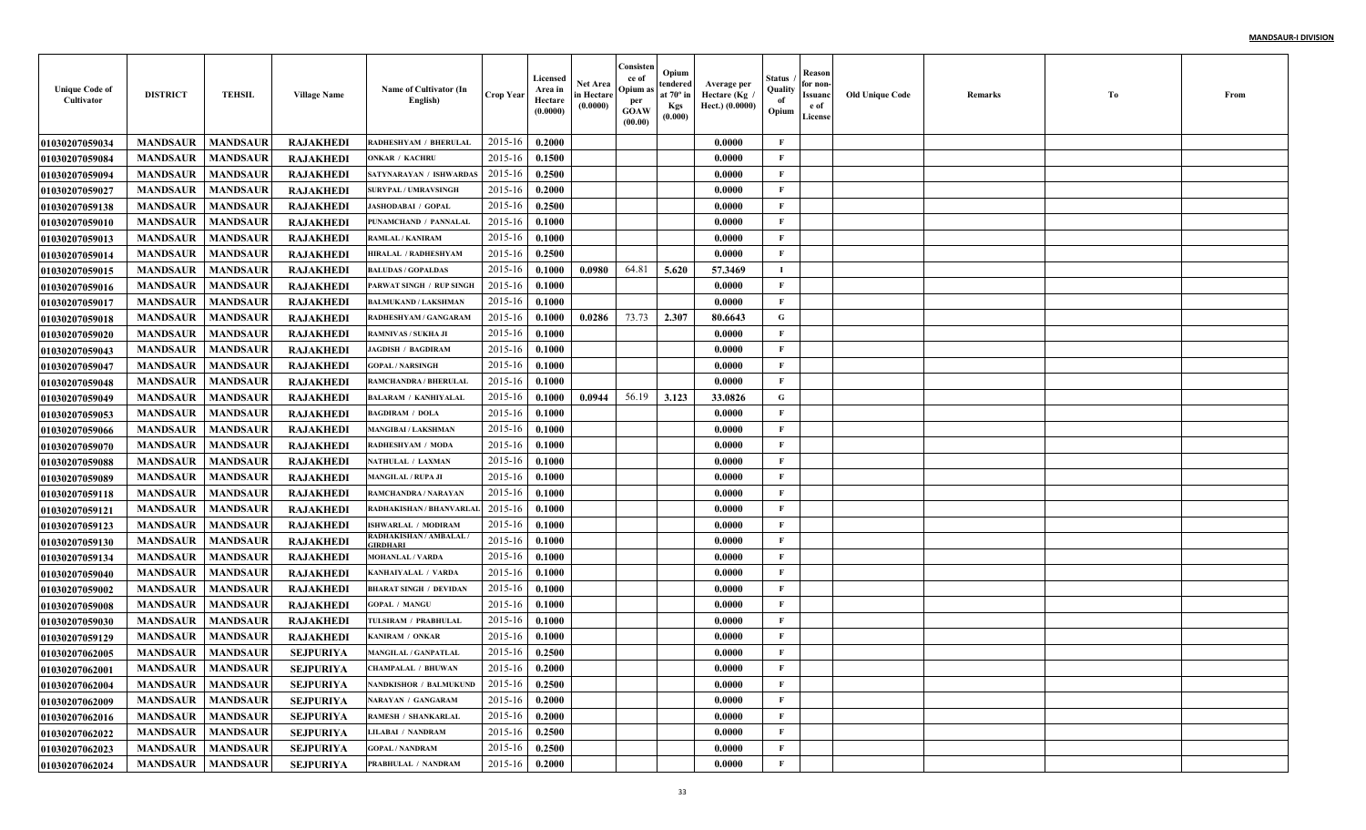| Unique Code of Cultivator | DISTRICT | TEHSIL | Village Name | Name of Cultivator (In English) | Crop Year | Licensed Area in Hectare (0.0000) | Net Area in Hectare (0.0000) | Consistence of Opium as per GOAW (00.00) | Opium tendered at 70º in Kgs (0.000) | Average per Hectare (Kg / Hect.) (0.0000) | Status / Quality of Opium | Reason for non-Issuance of License | Old Unique Code | Remarks | To | From |
|---|---|---|---|---|---|---|---|---|---|---|---|---|---|---|---|---|
| 01030207059034 | MANDSAUR | MANDSAUR | RAJAKHEDI | RADHESHYAM / BHERULAL | 2015-16 | 0.2000 | | | | 0.0000 | F | | | | | |
| 01030207059084 | MANDSAUR | MANDSAUR | RAJAKHEDI | ONKAR / KACHRU | 2015-16 | 0.1500 | | | | 0.0000 | F | | | | | |
| 01030207059094 | MANDSAUR | MANDSAUR | RAJAKHEDI | SATYNARAYAN / ISHWARDAS | 2015-16 | 0.2500 | | | | 0.0000 | F | | | | | |
| 01030207059027 | MANDSAUR | MANDSAUR | RAJAKHEDI | SURYPAL / UMRAVSINGH | 2015-16 | 0.2000 | | | | 0.0000 | F | | | | | |
| 01030207059138 | MANDSAUR | MANDSAUR | RAJAKHEDI | JASHODABAI / GOPAL | 2015-16 | 0.2500 | | | | 0.0000 | F | | | | | |
| 01030207059010 | MANDSAUR | MANDSAUR | RAJAKHEDI | PUNAMCHAND / PANNALAL | 2015-16 | 0.1000 | | | | 0.0000 | F | | | | | |
| 01030207059013 | MANDSAUR | MANDSAUR | RAJAKHEDI | RAMLAL / KANIRAM | 2015-16 | 0.1000 | | | | 0.0000 | F | | | | | |
| 01030207059014 | MANDSAUR | MANDSAUR | RAJAKHEDI | HIRALAL / RADHESHYAM | 2015-16 | 0.2500 | | | | 0.0000 | F | | | | | |
| 01030207059015 | MANDSAUR | MANDSAUR | RAJAKHEDI | BALUDAS / GOPALDAS | 2015-16 | 0.1000 | 0.0980 | 64.81 | 5.620 | 57.3469 | I | | | | | |
| 01030207059016 | MANDSAUR | MANDSAUR | RAJAKHEDI | PARWAT SINGH / RUP SINGH | 2015-16 | 0.1000 | | | | 0.0000 | F | | | | | |
| 01030207059017 | MANDSAUR | MANDSAUR | RAJAKHEDI | BALMUKAND / LAKSHMAN | 2015-16 | 0.1000 | | | | 0.0000 | F | | | | | |
| 01030207059018 | MANDSAUR | MANDSAUR | RAJAKHEDI | RADHESHYAM / GANGARAM | 2015-16 | 0.1000 | 0.0286 | 73.73 | 2.307 | 80.6643 | G | | | | | |
| 01030207059020 | MANDSAUR | MANDSAUR | RAJAKHEDI | RAMNIVAS / SUKHA JI | 2015-16 | 0.1000 | | | | 0.0000 | F | | | | | |
| 01030207059043 | MANDSAUR | MANDSAUR | RAJAKHEDI | JAGDISH / BAGDIRAM | 2015-16 | 0.1000 | | | | 0.0000 | F | | | | | |
| 01030207059047 | MANDSAUR | MANDSAUR | RAJAKHEDI | GOPAL / NARSINGH | 2015-16 | 0.1000 | | | | 0.0000 | F | | | | | |
| 01030207059048 | MANDSAUR | MANDSAUR | RAJAKHEDI | RAMCHANDRA / BHERULAL | 2015-16 | 0.1000 | | | | 0.0000 | F | | | | | |
| 01030207059049 | MANDSAUR | MANDSAUR | RAJAKHEDI | BALARAM / KANHIYALAL | 2015-16 | 0.1000 | 0.0944 | 56.19 | 3.123 | 33.0826 | G | | | | | |
| 01030207059053 | MANDSAUR | MANDSAUR | RAJAKHEDI | BAGDIRAM / DOLA | 2015-16 | 0.1000 | | | | 0.0000 | F | | | | | |
| 01030207059066 | MANDSAUR | MANDSAUR | RAJAKHEDI | MANGIBAI / LAKSHMAN | 2015-16 | 0.1000 | | | | 0.0000 | F | | | | | |
| 01030207059070 | MANDSAUR | MANDSAUR | RAJAKHEDI | RADHESHYAM / MODA | 2015-16 | 0.1000 | | | | 0.0000 | F | | | | | |
| 01030207059088 | MANDSAUR | MANDSAUR | RAJAKHEDI | NATHULAL / LAXMAN | 2015-16 | 0.1000 | | | | 0.0000 | F | | | | | |
| 01030207059089 | MANDSAUR | MANDSAUR | RAJAKHEDI | MANGILAL / RUPA JI | 2015-16 | 0.1000 | | | | 0.0000 | F | | | | | |
| 01030207059118 | MANDSAUR | MANDSAUR | RAJAKHEDI | RAMCHANDRA / NARAYAN | 2015-16 | 0.1000 | | | | 0.0000 | F | | | | | |
| 01030207059121 | MANDSAUR | MANDSAUR | RAJAKHEDI | RADHAKISHAN / BHANVARLAL | 2015-16 | 0.1000 | | | | 0.0000 | F | | | | | |
| 01030207059123 | MANDSAUR | MANDSAUR | RAJAKHEDI | ISHWARLAL / MODIRAM | 2015-16 | 0.1000 | | | | 0.0000 | F | | | | | |
| 01030207059130 | MANDSAUR | MANDSAUR | RAJAKHEDI | RADHAKISHAN / AMBALAL / GIRDHARI | 2015-16 | 0.1000 | | | | 0.0000 | F | | | | | |
| 01030207059134 | MANDSAUR | MANDSAUR | RAJAKHEDI | MOHANLAL / VARDA | 2015-16 | 0.1000 | | | | 0.0000 | F | | | | | |
| 01030207059040 | MANDSAUR | MANDSAUR | RAJAKHEDI | KANHAIYALAL / VARDA | 2015-16 | 0.1000 | | | | 0.0000 | F | | | | | |
| 01030207059002 | MANDSAUR | MANDSAUR | RAJAKHEDI | BHARAT SINGH / DEVIDAN | 2015-16 | 0.1000 | | | | 0.0000 | F | | | | | |
| 01030207059008 | MANDSAUR | MANDSAUR | RAJAKHEDI | GOPAL / MANGU | 2015-16 | 0.1000 | | | | 0.0000 | F | | | | | |
| 01030207059030 | MANDSAUR | MANDSAUR | RAJAKHEDI | TULSIRAM / PRABHULAL | 2015-16 | 0.1000 | | | | 0.0000 | F | | | | | |
| 01030207059129 | MANDSAUR | MANDSAUR | RAJAKHEDI | KANIRAM / ONKAR | 2015-16 | 0.1000 | | | | 0.0000 | F | | | | | |
| 01030207062005 | MANDSAUR | MANDSAUR | SEJPURIYA | MANGILAL / GANPATLAL | 2015-16 | 0.2500 | | | | 0.0000 | F | | | | | |
| 01030207062001 | MANDSAUR | MANDSAUR | SEJPURIYA | CHAMPALAL / BHUWAN | 2015-16 | 0.2000 | | | | 0.0000 | F | | | | | |
| 01030207062004 | MANDSAUR | MANDSAUR | SEJPURIYA | NANDKISHOR / BALMUKUND | 2015-16 | 0.2500 | | | | 0.0000 | F | | | | | |
| 01030207062009 | MANDSAUR | MANDSAUR | SEJPURIYA | NARAYAN / GANGARAM | 2015-16 | 0.2000 | | | | 0.0000 | F | | | | | |
| 01030207062016 | MANDSAUR | MANDSAUR | SEJPURIYA | RAMESH / SHANKARLAL | 2015-16 | 0.2000 | | | | 0.0000 | F | | | | | |
| 01030207062022 | MANDSAUR | MANDSAUR | SEJPURIYA | LILABAI / NANDRAM | 2015-16 | 0.2500 | | | | 0.0000 | F | | | | | |
| 01030207062023 | MANDSAUR | MANDSAUR | SEJPURIYA | GOPAL / NANDRAM | 2015-16 | 0.2500 | | | | 0.0000 | F | | | | | |
| 01030207062024 | MANDSAUR | MANDSAUR | SEJPURIYA | PRABHULAL / NANDRAM | 2015-16 | 0.2000 | | | | 0.0000 | F | | | | | |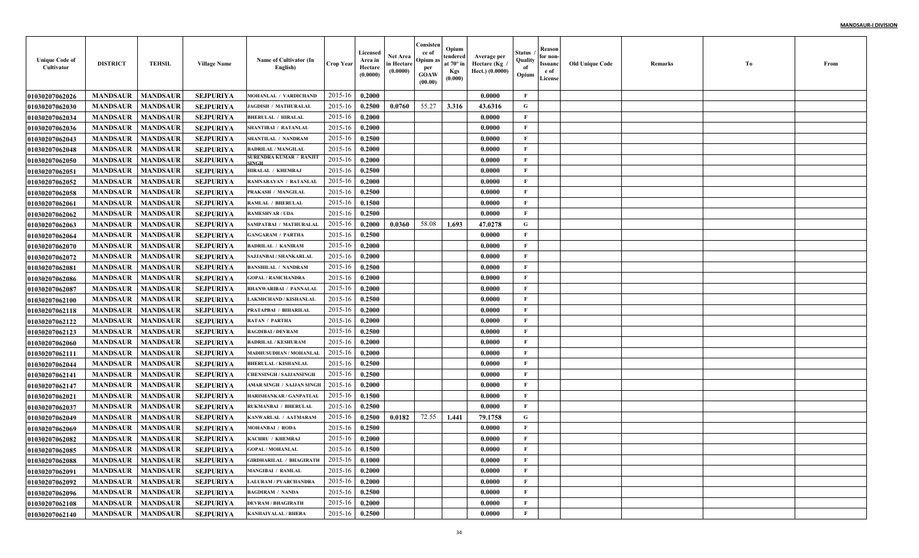| Unique Code of Cultivator | DISTRICT | TEHSIL | Village Name | Name of Cultivator (In English) | Crop Year | Licensed Area in Hectare (0.0000) | Net Area in Hectare (0.0000) | Consistence of Opium as per GOAW (00.00) | Opium tendered at 70º in Kgs (0.000) | Average per Hectare (Kg / Hect.) (0.0000) | Status / Quality of Opium | Reason for non-Issuance of License | Old Unique Code | Remarks | To | From |
|---|---|---|---|---|---|---|---|---|---|---|---|---|---|---|---|---|
| 01030207062026 | MANDSAUR | MANDSAUR | SEJPURIYA | MOHANLAL / VARDICHAND | 2015-16 | 0.2000 | | | | 0.0000 | F | | | | | |
| 01030207062030 | MANDSAUR | MANDSAUR | SEJPURIYA | JAGDISH / MATHURALAL | 2015-16 | 0.2500 | 0.0760 | 55.27 | 3.316 | 43.6316 | G | | | | | |
| 01030207062034 | MANDSAUR | MANDSAUR | SEJPURIYA | BHERULAL / HIRALAL | 2015-16 | 0.2000 | | | | 0.0000 | F | | | | | |
| 01030207062036 | MANDSAUR | MANDSAUR | SEJPURIYA | SHANTIBAI / RATANLAL | 2015-16 | 0.2000 | | | | 0.0000 | F | | | | | |
| 01030207062043 | MANDSAUR | MANDSAUR | SEJPURIYA | SHANTILAL / NANDRAM | 2015-16 | 0.2500 | | | | 0.0000 | F | | | | | |
| 01030207062048 | MANDSAUR | MANDSAUR | SEJPURIYA | BADRILAL / MANGILAL | 2015-16 | 0.2000 | | | | 0.0000 | F | | | | | |
| 01030207062050 | MANDSAUR | MANDSAUR | SEJPURIYA | SURENDRA KUMAR / RANJIT SINGH | 2015-16 | 0.2000 | | | | 0.0000 | F | | | | | |
| 01030207062051 | MANDSAUR | MANDSAUR | SEJPURIYA | HIRALAL / KHEMRAJ | 2015-16 | 0.2500 | | | | 0.0000 | F | | | | | |
| 01030207062052 | MANDSAUR | MANDSAUR | SEJPURIYA | RAMNARAYAN / RATANLAL | 2015-16 | 0.2000 | | | | 0.0000 | F | | | | | |
| 01030207062058 | MANDSAUR | MANDSAUR | SEJPURIYA | PRAKASH / MANGILAL | 2015-16 | 0.2500 | | | | 0.0000 | F | | | | | |
| 01030207062061 | MANDSAUR | MANDSAUR | SEJPURIYA | RAMLAL / BHERULAL | 2015-16 | 0.1500 | | | | 0.0000 | F | | | | | |
| 01030207062062 | MANDSAUR | MANDSAUR | SEJPURIYA | RAMESHVAR / UDA | 2015-16 | 0.2500 | | | | 0.0000 | F | | | | | |
| 01030207062063 | MANDSAUR | MANDSAUR | SEJPURIYA | SAMPATBAI / MATHURALAL | 2015-16 | 0.2000 | 0.0360 | 58.08 | 1.693 | 47.0278 | G | | | | | |
| 01030207062064 | MANDSAUR | MANDSAUR | SEJPURIYA | GANGARAM / PARTHA | 2015-16 | 0.2500 | | | | 0.0000 | F | | | | | |
| 01030207062070 | MANDSAUR | MANDSAUR | SEJPURIYA | BADRILAL / KANIRAM | 2015-16 | 0.2000 | | | | 0.0000 | F | | | | | |
| 01030207062072 | MANDSAUR | MANDSAUR | SEJPURIYA | SAJJANBAI / SHANKARLAL | 2015-16 | 0.2000 | | | | 0.0000 | F | | | | | |
| 01030207062081 | MANDSAUR | MANDSAUR | SEJPURIYA | BANSHILAL / NANDRAM | 2015-16 | 0.2500 | | | | 0.0000 | F | | | | | |
| 01030207062086 | MANDSAUR | MANDSAUR | SEJPURIYA | GOPAL / RAMCHANDRA | 2015-16 | 0.2000 | | | | 0.0000 | F | | | | | |
| 01030207062087 | MANDSAUR | MANDSAUR | SEJPURIYA | BHANWARIBAI / PANNALAL | 2015-16 | 0.2000 | | | | 0.0000 | F | | | | | |
| 01030207062100 | MANDSAUR | MANDSAUR | SEJPURIYA | LAKMICHAND / KISHANLAL | 2015-16 | 0.2500 | | | | 0.0000 | F | | | | | |
| 01030207062118 | MANDSAUR | MANDSAUR | SEJPURIYA | PRATAPBAI / BIHARILAL | 2015-16 | 0.2000 | | | | 0.0000 | F | | | | | |
| 01030207062122 | MANDSAUR | MANDSAUR | SEJPURIYA | RATAN / PARTHA | 2015-16 | 0.2000 | | | | 0.0000 | F | | | | | |
| 01030207062123 | MANDSAUR | MANDSAUR | SEJPURIYA | BAGDIBAI / DEVRAM | 2015-16 | 0.2500 | | | | 0.0000 | F | | | | | |
| 01030207062060 | MANDSAUR | MANDSAUR | SEJPURIYA | BADRILAL / KESHURAM | 2015-16 | 0.2000 | | | | 0.0000 | F | | | | | |
| 01030207062111 | MANDSAUR | MANDSAUR | SEJPURIYA | MADHUSUDHAN / MOHANLAL | 2015-16 | 0.2000 | | | | 0.0000 | F | | | | | |
| 01030207062044 | MANDSAUR | MANDSAUR | SEJPURIYA | BHERULAL / KISHANLAL | 2015-16 | 0.2500 | | | | 0.0000 | F | | | | | |
| 01030207062141 | MANDSAUR | MANDSAUR | SEJPURIYA | CHENSINGH / SAJJANSINGH | 2015-16 | 0.2500 | | | | 0.0000 | F | | | | | |
| 01030207062147 | MANDSAUR | MANDSAUR | SEJPURIYA | AMAR SINGH / SAJJAN SINGH | 2015-16 | 0.2000 | | | | 0.0000 | F | | | | | |
| 01030207062021 | MANDSAUR | MANDSAUR | SEJPURIYA | HARISHANKAR / GANPATLAL | 2015-16 | 0.1500 | | | | 0.0000 | F | | | | | |
| 01030207062037 | MANDSAUR | MANDSAUR | SEJPURIYA | RUKMANBAI / BHERULAL | 2015-16 | 0.2500 | | | | 0.0000 | F | | | | | |
| 01030207062049 | MANDSAUR | MANDSAUR | SEJPURIYA | KANWARLAL / AATMARAM | 2015-16 | 0.2500 | 0.0182 | 72.55 | 1.441 | 79.1758 | G | | | | | |
| 01030207062069 | MANDSAUR | MANDSAUR | SEJPURIYA | MOHANBAI / RODA | 2015-16 | 0.2500 | | | | 0.0000 | F | | | | | |
| 01030207062082 | MANDSAUR | MANDSAUR | SEJPURIYA | KACHRU / KHEMRAJ | 2015-16 | 0.2000 | | | | 0.0000 | F | | | | | |
| 01030207062085 | MANDSAUR | MANDSAUR | SEJPURIYA | GOPAL / MOHANLAL | 2015-16 | 0.1500 | | | | 0.0000 | F | | | | | |
| 01030207062088 | MANDSAUR | MANDSAUR | SEJPURIYA | GIRDHARILAL / BHAGIRATH | 2015-16 | 0.1000 | | | | 0.0000 | F | | | | | |
| 01030207062091 | MANDSAUR | MANDSAUR | SEJPURIYA | MANGIBAI / RAMLAL | 2015-16 | 0.2000 | | | | 0.0000 | F | | | | | |
| 01030207062092 | MANDSAUR | MANDSAUR | SEJPURIYA | LALURAM / PYARCHANDRA | 2015-16 | 0.2000 | | | | 0.0000 | F | | | | | |
| 01030207062096 | MANDSAUR | MANDSAUR | SEJPURIYA | BAGDIRAM / NANDA | 2015-16 | 0.2500 | | | | 0.0000 | F | | | | | |
| 01030207062108 | MANDSAUR | MANDSAUR | SEJPURIYA | DEVRAM / BHAGIRATH | 2015-16 | 0.2000 | | | | 0.0000 | F | | | | | |
| 01030207062140 | MANDSAUR | MANDSAUR | SEJPURIYA | KANHAIYALAL / BHERA | 2015-16 | 0.2500 | | | | 0.0000 | F | | | | | |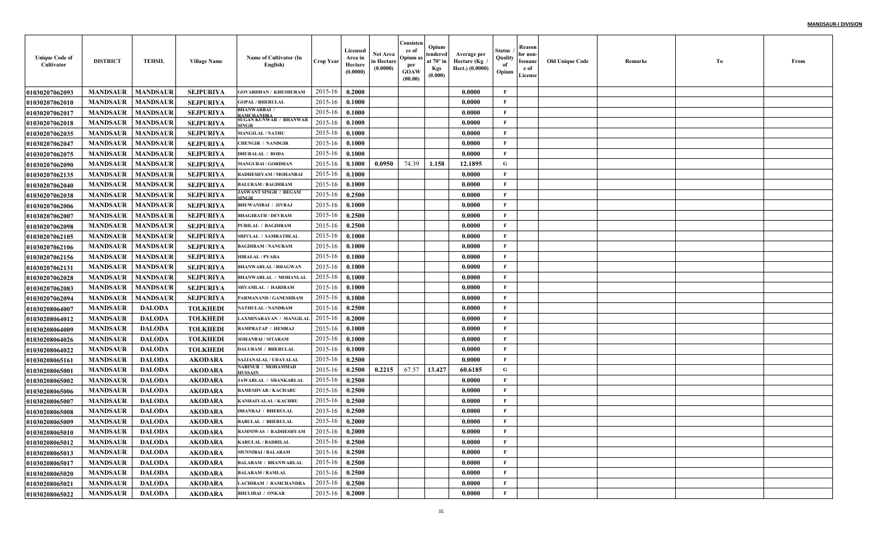| Unique Code of Cultivator | DISTRICT | TEHSIL | Village Name | Name of Cultivator (In English) | Crop Year | Licensed Area in Hectare (0.0000) | Net Area in Hectare (0.0000) | Consistence of Opium as per GOAW (00.00) | Opium tendered at 70° in Kgs (0.000) | Average per Hectare (Kg / Hect.) (0.0000) | Status / Quality of Opium | Reason for non-Issuance of License | Old Unique Code | Remarks | To | From |
|---|---|---|---|---|---|---|---|---|---|---|---|---|---|---|---|---|
| 01030207062093 | MANDSAUR | MANDSAUR | SEJPURIYA | GOVARDHAN / KHESHURAM | 2015-16 | 0.2000 | | | | 0.0000 | F | | | | | |
| 01030207062010 | MANDSAUR | MANDSAUR | SEJPURIYA | GOPAL / BHERULAL | 2015-16 | 0.1000 | | | | 0.0000 | F | | | | | |
| 01030207062017 | MANDSAUR | MANDSAUR | SEJPURIYA | BHANWARBAI / RAMCHANDRA | 2015-16 | 0.1000 | | | | 0.0000 | F | | | | | |
| 01030207062018 | MANDSAUR | MANDSAUR | SEJPURIYA | SUGAN KUNWAR / BHANWAR SINGH | 2015-16 | 0.1000 | | | | 0.0000 | F | | | | | |
| 01030207062035 | MANDSAUR | MANDSAUR | SEJPURIYA | MANGILAL / NATHU | 2015-16 | 0.1000 | | | | 0.0000 | F | | | | | |
| 01030207062047 | MANDSAUR | MANDSAUR | SEJPURIYA | CHENGIR / NANDGIR | 2015-16 | 0.1000 | | | | 0.0000 | F | | | | | |
| 01030207062075 | MANDSAUR | MANDSAUR | SEJPURIYA | DHURALAL / RODA | 2015-16 | 0.1000 | | | | 0.0000 | F | | | | | |
| 01030207062090 | MANDSAUR | MANDSAUR | SEJPURIYA | MANGUBAI / GORDHAN | 2015-16 | 0.1000 | 0.0950 | 74.39 | 1.158 | 12.1895 | G | | | | | |
| 01030207062135 | MANDSAUR | MANDSAUR | SEJPURIYA | RADHESHYAM / MOHANBAI | 2015-16 | 0.1000 | | | | 0.0000 | F | | | | | |
| 01030207062040 | MANDSAUR | MANDSAUR | SEJPURIYA | BALURAM / BAGDIRAM | 2015-16 | 0.1000 | | | | 0.0000 | F | | | | | |
| 01030207062038 | MANDSAUR | MANDSAUR | SEJPURIYA | JASWANT SINGH / BEGAM SINGH | 2015-16 | 0.2500 | | | | 0.0000 | F | | | | | |
| 01030207062006 | MANDSAUR | MANDSAUR | SEJPURIYA | BHUWANIBAI / JIVRAJ | 2015-16 | 0.1000 | | | | 0.0000 | F | | | | | |
| 01030207062007 | MANDSAUR | MANDSAUR | SEJPURIYA | BHAGIRATH / DEVRAM | 2015-16 | 0.2500 | | | | 0.0000 | F | | | | | |
| 01030207062098 | MANDSAUR | MANDSAUR | SEJPURIYA | PURILAL / BAGDIRAM | 2015-16 | 0.2500 | | | | 0.0000 | F | | | | | |
| 01030207062105 | MANDSAUR | MANDSAUR | SEJPURIYA | SHIVLAL / SAMRATHLAL | 2015-16 | 0.1000 | | | | 0.0000 | F | | | | | |
| 01030207062106 | MANDSAUR | MANDSAUR | SEJPURIYA | BAGDIRAM / NANURAM | 2015-16 | 0.1000 | | | | 0.0000 | F | | | | | |
| 01030207062156 | MANDSAUR | MANDSAUR | SEJPURIYA | HIRALAL / PYARA | 2015-16 | 0.1000 | | | | 0.0000 | F | | | | | |
| 01030207062131 | MANDSAUR | MANDSAUR | SEJPURIYA | BHANWARLAL / BHAGWAN | 2015-16 | 0.1000 | | | | 0.0000 | F | | | | | |
| 01030207062028 | MANDSAUR | MANDSAUR | SEJPURIYA | BHANWARLAL / MOHANLAL | 2015-16 | 0.1000 | | | | 0.0000 | F | | | | | |
| 01030207062083 | MANDSAUR | MANDSAUR | SEJPURIYA | SHYAMLAL / HARIRAM | 2015-16 | 0.1000 | | | | 0.0000 | F | | | | | |
| 01030207062094 | MANDSAUR | MANDSAUR | SEJPURIYA | PARMANAND / GANESHRAM | 2015-16 | 0.1000 | | | | 0.0000 | F | | | | | |
| 01030208064007 | MANDSAUR | DALODA | TOLKHEDI | NATHULAL / NANDRAM | 2015-16 | 0.2500 | | | | 0.0000 | F | | | | | |
| 01030208064012 | MANDSAUR | DALODA | TOLKHEDI | LAXMINARAYAN / MANGILAL | 2015-16 | 0.2000 | | | | 0.0000 | F | | | | | |
| 01030208064009 | MANDSAUR | DALODA | TOLKHEDI | RAMPRATAP / HEMRAJ | 2015-16 | 0.1000 | | | | 0.0000 | F | | | | | |
| 01030208064026 | MANDSAUR | DALODA | TOLKHEDI | SOHANBAI / SITARAM | 2015-16 | 0.1000 | | | | 0.0000 | F | | | | | |
| 01030208064022 | MANDSAUR | DALODA | TOLKHEDI | DALURAM / BHERULAL | 2015-16 | 0.1000 | | | | 0.0000 | F | | | | | |
| 01030208065161 | MANDSAUR | DALODA | AKODARA | SAJJANALAL / UDAYALAL | 2015-16 | 0.2500 | | | | 0.0000 | F | | | | | |
| 01030208065001 | MANDSAUR | DALODA | AKODARA | NABINUR / MOHAMMAD HUSSAIN | 2015-16 | 0.2500 | 0.2215 | 67.57 | 13.427 | 60.6185 | G | | | | | |
| 01030208065002 | MANDSAUR | DALODA | AKODARA | JAWARLAL / SHANKARLAL | 2015-16 | 0.2500 | | | | 0.0000 | F | | | | | |
| 01030208065006 | MANDSAUR | DALODA | AKODARA | RAMESHVAR / KACHARU | 2015-16 | 0.2500 | | | | 0.0000 | F | | | | | |
| 01030208065007 | MANDSAUR | DALODA | AKODARA | KANHAIYALAL / KACHRU | 2015-16 | 0.2500 | | | | 0.0000 | F | | | | | |
| 01030208065008 | MANDSAUR | DALODA | AKODARA | DHANRAJ / BHERULAL | 2015-16 | 0.2500 | | | | 0.0000 | F | | | | | |
| 01030208065009 | MANDSAUR | DALODA | AKODARA | BABULAL / BHERULAL | 2015-16 | 0.2000 | | | | 0.0000 | F | | | | | |
| 01030208065010 | MANDSAUR | DALODA | AKODARA | RAMNIWAS / RADHESHYAM | 2015-16 | 0.2000 | | | | 0.0000 | F | | | | | |
| 01030208065012 | MANDSAUR | DALODA | AKODARA | KARULAL / BADRILAL | 2015-16 | 0.2500 | | | | 0.0000 | F | | | | | |
| 01030208065013 | MANDSAUR | DALODA | AKODARA | MUNNIBAI / BALARAM | 2015-16 | 0.2500 | | | | 0.0000 | F | | | | | |
| 01030208065017 | MANDSAUR | DALODA | AKODARA | BALARAM / BHANWARLAL | 2015-16 | 0.2500 | | | | 0.0000 | F | | | | | |
| 01030208065020 | MANDSAUR | DALODA | AKODARA | BALARAM / RAMLAL | 2015-16 | 0.2500 | | | | 0.0000 | F | | | | | |
| 01030208065021 | MANDSAUR | DALODA | AKODARA | LACHIRAM / RAMCHANDRA | 2015-16 | 0.2500 | | | | 0.0000 | F | | | | | |
| 01030208065022 | MANDSAUR | DALODA | AKODARA | BHULIBAI / ONKAR | 2015-16 | 0.2000 | | | | 0.0000 | F | | | | | |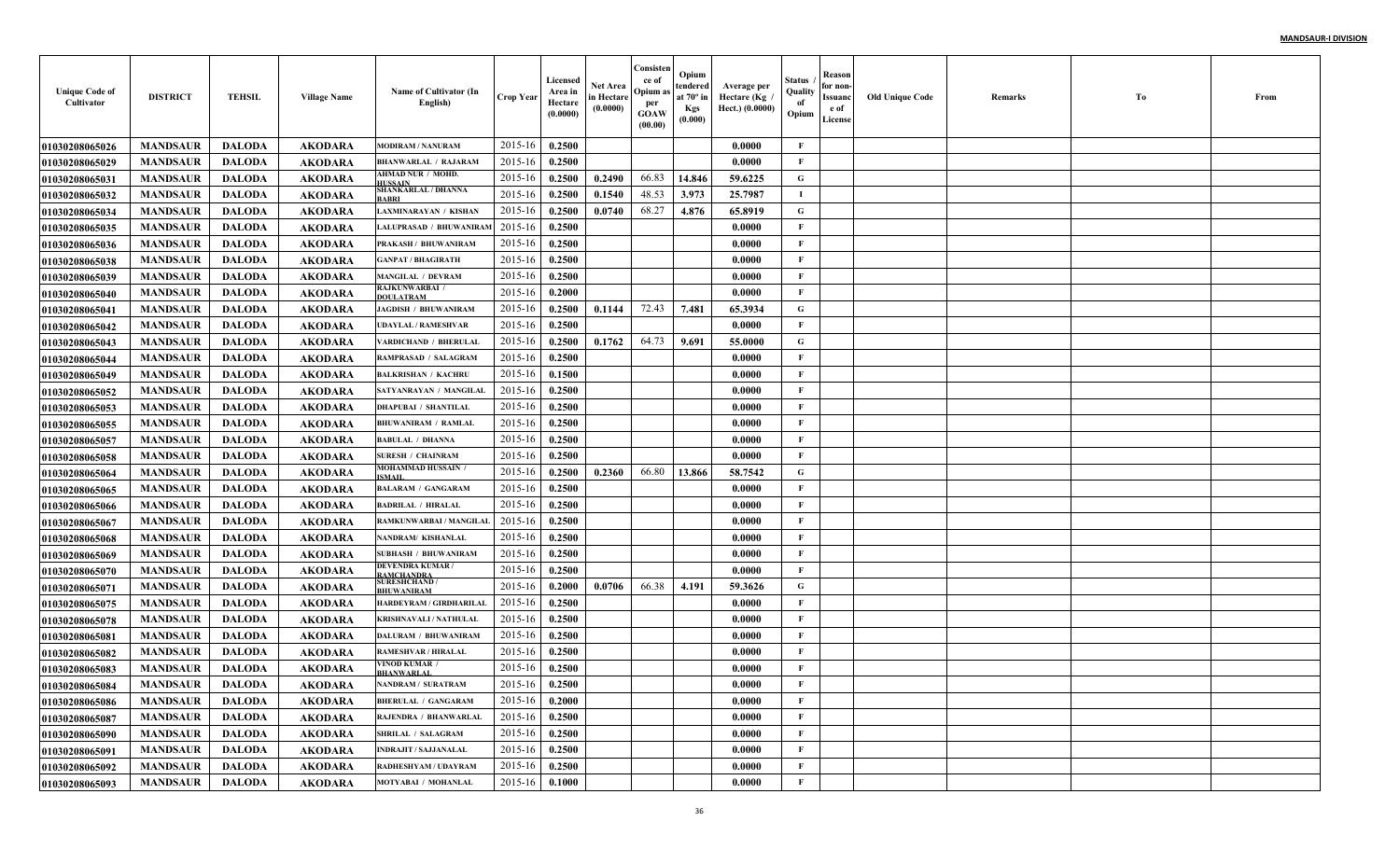| Unique Code of Cultivator | DISTRICT | TEHSIL | Village Name | Name of Cultivator (In English) | Crop Year | Licensed Area in Hectare (0.0000) | Net Area in Hectare (0.0000) | Consistence of Opium as per GOAW (00.00) | Opium tendered at 70° in Kgs (0.000) | Average per Hectare (Kg / Hect.) (0.0000) | Status / Quality of Opium | Reason for non-Issuance of License | Old Unique Code | Remarks | To | From |
|---|---|---|---|---|---|---|---|---|---|---|---|---|---|---|---|---|
| 01030208065026 | MANDSAUR | DALODA | AKODARA | MODIRAM / NANURAM | 2015-16 | 0.2500 | | | | 0.0000 | F | | | | | |
| 01030208065029 | MANDSAUR | DALODA | AKODARA | BHANWARLAL / RAJARAM | 2015-16 | 0.2500 | | | | 0.0000 | F | | | | | |
| 01030208065031 | MANDSAUR | DALODA | AKODARA | AHMAD NUR / MOHD. HUSSAIN | 2015-16 | 0.2500 | 0.2490 | 66.83 | 14.846 | 59.6225 | G | | | | | |
| 01030208065032 | MANDSAUR | DALODA | AKODARA | SHANKARLAL / DHANNA BABRI | 2015-16 | 0.2500 | 0.1540 | 48.53 | 3.973 | 25.7987 | I | | | | | |
| 01030208065034 | MANDSAUR | DALODA | AKODARA | LAXMINARAYAN / KISHAN | 2015-16 | 0.2500 | 0.0740 | 68.27 | 4.876 | 65.8919 | G | | | | | |
| 01030208065035 | MANDSAUR | DALODA | AKODARA | LALUPRASAD / BHUWANIRAM | 2015-16 | 0.2500 | | | | 0.0000 | F | | | | | |
| 01030208065036 | MANDSAUR | DALODA | AKODARA | PRAKASH / BHUWANIRAM | 2015-16 | 0.2500 | | | | 0.0000 | F | | | | | |
| 01030208065038 | MANDSAUR | DALODA | AKODARA | GANPAT / BHAGIRATH | 2015-16 | 0.2500 | | | | 0.0000 | F | | | | | |
| 01030208065039 | MANDSAUR | DALODA | AKODARA | MANGILAL / DEVRAM | 2015-16 | 0.2500 | | | | 0.0000 | F | | | | | |
| 01030208065040 | MANDSAUR | DALODA | AKODARA | RAJKUNWARBAI / DOULATRAM | 2015-16 | 0.2000 | | | | 0.0000 | F | | | | | |
| 01030208065041 | MANDSAUR | DALODA | AKODARA | JAGDISH / BHUWANIRAM | 2015-16 | 0.2500 | 0.1144 | 72.43 | 7.481 | 65.3934 | G | | | | | |
| 01030208065042 | MANDSAUR | DALODA | AKODARA | UDAYLAL / RAMESHVAR | 2015-16 | 0.2500 | | | | 0.0000 | F | | | | | |
| 01030208065043 | MANDSAUR | DALODA | AKODARA | VARDICHAND / BHERULAL | 2015-16 | 0.2500 | 0.1762 | 64.73 | 9.691 | 55.0000 | G | | | | | |
| 01030208065044 | MANDSAUR | DALODA | AKODARA | RAMPRASAD / SALAGRAM | 2015-16 | 0.2500 | | | | 0.0000 | F | | | | | |
| 01030208065049 | MANDSAUR | DALODA | AKODARA | BALKRISHAN / KACHRU | 2015-16 | 0.1500 | | | | 0.0000 | F | | | | | |
| 01030208065052 | MANDSAUR | DALODA | AKODARA | SATYANRAYAN / MANGILAL | 2015-16 | 0.2500 | | | | 0.0000 | F | | | | | |
| 01030208065053 | MANDSAUR | DALODA | AKODARA | DHAPUBAI / SHANTILAL | 2015-16 | 0.2500 | | | | 0.0000 | F | | | | | |
| 01030208065055 | MANDSAUR | DALODA | AKODARA | BHUWANIRAM / RAMLAL | 2015-16 | 0.2500 | | | | 0.0000 | F | | | | | |
| 01030208065057 | MANDSAUR | DALODA | AKODARA | BABULAL / DHANNA | 2015-16 | 0.2500 | | | | 0.0000 | F | | | | | |
| 01030208065058 | MANDSAUR | DALODA | AKODARA | SURESH / CHAINRAM | 2015-16 | 0.2500 | | | | 0.0000 | F | | | | | |
| 01030208065064 | MANDSAUR | DALODA | AKODARA | MOHAMMAD HUSSAIN / ISMAIL | 2015-16 | 0.2500 | 0.2360 | 66.80 | 13.866 | 58.7542 | G | | | | | |
| 01030208065065 | MANDSAUR | DALODA | AKODARA | BALARAM / GANGARAM | 2015-16 | 0.2500 | | | | 0.0000 | F | | | | | |
| 01030208065066 | MANDSAUR | DALODA | AKODARA | BADRILAL / HIRALAL | 2015-16 | 0.2500 | | | | 0.0000 | F | | | | | |
| 01030208065067 | MANDSAUR | DALODA | AKODARA | RAMKUNWARBAI / MANGILAL | 2015-16 | 0.2500 | | | | 0.0000 | F | | | | | |
| 01030208065068 | MANDSAUR | DALODA | AKODARA | NANDRAM/ KISHANLAL | 2015-16 | 0.2500 | | | | 0.0000 | F | | | | | |
| 01030208065069 | MANDSAUR | DALODA | AKODARA | SUBHASH / BHUWANIRAM | 2015-16 | 0.2500 | | | | 0.0000 | F | | | | | |
| 01030208065070 | MANDSAUR | DALODA | AKODARA | DEVENDRA KUMAR / RAMCHANDRA | 2015-16 | 0.2500 | | | | 0.0000 | F | | | | | |
| 01030208065071 | MANDSAUR | DALODA | AKODARA | SURESHCHAND / BHUWANIRAM | 2015-16 | 0.2000 | 0.0706 | 66.38 | 4.191 | 59.3626 | G | | | | | |
| 01030208065075 | MANDSAUR | DALODA | AKODARA | HARDEYRAM / GIRDHARILAL | 2015-16 | 0.2500 | | | | 0.0000 | F | | | | | |
| 01030208065078 | MANDSAUR | DALODA | AKODARA | KRISHNAVALI / NATHULAL | 2015-16 | 0.2500 | | | | 0.0000 | F | | | | | |
| 01030208065081 | MANDSAUR | DALODA | AKODARA | DALURAM / BHUWANIRAM | 2015-16 | 0.2500 | | | | 0.0000 | F | | | | | |
| 01030208065082 | MANDSAUR | DALODA | AKODARA | RAMESHVAR / HIRALAL | 2015-16 | 0.2500 | | | | 0.0000 | F | | | | | |
| 01030208065083 | MANDSAUR | DALODA | AKODARA | VINOD KUMAR / BHANWARLAL | 2015-16 | 0.2500 | | | | 0.0000 | F | | | | | |
| 01030208065084 | MANDSAUR | DALODA | AKODARA | NANDRAM / SURATRAM | 2015-16 | 0.2500 | | | | 0.0000 | F | | | | | |
| 01030208065086 | MANDSAUR | DALODA | AKODARA | BHERULAL / GANGARAM | 2015-16 | 0.2000 | | | | 0.0000 | F | | | | | |
| 01030208065087 | MANDSAUR | DALODA | AKODARA | RAJENDRA / BHANWARLAL | 2015-16 | 0.2500 | | | | 0.0000 | F | | | | | |
| 01030208065090 | MANDSAUR | DALODA | AKODARA | SHRILAL / SALAGRAM | 2015-16 | 0.2500 | | | | 0.0000 | F | | | | | |
| 01030208065091 | MANDSAUR | DALODA | AKODARA | INDRAJIT / SAJJANALAL | 2015-16 | 0.2500 | | | | 0.0000 | F | | | | | |
| 01030208065092 | MANDSAUR | DALODA | AKODARA | RADHESHYAM / UDAYRAM | 2015-16 | 0.2500 | | | | 0.0000 | F | | | | | |
| 01030208065093 | MANDSAUR | DALODA | AKODARA | MOTYABAI / MOHANLAL | 2015-16 | 0.1000 | | | | 0.0000 | F | | | | | |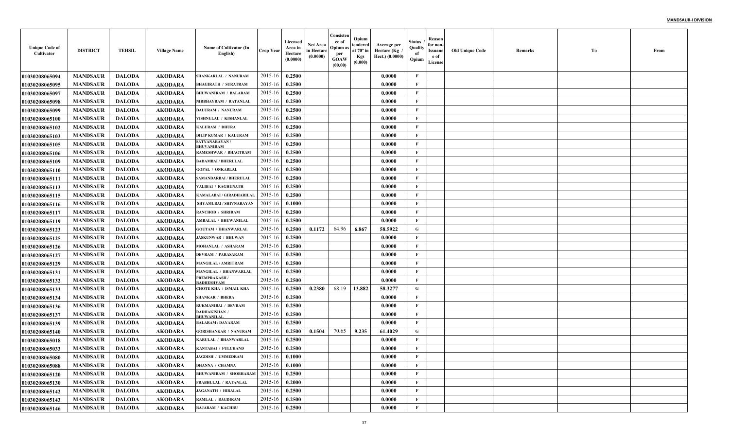| Unique Code of Cultivator | DISTRICT | TEHSIL | Village Name | Name of Cultivator (In English) | Crop Year | Licensed Area in Hectare (0.0000) | Net Area in Hectare (0.0000) | Consistence of Opium as per GOAW (00.00) | Opium tendered at 70° in Kgs (0.000) | Average per Hectare (Kg / Hect.) (0.0000) | Status / Quality of Opium | Reason for non-Issuance of License | Old Unique Code | Remarks | To | From |
|---|---|---|---|---|---|---|---|---|---|---|---|---|---|---|---|---|
| 01030208065094 | MANDSAUR | DALODA | AKODARA | SHANKARLAL / NANURAM | 2015-16 | 0.2500 | | | | 0.0000 | F | | | | | |
| 01030208065095 | MANDSAUR | DALODA | AKODARA | BHAGIRATH / SURATRAM | 2015-16 | 0.2500 | | | | 0.0000 | F | | | | | |
| 01030208065097 | MANDSAUR | DALODA | AKODARA | BHUWANIRAM / BALARAM | 2015-16 | 0.2500 | | | | 0.0000 | F | | | | | |
| 01030208065098 | MANDSAUR | DALODA | AKODARA | NIRBHAYRAM / RATANLAL | 2015-16 | 0.2500 | | | | 0.0000 | F | | | | | |
| 01030208065099 | MANDSAUR | DALODA | AKODARA | DALURAM / NANURAM | 2015-16 | 0.2500 | | | | 0.0000 | F | | | | | |
| 01030208065100 | MANDSAUR | DALODA | AKODARA | VISHNULAL / KISHANLAL | 2015-16 | 0.2500 | | | | 0.0000 | F | | | | | |
| 01030208065102 | MANDSAUR | DALODA | AKODARA | KALURAM / DHURA | 2015-16 | 0.2500 | | | | 0.0000 | F | | | | | |
| 01030208065103 | MANDSAUR | DALODA | AKODARA | DILIP KUMAR / KALURAM | 2015-16 | 0.2500 | | | | 0.0000 | F | | | | | |
| 01030208065105 | MANDSAUR | DALODA | AKODARA | SATYANARAYAN / BHUVANIRAM | 2015-16 | 0.2500 | | | | 0.0000 | F | | | | | |
| 01030208065106 | MANDSAUR | DALODA | AKODARA | RAMESHWAR / BHAGTRAM | 2015-16 | 0.2500 | | | | 0.0000 | F | | | | | |
| 01030208065109 | MANDSAUR | DALODA | AKODARA | BADAMBAI / BHERULAL | 2015-16 | 0.2500 | | | | 0.0000 | F | | | | | |
| 01030208065110 | MANDSAUR | DALODA | AKODARA | GOPAL / ONKARLAL | 2015-16 | 0.2500 | | | | 0.0000 | F | | | | | |
| 01030208065111 | MANDSAUR | DALODA | AKODARA | SAMANDARBAI / BHERULAL | 2015-16 | 0.2500 | | | | 0.0000 | F | | | | | |
| 01030208065113 | MANDSAUR | DALODA | AKODARA | VALIBAI / RAGHUNATH | 2015-16 | 0.2500 | | | | 0.0000 | F | | | | | |
| 01030208065115 | MANDSAUR | DALODA | AKODARA | KAMALABAI / GIRADHARILAL | 2015-16 | 0.2500 | | | | 0.0000 | F | | | | | |
| 01030208065116 | MANDSAUR | DALODA | AKODARA | SHYAMUBAI / SHIVNARAYAN | 2015-16 | 0.1000 | | | | 0.0000 | F | | | | | |
| 01030208065117 | MANDSAUR | DALODA | AKODARA | RANCHOD / SHRIRAM | 2015-16 | 0.2500 | | | | 0.0000 | F | | | | | |
| 01030208065119 | MANDSAUR | DALODA | AKODARA | AMBALAL / BHUWANILAL | 2015-16 | 0.2500 | | | | 0.0000 | F | | | | | |
| 01030208065123 | MANDSAUR | DALODA | AKODARA | GOUTAM / BHANWARLAL | 2015-16 | 0.2500 | 0.1172 | 64.96 | 6.867 | 58.5922 | G | | | | | |
| 01030208065125 | MANDSAUR | DALODA | AKODARA | JASKUNWAR / BHUWAN | 2015-16 | 0.2500 | | | | 0.0000 | F | | | | | |
| 01030208065126 | MANDSAUR | DALODA | AKODARA | MOHANLAL / ASHARAM | 2015-16 | 0.2500 | | | | 0.0000 | F | | | | | |
| 01030208065127 | MANDSAUR | DALODA | AKODARA | DEVRAM / PARASARAM | 2015-16 | 0.2500 | | | | 0.0000 | F | | | | | |
| 01030208065129 | MANDSAUR | DALODA | AKODARA | MANGILAL / AMRITRAM | 2015-16 | 0.2500 | | | | 0.0000 | F | | | | | |
| 01030208065131 | MANDSAUR | DALODA | AKODARA | MANGILAL / BHANWARLAL | 2015-16 | 0.2500 | | | | 0.0000 | F | | | | | |
| 01030208065132 | MANDSAUR | DALODA | AKODARA | PREMPRAKASH / RADHESHYAM | 2015-16 | 0.2500 | | | | 0.0000 | F | | | | | |
| 01030208065133 | MANDSAUR | DALODA | AKODARA | CHOTE KHA / ISMAIL KHA | 2015-16 | 0.2500 | 0.2380 | 68.19 | 13.882 | 58.3277 | G | | | | | |
| 01030208065134 | MANDSAUR | DALODA | AKODARA | SHANKAR / BHERA | 2015-16 | 0.2500 | | | | 0.0000 | F | | | | | |
| 01030208065136 | MANDSAUR | DALODA | AKODARA | RUKMANIBAI / DEVRAM | 2015-16 | 0.2500 | | | | 0.0000 | F | | | | | |
| 01030208065137 | MANDSAUR | DALODA | AKODARA | RADHAKISHAN / BHUWANILAL | 2015-16 | 0.2500 | | | | 0.0000 | F | | | | | |
| 01030208065139 | MANDSAUR | DALODA | AKODARA | BALARAM / DAYARAM | 2015-16 | 0.2500 | | | | 0.0000 | F | | | | | |
| 01030208065140 | MANDSAUR | DALODA | AKODARA | GORISHANKAR / NANURAM | 2015-16 | 0.2500 | 0.1504 | 70.65 | 9.235 | 61.4029 | G | | | | | |
| 01030208065018 | MANDSAUR | DALODA | AKODARA | KARULAL / BHANWARLAL | 2015-16 | 0.2500 | | | | 0.0000 | F | | | | | |
| 01030208065033 | MANDSAUR | DALODA | AKODARA | KANTABAI / FULCHAND | 2015-16 | 0.2500 | | | | 0.0000 | F | | | | | |
| 01030208065080 | MANDSAUR | DALODA | AKODARA | JAGDISH / UMMEDRAM | 2015-16 | 0.1000 | | | | 0.0000 | F | | | | | |
| 01030208065088 | MANDSAUR | DALODA | AKODARA | DHANNA / CHAMNA | 2015-16 | 0.1000 | | | | 0.0000 | F | | | | | |
| 01030208065120 | MANDSAUR | DALODA | AKODARA | BHUWANIRAM / SHOBHARAM | 2015-16 | 0.2500 | | | | 0.0000 | F | | | | | |
| 01030208065130 | MANDSAUR | DALODA | AKODARA | PRABHULAL / RATANLAL | 2015-16 | 0.2000 | | | | 0.0000 | F | | | | | |
| 01030208065142 | MANDSAUR | DALODA | AKODARA | JAGANATH / HIRALAL | 2015-16 | 0.2500 | | | | 0.0000 | F | | | | | |
| 01030208065143 | MANDSAUR | DALODA | AKODARA | RAMLAL / BAGDIRAM | 2015-16 | 0.2500 | | | | 0.0000 | F | | | | | |
| 01030208065146 | MANDSAUR | DALODA | AKODARA | RAJARAM / KACHRU | 2015-16 | 0.2500 | | | | 0.0000 | F | | | | | |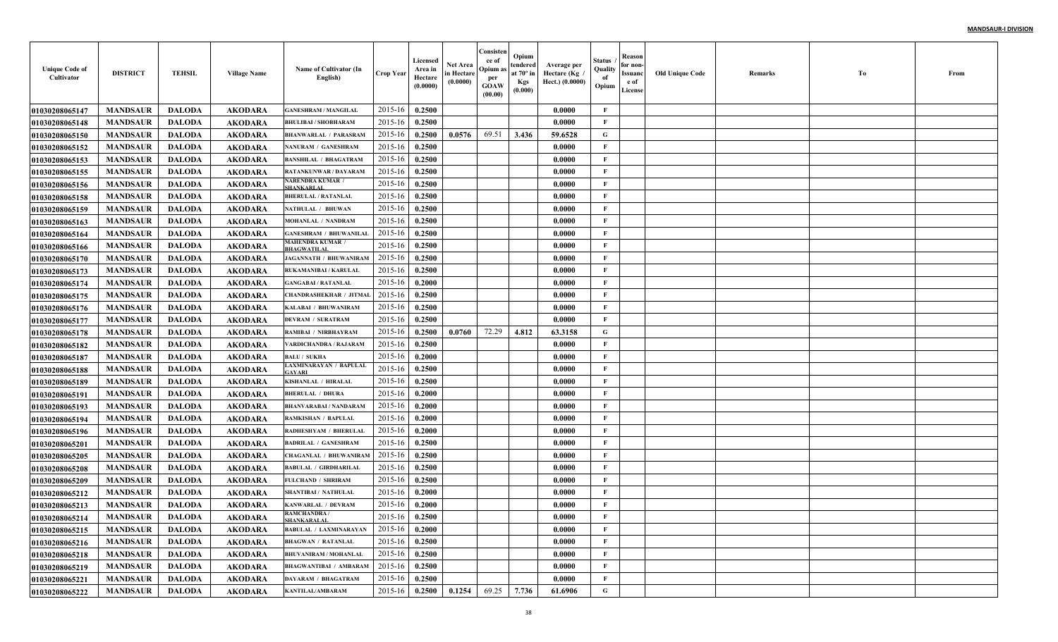| Unique Code of Cultivator | DISTRICT | TEHSIL | Village Name | Name of Cultivator (In English) | Crop Year | Licensed Area in Hectare (0.0000) | Net Area in Hectare (0.0000) | Consistence of Opium as per GOAW (00.00) | Opium tendered at 70° in Kgs (0.000) | Average per Hectare (Kg / Hect.) (0.0000) | Status / Quality of Opium | Reason for non-Issuance of License | Old Unique Code | Remarks | To | From |
|---|---|---|---|---|---|---|---|---|---|---|---|---|---|---|---|---|
| 01030208065147 | MANDSAUR | DALODA | AKODARA | GANESHRAM / MANGILAL | 2015-16 | 0.2500 | | | | 0.0000 | F | | | | | |
| 01030208065148 | MANDSAUR | DALODA | AKODARA | BHULIBAI / SHOBHARAM | 2015-16 | 0.2500 | | | | 0.0000 | F | | | | | |
| 01030208065150 | MANDSAUR | DALODA | AKODARA | BHANWARLAL / PARASRAM | 2015-16 | 0.2500 | 0.0576 | 69.51 | 3.436 | 59.6528 | G | | | | | |
| 01030208065152 | MANDSAUR | DALODA | AKODARA | NANURAM / GANESHRAM | 2015-16 | 0.2500 | | | | 0.0000 | F | | | | | |
| 01030208065153 | MANDSAUR | DALODA | AKODARA | BANSHILAL / BHAGATRAM | 2015-16 | 0.2500 | | | | 0.0000 | F | | | | | |
| 01030208065155 | MANDSAUR | DALODA | AKODARA | RATANKUNWAR / DAYARAM | 2015-16 | 0.2500 | | | | 0.0000 | F | | | | | |
| 01030208065156 | MANDSAUR | DALODA | AKODARA | NARENDRA KUMAR / SHANKARLAL | 2015-16 | 0.2500 | | | | 0.0000 | F | | | | | |
| 01030208065158 | MANDSAUR | DALODA | AKODARA | BHERULAL / RATANLAL | 2015-16 | 0.2500 | | | | 0.0000 | F | | | | | |
| 01030208065159 | MANDSAUR | DALODA | AKODARA | NATHULAL / BHUWAN | 2015-16 | 0.2500 | | | | 0.0000 | F | | | | | |
| 01030208065163 | MANDSAUR | DALODA | AKODARA | MOHANLAL / NANDRAM | 2015-16 | 0.2500 | | | | 0.0000 | F | | | | | |
| 01030208065164 | MANDSAUR | DALODA | AKODARA | GANESHRAM / BHUWANILAL | 2015-16 | 0.2500 | | | | 0.0000 | F | | | | | |
| 01030208065166 | MANDSAUR | DALODA | AKODARA | MAHENDRA KUMAR / BHAGWATILAL | 2015-16 | 0.2500 | | | | 0.0000 | F | | | | | |
| 01030208065170 | MANDSAUR | DALODA | AKODARA | JAGANNATH / BHUWANIRAM | 2015-16 | 0.2500 | | | | 0.0000 | F | | | | | |
| 01030208065173 | MANDSAUR | DALODA | AKODARA | RUKAMANIBAI / KARULAL | 2015-16 | 0.2500 | | | | 0.0000 | F | | | | | |
| 01030208065174 | MANDSAUR | DALODA | AKODARA | GANGABAI / RATANLAL | 2015-16 | 0.2000 | | | | 0.0000 | F | | | | | |
| 01030208065175 | MANDSAUR | DALODA | AKODARA | CHANDRASHEKHAR / JITMAL | 2015-16 | 0.2500 | | | | 0.0000 | F | | | | | |
| 01030208065176 | MANDSAUR | DALODA | AKODARA | KALABAI / BHUWANIRAM | 2015-16 | 0.2500 | | | | 0.0000 | F | | | | | |
| 01030208065177 | MANDSAUR | DALODA | AKODARA | DEVRAM / SURATRAM | 2015-16 | 0.2500 | | | | 0.0000 | F | | | | | |
| 01030208065178 | MANDSAUR | DALODA | AKODARA | RAMIBAI / NIRBHAYRAM | 2015-16 | 0.2500 | 0.0760 | 72.29 | 4.812 | 63.3158 | G | | | | | |
| 01030208065182 | MANDSAUR | DALODA | AKODARA | VARDICHANDRA / RAJARAM | 2015-16 | 0.2500 | | | | 0.0000 | F | | | | | |
| 01030208065187 | MANDSAUR | DALODA | AKODARA | BALU / SUKHA | 2015-16 | 0.2000 | | | | 0.0000 | F | | | | | |
| 01030208065188 | MANDSAUR | DALODA | AKODARA | LAXMINARAYAN / BAPULAL GAYARI | 2015-16 | 0.2500 | | | | 0.0000 | F | | | | | |
| 01030208065189 | MANDSAUR | DALODA | AKODARA | KISHANLAL / HIRALAL | 2015-16 | 0.2500 | | | | 0.0000 | F | | | | | |
| 01030208065191 | MANDSAUR | DALODA | AKODARA | BHERULAL / DHURA | 2015-16 | 0.2000 | | | | 0.0000 | F | | | | | |
| 01030208065193 | MANDSAUR | DALODA | AKODARA | BHANVARABAI / NANDARAM | 2015-16 | 0.2000 | | | | 0.0000 | F | | | | | |
| 01030208065194 | MANDSAUR | DALODA | AKODARA | RAMKISHAN / BAPULAL | 2015-16 | 0.2000 | | | | 0.0000 | F | | | | | |
| 01030208065196 | MANDSAUR | DALODA | AKODARA | RADHESHYAM / BHERULAL | 2015-16 | 0.2000 | | | | 0.0000 | F | | | | | |
| 01030208065201 | MANDSAUR | DALODA | AKODARA | BADRILAL / GANESHRAM | 2015-16 | 0.2500 | | | | 0.0000 | F | | | | | |
| 01030208065205 | MANDSAUR | DALODA | AKODARA | CHAGANLAL / BHUWANIRAM | 2015-16 | 0.2500 | | | | 0.0000 | F | | | | | |
| 01030208065208 | MANDSAUR | DALODA | AKODARA | BABULAL / GIRDHARILAL | 2015-16 | 0.2500 | | | | 0.0000 | F | | | | | |
| 01030208065209 | MANDSAUR | DALODA | AKODARA | FULCHAND / SHRIRAM | 2015-16 | 0.2500 | | | | 0.0000 | F | | | | | |
| 01030208065212 | MANDSAUR | DALODA | AKODARA | SHANTIBAI / NATHULAL | 2015-16 | 0.2000 | | | | 0.0000 | F | | | | | |
| 01030208065213 | MANDSAUR | DALODA | AKODARA | KANWARLAL / DEVRAM | 2015-16 | 0.2000 | | | | 0.0000 | F | | | | | |
| 01030208065214 | MANDSAUR | DALODA | AKODARA | RAMCHANDRA / SHANKARALAL | 2015-16 | 0.2500 | | | | 0.0000 | F | | | | | |
| 01030208065215 | MANDSAUR | DALODA | AKODARA | BABULAL / LAXMINARAYAN | 2015-16 | 0.2000 | | | | 0.0000 | F | | | | | |
| 01030208065216 | MANDSAUR | DALODA | AKODARA | BHAGWAN / RATANLAL | 2015-16 | 0.2500 | | | | 0.0000 | F | | | | | |
| 01030208065218 | MANDSAUR | DALODA | AKODARA | BHUVANIRAM / MOHANLAL | 2015-16 | 0.2500 | | | | 0.0000 | F | | | | | |
| 01030208065219 | MANDSAUR | DALODA | AKODARA | BHAGWANTIBAI / AMBARAM | 2015-16 | 0.2500 | | | | 0.0000 | F | | | | | |
| 01030208065221 | MANDSAUR | DALODA | AKODARA | DAYARAM / BHAGATRAM | 2015-16 | 0.2500 | | | | 0.0000 | F | | | | | |
| 01030208065222 | MANDSAUR | DALODA | AKODARA | KANTILAL/AMBARAM | 2015-16 | 0.2500 | 0.1254 | 69.25 | 7.736 | 61.6906 | G | | | | | |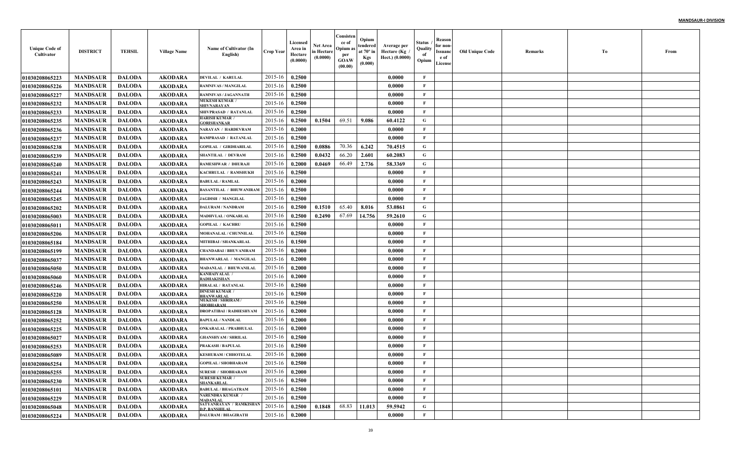| Unique Code of Cultivator | DISTRICT | TEHSIL | Village Name | Name of Cultivator (In English) | Crop Year | Licensed Area in Hectare (0.0000) | Net Area in Hectare (0.0000) | Consistence of Opium as per GOAW (00.00) | Opium tendered at 70° in Kgs (0.000) | Average per Hectare (Kg / Hect.) (0.0000) | Status / Quality of Opium | Reason for non-Issuance of License | Old Unique Code | Remarks | To | From |
|---|---|---|---|---|---|---|---|---|---|---|---|---|---|---|---|---|
| 01030208065223 | MANDSAUR | DALODA | AKODARA | DEVILAL / KARULAL | 2015-16 | 0.2500 | | | | 0.0000 | F | | | | | |
| 01030208065226 | MANDSAUR | DALODA | AKODARA | RAMNIVAS / MANGILAL | 2015-16 | 0.2500 | | | | 0.0000 | F | | | | | |
| 01030208065227 | MANDSAUR | DALODA | AKODARA | RAMNIVAS / JAGANNATH | 2015-16 | 0.2500 | | | | 0.0000 | F | | | | | |
| 01030208065232 | MANDSAUR | DALODA | AKODARA | MUKESH KUMAR / SHIVNARAYAN | 2015-16 | 0.2500 | | | | 0.0000 | F | | | | | |
| 01030208065233 | MANDSAUR | DALODA | AKODARA | SHIVPRASAD / RATANLAL | 2015-16 | 0.2500 | | | | 0.0000 | F | | | | | |
| 01030208065235 | MANDSAUR | DALODA | AKODARA | HARISH KUMAR / GORISHANKAR | 2015-16 | 0.2500 | 0.1504 | 69.51 | 9.086 | 60.4122 | G | | | | | |
| 01030208065236 | MANDSAUR | DALODA | AKODARA | NARAYAN / HARDEVRAM | 2015-16 | 0.2000 | | | | 0.0000 | F | | | | | |
| 01030208065237 | MANDSAUR | DALODA | AKODARA | RAMPRASAD / RATANLAL | 2015-16 | 0.2500 | | | | 0.0000 | F | | | | | |
| 01030208065238 | MANDSAUR | DALODA | AKODARA | GOPILAL / GIRDHARILAL | 2015-16 | 0.2500 | 0.0886 | 70.36 | 6.242 | 70.4515 | G | | | | | |
| 01030208065239 | MANDSAUR | DALODA | AKODARA | SHANTILAL / DEVRAM | 2015-16 | 0.2500 | 0.0432 | 66.20 | 2.601 | 60.2083 | G | | | | | |
| 01030208065240 | MANDSAUR | DALODA | AKODARA | RAMESHWAR / DHURAJI | 2015-16 | 0.2000 | 0.0469 | 66.49 | 2.736 | 58.3369 | G | | | | | |
| 01030208065241 | MANDSAUR | DALODA | AKODARA | KACHRULAL / RAMSHUKH | 2015-16 | 0.2500 | | | | 0.0000 | F | | | | | |
| 01030208065243 | MANDSAUR | DALODA | AKODARA | BABULAL / RAMLAL | 2015-16 | 0.2000 | | | | 0.0000 | F | | | | | |
| 01030208065244 | MANDSAUR | DALODA | AKODARA | BASANTILAL / BHUWANIRAM | 2015-16 | 0.2500 | | | | 0.0000 | F | | | | | |
| 01030208065245 | MANDSAUR | DALODA | AKODARA | JAGDISH / MANGILAL | 2015-16 | 0.2500 | | | | 0.0000 | F | | | | | |
| 01030208065202 | MANDSAUR | DALODA | AKODARA | DALURAM / NANDRAM | 2015-16 | 0.2500 | 0.1510 | 65.40 | 8.016 | 53.0861 | G | | | | | |
| 01030208065003 | MANDSAUR | DALODA | AKODARA | MADHVLAL / ONKARLAL | 2015-16 | 0.2500 | 0.2490 | 67.69 | 14.756 | 59.2610 | G | | | | | |
| 01030208065011 | MANDSAUR | DALODA | AKODARA | GOPILAL / KACHRU | 2015-16 | 0.2500 | | | | 0.0000 | F | | | | | |
| 01030208065206 | MANDSAUR | DALODA | AKODARA | MOHANALAL / CHUNNILAL | 2015-16 | 0.2500 | | | | 0.0000 | F | | | | | |
| 01030208065184 | MANDSAUR | DALODA | AKODARA | MITHIBAI / SHANKARLAL | 2015-16 | 0.1500 | | | | 0.0000 | F | | | | | |
| 01030208065199 | MANDSAUR | DALODA | AKODARA | CHANDABAI / BHUVANIRAM | 2015-16 | 0.2000 | | | | 0.0000 | F | | | | | |
| 01030208065037 | MANDSAUR | DALODA | AKODARA | BHANWARLAL / MANGILAL | 2015-16 | 0.2000 | | | | 0.0000 | F | | | | | |
| 01030208065050 | MANDSAUR | DALODA | AKODARA | MADANLAL / BHUWANILAL | 2015-16 | 0.2000 | | | | 0.0000 | F | | | | | |
| 01030208065060 | MANDSAUR | DALODA | AKODARA | KANHAIYALAL / RADHAKISHAN | 2015-16 | 0.2000 | | | | 0.0000 | F | | | | | |
| 01030208065246 | MANDSAUR | DALODA | AKODARA | HIRALAL / RATANLAL | 2015-16 | 0.2500 | | | | 0.0000 | F | | | | | |
| 01030208065220 | MANDSAUR | DALODA | AKODARA | DINESH KUMAR / BHANWARLAL | 2015-16 | 0.2500 | | | | 0.0000 | F | | | | | |
| 01030208065250 | MANDSAUR | DALODA | AKODARA | MUKESH / SHRIRAM / SHOBHARAM | 2015-16 | 0.2500 | | | | 0.0000 | F | | | | | |
| 01030208065128 | MANDSAUR | DALODA | AKODARA | DROPATIBAI / RADHESHYAM | 2015-16 | 0.2000 | | | | 0.0000 | F | | | | | |
| 01030208065252 | MANDSAUR | DALODA | AKODARA | BAPULAL / NANDLAL | 2015-16 | 0.2000 | | | | 0.0000 | F | | | | | |
| 01030208065225 | MANDSAUR | DALODA | AKODARA | ONKARALAL / PRABHULAL | 2015-16 | 0.2000 | | | | 0.0000 | F | | | | | |
| 01030208065027 | MANDSAUR | DALODA | AKODARA | GHANSHYAM / SHRILAL | 2015-16 | 0.2500 | | | | 0.0000 | F | | | | | |
| 01030208065253 | MANDSAUR | DALODA | AKODARA | PRAKASH / BAPULAL | 2015-16 | 0.2500 | | | | 0.0000 | F | | | | | |
| 01030208065089 | MANDSAUR | DALODA | AKODARA | KESHURAM / CHHOTELAL | 2015-16 | 0.2000 | | | | 0.0000 | F | | | | | |
| 01030208065254 | MANDSAUR | DALODA | AKODARA | GOPILAL / SHOBHARAM | 2015-16 | 0.2500 | | | | 0.0000 | F | | | | | |
| 01030208065255 | MANDSAUR | DALODA | AKODARA | SURESH / SHOBHARAM | 2015-16 | 0.2000 | | | | 0.0000 | F | | | | | |
| 01030208065230 | MANDSAUR | DALODA | AKODARA | SURESH KUMAR / SHANKARLAL | 2015-16 | 0.2500 | | | | 0.0000 | F | | | | | |
| 01030208065101 | MANDSAUR | DALODA | AKODARA | BABULAL / BHAGATRAM | 2015-16 | 0.2500 | | | | 0.0000 | F | | | | | |
| 01030208065229 | MANDSAUR | DALODA | AKODARA | NARENDRA KUMAR / MADANLAL | 2015-16 | 0.2500 | | | | 0.0000 | F | | | | | |
| 01030208065048 | MANDSAUR | DALODA | AKODARA | SATYANRAYAN / RAMKISHAN D.P. BANSHILAL | 2015-16 | 0.2500 | 0.1848 | 68.83 | 11.013 | 59.5942 | G | | | | | |
| 01030208065224 | MANDSAUR | DALODA | AKODARA | DALURAM / BHAGIRATH | 2015-16 | 0.2000 | | | | 0.0000 | F | | | | | |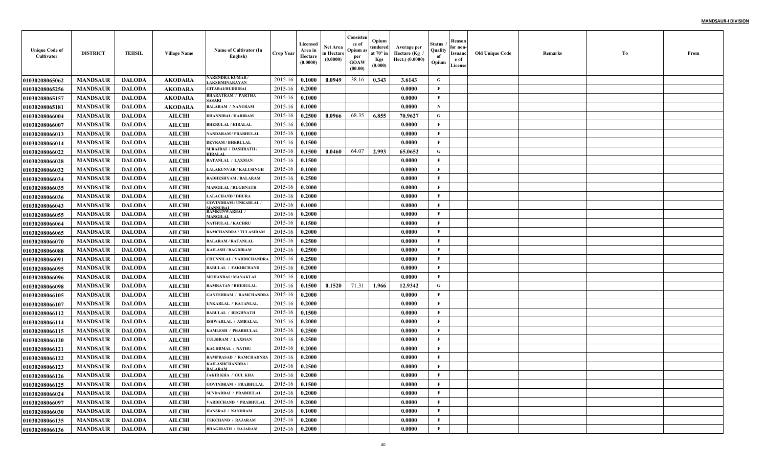| Unique Code of Cultivator | DISTRICT | TEHSIL | Village Name | Name of Cultivator (In English) | Crop Year | Licensed Area in Hectare (0.0000) | Net Area in Hectare (0.0000) | Consistence of Opium as per GOAW (00.00) | Opium tendered at 70° in Kgs (0.000) | Average per Hectare (Kg / Hect.) (0.0000) | Status / Quality of Opium | Reason for non-Issuance of License | Old Unique Code | Remarks | To | From |
|---|---|---|---|---|---|---|---|---|---|---|---|---|---|---|---|---|
| 01030208065062 | MANDSAUR | DALODA | AKODARA | NARENDRA KUMAR / LAKSHMINARAYAN | 2015-16 | 0.1000 | 0.0949 | 38.16 | 0.343 | 3.6143 | G | | | | | |
| 01030208065256 | MANDSAUR | DALODA | AKODARA | GITABAI/HUDDIBAI | 2015-16 | 0.2000 | | | | 0.0000 | F | | | | | |
| 01030208065157 | MANDSAUR | DALODA | AKODARA | BHARATRAM / PARTHA SASARI | 2015-16 | 0.1000 | | | | 0.0000 | F | | | | | |
| 01030208065181 | MANDSAUR | DALODA | AKODARA | BALARAM / NANURAM | 2015-16 | 0.1000 | | | | 0.0000 | N | | | | | |
| 01030208066004 | MANDSAUR | DALODA | AILCHI | DHANNIBAI / HARIRAM | 2015-16 | 0.2500 | 0.0966 | 68.35 | 6.855 | 70.9627 | G | | | | | |
| 01030208066007 | MANDSAUR | DALODA | AILCHI | BHERULAL / HIRALAL | 2015-16 | 0.2000 | | | | 0.0000 | F | | | | | |
| 01030208066013 | MANDSAUR | DALODA | AILCHI | NANDARAM / PRABHULAL | 2015-16 | 0.1000 | | | | 0.0000 | F | | | | | |
| 01030208066014 | MANDSAUR | DALODA | AILCHI | DEVRAM / BHERULAL | 2015-16 | 0.1500 | | | | 0.0000 | F | | | | | |
| 01030208066022 | MANDSAUR | DALODA | AILCHI | SURAJBAI / DASHRATH / HIRALAL | 2015-16 | 0.1500 | 0.0460 | 64.07 | 2.993 | 65.0652 | G | | | | | |
| 01030208066028 | MANDSAUR | DALODA | AILCHI | RATANLAL / LAXMAN | 2015-16 | 0.1500 | | | | 0.0000 | F | | | | | |
| 01030208066032 | MANDSAUR | DALODA | AILCHI | LALAKUNVAR / KALUSINGH | 2015-16 | 0.1000 | | | | 0.0000 | F | | | | | |
| 01030208066034 | MANDSAUR | DALODA | AILCHI | RADHESHYAM / BALARAM | 2015-16 | 0.2500 | | | | 0.0000 | F | | | | | |
| 01030208066035 | MANDSAUR | DALODA | AILCHI | MANGILAL / RUGHNATH | 2015-16 | 0.2000 | | | | 0.0000 | F | | | | | |
| 01030208066036 | MANDSAUR | DALODA | AILCHI | LALACHAND / DHURA | 2015-16 | 0.2000 | | | | 0.0000 | F | | | | | |
| 01030208066043 | MANDSAUR | DALODA | AILCHI | GOVINDRAM / UNKARLAL / MANNUBAI | 2015-16 | 0.1000 | | | | 0.0000 | F | | | | | |
| 01030208066055 | MANDSAUR | DALODA | AILCHI | RAMKUNWARBAI / MANGILAL | 2015-16 | 0.2000 | | | | 0.0000 | F | | | | | |
| 01030208066064 | MANDSAUR | DALODA | AILCHI | NATHULAL / KACHRU | 2015-16 | 0.1500 | | | | 0.0000 | F | | | | | |
| 01030208066065 | MANDSAUR | DALODA | AILCHI | RAMCHANDRA / TULASIRAM | 2015-16 | 0.2000 | | | | 0.0000 | F | | | | | |
| 01030208066070 | MANDSAUR | DALODA | AILCHI | BALARAM / RATANLAL | 2015-16 | 0.2500 | | | | 0.0000 | F | | | | | |
| 01030208066088 | MANDSAUR | DALODA | AILCHI | KAILASH / BAGDIRAM | 2015-16 | 0.2500 | | | | 0.0000 | F | | | | | |
| 01030208066091 | MANDSAUR | DALODA | AILCHI | CHUNNILAL / VARDICHANDRA | 2015-16 | 0.2500 | | | | 0.0000 | F | | | | | |
| 01030208066095 | MANDSAUR | DALODA | AILCHI | BABULAL / FAKIRCHAND | 2015-16 | 0.2000 | | | | 0.0000 | F | | | | | |
| 01030208066096 | MANDSAUR | DALODA | AILCHI | MOHANBAI / MANAKLAL | 2015-16 | 0.1000 | | | | 0.0000 | F | | | | | |
| 01030208066098 | MANDSAUR | DALODA | AILCHI | RAMRATAN / BHERULAL | 2015-16 | 0.1500 | 0.1520 | 71.31 | 1.966 | 12.9342 | G | | | | | |
| 01030208066105 | MANDSAUR | DALODA | AILCHI | GANESHRAM / RAMCHANDRA | 2015-16 | 0.2000 | | | | 0.0000 | F | | | | | |
| 01030208066107 | MANDSAUR | DALODA | AILCHI | UNKARLAL / RATANLAL | 2015-16 | 0.2000 | | | | 0.0000 | F | | | | | |
| 01030208066112 | MANDSAUR | DALODA | AILCHI | BABULAL / RUGHNATH | 2015-16 | 0.1500 | | | | 0.0000 | F | | | | | |
| 01030208066114 | MANDSAUR | DALODA | AILCHI | ISHWARLAL / AMBALAL | 2015-16 | 0.2000 | | | | 0.0000 | F | | | | | |
| 01030208066115 | MANDSAUR | DALODA | AILCHI | KAMLESH / PRABHULAL | 2015-16 | 0.2500 | | | | 0.0000 | F | | | | | |
| 01030208066120 | MANDSAUR | DALODA | AILCHI | TULSIRAM / LAXMAN | 2015-16 | 0.2500 | | | | 0.0000 | F | | | | | |
| 01030208066121 | MANDSAUR | DALODA | AILCHI | KACHRMAL / NATHU | 2015-16 | 0.2000 | | | | 0.0000 | F | | | | | |
| 01030208066122 | MANDSAUR | DALODA | AILCHI | RAMPRASAD / RAMCHADNRA | 2015-16 | 0.2000 | | | | 0.0000 | F | | | | | |
| 01030208066123 | MANDSAUR | DALODA | AILCHI | KAILASHCHANDRA / BALARAM | 2015-16 | 0.2500 | | | | 0.0000 | F | | | | | |
| 01030208066126 | MANDSAUR | DALODA | AILCHI | JAKIR KHA / GUL KHA | 2015-16 | 0.2000 | | | | 0.0000 | F | | | | | |
| 01030208066125 | MANDSAUR | DALODA | AILCHI | GOVINDRAM / PRABHULAL | 2015-16 | 0.1500 | | | | 0.0000 | F | | | | | |
| 01030208066024 | MANDSAUR | DALODA | AILCHI | SUNDARBAI / PRABHULAL | 2015-16 | 0.2000 | | | | 0.0000 | F | | | | | |
| 01030208066097 | MANDSAUR | DALODA | AILCHI | VARDICHAND / PRABHULAL | 2015-16 | 0.2000 | | | | 0.0000 | F | | | | | |
| 01030208066030 | MANDSAUR | DALODA | AILCHI | HANSRAJ / NANDRAM | 2015-16 | 0.1000 | | | | 0.0000 | F | | | | | |
| 01030208066135 | MANDSAUR | DALODA | AILCHI | TEKCHAND / RAJARAM | 2015-16 | 0.2000 | | | | 0.0000 | F | | | | | |
| 01030208066136 | MANDSAUR | DALODA | AILCHI | BHAGIRATH / RAJARAM | 2015-16 | 0.2000 | | | | 0.0000 | F | | | | | |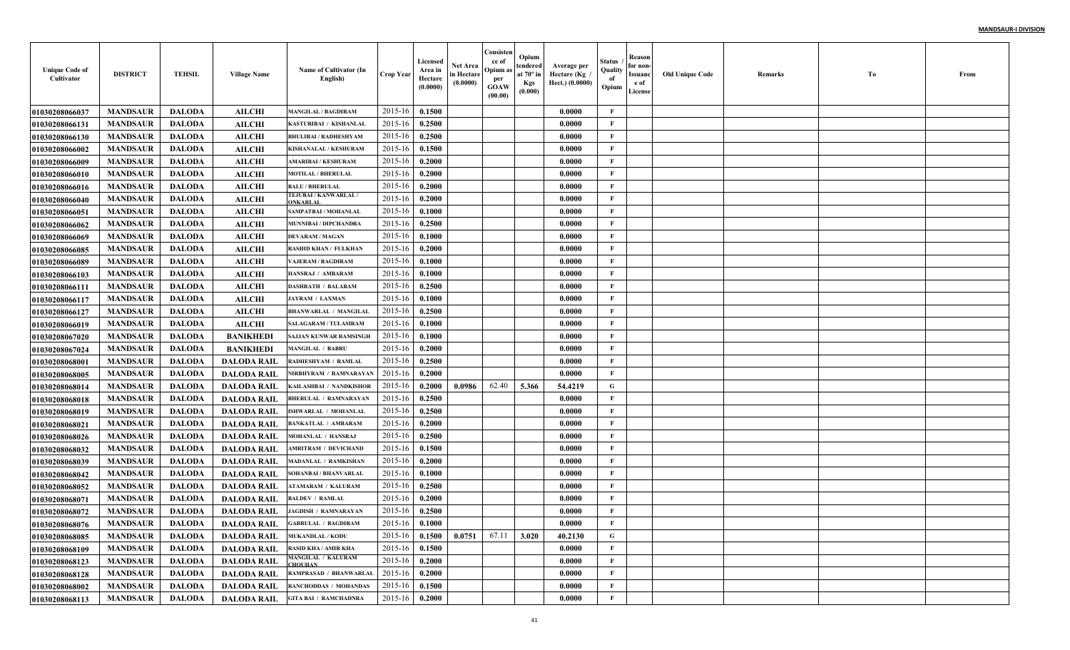| Unique Code of Cultivator | DISTRICT | TEHSIL | Village Name | Name of Cultivator (In English) | Crop Year | Licensed Area in Hectare (0.0000) | Net Area in Hectare (0.0000) | Consistence of Opium as per GOAW (00.00) | Opium tendered at 70° in Kgs (0.000) | Average per Hectare (Kg / Hect.) (0.0000) | Status / Quality of Opium | Reason for non-Issuance of License | Old Unique Code | Remarks | To | From |
|---|---|---|---|---|---|---|---|---|---|---|---|---|---|---|---|---|
| 01030208066037 | MANDSAUR | DALODA | AILCHI | MANGILAL / BAGDIRAM | 2015-16 | 0.1500 | | | | 0.0000 | F | | | | | |
| 01030208066131 | MANDSAUR | DALODA | AILCHI | KASTURIBAI / KISHANLAL | 2015-16 | 0.2500 | | | | 0.0000 | F | | | | | |
| 01030208066130 | MANDSAUR | DALODA | AILCHI | BHULIBAI / RADHESHYAM | 2015-16 | 0.2500 | | | | 0.0000 | F | | | | | |
| 01030208066002 | MANDSAUR | DALODA | AILCHI | KISHANALAL / KESHURAM | 2015-16 | 0.1500 | | | | 0.0000 | F | | | | | |
| 01030208066009 | MANDSAUR | DALODA | AILCHI | AMARIBAI / KESHURAM | 2015-16 | 0.2000 | | | | 0.0000 | F | | | | | |
| 01030208066010 | MANDSAUR | DALODA | AILCHI | MOTILAL / BHERULAL | 2015-16 | 0.2000 | | | | 0.0000 | F | | | | | |
| 01030208066016 | MANDSAUR | DALODA | AILCHI | BALU / BHERULAL | 2015-16 | 0.2000 | | | | 0.0000 | F | | | | | |
| 01030208066040 | MANDSAUR | DALODA | AILCHI | TEJUBAI / KANWARLAL / ONKARLAL | 2015-16 | 0.2000 | | | | 0.0000 | F | | | | | |
| 01030208066051 | MANDSAUR | DALODA | AILCHI | SAMPATBAI / MOHANLAL | 2015-16 | 0.1000 | | | | 0.0000 | F | | | | | |
| 01030208066062 | MANDSAUR | DALODA | AILCHI | MUNNIBAI / DIPCHANDRA | 2015-16 | 0.2500 | | | | 0.0000 | F | | | | | |
| 01030208066069 | MANDSAUR | DALODA | AILCHI | DEVARAM / MAGAN | 2015-16 | 0.1000 | | | | 0.0000 | F | | | | | |
| 01030208066085 | MANDSAUR | DALODA | AILCHI | RASHID KHAN / FULKHAN | 2015-16 | 0.2000 | | | | 0.0000 | F | | | | | |
| 01030208066089 | MANDSAUR | DALODA | AILCHI | VAJERAM / BAGDIRAM | 2015-16 | 0.1000 | | | | 0.0000 | F | | | | | |
| 01030208066103 | MANDSAUR | DALODA | AILCHI | HANSRAJ / AMBARAM | 2015-16 | 0.1000 | | | | 0.0000 | F | | | | | |
| 01030208066111 | MANDSAUR | DALODA | AILCHI | DASHRATH / BALARAM | 2015-16 | 0.2500 | | | | 0.0000 | F | | | | | |
| 01030208066117 | MANDSAUR | DALODA | AILCHI | JAYRAM / LAXMAN | 2015-16 | 0.1000 | | | | 0.0000 | F | | | | | |
| 01030208066127 | MANDSAUR | DALODA | AILCHI | BHANWARLAL / MANGILAL | 2015-16 | 0.2500 | | | | 0.0000 | F | | | | | |
| 01030208066019 | MANDSAUR | DALODA | AILCHI | SALAGARAM / TULASIRAM | 2015-16 | 0.1000 | | | | 0.0000 | F | | | | | |
| 01030208067020 | MANDSAUR | DALODA | BANIKHEDI | SAJJAN KUNWAR RAMSINGH | 2015-16 | 0.1000 | | | | 0.0000 | F | | | | | |
| 01030208067024 | MANDSAUR | DALODA | BANIKHEDI | MANGILAL / BABRU | 2015-16 | 0.2000 | | | | 0.0000 | F | | | | | |
| 01030208068001 | MANDSAUR | DALODA | DALODA RAIL | RADHESHYAM / RAMLAL | 2015-16 | 0.2500 | | | | 0.0000 | F | | | | | |
| 01030208068005 | MANDSAUR | DALODA | DALODA RAIL | NIRBHYRAM / RAMNARAYAN | 2015-16 | 0.2000 | | | | 0.0000 | F | | | | | |
| 01030208068014 | MANDSAUR | DALODA | DALODA RAIL | KAILASHBAI / NANDKISHOR | 2015-16 | 0.2000 | 0.0986 | 62.40 | 5.366 | 54.4219 | G | | | | | |
| 01030208068018 | MANDSAUR | DALODA | DALODA RAIL | BHERULAL / RAMNARAYAN | 2015-16 | 0.2500 | | | | 0.0000 | F | | | | | |
| 01030208068019 | MANDSAUR | DALODA | DALODA RAIL | ISHWARLAL / MOHANLAL | 2015-16 | 0.2500 | | | | 0.0000 | F | | | | | |
| 01030208068021 | MANDSAUR | DALODA | DALODA RAIL | BANKATLAL / AMBARAM | 2015-16 | 0.2000 | | | | 0.0000 | F | | | | | |
| 01030208068026 | MANDSAUR | DALODA | DALODA RAIL | MOHANLAL / HANSRAJ | 2015-16 | 0.2500 | | | | 0.0000 | F | | | | | |
| 01030208068032 | MANDSAUR | DALODA | DALODA RAIL | AMRITRAM / DEVICHAND | 2015-16 | 0.1500 | | | | 0.0000 | F | | | | | |
| 01030208068039 | MANDSAUR | DALODA | DALODA RAIL | MADANLAL / RAMKISHAN | 2015-16 | 0.2000 | | | | 0.0000 | F | | | | | |
| 01030208068042 | MANDSAUR | DALODA | DALODA RAIL | SOHANBAI / BHANVARLAL | 2015-16 | 0.1000 | | | | 0.0000 | F | | | | | |
| 01030208068052 | MANDSAUR | DALODA | DALODA RAIL | ATAMARAM / KALURAM | 2015-16 | 0.2500 | | | | 0.0000 | F | | | | | |
| 01030208068071 | MANDSAUR | DALODA | DALODA RAIL | BALDEV / RAMLAL | 2015-16 | 0.2000 | | | | 0.0000 | F | | | | | |
| 01030208068072 | MANDSAUR | DALODA | DALODA RAIL | JAGDISH / RAMNARAYAN | 2015-16 | 0.2500 | | | | 0.0000 | F | | | | | |
| 01030208068076 | MANDSAUR | DALODA | DALODA RAIL | GABRULAL / BAGDIRAM | 2015-16 | 0.1000 | | | | 0.0000 | F | | | | | |
| 01030208068085 | MANDSAUR | DALODA | DALODA RAIL | MUKANDLAL / KODU | 2015-16 | 0.1500 | 0.0751 | 67.11 | 3.020 | 40.2130 | G | | | | | |
| 01030208068109 | MANDSAUR | DALODA | DALODA RAIL | RASID KHA / AMIR KHA | 2015-16 | 0.1500 | | | | 0.0000 | F | | | | | |
| 01030208068123 | MANDSAUR | DALODA | DALODA RAIL | MANGILAL / KALURAM CHOUHAN | 2015-16 | 0.2000 | | | | 0.0000 | F | | | | | |
| 01030208068128 | MANDSAUR | DALODA | DALODA RAIL | RAMPRASAD / BHANWARLAL | 2015-16 | 0.2000 | | | | 0.0000 | F | | | | | |
| 01030208068002 | MANDSAUR | DALODA | DALODA RAIL | RANCHODDAS / MOHANDAS | 2015-16 | 0.1500 | | | | 0.0000 | F | | | | | |
| 01030208068113 | MANDSAUR | DALODA | DALODA RAIL | GITA BAI / RAMCHADNRA | 2015-16 | 0.2000 | | | | 0.0000 | F | | | | | |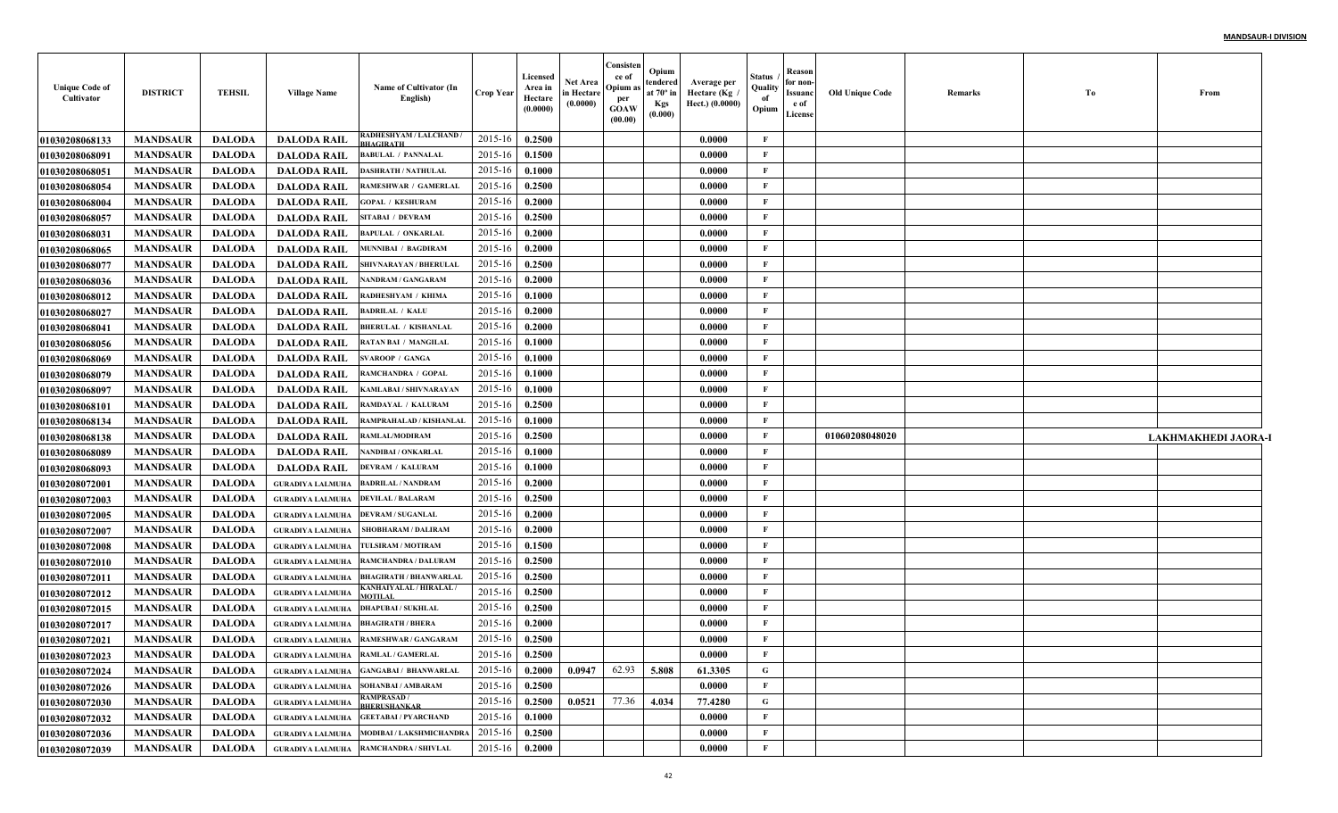| Unique Code of Cultivator | DISTRICT | TEHSIL | Village Name | Name of Cultivator (In English) | Crop Year | Licensed Area in Hectare (0.0000) | Net Area in Hectare (0.0000) | Consistence of Opium as per GOAW (00.00) | Opium tendered at 70° in Kgs (0.000) | Average per Hectare (Kg / Hect.) (0.0000) | Status / Quality of Opium | Reason for non-Issuance of License | Old Unique Code | Remarks | To | From |
|---|---|---|---|---|---|---|---|---|---|---|---|---|---|---|---|---|
| 01030208068133 | MANDSAUR | DALODA | DALODA RAIL | RADHESHYAM / LALCHAND / BHAGIRATH | 2015-16 | 0.2500 | | | | 0.0000 | F | | | | | |
| 01030208068091 | MANDSAUR | DALODA | DALODA RAIL | BABULAL / PANNALAL | 2015-16 | 0.1500 | | | | 0.0000 | F | | | | | |
| 01030208068051 | MANDSAUR | DALODA | DALODA RAIL | DASHRATH / NATHULAL | 2015-16 | 0.1000 | | | | 0.0000 | F | | | | | |
| 01030208068054 | MANDSAUR | DALODA | DALODA RAIL | RAMESHWAR / GAMERLAL | 2015-16 | 0.2500 | | | | 0.0000 | F | | | | | |
| 01030208068004 | MANDSAUR | DALODA | DALODA RAIL | GOPAL / KESHURAM | 2015-16 | 0.2000 | | | | 0.0000 | F | | | | | |
| 01030208068057 | MANDSAUR | DALODA | DALODA RAIL | SITABAI / DEVRAM | 2015-16 | 0.2500 | | | | 0.0000 | F | | | | | |
| 01030208068031 | MANDSAUR | DALODA | DALODA RAIL | BAPULAL / ONKARLAL | 2015-16 | 0.2000 | | | | 0.0000 | F | | | | | |
| 01030208068065 | MANDSAUR | DALODA | DALODA RAIL | MUNNIBAI / BAGDIRAM | 2015-16 | 0.2000 | | | | 0.0000 | F | | | | | |
| 01030208068077 | MANDSAUR | DALODA | DALODA RAIL | SHIVNARAYAN / BHERULAL | 2015-16 | 0.2500 | | | | 0.0000 | F | | | | | |
| 01030208068036 | MANDSAUR | DALODA | DALODA RAIL | NANDRAM / GANGARAM | 2015-16 | 0.2000 | | | | 0.0000 | F | | | | | |
| 01030208068012 | MANDSAUR | DALODA | DALODA RAIL | RADHESHYAM / KHIMA | 2015-16 | 0.1000 | | | | 0.0000 | F | | | | | |
| 01030208068027 | MANDSAUR | DALODA | DALODA RAIL | BADRILAL / KALU | 2015-16 | 0.2000 | | | | 0.0000 | F | | | | | |
| 01030208068041 | MANDSAUR | DALODA | DALODA RAIL | BHERULAL / KISHANLAL | 2015-16 | 0.2000 | | | | 0.0000 | F | | | | | |
| 01030208068056 | MANDSAUR | DALODA | DALODA RAIL | RATAN BAI / MANGILAL | 2015-16 | 0.1000 | | | | 0.0000 | F | | | | | |
| 01030208068069 | MANDSAUR | DALODA | DALODA RAIL | SVAROOP / GANGA | 2015-16 | 0.1000 | | | | 0.0000 | F | | | | | |
| 01030208068079 | MANDSAUR | DALODA | DALODA RAIL | RAMCHANDRA / GOPAL | 2015-16 | 0.1000 | | | | 0.0000 | F | | | | | |
| 01030208068097 | MANDSAUR | DALODA | DALODA RAIL | KAMLABAI / SHIVNARAYAN | 2015-16 | 0.1000 | | | | 0.0000 | F | | | | | |
| 01030208068101 | MANDSAUR | DALODA | DALODA RAIL | RAMDAYAL / KALURAM | 2015-16 | 0.2500 | | | | 0.0000 | F | | | | | |
| 01030208068134 | MANDSAUR | DALODA | DALODA RAIL | RAMPRAHALAD / KISHANLAL | 2015-16 | 0.1000 | | | | 0.0000 | F | | | | | |
| 01030208068138 | MANDSAUR | DALODA | DALODA RAIL | RAMLAL/MODIRAM | 2015-16 | 0.2500 | | | | 0.0000 | F | | 01060208048020 | | | LAKHMAKHEDI JAORA-I |
| 01030208068089 | MANDSAUR | DALODA | DALODA RAIL | NANDIBAI / ONKARLAL | 2015-16 | 0.1000 | | | | 0.0000 | F | | | | | |
| 01030208068093 | MANDSAUR | DALODA | DALODA RAIL | DEVRAM / KALURAM | 2015-16 | 0.1000 | | | | 0.0000 | F | | | | | |
| 01030208072001 | MANDSAUR | DALODA | GURADIYA LALMUHA | BADRILAL / NANDRAM | 2015-16 | 0.2000 | | | | 0.0000 | F | | | | | |
| 01030208072003 | MANDSAUR | DALODA | GURADIYA LALMUHA | DEVILAL / BALARAM | 2015-16 | 0.2500 | | | | 0.0000 | F | | | | | |
| 01030208072005 | MANDSAUR | DALODA | GURADIYA LALMUHA | DEVRAM / SUGANLAL | 2015-16 | 0.2000 | | | | 0.0000 | F | | | | | |
| 01030208072007 | MANDSAUR | DALODA | GURADIYA LALMUHA | SHOBHARAM / DALIRAM | 2015-16 | 0.2000 | | | | 0.0000 | F | | | | | |
| 01030208072008 | MANDSAUR | DALODA | GURADIYA LALMUHA | TULSIRAM / MOTIRAM | 2015-16 | 0.1500 | | | | 0.0000 | F | | | | | |
| 01030208072010 | MANDSAUR | DALODA | GURADIYA LALMUHA | RAMCHANDRA / DALURAM | 2015-16 | 0.2500 | | | | 0.0000 | F | | | | | |
| 01030208072011 | MANDSAUR | DALODA | GURADIYA LALMUHA | BHAGIRATH / BHANWARLAL | 2015-16 | 0.2500 | | | | 0.0000 | F | | | | | |
| 01030208072012 | MANDSAUR | DALODA | GURADIYA LALMUHA | KANHAIYALAL / HIRALAL / MOTILAL | 2015-16 | 0.2500 | | | | 0.0000 | F | | | | | |
| 01030208072015 | MANDSAUR | DALODA | GURADIYA LALMUHA | DHAPUBAI / SUKHLAL | 2015-16 | 0.2500 | | | | 0.0000 | F | | | | | |
| 01030208072017 | MANDSAUR | DALODA | GURADIYA LALMUHA | BHAGIRATH / BHERA | 2015-16 | 0.2000 | | | | 0.0000 | F | | | | | |
| 01030208072021 | MANDSAUR | DALODA | GURADIYA LALMUHA | RAMESHWAR / GANGARAM | 2015-16 | 0.2500 | | | | 0.0000 | F | | | | | |
| 01030208072023 | MANDSAUR | DALODA | GURADIYA LALMUHA | RAMLAL / GAMERLAL | 2015-16 | 0.2500 | | | | 0.0000 | F | | | | | |
| 01030208072024 | MANDSAUR | DALODA | GURADIYA LALMUHA | GANGABAI / BHANWARLAL | 2015-16 | 0.2000 | 0.0947 | 62.93 | 5.808 | 61.3305 | G | | | | | |
| 01030208072026 | MANDSAUR | DALODA | GURADIYA LALMUHA | SOHANBAI / AMBARAM | 2015-16 | 0.2500 | | | | 0.0000 | F | | | | | |
| 01030208072030 | MANDSAUR | DALODA | GURADIYA LALMUHA | RAMPRASAD / BHERUSHANKAR | 2015-16 | 0.2500 | 0.0521 | 77.36 | 4.034 | 77.4280 | G | | | | | |
| 01030208072032 | MANDSAUR | DALODA | GURADIYA LALMUHA | GEETABAI / PYARCHAND | 2015-16 | 0.1000 | | | | 0.0000 | F | | | | | |
| 01030208072036 | MANDSAUR | DALODA | GURADIYA LALMUHA | MODIBAI / LAKSHMICHANDRA | 2015-16 | 0.2500 | | | | 0.0000 | F | | | | | |
| 01030208072039 | MANDSAUR | DALODA | GURADIYA LALMUHA | RAMCHANDRA / SHIVLAL | 2015-16 | 0.2000 | | | | 0.0000 | F | | | | | |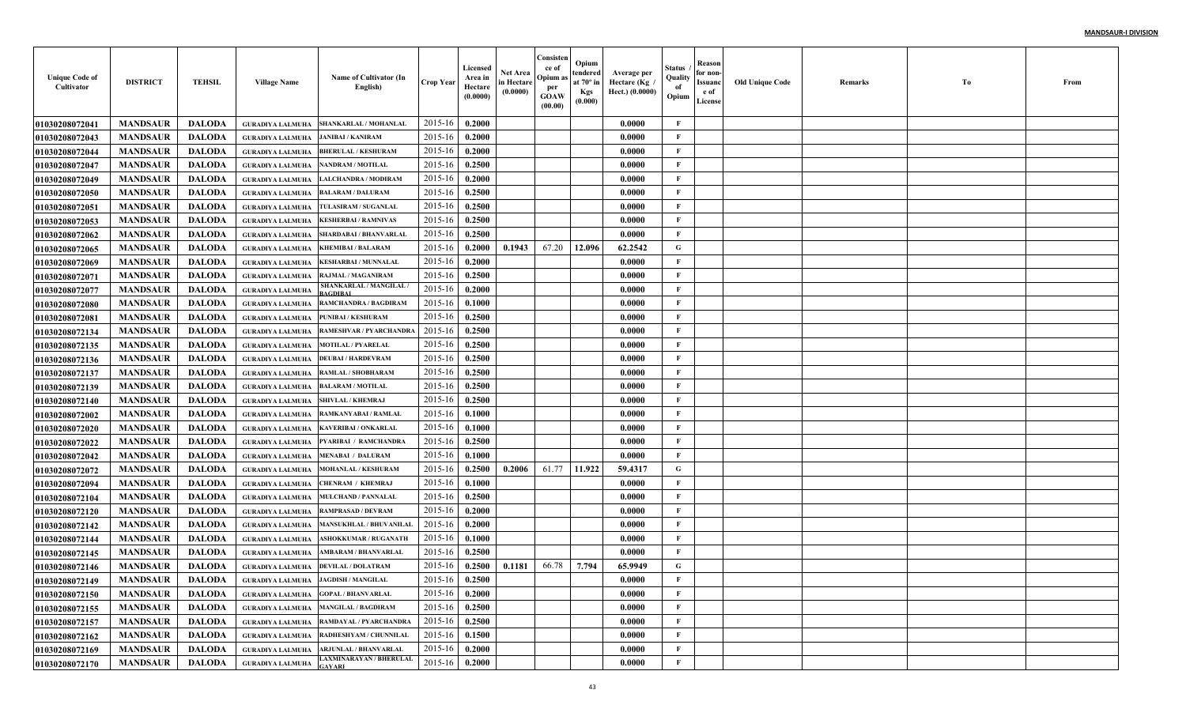| Unique Code of Cultivator | DISTRICT | TEHSIL | Village Name | Name of Cultivator (In English) | Crop Year | Licensed Area in Hectare (0.0000) | Net Area in Hectare (0.0000) | Consistence of Opium as per GOAW (00.00) | Opium tendered at 70° in Kgs (0.000) | Average per Hectare (Kg / Hect.) (0.0000) | Status / Quality of Opium | Reason for non-Issuance of License | Old Unique Code | Remarks | To | From |
|---|---|---|---|---|---|---|---|---|---|---|---|---|---|---|---|---|
| 01030208072041 | MANDSAUR | DALODA | GURADIYA LALMUHA | SHANKARLAL / MOHANLAL | 2015-16 | 0.2000 | | | | 0.0000 | F | | | | | |
| 01030208072043 | MANDSAUR | DALODA | GURADIYA LALMUHA | JANIBAI / KANIRAM | 2015-16 | 0.2000 | | | | 0.0000 | F | | | | | |
| 01030208072044 | MANDSAUR | DALODA | GURADIYA LALMUHA | BHERULAL / KESHURAM | 2015-16 | 0.2000 | | | | 0.0000 | F | | | | | |
| 01030208072047 | MANDSAUR | DALODA | GURADIYA LALMUHA | NANDRAM / MOTILAL | 2015-16 | 0.2500 | | | | 0.0000 | F | | | | | |
| 01030208072049 | MANDSAUR | DALODA | GURADIYA LALMUHA | LALCHANDRA / MODIRAM | 2015-16 | 0.2000 | | | | 0.0000 | F | | | | | |
| 01030208072050 | MANDSAUR | DALODA | GURADIYA LALMUHA | BALARAM / DALURAM | 2015-16 | 0.2500 | | | | 0.0000 | F | | | | | |
| 01030208072051 | MANDSAUR | DALODA | GURADIYA LALMUHA | TULASIRAM / SUGANLAL | 2015-16 | 0.2500 | | | | 0.0000 | F | | | | | |
| 01030208072053 | MANDSAUR | DALODA | GURADIYA LALMUHA | KESHERBAI / RAMNIVAS | 2015-16 | 0.2500 | | | | 0.0000 | F | | | | | |
| 01030208072062 | MANDSAUR | DALODA | GURADIYA LALMUHA | SHARDABAI / BHANVARLAL | 2015-16 | 0.2500 | | | | 0.0000 | F | | | | | |
| 01030208072065 | MANDSAUR | DALODA | GURADIYA LALMUHA | KHEMIBAI / BALARAM | 2015-16 | 0.2000 | 0.1943 | 67.20 | 12.096 | 62.2542 | G | | | | | |
| 01030208072069 | MANDSAUR | DALODA | GURADIYA LALMUHA | KESHARBAI / MUNNALAL | 2015-16 | 0.2000 | | | | 0.0000 | F | | | | | |
| 01030208072071 | MANDSAUR | DALODA | GURADIYA LALMUHA | RAJMAL / MAGANIRAM | 2015-16 | 0.2500 | | | | 0.0000 | F | | | | | |
| 01030208072077 | MANDSAUR | DALODA | GURADIYA LALMUHA | SHANKARLAL / MANGILAL / BAGDIBAI | 2015-16 | 0.2000 | | | | 0.0000 | F | | | | | |
| 01030208072080 | MANDSAUR | DALODA | GURADIYA LALMUHA | RAMCHANDRA / BAGDIRAM | 2015-16 | 0.1000 | | | | 0.0000 | F | | | | | |
| 01030208072081 | MANDSAUR | DALODA | GURADIYA LALMUHA | PUNIBAI / KESHURAM | 2015-16 | 0.2500 | | | | 0.0000 | F | | | | | |
| 01030208072134 | MANDSAUR | DALODA | GURADIYA LALMUHA | RAMESHVAR / PYARCHANDRA | 2015-16 | 0.2500 | | | | 0.0000 | F | | | | | |
| 01030208072135 | MANDSAUR | DALODA | GURADIYA LALMUHA | MOTILAL / PYARELAL | 2015-16 | 0.2500 | | | | 0.0000 | F | | | | | |
| 01030208072136 | MANDSAUR | DALODA | GURADIYA LALMUHA | DEUBAI / HARDEVRAM | 2015-16 | 0.2500 | | | | 0.0000 | F | | | | | |
| 01030208072137 | MANDSAUR | DALODA | GURADIYA LALMUHA | RAMLAL / SHOBHARAM | 2015-16 | 0.2500 | | | | 0.0000 | F | | | | | |
| 01030208072139 | MANDSAUR | DALODA | GURADIYA LALMUHA | BALARAM / MOTILAL | 2015-16 | 0.2500 | | | | 0.0000 | F | | | | | |
| 01030208072140 | MANDSAUR | DALODA | GURADIYA LALMUHA | SHIVLAL / KHEMRAJ | 2015-16 | 0.2500 | | | | 0.0000 | F | | | | | |
| 01030208072002 | MANDSAUR | DALODA | GURADIYA LALMUHA | RAMKANYABAI / RAMLAL | 2015-16 | 0.1000 | | | | 0.0000 | F | | | | | |
| 01030208072020 | MANDSAUR | DALODA | GURADIYA LALMUHA | KAVERIBAI / ONKARLAL | 2015-16 | 0.1000 | | | | 0.0000 | F | | | | | |
| 01030208072022 | MANDSAUR | DALODA | GURADIYA LALMUHA | PYARIBAI / RAMCHANDRA | 2015-16 | 0.2500 | | | | 0.0000 | F | | | | | |
| 01030208072042 | MANDSAUR | DALODA | GURADIYA LALMUHA | MENABAI / DALURAM | 2015-16 | 0.1000 | | | | 0.0000 | F | | | | | |
| 01030208072072 | MANDSAUR | DALODA | GURADIYA LALMUHA | MOHANLAL / KESHURAM | 2015-16 | 0.2500 | 0.2006 | 61.77 | 11.922 | 59.4317 | G | | | | | |
| 01030208072094 | MANDSAUR | DALODA | GURADIYA LALMUHA | CHENRAM / KHEMRAJ | 2015-16 | 0.1000 | | | | 0.0000 | F | | | | | |
| 01030208072104 | MANDSAUR | DALODA | GURADIYA LALMUHA | MULCHAND / PANNALAL | 2015-16 | 0.2500 | | | | 0.0000 | F | | | | | |
| 01030208072120 | MANDSAUR | DALODA | GURADIYA LALMUHA | RAMPRASAD / DEVRAM | 2015-16 | 0.2000 | | | | 0.0000 | F | | | | | |
| 01030208072142 | MANDSAUR | DALODA | GURADIYA LALMUHA | MANSUKHLAL / BHUVANILAL | 2015-16 | 0.2000 | | | | 0.0000 | F | | | | | |
| 01030208072144 | MANDSAUR | DALODA | GURADIYA LALMUHA | ASHOKKUMAR / RUGANATH | 2015-16 | 0.1000 | | | | 0.0000 | F | | | | | |
| 01030208072145 | MANDSAUR | DALODA | GURADIYA LALMUHA | AMBARAM / BHANVARLAL | 2015-16 | 0.2500 | | | | 0.0000 | F | | | | | |
| 01030208072146 | MANDSAUR | DALODA | GURADIYA LALMUHA | DEVILAL / DOLATRAM | 2015-16 | 0.2500 | 0.1181 | 66.78 | 7.794 | 65.9949 | G | | | | | |
| 01030208072149 | MANDSAUR | DALODA | GURADIYA LALMUHA | JAGDISH / MANGILAL | 2015-16 | 0.2500 | | | | 0.0000 | F | | | | | |
| 01030208072150 | MANDSAUR | DALODA | GURADIYA LALMUHA | GOPAL / BHANVARLAL | 2015-16 | 0.2000 | | | | 0.0000 | F | | | | | |
| 01030208072155 | MANDSAUR | DALODA | GURADIYA LALMUHA | MANGILAL / BAGDIRAM | 2015-16 | 0.2500 | | | | 0.0000 | F | | | | | |
| 01030208072157 | MANDSAUR | DALODA | GURADIYA LALMUHA | RAMDAYAL / PYARCHANDRA | 2015-16 | 0.2500 | | | | 0.0000 | F | | | | | |
| 01030208072162 | MANDSAUR | DALODA | GURADIYA LALMUHA | RADHESHYAM / CHUNNILAL | 2015-16 | 0.1500 | | | | 0.0000 | F | | | | | |
| 01030208072169 | MANDSAUR | DALODA | GURADIYA LALMUHA | ARJUNLAL / BHANVARLAL | 2015-16 | 0.2000 | | | | 0.0000 | F | | | | | |
| 01030208072170 | MANDSAUR | DALODA | GURADIYA LALMUHA | LAXMINARAYAN / BHERULAL GAYARI | 2015-16 | 0.2000 | | | | 0.0000 | F | | | | | |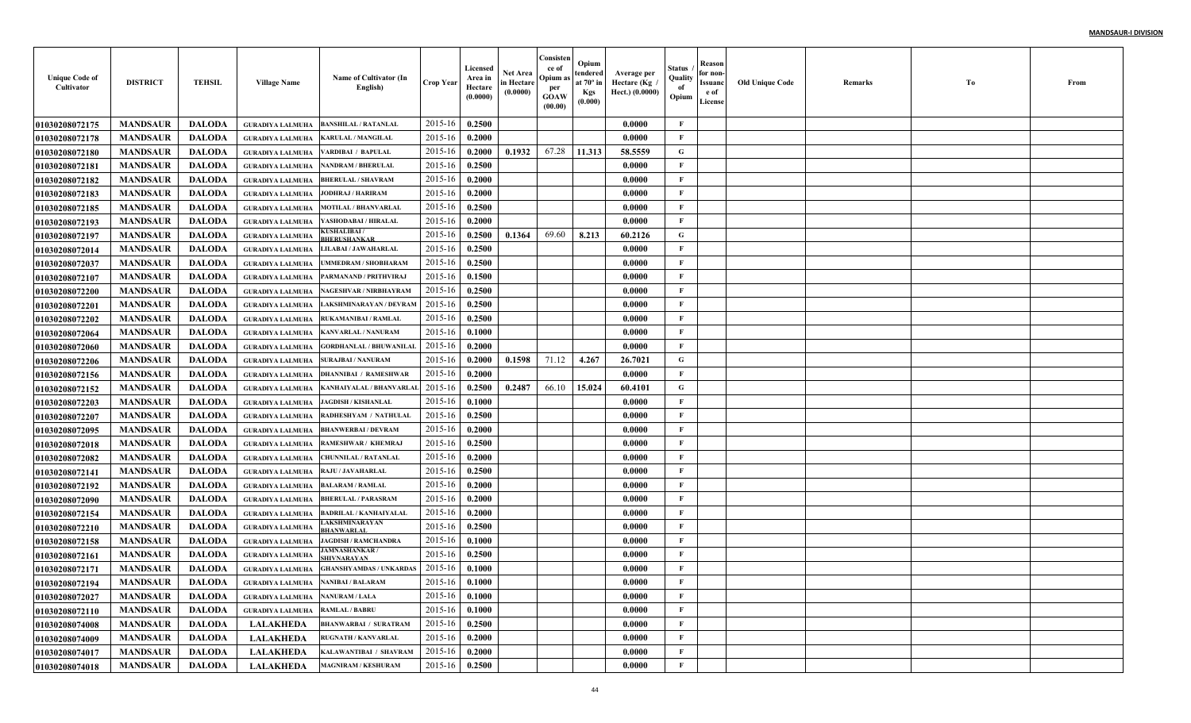MANDSAUR-I DIVISION

| Unique Code of Cultivator | DISTRICT | TEHSIL | Village Name | Name of Cultivator (In English) | Crop Year | Licensed Area in Hectare (0.0000) | Net Area in Hectare (0.0000) | Consistence of Opium as per GOAW (00.00) | Opium tendered at 70° in Kgs (0.000) | Average per Hectare (Kg / Hect.) (0.0000) | Status / Quality of Opium | Reason for non-Issuance of License | Old Unique Code | Remarks | To | From |
|---|---|---|---|---|---|---|---|---|---|---|---|---|---|---|---|---|
| 01030208072175 | MANDSAUR | DALODA | GURADIYA LALMUHA | BANSHILAL / RATANLAL | 2015-16 | 0.2500 | | | | 0.0000 | F | | | | | |
| 01030208072178 | MANDSAUR | DALODA | GURADIYA LALMUHA | KARULAL / MANGILAL | 2015-16 | 0.2000 | | | | 0.0000 | F | | | | | |
| 01030208072180 | MANDSAUR | DALODA | GURADIYA LALMUHA | VARDIBAI / BAPULAL | 2015-16 | 0.2000 | 0.1932 | 67.28 | 11.313 | 58.5559 | G | | | | | |
| 01030208072181 | MANDSAUR | DALODA | GURADIYA LALMUHA | NANDRAM / BHERULAL | 2015-16 | 0.2500 | | | | 0.0000 | F | | | | | |
| 01030208072182 | MANDSAUR | DALODA | GURADIYA LALMUHA | BHERULAL / SHAVRAM | 2015-16 | 0.2000 | | | | 0.0000 | F | | | | | |
| 01030208072183 | MANDSAUR | DALODA | GURADIYA LALMUHA | JODHRAJ / HARIRAM | 2015-16 | 0.2000 | | | | 0.0000 | F | | | | | |
| 01030208072185 | MANDSAUR | DALODA | GURADIYA LALMUHA | MOTILAL / BHANVARLAL | 2015-16 | 0.2500 | | | | 0.0000 | F | | | | | |
| 01030208072193 | MANDSAUR | DALODA | GURADIYA LALMUHA | YASHODABAI / HIRALAL | 2015-16 | 0.2000 | | | | 0.0000 | F | | | | | |
| 01030208072197 | MANDSAUR | DALODA | GURADIYA LALMUHA | KUSHALIBAI / BHERUSHANKAR | 2015-16 | 0.2500 | 0.1364 | 69.60 | 8.213 | 60.2126 | G | | | | | |
| 01030208072014 | MANDSAUR | DALODA | GURADIYA LALMUHA | LILABAI / JAWAHARLAL | 2015-16 | 0.2500 | | | | 0.0000 | F | | | | | |
| 01030208072037 | MANDSAUR | DALODA | GURADIYA LALMUHA | UMMEDRAM / SHOBHARAM | 2015-16 | 0.2500 | | | | 0.0000 | F | | | | | |
| 01030208072107 | MANDSAUR | DALODA | GURADIYA LALMUHA | PARMANAND / PRITHVIRAJ | 2015-16 | 0.1500 | | | | 0.0000 | F | | | | | |
| 01030208072200 | MANDSAUR | DALODA | GURADIYA LALMUHA | NAGESHVAR / NIRBHAYRAM | 2015-16 | 0.2500 | | | | 0.0000 | F | | | | | |
| 01030208072201 | MANDSAUR | DALODA | GURADIYA LALMUHA | LAKSHMINARAYAN / DEVRAM | 2015-16 | 0.2500 | | | | 0.0000 | F | | | | | |
| 01030208072202 | MANDSAUR | DALODA | GURADIYA LALMUHA | RUKAMANIBAI / RAMLAL | 2015-16 | 0.2500 | | | | 0.0000 | F | | | | | |
| 01030208072064 | MANDSAUR | DALODA | GURADIYA LALMUHA | KANVARLAL / NANURAM | 2015-16 | 0.1000 | | | | 0.0000 | F | | | | | |
| 01030208072060 | MANDSAUR | DALODA | GURADIYA LALMUHA | GORDHANLAL / BHUWANILAL | 2015-16 | 0.2000 | | | | 0.0000 | F | | | | | |
| 01030208072206 | MANDSAUR | DALODA | GURADIYA LALMUHA | SURAJBAI / NANURAM | 2015-16 | 0.2000 | 0.1598 | 71.12 | 4.267 | 26.7021 | G | | | | | |
| 01030208072156 | MANDSAUR | DALODA | GURADIYA LALMUHA | DHANNIBAI / RAMESHWAR | 2015-16 | 0.2000 | | | | 0.0000 | F | | | | | |
| 01030208072152 | MANDSAUR | DALODA | GURADIYA LALMUHA | KANHAIYALAL / BHANVARLAL | 2015-16 | 0.2500 | 0.2487 | 66.10 | 15.024 | 60.4101 | G | | | | | |
| 01030208072203 | MANDSAUR | DALODA | GURADIYA LALMUHA | JAGDISH / KISHANLAL | 2015-16 | 0.1000 | | | | 0.0000 | F | | | | | |
| 01030208072207 | MANDSAUR | DALODA | GURADIYA LALMUHA | RADHESHYAM / NATHULAL | 2015-16 | 0.2500 | | | | 0.0000 | F | | | | | |
| 01030208072095 | MANDSAUR | DALODA | GURADIYA LALMUHA | BHANWERBAI / DEVRAM | 2015-16 | 0.2000 | | | | 0.0000 | F | | | | | |
| 01030208072018 | MANDSAUR | DALODA | GURADIYA LALMUHA | RAMESHWAR / KHEMRAJ | 2015-16 | 0.2500 | | | | 0.0000 | F | | | | | |
| 01030208072082 | MANDSAUR | DALODA | GURADIYA LALMUHA | CHUNNILAL / RATANLAL | 2015-16 | 0.2000 | | | | 0.0000 | F | | | | | |
| 01030208072141 | MANDSAUR | DALODA | GURADIYA LALMUHA | RAJU / JAVAHARLAL | 2015-16 | 0.2500 | | | | 0.0000 | F | | | | | |
| 01030208072192 | MANDSAUR | DALODA | GURADIYA LALMUHA | BALARAM / RAMLAL | 2015-16 | 0.2000 | | | | 0.0000 | F | | | | | |
| 01030208072090 | MANDSAUR | DALODA | GURADIYA LALMUHA | BHERULAL / PARASRAM | 2015-16 | 0.2000 | | | | 0.0000 | F | | | | | |
| 01030208072154 | MANDSAUR | DALODA | GURADIYA LALMUHA | BADRILAL / KANHAIYALAL | 2015-16 | 0.2000 | | | | 0.0000 | F | | | | | |
| 01030208072210 | MANDSAUR | DALODA | GURADIYA LALMUHA | LAKSHMINARAYAN BHANWARLAL | 2015-16 | 0.2500 | | | | 0.0000 | F | | | | | |
| 01030208072158 | MANDSAUR | DALODA | GURADIYA LALMUHA | JAGDISH / RAMCHANDRA | 2015-16 | 0.1000 | | | | 0.0000 | F | | | | | |
| 01030208072161 | MANDSAUR | DALODA | GURADIYA LALMUHA | JAMNASHANKAR / SHIVNARAYAN | 2015-16 | 0.2500 | | | | 0.0000 | F | | | | | |
| 01030208072171 | MANDSAUR | DALODA | GURADIYA LALMUHA | GHANSHYAMDAS / UNKARDAS | 2015-16 | 0.1000 | | | | 0.0000 | F | | | | | |
| 01030208072194 | MANDSAUR | DALODA | GURADIYA LALMUHA | NANIBAI / BALARAM | 2015-16 | 0.1000 | | | | 0.0000 | F | | | | | |
| 01030208072027 | MANDSAUR | DALODA | GURADIYA LALMUHA | NANURAM / LALA | 2015-16 | 0.1000 | | | | 0.0000 | F | | | | | |
| 01030208072110 | MANDSAUR | DALODA | GURADIYA LALMUHA | RAMLAL / BABRU | 2015-16 | 0.1000 | | | | 0.0000 | F | | | | | |
| 01030208074008 | MANDSAUR | DALODA | LALAKHEDA | BHANWARBAI / SURATRAM | 2015-16 | 0.2500 | | | | 0.0000 | F | | | | | |
| 01030208074009 | MANDSAUR | DALODA | LALAKHEDA | RUGNATH / KANVARLAL | 2015-16 | 0.2000 | | | | 0.0000 | F | | | | | |
| 01030208074017 | MANDSAUR | DALODA | LALAKHEDA | KALAWANTIBAI / SHAVRAM | 2015-16 | 0.2000 | | | | 0.0000 | F | | | | | |
| 01030208074018 | MANDSAUR | DALODA | LALAKHEDA | MAGNIRAM / KESHURAM | 2015-16 | 0.2500 | | | | 0.0000 | F | | | | | |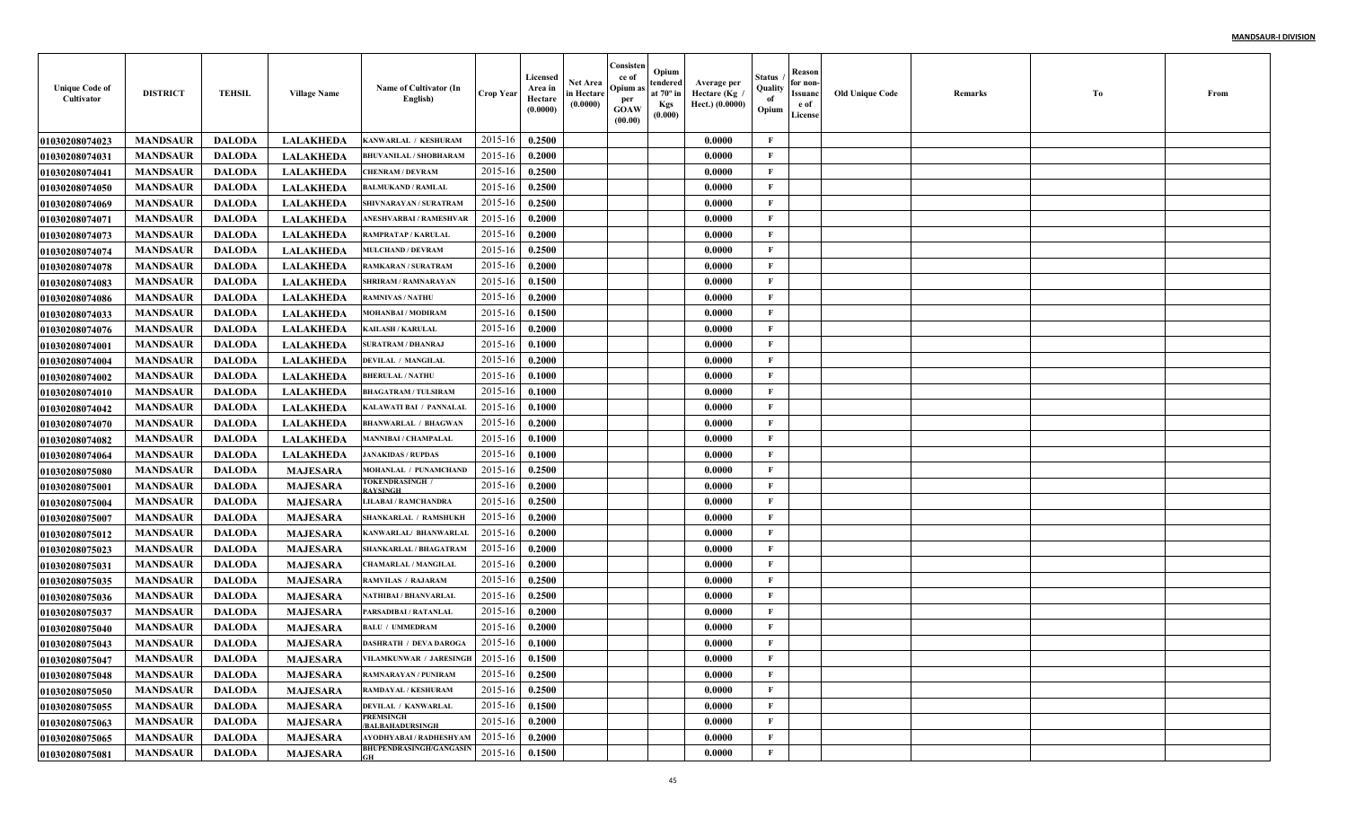**MANDSAUR-I DIVISION**

| Unique Code of Cultivator | DISTRICT | TEHSIL | Village Name | Name of Cultivator (In English) | Crop Year | Licensed Area in Hectare (0.0000) | Net Area in Hectare (0.0000) | Consistence of Opium as per GOAW (00.00) | Opium tendered at 70° in Kgs (0.000) | Average per Hectare (Kg / Hect.) (0.0000) | Status / Quality of Opium | Reason for non-Issuance of License | Old Unique Code | Remarks | To | From |
|---|---|---|---|---|---|---|---|---|---|---|---|---|---|---|---|---|
| 01030208074023 | MANDSAUR | DALODA | LALAKHEDA | KANWARLAL / KESHURAM | 2015-16 | 0.2500 | | | | 0.0000 | F | | | | | |
| 01030208074031 | MANDSAUR | DALODA | LALAKHEDA | BHUVANILAL / SHOBHARAM | 2015-16 | 0.2000 | | | | 0.0000 | F | | | | | |
| 01030208074041 | MANDSAUR | DALODA | LALAKHEDA | CHENRAM / DEVRAM | 2015-16 | 0.2500 | | | | 0.0000 | F | | | | | |
| 01030208074050 | MANDSAUR | DALODA | LALAKHEDA | BALMUKAND / RAMLAL | 2015-16 | 0.2500 | | | | 0.0000 | F | | | | | |
| 01030208074069 | MANDSAUR | DALODA | LALAKHEDA | SHIVNARAYAN / SURATRAM | 2015-16 | 0.2500 | | | | 0.0000 | F | | | | | |
| 01030208074071 | MANDSAUR | DALODA | LALAKHEDA | ANESHVARBAI / RAMESHVAR | 2015-16 | 0.2000 | | | | 0.0000 | F | | | | | |
| 01030208074073 | MANDSAUR | DALODA | LALAKHEDA | RAMPRATAP / KARULAL | 2015-16 | 0.2000 | | | | 0.0000 | F | | | | | |
| 01030208074074 | MANDSAUR | DALODA | LALAKHEDA | MULCHAND / DEVRAM | 2015-16 | 0.2500 | | | | 0.0000 | F | | | | | |
| 01030208074078 | MANDSAUR | DALODA | LALAKHEDA | RAMKARAN / SURATRAM | 2015-16 | 0.2000 | | | | 0.0000 | F | | | | | |
| 01030208074083 | MANDSAUR | DALODA | LALAKHEDA | SHRIRAM / RAMNARAYAN | 2015-16 | 0.1500 | | | | 0.0000 | F | | | | | |
| 01030208074086 | MANDSAUR | DALODA | LALAKHEDA | RAMNIVAS / NATHU | 2015-16 | 0.2000 | | | | 0.0000 | F | | | | | |
| 01030208074033 | MANDSAUR | DALODA | LALAKHEDA | MOHANBAI / MODIRAM | 2015-16 | 0.1500 | | | | 0.0000 | F | | | | | |
| 01030208074076 | MANDSAUR | DALODA | LALAKHEDA | KAILASH / KARULAL | 2015-16 | 0.2000 | | | | 0.0000 | F | | | | | |
| 01030208074001 | MANDSAUR | DALODA | LALAKHEDA | SURATRAM / DHANRAJ | 2015-16 | 0.1000 | | | | 0.0000 | F | | | | | |
| 01030208074004 | MANDSAUR | DALODA | LALAKHEDA | DEVILAL / MANGILAL | 2015-16 | 0.2000 | | | | 0.0000 | F | | | | | |
| 01030208074002 | MANDSAUR | DALODA | LALAKHEDA | BHERULAL / NATHU | 2015-16 | 0.1000 | | | | 0.0000 | F | | | | | |
| 01030208074010 | MANDSAUR | DALODA | LALAKHEDA | BHAGATRAM / TULSIRAM | 2015-16 | 0.1000 | | | | 0.0000 | F | | | | | |
| 01030208074042 | MANDSAUR | DALODA | LALAKHEDA | KALAWATI BAI / PANNALAL | 2015-16 | 0.1000 | | | | 0.0000 | F | | | | | |
| 01030208074070 | MANDSAUR | DALODA | LALAKHEDA | BHANWARLAL / BHAGWAN | 2015-16 | 0.2000 | | | | 0.0000 | F | | | | | |
| 01030208074082 | MANDSAUR | DALODA | LALAKHEDA | MANNIBAI / CHAMPALAL | 2015-16 | 0.1000 | | | | 0.0000 | F | | | | | |
| 01030208074064 | MANDSAUR | DALODA | LALAKHEDA | JANAKIDAS / RUPDAS | 2015-16 | 0.1000 | | | | 0.0000 | F | | | | | |
| 01030208075080 | MANDSAUR | DALODA | MAJESARA | MOHANLAL / PUNAMCHAND | 2015-16 | 0.2500 | | | | 0.0000 | F | | | | | |
| 01030208075001 | MANDSAUR | DALODA | MAJESARA | TOKENDRASINGH / RAYSINGH | 2015-16 | 0.2000 | | | | 0.0000 | F | | | | | |
| 01030208075004 | MANDSAUR | DALODA | MAJESARA | LILABAI / RAMCHANDRA | 2015-16 | 0.2500 | | | | 0.0000 | F | | | | | |
| 01030208075007 | MANDSAUR | DALODA | MAJESARA | SHANKARLAL / RAMSHUKH | 2015-16 | 0.2000 | | | | 0.0000 | F | | | | | |
| 01030208075012 | MANDSAUR | DALODA | MAJESARA | KANWARLAL/ BHANWARLAL | 2015-16 | 0.2000 | | | | 0.0000 | F | | | | | |
| 01030208075023 | MANDSAUR | DALODA | MAJESARA | SHANKARLAL / BHAGATRAM | 2015-16 | 0.2000 | | | | 0.0000 | F | | | | | |
| 01030208075031 | MANDSAUR | DALODA | MAJESARA | CHAMARLAL / MANGILAL | 2015-16 | 0.2000 | | | | 0.0000 | F | | | | | |
| 01030208075035 | MANDSAUR | DALODA | MAJESARA | RAMVILAS / RAJARAM | 2015-16 | 0.2500 | | | | 0.0000 | F | | | | | |
| 01030208075036 | MANDSAUR | DALODA | MAJESARA | NATHIBAI / BHANVARLAL | 2015-16 | 0.2500 | | | | 0.0000 | F | | | | | |
| 01030208075037 | MANDSAUR | DALODA | MAJESARA | PARSADIBAI / RATANLAL | 2015-16 | 0.2000 | | | | 0.0000 | F | | | | | |
| 01030208075040 | MANDSAUR | DALODA | MAJESARA | BALU / UMMEDRAM | 2015-16 | 0.2000 | | | | 0.0000 | F | | | | | |
| 01030208075043 | MANDSAUR | DALODA | MAJESARA | DASHRATH / DEVA DAROGA | 2015-16 | 0.1000 | | | | 0.0000 | F | | | | | |
| 01030208075047 | MANDSAUR | DALODA | MAJESARA | VILAMKUNWAR / JARESINGH | 2015-16 | 0.1500 | | | | 0.0000 | F | | | | | |
| 01030208075048 | MANDSAUR | DALODA | MAJESARA | RAMNARAYAN / PUNIRAM | 2015-16 | 0.2500 | | | | 0.0000 | F | | | | | |
| 01030208075050 | MANDSAUR | DALODA | MAJESARA | RAMDAYAL / KESHURAM | 2015-16 | 0.2500 | | | | 0.0000 | F | | | | | |
| 01030208075055 | MANDSAUR | DALODA | MAJESARA | DEVILAL / KANWARLAL | 2015-16 | 0.1500 | | | | 0.0000 | F | | | | | |
| 01030208075063 | MANDSAUR | DALODA | MAJESARA | PREMSINGH /BALBAHADURSINGH | 2015-16 | 0.2000 | | | | 0.0000 | F | | | | | |
| 01030208075065 | MANDSAUR | DALODA | MAJESARA | AYODHYABAI / RADHESHYAM | 2015-16 | 0.2000 | | | | 0.0000 | F | | | | | |
| 01030208075081 | MANDSAUR | DALODA | MAJESARA | BHUPENDRASINGH/GANGASINGH | 2015-16 | 0.1500 | | | | 0.0000 | F | | | | | |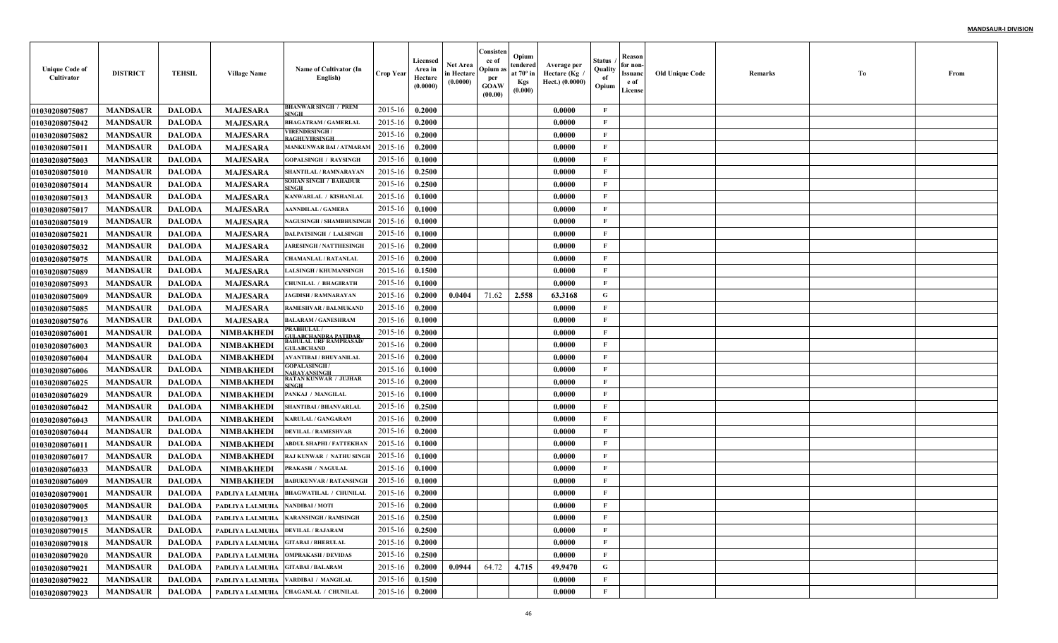**MANDSAUR-I DIVISION**

| Unique Code of Cultivator | DISTRICT | TEHSIL | Village Name | Name of Cultivator (In English) | Crop Year | Licensed Area in Hectare (0.0000) | Net Area in Hectare (0.0000) | Consistence of Opium as per GOAW (00.00) | Opium tendered at 70° in Kgs (0.000) | Average per Hectare (Kg / Hect.) (0.0000) | Status / Quality of Opium | Reason for non-Issuance of License | Old Unique Code | Remarks | To | From |
|---|---|---|---|---|---|---|---|---|---|---|---|---|---|---|---|---|
| 01030208075087 | MANDSAUR | DALODA | MAJESARA | BHANWAR SINGH / PREM SINGH | 2015-16 | 0.2000 | | | | 0.0000 | F | | | | | |
| 01030208075042 | MANDSAUR | DALODA | MAJESARA | BHAGATRAM / GAMERLAL | 2015-16 | 0.2000 | | | | 0.0000 | F | | | | | |
| 01030208075082 | MANDSAUR | DALODA | MAJESARA | VIRENDRSINGH / RAGHUVIRSINGH | 2015-16 | 0.2000 | | | | 0.0000 | F | | | | | |
| 01030208075011 | MANDSAUR | DALODA | MAJESARA | MANKUNWAR BAI / ATMARAM | 2015-16 | 0.2000 | | | | 0.0000 | F | | | | | |
| 01030208075003 | MANDSAUR | DALODA | MAJESARA | GOPALSINGH / RAYSINGH | 2015-16 | 0.1000 | | | | 0.0000 | F | | | | | |
| 01030208075010 | MANDSAUR | DALODA | MAJESARA | SHANTILAL / RAMNARAYAN | 2015-16 | 0.2500 | | | | 0.0000 | F | | | | | |
| 01030208075014 | MANDSAUR | DALODA | MAJESARA | SOHAN SINGH / BAHADUR SINGH | 2015-16 | 0.2500 | | | | 0.0000 | F | | | | | |
| 01030208075013 | MANDSAUR | DALODA | MAJESARA | KANWARLAL / KISHANLAL | 2015-16 | 0.1000 | | | | 0.0000 | F | | | | | |
| 01030208075017 | MANDSAUR | DALODA | MAJESARA | AANNDILAL / GAMERA | 2015-16 | 0.1000 | | | | 0.0000 | F | | | | | |
| 01030208075019 | MANDSAUR | DALODA | MAJESARA | NAGUSINGH / SHAMBHUSINGH | 2015-16 | 0.1000 | | | | 0.0000 | F | | | | | |
| 01030208075021 | MANDSAUR | DALODA | MAJESARA | DALPATSINGH / LALSINGH | 2015-16 | 0.1000 | | | | 0.0000 | F | | | | | |
| 01030208075032 | MANDSAUR | DALODA | MAJESARA | JARESINGH / NATTHESINGH | 2015-16 | 0.2000 | | | | 0.0000 | F | | | | | |
| 01030208075075 | MANDSAUR | DALODA | MAJESARA | CHAMANLAL / RATANLAL | 2015-16 | 0.2000 | | | | 0.0000 | F | | | | | |
| 01030208075089 | MANDSAUR | DALODA | MAJESARA | LALSINGH / KHUMANSINGH | 2015-16 | 0.1500 | | | | 0.0000 | F | | | | | |
| 01030208075093 | MANDSAUR | DALODA | MAJESARA | CHUNILAL / BHAGIRATH | 2015-16 | 0.1000 | | | | 0.0000 | F | | | | | |
| 01030208075009 | MANDSAUR | DALODA | MAJESARA | JAGDISH / RAMNARAYAN | 2015-16 | 0.2000 | 0.0404 | 71.62 | 2.558 | 63.3168 | G | | | | | |
| 01030208075085 | MANDSAUR | DALODA | MAJESARA | RAMESHVAR / BALMUKAND | 2015-16 | 0.2000 | | | | 0.0000 | F | | | | | |
| 01030208075076 | MANDSAUR | DALODA | MAJESARA | BALARAM / GANESHRAM | 2015-16 | 0.1000 | | | | 0.0000 | F | | | | | |
| 01030208076001 | MANDSAUR | DALODA | NIMBAKHEDI | PRABHULAL / GULABCHANDRA PATIDAR | 2015-16 | 0.2000 | | | | 0.0000 | F | | | | | |
| 01030208076003 | MANDSAUR | DALODA | NIMBAKHEDI | BABULAL URF RAMPRASAD/ GULABCHAND | 2015-16 | 0.2000 | | | | 0.0000 | F | | | | | |
| 01030208076004 | MANDSAUR | DALODA | NIMBAKHEDI | AVANTIBAI / BHUVANILAL | 2015-16 | 0.2000 | | | | 0.0000 | F | | | | | |
| 01030208076006 | MANDSAUR | DALODA | NIMBAKHEDI | GOPALASINGH / NARAYANSINGH | 2015-16 | 0.1000 | | | | 0.0000 | F | | | | | |
| 01030208076025 | MANDSAUR | DALODA | NIMBAKHEDI | RATAN KUNWAR / JUJHAR SINGH | 2015-16 | 0.2000 | | | | 0.0000 | F | | | | | |
| 01030208076029 | MANDSAUR | DALODA | NIMBAKHEDI | PANKAJ / MANGILAL | 2015-16 | 0.1000 | | | | 0.0000 | F | | | | | |
| 01030208076042 | MANDSAUR | DALODA | NIMBAKHEDI | SHANTIBAI / BHANVARLAL | 2015-16 | 0.2500 | | | | 0.0000 | F | | | | | |
| 01030208076043 | MANDSAUR | DALODA | NIMBAKHEDI | KARULAL / GANGARAM | 2015-16 | 0.2000 | | | | 0.0000 | F | | | | | |
| 01030208076044 | MANDSAUR | DALODA | NIMBAKHEDI | DEVILAL / RAMESHVAR | 2015-16 | 0.2000 | | | | 0.0000 | F | | | | | |
| 01030208076011 | MANDSAUR | DALODA | NIMBAKHEDI | ABDUL SHAPHI / FATTEKHAN | 2015-16 | 0.1000 | | | | 0.0000 | F | | | | | |
| 01030208076017 | MANDSAUR | DALODA | NIMBAKHEDI | RAJ KUNWAR / NATHU SINGH | 2015-16 | 0.1000 | | | | 0.0000 | F | | | | | |
| 01030208076033 | MANDSAUR | DALODA | NIMBAKHEDI | PRAKASH / NAGULAL | 2015-16 | 0.1000 | | | | 0.0000 | F | | | | | |
| 01030208076009 | MANDSAUR | DALODA | NIMBAKHEDI | BABUKUNVAR / RATANSINGH | 2015-16 | 0.1000 | | | | 0.0000 | F | | | | | |
| 01030208079001 | MANDSAUR | DALODA | PADLIYA LALMUHA | BHAGWATILAL / CHUNILAL | 2015-16 | 0.2000 | | | | 0.0000 | F | | | | | |
| 01030208079005 | MANDSAUR | DALODA | PADLIYA LALMUHA | NANDIBAI / MOTI | 2015-16 | 0.2000 | | | | 0.0000 | F | | | | | |
| 01030208079013 | MANDSAUR | DALODA | PADLIYA LALMUHA | KARANSINGH / RAMSINGH | 2015-16 | 0.2500 | | | | 0.0000 | F | | | | | |
| 01030208079015 | MANDSAUR | DALODA | PADLIYA LALMUHA | DEVILAL / RAJARAM | 2015-16 | 0.2500 | | | | 0.0000 | F | | | | | |
| 01030208079018 | MANDSAUR | DALODA | PADLIYA LALMUHA | GITABAI / BHERULAL | 2015-16 | 0.2000 | | | | 0.0000 | F | | | | | |
| 01030208079020 | MANDSAUR | DALODA | PADLIYA LALMUHA | OMPRAKASH / DEVIDAS | 2015-16 | 0.2500 | | | | 0.0000 | F | | | | | |
| 01030208079021 | MANDSAUR | DALODA | PADLIYA LALMUHA | GITABAI / BALARAM | 2015-16 | 0.2000 | 0.0944 | 64.72 | 4.715 | 49.9470 | G | | | | | |
| 01030208079022 | MANDSAUR | DALODA | PADLIYA LALMUHA | VARDIBAI / MANGILAL | 2015-16 | 0.1500 | | | | 0.0000 | F | | | | | |
| 01030208079023 | MANDSAUR | DALODA | PADLIYA LALMUHA | CHAGANLAL / CHUNILAL | 2015-16 | 0.2000 | | | | 0.0000 | F | | | | | |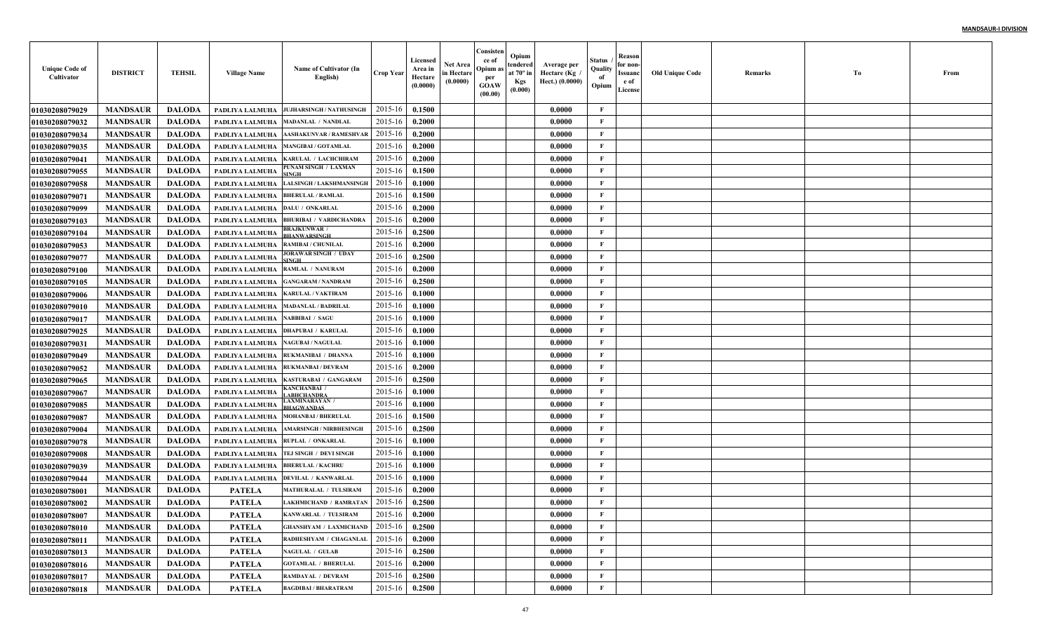**MANDSAUR-I DIVISION**

| Unique Code of Cultivator | DISTRICT | TEHSIL | Village Name | Name of Cultivator (In English) | Crop Year | Licensed Area in Hectare (0.0000) | Net Area in Hectare (0.0000) | Consistence of Opium as per GOAW (00.00) | Opium tendered at 70º in Kgs (0.000) | Average per Hectare (Kg / Hect.) (0.0000) | Status / Quality of Opium | Reason for non-Issuance of License | Old Unique Code | Remarks | To | From |
|---|---|---|---|---|---|---|---|---|---|---|---|---|---|---|---|---|
| 01030208079029 | MANDSAUR | DALODA | PADLIYA LALMUHA | JUJHARSINGH / NATHUSINGH | 2015-16 | 0.1500 | | | | 0.0000 | F | | | | | |
| 01030208079032 | MANDSAUR | DALODA | PADLIYA LALMUHA | MADANLAL / NANDLAL | 2015-16 | 0.2000 | | | | 0.0000 | F | | | | | |
| 01030208079034 | MANDSAUR | DALODA | PADLIYA LALMUHA | AASHAKUNVAR / RAMESHVAR | 2015-16 | 0.2000 | | | | 0.0000 | F | | | | | |
| 01030208079035 | MANDSAUR | DALODA | PADLIYA LALMUHA | MANGIBAI / GOTAMLAL | 2015-16 | 0.2000 | | | | 0.0000 | F | | | | | |
| 01030208079041 | MANDSAUR | DALODA | PADLIYA LALMUHA | KARULAL / LACHCHIRAM | 2015-16 | 0.2000 | | | | 0.0000 | F | | | | | |
| 01030208079055 | MANDSAUR | DALODA | PADLIYA LALMUHA | PUNAM SINGH / LAXMAN SINGH | 2015-16 | 0.1500 | | | | 0.0000 | F | | | | | |
| 01030208079058 | MANDSAUR | DALODA | PADLIYA LALMUHA | LALSINGH / LAKSHMANSINGH | 2015-16 | 0.1000 | | | | 0.0000 | F | | | | | |
| 01030208079071 | MANDSAUR | DALODA | PADLIYA LALMUHA | BHERULAL / RAMLAL | 2015-16 | 0.1500 | | | | 0.0000 | F | | | | | |
| 01030208079099 | MANDSAUR | DALODA | PADLIYA LALMUHA | DALU / ONKARLAL | 2015-16 | 0.2000 | | | | 0.0000 | F | | | | | |
| 01030208079103 | MANDSAUR | DALODA | PADLIYA LALMUHA | BHURIBAI / VARDICHANDRA | 2015-16 | 0.2000 | | | | 0.0000 | F | | | | | |
| 01030208079104 | MANDSAUR | DALODA | PADLIYA LALMUHA | BRAJKUNWAR / BHANWARSINGH | 2015-16 | 0.2500 | | | | 0.0000 | F | | | | | |
| 01030208079053 | MANDSAUR | DALODA | PADLIYA LALMUHA | RAMIBAI / CHUNILAL | 2015-16 | 0.2000 | | | | 0.0000 | F | | | | | |
| 01030208079077 | MANDSAUR | DALODA | PADLIYA LALMUHA | JORAWAR SINGH / UDAY SINGH | 2015-16 | 0.2500 | | | | 0.0000 | F | | | | | |
| 01030208079100 | MANDSAUR | DALODA | PADLIYA LALMUHA | RAMLAL / NANURAM | 2015-16 | 0.2000 | | | | 0.0000 | F | | | | | |
| 01030208079105 | MANDSAUR | DALODA | PADLIYA LALMUHA | GANGARAM / NANDRAM | 2015-16 | 0.2500 | | | | 0.0000 | F | | | | | |
| 01030208079006 | MANDSAUR | DALODA | PADLIYA LALMUHA | KARULAL / VAKTIRAM | 2015-16 | 0.1000 | | | | 0.0000 | F | | | | | |
| 01030208079010 | MANDSAUR | DALODA | PADLIYA LALMUHA | MADANLAL / BADRILAL | 2015-16 | 0.1000 | | | | 0.0000 | F | | | | | |
| 01030208079017 | MANDSAUR | DALODA | PADLIYA LALMUHA | NABBIBAI / SAGU | 2015-16 | 0.1000 | | | | 0.0000 | F | | | | | |
| 01030208079025 | MANDSAUR | DALODA | PADLIYA LALMUHA | DHAPUBAI / KARULAL | 2015-16 | 0.1000 | | | | 0.0000 | F | | | | | |
| 01030208079031 | MANDSAUR | DALODA | PADLIYA LALMUHA | NAGUBAI / NAGULAL | 2015-16 | 0.1000 | | | | 0.0000 | F | | | | | |
| 01030208079049 | MANDSAUR | DALODA | PADLIYA LALMUHA | RUKMANIBAI / DHANNA | 2015-16 | 0.1000 | | | | 0.0000 | F | | | | | |
| 01030208079052 | MANDSAUR | DALODA | PADLIYA LALMUHA | RUKMANBAI / DEVRAM | 2015-16 | 0.2000 | | | | 0.0000 | F | | | | | |
| 01030208079065 | MANDSAUR | DALODA | PADLIYA LALMUHA | KASTURABAI / GANGARAM | 2015-16 | 0.2500 | | | | 0.0000 | F | | | | | |
| 01030208079067 | MANDSAUR | DALODA | PADLIYA LALMUHA | KANCHANBAI / LABHCHANDRA | 2015-16 | 0.1000 | | | | 0.0000 | F | | | | | |
| 01030208079085 | MANDSAUR | DALODA | PADLIYA LALMUHA | LAXMINARAYAN / BHAGWANDAS | 2015-16 | 0.1000 | | | | 0.0000 | F | | | | | |
| 01030208079087 | MANDSAUR | DALODA | PADLIYA LALMUHA | MOHANBAI / BHERULAL | 2015-16 | 0.1500 | | | | 0.0000 | F | | | | | |
| 01030208079004 | MANDSAUR | DALODA | PADLIYA LALMUHA | AMARSINGH / NIRBHESINGH | 2015-16 | 0.2500 | | | | 0.0000 | F | | | | | |
| 01030208079078 | MANDSAUR | DALODA | PADLIYA LALMUHA | RUPLAL / ONKARLAL | 2015-16 | 0.1000 | | | | 0.0000 | F | | | | | |
| 01030208079008 | MANDSAUR | DALODA | PADLIYA LALMUHA | TEJ SINGH / DEVI SINGH | 2015-16 | 0.1000 | | | | 0.0000 | F | | | | | |
| 01030208079039 | MANDSAUR | DALODA | PADLIYA LALMUHA | BHERULAL / KACHRU | 2015-16 | 0.1000 | | | | 0.0000 | F | | | | | |
| 01030208079044 | MANDSAUR | DALODA | PADLIYA LALMUHA | DEVILAL / KANWARLAL | 2015-16 | 0.1000 | | | | 0.0000 | F | | | | | |
| 01030208078001 | MANDSAUR | DALODA | PATELA | MATHURALAL / TULSIRAM | 2015-16 | 0.2000 | | | | 0.0000 | F | | | | | |
| 01030208078002 | MANDSAUR | DALODA | PATELA | LAKHMICHAND / RAMRATAN | 2015-16 | 0.2500 | | | | 0.0000 | F | | | | | |
| 01030208078007 | MANDSAUR | DALODA | PATELA | KANWARLAL / TULSIRAM | 2015-16 | 0.2000 | | | | 0.0000 | F | | | | | |
| 01030208078010 | MANDSAUR | DALODA | PATELA | GHANSHYAM / LAXMICHAND | 2015-16 | 0.2500 | | | | 0.0000 | F | | | | | |
| 01030208078011 | MANDSAUR | DALODA | PATELA | RADHESHYAM / CHAGANLAL | 2015-16 | 0.2000 | | | | 0.0000 | F | | | | | |
| 01030208078013 | MANDSAUR | DALODA | PATELA | NAGULAL / GULAB | 2015-16 | 0.2500 | | | | 0.0000 | F | | | | | |
| 01030208078016 | MANDSAUR | DALODA | PATELA | GOTAMLAL / BHERULAL | 2015-16 | 0.2000 | | | | 0.0000 | F | | | | | |
| 01030208078017 | MANDSAUR | DALODA | PATELA | RAMDAYAL / DEVRAM | 2015-16 | 0.2500 | | | | 0.0000 | F | | | | | |
| 01030208078018 | MANDSAUR | DALODA | PATELA | BAGDIBAI / BHARATRAM | 2015-16 | 0.2500 | | | | 0.0000 | F | | | | | |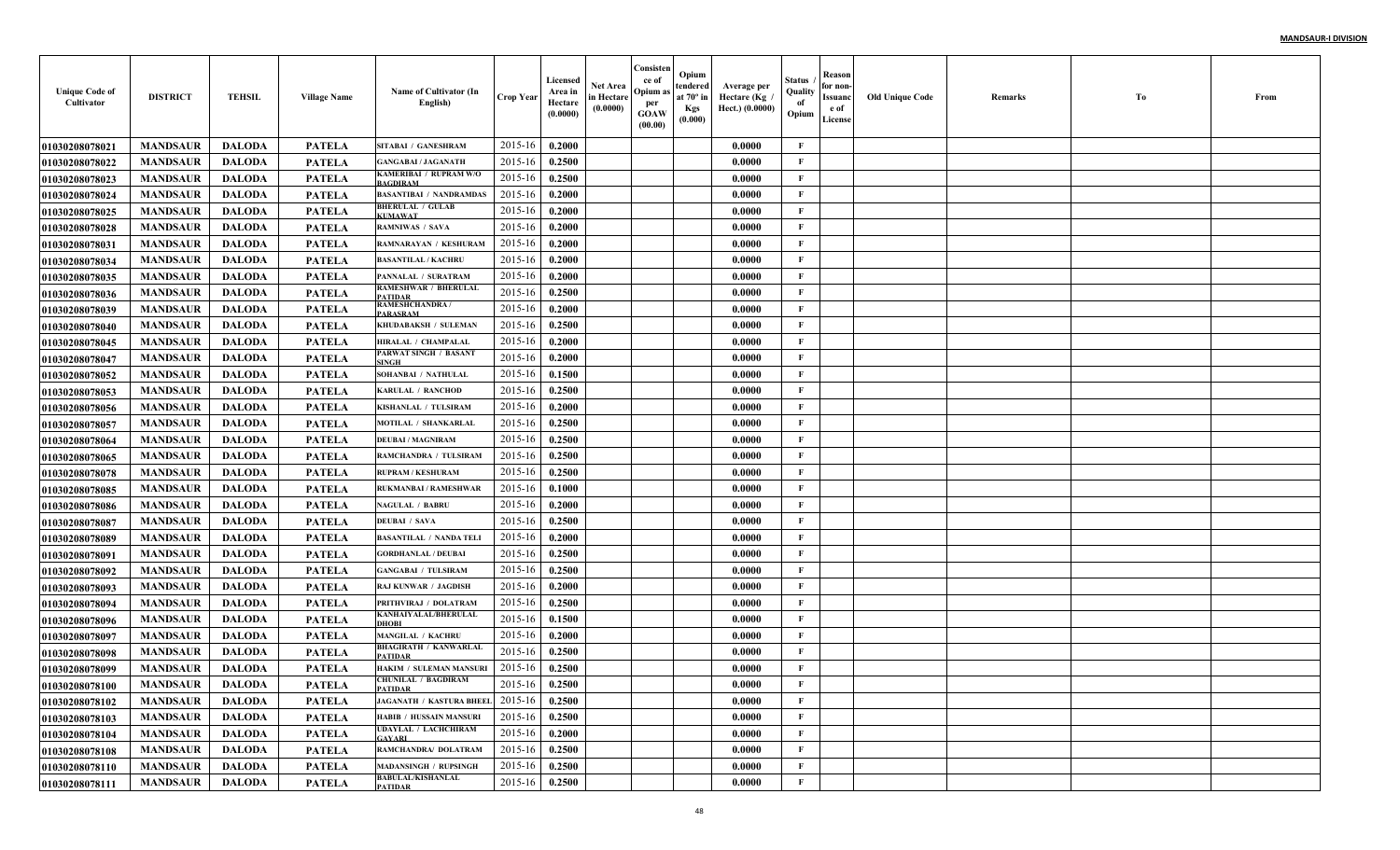**MANDSAUR-I DIVISION**

| Unique Code of Cultivator | DISTRICT | TEHSIL | Village Name | Name of Cultivator (In English) | Crop Year | Licensed Area in Hectare (0.0000) | Net Area in Hectare (0.0000) | Consistence of Opium as per GOAW (00.00) | Opium tendered at 70° in Kgs (0.000) | Average per Hectare (Kg / Hect.) (0.0000) | Status / Quality of Opium | Reason for non-Issuance of License | Old Unique Code | Remarks | To | From |
|---|---|---|---|---|---|---|---|---|---|---|---|---|---|---|---|---|
| 01030208078021 | MANDSAUR | DALODA | PATELA | SITABAI / GANESHRAM | 2015-16 | 0.2000 | | | | 0.0000 | F | | | | | |
| 01030208078022 | MANDSAUR | DALODA | PATELA | GANGABAI / JAGANATH | 2015-16 | 0.2500 | | | | 0.0000 | F | | | | | |
| 01030208078023 | MANDSAUR | DALODA | PATELA | KAMERIBAI / RUPRAM W/O BAGDIRAM | 2015-16 | 0.2500 | | | | 0.0000 | F | | | | | |
| 01030208078024 | MANDSAUR | DALODA | PATELA | BASANTIBAI / NANDRAMDAS | 2015-16 | 0.2000 | | | | 0.0000 | F | | | | | |
| 01030208078025 | MANDSAUR | DALODA | PATELA | BHERULAL / GULAB KUMAWAT | 2015-16 | 0.2000 | | | | 0.0000 | F | | | | | |
| 01030208078028 | MANDSAUR | DALODA | PATELA | RAMNIWAS / SAVA | 2015-16 | 0.2000 | | | | 0.0000 | F | | | | | |
| 01030208078031 | MANDSAUR | DALODA | PATELA | RAMNARAYAN / KESHURAM | 2015-16 | 0.2000 | | | | 0.0000 | F | | | | | |
| 01030208078034 | MANDSAUR | DALODA | PATELA | BASANTILAL / KACHRU | 2015-16 | 0.2000 | | | | 0.0000 | F | | | | | |
| 01030208078035 | MANDSAUR | DALODA | PATELA | PANNALAL / SURATRAM | 2015-16 | 0.2000 | | | | 0.0000 | F | | | | | |
| 01030208078036 | MANDSAUR | DALODA | PATELA | RAMESHWAR / BHERULAL PATIDAR | 2015-16 | 0.2500 | | | | 0.0000 | F | | | | | |
| 01030208078039 | MANDSAUR | DALODA | PATELA | RAMESHCHANDRA / PARASRAM | 2015-16 | 0.2000 | | | | 0.0000 | F | | | | | |
| 01030208078040 | MANDSAUR | DALODA | PATELA | KHUDABAKSH / SULEMAN | 2015-16 | 0.2500 | | | | 0.0000 | F | | | | | |
| 01030208078045 | MANDSAUR | DALODA | PATELA | HIRALAL / CHAMPALAL | 2015-16 | 0.2000 | | | | 0.0000 | F | | | | | |
| 01030208078047 | MANDSAUR | DALODA | PATELA | PARWAT SINGH / BASANT SINGH | 2015-16 | 0.2000 | | | | 0.0000 | F | | | | | |
| 01030208078052 | MANDSAUR | DALODA | PATELA | SOHANBAI / NATHULAL | 2015-16 | 0.1500 | | | | 0.0000 | F | | | | | |
| 01030208078053 | MANDSAUR | DALODA | PATELA | KARULAL / RANCHOD | 2015-16 | 0.2500 | | | | 0.0000 | F | | | | | |
| 01030208078056 | MANDSAUR | DALODA | PATELA | KISHANLAL / TULSIRAM | 2015-16 | 0.2000 | | | | 0.0000 | F | | | | | |
| 01030208078057 | MANDSAUR | DALODA | PATELA | MOTILAL / SHANKARLAL | 2015-16 | 0.2500 | | | | 0.0000 | F | | | | | |
| 01030208078064 | MANDSAUR | DALODA | PATELA | DEUBAI / MAGNIRAM | 2015-16 | 0.2500 | | | | 0.0000 | F | | | | | |
| 01030208078065 | MANDSAUR | DALODA | PATELA | RAMCHANDRA / TULSIRAM | 2015-16 | 0.2500 | | | | 0.0000 | F | | | | | |
| 01030208078078 | MANDSAUR | DALODA | PATELA | RUPRAM / KESHURAM | 2015-16 | 0.2500 | | | | 0.0000 | F | | | | | |
| 01030208078085 | MANDSAUR | DALODA | PATELA | RUKMANBAI / RAMESHWAR | 2015-16 | 0.1000 | | | | 0.0000 | F | | | | | |
| 01030208078086 | MANDSAUR | DALODA | PATELA | NAGULAL / BABRU | 2015-16 | 0.2000 | | | | 0.0000 | F | | | | | |
| 01030208078087 | MANDSAUR | DALODA | PATELA | DEUBAI / SAVA | 2015-16 | 0.2500 | | | | 0.0000 | F | | | | | |
| 01030208078089 | MANDSAUR | DALODA | PATELA | BASANTILAL / NANDA TELI | 2015-16 | 0.2000 | | | | 0.0000 | F | | | | | |
| 01030208078091 | MANDSAUR | DALODA | PATELA | GORDHANLAL / DEUBAI | 2015-16 | 0.2500 | | | | 0.0000 | F | | | | | |
| 01030208078092 | MANDSAUR | DALODA | PATELA | GANGABAI / TULSIRAM | 2015-16 | 0.2500 | | | | 0.0000 | F | | | | | |
| 01030208078093 | MANDSAUR | DALODA | PATELA | RAJ KUNWAR / JAGDISH | 2015-16 | 0.2000 | | | | 0.0000 | F | | | | | |
| 01030208078094 | MANDSAUR | DALODA | PATELA | PRITHVIRAJ / DOLATRAM | 2015-16 | 0.2500 | | | | 0.0000 | F | | | | | |
| 01030208078096 | MANDSAUR | DALODA | PATELA | KANHAIYALAL/BHERULAL DHOBI | 2015-16 | 0.1500 | | | | 0.0000 | F | | | | | |
| 01030208078097 | MANDSAUR | DALODA | PATELA | MANGILAL / KACHRU | 2015-16 | 0.2000 | | | | 0.0000 | F | | | | | |
| 01030208078098 | MANDSAUR | DALODA | PATELA | BHAGIRATH / KANWARLAL PATIDAR | 2015-16 | 0.2500 | | | | 0.0000 | F | | | | | |
| 01030208078099 | MANDSAUR | DALODA | PATELA | HAKIM / SULEMAN MANSURI | 2015-16 | 0.2500 | | | | 0.0000 | F | | | | | |
| 01030208078100 | MANDSAUR | DALODA | PATELA | CHUNILAL / BAGDIRAM PATIDAR | 2015-16 | 0.2500 | | | | 0.0000 | F | | | | | |
| 01030208078102 | MANDSAUR | DALODA | PATELA | JAGANATH / KASTURA BHEEL | 2015-16 | 0.2500 | | | | 0.0000 | F | | | | | |
| 01030208078103 | MANDSAUR | DALODA | PATELA | HABIB / HUSSAIN MANSURI | 2015-16 | 0.2500 | | | | 0.0000 | F | | | | | |
| 01030208078104 | MANDSAUR | DALODA | PATELA | UDAYLAL / LACHCHIRAM GAYARI | 2015-16 | 0.2000 | | | | 0.0000 | F | | | | | |
| 01030208078108 | MANDSAUR | DALODA | PATELA | RAMCHANDRA/ DOLATRAM | 2015-16 | 0.2500 | | | | 0.0000 | F | | | | | |
| 01030208078110 | MANDSAUR | DALODA | PATELA | MADANSINGH / RUPSINGH | 2015-16 | 0.2500 | | | | 0.0000 | F | | | | | |
| 01030208078111 | MANDSAUR | DALODA | PATELA | BABULAL/KISHANLAL PATIDAR | 2015-16 | 0.2500 | | | | 0.0000 | F | | | | | |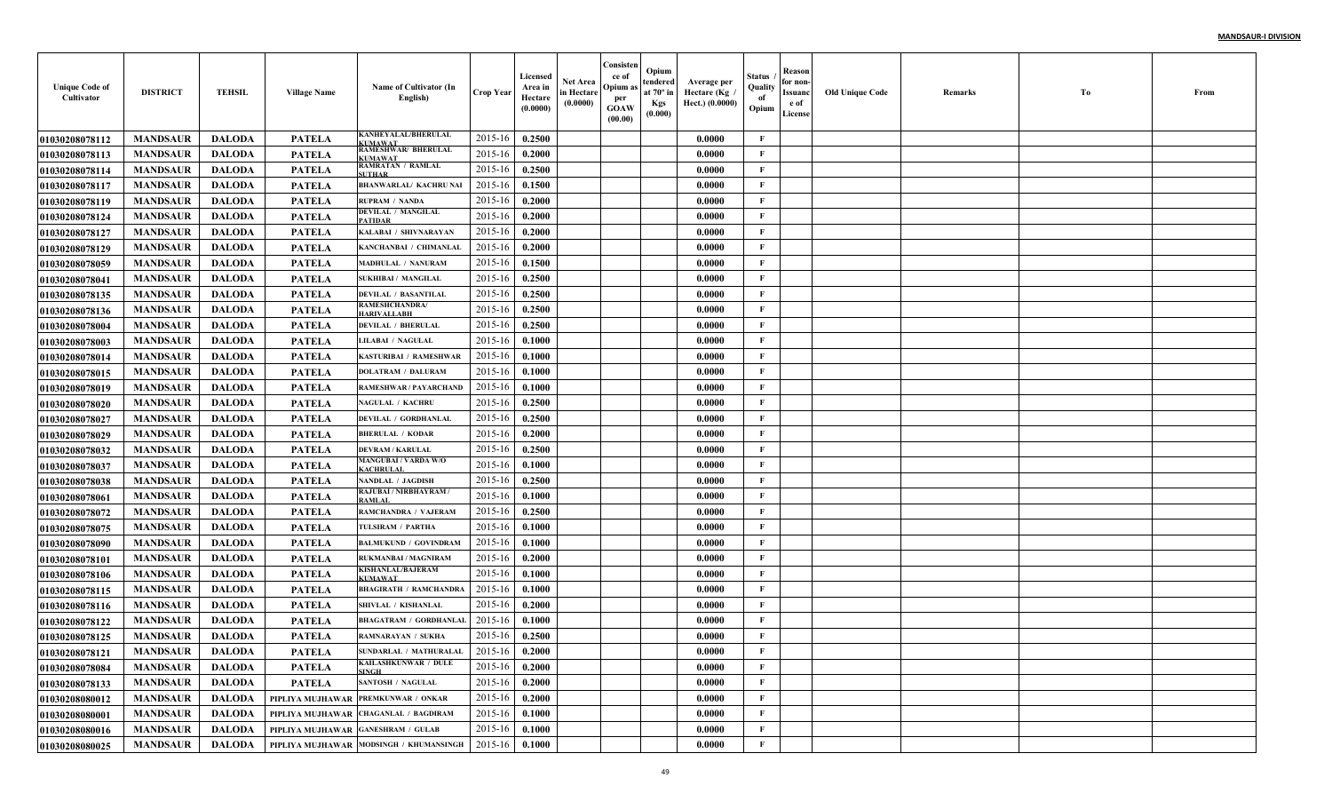**MANDSAUR-I DIVISION**

| Unique Code of Cultivator | DISTRICT | TEHSIL | Village Name | Name of Cultivator (In English) | Crop Year | Licensed Area in Hectare (0.0000) | Net Area in Hectare (0.0000) | Consistence of Opium as per GOAW (00.00) | Opium tendered at 70° in Kgs (0.000) | Average per Hectare (Kg / Hect.) (0.0000) | Status / Quality of Opium | Reason for non-Issuance of License | Old Unique Code | Remarks | To | From |
|---|---|---|---|---|---|---|---|---|---|---|---|---|---|---|---|---|
| 01030208078112 | MANDSAUR | DALODA | PATELA | KANHEYALAL/BHERULAL KUMAWAT | 2015-16 | 0.2500 | | | | 0.0000 | F | | | | | |
| 01030208078113 | MANDSAUR | DALODA | PATELA | RAMESHWAR/ BHERULAL KUMAWAT | 2015-16 | 0.2000 | | | | 0.0000 | F | | | | | |
| 01030208078114 | MANDSAUR | DALODA | PATELA | RAMRATAN / RAMLAL SUTHAR | 2015-16 | 0.2500 | | | | 0.0000 | F | | | | | |
| 01030208078117 | MANDSAUR | DALODA | PATELA | BHANWARLAL/ KACHRU NAI | 2015-16 | 0.1500 | | | | 0.0000 | F | | | | | |
| 01030208078119 | MANDSAUR | DALODA | PATELA | RUPRAM / NANDA | 2015-16 | 0.2000 | | | | 0.0000 | F | | | | | |
| 01030208078124 | MANDSAUR | DALODA | PATELA | DEVILAL / MANGILAL PATIDAR | 2015-16 | 0.2000 | | | | 0.0000 | F | | | | | |
| 01030208078127 | MANDSAUR | DALODA | PATELA | KALABAI / SHIVNARAYAN | 2015-16 | 0.2000 | | | | 0.0000 | F | | | | | |
| 01030208078129 | MANDSAUR | DALODA | PATELA | KANCHANBAI / CHIMANLAL | 2015-16 | 0.2000 | | | | 0.0000 | F | | | | | |
| 01030208078059 | MANDSAUR | DALODA | PATELA | MADHULAL / NANURAM | 2015-16 | 0.1500 | | | | 0.0000 | F | | | | | |
| 01030208078041 | MANDSAUR | DALODA | PATELA | SUKHIBAI / MANGILAL | 2015-16 | 0.2500 | | | | 0.0000 | F | | | | | |
| 01030208078135 | MANDSAUR | DALODA | PATELA | DEVILAL / BASANTILAL | 2015-16 | 0.2500 | | | | 0.0000 | F | | | | | |
| 01030208078136 | MANDSAUR | DALODA | PATELA | RAMESHCHANDRA/ HARIVALLABH | 2015-16 | 0.2500 | | | | 0.0000 | F | | | | | |
| 01030208078004 | MANDSAUR | DALODA | PATELA | DEVILAL / BHERULAL | 2015-16 | 0.2500 | | | | 0.0000 | F | | | | | |
| 01030208078003 | MANDSAUR | DALODA | PATELA | LILABAI / NAGULAL | 2015-16 | 0.1000 | | | | 0.0000 | F | | | | | |
| 01030208078014 | MANDSAUR | DALODA | PATELA | KASTURIBAI / RAMESHWAR | 2015-16 | 0.1000 | | | | 0.0000 | F | | | | | |
| 01030208078015 | MANDSAUR | DALODA | PATELA | DOLATRAM / DALURAM | 2015-16 | 0.1000 | | | | 0.0000 | F | | | | | |
| 01030208078019 | MANDSAUR | DALODA | PATELA | RAMESHWAR / PAYARCHAND | 2015-16 | 0.1000 | | | | 0.0000 | F | | | | | |
| 01030208078020 | MANDSAUR | DALODA | PATELA | NAGULAL / KACHRU | 2015-16 | 0.2500 | | | | 0.0000 | F | | | | | |
| 01030208078027 | MANDSAUR | DALODA | PATELA | DEVILAL / GORDHANLAL | 2015-16 | 0.2500 | | | | 0.0000 | F | | | | | |
| 01030208078029 | MANDSAUR | DALODA | PATELA | BHERULAL / KODAR | 2015-16 | 0.2000 | | | | 0.0000 | F | | | | | |
| 01030208078032 | MANDSAUR | DALODA | PATELA | DEVRAM / KARULAL | 2015-16 | 0.2500 | | | | 0.0000 | F | | | | | |
| 01030208078037 | MANDSAUR | DALODA | PATELA | MANGUBAI / VARDA W/O KACHRULAL | 2015-16 | 0.1000 | | | | 0.0000 | F | | | | | |
| 01030208078038 | MANDSAUR | DALODA | PATELA | NANDLAL / JAGDISH | 2015-16 | 0.2500 | | | | 0.0000 | F | | | | | |
| 01030208078061 | MANDSAUR | DALODA | PATELA | RAJUBAI / NIRBHAYRAM / RAMLAL | 2015-16 | 0.1000 | | | | 0.0000 | F | | | | | |
| 01030208078072 | MANDSAUR | DALODA | PATELA | RAMCHANDRA / VAJERAM | 2015-16 | 0.2500 | | | | 0.0000 | F | | | | | |
| 01030208078075 | MANDSAUR | DALODA | PATELA | TULSIRAM / PARTHA | 2015-16 | 0.1000 | | | | 0.0000 | F | | | | | |
| 01030208078090 | MANDSAUR | DALODA | PATELA | BALMUKUND / GOVINDRAM | 2015-16 | 0.1000 | | | | 0.0000 | F | | | | | |
| 01030208078101 | MANDSAUR | DALODA | PATELA | RUKMANBAI / MAGNIRAM | 2015-16 | 0.2000 | | | | 0.0000 | F | | | | | |
| 01030208078106 | MANDSAUR | DALODA | PATELA | KISHANLAL/BAJERAM KUMAWAT | 2015-16 | 0.1000 | | | | 0.0000 | F | | | | | |
| 01030208078115 | MANDSAUR | DALODA | PATELA | BHAGIRATH / RAMCHANDRA | 2015-16 | 0.1000 | | | | 0.0000 | F | | | | | |
| 01030208078116 | MANDSAUR | DALODA | PATELA | SHIVLAL / KISHANLAL | 2015-16 | 0.2000 | | | | 0.0000 | F | | | | | |
| 01030208078122 | MANDSAUR | DALODA | PATELA | BHAGATRAM / GORDHANLAL | 2015-16 | 0.1000 | | | | 0.0000 | F | | | | | |
| 01030208078125 | MANDSAUR | DALODA | PATELA | RAMNARAYAN / SUKHA | 2015-16 | 0.2500 | | | | 0.0000 | F | | | | | |
| 01030208078121 | MANDSAUR | DALODA | PATELA | SUNDARLAL / MATHURALAL | 2015-16 | 0.2000 | | | | 0.0000 | F | | | | | |
| 01030208078084 | MANDSAUR | DALODA | PATELA | KAILASHKUNWAR / DULE SINGH | 2015-16 | 0.2000 | | | | 0.0000 | F | | | | | |
| 01030208078133 | MANDSAUR | DALODA | PATELA | SANTOSH / NAGULAL | 2015-16 | 0.2000 | | | | 0.0000 | F | | | | | |
| 01030208080012 | MANDSAUR | DALODA | PIPLIYA MUJHAWAR | PREMKUNWAR / ONKAR | 2015-16 | 0.2000 | | | | 0.0000 | F | | | | | |
| 01030208080001 | MANDSAUR | DALODA | PIPLIYA MUJHAWAR | CHAGANLAL / BAGDIRAM | 2015-16 | 0.1000 | | | | 0.0000 | F | | | | | |
| 01030208080016 | MANDSAUR | DALODA | PIPLIYA MUJHAWAR | GANESHRAM / GULAB | 2015-16 | 0.1000 | | | | 0.0000 | F | | | | | |
| 01030208080025 | MANDSAUR | DALODA | PIPLIYA MUJHAWAR | MODSINGH / KHUMANSINGH | 2015-16 | 0.1000 | | | | 0.0000 | F | | | | | |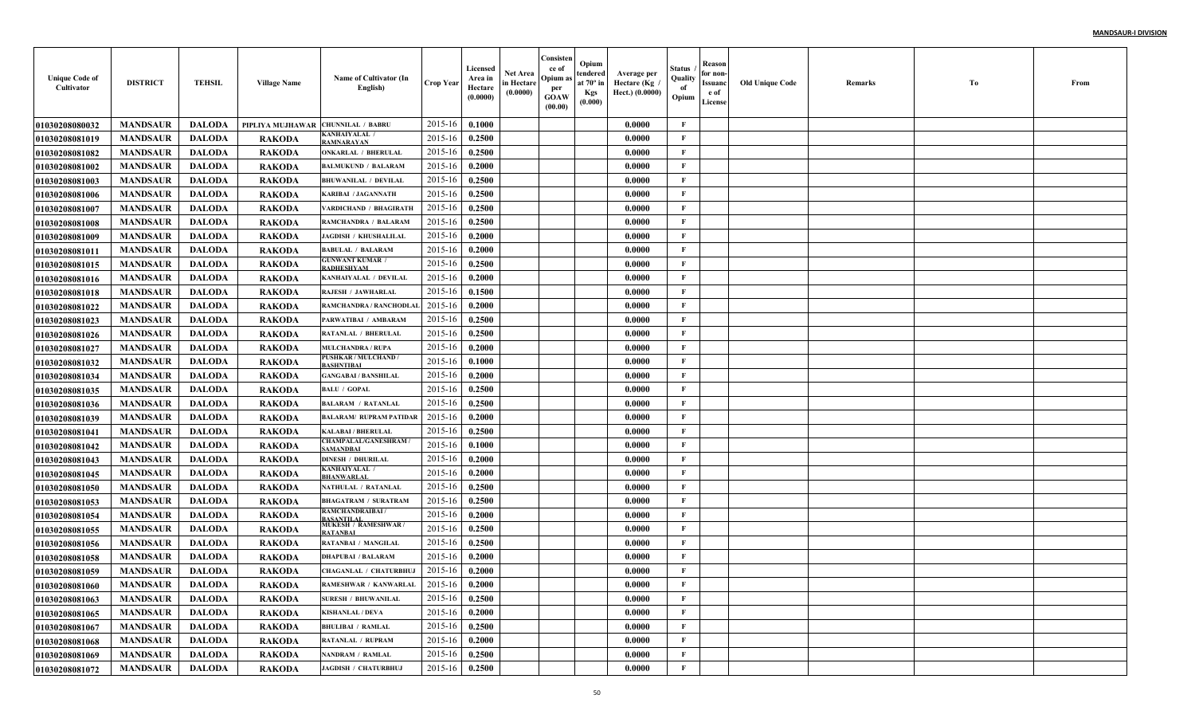**MANDSAUR-I DIVISION**

| Unique Code of Cultivator | DISTRICT | TEHSIL | Village Name | Name of Cultivator (In English) | Crop Year | Licensed Area in Hectare (0.0000) | Net Area in Hectare (0.0000) | Consistence of Opium as per GOAW (00.00) | Opium tendered at 70° in Kgs (0.000) | Average per Hectare (Kg / Hect.) (0.0000) | Status / Quality of Opium | Reason for non-Issuance of License | Old Unique Code | Remarks | To | From |
|---|---|---|---|---|---|---|---|---|---|---|---|---|---|---|---|---|
| 01030208080032 | MANDSAUR | DALODA | PIPLIYA MUJHAWAR | CHUNNILAL / BABRU | 2015-16 | 0.1000 | | | | 0.0000 | F | | | | | |
| 01030208081019 | MANDSAUR | DALODA | RAKODA | KANHAIYALAL / RAMNARAYAN | 2015-16 | 0.2500 | | | | 0.0000 | F | | | | | |
| 01030208081082 | MANDSAUR | DALODA | RAKODA | ONKARLAL / BHERULAL | 2015-16 | 0.2500 | | | | 0.0000 | F | | | | | |
| 01030208081002 | MANDSAUR | DALODA | RAKODA | BALMUKUND / BALARAM | 2015-16 | 0.2000 | | | | 0.0000 | F | | | | | |
| 01030208081003 | MANDSAUR | DALODA | RAKODA | BHUWANILAL / DEVILAL | 2015-16 | 0.2500 | | | | 0.0000 | F | | | | | |
| 01030208081006 | MANDSAUR | DALODA | RAKODA | KARIBAI / JAGANNATH | 2015-16 | 0.2500 | | | | 0.0000 | F | | | | | |
| 01030208081007 | MANDSAUR | DALODA | RAKODA | VARDICHAND / BHAGIRATH | 2015-16 | 0.2500 | | | | 0.0000 | F | | | | | |
| 01030208081008 | MANDSAUR | DALODA | RAKODA | RAMCHANDRA / BALARAM | 2015-16 | 0.2500 | | | | 0.0000 | F | | | | | |
| 01030208081009 | MANDSAUR | DALODA | RAKODA | JAGDISH / KHUSHALILAL | 2015-16 | 0.2000 | | | | 0.0000 | F | | | | | |
| 01030208081011 | MANDSAUR | DALODA | RAKODA | BABULAL / BALARAM | 2015-16 | 0.2000 | | | | 0.0000 | F | | | | | |
| 01030208081015 | MANDSAUR | DALODA | RAKODA | GUNWANT KUMAR / RADHESHYAM | 2015-16 | 0.2500 | | | | 0.0000 | F | | | | | |
| 01030208081016 | MANDSAUR | DALODA | RAKODA | KANHAIYALAL / DEVILAL | 2015-16 | 0.2000 | | | | 0.0000 | F | | | | | |
| 01030208081018 | MANDSAUR | DALODA | RAKODA | RAJESH / JAWHARLAL | 2015-16 | 0.1500 | | | | 0.0000 | F | | | | | |
| 01030208081022 | MANDSAUR | DALODA | RAKODA | RAMCHANDRA / RANCHODLAL | 2015-16 | 0.2000 | | | | 0.0000 | F | | | | | |
| 01030208081023 | MANDSAUR | DALODA | RAKODA | PARWATIBAI / AMBARAM | 2015-16 | 0.2500 | | | | 0.0000 | F | | | | | |
| 01030208081026 | MANDSAUR | DALODA | RAKODA | RATANLAL / BHERULAL | 2015-16 | 0.2500 | | | | 0.0000 | F | | | | | |
| 01030208081027 | MANDSAUR | DALODA | RAKODA | MULCHANDRA / RUPA | 2015-16 | 0.2000 | | | | 0.0000 | F | | | | | |
| 01030208081032 | MANDSAUR | DALODA | RAKODA | PUSHKAR / MULCHAND / BASHNTIBAI | 2015-16 | 0.1000 | | | | 0.0000 | F | | | | | |
| 01030208081034 | MANDSAUR | DALODA | RAKODA | GANGABAI / BANSHILAL | 2015-16 | 0.2000 | | | | 0.0000 | F | | | | | |
| 01030208081035 | MANDSAUR | DALODA | RAKODA | BALU / GOPAL | 2015-16 | 0.2500 | | | | 0.0000 | F | | | | | |
| 01030208081036 | MANDSAUR | DALODA | RAKODA | BALARAM / RATANLAL | 2015-16 | 0.2500 | | | | 0.0000 | F | | | | | |
| 01030208081039 | MANDSAUR | DALODA | RAKODA | BALARAM/ RUPRAM PATIDAR | 2015-16 | 0.2000 | | | | 0.0000 | F | | | | | |
| 01030208081041 | MANDSAUR | DALODA | RAKODA | KALABAI / BHERULAL | 2015-16 | 0.2500 | | | | 0.0000 | F | | | | | |
| 01030208081042 | MANDSAUR | DALODA | RAKODA | CHAMPALAL/GANESHRAM / SAMANDBAI | 2015-16 | 0.1000 | | | | 0.0000 | F | | | | | |
| 01030208081043 | MANDSAUR | DALODA | RAKODA | DINESH / DHURILAL | 2015-16 | 0.2000 | | | | 0.0000 | F | | | | | |
| 01030208081045 | MANDSAUR | DALODA | RAKODA | KANHAIYALAL / BHANWARLAL | 2015-16 | 0.2000 | | | | 0.0000 | F | | | | | |
| 01030208081050 | MANDSAUR | DALODA | RAKODA | NATHULAL / RATANLAL | 2015-16 | 0.2500 | | | | 0.0000 | F | | | | | |
| 01030208081053 | MANDSAUR | DALODA | RAKODA | BHAGATRAM / SURATRAM | 2015-16 | 0.2500 | | | | 0.0000 | F | | | | | |
| 01030208081054 | MANDSAUR | DALODA | RAKODA | RAMCHANDRAIBAI / BASANTILAL | 2015-16 | 0.2000 | | | | 0.0000 | F | | | | | |
| 01030208081055 | MANDSAUR | DALODA | RAKODA | MUKESH / RAMESHWAR / RATANBAI | 2015-16 | 0.2500 | | | | 0.0000 | F | | | | | |
| 01030208081056 | MANDSAUR | DALODA | RAKODA | RATANBAI / MANGILAL | 2015-16 | 0.2500 | | | | 0.0000 | F | | | | | |
| 01030208081058 | MANDSAUR | DALODA | RAKODA | DHAPUBAI / BALARAM | 2015-16 | 0.2000 | | | | 0.0000 | F | | | | | |
| 01030208081059 | MANDSAUR | DALODA | RAKODA | CHAGANLAL / CHATURBHUJ | 2015-16 | 0.2000 | | | | 0.0000 | F | | | | | |
| 01030208081060 | MANDSAUR | DALODA | RAKODA | RAMESHWAR / KANWARLAL | 2015-16 | 0.2000 | | | | 0.0000 | F | | | | | |
| 01030208081063 | MANDSAUR | DALODA | RAKODA | SURESH / BHUWANILAL | 2015-16 | 0.2500 | | | | 0.0000 | F | | | | | |
| 01030208081065 | MANDSAUR | DALODA | RAKODA | KISHANLAL / DEVA | 2015-16 | 0.2000 | | | | 0.0000 | F | | | | | |
| 01030208081067 | MANDSAUR | DALODA | RAKODA | BHULIBAI / RAMLAL | 2015-16 | 0.2500 | | | | 0.0000 | F | | | | | |
| 01030208081068 | MANDSAUR | DALODA | RAKODA | RATANLAL / RUPRAM | 2015-16 | 0.2000 | | | | 0.0000 | F | | | | | |
| 01030208081069 | MANDSAUR | DALODA | RAKODA | NANDRAM / RAMLAL | 2015-16 | 0.2500 | | | | 0.0000 | F | | | | | |
| 01030208081072 | MANDSAUR | DALODA | RAKODA | JAGDISH / CHATURBHUJ | 2015-16 | 0.2500 | | | | 0.0000 | F | | | | | |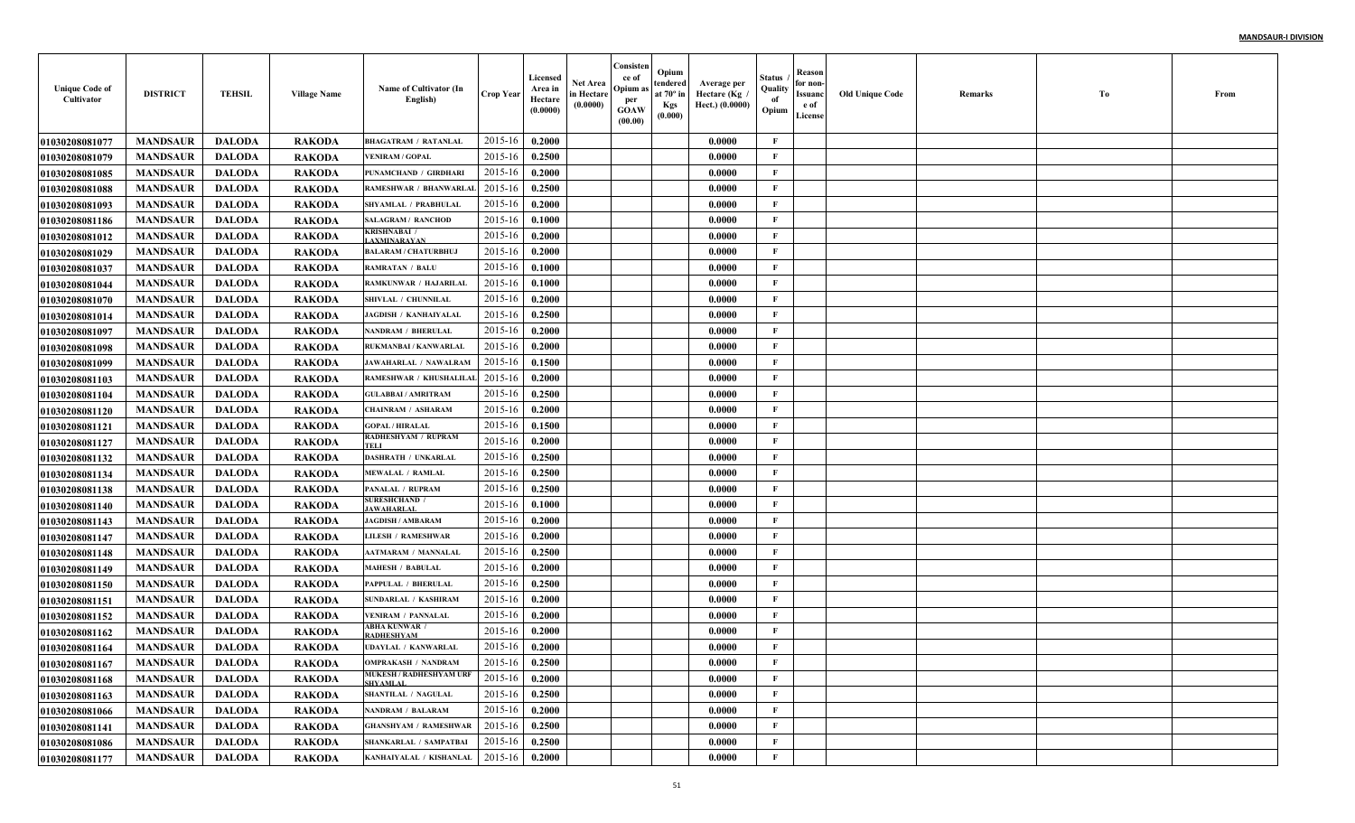| Unique Code of Cultivator | DISTRICT | TEHSIL | Village Name | Name of Cultivator (In English) | Crop Year | Licensed Area in Hectare (0.0000) | Net Area in Hectare (0.0000) | Consistence of Opium as per GOAW (00.00) | Opium tendered at 70° in Kgs (0.000) | Average per Hectare (Kg / Hect.) (0.0000) | Status / Quality of Opium | Reason for non-Issuance of License | Old Unique Code | Remarks | To | From |
|---|---|---|---|---|---|---|---|---|---|---|---|---|---|---|---|---|
| 01030208081077 | MANDSAUR | DALODA | RAKODA | BHAGATRAM / RATANLAL | 2015-16 | 0.2000 | | | | 0.0000 | F | | | | | |
| 01030208081079 | MANDSAUR | DALODA | RAKODA | VENIRAM / GOPAL | 2015-16 | 0.2500 | | | | 0.0000 | F | | | | | |
| 01030208081085 | MANDSAUR | DALODA | RAKODA | PUNAMCHAND / GIRDHARI | 2015-16 | 0.2000 | | | | 0.0000 | F | | | | | |
| 01030208081088 | MANDSAUR | DALODA | RAKODA | RAMESHWAR / BHANWARLAL | 2015-16 | 0.2500 | | | | 0.0000 | F | | | | | |
| 01030208081093 | MANDSAUR | DALODA | RAKODA | SHYAMLAL / PRABHULAL | 2015-16 | 0.2000 | | | | 0.0000 | F | | | | | |
| 01030208081186 | MANDSAUR | DALODA | RAKODA | SALAGRAM / RANCHOD | 2015-16 | 0.1000 | | | | 0.0000 | F | | | | | |
| 01030208081012 | MANDSAUR | DALODA | RAKODA | KRISHNABAI / LAXMINARAYAN | 2015-16 | 0.2000 | | | | 0.0000 | F | | | | | |
| 01030208081029 | MANDSAUR | DALODA | RAKODA | BALARAM / CHATURBHUJ | 2015-16 | 0.2000 | | | | 0.0000 | F | | | | | |
| 01030208081037 | MANDSAUR | DALODA | RAKODA | RAMRATAN / BALU | 2015-16 | 0.1000 | | | | 0.0000 | F | | | | | |
| 01030208081044 | MANDSAUR | DALODA | RAKODA | RAMKUNWAR / HAJARILAL | 2015-16 | 0.1000 | | | | 0.0000 | F | | | | | |
| 01030208081070 | MANDSAUR | DALODA | RAKODA | SHIVLAL / CHUNNILAL | 2015-16 | 0.2000 | | | | 0.0000 | F | | | | | |
| 01030208081014 | MANDSAUR | DALODA | RAKODA | JAGDISH / KANHAIYALAL | 2015-16 | 0.2500 | | | | 0.0000 | F | | | | | |
| 01030208081097 | MANDSAUR | DALODA | RAKODA | NANDRAM / BHERULAL | 2015-16 | 0.2000 | | | | 0.0000 | F | | | | | |
| 01030208081098 | MANDSAUR | DALODA | RAKODA | RUKMANBAI / KANWARLAL | 2015-16 | 0.2000 | | | | 0.0000 | F | | | | | |
| 01030208081099 | MANDSAUR | DALODA | RAKODA | JAWAHARLAL / NAWALRAM | 2015-16 | 0.1500 | | | | 0.0000 | F | | | | | |
| 01030208081103 | MANDSAUR | DALODA | RAKODA | RAMESHWAR / KHUSHALILAL | 2015-16 | 0.2000 | | | | 0.0000 | F | | | | | |
| 01030208081104 | MANDSAUR | DALODA | RAKODA | GULABBAI / AMRITRAM | 2015-16 | 0.2500 | | | | 0.0000 | F | | | | | |
| 01030208081120 | MANDSAUR | DALODA | RAKODA | CHAINRAM / ASHARAM | 2015-16 | 0.2000 | | | | 0.0000 | F | | | | | |
| 01030208081121 | MANDSAUR | DALODA | RAKODA | GOPAL / HIRALAL | 2015-16 | 0.1500 | | | | 0.0000 | F | | | | | |
| 01030208081127 | MANDSAUR | DALODA | RAKODA | RADHESHYAM / RUPRAM TELI | 2015-16 | 0.2000 | | | | 0.0000 | F | | | | | |
| 01030208081132 | MANDSAUR | DALODA | RAKODA | DASHRATH / UNKARLAL | 2015-16 | 0.2500 | | | | 0.0000 | F | | | | | |
| 01030208081134 | MANDSAUR | DALODA | RAKODA | MEWALAL / RAMLAL | 2015-16 | 0.2500 | | | | 0.0000 | F | | | | | |
| 01030208081138 | MANDSAUR | DALODA | RAKODA | PANALAL / RUPRAM | 2015-16 | 0.2500 | | | | 0.0000 | F | | | | | |
| 01030208081140 | MANDSAUR | DALODA | RAKODA | SURESHCHAND / JAWAHARLAL | 2015-16 | 0.1000 | | | | 0.0000 | F | | | | | |
| 01030208081143 | MANDSAUR | DALODA | RAKODA | JAGDISH / AMBARAM | 2015-16 | 0.2000 | | | | 0.0000 | F | | | | | |
| 01030208081147 | MANDSAUR | DALODA | RAKODA | LILESH / RAMESHWAR | 2015-16 | 0.2000 | | | | 0.0000 | F | | | | | |
| 01030208081148 | MANDSAUR | DALODA | RAKODA | AATMARAM / MANNALAL | 2015-16 | 0.2500 | | | | 0.0000 | F | | | | | |
| 01030208081149 | MANDSAUR | DALODA | RAKODA | MAHESH / BABULAL | 2015-16 | 0.2000 | | | | 0.0000 | F | | | | | |
| 01030208081150 | MANDSAUR | DALODA | RAKODA | PAPPULAL / BHERULAL | 2015-16 | 0.2500 | | | | 0.0000 | F | | | | | |
| 01030208081151 | MANDSAUR | DALODA | RAKODA | SUNDARLAL / KASHIRAM | 2015-16 | 0.2000 | | | | 0.0000 | F | | | | | |
| 01030208081152 | MANDSAUR | DALODA | RAKODA | VENIRAM / PANNALAL | 2015-16 | 0.2000 | | | | 0.0000 | F | | | | | |
| 01030208081162 | MANDSAUR | DALODA | RAKODA | ABHA KUNWAR / RADHESHYAM | 2015-16 | 0.2000 | | | | 0.0000 | F | | | | | |
| 01030208081164 | MANDSAUR | DALODA | RAKODA | UDAYLAL / KANWARLAL | 2015-16 | 0.2000 | | | | 0.0000 | F | | | | | |
| 01030208081167 | MANDSAUR | DALODA | RAKODA | OMPRAKASH / NANDRAM | 2015-16 | 0.2500 | | | | 0.0000 | F | | | | | |
| 01030208081168 | MANDSAUR | DALODA | RAKODA | MUKESH / RADHESHYAM URF SHYAMLAL | 2015-16 | 0.2000 | | | | 0.0000 | F | | | | | |
| 01030208081163 | MANDSAUR | DALODA | RAKODA | SHANTILAL / NAGULAL | 2015-16 | 0.2500 | | | | 0.0000 | F | | | | | |
| 01030208081066 | MANDSAUR | DALODA | RAKODA | NANDRAM / BALARAM | 2015-16 | 0.2000 | | | | 0.0000 | F | | | | | |
| 01030208081141 | MANDSAUR | DALODA | RAKODA | GHANSHYAM / RAMESHWAR | 2015-16 | 0.2500 | | | | 0.0000 | F | | | | | |
| 01030208081086 | MANDSAUR | DALODA | RAKODA | SHANKARLAL / SAMPATBAI | 2015-16 | 0.2500 | | | | 0.0000 | F | | | | | |
| 01030208081177 | MANDSAUR | DALODA | RAKODA | KANHAIYALAL / KISHANLAL | 2015-16 | 0.2000 | | | | 0.0000 | F | | | | | |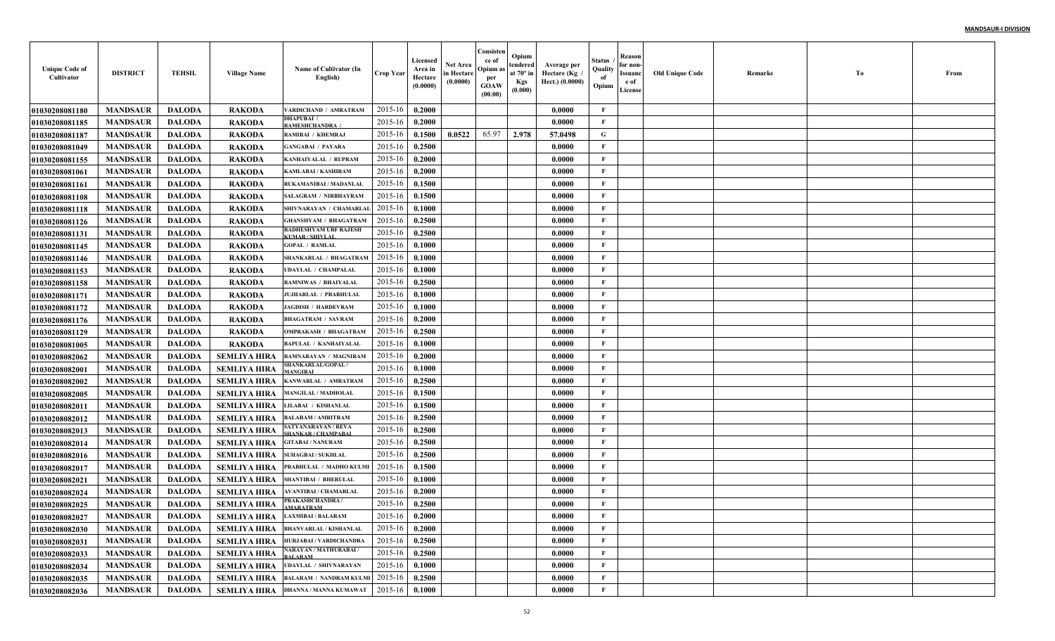| Unique Code of Cultivator | DISTRICT | TEHSIL | Village Name | Name of Cultivator (In English) | Crop Year | Licensed Area in Hectare (0.0000) | Net Area in Hectare (0.0000) | Consistence of Opium as per GOAW (00.00) | Opium tendered at 70° in Kgs (0.000) | Average per Hectare (Kg / Hect.) (0.0000) | Status / Quality of Opium | Reason for non-Issuance of License | Old Unique Code | Remarks | To | From |
|---|---|---|---|---|---|---|---|---|---|---|---|---|---|---|---|---|
| 01030208081180 | MANDSAUR | DALODA | RAKODA | VARDICHAND / AMRATRAM | 2015-16 | 0.2000 | | | | 0.0000 | F | | | | | |
| 01030208081185 | MANDSAUR | DALODA | RAKODA | DHAPUBAI / RAMESHCHANDRA / | 2015-16 | 0.2000 | | | | 0.0000 | F | | | | | |
| 01030208081187 | MANDSAUR | DALODA | RAKODA | RAMIBAI / KHEMRAJ | 2015-16 | 0.1500 | 0.0522 | 65.97 | 2.978 | 57.0498 | G | | | | | |
| 01030208081049 | MANDSAUR | DALODA | RAKODA | GANGABAI / PAYARA | 2015-16 | 0.2500 | | | | 0.0000 | F | | | | | |
| 01030208081155 | MANDSAUR | DALODA | RAKODA | KANHAIYALAL / RUPRAM | 2015-16 | 0.2000 | | | | 0.0000 | F | | | | | |
| 01030208081061 | MANDSAUR | DALODA | RAKODA | KAMLABAI / KASHIRAM | 2015-16 | 0.2000 | | | | 0.0000 | F | | | | | |
| 01030208081161 | MANDSAUR | DALODA | RAKODA | RUKAMANIBAI / MADANLAL | 2015-16 | 0.1500 | | | | 0.0000 | F | | | | | |
| 01030208081108 | MANDSAUR | DALODA | RAKODA | SALAGRAM / NIRBHAYRAM | 2015-16 | 0.1500 | | | | 0.0000 | F | | | | | |
| 01030208081118 | MANDSAUR | DALODA | RAKODA | SHIVNARAYAN / CHAMARLAL | 2015-16 | 0.1000 | | | | 0.0000 | F | | | | | |
| 01030208081126 | MANDSAUR | DALODA | RAKODA | GHANSHYAM / BHAGATRAM | 2015-16 | 0.2500 | | | | 0.0000 | F | | | | | |
| 01030208081131 | MANDSAUR | DALODA | RAKODA | RADHESHYAM URF RAJESH KUMAR / SHIVLAL | 2015-16 | 0.2500 | | | | 0.0000 | F | | | | | |
| 01030208081145 | MANDSAUR | DALODA | RAKODA | GOPAL / RAMLAL | 2015-16 | 0.1000 | | | | 0.0000 | F | | | | | |
| 01030208081146 | MANDSAUR | DALODA | RAKODA | SHANKARLAL / BHAGATRAM | 2015-16 | 0.1000 | | | | 0.0000 | F | | | | | |
| 01030208081153 | MANDSAUR | DALODA | RAKODA | UDAYLAL / CHAMPALAL | 2015-16 | 0.1000 | | | | 0.0000 | F | | | | | |
| 01030208081158 | MANDSAUR | DALODA | RAKODA | RAMNIWAS / BHAIYALAL | 2015-16 | 0.2500 | | | | 0.0000 | F | | | | | |
| 01030208081171 | MANDSAUR | DALODA | RAKODA | JUJHARLAL / PRABHULAL | 2015-16 | 0.1000 | | | | 0.0000 | F | | | | | |
| 01030208081172 | MANDSAUR | DALODA | RAKODA | JAGDISH / HARDEVRAM | 2015-16 | 0.1000 | | | | 0.0000 | F | | | | | |
| 01030208081176 | MANDSAUR | DALODA | RAKODA | BHAGATRAM / SAVRAM | 2015-16 | 0.2000 | | | | 0.0000 | F | | | | | |
| 01030208081129 | MANDSAUR | DALODA | RAKODA | OMPRAKASH / BHAGATRAM | 2015-16 | 0.2500 | | | | 0.0000 | F | | | | | |
| 01030208081005 | MANDSAUR | DALODA | RAKODA | BAPULAL / KANHAIYALAL | 2015-16 | 0.1000 | | | | 0.0000 | F | | | | | |
| 01030208082062 | MANDSAUR | DALODA | SEMLIYA HIRA | RAMNARAYAN / MAGNIRAM | 2015-16 | 0.2000 | | | | 0.0000 | F | | | | | |
| 01030208082001 | MANDSAUR | DALODA | SEMLIYA HIRA | SHANKARLAL/GOPAL / MANGIBAI | 2015-16 | 0.1000 | | | | 0.0000 | F | | | | | |
| 01030208082002 | MANDSAUR | DALODA | SEMLIYA HIRA | KANWARLAL / AMRATRAM | 2015-16 | 0.2500 | | | | 0.0000 | F | | | | | |
| 01030208082005 | MANDSAUR | DALODA | SEMLIYA HIRA | MANGILAL / MADHOLAL | 2015-16 | 0.1500 | | | | 0.0000 | F | | | | | |
| 01030208082011 | MANDSAUR | DALODA | SEMLIYA HIRA | LILABAI / KISHANLAL | 2015-16 | 0.1500 | | | | 0.0000 | F | | | | | |
| 01030208082012 | MANDSAUR | DALODA | SEMLIYA HIRA | BALARAM / AMRITRAM | 2015-16 | 0.2500 | | | | 0.0000 | F | | | | | |
| 01030208082013 | MANDSAUR | DALODA | SEMLIYA HIRA | SATYANARAYAN / REVA SHANKAR / CHAMPABAI | 2015-16 | 0.2500 | | | | 0.0000 | F | | | | | |
| 01030208082014 | MANDSAUR | DALODA | SEMLIYA HIRA | GITABAI / NANURAM | 2015-16 | 0.2500 | | | | 0.0000 | F | | | | | |
| 01030208082016 | MANDSAUR | DALODA | SEMLIYA HIRA | SUHAGBAI / SUKHLAL | 2015-16 | 0.2500 | | | | 0.0000 | F | | | | | |
| 01030208082017 | MANDSAUR | DALODA | SEMLIYA HIRA | PRABHULAL / MADHO KULMI | 2015-16 | 0.1500 | | | | 0.0000 | F | | | | | |
| 01030208082021 | MANDSAUR | DALODA | SEMLIYA HIRA | SHANTIBAI / BHERULAL | 2015-16 | 0.1000 | | | | 0.0000 | F | | | | | |
| 01030208082024 | MANDSAUR | DALODA | SEMLIYA HIRA | AVANTIBAI / CHAMARLAL | 2015-16 | 0.2000 | | | | 0.0000 | F | | | | | |
| 01030208082025 | MANDSAUR | DALODA | SEMLIYA HIRA | PRAKASHCHANDRA / AMARATRAM | 2015-16 | 0.2500 | | | | 0.0000 | F | | | | | |
| 01030208082027 | MANDSAUR | DALODA | SEMLIYA HIRA | LAXMIBAI / BALARAM | 2015-16 | 0.2000 | | | | 0.0000 | F | | | | | |
| 01030208082030 | MANDSAUR | DALODA | SEMLIYA HIRA | BHANVARLAL / KISHANLAL | 2015-16 | 0.2000 | | | | 0.0000 | F | | | | | |
| 01030208082031 | MANDSAUR | DALODA | SEMLIYA HIRA | HURJABAI / VARDICHANDRA | 2015-16 | 0.2500 | | | | 0.0000 | F | | | | | |
| 01030208082033 | MANDSAUR | DALODA | SEMLIYA HIRA | NARAYAN / MATHURABAI / BALARAM | 2015-16 | 0.2500 | | | | 0.0000 | F | | | | | |
| 01030208082034 | MANDSAUR | DALODA | SEMLIYA HIRA | UDAYLAL / SHIVNARAYAN | 2015-16 | 0.1000 | | | | 0.0000 | F | | | | | |
| 01030208082035 | MANDSAUR | DALODA | SEMLIYA HIRA | BALARAM / NANDRAM KULMI | 2015-16 | 0.2500 | | | | 0.0000 | F | | | | | |
| 01030208082036 | MANDSAUR | DALODA | SEMLIYA HIRA | DHANNA / MANNA KUMAWAT | 2015-16 | 0.1000 | | | | 0.0000 | F | | | | | |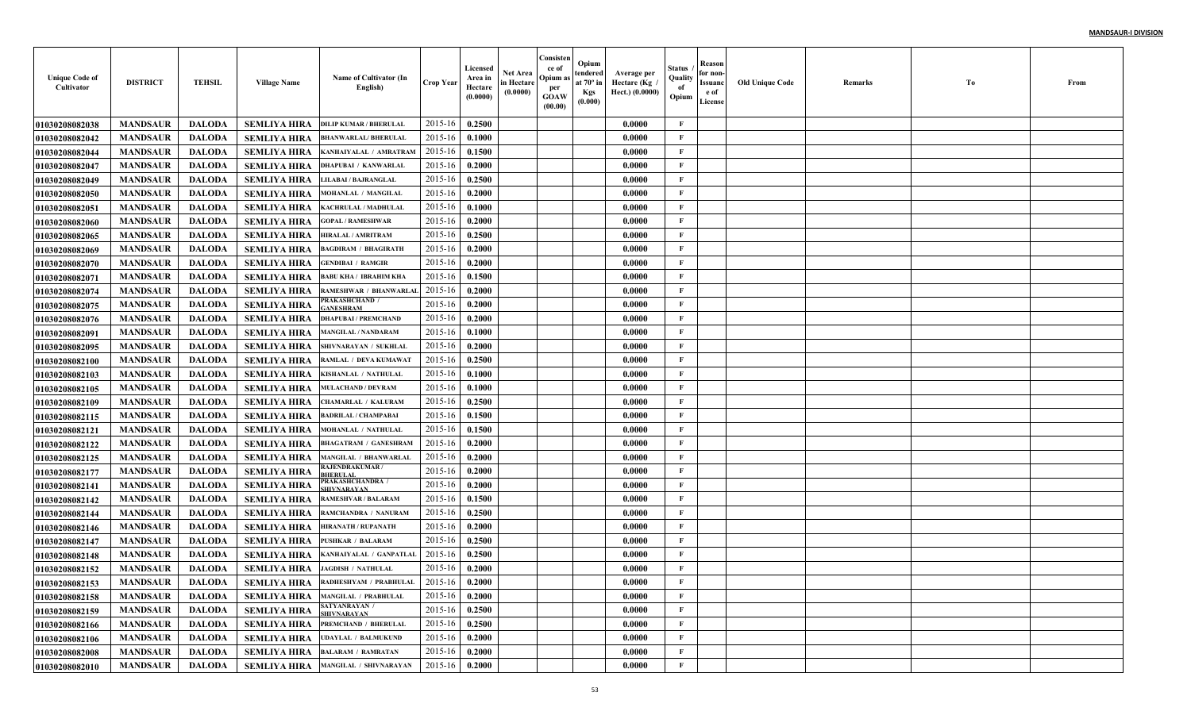| Unique Code of Cultivator | DISTRICT | TEHSIL | Village Name | Name of Cultivator (In English) | Crop Year | Licensed Area in Hectare (0.0000) | Net Area in Hectare (0.0000) | Consistence of Opium as per GOAW (00.00) | Opium tendered at 70° in Kgs (0.000) | Average per Hectare (Kg / Hect.) (0.0000) | Status / Quality of Opium | Reason for non-Issuance of License | Old Unique Code | Remarks | To | From |
|---|---|---|---|---|---|---|---|---|---|---|---|---|---|---|---|---|
| 01030208082038 | MANDSAUR | DALODA | SEMLIYA HIRA | DILIP KUMAR / BHERULAL | 2015-16 | 0.2500 | | | | 0.0000 | F | | | | | |
| 01030208082042 | MANDSAUR | DALODA | SEMLIYA HIRA | BHANWARLAL/ BHERULAL | 2015-16 | 0.1000 | | | | 0.0000 | F | | | | | |
| 01030208082044 | MANDSAUR | DALODA | SEMLIYA HIRA | KANHAIYALAL / AMRATRAM | 2015-16 | 0.1500 | | | | 0.0000 | F | | | | | |
| 01030208082047 | MANDSAUR | DALODA | SEMLIYA HIRA | DHAPUBAI / KANWARLAL | 2015-16 | 0.2000 | | | | 0.0000 | F | | | | | |
| 01030208082049 | MANDSAUR | DALODA | SEMLIYA HIRA | LILABAI / BAJRANGLAL | 2015-16 | 0.2500 | | | | 0.0000 | F | | | | | |
| 01030208082050 | MANDSAUR | DALODA | SEMLIYA HIRA | MOHANLAL / MANGILAL | 2015-16 | 0.2000 | | | | 0.0000 | F | | | | | |
| 01030208082051 | MANDSAUR | DALODA | SEMLIYA HIRA | KACHRULAL / MADHULAL | 2015-16 | 0.1000 | | | | 0.0000 | F | | | | | |
| 01030208082060 | MANDSAUR | DALODA | SEMLIYA HIRA | GOPAL / RAMESHWAR | 2015-16 | 0.2000 | | | | 0.0000 | F | | | | | |
| 01030208082065 | MANDSAUR | DALODA | SEMLIYA HIRA | HIRALAL / AMRITRAM | 2015-16 | 0.2500 | | | | 0.0000 | F | | | | | |
| 01030208082069 | MANDSAUR | DALODA | SEMLIYA HIRA | BAGDIRAM / BHAGIRATH | 2015-16 | 0.2000 | | | | 0.0000 | F | | | | | |
| 01030208082070 | MANDSAUR | DALODA | SEMLIYA HIRA | GENDIBAI / RAMGIR | 2015-16 | 0.2000 | | | | 0.0000 | F | | | | | |
| 01030208082071 | MANDSAUR | DALODA | SEMLIYA HIRA | BABU KHA / IBRAHIM KHA | 2015-16 | 0.1500 | | | | 0.0000 | F | | | | | |
| 01030208082074 | MANDSAUR | DALODA | SEMLIYA HIRA | RAMESHWAR / BHANWARLAL | 2015-16 | 0.2000 | | | | 0.0000 | F | | | | | |
| 01030208082075 | MANDSAUR | DALODA | SEMLIYA HIRA | PRAKASHCHAND / GANESHRAM | 2015-16 | 0.2000 | | | | 0.0000 | F | | | | | |
| 01030208082076 | MANDSAUR | DALODA | SEMLIYA HIRA | DHAPUBAI / PREMCHAND | 2015-16 | 0.2000 | | | | 0.0000 | F | | | | | |
| 01030208082091 | MANDSAUR | DALODA | SEMLIYA HIRA | MANGILAL / NANDARAM | 2015-16 | 0.1000 | | | | 0.0000 | F | | | | | |
| 01030208082095 | MANDSAUR | DALODA | SEMLIYA HIRA | SHIVNARAYAN / SUKHLAL | 2015-16 | 0.2000 | | | | 0.0000 | F | | | | | |
| 01030208082100 | MANDSAUR | DALODA | SEMLIYA HIRA | RAMLAL / DEVA KUMAWAT | 2015-16 | 0.2500 | | | | 0.0000 | F | | | | | |
| 01030208082103 | MANDSAUR | DALODA | SEMLIYA HIRA | KISHANLAL / NATHULAL | 2015-16 | 0.1000 | | | | 0.0000 | F | | | | | |
| 01030208082105 | MANDSAUR | DALODA | SEMLIYA HIRA | MULACHAND / DEVRAM | 2015-16 | 0.1000 | | | | 0.0000 | F | | | | | |
| 01030208082109 | MANDSAUR | DALODA | SEMLIYA HIRA | CHAMARLAL / KALURAM | 2015-16 | 0.2500 | | | | 0.0000 | F | | | | | |
| 01030208082115 | MANDSAUR | DALODA | SEMLIYA HIRA | BADRILAL / CHAMPABAI | 2015-16 | 0.1500 | | | | 0.0000 | F | | | | | |
| 01030208082121 | MANDSAUR | DALODA | SEMLIYA HIRA | MOHANLAL / NATHULAL | 2015-16 | 0.1500 | | | | 0.0000 | F | | | | | |
| 01030208082122 | MANDSAUR | DALODA | SEMLIYA HIRA | BHAGATRAM / GANESHRAM | 2015-16 | 0.2000 | | | | 0.0000 | F | | | | | |
| 01030208082125 | MANDSAUR | DALODA | SEMLIYA HIRA | MANGILAL / BHANWARLAL | 2015-16 | 0.2000 | | | | 0.0000 | F | | | | | |
| 01030208082177 | MANDSAUR | DALODA | SEMLIYA HIRA | RAJENDRAKUMAR / BHERULAL | 2015-16 | 0.2000 | | | | 0.0000 | F | | | | | |
| 01030208082141 | MANDSAUR | DALODA | SEMLIYA HIRA | PRAKASHCHANDRA / SHIVNARAYAN | 2015-16 | 0.2000 | | | | 0.0000 | F | | | | | |
| 01030208082142 | MANDSAUR | DALODA | SEMLIYA HIRA | RAMESHVAR / BALARAM | 2015-16 | 0.1500 | | | | 0.0000 | F | | | | | |
| 01030208082144 | MANDSAUR | DALODA | SEMLIYA HIRA | RAMCHANDRA / NANURAM | 2015-16 | 0.2500 | | | | 0.0000 | F | | | | | |
| 01030208082146 | MANDSAUR | DALODA | SEMLIYA HIRA | HIRANATH / RUPANATH | 2015-16 | 0.2000 | | | | 0.0000 | F | | | | | |
| 01030208082147 | MANDSAUR | DALODA | SEMLIYA HIRA | PUSHKAR / BALARAM | 2015-16 | 0.2500 | | | | 0.0000 | F | | | | | |
| 01030208082148 | MANDSAUR | DALODA | SEMLIYA HIRA | KANHAIYALAL / GANPATLAL | 2015-16 | 0.2500 | | | | 0.0000 | F | | | | | |
| 01030208082152 | MANDSAUR | DALODA | SEMLIYA HIRA | JAGDISH / NATHULAL | 2015-16 | 0.2000 | | | | 0.0000 | F | | | | | |
| 01030208082153 | MANDSAUR | DALODA | SEMLIYA HIRA | RADHESHYAM / PRABHULAL | 2015-16 | 0.2000 | | | | 0.0000 | F | | | | | |
| 01030208082158 | MANDSAUR | DALODA | SEMLIYA HIRA | MANGILAL / PRABHULAL | 2015-16 | 0.2000 | | | | 0.0000 | F | | | | | |
| 01030208082159 | MANDSAUR | DALODA | SEMLIYA HIRA | SATYANRAYAN / SHIVNARAYAN | 2015-16 | 0.2500 | | | | 0.0000 | F | | | | | |
| 01030208082166 | MANDSAUR | DALODA | SEMLIYA HIRA | PREMCHAND / BHERULAL | 2015-16 | 0.2500 | | | | 0.0000 | F | | | | | |
| 01030208082106 | MANDSAUR | DALODA | SEMLIYA HIRA | UDAYLAL / BALMUKUND | 2015-16 | 0.2000 | | | | 0.0000 | F | | | | | |
| 01030208082008 | MANDSAUR | DALODA | SEMLIYA HIRA | BALARAM / RAMRATAN | 2015-16 | 0.2000 | | | | 0.0000 | F | | | | | |
| 01030208082010 | MANDSAUR | DALODA | SEMLIYA HIRA | MANGILAL / SHIVNARAYAN | 2015-16 | 0.2000 | | | | 0.0000 | F | | | | | |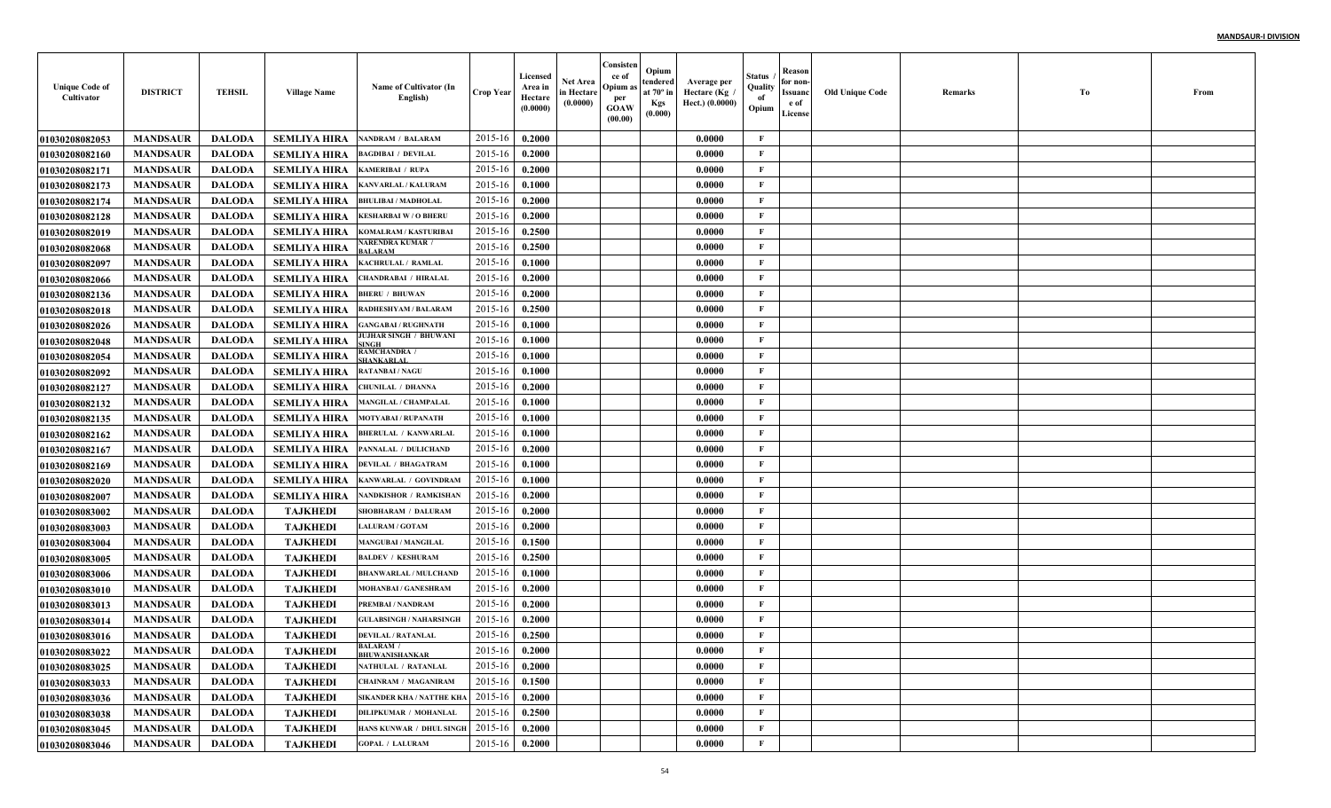| Unique Code of Cultivator | DISTRICT | TEHSIL | Village Name | Name of Cultivator (In English) | Crop Year | Licensed Area in Hectare (0.0000) | Net Area in Hectare (0.0000) | Consistence of Opium as per GOAW (00.00) | Opium tendered at 70º in Kgs (0.000) | Average per Hectare (Kg / Hect.) (0.0000) | Status / Quality of Opium | Reason for non-Issuance of License | Old Unique Code | Remarks | To | From |
|---|---|---|---|---|---|---|---|---|---|---|---|---|---|---|---|---|
| 01030208082053 | MANDSAUR | DALODA | SEMLIYA HIRA | NANDRAM / BALARAM | 2015-16 | 0.2000 | | | | 0.0000 | F | | | | | |
| 01030208082160 | MANDSAUR | DALODA | SEMLIYA HIRA | BAGDIBAI / DEVILAL | 2015-16 | 0.2000 | | | | 0.0000 | F | | | | | |
| 01030208082171 | MANDSAUR | DALODA | SEMLIYA HIRA | KAMERIBAI / RUPA | 2015-16 | 0.2000 | | | | 0.0000 | F | | | | | |
| 01030208082173 | MANDSAUR | DALODA | SEMLIYA HIRA | KANVARLAL / KALURAM | 2015-16 | 0.1000 | | | | 0.0000 | F | | | | | |
| 01030208082174 | MANDSAUR | DALODA | SEMLIYA HIRA | BHULIBAI / MADHOLAL | 2015-16 | 0.2000 | | | | 0.0000 | F | | | | | |
| 01030208082128 | MANDSAUR | DALODA | SEMLIYA HIRA | KESHARBAI W / O BHERU | 2015-16 | 0.2000 | | | | 0.0000 | F | | | | | |
| 01030208082019 | MANDSAUR | DALODA | SEMLIYA HIRA | KOMALRAM / KASTURIBAI | 2015-16 | 0.2500 | | | | 0.0000 | F | | | | | |
| 01030208082068 | MANDSAUR | DALODA | SEMLIYA HIRA | NARENDRA KUMAR / BALARAM | 2015-16 | 0.2500 | | | | 0.0000 | F | | | | | |
| 01030208082097 | MANDSAUR | DALODA | SEMLIYA HIRA | KACHRULAL / RAMLAL | 2015-16 | 0.1000 | | | | 0.0000 | F | | | | | |
| 01030208082066 | MANDSAUR | DALODA | SEMLIYA HIRA | CHANDRABAI / HIRALAL | 2015-16 | 0.2000 | | | | 0.0000 | F | | | | | |
| 01030208082136 | MANDSAUR | DALODA | SEMLIYA HIRA | BHERU / BHUWAN | 2015-16 | 0.2000 | | | | 0.0000 | F | | | | | |
| 01030208082018 | MANDSAUR | DALODA | SEMLIYA HIRA | RADHESHYAM / BALARAM | 2015-16 | 0.2500 | | | | 0.0000 | F | | | | | |
| 01030208082026 | MANDSAUR | DALODA | SEMLIYA HIRA | GANGABAI / RUGHNATH | 2015-16 | 0.1000 | | | | 0.0000 | F | | | | | |
| 01030208082048 | MANDSAUR | DALODA | SEMLIYA HIRA | JUJHAR SINGH / BHUWANI SINGH | 2015-16 | 0.1000 | | | | 0.0000 | F | | | | | |
| 01030208082054 | MANDSAUR | DALODA | SEMLIYA HIRA | RAMCHANDRA / SHANKARLAL | 2015-16 | 0.1000 | | | | 0.0000 | F | | | | | |
| 01030208082092 | MANDSAUR | DALODA | SEMLIYA HIRA | RATANBAI / NAGU | 2015-16 | 0.1000 | | | | 0.0000 | F | | | | | |
| 01030208082127 | MANDSAUR | DALODA | SEMLIYA HIRA | CHUNILAL / DHANNA | 2015-16 | 0.2000 | | | | 0.0000 | F | | | | | |
| 01030208082132 | MANDSAUR | DALODA | SEMLIYA HIRA | MANGILAL / CHAMPALAL | 2015-16 | 0.1000 | | | | 0.0000 | F | | | | | |
| 01030208082135 | MANDSAUR | DALODA | SEMLIYA HIRA | MOTYABAI / RUPANATH | 2015-16 | 0.1000 | | | | 0.0000 | F | | | | | |
| 01030208082162 | MANDSAUR | DALODA | SEMLIYA HIRA | BHERULAL / KANWARLAL | 2015-16 | 0.1000 | | | | 0.0000 | F | | | | | |
| 01030208082167 | MANDSAUR | DALODA | SEMLIYA HIRA | PANNALAL / DULICHAND | 2015-16 | 0.2000 | | | | 0.0000 | F | | | | | |
| 01030208082169 | MANDSAUR | DALODA | SEMLIYA HIRA | DEVILAL / BHAGATRAM | 2015-16 | 0.1000 | | | | 0.0000 | F | | | | | |
| 01030208082020 | MANDSAUR | DALODA | SEMLIYA HIRA | KANWARLAL / GOVINDRAM | 2015-16 | 0.1000 | | | | 0.0000 | F | | | | | |
| 01030208082007 | MANDSAUR | DALODA | SEMLIYA HIRA | NANDKISHOR / RAMKISHAN | 2015-16 | 0.2000 | | | | 0.0000 | F | | | | | |
| 01030208083002 | MANDSAUR | DALODA | TAJKHEDI | SHOBHARAM / DALURAM | 2015-16 | 0.2000 | | | | 0.0000 | F | | | | | |
| 01030208083003 | MANDSAUR | DALODA | TAJKHEDI | LALURAM / GOTAM | 2015-16 | 0.2000 | | | | 0.0000 | F | | | | | |
| 01030208083004 | MANDSAUR | DALODA | TAJKHEDI | MANGUBAI / MANGILAL | 2015-16 | 0.1500 | | | | 0.0000 | F | | | | | |
| 01030208083005 | MANDSAUR | DALODA | TAJKHEDI | BALDEV / KESHURAM | 2015-16 | 0.2500 | | | | 0.0000 | F | | | | | |
| 01030208083006 | MANDSAUR | DALODA | TAJKHEDI | BHANWARLAL / MULCHAND | 2015-16 | 0.1000 | | | | 0.0000 | F | | | | | |
| 01030208083010 | MANDSAUR | DALODA | TAJKHEDI | MOHANBAI / GANESHRAM | 2015-16 | 0.2000 | | | | 0.0000 | F | | | | | |
| 01030208083013 | MANDSAUR | DALODA | TAJKHEDI | PREMBAI / NANDRAM | 2015-16 | 0.2000 | | | | 0.0000 | F | | | | | |
| 01030208083014 | MANDSAUR | DALODA | TAJKHEDI | GULABSINGH / NAHARSINGH | 2015-16 | 0.2000 | | | | 0.0000 | F | | | | | |
| 01030208083016 | MANDSAUR | DALODA | TAJKHEDI | DEVILAL / RATANLAL | 2015-16 | 0.2500 | | | | 0.0000 | F | | | | | |
| 01030208083022 | MANDSAUR | DALODA | TAJKHEDI | BALARAM / BHUWANISHANKAR | 2015-16 | 0.2000 | | | | 0.0000 | F | | | | | |
| 01030208083025 | MANDSAUR | DALODA | TAJKHEDI | NATHULAL / RATANLAL | 2015-16 | 0.2000 | | | | 0.0000 | F | | | | | |
| 01030208083033 | MANDSAUR | DALODA | TAJKHEDI | CHAINRAM / MAGANIRAM | 2015-16 | 0.1500 | | | | 0.0000 | F | | | | | |
| 01030208083036 | MANDSAUR | DALODA | TAJKHEDI | SIKANDER KHA / NATTHE KHA | 2015-16 | 0.2000 | | | | 0.0000 | F | | | | | |
| 01030208083038 | MANDSAUR | DALODA | TAJKHEDI | DILIPKUMAR / MOHANLAL | 2015-16 | 0.2500 | | | | 0.0000 | F | | | | | |
| 01030208083045 | MANDSAUR | DALODA | TAJKHEDI | HANS KUNWAR / DHUL SINGH | 2015-16 | 0.2000 | | | | 0.0000 | F | | | | | |
| 01030208083046 | MANDSAUR | DALODA | TAJKHEDI | GOPAL / LALURAM | 2015-16 | 0.2000 | | | | 0.0000 | F | | | | | |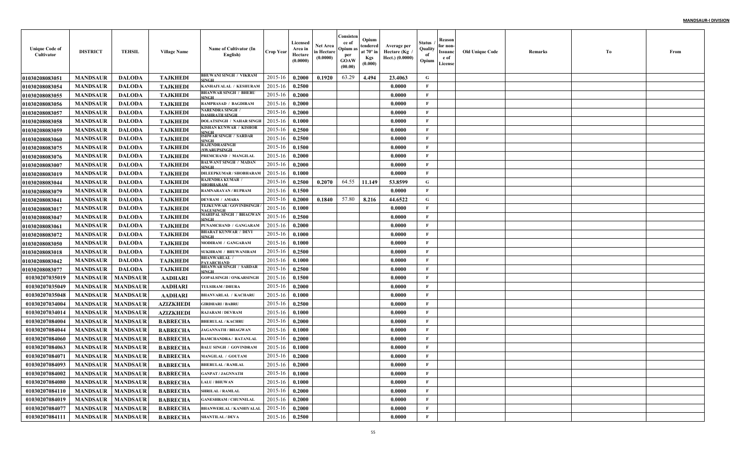| Unique Code of Cultivator | DISTRICT | TEHSIL | Village Name | Name of Cultivator (In English) | Crop Year | Licensed Area in Hectare (0.0000) | Net Area in Hectare (0.0000) | Consistence of Opium as per GOAW (00.00) | Opium tendered at 70º in Kgs (0.000) | Average per Hectare (Kg / Hect.) (0.0000) | Status / Quality of Opium | Reason for non-Issuance of License | Old Unique Code | Remarks | To | From |
|---|---|---|---|---|---|---|---|---|---|---|---|---|---|---|---|---|
| 01030208083051 | MANDSAUR | DALODA | TAJKHEDI | BHUWANI SINGH / VIKRAM SINGH | 2015-16 | 0.2000 | 0.1920 | 63.29 | 4.494 | 23.4063 | G | | | | | |
| 01030208083054 | MANDSAUR | DALODA | TAJKHEDI | KANHAIYALAL / KESHURAM | 2015-16 | 0.2500 | | | | 0.0000 | F | | | | | |
| 01030208083055 | MANDSAUR | DALODA | TAJKHEDI | BHANWAR SINGH / BHERU SINGH | 2015-16 | 0.2000 | | | | 0.0000 | F | | | | | |
| 01030208083056 | MANDSAUR | DALODA | TAJKHEDI | RAMPRASAD / BAGDIRAM | 2015-16 | 0.2000 | | | | 0.0000 | F | | | | | |
| 01030208083057 | MANDSAUR | DALODA | TAJKHEDI | NARENDRA SINGH / DASHRATH SINGH | 2015-16 | 0.2000 | | | | 0.0000 | F | | | | | |
| 01030208083058 | MANDSAUR | DALODA | TAJKHEDI | DOLATSINGH / NAHAR SINGH | 2015-16 | 0.1000 | | | | 0.0000 | F | | | | | |
| 01030208083059 | MANDSAUR | DALODA | TAJKHEDI | KISHAN KUNWAR / KISHOR SINGH | 2015-16 | 0.2500 | | | | 0.0000 | F | | | | | |
| 01030208083060 | MANDSAUR | DALODA | TAJKHEDI | ISHWAR SINGH / SARDAR SINGH | 2015-16 | 0.2500 | | | | 0.0000 | F | | | | | |
| 01030208083075 | MANDSAUR | DALODA | TAJKHEDI | RAJENDRASINGH /SWARUPSINGH | 2015-16 | 0.1500 | | | | 0.0000 | F | | | | | |
| 01030208083076 | MANDSAUR | DALODA | TAJKHEDI | PREMCHAND / MANGILAL | 2015-16 | 0.2000 | | | | 0.0000 | F | | | | | |
| 01030208083007 | MANDSAUR | DALODA | TAJKHEDI | BALWANT SINGH / MADAN SINGH | 2015-16 | 0.2000 | | | | 0.0000 | F | | | | | |
| 01030208083019 | MANDSAUR | DALODA | TAJKHEDI | DILEEPKUMAR / SHOBHARAM | 2015-16 | 0.1000 | | | | 0.0000 | F | | | | | |
| 01030208083044 | MANDSAUR | DALODA | TAJKHEDI | RAJENDRA KUMAR / SHOBHARAM | 2015-16 | 0.2500 | 0.2070 | 64.55 | 11.149 | 53.8599 | G | | | | | |
| 01030208083079 | MANDSAUR | DALODA | TAJKHEDI | RAMNARAYAN / RUPRAM | 2015-16 | 0.1500 | | | | 0.0000 | F | | | | | |
| 01030208083041 | MANDSAUR | DALODA | TAJKHEDI | DEVRAM / AMARA | 2015-16 | 0.2000 | 0.1840 | 57.80 | 8.216 | 44.6522 | G | | | | | |
| 01030208083017 | MANDSAUR | DALODA | TAJKHEDI | TEJKUNWAR / GOVINDSINGH / NAGUSINGH | 2015-16 | 0.1000 | | | | 0.0000 | F | | | | | |
| 01030208083047 | MANDSAUR | DALODA | TAJKHEDI | MAHIPAL SINGH / BHAGWAN SINGH | 2015-16 | 0.2500 | | | | 0.0000 | F | | | | | |
| 01030208083061 | MANDSAUR | DALODA | TAJKHEDI | PUNAMCHAND / GANGARAM | 2015-16 | 0.2000 | | | | 0.0000 | F | | | | | |
| 01030208083072 | MANDSAUR | DALODA | TAJKHEDI | BHARAT KUNWAR / DEVI SINGH | 2015-16 | 0.1000 | | | | 0.0000 | F | | | | | |
| 01030208083050 | MANDSAUR | DALODA | TAJKHEDI | MODIRAM / GANGARAM | 2015-16 | 0.1000 | | | | 0.0000 | F | | | | | |
| 01030208083018 | MANDSAUR | DALODA | TAJKHEDI | SUKHRAM / BHUWANIRAM | 2015-16 | 0.2500 | | | | 0.0000 | F | | | | | |
| 01030208083042 | MANDSAUR | DALODA | TAJKHEDI | BHANWARLAL / PAYARCHAND | 2015-16 | 0.1000 | | | | 0.0000 | F | | | | | |
| 01030208083077 | MANDSAUR | DALODA | TAJKHEDI | BHANWAR SINGH / SARDAR SINGH | 2015-16 | 0.2500 | | | | 0.0000 | F | | | | | |
| 01030207035019 | MANDSAUR | MANDSAUR | AADHARI | GOPALSINGH / ONKARSINGH | 2015-16 | 0.1500 | | | | 0.0000 | F | | | | | |
| 01030207035049 | MANDSAUR | MANDSAUR | AADHARI | TULSIRAM / DHURA | 2015-16 | 0.2000 | | | | 0.0000 | F | | | | | |
| 01030207035048 | MANDSAUR | MANDSAUR | AADHARI | BHANVARLAL / KACHARU | 2015-16 | 0.1000 | | | | 0.0000 | F | | | | | |
| 01030207034004 | MANDSAUR | MANDSAUR | AZIZKHEDI | GIRDHARI / BABRU | 2015-16 | 0.2500 | | | | 0.0000 | F | | | | | |
| 01030207034014 | MANDSAUR | MANDSAUR | AZIZKHEDI | RAJARAM / DEVRAM | 2015-16 | 0.1000 | | | | 0.0000 | F | | | | | |
| 01030207084004 | MANDSAUR | MANDSAUR | BABRECHA | BHERULAL / KACHRU | 2015-16 | 0.2000 | | | | 0.0000 | F | | | | | |
| 01030207084044 | MANDSAUR | MANDSAUR | BABRECHA | JAGANNATH / BHAGWAN | 2015-16 | 0.1000 | | | | 0.0000 | F | | | | | |
| 01030207084060 | MANDSAUR | MANDSAUR | BABRECHA | RAMCHANDRA / RATANLAL | 2015-16 | 0.2000 | | | | 0.0000 | F | | | | | |
| 01030207084063 | MANDSAUR | MANDSAUR | BABRECHA | BALU SINGH / GOVINDRAM | 2015-16 | 0.1000 | | | | 0.0000 | F | | | | | |
| 01030207084071 | MANDSAUR | MANDSAUR | BABRECHA | MANGILAL / GOUTAM | 2015-16 | 0.2000 | | | | 0.0000 | F | | | | | |
| 01030207084093 | MANDSAUR | MANDSAUR | BABRECHA | BHERULAL / RAMLAL | 2015-16 | 0.2000 | | | | 0.0000 | F | | | | | |
| 01030207084002 | MANDSAUR | MANDSAUR | BABRECHA | GANPAT / JAGNNATH | 2015-16 | 0.1000 | | | | 0.0000 | F | | | | | |
| 01030207084080 | MANDSAUR | MANDSAUR | BABRECHA | LALU / BHUWAN | 2015-16 | 0.1000 | | | | 0.0000 | F | | | | | |
| 01030207084110 | MANDSAUR | MANDSAUR | BABRECHA | SHRILAL / RAMLAL | 2015-16 | 0.2000 | | | | 0.0000 | F | | | | | |
| 01030207084019 | MANDSAUR | MANDSAUR | BABRECHA | GANESHRAM / CHUNNILAL | 2015-16 | 0.2000 | | | | 0.0000 | F | | | | | |
| 01030207084077 | MANDSAUR | MANDSAUR | BABRECHA | BHANWERLAL / KANHIYALAL | 2015-16 | 0.2000 | | | | 0.0000 | F | | | | | |
| 01030207084111 | MANDSAUR | MANDSAUR | BABRECHA | SHANTILAL / DEVA | 2015-16 | 0.2500 | | | | 0.0000 | F | | | | | |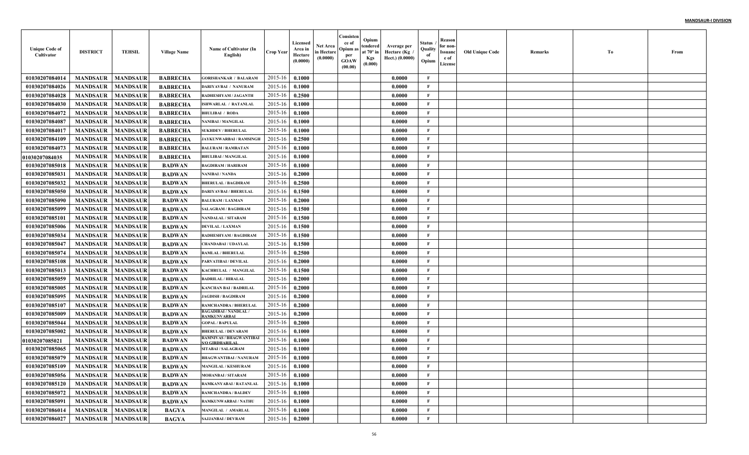| Unique Code of Cultivator | DISTRICT | TEHSIL | Village Name | Name of Cultivator (In English) | Crop Year | Licensed Area in Hectare (0.0000) | Net Area in Hectare (0.0000) | Consistence of Opium as per GOAW (00.00) | Opium tendered at 70° in Kgs (0.000) | Average per Hectare (Kg / Hect.) (0.0000) | Status / Quality of Opium | Reason for non-Issuance of License | Old Unique Code | Remarks | To | From |
|---|---|---|---|---|---|---|---|---|---|---|---|---|---|---|---|---|
| 01030207084014 | MANDSAUR | MANDSAUR | BABRECHA | GORISHANKAR / BALARAM | 2015-16 | 0.1000 | | | | 0.0000 | F | | | | | |
| 01030207084026 | MANDSAUR | MANDSAUR | BABRECHA | DARIYAVBAI / NANURAM | 2015-16 | 0.1000 | | | | 0.0000 | F | | | | | |
| 01030207084028 | MANDSAUR | MANDSAUR | BABRECHA | RADHESHYAM / JAGANTH | 2015-16 | 0.2500 | | | | 0.0000 | F | | | | | |
| 01030207084030 | MANDSAUR | MANDSAUR | BABRECHA | ISHWARLAL / RATANLAL | 2015-16 | 0.1000 | | | | 0.0000 | F | | | | | |
| 01030207084072 | MANDSAUR | MANDSAUR | BABRECHA | BHULIBAI / RODA | 2015-16 | 0.1000 | | | | 0.0000 | F | | | | | |
| 01030207084087 | MANDSAUR | MANDSAUR | BABRECHA | NANIBAI / MANGILAL | 2015-16 | 0.1000 | | | | 0.0000 | F | | | | | |
| 01030207084017 | MANDSAUR | MANDSAUR | BABRECHA | SUKHDEV / BHERULAL | 2015-16 | 0.1000 | | | | 0.0000 | F | | | | | |
| 01030207084109 | MANDSAUR | MANDSAUR | BABRECHA | JAYKUNWARBAI / RAMSINGH | 2015-16 | 0.2500 | | | | 0.0000 | F | | | | | |
| 01030207084073 | MANDSAUR | MANDSAUR | BABRECHA | BALURAM / RAMRATAN | 2015-16 | 0.1000 | | | | 0.0000 | F | | | | | |
| 01030207084035 | MANDSAUR | MANDSAUR | BABRECHA | BHULIBAI / MANGILAL | 2015-16 | 0.1000 | | | | 0.0000 | F | | | | | |
| 01030207085018 | MANDSAUR | MANDSAUR | BADWAN | BAGDIRAM / HARIRAM | 2015-16 | 0.1000 | | | | 0.0000 | F | | | | | |
| 01030207085031 | MANDSAUR | MANDSAUR | BADWAN | NANIBAI / NANDA | 2015-16 | 0.2000 | | | | 0.0000 | F | | | | | |
| 01030207085032 | MANDSAUR | MANDSAUR | BADWAN | BHERULAL / BAGDIRAM | 2015-16 | 0.2500 | | | | 0.0000 | F | | | | | |
| 01030207085050 | MANDSAUR | MANDSAUR | BADWAN | DARIYAVBAI / BHERULAL | 2015-16 | 0.1500 | | | | 0.0000 | F | | | | | |
| 01030207085090 | MANDSAUR | MANDSAUR | BADWAN | BALURAM / LAXMAN | 2015-16 | 0.2000 | | | | 0.0000 | F | | | | | |
| 01030207085099 | MANDSAUR | MANDSAUR | BADWAN | SALAGRAM / BAGDIRAM | 2015-16 | 0.1500 | | | | 0.0000 | F | | | | | |
| 01030207085101 | MANDSAUR | MANDSAUR | BADWAN | NANDALAL / SITARAM | 2015-16 | 0.1500 | | | | 0.0000 | F | | | | | |
| 01030207085006 | MANDSAUR | MANDSAUR | BADWAN | DEVILAL / LAXMAN | 2015-16 | 0.1500 | | | | 0.0000 | F | | | | | |
| 01030207085034 | MANDSAUR | MANDSAUR | BADWAN | RADHESHYAM / BAGDIRAM | 2015-16 | 0.1500 | | | | 0.0000 | F | | | | | |
| 01030207085047 | MANDSAUR | MANDSAUR | BADWAN | CHANDABAI / UDAYLAL | 2015-16 | 0.1500 | | | | 0.0000 | F | | | | | |
| 01030207085074 | MANDSAUR | MANDSAUR | BADWAN | RAMLAL / BHERULAL | 2015-16 | 0.2500 | | | | 0.0000 | F | | | | | |
| 01030207085108 | MANDSAUR | MANDSAUR | BADWAN | PARVATIBAI / DEVILAL | 2015-16 | 0.2000 | | | | 0.0000 | F | | | | | |
| 01030207085013 | MANDSAUR | MANDSAUR | BADWAN | KACHRULAL / MANGILAL | 2015-16 | 0.1500 | | | | 0.0000 | F | | | | | |
| 01030207085059 | MANDSAUR | MANDSAUR | BADWAN | BADRILAL / HIRALAL | 2015-16 | 0.2000 | | | | 0.0000 | F | | | | | |
| 01030207085005 | MANDSAUR | MANDSAUR | BADWAN | KANCHAN BAI / BADRILAL | 2015-16 | 0.2000 | | | | 0.0000 | F | | | | | |
| 01030207085095 | MANDSAUR | MANDSAUR | BADWAN | JAGDISH / BAGDIRAM | 2015-16 | 0.2000 | | | | 0.0000 | F | | | | | |
| 01030207085107 | MANDSAUR | MANDSAUR | BADWAN | RAMCHANDRA / BHERULAL | 2015-16 | 0.2000 | | | | 0.0000 | F | | | | | |
| 01030207085009 | MANDSAUR | MANDSAUR | BADWAN | BAGADIBAI / NANDLAL / RAMKUNVARBAI | 2015-16 | 0.2000 | | | | 0.0000 | F | | | | | |
| 01030207085044 | MANDSAUR | MANDSAUR | BADWAN | GOPAL / BAPULAL | 2015-16 | 0.2000 | | | | 0.0000 | F | | | | | |
| 01030207085002 | MANDSAUR | MANDSAUR | BADWAN | BHERULAL / DEVARAM | 2015-16 | 0.1000 | | | | 0.0000 | F | | | | | |
| 01030207085021 | MANDSAUR | MANDSAUR | BADWAN | RAMNIVAS / BHAGWANTIBAI S/O GIRDHARILAL | 2015-16 | 0.1000 | | | | 0.0000 | F | | | | | |
| 01030207085065 | MANDSAUR | MANDSAUR | BADWAN | SITABAI / SALAGRAM | 2015-16 | 0.1000 | | | | 0.0000 | F | | | | | |
| 01030207085079 | MANDSAUR | MANDSAUR | BADWAN | BHAGWANTIBAI / NANURAM | 2015-16 | 0.1000 | | | | 0.0000 | F | | | | | |
| 01030207085109 | MANDSAUR | MANDSAUR | BADWAN | MANGILAL / KESHURAM | 2015-16 | 0.1000 | | | | 0.0000 | F | | | | | |
| 01030207085056 | MANDSAUR | MANDSAUR | BADWAN | MOHANBAI / SITARAM | 2015-16 | 0.1000 | | | | 0.0000 | F | | | | | |
| 01030207085120 | MANDSAUR | MANDSAUR | BADWAN | RAMKANYABAI / RATANLAL | 2015-16 | 0.1000 | | | | 0.0000 | F | | | | | |
| 01030207085072 | MANDSAUR | MANDSAUR | BADWAN | RAMCHANDRA / BALDEV | 2015-16 | 0.1000 | | | | 0.0000 | F | | | | | |
| 01030207085091 | MANDSAUR | MANDSAUR | BADWAN | RAMKUNWARBAI / NATHU | 2015-16 | 0.1000 | | | | 0.0000 | F | | | | | |
| 01030207086014 | MANDSAUR | MANDSAUR | BAGYA | MANGILAL / AMARLAL | 2015-16 | 0.1000 | | | | 0.0000 | F | | | | | |
| 01030207086027 | MANDSAUR | MANDSAUR | BAGYA | SAJJANBAI / DEVRAM | 2015-16 | 0.2000 | | | | 0.0000 | F | | | | | |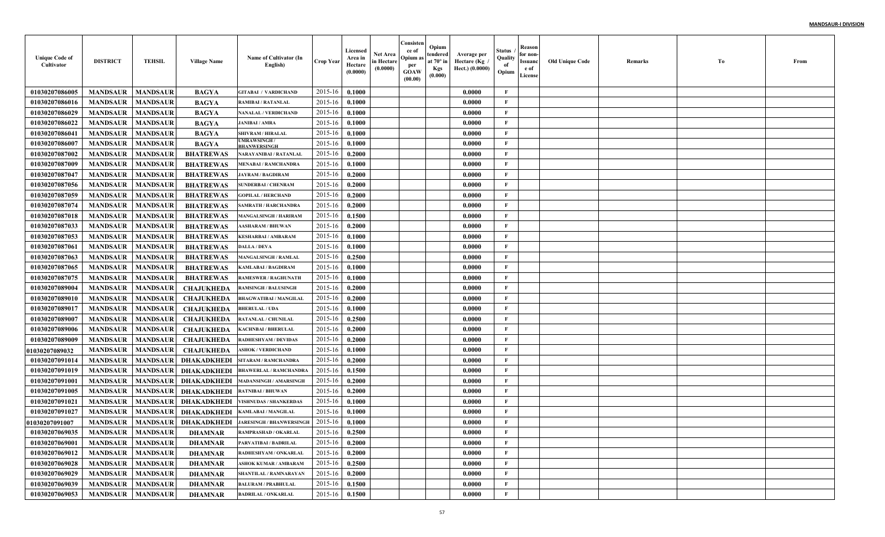**MANDSAUR-I DIVISION**

| Unique Code of Cultivator | DISTRICT | TEHSIL | Village Name | Name of Cultivator (In English) | Crop Year | Licensed Area in Hectare (0.0000) | Net Area in Hectare (0.0000) | Consistence of Opium as per GOAW (00.00) | Opium tendered at 70° in Kgs (0.000) | Average per Hectare (Kg / Hect.) (0.0000) | Status / Quality of Opium | Reason for non-Issuance of License | Old Unique Code | Remarks | To | From |
|---|---|---|---|---|---|---|---|---|---|---|---|---|---|---|---|---|
| 01030207086005 | MANDSAUR | MANDSAUR | BAGYA | GITABAI / VARDICHAND | 2015-16 | 0.1000 | | | | 0.0000 | F | | | | | |
| 01030207086016 | MANDSAUR | MANDSAUR | BAGYA | RAMIBAI / RATANLAL | 2015-16 | 0.1000 | | | | 0.0000 | F | | | | | |
| 01030207086029 | MANDSAUR | MANDSAUR | BAGYA | NANALAL / VERDICHAND | 2015-16 | 0.1000 | | | | 0.0000 | F | | | | | |
| 01030207086022 | MANDSAUR | MANDSAUR | BAGYA | JANIBAI / AMRA | 2015-16 | 0.1000 | | | | 0.0000 | F | | | | | |
| 01030207086041 | MANDSAUR | MANDSAUR | BAGYA | SHIVRAM / HIRALAL | 2015-16 | 0.1000 | | | | 0.0000 | F | | | | | |
| 01030207086007 | MANDSAUR | MANDSAUR | BAGYA | UMRAWSINGH / BHANWERSINGH | 2015-16 | 0.1000 | | | | 0.0000 | F | | | | | |
| 01030207087002 | MANDSAUR | MANDSAUR | BHATREWAS | NARAYANIBAI / RATANLAL | 2015-16 | 0.2000 | | | | 0.0000 | F | | | | | |
| 01030207087009 | MANDSAUR | MANDSAUR | BHATREWAS | MENABAI / RAMCHANDRA | 2015-16 | 0.1000 | | | | 0.0000 | F | | | | | |
| 01030207087047 | MANDSAUR | MANDSAUR | BHATREWAS | JAYRAM / BAGDIRAM | 2015-16 | 0.2000 | | | | 0.0000 | F | | | | | |
| 01030207087056 | MANDSAUR | MANDSAUR | BHATREWAS | SUNDERBAI / CHENRAM | 2015-16 | 0.2000 | | | | 0.0000 | F | | | | | |
| 01030207087059 | MANDSAUR | MANDSAUR | BHATREWAS | GOPILAL / HERCHAND | 2015-16 | 0.2000 | | | | 0.0000 | F | | | | | |
| 01030207087074 | MANDSAUR | MANDSAUR | BHATREWAS | SAMRATH / HARCHANDRA | 2015-16 | 0.2000 | | | | 0.0000 | F | | | | | |
| 01030207087018 | MANDSAUR | MANDSAUR | BHATREWAS | MANGALSINGH / HARIRAM | 2015-16 | 0.1500 | | | | 0.0000 | F | | | | | |
| 01030207087033 | MANDSAUR | MANDSAUR | BHATREWAS | AASHARAM / BHUWAN | 2015-16 | 0.2000 | | | | 0.0000 | F | | | | | |
| 01030207087053 | MANDSAUR | MANDSAUR | BHATREWAS | KESHARBAI / AMBARAM | 2015-16 | 0.1000 | | | | 0.0000 | F | | | | | |
| 01030207087061 | MANDSAUR | MANDSAUR | BHATREWAS | DALLA / DEVA | 2015-16 | 0.1000 | | | | 0.0000 | F | | | | | |
| 01030207087063 | MANDSAUR | MANDSAUR | BHATREWAS | MANGALSINGH / RAMLAL | 2015-16 | 0.2500 | | | | 0.0000 | F | | | | | |
| 01030207087065 | MANDSAUR | MANDSAUR | BHATREWAS | KAMLABAI / BAGDIRAM | 2015-16 | 0.1000 | | | | 0.0000 | F | | | | | |
| 01030207087075 | MANDSAUR | MANDSAUR | BHATREWAS | RAMESWER / RAGHUNATH | 2015-16 | 0.1000 | | | | 0.0000 | F | | | | | |
| 01030207089004 | MANDSAUR | MANDSAUR | CHAJUKHEDA | RAMSINGH / BALUSINGH | 2015-16 | 0.2000 | | | | 0.0000 | F | | | | | |
| 01030207089010 | MANDSAUR | MANDSAUR | CHAJUKHEDA | BHAGWATIBAI / MANGILAL | 2015-16 | 0.2000 | | | | 0.0000 | F | | | | | |
| 01030207089017 | MANDSAUR | MANDSAUR | CHAJUKHEDA | BHERULAL / UDA | 2015-16 | 0.1000 | | | | 0.0000 | F | | | | | |
| 01030207089007 | MANDSAUR | MANDSAUR | CHAJUKHEDA | RATANLAL / CHUNILAL | 2015-16 | 0.2500 | | | | 0.0000 | F | | | | | |
| 01030207089006 | MANDSAUR | MANDSAUR | CHAJUKHEDA | KACHNBAI / BHERULAL | 2015-16 | 0.2000 | | | | 0.0000 | F | | | | | |
| 01030207089009 | MANDSAUR | MANDSAUR | CHAJUKHEDA | RADHESHYAM / DEVIDAS | 2015-16 | 0.2000 | | | | 0.0000 | F | | | | | |
| 01030207089032 | MANDSAUR | MANDSAUR | CHAJUKHEDA | ASHOK / VERDICHAND | 2015-16 | 0.1000 | | | | 0.0000 | F | | | | | |
| 01030207091014 | MANDSAUR | MANDSAUR | DHAKADKHEDI | SITARAM / RAMCHANDRA | 2015-16 | 0.2000 | | | | 0.0000 | F | | | | | |
| 01030207091019 | MANDSAUR | MANDSAUR | DHAKADKHEDI | BHAWERLAL / RAMCHANDRA | 2015-16 | 0.1500 | | | | 0.0000 | F | | | | | |
| 01030207091001 | MANDSAUR | MANDSAUR | DHAKADKHEDI | MADANSINGH / AMARSINGH | 2015-16 | 0.2000 | | | | 0.0000 | F | | | | | |
| 01030207091005 | MANDSAUR | MANDSAUR | DHAKADKHEDI | RATNIBAI / BHUWAN | 2015-16 | 0.2000 | | | | 0.0000 | F | | | | | |
| 01030207091021 | MANDSAUR | MANDSAUR | DHAKADKHEDI | VISHNUDAS / SHANKERDAS | 2015-16 | 0.1000 | | | | 0.0000 | F | | | | | |
| 01030207091027 | MANDSAUR | MANDSAUR | DHAKADKHEDI | KAMLABAI / MANGILAL | 2015-16 | 0.1000 | | | | 0.0000 | F | | | | | |
| 01030207091007 | MANDSAUR | MANDSAUR | DHAKADKHEDI | JARESINGH / BHANWERSINGH | 2015-16 | 0.1000 | | | | 0.0000 | F | | | | | |
| 01030207069035 | MANDSAUR | MANDSAUR | DHAMNAR | RAMPRASHAD / OKARLAL | 2015-16 | 0.2500 | | | | 0.0000 | F | | | | | |
| 01030207069001 | MANDSAUR | MANDSAUR | DHAMNAR | PARVATIBAI / BADRILAL | 2015-16 | 0.2000 | | | | 0.0000 | F | | | | | |
| 01030207069012 | MANDSAUR | MANDSAUR | DHAMNAR | RADHESHYAM / ONKARLAL | 2015-16 | 0.2000 | | | | 0.0000 | F | | | | | |
| 01030207069028 | MANDSAUR | MANDSAUR | DHAMNAR | ASHOK KUMAR / AMBARAM | 2015-16 | 0.2500 | | | | 0.0000 | F | | | | | |
| 01030207069029 | MANDSAUR | MANDSAUR | DHAMNAR | SHANTILAL / RAMNARAYAN | 2015-16 | 0.2000 | | | | 0.0000 | F | | | | | |
| 01030207069039 | MANDSAUR | MANDSAUR | DHAMNAR | BALURAM / PRABHULAL | 2015-16 | 0.1500 | | | | 0.0000 | F | | | | | |
| 01030207069053 | MANDSAUR | MANDSAUR | DHAMNAR | BADRILAL / ONKARLAL | 2015-16 | 0.1500 | | | | 0.0000 | F | | | | | |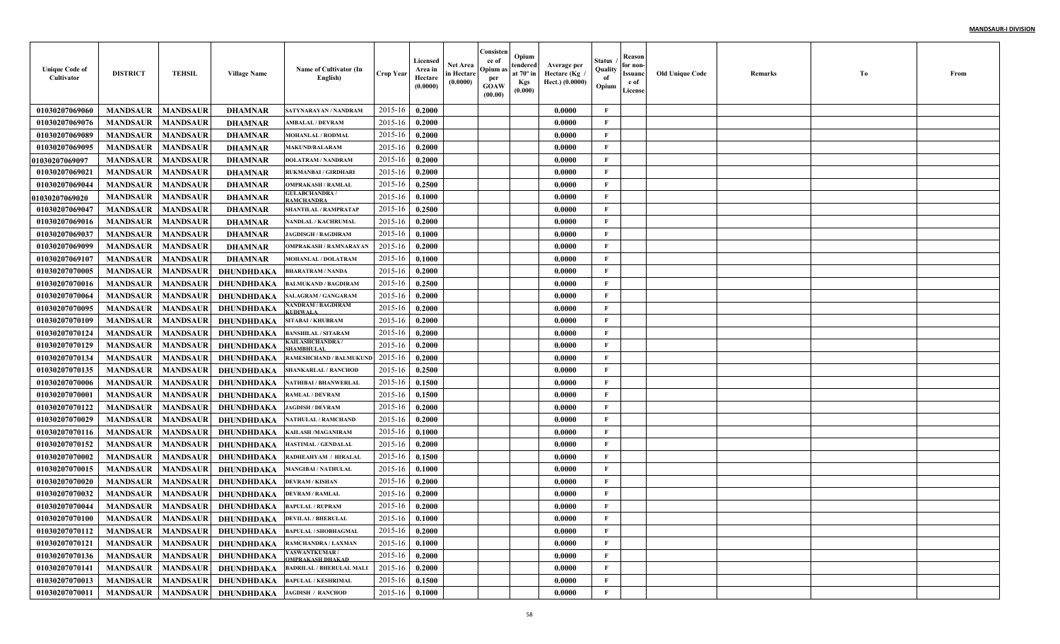| Unique Code of Cultivator | DISTRICT | TEHSIL | Village Name | Name of Cultivator (In English) | Crop Year | Licensed Area in Hectare (0.0000) | Net Area in Hectare (0.0000) | Consistence of Opium as per GOAW (00.00) | Opium tendered at 70° in Kgs (0.000) | Average per Hectare (Kg / Hect.) (0.0000) | Status / Quality of Opium | Reason for non-Issuance of License | Old Unique Code | Remarks | To | From |
|---|---|---|---|---|---|---|---|---|---|---|---|---|---|---|---|---|
| 01030207069060 | MANDSAUR | MANDSAUR | DHAMNAR | SATYNARAYAN / NANDRAM | 2015-16 | 0.2000 | | | | 0.0000 | F | | | | | |
| 01030207069076 | MANDSAUR | MANDSAUR | DHAMNAR | AMBALAL / DEVRAM | 2015-16 | 0.2000 | | | | 0.0000 | F | | | | | |
| 01030207069089 | MANDSAUR | MANDSAUR | DHAMNAR | MOHANLAL / RODMAL | 2015-16 | 0.2000 | | | | 0.0000 | F | | | | | |
| 01030207069095 | MANDSAUR | MANDSAUR | DHAMNAR | MAKUND/BALARAM | 2015-16 | 0.2000 | | | | 0.0000 | F | | | | | |
| 01030207069097 | MANDSAUR | MANDSAUR | DHAMNAR | DOLATRAM / NANDRAM | 2015-16 | 0.2000 | | | | 0.0000 | F | | | | | |
| 01030207069021 | MANDSAUR | MANDSAUR | DHAMNAR | RUKMANBAI / GIRDHARI | 2015-16 | 0.2000 | | | | 0.0000 | F | | | | | |
| 01030207069044 | MANDSAUR | MANDSAUR | DHAMNAR | OMPRAKASH / RAMLAL | 2015-16 | 0.2500 | | | | 0.0000 | F | | | | | |
| 01030207069020 | MANDSAUR | MANDSAUR | DHAMNAR | GULABCHANDRA / RAMCHANDRA | 2015-16 | 0.1000 | | | | 0.0000 | F | | | | | |
| 01030207069047 | MANDSAUR | MANDSAUR | DHAMNAR | SHANTILAL / RAMPRATAP | 2015-16 | 0.2500 | | | | 0.0000 | F | | | | | |
| 01030207069016 | MANDSAUR | MANDSAUR | DHAMNAR | NANDLAL / KACHRUMAL | 2015-16 | 0.2000 | | | | 0.0000 | F | | | | | |
| 01030207069037 | MANDSAUR | MANDSAUR | DHAMNAR | JAGDISGH / BAGDIRAM | 2015-16 | 0.1000 | | | | 0.0000 | F | | | | | |
| 01030207069099 | MANDSAUR | MANDSAUR | DHAMNAR | OMPRAKASH / RAMNARAYAN | 2015-16 | 0.2000 | | | | 0.0000 | F | | | | | |
| 01030207069107 | MANDSAUR | MANDSAUR | DHAMNAR | MOHANLAL / DOLATRAM | 2015-16 | 0.1000 | | | | 0.0000 | F | | | | | |
| 01030207070005 | MANDSAUR | MANDSAUR | DHUNDHDAKA | BHARATRAM / NANDA | 2015-16 | 0.2000 | | | | 0.0000 | F | | | | | |
| 01030207070016 | MANDSAUR | MANDSAUR | DHUNDHDAKA | BALMUKAND / BAGDIRAM | 2015-16 | 0.2500 | | | | 0.0000 | F | | | | | |
| 01030207070064 | MANDSAUR | MANDSAUR | DHUNDHDAKA | SALAGRAM / GANGARAM | 2015-16 | 0.2000 | | | | 0.0000 | F | | | | | |
| 01030207070095 | MANDSAUR | MANDSAUR | DHUNDHDAKA | NANDRAM / BAGDIRAM KUDIWALA | 2015-16 | 0.2000 | | | | 0.0000 | F | | | | | |
| 01030207070109 | MANDSAUR | MANDSAUR | DHUNDHDAKA | SITABAI / KHUBRAM | 2015-16 | 0.2000 | | | | 0.0000 | F | | | | | |
| 01030207070124 | MANDSAUR | MANDSAUR | DHUNDHDAKA | BANSHILAL / SITARAM | 2015-16 | 0.2000 | | | | 0.0000 | F | | | | | |
| 01030207070129 | MANDSAUR | MANDSAUR | DHUNDHDAKA | KAILASHCHANDRA / SHAMBHULAL | 2015-16 | 0.2000 | | | | 0.0000 | F | | | | | |
| 01030207070134 | MANDSAUR | MANDSAUR | DHUNDHDAKA | RAMESHCHAND / BALMUKUND | 2015-16 | 0.2000 | | | | 0.0000 | F | | | | | |
| 01030207070135 | MANDSAUR | MANDSAUR | DHUNDHDAKA | SHANKARLAL / RANCHOD | 2015-16 | 0.2500 | | | | 0.0000 | F | | | | | |
| 01030207070006 | MANDSAUR | MANDSAUR | DHUNDHDAKA | NATHIBAI / BHANWERLAL | 2015-16 | 0.1500 | | | | 0.0000 | F | | | | | |
| 01030207070001 | MANDSAUR | MANDSAUR | DHUNDHDAKA | RAMLAL / DEVRAM | 2015-16 | 0.1500 | | | | 0.0000 | F | | | | | |
| 01030207070122 | MANDSAUR | MANDSAUR | DHUNDHDAKA | JAGDISH / DEVRAM | 2015-16 | 0.2000 | | | | 0.0000 | F | | | | | |
| 01030207070029 | MANDSAUR | MANDSAUR | DHUNDHDAKA | NATHULAL / RAMCHAND | 2015-16 | 0.2000 | | | | 0.0000 | F | | | | | |
| 01030207070116 | MANDSAUR | MANDSAUR | DHUNDHDAKA | KAILASH /MAGANIRAM | 2015-16 | 0.1000 | | | | 0.0000 | F | | | | | |
| 01030207070152 | MANDSAUR | MANDSAUR | DHUNDHDAKA | HASTIMAL / GENDALAL | 2015-16 | 0.2000 | | | | 0.0000 | F | | | | | |
| 01030207070002 | MANDSAUR | MANDSAUR | DHUNDHDAKA | RADHEAHYAM / HIRALAL | 2015-16 | 0.1500 | | | | 0.0000 | F | | | | | |
| 01030207070015 | MANDSAUR | MANDSAUR | DHUNDHDAKA | MANGIBAI / NATHULAL | 2015-16 | 0.1000 | | | | 0.0000 | F | | | | | |
| 01030207070020 | MANDSAUR | MANDSAUR | DHUNDHDAKA | DEVRAM / KISHAN | 2015-16 | 0.2000 | | | | 0.0000 | F | | | | | |
| 01030207070032 | MANDSAUR | MANDSAUR | DHUNDHDAKA | DEVRAM / RAMLAL | 2015-16 | 0.2000 | | | | 0.0000 | F | | | | | |
| 01030207070044 | MANDSAUR | MANDSAUR | DHUNDHDAKA | BAPULAL / RUPRAM | 2015-16 | 0.2000 | | | | 0.0000 | F | | | | | |
| 01030207070100 | MANDSAUR | MANDSAUR | DHUNDHDAKA | DEVILAL / BHERULAL | 2015-16 | 0.1000 | | | | 0.0000 | F | | | | | |
| 01030207070112 | MANDSAUR | MANDSAUR | DHUNDHDAKA | BAPULAL / SHOBHAGMAL | 2015-16 | 0.2000 | | | | 0.0000 | F | | | | | |
| 01030207070121 | MANDSAUR | MANDSAUR | DHUNDHDAKA | RAMCHANDRA / LAXMAN | 2015-16 | 0.1000 | | | | 0.0000 | F | | | | | |
| 01030207070136 | MANDSAUR | MANDSAUR | DHUNDHDAKA | YASWANTKUMAR / OMPRAKASH DHAKAD | 2015-16 | 0.2000 | | | | 0.0000 | F | | | | | |
| 01030207070141 | MANDSAUR | MANDSAUR | DHUNDHDAKA | BADRILAL / BHERULAL MALI | 2015-16 | 0.2000 | | | | 0.0000 | F | | | | | |
| 01030207070013 | MANDSAUR | MANDSAUR | DHUNDHDAKA | BAPULAL / KESHRIMAL | 2015-16 | 0.1500 | | | | 0.0000 | F | | | | | |
| 01030207070011 | MANDSAUR | MANDSAUR | DHUNDHDAKA | JAGDISH / RANCHOD | 2015-16 | 0.1000 | | | | 0.0000 | F | | | | | |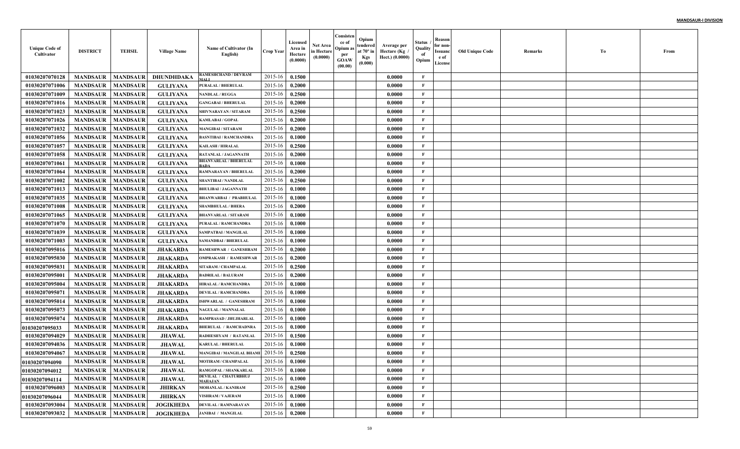| Unique Code of Cultivator | DISTRICT | TEHSIL | Village Name | Name of Cultivator (In English) | Crop Year | Licensed Area in Hectare (0.0000) | Net Area in Hectare (0.0000) | Consistence of Opium as per GOAW (00.00) | Opium tendered at 70° in Kgs (0.000) | Average per Hectare (Kg / Hect.) (0.0000) | Status / Quality of Opium | Reason for non-Issuance of License | Old Unique Code | Remarks | To | From |
|---|---|---|---|---|---|---|---|---|---|---|---|---|---|---|---|---|
| 01030207070128 | MANDSAUR | MANDSAUR | DHUNDHDAKA | RAMESHCHAND / DEVRAM MALI | 2015-16 | 0.1500 | | | | 0.0000 | F | | | | | |
| 01030207071006 | MANDSAUR | MANDSAUR | GULIYANA | PURALAL / BHERULAL | 2015-16 | 0.2000 | | | | 0.0000 | F | | | | | |
| 01030207071009 | MANDSAUR | MANDSAUR | GULIYANA | NANDLAL / RUGGA | 2015-16 | 0.2500 | | | | 0.0000 | F | | | | | |
| 01030207071016 | MANDSAUR | MANDSAUR | GULIYANA | GANGABAI / BHERULAL | 2015-16 | 0.2000 | | | | 0.0000 | F | | | | | |
| 01030207071023 | MANDSAUR | MANDSAUR | GULIYANA | SHIVNARAYAN / SITARAM | 2015-16 | 0.2500 | | | | 0.0000 | F | | | | | |
| 01030207071026 | MANDSAUR | MANDSAUR | GULIYANA | KAMLABAI / GOPAL | 2015-16 | 0.2000 | | | | 0.0000 | F | | | | | |
| 01030207071032 | MANDSAUR | MANDSAUR | GULIYANA | MANGIBAI / SITARAM | 2015-16 | 0.2000 | | | | 0.0000 | F | | | | | |
| 01030207071056 | MANDSAUR | MANDSAUR | GULIYANA | BASNTIBAI / RAMCHANDRA | 2015-16 | 0.1000 | | | | 0.0000 | F | | | | | |
| 01030207071057 | MANDSAUR | MANDSAUR | GULIYANA | KAILASH / HIRALAL | 2015-16 | 0.2500 | | | | 0.0000 | F | | | | | |
| 01030207071058 | MANDSAUR | MANDSAUR | GULIYANA | RATANLAL / JAGANNATH | 2015-16 | 0.2000 | | | | 0.0000 | F | | | | | |
| 01030207071061 | MANDSAUR | MANDSAUR | GULIYANA | BHANVARLAL / BHERULAL BADA | 2015-16 | 0.1000 | | | | 0.0000 | F | | | | | |
| 01030207071064 | MANDSAUR | MANDSAUR | GULIYANA | RAMNARAYAN / BHERULAL | 2015-16 | 0.2000 | | | | 0.0000 | F | | | | | |
| 01030207071002 | MANDSAUR | MANDSAUR | GULIYANA | SHANTIBAI / NANDLAL | 2015-16 | 0.2500 | | | | 0.0000 | F | | | | | |
| 01030207071013 | MANDSAUR | MANDSAUR | GULIYANA | BHULIBAI / JAGANNATH | 2015-16 | 0.1000 | | | | 0.0000 | F | | | | | |
| 01030207071035 | MANDSAUR | MANDSAUR | GULIYANA | BHANWARBAI / PRABHULAL | 2015-16 | 0.1000 | | | | 0.0000 | F | | | | | |
| 01030207071008 | MANDSAUR | MANDSAUR | GULIYANA | SHAMBHULAL / BHERA | 2015-16 | 0.2000 | | | | 0.0000 | F | | | | | |
| 01030207071065 | MANDSAUR | MANDSAUR | GULIYANA | BHANVARLAL / SITARAM | 2015-16 | 0.1000 | | | | 0.0000 | F | | | | | |
| 01030207071070 | MANDSAUR | MANDSAUR | GULIYANA | PURALAL / RAMCHANDRA | 2015-16 | 0.1000 | | | | 0.0000 | F | | | | | |
| 01030207071039 | MANDSAUR | MANDSAUR | GULIYANA | SAMPATBAI / MANGILAL | 2015-16 | 0.1000 | | | | 0.0000 | F | | | | | |
| 01030207071003 | MANDSAUR | MANDSAUR | GULIYANA | SAMANDBAI / BHERULAL | 2015-16 | 0.1000 | | | | 0.0000 | F | | | | | |
| 01030207095016 | MANDSAUR | MANDSAUR | JHAKARDA | RAMESHWAR / GANESHRAM | 2015-16 | 0.2000 | | | | 0.0000 | F | | | | | |
| 01030207095030 | MANDSAUR | MANDSAUR | JHAKARDA | OMPRAKASH / RAMESHWAR | 2015-16 | 0.2000 | | | | 0.0000 | F | | | | | |
| 01030207095031 | MANDSAUR | MANDSAUR | JHAKARDA | SITARAM / CHAMPALAL | 2015-16 | 0.2500 | | | | 0.0000 | F | | | | | |
| 01030207095001 | MANDSAUR | MANDSAUR | JHAKARDA | BADRILAL / BALURAM | 2015-16 | 0.2000 | | | | 0.0000 | F | | | | | |
| 01030207095004 | MANDSAUR | MANDSAUR | JHAKARDA | HIRALAL / RAMCHANDRA | 2015-16 | 0.1000 | | | | 0.0000 | F | | | | | |
| 01030207095071 | MANDSAUR | MANDSAUR | JHAKARDA | DEVILAL / RAMCHANDRA | 2015-16 | 0.1000 | | | | 0.0000 | F | | | | | |
| 01030207095014 | MANDSAUR | MANDSAUR | JHAKARDA | ISHWARLAL / GANESHRAM | 2015-16 | 0.1000 | | | | 0.0000 | F | | | | | |
| 01030207095073 | MANDSAUR | MANDSAUR | JHAKARDA | NAGULAL / MANNALAL | 2015-16 | 0.1000 | | | | 0.0000 | F | | | | | |
| 01030207095074 | MANDSAUR | MANDSAUR | JHAKARDA | RAMPRASAD / JHUJHARLAL | 2015-16 | 0.1000 | | | | 0.0000 | F | | | | | |
| 01030207095033 | MANDSAUR | MANDSAUR | JHAKARDA | BHERULAL / RAMCHADNRA | 2015-16 | 0.1000 | | | | 0.0000 | F | | | | | |
| 01030207094029 | MANDSAUR | MANDSAUR | JHAWAL | RADHESHYAM / RATANLAL | 2015-16 | 0.1500 | | | | 0.0000 | F | | | | | |
| 01030207094036 | MANDSAUR | MANDSAUR | JHAWAL | KARULAL / BHERULAL | 2015-16 | 0.1000 | | | | 0.0000 | F | | | | | |
| 01030207094067 | MANDSAUR | MANDSAUR | JHAWAL | MANGIBAI / MANGILAL BHAMI | 2015-16 | 0.2500 | | | | 0.0000 | F | | | | | |
| 01030207094090 | MANDSAUR | MANDSAUR | JHAWAL | MOTIRAM / CHAMPALAL | 2015-16 | 0.1000 | | | | 0.0000 | F | | | | | |
| 01030207094012 | MANDSAUR | MANDSAUR | JHAWAL | RAMGOPAL / SHANKARLAL | 2015-16 | 0.1000 | | | | 0.0000 | F | | | | | |
| 01030207094114 | MANDSAUR | MANDSAUR | JHAWAL | DEVILAL / CHATURBHUJ MAHAJAN | 2015-16 | 0.1000 | | | | 0.0000 | F | | | | | |
| 01030207096003 | MANDSAUR | MANDSAUR | JHIRKAN | MOHANLAL / KANIRAM | 2015-16 | 0.2500 | | | | 0.0000 | F | | | | | |
| 01030207096044 | MANDSAUR | MANDSAUR | JHIRKAN | VISHRAM / VAJERAM | 2015-16 | 0.1000 | | | | 0.0000 | F | | | | | |
| 01030207093004 | MANDSAUR | MANDSAUR | JOGIKHEDA | DEVILAL / RAMNARAYAN | 2015-16 | 0.1000 | | | | 0.0000 | F | | | | | |
| 01030207093032 | MANDSAUR | MANDSAUR | JOGIKHEDA | JANIBAI / MANGILAL | 2015-16 | 0.2000 | | | | 0.0000 | F | | | | | |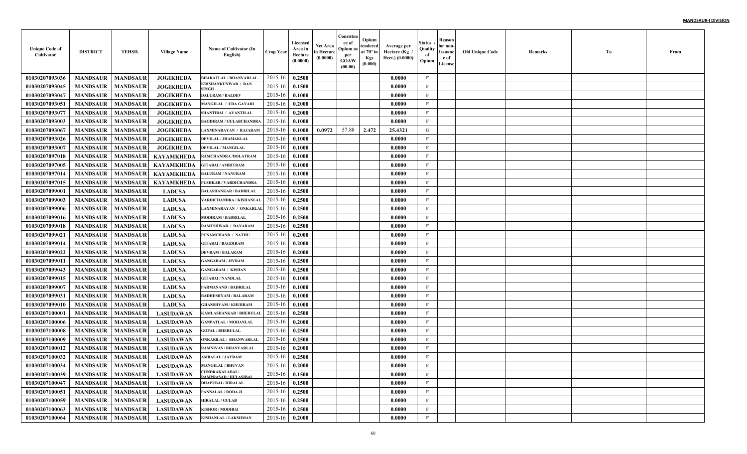| Unique Code of Cultivator | DISTRICT | TEHSIL | Village Name | Name of Cultivator (In English) | Crop Year | Licensed Area in Hectare (0.0000) | Net Area in Hectare (0.0000) | Consistence of Opium as per GOAW (00.00) | Opium tendered at 70° in Kgs (0.000) | Average per Hectare (Kg / Hect.) (0.0000) | Status / Quality of Opium | Reason for non-Issuance of License | Old Unique Code | Remarks | To | From |
|---|---|---|---|---|---|---|---|---|---|---|---|---|---|---|---|---|
| 01030207093036 | MANDSAUR | MANDSAUR | JOGIKHEDA | BHARATLAL / BHANVARLAL | 2015-16 | 0.2500 | | | | 0.0000 | F | | | | | |
| 01030207093045 | MANDSAUR | MANDSAUR | JOGIKHEDA | KRISHANKUNWAR / RAN SINGH | 2015-16 | 0.1500 | | | | 0.0000 | F | | | | | |
| 01030207093047 | MANDSAUR | MANDSAUR | JOGIKHEDA | DALURAM / BALDEV | 2015-16 | 0.1000 | | | | 0.0000 | F | | | | | |
| 01030207093051 | MANDSAUR | MANDSAUR | JOGIKHEDA | MANGILAL / UDA GAYARI | 2015-16 | 0.2000 | | | | 0.0000 | F | | | | | |
| 01030207093077 | MANDSAUR | MANDSAUR | JOGIKHEDA | SHANTIBAI / AVANTILAL | 2015-16 | 0.2000 | | | | 0.0000 | F | | | | | |
| 01030207093003 | MANDSAUR | MANDSAUR | JOGIKHEDA | BAGDIRAM / GULABCHANDRA | 2015-16 | 0.1000 | | | | 0.0000 | F | | | | | |
| 01030207093067 | MANDSAUR | MANDSAUR | JOGIKHEDA | LAXMINARAYAN / RAJARAM | 2015-16 | 0.1000 | 0.0972 | 57.88 | 2.472 | 25.4321 | G | | | | | |
| 01030207093026 | MANDSAUR | MANDSAUR | JOGIKHEDA | DEVILAL / JHAMAKLAL | 2015-16 | 0.1000 | | | | 0.0000 | F | | | | | |
| 01030207093007 | MANDSAUR | MANDSAUR | JOGIKHEDA | DEVILAL / MANGILAL | 2015-16 | 0.1000 | | | | 0.0000 | F | | | | | |
| 01030207097018 | MANDSAUR | MANDSAUR | KAYAMKHEDA | RAMCHANDRA /DOLATRAM | 2015-16 | 0.1000 | | | | 0.0000 | F | | | | | |
| 01030207097005 | MANDSAUR | MANDSAUR | KAYAMKHEDA | GITABAI / AMRITRAM | 2015-16 | 0.1000 | | | | 0.0000 | F | | | | | |
| 01030207097014 | MANDSAUR | MANDSAUR | KAYAMKHEDA | BALURAM / NANURAM | 2015-16 | 0.1000 | | | | 0.0000 | F | | | | | |
| 01030207097015 | MANDSAUR | MANDSAUR | KAYAMKHEDA | PUSHKAR / VARDICHANDRA | 2015-16 | 0.1000 | | | | 0.0000 | F | | | | | |
| 01030207099001 | MANDSAUR | MANDSAUR | LADUSA | BALASHANKAR / BADRILAL | 2015-16 | 0.2500 | | | | 0.0000 | F | | | | | |
| 01030207099003 | MANDSAUR | MANDSAUR | LADUSA | VARDICHANDRA / KISHANLAL | 2015-16 | 0.2500 | | | | 0.0000 | F | | | | | |
| 01030207099006 | MANDSAUR | MANDSAUR | LADUSA | LAXMINARAYAN / ONKARLAL | 2015-16 | 0.2500 | | | | 0.0000 | F | | | | | |
| 01030207099016 | MANDSAUR | MANDSAUR | LADUSA | MODIRAM / BADRILAL | 2015-16 | 0.2500 | | | | 0.0000 | F | | | | | |
| 01030207099018 | MANDSAUR | MANDSAUR | LADUSA | RAMESHWAR / DAYARAM | 2015-16 | 0.2500 | | | | 0.0000 | F | | | | | |
| 01030207099021 | MANDSAUR | MANDSAUR | LADUSA | PUNAMCHAND / NATHU | 2015-16 | 0.2000 | | | | 0.0000 | F | | | | | |
| 01030207099014 | MANDSAUR | MANDSAUR | LADUSA | GITABAI / BAGDIRAM | 2015-16 | 0.2000 | | | | 0.0000 | F | | | | | |
| 01030207099022 | MANDSAUR | MANDSAUR | LADUSA | DEVRAM / BALARAM | 2015-16 | 0.2000 | | | | 0.0000 | F | | | | | |
| 01030207099011 | MANDSAUR | MANDSAUR | LADUSA | GANGARAM / JIVRAM | 2015-16 | 0.2500 | | | | 0.0000 | F | | | | | |
| 01030207099043 | MANDSAUR | MANDSAUR | LADUSA | GANGARAM / KISHAN | 2015-16 | 0.2500 | | | | 0.0000 | F | | | | | |
| 01030207099015 | MANDSAUR | MANDSAUR | LADUSA | GITABAI / NANDLAL | 2015-16 | 0.1000 | | | | 0.0000 | F | | | | | |
| 01030207099007 | MANDSAUR | MANDSAUR | LADUSA | PARMANAND / BADRILAL | 2015-16 | 0.1000 | | | | 0.0000 | F | | | | | |
| 01030207099031 | MANDSAUR | MANDSAUR | LADUSA | RADHESHYAM / BALARAM | 2015-16 | 0.1000 | | | | 0.0000 | F | | | | | |
| 01030207099010 | MANDSAUR | MANDSAUR | LADUSA | GHANSHYAM / KHUBRAM | 2015-16 | 0.1000 | | | | 0.0000 | F | | | | | |
| 01030207100001 | MANDSAUR | MANDSAUR | LASUDAWAN | KAMLASHANKAR / BHERULAL | 2015-16 | 0.2500 | | | | 0.0000 | F | | | | | |
| 01030207100006 | MANDSAUR | MANDSAUR | LASUDAWAN | GANPATLAL / MOHANLAL | 2015-16 | 0.2000 | | | | 0.0000 | F | | | | | |
| 01030207100008 | MANDSAUR | MANDSAUR | LASUDAWAN | GOPAL / BHERULAL | 2015-16 | 0.2500 | | | | 0.0000 | F | | | | | |
| 01030207100009 | MANDSAUR | MANDSAUR | LASUDAWAN | ONKARLAL / BHANWARLAL | 2015-16 | 0.2500 | | | | 0.0000 | F | | | | | |
| 01030207100012 | MANDSAUR | MANDSAUR | LASUDAWAN | RAMNIVAS / BHANVARLAL | 2015-16 | 0.2000 | | | | 0.0000 | F | | | | | |
| 01030207100032 | MANDSAUR | MANDSAUR | LASUDAWAN | AMBALAL / JAYRAM | 2015-16 | 0.2500 | | | | 0.0000 | F | | | | | |
| 01030207100034 | MANDSAUR | MANDSAUR | LASUDAWAN | MANGILAL / BHUVAN | 2015-16 | 0.2000 | | | | 0.0000 | F | | | | | |
| 01030207100039 | MANDSAUR | MANDSAUR | LASUDAWAN | CHNDRAKALABAI / RAMPRASAD / HULASIBAI | 2015-16 | 0.1500 | | | | 0.0000 | F | | | | | |
| 01030207100047 | MANDSAUR | MANDSAUR | LASUDAWAN | DHAPUBAI / HIRALAL | 2015-16 | 0.1500 | | | | 0.0000 | F | | | | | |
| 01030207100051 | MANDSAUR | MANDSAUR | LASUDAWAN | PANNALAL / RODA JI | 2015-16 | 0.2500 | | | | 0.0000 | F | | | | | |
| 01030207100059 | MANDSAUR | MANDSAUR | LASUDAWAN | HIRALAL / GULAB | 2015-16 | 0.2500 | | | | 0.0000 | F | | | | | |
| 01030207100063 | MANDSAUR | MANDSAUR | LASUDAWAN | KISHOR / MODIBAI | 2015-16 | 0.2500 | | | | 0.0000 | F | | | | | |
| 01030207100064 | MANDSAUR | MANDSAUR | LASUDAWAN | KISHANLAL / LAKSHMAN | 2015-16 | 0.2000 | | | | 0.0000 | F | | | | | |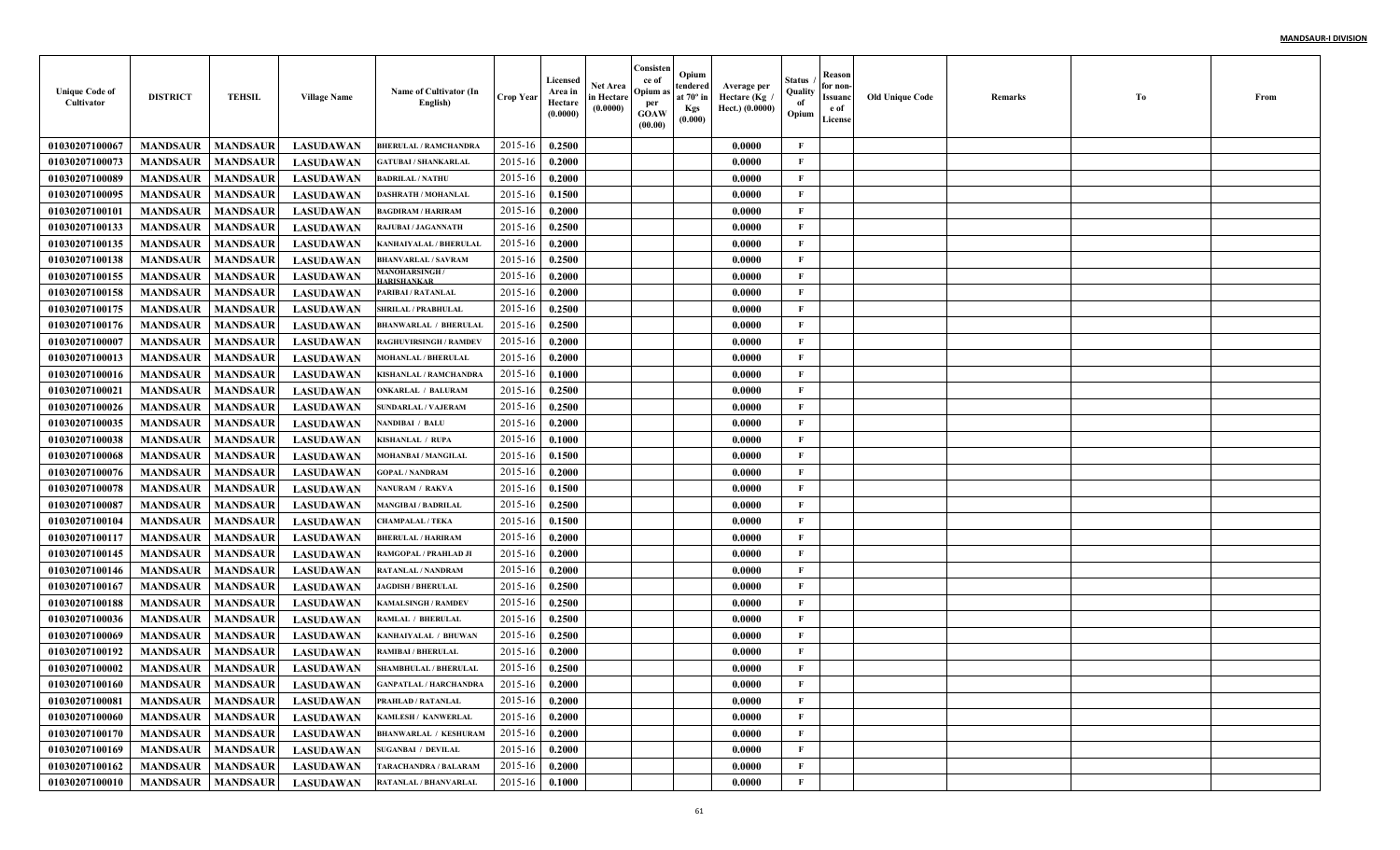| Unique Code of Cultivator | DISTRICT | TEHSIL | Village Name | Name of Cultivator (In English) | Crop Year | Licensed Area in Hectare (0.0000) | Net Area in Hectare (0.0000) | Consistence of Opium as per GOAW (00.00) | Opium tendered at 70° in Kgs (0.000) | Average per Hectare (Kg / Hect.) (0.0000) | Status / Quality of Opium | Reason for non-Issuance of License | Old Unique Code | Remarks | To | From |
|---|---|---|---|---|---|---|---|---|---|---|---|---|---|---|---|---|
| 01030207100067 | MANDSAUR | MANDSAUR | LASUDAWAN | BHERULAL / RAMCHANDRA | 2015-16 | 0.2500 | | | | 0.0000 | F | | | | | |
| 01030207100073 | MANDSAUR | MANDSAUR | LASUDAWAN | GATUBAI / SHANKARLAL | 2015-16 | 0.2000 | | | | 0.0000 | F | | | | | |
| 01030207100089 | MANDSAUR | MANDSAUR | LASUDAWAN | BADRILAL / NATHU | 2015-16 | 0.2000 | | | | 0.0000 | F | | | | | |
| 01030207100095 | MANDSAUR | MANDSAUR | LASUDAWAN | DASHRATH / MOHANLAL | 2015-16 | 0.1500 | | | | 0.0000 | F | | | | | |
| 01030207100101 | MANDSAUR | MANDSAUR | LASUDAWAN | BAGDIRAM / HARIRAM | 2015-16 | 0.2000 | | | | 0.0000 | F | | | | | |
| 01030207100133 | MANDSAUR | MANDSAUR | LASUDAWAN | RAJUBAI / JAGANNATH | 2015-16 | 0.2500 | | | | 0.0000 | F | | | | | |
| 01030207100135 | MANDSAUR | MANDSAUR | LASUDAWAN | KANHAIYALAL / BHERULAL | 2015-16 | 0.2000 | | | | 0.0000 | F | | | | | |
| 01030207100138 | MANDSAUR | MANDSAUR | LASUDAWAN | BHANVARLAL / SAVRAM | 2015-16 | 0.2500 | | | | 0.0000 | F | | | | | |
| 01030207100155 | MANDSAUR | MANDSAUR | LASUDAWAN | MANOHARSINGH / HARISHANKAR | 2015-16 | 0.2000 | | | | 0.0000 | F | | | | | |
| 01030207100158 | MANDSAUR | MANDSAUR | LASUDAWAN | PARIBAI / RATANLAL | 2015-16 | 0.2000 | | | | 0.0000 | F | | | | | |
| 01030207100175 | MANDSAUR | MANDSAUR | LASUDAWAN | SHRILAL / PRABHULAL | 2015-16 | 0.2500 | | | | 0.0000 | F | | | | | |
| 01030207100176 | MANDSAUR | MANDSAUR | LASUDAWAN | BHANWARLAL / BHERULAL | 2015-16 | 0.2500 | | | | 0.0000 | F | | | | | |
| 01030207100007 | MANDSAUR | MANDSAUR | LASUDAWAN | RAGHUVIRSINGH / RAMDEV | 2015-16 | 0.2000 | | | | 0.0000 | F | | | | | |
| 01030207100013 | MANDSAUR | MANDSAUR | LASUDAWAN | MOHANLAL / BHERULAL | 2015-16 | 0.2000 | | | | 0.0000 | F | | | | | |
| 01030207100016 | MANDSAUR | MANDSAUR | LASUDAWAN | KISHANLAL / RAMCHANDRA | 2015-16 | 0.1000 | | | | 0.0000 | F | | | | | |
| 01030207100021 | MANDSAUR | MANDSAUR | LASUDAWAN | ONKARLAL / BALURAM | 2015-16 | 0.2500 | | | | 0.0000 | F | | | | | |
| 01030207100026 | MANDSAUR | MANDSAUR | LASUDAWAN | SUNDARLAL / VAJERAM | 2015-16 | 0.2500 | | | | 0.0000 | F | | | | | |
| 01030207100035 | MANDSAUR | MANDSAUR | LASUDAWAN | NANDIBAI / BALU | 2015-16 | 0.2000 | | | | 0.0000 | F | | | | | |
| 01030207100038 | MANDSAUR | MANDSAUR | LASUDAWAN | KISHANLAL / RUPA | 2015-16 | 0.1000 | | | | 0.0000 | F | | | | | |
| 01030207100068 | MANDSAUR | MANDSAUR | LASUDAWAN | MOHANBAI / MANGILAL | 2015-16 | 0.1500 | | | | 0.0000 | F | | | | | |
| 01030207100076 | MANDSAUR | MANDSAUR | LASUDAWAN | GOPAL / NANDRAM | 2015-16 | 0.2000 | | | | 0.0000 | F | | | | | |
| 01030207100078 | MANDSAUR | MANDSAUR | LASUDAWAN | NANURAM / RAKVA | 2015-16 | 0.1500 | | | | 0.0000 | F | | | | | |
| 01030207100087 | MANDSAUR | MANDSAUR | LASUDAWAN | MANGIBAI / BADRILAL | 2015-16 | 0.2500 | | | | 0.0000 | F | | | | | |
| 01030207100104 | MANDSAUR | MANDSAUR | LASUDAWAN | CHAMPALAL / TEKA | 2015-16 | 0.1500 | | | | 0.0000 | F | | | | | |
| 01030207100117 | MANDSAUR | MANDSAUR | LASUDAWAN | BHERULAL / HARIRAM | 2015-16 | 0.2000 | | | | 0.0000 | F | | | | | |
| 01030207100145 | MANDSAUR | MANDSAUR | LASUDAWAN | RAMGOPAL / PRAHLAD JI | 2015-16 | 0.2000 | | | | 0.0000 | F | | | | | |
| 01030207100146 | MANDSAUR | MANDSAUR | LASUDAWAN | RATANLAL / NANDRAM | 2015-16 | 0.2000 | | | | 0.0000 | F | | | | | |
| 01030207100167 | MANDSAUR | MANDSAUR | LASUDAWAN | JAGDISH / BHERULAL | 2015-16 | 0.2500 | | | | 0.0000 | F | | | | | |
| 01030207100188 | MANDSAUR | MANDSAUR | LASUDAWAN | KAMALSINGH / RAMDEV | 2015-16 | 0.2500 | | | | 0.0000 | F | | | | | |
| 01030207100036 | MANDSAUR | MANDSAUR | LASUDAWAN | RAMLAL / BHERULAL | 2015-16 | 0.2500 | | | | 0.0000 | F | | | | | |
| 01030207100069 | MANDSAUR | MANDSAUR | LASUDAWAN | KANHAIYALAL / BHUWAN | 2015-16 | 0.2500 | | | | 0.0000 | F | | | | | |
| 01030207100192 | MANDSAUR | MANDSAUR | LASUDAWAN | RAMIBAI / BHERULAL | 2015-16 | 0.2000 | | | | 0.0000 | F | | | | | |
| 01030207100002 | MANDSAUR | MANDSAUR | LASUDAWAN | SHAMBHULAL / BHERULAL | 2015-16 | 0.2500 | | | | 0.0000 | F | | | | | |
| 01030207100160 | MANDSAUR | MANDSAUR | LASUDAWAN | GANPATLAL / HARCHANDRA | 2015-16 | 0.2000 | | | | 0.0000 | F | | | | | |
| 01030207100081 | MANDSAUR | MANDSAUR | LASUDAWAN | PRAHLAD / RATANLAL | 2015-16 | 0.2000 | | | | 0.0000 | F | | | | | |
| 01030207100060 | MANDSAUR | MANDSAUR | LASUDAWAN | KAMLESH / KANWERLAL | 2015-16 | 0.2000 | | | | 0.0000 | F | | | | | |
| 01030207100170 | MANDSAUR | MANDSAUR | LASUDAWAN | BHANWARLAL / KESHURAM | 2015-16 | 0.2000 | | | | 0.0000 | F | | | | | |
| 01030207100169 | MANDSAUR | MANDSAUR | LASUDAWAN | SUGANBAI / DEVILAL | 2015-16 | 0.2000 | | | | 0.0000 | F | | | | | |
| 01030207100162 | MANDSAUR | MANDSAUR | LASUDAWAN | TARACHANDRA / BALARAM | 2015-16 | 0.2000 | | | | 0.0000 | F | | | | | |
| 01030207100010 | MANDSAUR | MANDSAUR | LASUDAWAN | RATANLAL / BHANVARLAL | 2015-16 | 0.1000 | | | | 0.0000 | F | | | | | |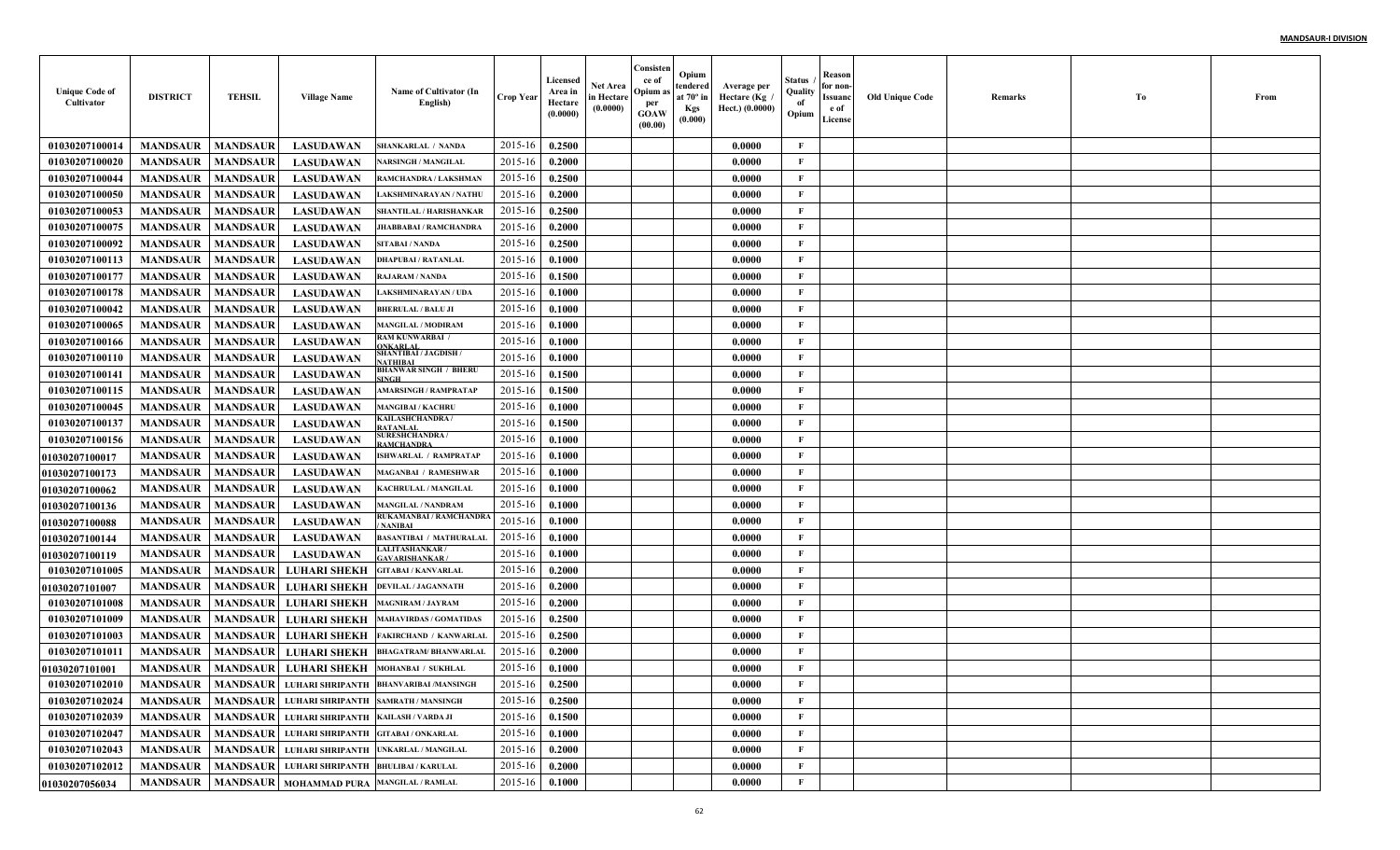**MANDSAUR-I DIVISION**

| Unique Code of Cultivator | DISTRICT | TEHSIL | Village Name | Name of Cultivator (In English) | Crop Year | Licensed Area in Hectare (0.0000) | Net Area in Hectare (0.0000) | Consistence of Opium as per GOAW (00.00) | Opium tendered at 70° in Kgs (0.000) | Average per Hectare (Kg / Hect.) (0.0000) | Status / Quality of Opium | Reason for non-Issuance of License | Old Unique Code | Remarks | To | From |
|---|---|---|---|---|---|---|---|---|---|---|---|---|---|---|---|---|
| 01030207100014 | MANDSAUR | MANDSAUR | LASUDAWAN | SHANKARLAL / NANDA | 2015-16 | 0.2500 | | | | 0.0000 | F | | | | | |
| 01030207100020 | MANDSAUR | MANDSAUR | LASUDAWAN | NARSINGH / MANGILAL | 2015-16 | 0.2000 | | | | 0.0000 | F | | | | | |
| 01030207100044 | MANDSAUR | MANDSAUR | LASUDAWAN | RAMCHANDRA / LAKSHMAN | 2015-16 | 0.2500 | | | | 0.0000 | F | | | | | |
| 01030207100050 | MANDSAUR | MANDSAUR | LASUDAWAN | LAKSHMINARAYAN / NATHU | 2015-16 | 0.2000 | | | | 0.0000 | F | | | | | |
| 01030207100053 | MANDSAUR | MANDSAUR | LASUDAWAN | SHANTILAL / HARISHANKAR | 2015-16 | 0.2500 | | | | 0.0000 | F | | | | | |
| 01030207100075 | MANDSAUR | MANDSAUR | LASUDAWAN | JHABBABAI / RAMCHANDRA | 2015-16 | 0.2000 | | | | 0.0000 | F | | | | | |
| 01030207100092 | MANDSAUR | MANDSAUR | LASUDAWAN | SITABAI / NANDA | 2015-16 | 0.2500 | | | | 0.0000 | F | | | | | |
| 01030207100113 | MANDSAUR | MANDSAUR | LASUDAWAN | DHAPUBAI / RATANLAL | 2015-16 | 0.1000 | | | | 0.0000 | F | | | | | |
| 01030207100177 | MANDSAUR | MANDSAUR | LASUDAWAN | RAJARAM / NANDA | 2015-16 | 0.1500 | | | | 0.0000 | F | | | | | |
| 01030207100178 | MANDSAUR | MANDSAUR | LASUDAWAN | LAKSHMINARAYAN / UDA | 2015-16 | 0.1000 | | | | 0.0000 | F | | | | | |
| 01030207100042 | MANDSAUR | MANDSAUR | LASUDAWAN | BHERULAL / BALU JI | 2015-16 | 0.1000 | | | | 0.0000 | F | | | | | |
| 01030207100065 | MANDSAUR | MANDSAUR | LASUDAWAN | MANGILAL / MODIRAM | 2015-16 | 0.1000 | | | | 0.0000 | F | | | | | |
| 01030207100166 | MANDSAUR | MANDSAUR | LASUDAWAN | RAM KUNWARBAI / ONKARLAL | 2015-16 | 0.1000 | | | | 0.0000 | F | | | | | |
| 01030207100110 | MANDSAUR | MANDSAUR | LASUDAWAN | SHANTIBAI / JAGDISH / NATHIBAI | 2015-16 | 0.1000 | | | | 0.0000 | F | | | | | |
| 01030207100141 | MANDSAUR | MANDSAUR | LASUDAWAN | BHANWAR SINGH / BHERU SINGH | 2015-16 | 0.1500 | | | | 0.0000 | F | | | | | |
| 01030207100115 | MANDSAUR | MANDSAUR | LASUDAWAN | AMARSINGH / RAMPRATAP | 2015-16 | 0.1500 | | | | 0.0000 | F | | | | | |
| 01030207100045 | MANDSAUR | MANDSAUR | LASUDAWAN | MANGIBAI / KACHRU | 2015-16 | 0.1000 | | | | 0.0000 | F | | | | | |
| 01030207100137 | MANDSAUR | MANDSAUR | LASUDAWAN | KAILASHCHANDRA / RATANLAL | 2015-16 | 0.1500 | | | | 0.0000 | F | | | | | |
| 01030207100156 | MANDSAUR | MANDSAUR | LASUDAWAN | SURESHCHANDRA / RAMCHANDRA | 2015-16 | 0.1000 | | | | 0.0000 | F | | | | | |
| 01030207100017 | MANDSAUR | MANDSAUR | LASUDAWAN | ISHWARLAL / RAMPRATAP | 2015-16 | 0.1000 | | | | 0.0000 | F | | | | | |
| 01030207100173 | MANDSAUR | MANDSAUR | LASUDAWAN | MAGANBAI / RAMESHWAR | 2015-16 | 0.1000 | | | | 0.0000 | F | | | | | |
| 01030207100062 | MANDSAUR | MANDSAUR | LASUDAWAN | KACHRULAL / MANGILAL | 2015-16 | 0.1000 | | | | 0.0000 | F | | | | | |
| 01030207100136 | MANDSAUR | MANDSAUR | LASUDAWAN | MANGILAL / NANDRAM | 2015-16 | 0.1000 | | | | 0.0000 | F | | | | | |
| 01030207100088 | MANDSAUR | MANDSAUR | LASUDAWAN | RUKAMANBAI / RAMCHANDRA / NANIBAI | 2015-16 | 0.1000 | | | | 0.0000 | F | | | | | |
| 01030207100144 | MANDSAUR | MANDSAUR | LASUDAWAN | BASANTIBAI / MATHURALAL | 2015-16 | 0.1000 | | | | 0.0000 | F | | | | | |
| 01030207100119 | MANDSAUR | MANDSAUR | LASUDAWAN | LALITASHANKAR / GAVARISHANKAR / | 2015-16 | 0.1000 | | | | 0.0000 | F | | | | | |
| 01030207101005 | MANDSAUR | MANDSAUR | LUHARI SHEKH | GITABAI / KANVARLAL | 2015-16 | 0.2000 | | | | 0.0000 | F | | | | | |
| 01030207101007 | MANDSAUR | MANDSAUR | LUHARI SHEKH | DEVILAL / JAGANNATH | 2015-16 | 0.2000 | | | | 0.0000 | F | | | | | |
| 01030207101008 | MANDSAUR | MANDSAUR | LUHARI SHEKH | MAGNIRAM / JAYRAM | 2015-16 | 0.2000 | | | | 0.0000 | F | | | | | |
| 01030207101009 | MANDSAUR | MANDSAUR | LUHARI SHEKH | MAHAVIRDAS / GOMATIDAS | 2015-16 | 0.2500 | | | | 0.0000 | F | | | | | |
| 01030207101003 | MANDSAUR | MANDSAUR | LUHARI SHEKH | FAKIRCHAND / KANWARLAL | 2015-16 | 0.2500 | | | | 0.0000 | F | | | | | |
| 01030207101011 | MANDSAUR | MANDSAUR | LUHARI SHEKH | BHAGATRAM/ BHANWARLAL | 2015-16 | 0.2000 | | | | 0.0000 | F | | | | | |
| 01030207101001 | MANDSAUR | MANDSAUR | LUHARI SHEKH | MOHANBAI / SUKHLAL | 2015-16 | 0.1000 | | | | 0.0000 | F | | | | | |
| 01030207102010 | MANDSAUR | MANDSAUR | LUHARI SHRIPANTH | BHANVARIBAI /MANSINGH | 2015-16 | 0.2500 | | | | 0.0000 | F | | | | | |
| 01030207102024 | MANDSAUR | MANDSAUR | LUHARI SHRIPANTH | SAMRATH / MANSINGH | 2015-16 | 0.2500 | | | | 0.0000 | F | | | | | |
| 01030207102039 | MANDSAUR | MANDSAUR | LUHARI SHRIPANTH | KAILASH / VARDA JI | 2015-16 | 0.1500 | | | | 0.0000 | F | | | | | |
| 01030207102047 | MANDSAUR | MANDSAUR | LUHARI SHRIPANTH | GITABAI / ONKARLAL | 2015-16 | 0.1000 | | | | 0.0000 | F | | | | | |
| 01030207102043 | MANDSAUR | MANDSAUR | LUHARI SHRIPANTH | UNKARLAL / MANGILAL | 2015-16 | 0.2000 | | | | 0.0000 | F | | | | | |
| 01030207102012 | MANDSAUR | MANDSAUR | LUHARI SHRIPANTH | BHULIBAI / KARULAL | 2015-16 | 0.2000 | | | | 0.0000 | F | | | | | |
| 01030207056034 | MANDSAUR | MANDSAUR | MOHAMMAD PURA | MANGILAL / RAMLAL | 2015-16 | 0.1000 | | | | 0.0000 | F | | | | | |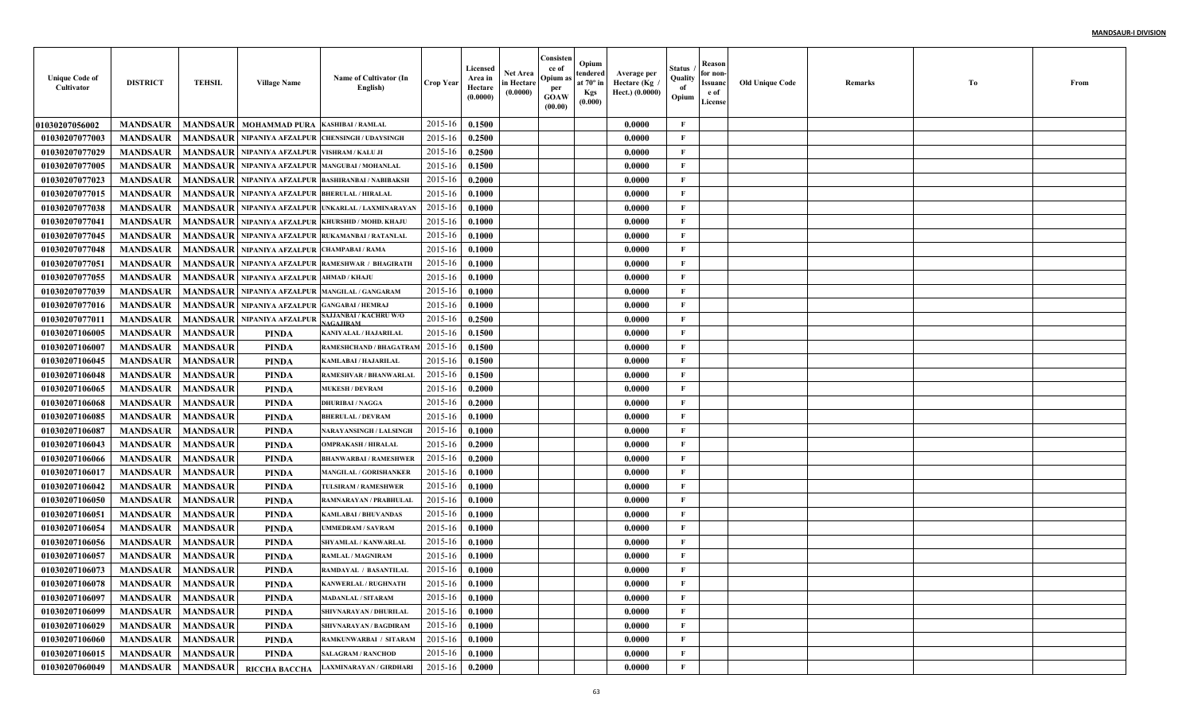| Unique Code of Cultivator | DISTRICT | TEHSIL | Village Name | Name of Cultivator (In English) | Crop Year | Licensed Area in Hectare (0.0000) | Net Area in Hectare (0.0000) | Consistence of Opium as per GOAW (00.00) | Opium tendered at 70° in Kgs (0.000) | Average per Hectare (Kg / Hect.) (0.0000) | Status / Quality of Opium | Reason for non-Issuance of License | Old Unique Code | Remarks | To | From |
|---|---|---|---|---|---|---|---|---|---|---|---|---|---|---|---|---|
| 01030207056002 | MANDSAUR | MANDSAUR | MOHAMMAD PURA | KASHIBAI / RAMLAL | 2015-16 | 0.1500 | | | | 0.0000 | F | | | | | |
| 01030207077003 | MANDSAUR | MANDSAUR | NIPANIYA AFZALPUR | CHENSINGH / UDAYSINGH | 2015-16 | 0.2500 | | | | 0.0000 | F | | | | | |
| 01030207077029 | MANDSAUR | MANDSAUR | NIPANIYA AFZALPUR | VISHRAM / KALU JI | 2015-16 | 0.2500 | | | | 0.0000 | F | | | | | |
| 01030207077005 | MANDSAUR | MANDSAUR | NIPANIYA AFZALPUR | MANGUBAI / MOHANLAL | 2015-16 | 0.1500 | | | | 0.0000 | F | | | | | |
| 01030207077023 | MANDSAUR | MANDSAUR | NIPANIYA AFZALPUR | BASHIRANBAI / NABIBAKSH | 2015-16 | 0.2000 | | | | 0.0000 | F | | | | | |
| 01030207077015 | MANDSAUR | MANDSAUR | NIPANIYA AFZALPUR | BHERULAL / HIRALAL | 2015-16 | 0.1000 | | | | 0.0000 | F | | | | | |
| 01030207077038 | MANDSAUR | MANDSAUR | NIPANIYA AFZALPUR | UNKARLAL / LAXMINARAYAN | 2015-16 | 0.1000 | | | | 0.0000 | F | | | | | |
| 01030207077041 | MANDSAUR | MANDSAUR | NIPANIYA AFZALPUR | KHURSHID / MOHD. KHAJU | 2015-16 | 0.1000 | | | | 0.0000 | F | | | | | |
| 01030207077045 | MANDSAUR | MANDSAUR | NIPANIYA AFZALPUR | RUKAMANBAI / RATANLAL | 2015-16 | 0.1000 | | | | 0.0000 | F | | | | | |
| 01030207077048 | MANDSAUR | MANDSAUR | NIPANIYA AFZALPUR | CHAMPABAI / RAMA | 2015-16 | 0.1000 | | | | 0.0000 | F | | | | | |
| 01030207077051 | MANDSAUR | MANDSAUR | NIPANIYA AFZALPUR | RAMESHWAR / BHAGIRATH | 2015-16 | 0.1000 | | | | 0.0000 | F | | | | | |
| 01030207077055 | MANDSAUR | MANDSAUR | NIPANIYA AFZALPUR | AHMAD / KHAJU | 2015-16 | 0.1000 | | | | 0.0000 | F | | | | | |
| 01030207077039 | MANDSAUR | MANDSAUR | NIPANIYA AFZALPUR | MANGILAL / GANGARAM | 2015-16 | 0.1000 | | | | 0.0000 | F | | | | | |
| 01030207077016 | MANDSAUR | MANDSAUR | NIPANIYA AFZALPUR | GANGABAI / HEMRAJ | 2015-16 | 0.1000 | | | | 0.0000 | F | | | | | |
| 01030207077011 | MANDSAUR | MANDSAUR | NIPANIYA AFZALPUR | SAJJANBAI / KACHRU W/O NAGAJIRAM | 2015-16 | 0.2500 | | | | 0.0000 | F | | | | | |
| 01030207106005 | MANDSAUR | MANDSAUR | PINDA | KANIYALAL / HAJARILAL | 2015-16 | 0.1500 | | | | 0.0000 | F | | | | | |
| 01030207106007 | MANDSAUR | MANDSAUR | PINDA | RAMESHCHAND / BHAGATRAM | 2015-16 | 0.1500 | | | | 0.0000 | F | | | | | |
| 01030207106045 | MANDSAUR | MANDSAUR | PINDA | KAMLABAI / HAJARILAL | 2015-16 | 0.1500 | | | | 0.0000 | F | | | | | |
| 01030207106048 | MANDSAUR | MANDSAUR | PINDA | RAMESHVAR / BHANWARLAL | 2015-16 | 0.1500 | | | | 0.0000 | F | | | | | |
| 01030207106065 | MANDSAUR | MANDSAUR | PINDA | MUKESH / DEVRAM | 2015-16 | 0.2000 | | | | 0.0000 | F | | | | | |
| 01030207106068 | MANDSAUR | MANDSAUR | PINDA | DHURIBAI / NAGGA | 2015-16 | 0.2000 | | | | 0.0000 | F | | | | | |
| 01030207106085 | MANDSAUR | MANDSAUR | PINDA | BHERULAL / DEVRAM | 2015-16 | 0.1000 | | | | 0.0000 | F | | | | | |
| 01030207106087 | MANDSAUR | MANDSAUR | PINDA | NARAYANSINGH / LALSINGH | 2015-16 | 0.1000 | | | | 0.0000 | F | | | | | |
| 01030207106043 | MANDSAUR | MANDSAUR | PINDA | OMPRAKASH / HIRALAL | 2015-16 | 0.2000 | | | | 0.0000 | F | | | | | |
| 01030207106066 | MANDSAUR | MANDSAUR | PINDA | BHANWARBAI / RAMESHWER | 2015-16 | 0.2000 | | | | 0.0000 | F | | | | | |
| 01030207106017 | MANDSAUR | MANDSAUR | PINDA | MANGILAL / GORISHANKER | 2015-16 | 0.1000 | | | | 0.0000 | F | | | | | |
| 01030207106042 | MANDSAUR | MANDSAUR | PINDA | TULSIRAM / RAMESHWER | 2015-16 | 0.1000 | | | | 0.0000 | F | | | | | |
| 01030207106050 | MANDSAUR | MANDSAUR | PINDA | RAMNARAYAN / PRABHULAL | 2015-16 | 0.1000 | | | | 0.0000 | F | | | | | |
| 01030207106051 | MANDSAUR | MANDSAUR | PINDA | KAMLABAI / BHUVANDAS | 2015-16 | 0.1000 | | | | 0.0000 | F | | | | | |
| 01030207106054 | MANDSAUR | MANDSAUR | PINDA | UMMEDRAM / SAVRAM | 2015-16 | 0.1000 | | | | 0.0000 | F | | | | | |
| 01030207106056 | MANDSAUR | MANDSAUR | PINDA | SHYAMLAL / KANWARLAL | 2015-16 | 0.1000 | | | | 0.0000 | F | | | | | |
| 01030207106057 | MANDSAUR | MANDSAUR | PINDA | RAMLAL / MAGNIRAM | 2015-16 | 0.1000 | | | | 0.0000 | F | | | | | |
| 01030207106073 | MANDSAUR | MANDSAUR | PINDA | RAMDAYAL / BASANTILAL | 2015-16 | 0.1000 | | | | 0.0000 | F | | | | | |
| 01030207106078 | MANDSAUR | MANDSAUR | PINDA | KANWERLAL / RUGHNATH | 2015-16 | 0.1000 | | | | 0.0000 | F | | | | | |
| 01030207106097 | MANDSAUR | MANDSAUR | PINDA | MADANLAL / SITARAM | 2015-16 | 0.1000 | | | | 0.0000 | F | | | | | |
| 01030207106099 | MANDSAUR | MANDSAUR | PINDA | SHIVNARAYAN / DHURILAL | 2015-16 | 0.1000 | | | | 0.0000 | F | | | | | |
| 01030207106029 | MANDSAUR | MANDSAUR | PINDA | SHIVNARAYAN / BAGDIRAM | 2015-16 | 0.1000 | | | | 0.0000 | F | | | | | |
| 01030207106060 | MANDSAUR | MANDSAUR | PINDA | RAMKUNWARBAI / SITARAM | 2015-16 | 0.1000 | | | | 0.0000 | F | | | | | |
| 01030207106015 | MANDSAUR | MANDSAUR | PINDA | SALAGRAM / RANCHOD | 2015-16 | 0.1000 | | | | 0.0000 | F | | | | | |
| 01030207060049 | MANDSAUR | MANDSAUR | RICCHA BACCHA | LAXMINARAYAN / GIRDHARI | 2015-16 | 0.2000 | | | | 0.0000 | F | | | | | |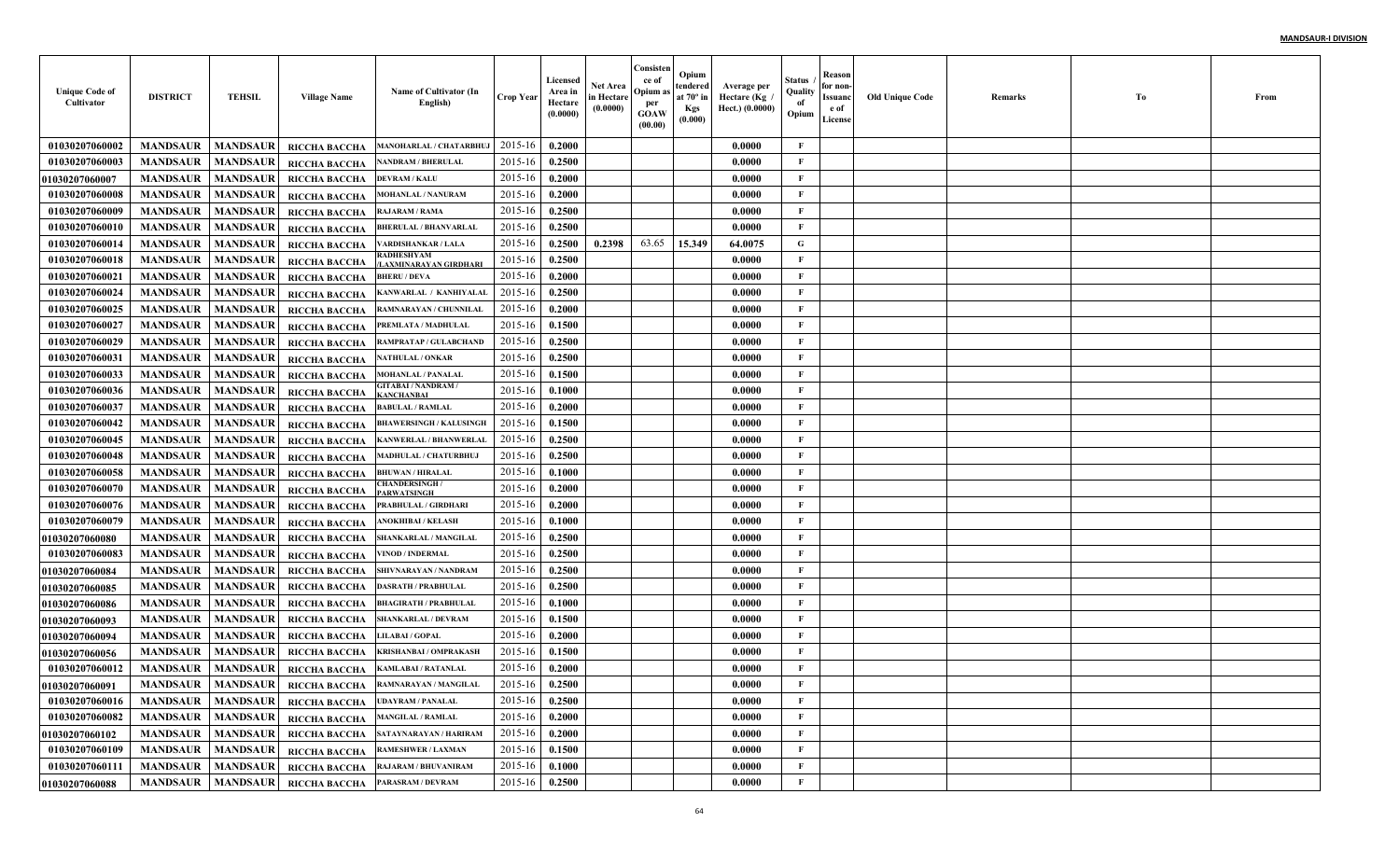**MANDSAUR-I DIVISION**

| Unique Code of Cultivator | DISTRICT | TEHSIL | Village Name | Name of Cultivator (In English) | Crop Year | Licensed Area in Hectare (0.0000) | Net Area in Hectare (0.0000) | Consistence of Opium as per GOAW (00.00) | Opium tendered at 70° in Kgs (0.000) | Average per Hectare (Kg / Hect.) (0.0000) | Status / Quality of Opium | Reason for non-Issuance of License | Old Unique Code | Remarks | To | From |
|---|---|---|---|---|---|---|---|---|---|---|---|---|---|---|---|---|
| 01030207060002 | MANDSAUR | MANDSAUR | RICCHA BACCHA | MANOHARLAL / CHATARBHUJ | 2015-16 | 0.2000 | | | | 0.0000 | F | | | | | |
| 01030207060003 | MANDSAUR | MANDSAUR | RICCHA BACCHA | NANDRAM / BHERULAL | 2015-16 | 0.2500 | | | | 0.0000 | F | | | | | |
| 01030207060007 | MANDSAUR | MANDSAUR | RICCHA BACCHA | DEVRAM / KALU | 2015-16 | 0.2000 | | | | 0.0000 | F | | | | | |
| 01030207060008 | MANDSAUR | MANDSAUR | RICCHA BACCHA | MOHANLAL / NANURAM | 2015-16 | 0.2000 | | | | 0.0000 | F | | | | | |
| 01030207060009 | MANDSAUR | MANDSAUR | RICCHA BACCHA | RAJARAM / RAMA | 2015-16 | 0.2500 | | | | 0.0000 | F | | | | | |
| 01030207060010 | MANDSAUR | MANDSAUR | RICCHA BACCHA | BHERULAL / BHANVARLAL | 2015-16 | 0.2500 | | | | 0.0000 | F | | | | | |
| 01030207060014 | MANDSAUR | MANDSAUR | RICCHA BACCHA | VARDISHANKAR / LALA | 2015-16 | 0.2500 | 0.2398 | 63.65 | 15.349 | 64.0075 | G | | | | | |
| 01030207060018 | MANDSAUR | MANDSAUR | RICCHA BACCHA | RADHESHYAM /LAXMINARAYAN GIRDHARI | 2015-16 | 0.2500 | | | | 0.0000 | F | | | | | |
| 01030207060021 | MANDSAUR | MANDSAUR | RICCHA BACCHA | BHERU / DEVA | 2015-16 | 0.2000 | | | | 0.0000 | F | | | | | |
| 01030207060024 | MANDSAUR | MANDSAUR | RICCHA BACCHA | KANWARLAL / KANHIYALAL | 2015-16 | 0.2500 | | | | 0.0000 | F | | | | | |
| 01030207060025 | MANDSAUR | MANDSAUR | RICCHA BACCHA | RAMNARAYAN / CHUNNILAL | 2015-16 | 0.2000 | | | | 0.0000 | F | | | | | |
| 01030207060027 | MANDSAUR | MANDSAUR | RICCHA BACCHA | PREMLATA / MADHULAL | 2015-16 | 0.1500 | | | | 0.0000 | F | | | | | |
| 01030207060029 | MANDSAUR | MANDSAUR | RICCHA BACCHA | RAMPRATAP / GULABCHAND | 2015-16 | 0.2500 | | | | 0.0000 | F | | | | | |
| 01030207060031 | MANDSAUR | MANDSAUR | RICCHA BACCHA | NATHULAL / ONKAR | 2015-16 | 0.2500 | | | | 0.0000 | F | | | | | |
| 01030207060033 | MANDSAUR | MANDSAUR | RICCHA BACCHA | MOHANLAL / PANALAL | 2015-16 | 0.1500 | | | | 0.0000 | F | | | | | |
| 01030207060036 | MANDSAUR | MANDSAUR | RICCHA BACCHA | GITABAI / NANDRAM / KANCHANBAI | 2015-16 | 0.1000 | | | | 0.0000 | F | | | | | |
| 01030207060037 | MANDSAUR | MANDSAUR | RICCHA BACCHA | BABULAL / RAMLAL | 2015-16 | 0.2000 | | | | 0.0000 | F | | | | | |
| 01030207060042 | MANDSAUR | MANDSAUR | RICCHA BACCHA | BHAWERSINGH / KALUSINGH | 2015-16 | 0.1500 | | | | 0.0000 | F | | | | | |
| 01030207060045 | MANDSAUR | MANDSAUR | RICCHA BACCHA | KANWERLAL / BHANWERLAL | 2015-16 | 0.2500 | | | | 0.0000 | F | | | | | |
| 01030207060048 | MANDSAUR | MANDSAUR | RICCHA BACCHA | MADHULAL / CHATURBHUJ | 2015-16 | 0.2500 | | | | 0.0000 | F | | | | | |
| 01030207060058 | MANDSAUR | MANDSAUR | RICCHA BACCHA | BHUWAN / HIRALAL | 2015-16 | 0.1000 | | | | 0.0000 | F | | | | | |
| 01030207060070 | MANDSAUR | MANDSAUR | RICCHA BACCHA | CHANDERSINGH / PARWATSINGH | 2015-16 | 0.2000 | | | | 0.0000 | F | | | | | |
| 01030207060076 | MANDSAUR | MANDSAUR | RICCHA BACCHA | PRABHULAL / GIRDHARI | 2015-16 | 0.2000 | | | | 0.0000 | F | | | | | |
| 01030207060079 | MANDSAUR | MANDSAUR | RICCHA BACCHA | ANOKHIBAI / KELASH | 2015-16 | 0.1000 | | | | 0.0000 | F | | | | | |
| 01030207060080 | MANDSAUR | MANDSAUR | RICCHA BACCHA | SHANKARLAL / MANGILAL | 2015-16 | 0.2500 | | | | 0.0000 | F | | | | | |
| 01030207060083 | MANDSAUR | MANDSAUR | RICCHA BACCHA | VINOD / INDERMAL | 2015-16 | 0.2500 | | | | 0.0000 | F | | | | | |
| 01030207060084 | MANDSAUR | MANDSAUR | RICCHA BACCHA | SHIVNARAYAN / NANDRAM | 2015-16 | 0.2500 | | | | 0.0000 | F | | | | | |
| 01030207060085 | MANDSAUR | MANDSAUR | RICCHA BACCHA | DASRATH / PRABHULAL | 2015-16 | 0.2500 | | | | 0.0000 | F | | | | | |
| 01030207060086 | MANDSAUR | MANDSAUR | RICCHA BACCHA | BHAGIRATH / PRABHULAL | 2015-16 | 0.1000 | | | | 0.0000 | F | | | | | |
| 01030207060093 | MANDSAUR | MANDSAUR | RICCHA BACCHA | SHANKARLAL / DEVRAM | 2015-16 | 0.1500 | | | | 0.0000 | F | | | | | |
| 01030207060094 | MANDSAUR | MANDSAUR | RICCHA BACCHA | LILABAI / GOPAL | 2015-16 | 0.2000 | | | | 0.0000 | F | | | | | |
| 01030207060056 | MANDSAUR | MANDSAUR | RICCHA BACCHA | KRISHANBAI / OMPRAKASH | 2015-16 | 0.1500 | | | | 0.0000 | F | | | | | |
| 01030207060012 | MANDSAUR | MANDSAUR | RICCHA BACCHA | KAMLABAI / RATANLAL | 2015-16 | 0.2000 | | | | 0.0000 | F | | | | | |
| 01030207060091 | MANDSAUR | MANDSAUR | RICCHA BACCHA | RAMNARAYAN / MANGILAL | 2015-16 | 0.2500 | | | | 0.0000 | F | | | | | |
| 01030207060016 | MANDSAUR | MANDSAUR | RICCHA BACCHA | UDAYRAM / PANALAL | 2015-16 | 0.2500 | | | | 0.0000 | F | | | | | |
| 01030207060082 | MANDSAUR | MANDSAUR | RICCHA BACCHA | MANGILAL / RAMLAL | 2015-16 | 0.2000 | | | | 0.0000 | F | | | | | |
| 01030207060102 | MANDSAUR | MANDSAUR | RICCHA BACCHA | SATAYNARAYAN / HARIRAM | 2015-16 | 0.2000 | | | | 0.0000 | F | | | | | |
| 01030207060109 | MANDSAUR | MANDSAUR | RICCHA BACCHA | RAMESHWER / LAXMAN | 2015-16 | 0.1500 | | | | 0.0000 | F | | | | | |
| 01030207060111 | MANDSAUR | MANDSAUR | RICCHA BACCHA | RAJARAM / BHUVANIRAM | 2015-16 | 0.1000 | | | | 0.0000 | F | | | | | |
| 01030207060088 | MANDSAUR | MANDSAUR | RICCHA BACCHA | PARASRAM / DEVRAM | 2015-16 | 0.2500 | | | | 0.0000 | F | | | | | |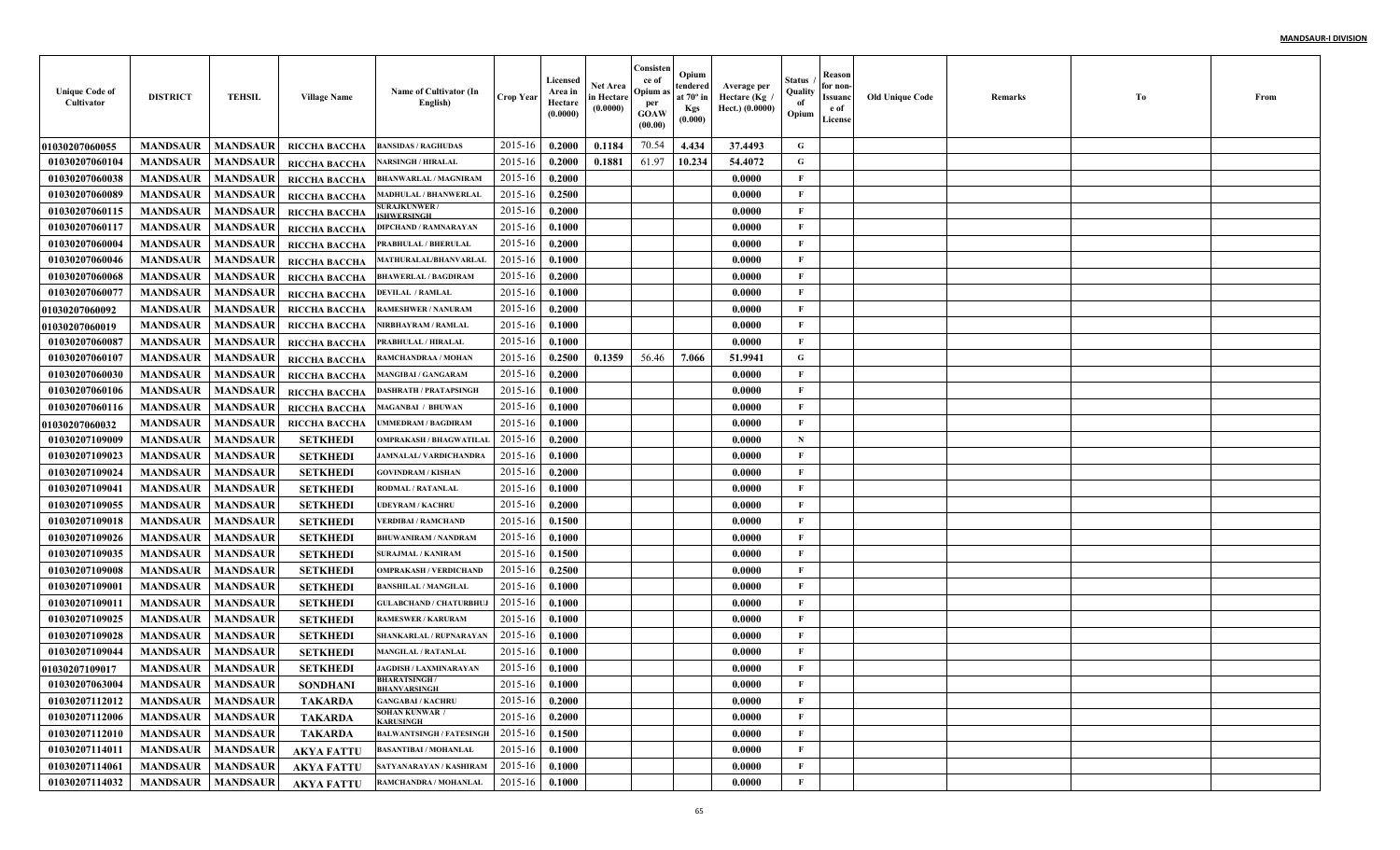| Unique Code of Cultivator | DISTRICT | TEHSIL | Village Name | Name of Cultivator (In English) | Crop Year | Licensed Area in Hectare (0.0000) | Net Area in Hectare (0.0000) | Consistence of Opium as per GOAW (00.00) | Opium tendered at 70° in Kgs (0.000) | Average per Hectare (Kg / Hect.) (0.0000) | Status / Quality of Opium | Reason for non-Issuance of License | Old Unique Code | Remarks | To | From |
|---|---|---|---|---|---|---|---|---|---|---|---|---|---|---|---|---|
| 01030207060055 | MANDSAUR | MANDSAUR | RICCHA BACCHA | BANSIDAS / RAGHUDAS | 2015-16 | 0.2000 | 0.1184 | 70.54 | 4.434 | 37.4493 | G | | | | | |
| 01030207060104 | MANDSAUR | MANDSAUR | RICCHA BACCHA | NARSINGH / HIRALAL | 2015-16 | 0.2000 | 0.1881 | 61.97 | 10.234 | 54.4072 | G | | | | | |
| 01030207060038 | MANDSAUR | MANDSAUR | RICCHA BACCHA | BHANWARLAL / MAGNIRAM | 2015-16 | 0.2000 | | | | 0.0000 | F | | | | | |
| 01030207060089 | MANDSAUR | MANDSAUR | RICCHA BACCHA | MADHULAL / BHANWERLAL | 2015-16 | 0.2500 | | | | 0.0000 | F | | | | | |
| 01030207060115 | MANDSAUR | MANDSAUR | RICCHA BACCHA | SURAJKUNWER / ISHWERSINGH | 2015-16 | 0.2000 | | | | 0.0000 | F | | | | | |
| 01030207060117 | MANDSAUR | MANDSAUR | RICCHA BACCHA | DIPCHAND / RAMNARAYAN | 2015-16 | 0.1000 | | | | 0.0000 | F | | | | | |
| 01030207060004 | MANDSAUR | MANDSAUR | RICCHA BACCHA | PRABHULAL / BHERULAL | 2015-16 | 0.2000 | | | | 0.0000 | F | | | | | |
| 01030207060046 | MANDSAUR | MANDSAUR | RICCHA BACCHA | MATHURALAL/BHANVARLAL | 2015-16 | 0.1000 | | | | 0.0000 | F | | | | | |
| 01030207060068 | MANDSAUR | MANDSAUR | RICCHA BACCHA | BHAWERLAL / BAGDIRAM | 2015-16 | 0.2000 | | | | 0.0000 | F | | | | | |
| 01030207060077 | MANDSAUR | MANDSAUR | RICCHA BACCHA | DEVILAL / RAMLAL | 2015-16 | 0.1000 | | | | 0.0000 | F | | | | | |
| 01030207060092 | MANDSAUR | MANDSAUR | RICCHA BACCHA | RAMESHWER / NANURAM | 2015-16 | 0.2000 | | | | 0.0000 | F | | | | | |
| 01030207060019 | MANDSAUR | MANDSAUR | RICCHA BACCHA | NIRBHAYRAM / RAMLAL | 2015-16 | 0.1000 | | | | 0.0000 | F | | | | | |
| 01030207060087 | MANDSAUR | MANDSAUR | RICCHA BACCHA | PRABHULAL / HIRALAL | 2015-16 | 0.1000 | | | | 0.0000 | F | | | | | |
| 01030207060107 | MANDSAUR | MANDSAUR | RICCHA BACCHA | RAMCHANDRAA / MOHAN | 2015-16 | 0.2500 | 0.1359 | 56.46 | 7.066 | 51.9941 | G | | | | | |
| 01030207060030 | MANDSAUR | MANDSAUR | RICCHA BACCHA | MANGIBAI / GANGARAM | 2015-16 | 0.2000 | | | | 0.0000 | F | | | | | |
| 01030207060106 | MANDSAUR | MANDSAUR | RICCHA BACCHA | DASHRATH / PRATAPSINGH | 2015-16 | 0.1000 | | | | 0.0000 | F | | | | | |
| 01030207060116 | MANDSAUR | MANDSAUR | RICCHA BACCHA | MAGANBAI / BHUWAN | 2015-16 | 0.1000 | | | | 0.0000 | F | | | | | |
| 01030207060032 | MANDSAUR | MANDSAUR | RICCHA BACCHA | UMMEDRAM / BAGDIRAM | 2015-16 | 0.1000 | | | | 0.0000 | F | | | | | |
| 01030207109009 | MANDSAUR | MANDSAUR | SETKHEDI | OMPRAKASH / BHAGWATILAL | 2015-16 | 0.2000 | | | | 0.0000 | N | | | | | |
| 01030207109023 | MANDSAUR | MANDSAUR | SETKHEDI | JAMNALAL/ VARDICHANDRA | 2015-16 | 0.1000 | | | | 0.0000 | F | | | | | |
| 01030207109024 | MANDSAUR | MANDSAUR | SETKHEDI | GOVINDRAM / KISHAN | 2015-16 | 0.2000 | | | | 0.0000 | F | | | | | |
| 01030207109041 | MANDSAUR | MANDSAUR | SETKHEDI | RODMAL / RATANLAL | 2015-16 | 0.1000 | | | | 0.0000 | F | | | | | |
| 01030207109055 | MANDSAUR | MANDSAUR | SETKHEDI | UDEYRAM / KACHRU | 2015-16 | 0.2000 | | | | 0.0000 | F | | | | | |
| 01030207109018 | MANDSAUR | MANDSAUR | SETKHEDI | VERDIBAI / RAMCHAND | 2015-16 | 0.1500 | | | | 0.0000 | F | | | | | |
| 01030207109026 | MANDSAUR | MANDSAUR | SETKHEDI | BHUWANIRAM / NANDRAM | 2015-16 | 0.1000 | | | | 0.0000 | F | | | | | |
| 01030207109035 | MANDSAUR | MANDSAUR | SETKHEDI | SURAJMAL / KANIRAM | 2015-16 | 0.1500 | | | | 0.0000 | F | | | | | |
| 01030207109008 | MANDSAUR | MANDSAUR | SETKHEDI | OMPRAKASH / VERDICHAND | 2015-16 | 0.2500 | | | | 0.0000 | F | | | | | |
| 01030207109001 | MANDSAUR | MANDSAUR | SETKHEDI | BANSHILAL / MANGILAL | 2015-16 | 0.1000 | | | | 0.0000 | F | | | | | |
| 01030207109011 | MANDSAUR | MANDSAUR | SETKHEDI | GULABCHAND / CHATURBHUJ | 2015-16 | 0.1000 | | | | 0.0000 | F | | | | | |
| 01030207109025 | MANDSAUR | MANDSAUR | SETKHEDI | RAMESWER / KARURAM | 2015-16 | 0.1000 | | | | 0.0000 | F | | | | | |
| 01030207109028 | MANDSAUR | MANDSAUR | SETKHEDI | SHANKARLAL / RUPNARAYAN | 2015-16 | 0.1000 | | | | 0.0000 | F | | | | | |
| 01030207109044 | MANDSAUR | MANDSAUR | SETKHEDI | MANGILAL / RATANLAL | 2015-16 | 0.1000 | | | | 0.0000 | F | | | | | |
| 01030207109017 | MANDSAUR | MANDSAUR | SETKHEDI | JAGDISH / LAXMINARAYAN | 2015-16 | 0.1000 | | | | 0.0000 | F | | | | | |
| 01030207063004 | MANDSAUR | MANDSAUR | SONDHANI | BHARATSINGH / BHANVARSINGH | 2015-16 | 0.1000 | | | | 0.0000 | F | | | | | |
| 01030207112012 | MANDSAUR | MANDSAUR | TAKARDA | GANGABAI / KACHRU | 2015-16 | 0.2000 | | | | 0.0000 | F | | | | | |
| 01030207112006 | MANDSAUR | MANDSAUR | TAKARDA | SOHAN KUNWAR / KARUSINGH | 2015-16 | 0.2000 | | | | 0.0000 | F | | | | | |
| 01030207112010 | MANDSAUR | MANDSAUR | TAKARDA | BALWANTSINGH / FATESINGH | 2015-16 | 0.1500 | | | | 0.0000 | F | | | | | |
| 01030207114011 | MANDSAUR | MANDSAUR | AKYA FATTU | BASANTIBAI / MOHANLAL | 2015-16 | 0.1000 | | | | 0.0000 | F | | | | | |
| 01030207114061 | MANDSAUR | MANDSAUR | AKYA FATTU | SATYANARAYAN / KASHIRAM | 2015-16 | 0.1000 | | | | 0.0000 | F | | | | | |
| 01030207114032 | MANDSAUR | MANDSAUR | AKYA FATTU | RAMCHANDRA / MOHANLAL | 2015-16 | 0.1000 | | | | 0.0000 | F | | | | | |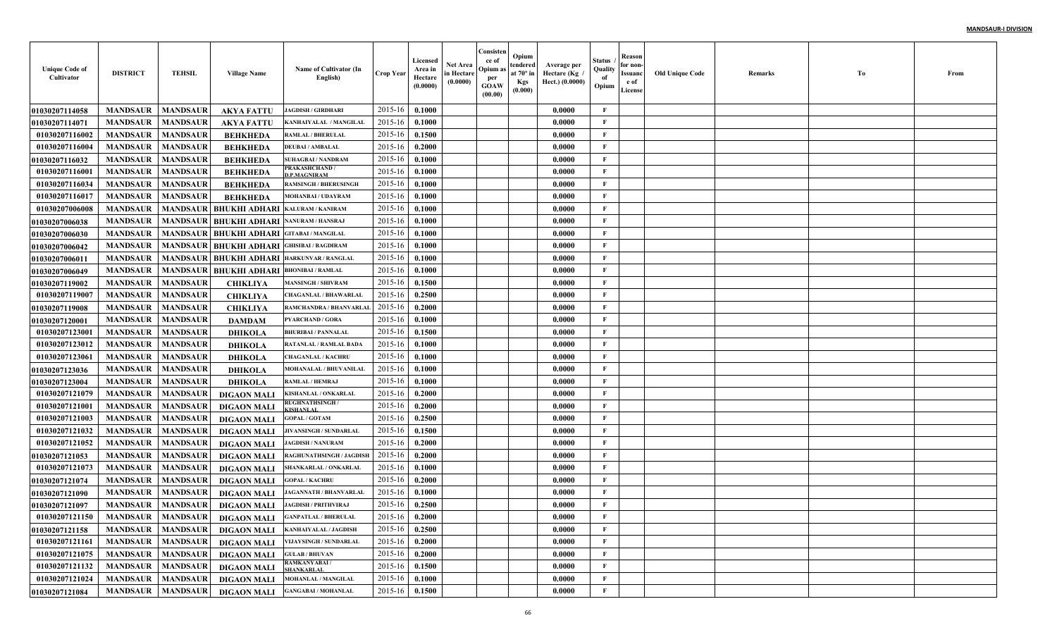| Unique Code of Cultivator | DISTRICT | TEHSIL | Village Name | Name of Cultivator (In English) | Crop Year | Licensed Area in Hectare (0.0000) | Net Area in Hectare (0.0000) | Consistence of Opium as per GOAW (00.00) | Opium tendered at 70° in Kgs (0.000) | Average per Hectare (Kg / Hect.) (0.0000) | Status / Quality of Opium | Reason for non-Issuance of License | Old Unique Code | Remarks | To | From |
|---|---|---|---|---|---|---|---|---|---|---|---|---|---|---|---|---|
| 01030207114058 | MANDSAUR | MANDSAUR | AKYA FATTU | JAGDISH / GIRDHARI | 2015-16 | 0.1000 | | | | 0.0000 | F | | | | | |
| 01030207114071 | MANDSAUR | MANDSAUR | AKYA FATTU | KANHAIYALAL / MANGILAL | 2015-16 | 0.1000 | | | | 0.0000 | F | | | | | |
| 01030207116002 | MANDSAUR | MANDSAUR | BEHKHEDA | RAMLAL / BHERULAL | 2015-16 | 0.1500 | | | | 0.0000 | F | | | | | |
| 01030207116004 | MANDSAUR | MANDSAUR | BEHKHEDA | DEUBAI / AMBALAL | 2015-16 | 0.2000 | | | | 0.0000 | F | | | | | |
| 01030207116032 | MANDSAUR | MANDSAUR | BEHKHEDA | SUHAGBAI / NANDRAM | 2015-16 | 0.1000 | | | | 0.0000 | F | | | | | |
| 01030207116001 | MANDSAUR | MANDSAUR | BEHKHEDA | PRAKASHCHAND / D.P.MAGNIRAM | 2015-16 | 0.1000 | | | | 0.0000 | F | | | | | |
| 01030207116034 | MANDSAUR | MANDSAUR | BEHKHEDA | RAMSINGH / BHERUSINGH | 2015-16 | 0.1000 | | | | 0.0000 | F | | | | | |
| 01030207116017 | MANDSAUR | MANDSAUR | BEHKHEDA | MOHANBAI / UDAYRAM | 2015-16 | 0.1000 | | | | 0.0000 | F | | | | | |
| 01030207006008 | MANDSAUR | MANDSAUR | BHUKHI ADHARI | KALURAM / KANIRAM | 2015-16 | 0.1000 | | | | 0.0000 | F | | | | | |
| 01030207006038 | MANDSAUR | MANDSAUR | BHUKHI ADHARI | NANURAM / HANSRAJ | 2015-16 | 0.1000 | | | | 0.0000 | F | | | | | |
| 01030207006030 | MANDSAUR | MANDSAUR | BHUKHI ADHARI | GITABAI / MANGILAL | 2015-16 | 0.1000 | | | | 0.0000 | F | | | | | |
| 01030207006042 | MANDSAUR | MANDSAUR | BHUKHI ADHARI | GHISIBAI / BAGDIRAM | 2015-16 | 0.1000 | | | | 0.0000 | F | | | | | |
| 01030207006011 | MANDSAUR | MANDSAUR | BHUKHI ADHARI | HARKUNVAR / RANGLAL | 2015-16 | 0.1000 | | | | 0.0000 | F | | | | | |
| 01030207006049 | MANDSAUR | MANDSAUR | BHUKHI ADHARI | BHONIBAI / RAMLAL | 2015-16 | 0.1000 | | | | 0.0000 | F | | | | | |
| 01030207119002 | MANDSAUR | MANDSAUR | CHIKLIYA | MANSINGH / SHIVRAM | 2015-16 | 0.1500 | | | | 0.0000 | F | | | | | |
| 01030207119007 | MANDSAUR | MANDSAUR | CHIKLIYA | CHAGANLAL / BHAWARLAL | 2015-16 | 0.2500 | | | | 0.0000 | F | | | | | |
| 01030207119008 | MANDSAUR | MANDSAUR | CHIKLIYA | RAMCHANDRA / BHANVARLAL | 2015-16 | 0.2000 | | | | 0.0000 | F | | | | | |
| 01030207120001 | MANDSAUR | MANDSAUR | DAMDAM | PYARCHAND / GORA | 2015-16 | 0.1000 | | | | 0.0000 | F | | | | | |
| 01030207123001 | MANDSAUR | MANDSAUR | DHIKOLA | BHURIBAI / PANNALAL | 2015-16 | 0.1500 | | | | 0.0000 | F | | | | | |
| 01030207123012 | MANDSAUR | MANDSAUR | DHIKOLA | RATANLAL / RAMLAL BADA | 2015-16 | 0.1000 | | | | 0.0000 | F | | | | | |
| 01030207123061 | MANDSAUR | MANDSAUR | DHIKOLA | CHAGANLAL / KACHRU | 2015-16 | 0.1000 | | | | 0.0000 | F | | | | | |
| 01030207123036 | MANDSAUR | MANDSAUR | DHIKOLA | MOHANALAL / BHUVANILAL | 2015-16 | 0.1000 | | | | 0.0000 | F | | | | | |
| 01030207123004 | MANDSAUR | MANDSAUR | DHIKOLA | RAMLAL / HEMRAJ | 2015-16 | 0.1000 | | | | 0.0000 | F | | | | | |
| 01030207121079 | MANDSAUR | MANDSAUR | DIGAON MALI | KISHANLAL / ONKARLAL | 2015-16 | 0.2000 | | | | 0.0000 | F | | | | | |
| 01030207121001 | MANDSAUR | MANDSAUR | DIGAON MALI | RUGHNATHSINGH / KISHANLAL | 2015-16 | 0.2000 | | | | 0.0000 | F | | | | | |
| 01030207121003 | MANDSAUR | MANDSAUR | DIGAON MALI | GOPAL / GOTAM | 2015-16 | 0.2500 | | | | 0.0000 | F | | | | | |
| 01030207121032 | MANDSAUR | MANDSAUR | DIGAON MALI | JIVANSINGH / SUNDARLAL | 2015-16 | 0.1500 | | | | 0.0000 | F | | | | | |
| 01030207121052 | MANDSAUR | MANDSAUR | DIGAON MALI | JAGDISH / NANURAM | 2015-16 | 0.2000 | | | | 0.0000 | F | | | | | |
| 01030207121053 | MANDSAUR | MANDSAUR | DIGAON MALI | RAGHUNATHSINGH / JAGDISH | 2015-16 | 0.2000 | | | | 0.0000 | F | | | | | |
| 01030207121073 | MANDSAUR | MANDSAUR | DIGAON MALI | SHANKARLAL / ONKARLAL | 2015-16 | 0.1000 | | | | 0.0000 | F | | | | | |
| 01030207121074 | MANDSAUR | MANDSAUR | DIGAON MALI | GOPAL / KACHRU | 2015-16 | 0.2000 | | | | 0.0000 | F | | | | | |
| 01030207121090 | MANDSAUR | MANDSAUR | DIGAON MALI | JAGANNATH / BHANVARLAL | 2015-16 | 0.1000 | | | | 0.0000 | F | | | | | |
| 01030207121097 | MANDSAUR | MANDSAUR | DIGAON MALI | JAGDISH / PRITHVIRAJ | 2015-16 | 0.2500 | | | | 0.0000 | F | | | | | |
| 01030207121150 | MANDSAUR | MANDSAUR | DIGAON MALI | GANPATLAL / BHERULAL | 2015-16 | 0.2000 | | | | 0.0000 | F | | | | | |
| 01030207121158 | MANDSAUR | MANDSAUR | DIGAON MALI | KANHAIYALAL / JAGDISH | 2015-16 | 0.2500 | | | | 0.0000 | F | | | | | |
| 01030207121161 | MANDSAUR | MANDSAUR | DIGAON MALI | VIJAYSINGH / SUNDARLAL | 2015-16 | 0.2000 | | | | 0.0000 | F | | | | | |
| 01030207121075 | MANDSAUR | MANDSAUR | DIGAON MALI | GULAB / BHUVAN | 2015-16 | 0.2000 | | | | 0.0000 | F | | | | | |
| 01030207121132 | MANDSAUR | MANDSAUR | DIGAON MALI | RAMKANYABAI / SHANKARLAL | 2015-16 | 0.1500 | | | | 0.0000 | F | | | | | |
| 01030207121024 | MANDSAUR | MANDSAUR | DIGAON MALI | MOHANLAL / MANGILAL | 2015-16 | 0.1000 | | | | 0.0000 | F | | | | | |
| 01030207121084 | MANDSAUR | MANDSAUR | DIGAON MALI | GANGABAI / MOHANLAL | 2015-16 | 0.1500 | | | | 0.0000 | F | | | | | |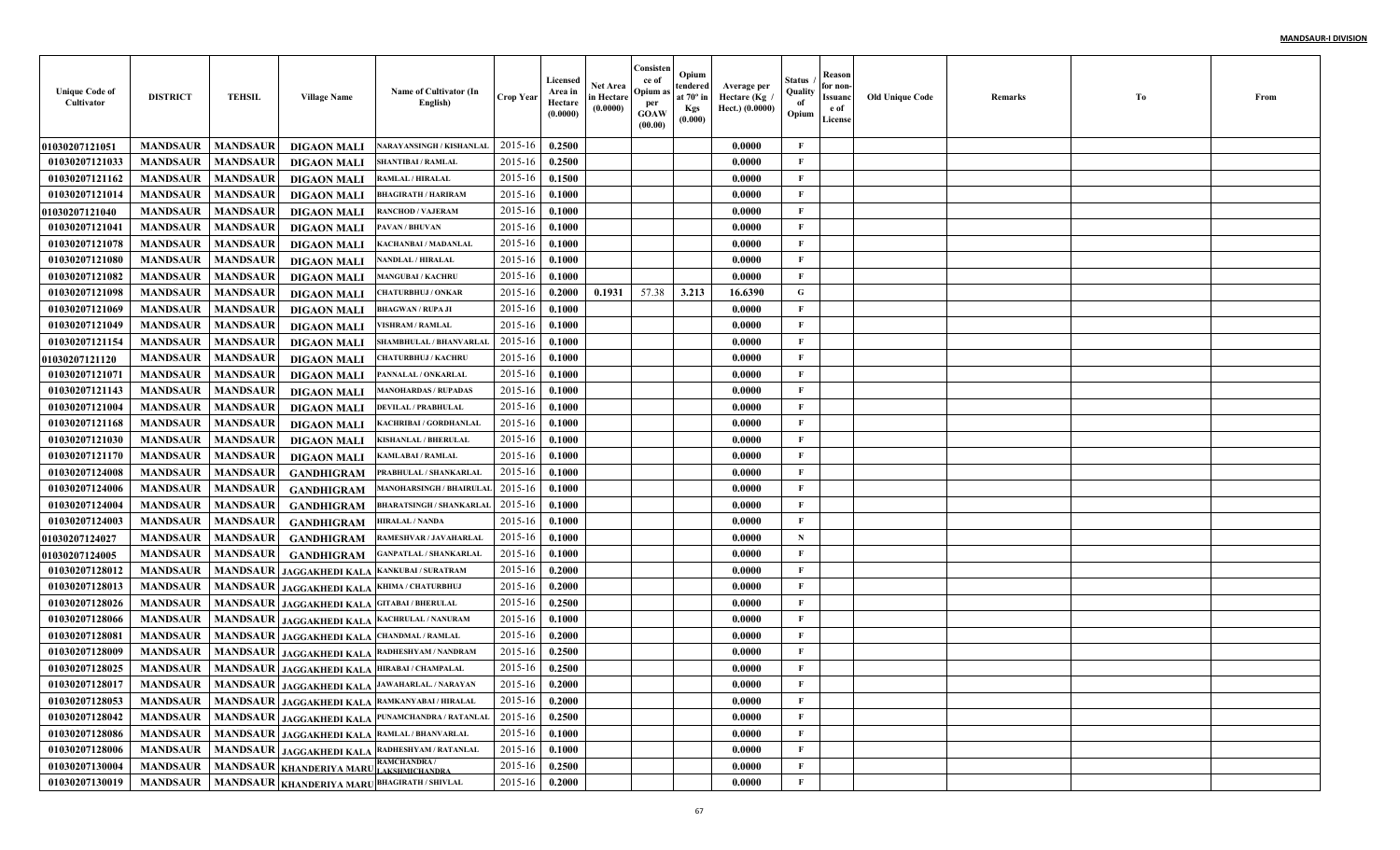| Unique Code of Cultivator | DISTRICT | TEHSIL | Village Name | Name of Cultivator (In English) | Crop Year | Licensed Area in Hectare (0.0000) | Net Area in Hectare (0.0000) | Consistence of Opium as per GOAW (00.00) | Opium tendered at 70° in Kgs (0.000) | Average per Hectare (Kg / Hect.) (0.0000) | Status / Quality of Opium | Reason for non-Issuance of License | Old Unique Code | Remarks | To | From |
|---|---|---|---|---|---|---|---|---|---|---|---|---|---|---|---|---|
| 01030207121051 | MANDSAUR | MANDSAUR | DIGAON MALI | NARAYANSINGH / KISHANLAL | 2015-16 | 0.2500 | | | | 0.0000 | F | | | | | |
| 01030207121033 | MANDSAUR | MANDSAUR | DIGAON MALI | SHANTIBAI / RAMLAL | 2015-16 | 0.2500 | | | | 0.0000 | F | | | | | |
| 01030207121162 | MANDSAUR | MANDSAUR | DIGAON MALI | RAMLAL / HIRALAL | 2015-16 | 0.1500 | | | | 0.0000 | F | | | | | |
| 01030207121014 | MANDSAUR | MANDSAUR | DIGAON MALI | BHAGIRATH / HARIRAM | 2015-16 | 0.1000 | | | | 0.0000 | F | | | | | |
| 01030207121040 | MANDSAUR | MANDSAUR | DIGAON MALI | RANCHOD / VAJERAM | 2015-16 | 0.1000 | | | | 0.0000 | F | | | | | |
| 01030207121041 | MANDSAUR | MANDSAUR | DIGAON MALI | PAVAN / BHUVAN | 2015-16 | 0.1000 | | | | 0.0000 | F | | | | | |
| 01030207121078 | MANDSAUR | MANDSAUR | DIGAON MALI | KACHANBAI / MADANLAL | 2015-16 | 0.1000 | | | | 0.0000 | F | | | | | |
| 01030207121080 | MANDSAUR | MANDSAUR | DIGAON MALI | NANDLAL / HIRALAL | 2015-16 | 0.1000 | | | | 0.0000 | F | | | | | |
| 01030207121082 | MANDSAUR | MANDSAUR | DIGAON MALI | MANGUBAI / KACHRU | 2015-16 | 0.1000 | | | | 0.0000 | F | | | | | |
| 01030207121098 | MANDSAUR | MANDSAUR | DIGAON MALI | CHATURBHUJ / ONKAR | 2015-16 | 0.2000 | 0.1931 | 57.38 | 3.213 | 16.6390 | G | | | | | |
| 01030207121069 | MANDSAUR | MANDSAUR | DIGAON MALI | BHAGWAN / RUPA JI | 2015-16 | 0.1000 | | | | 0.0000 | F | | | | | |
| 01030207121049 | MANDSAUR | MANDSAUR | DIGAON MALI | VISHRAM / RAMLAL | 2015-16 | 0.1000 | | | | 0.0000 | F | | | | | |
| 01030207121154 | MANDSAUR | MANDSAUR | DIGAON MALI | SHAMBHULAL / BHANVARLAL | 2015-16 | 0.1000 | | | | 0.0000 | F | | | | | |
| 01030207121120 | MANDSAUR | MANDSAUR | DIGAON MALI | CHATURBHUJ / KACHRU | 2015-16 | 0.1000 | | | | 0.0000 | F | | | | | |
| 01030207121071 | MANDSAUR | MANDSAUR | DIGAON MALI | PANNALAL / ONKARLAL | 2015-16 | 0.1000 | | | | 0.0000 | F | | | | | |
| 01030207121143 | MANDSAUR | MANDSAUR | DIGAON MALI | MANOHARDAS / RUPADAS | 2015-16 | 0.1000 | | | | 0.0000 | F | | | | | |
| 01030207121004 | MANDSAUR | MANDSAUR | DIGAON MALI | DEVILAL / PRABHULAL | 2015-16 | 0.1000 | | | | 0.0000 | F | | | | | |
| 01030207121168 | MANDSAUR | MANDSAUR | DIGAON MALI | KACHRIBAI / GORDHANLAL | 2015-16 | 0.1000 | | | | 0.0000 | F | | | | | |
| 01030207121030 | MANDSAUR | MANDSAUR | DIGAON MALI | KISHANLAL / BHERULAL | 2015-16 | 0.1000 | | | | 0.0000 | F | | | | | |
| 01030207121170 | MANDSAUR | MANDSAUR | DIGAON MALI | KAMLABAI / RAMLAL | 2015-16 | 0.1000 | | | | 0.0000 | F | | | | | |
| 01030207124008 | MANDSAUR | MANDSAUR | GANDHIGRAM | PRABHULAL / SHANKARLAL | 2015-16 | 0.1000 | | | | 0.0000 | F | | | | | |
| 01030207124006 | MANDSAUR | MANDSAUR | GANDHIGRAM | MANOHARSINGH / BHAIRULAL | 2015-16 | 0.1000 | | | | 0.0000 | F | | | | | |
| 01030207124004 | MANDSAUR | MANDSAUR | GANDHIGRAM | BHARATSINGH / SHANKARLAL | 2015-16 | 0.1000 | | | | 0.0000 | F | | | | | |
| 01030207124003 | MANDSAUR | MANDSAUR | GANDHIGRAM | HIRALAL / NANDA | 2015-16 | 0.1000 | | | | 0.0000 | F | | | | | |
| 01030207124027 | MANDSAUR | MANDSAUR | GANDHIGRAM | RAMESHVAR / JAVAHARLAL | 2015-16 | 0.1000 | | | | 0.0000 | N | | | | | |
| 01030207124005 | MANDSAUR | MANDSAUR | GANDHIGRAM | GANPATLAL / SHANKARLAL | 2015-16 | 0.1000 | | | | 0.0000 | F | | | | | |
| 01030207128012 | MANDSAUR | MANDSAUR | JAGGAKHEDI KALA | KANKUBAI / SURATRAM | 2015-16 | 0.2000 | | | | 0.0000 | F | | | | | |
| 01030207128013 | MANDSAUR | MANDSAUR | JAGGAKHEDI KALA | KHIMA / CHATURBHUJ | 2015-16 | 0.2000 | | | | 0.0000 | F | | | | | |
| 01030207128026 | MANDSAUR | MANDSAUR | JAGGAKHEDI KALA | GITABAI / BHERULAL | 2015-16 | 0.2500 | | | | 0.0000 | F | | | | | |
| 01030207128066 | MANDSAUR | MANDSAUR | JAGGAKHEDI KALA | KACHRULAL / NANURAM | 2015-16 | 0.1000 | | | | 0.0000 | F | | | | | |
| 01030207128081 | MANDSAUR | MANDSAUR | JAGGAKHEDI KALA | CHANDMAL / RAMLAL | 2015-16 | 0.2000 | | | | 0.0000 | F | | | | | |
| 01030207128009 | MANDSAUR | MANDSAUR | JAGGAKHEDI KALA | RADHESHYAM / NANDRAM | 2015-16 | 0.2500 | | | | 0.0000 | F | | | | | |
| 01030207128025 | MANDSAUR | MANDSAUR | JAGGAKHEDI KALA | HIRABAI / CHAMPALAL | 2015-16 | 0.2500 | | | | 0.0000 | F | | | | | |
| 01030207128017 | MANDSAUR | MANDSAUR | JAGGAKHEDI KALA | JAWAHARLAL. / NARAYAN | 2015-16 | 0.2000 | | | | 0.0000 | F | | | | | |
| 01030207128053 | MANDSAUR | MANDSAUR | JAGGAKHEDI KALA | RAMKANYABAI / HIRALAL | 2015-16 | 0.2000 | | | | 0.0000 | F | | | | | |
| 01030207128042 | MANDSAUR | MANDSAUR | JAGGAKHEDI KALA | PUNAMCHANDRA / RATANLAL | 2015-16 | 0.2500 | | | | 0.0000 | F | | | | | |
| 01030207128086 | MANDSAUR | MANDSAUR | JAGGAKHEDI KALA | RAMLAL / BHANVARLAL | 2015-16 | 0.1000 | | | | 0.0000 | F | | | | | |
| 01030207128006 | MANDSAUR | MANDSAUR | JAGGAKHEDI KALA | RADHESHYAM / RATANLAL | 2015-16 | 0.1000 | | | | 0.0000 | F | | | | | |
| 01030207130004 | MANDSAUR | MANDSAUR | KHANDERIYA MARU | RAMCHANDRA / LAKSHMICHANDRA | 2015-16 | 0.2500 | | | | 0.0000 | F | | | | | |
| 01030207130019 | MANDSAUR | MANDSAUR | KHANDERIYA MARU | BHAGIRATH / SHIVLAL | 2015-16 | 0.2000 | | | | 0.0000 | F | | | | | |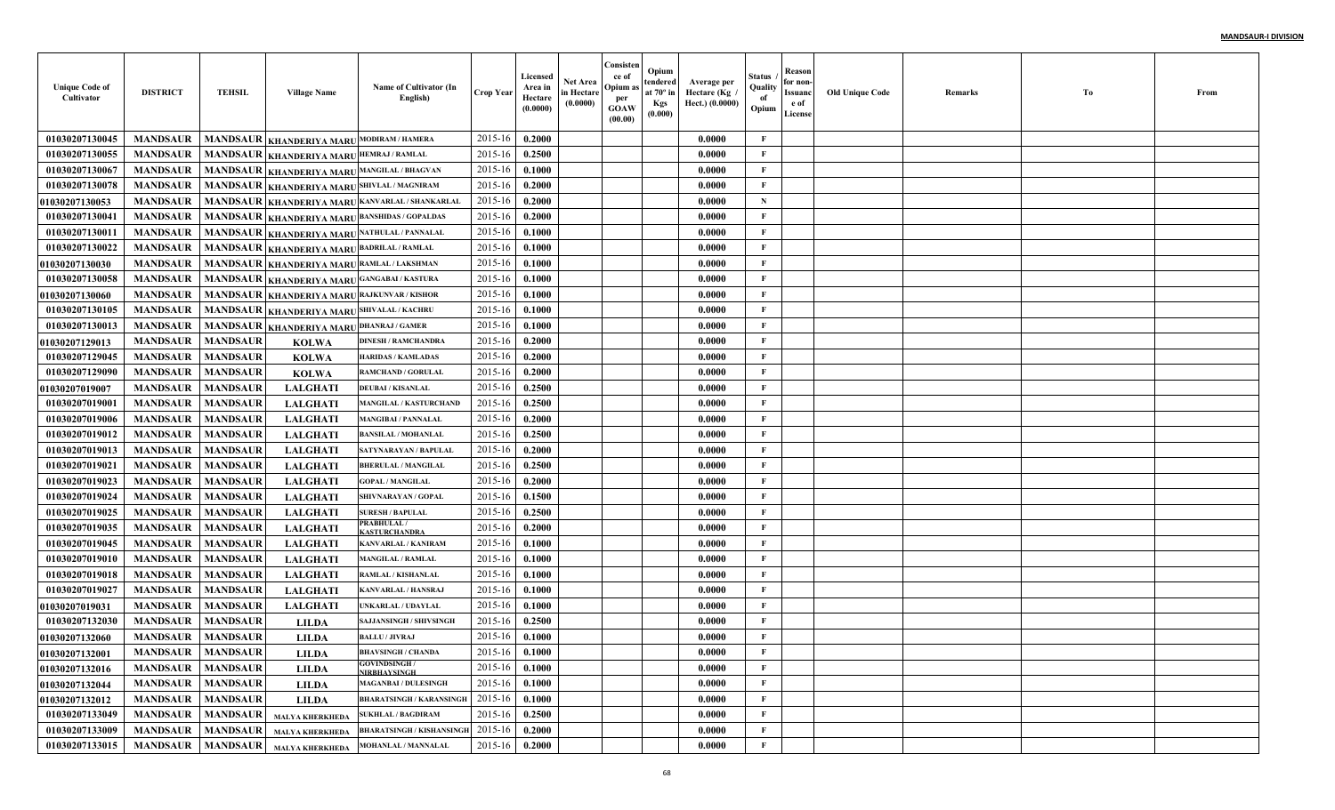| Unique Code of Cultivator | DISTRICT | TEHSIL | Village Name | Name of Cultivator (In English) | Crop Year | Licensed Area in Hectare (0.0000) | Net Area in Hectare (0.0000) | Consistence of Opium as per GOAW (00.00) | Opium tendered at 70º in Kgs (0.000) | Average per Hectare (Kg / Hect.) (0.0000) | Status / Quality of Opium | Reason for non-Issuance of License | Old Unique Code | Remarks | To | From |
|---|---|---|---|---|---|---|---|---|---|---|---|---|---|---|---|---|
| 01030207130045 | MANDSAUR | MANDSAUR | KHANDERIYA MARU | MODIRAM / HAMERA | 2015-16 | 0.2000 | | | | 0.0000 | F | | | | | |
| 01030207130055 | MANDSAUR | MANDSAUR | KHANDERIYA MARU | HEMRAJ / RAMLAL | 2015-16 | 0.2500 | | | | 0.0000 | F | | | | | |
| 01030207130067 | MANDSAUR | MANDSAUR | KHANDERIYA MARU | MANGILAL / BHAGVAN | 2015-16 | 0.1000 | | | | 0.0000 | F | | | | | |
| 01030207130078 | MANDSAUR | MANDSAUR | KHANDERIYA MARU | SHIVLAL / MAGNIRAM | 2015-16 | 0.2000 | | | | 0.0000 | F | | | | | |
| 01030207130053 | MANDSAUR | MANDSAUR | KHANDERIYA MARU | KANVARLAL / SHANKARLAL | 2015-16 | 0.2000 | | | | 0.0000 | N | | | | | |
| 01030207130041 | MANDSAUR | MANDSAUR | KHANDERIYA MARU | BANSHIDAS / GOPALDAS | 2015-16 | 0.2000 | | | | 0.0000 | F | | | | | |
| 01030207130011 | MANDSAUR | MANDSAUR | KHANDERIYA MARU | NATHULAL / PANNALAL | 2015-16 | 0.1000 | | | | 0.0000 | F | | | | | |
| 01030207130022 | MANDSAUR | MANDSAUR | KHANDERIYA MARU | BADRILAL / RAMLAL | 2015-16 | 0.1000 | | | | 0.0000 | F | | | | | |
| 01030207130030 | MANDSAUR | MANDSAUR | KHANDERIYA MARU | RAMLAL / LAKSHMAN | 2015-16 | 0.1000 | | | | 0.0000 | F | | | | | |
| 01030207130058 | MANDSAUR | MANDSAUR | KHANDERIYA MARU | GANGABAI / KASTURA | 2015-16 | 0.1000 | | | | 0.0000 | F | | | | | |
| 01030207130060 | MANDSAUR | MANDSAUR | KHANDERIYA MARU | RAJKUNVAR / KISHOR | 2015-16 | 0.1000 | | | | 0.0000 | F | | | | | |
| 01030207130105 | MANDSAUR | MANDSAUR | KHANDERIYA MARU | SHIVALAL / KACHRU | 2015-16 | 0.1000 | | | | 0.0000 | F | | | | | |
| 01030207130013 | MANDSAUR | MANDSAUR | KHANDERIYA MARU | DHANRAJ / GAMER | 2015-16 | 0.1000 | | | | 0.0000 | F | | | | | |
| 01030207129013 | MANDSAUR | MANDSAUR | KOLWA | DINESH / RAMCHANDRA | 2015-16 | 0.2000 | | | | 0.0000 | F | | | | | |
| 01030207129045 | MANDSAUR | MANDSAUR | KOLWA | HARIDAS / KAMLADAS | 2015-16 | 0.2000 | | | | 0.0000 | F | | | | | |
| 01030207129090 | MANDSAUR | MANDSAUR | KOLWA | RAMCHAND / GORULAL | 2015-16 | 0.2000 | | | | 0.0000 | F | | | | | |
| 01030207019007 | MANDSAUR | MANDSAUR | LALGHATI | DEUBAI / KISANLAL | 2015-16 | 0.2500 | | | | 0.0000 | F | | | | | |
| 01030207019001 | MANDSAUR | MANDSAUR | LALGHATI | MANGILAL / KASTURCHAND | 2015-16 | 0.2500 | | | | 0.0000 | F | | | | | |
| 01030207019006 | MANDSAUR | MANDSAUR | LALGHATI | MANGIBAI / PANNALAL | 2015-16 | 0.2000 | | | | 0.0000 | F | | | | | |
| 01030207019012 | MANDSAUR | MANDSAUR | LALGHATI | BANSILAL / MOHANLAL | 2015-16 | 0.2500 | | | | 0.0000 | F | | | | | |
| 01030207019013 | MANDSAUR | MANDSAUR | LALGHATI | SATYNARAYAN / BAPULAL | 2015-16 | 0.2000 | | | | 0.0000 | F | | | | | |
| 01030207019021 | MANDSAUR | MANDSAUR | LALGHATI | BHERULAL / MANGILAL | 2015-16 | 0.2500 | | | | 0.0000 | F | | | | | |
| 01030207019023 | MANDSAUR | MANDSAUR | LALGHATI | GOPAL / MANGILAL | 2015-16 | 0.2000 | | | | 0.0000 | F | | | | | |
| 01030207019024 | MANDSAUR | MANDSAUR | LALGHATI | SHIVNARAYAN / GOPAL | 2015-16 | 0.1500 | | | | 0.0000 | F | | | | | |
| 01030207019025 | MANDSAUR | MANDSAUR | LALGHATI | SURESH / BAPULAL | 2015-16 | 0.2500 | | | | 0.0000 | F | | | | | |
| 01030207019035 | MANDSAUR | MANDSAUR | LALGHATI | PRABHULAL / KASTURCHANDRA | 2015-16 | 0.2000 | | | | 0.0000 | F | | | | | |
| 01030207019045 | MANDSAUR | MANDSAUR | LALGHATI | KANVARLAL / KANIRAM | 2015-16 | 0.1000 | | | | 0.0000 | F | | | | | |
| 01030207019010 | MANDSAUR | MANDSAUR | LALGHATI | MANGILAL / RAMLAL | 2015-16 | 0.1000 | | | | 0.0000 | F | | | | | |
| 01030207019018 | MANDSAUR | MANDSAUR | LALGHATI | RAMLAL / KISHANLAL | 2015-16 | 0.1000 | | | | 0.0000 | F | | | | | |
| 01030207019027 | MANDSAUR | MANDSAUR | LALGHATI | KANVARLAL / HANSRAJ | 2015-16 | 0.1000 | | | | 0.0000 | F | | | | | |
| 01030207019031 | MANDSAUR | MANDSAUR | LALGHATI | UNKARLAL / UDAYLAL | 2015-16 | 0.1000 | | | | 0.0000 | F | | | | | |
| 01030207132030 | MANDSAUR | MANDSAUR | LILDA | SAJJANSINGH / SHIVSINGH | 2015-16 | 0.2500 | | | | 0.0000 | F | | | | | |
| 01030207132060 | MANDSAUR | MANDSAUR | LILDA | BALLU / JIVRAJ | 2015-16 | 0.1000 | | | | 0.0000 | F | | | | | |
| 01030207132001 | MANDSAUR | MANDSAUR | LILDA | BHAVSINGH / CHANDA | 2015-16 | 0.1000 | | | | 0.0000 | F | | | | | |
| 01030207132016 | MANDSAUR | MANDSAUR | LILDA | GOVINDSINGH / NIRBHAYSINGH | 2015-16 | 0.1000 | | | | 0.0000 | F | | | | | |
| 01030207132044 | MANDSAUR | MANDSAUR | LILDA | MAGANBAI / DULESINGH | 2015-16 | 0.1000 | | | | 0.0000 | F | | | | | |
| 01030207132012 | MANDSAUR | MANDSAUR | LILDA | BHARATSINGH / KARANSINGH | 2015-16 | 0.1000 | | | | 0.0000 | F | | | | | |
| 01030207133049 | MANDSAUR | MANDSAUR | MALYA KHERKHEDA | SUKHLAL / BAGDIRAM | 2015-16 | 0.2500 | | | | 0.0000 | F | | | | | |
| 01030207133009 | MANDSAUR | MANDSAUR | MALYA KHERKHEDA | BHARATSINGH / KISHANSINGH | 2015-16 | 0.2000 | | | | 0.0000 | F | | | | | |
| 01030207133015 | MANDSAUR | MANDSAUR | MALYA KHERKHEDA | MOHANLAL / MANNALAL | 2015-16 | 0.2000 | | | | 0.0000 | F | | | | | |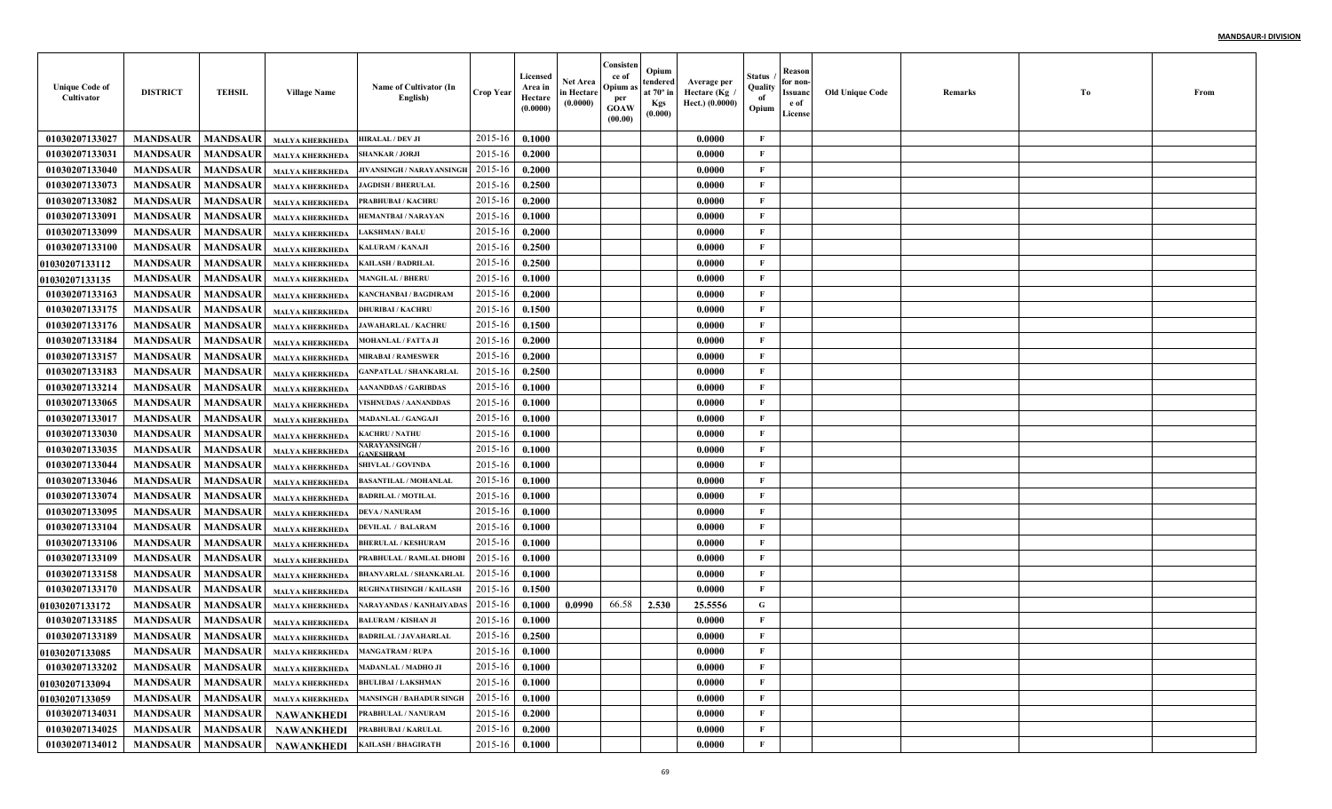| Unique Code of Cultivator | DISTRICT | TEHSIL | Village Name | Name of Cultivator (In English) | Crop Year | Licensed Area in Hectare (0.0000) | Net Area in Hectare (0.0000) | Consistence of Opium as per GOAW (00.00) | Opium tendered at 70° in Kgs (0.000) | Average per Hectare (Kg / Hect.) (0.0000) | Status / Quality of Opium | Reason for non-Issuance of License | Old Unique Code | Remarks | To | From |
|---|---|---|---|---|---|---|---|---|---|---|---|---|---|---|---|---|
| 01030207133027 | MANDSAUR | MANDSAUR | MALYA KHERKHEDA | HIRALAL / DEV JI | 2015-16 | 0.1000 | | | | 0.0000 | F | | | | | |
| 01030207133031 | MANDSAUR | MANDSAUR | MALYA KHERKHEDA | SHANKAR / JORJI | 2015-16 | 0.2000 | | | | 0.0000 | F | | | | | |
| 01030207133040 | MANDSAUR | MANDSAUR | MALYA KHERKHEDA | JIVANSINGH / NARAYANSINGH | 2015-16 | 0.2000 | | | | 0.0000 | F | | | | | |
| 01030207133073 | MANDSAUR | MANDSAUR | MALYA KHERKHEDA | JAGDISH / BHERULAL | 2015-16 | 0.2500 | | | | 0.0000 | F | | | | | |
| 01030207133082 | MANDSAUR | MANDSAUR | MALYA KHERKHEDA | PRABHUBAI / KACHRU | 2015-16 | 0.2000 | | | | 0.0000 | F | | | | | |
| 01030207133091 | MANDSAUR | MANDSAUR | MALYA KHERKHEDA | HEMANTBAI / NARAYAN | 2015-16 | 0.1000 | | | | 0.0000 | F | | | | | |
| 01030207133099 | MANDSAUR | MANDSAUR | MALYA KHERKHEDA | LAKSHMAN / BALU | 2015-16 | 0.2000 | | | | 0.0000 | F | | | | | |
| 01030207133100 | MANDSAUR | MANDSAUR | MALYA KHERKHEDA | KALURAM / KANAJI | 2015-16 | 0.2500 | | | | 0.0000 | F | | | | | |
| 01030207133112 | MANDSAUR | MANDSAUR | MALYA KHERKHEDA | KAILASH / BADRILAL | 2015-16 | 0.2500 | | | | 0.0000 | F | | | | | |
| 01030207133135 | MANDSAUR | MANDSAUR | MALYA KHERKHEDA | MANGILAL / BHERU | 2015-16 | 0.1000 | | | | 0.0000 | F | | | | | |
| 01030207133163 | MANDSAUR | MANDSAUR | MALYA KHERKHEDA | KANCHANBAI / BAGDIRAM | 2015-16 | 0.2000 | | | | 0.0000 | F | | | | | |
| 01030207133175 | MANDSAUR | MANDSAUR | MALYA KHERKHEDA | DHURIBAI / KACHRU | 2015-16 | 0.1500 | | | | 0.0000 | F | | | | | |
| 01030207133176 | MANDSAUR | MANDSAUR | MALYA KHERKHEDA | JAWAHARLAL / KACHRU | 2015-16 | 0.1500 | | | | 0.0000 | F | | | | | |
| 01030207133184 | MANDSAUR | MANDSAUR | MALYA KHERKHEDA | MOHANLAL / FATTA JI | 2015-16 | 0.2000 | | | | 0.0000 | F | | | | | |
| 01030207133157 | MANDSAUR | MANDSAUR | MALYA KHERKHEDA | MIRABAI / RAMESWER | 2015-16 | 0.2000 | | | | 0.0000 | F | | | | | |
| 01030207133183 | MANDSAUR | MANDSAUR | MALYA KHERKHEDA | GANPATLAL / SHANKARLAL | 2015-16 | 0.2500 | | | | 0.0000 | F | | | | | |
| 01030207133214 | MANDSAUR | MANDSAUR | MALYA KHERKHEDA | AANANDDAS / GARIBDAS | 2015-16 | 0.1000 | | | | 0.0000 | F | | | | | |
| 01030207133065 | MANDSAUR | MANDSAUR | MALYA KHERKHEDA | VISHNUDAS / AANANDDAS | 2015-16 | 0.1000 | | | | 0.0000 | F | | | | | |
| 01030207133017 | MANDSAUR | MANDSAUR | MALYA KHERKHEDA | MADANLAL / GANGAJI | 2015-16 | 0.1000 | | | | 0.0000 | F | | | | | |
| 01030207133030 | MANDSAUR | MANDSAUR | MALYA KHERKHEDA | KACHRU / NATHU | 2015-16 | 0.1000 | | | | 0.0000 | F | | | | | |
| 01030207133035 | MANDSAUR | MANDSAUR | MALYA KHERKHEDA | NARAYANSINGH / GANESHRAM | 2015-16 | 0.1000 | | | | 0.0000 | F | | | | | |
| 01030207133044 | MANDSAUR | MANDSAUR | MALYA KHERKHEDA | SHIVLAL / GOVINDA | 2015-16 | 0.1000 | | | | 0.0000 | F | | | | | |
| 01030207133046 | MANDSAUR | MANDSAUR | MALYA KHERKHEDA | BASANTILAL / MOHANLAL | 2015-16 | 0.1000 | | | | 0.0000 | F | | | | | |
| 01030207133074 | MANDSAUR | MANDSAUR | MALYA KHERKHEDA | BADRILAL / MOTILAL | 2015-16 | 0.1000 | | | | 0.0000 | F | | | | | |
| 01030207133095 | MANDSAUR | MANDSAUR | MALYA KHERKHEDA | DEVA / NANURAM | 2015-16 | 0.1000 | | | | 0.0000 | F | | | | | |
| 01030207133104 | MANDSAUR | MANDSAUR | MALYA KHERKHEDA | DEVILAL / BALARAM | 2015-16 | 0.1000 | | | | 0.0000 | F | | | | | |
| 01030207133106 | MANDSAUR | MANDSAUR | MALYA KHERKHEDA | BHERULAL / KESHURAM | 2015-16 | 0.1000 | | | | 0.0000 | F | | | | | |
| 01030207133109 | MANDSAUR | MANDSAUR | MALYA KHERKHEDA | PRABHULAL / RAMLAL DHOBI | 2015-16 | 0.1000 | | | | 0.0000 | F | | | | | |
| 01030207133158 | MANDSAUR | MANDSAUR | MALYA KHERKHEDA | BHANVARLAL / SHANKARLAL | 2015-16 | 0.1000 | | | | 0.0000 | F | | | | | |
| 01030207133170 | MANDSAUR | MANDSAUR | MALYA KHERKHEDA | RUGHNATHSINGH / KAILASH | 2015-16 | 0.1500 | | | | 0.0000 | F | | | | | |
| 01030207133172 | MANDSAUR | MANDSAUR | MALYA KHERKHEDA | NARAYANDAS / KANHAIYADAS | 2015-16 | 0.1000 | 0.0990 | 66.58 | 2.530 | 25.5556 | G | | | | | |
| 01030207133185 | MANDSAUR | MANDSAUR | MALYA KHERKHEDA | BALURAM / KISHAN JI | 2015-16 | 0.1000 | | | | 0.0000 | F | | | | | |
| 01030207133189 | MANDSAUR | MANDSAUR | MALYA KHERKHEDA | BADRILAL / JAVAHARLAL | 2015-16 | 0.2500 | | | | 0.0000 | F | | | | | |
| 01030207133085 | MANDSAUR | MANDSAUR | MALYA KHERKHEDA | MANGATRAM / RUPA | 2015-16 | 0.1000 | | | | 0.0000 | F | | | | | |
| 01030207133202 | MANDSAUR | MANDSAUR | MALYA KHERKHEDA | MADANLAL / MADHO JI | 2015-16 | 0.1000 | | | | 0.0000 | F | | | | | |
| 01030207133094 | MANDSAUR | MANDSAUR | MALYA KHERKHEDA | BHULIBAI / LAKSHMAN | 2015-16 | 0.1000 | | | | 0.0000 | F | | | | | |
| 01030207133059 | MANDSAUR | MANDSAUR | MALYA KHERKHEDA | MANSINGH / BAHADUR SINGH | 2015-16 | 0.1000 | | | | 0.0000 | F | | | | | |
| 01030207134031 | MANDSAUR | MANDSAUR | NAWANKHEDI | PRABHULAL / NANURAM | 2015-16 | 0.2000 | | | | 0.0000 | F | | | | | |
| 01030207134025 | MANDSAUR | MANDSAUR | NAWANKHEDI | PRABHUBAI / KARULAL | 2015-16 | 0.2000 | | | | 0.0000 | F | | | | | |
| 01030207134012 | MANDSAUR | MANDSAUR | NAWANKHEDI | KAILASH / BHAGIRATH | 2015-16 | 0.1000 | | | | 0.0000 | F | | | | | |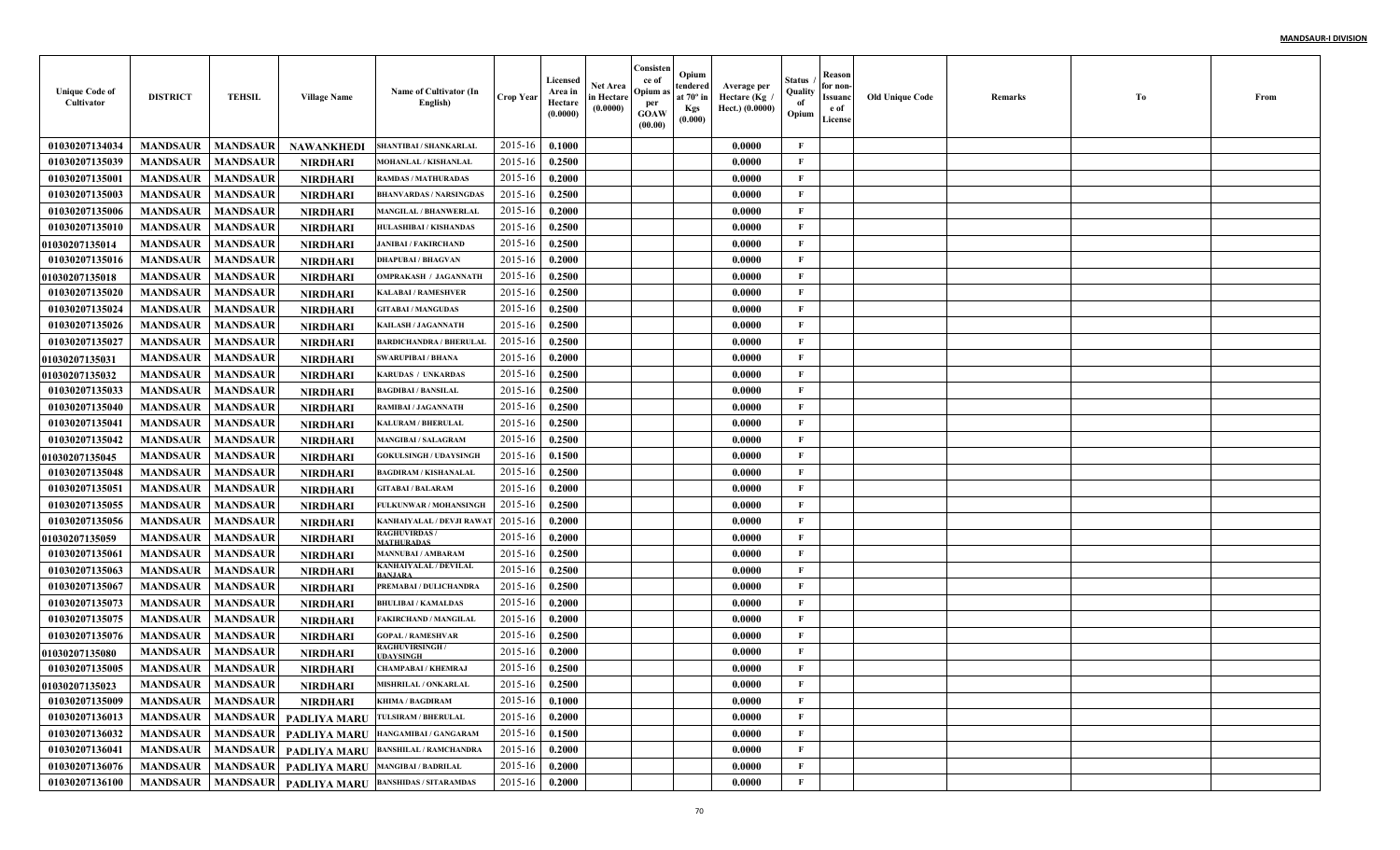| Unique Code of Cultivator | DISTRICT | TEHSIL | Village Name | Name of Cultivator (In English) | Crop Year | Licensed Area in Hectare (0.0000) | Net Area in Hectare (0.0000) | Consistence of Opium as per GOAW (00.00) | Opium tendered at 70° in Kgs (0.000) | Average per Hectare (Kg / Hect.) (0.0000) | Status / Quality of Opium | Reason for non-Issuance of License | Old Unique Code | Remarks | To | From |
|---|---|---|---|---|---|---|---|---|---|---|---|---|---|---|---|---|
| 01030207134034 | MANDSAUR | MANDSAUR | NAWANKHEDI | SHANTIBAI / SHANKARLAL | 2015-16 | 0.1000 | | | | 0.0000 | F | | | | | |
| 01030207135039 | MANDSAUR | MANDSAUR | NIRDHARI | MOHANLAL / KISHANLAL | 2015-16 | 0.2500 | | | | 0.0000 | F | | | | | |
| 01030207135001 | MANDSAUR | MANDSAUR | NIRDHARI | RAMDAS / MATHURADAS | 2015-16 | 0.2000 | | | | 0.0000 | F | | | | | |
| 01030207135003 | MANDSAUR | MANDSAUR | NIRDHARI | BHANVARDAS / NARSINGDAS | 2015-16 | 0.2500 | | | | 0.0000 | F | | | | | |
| 01030207135006 | MANDSAUR | MANDSAUR | NIRDHARI | MANGILAL / BHANWERLAL | 2015-16 | 0.2000 | | | | 0.0000 | F | | | | | |
| 01030207135010 | MANDSAUR | MANDSAUR | NIRDHARI | HULASHIBAI / KISHANDAS | 2015-16 | 0.2500 | | | | 0.0000 | F | | | | | |
| 01030207135014 | MANDSAUR | MANDSAUR | NIRDHARI | JANIBAI / FAKIRCHAND | 2015-16 | 0.2500 | | | | 0.0000 | F | | | | | |
| 01030207135016 | MANDSAUR | MANDSAUR | NIRDHARI | DHAPUBAI / BHAGVAN | 2015-16 | 0.2000 | | | | 0.0000 | F | | | | | |
| 01030207135018 | MANDSAUR | MANDSAUR | NIRDHARI | OMPRAKASH / JAGANNATH | 2015-16 | 0.2500 | | | | 0.0000 | F | | | | | |
| 01030207135020 | MANDSAUR | MANDSAUR | NIRDHARI | KALABAI / RAMESHVER | 2015-16 | 0.2500 | | | | 0.0000 | F | | | | | |
| 01030207135024 | MANDSAUR | MANDSAUR | NIRDHARI | GITABAI / MANGUDAS | 2015-16 | 0.2500 | | | | 0.0000 | F | | | | | |
| 01030207135026 | MANDSAUR | MANDSAUR | NIRDHARI | KAILASH / JAGANNATH | 2015-16 | 0.2500 | | | | 0.0000 | F | | | | | |
| 01030207135027 | MANDSAUR | MANDSAUR | NIRDHARI | BARDICHANDRA / BHERULAL | 2015-16 | 0.2500 | | | | 0.0000 | F | | | | | |
| 01030207135031 | MANDSAUR | MANDSAUR | NIRDHARI | SWARUPIBAI / BHANA | 2015-16 | 0.2000 | | | | 0.0000 | F | | | | | |
| 01030207135032 | MANDSAUR | MANDSAUR | NIRDHARI | KARUDAS / UNKARDAS | 2015-16 | 0.2500 | | | | 0.0000 | F | | | | | |
| 01030207135033 | MANDSAUR | MANDSAUR | NIRDHARI | BAGDIBAI / BANSILAL | 2015-16 | 0.2500 | | | | 0.0000 | F | | | | | |
| 01030207135040 | MANDSAUR | MANDSAUR | NIRDHARI | RAMIBAI / JAGANNATH | 2015-16 | 0.2500 | | | | 0.0000 | F | | | | | |
| 01030207135041 | MANDSAUR | MANDSAUR | NIRDHARI | KALURAM / BHERULAL | 2015-16 | 0.2500 | | | | 0.0000 | F | | | | | |
| 01030207135042 | MANDSAUR | MANDSAUR | NIRDHARI | MANGIBAI / SALAGRAM | 2015-16 | 0.2500 | | | | 0.0000 | F | | | | | |
| 01030207135045 | MANDSAUR | MANDSAUR | NIRDHARI | GOKULSINGH / UDAYSINGH | 2015-16 | 0.1500 | | | | 0.0000 | F | | | | | |
| 01030207135048 | MANDSAUR | MANDSAUR | NIRDHARI | BAGDIRAM / KISHANALAL | 2015-16 | 0.2500 | | | | 0.0000 | F | | | | | |
| 01030207135051 | MANDSAUR | MANDSAUR | NIRDHARI | GITABAI / BALARAM | 2015-16 | 0.2000 | | | | 0.0000 | F | | | | | |
| 01030207135055 | MANDSAUR | MANDSAUR | NIRDHARI | FULKUNWAR / MOHANSINGH | 2015-16 | 0.2500 | | | | 0.0000 | F | | | | | |
| 01030207135056 | MANDSAUR | MANDSAUR | NIRDHARI | KANHAIYALAL / DEVJI RAWAT | 2015-16 | 0.2000 | | | | 0.0000 | F | | | | | |
| 01030207135059 | MANDSAUR | MANDSAUR | NIRDHARI | RAGHUVIRDAS / MATHURADAS | 2015-16 | 0.2000 | | | | 0.0000 | F | | | | | |
| 01030207135061 | MANDSAUR | MANDSAUR | NIRDHARI | MANNUBAI / AMBARAM | 2015-16 | 0.2500 | | | | 0.0000 | F | | | | | |
| 01030207135063 | MANDSAUR | MANDSAUR | NIRDHARI | KANHAIYALAL / DEVILAL BANJARA | 2015-16 | 0.2500 | | | | 0.0000 | F | | | | | |
| 01030207135067 | MANDSAUR | MANDSAUR | NIRDHARI | PREMABAI / DULICHANDRA | 2015-16 | 0.2500 | | | | 0.0000 | F | | | | | |
| 01030207135073 | MANDSAUR | MANDSAUR | NIRDHARI | BHULIBAI / KAMALDAS | 2015-16 | 0.2000 | | | | 0.0000 | F | | | | | |
| 01030207135075 | MANDSAUR | MANDSAUR | NIRDHARI | FAKIRCHAND / MANGILAL | 2015-16 | 0.2000 | | | | 0.0000 | F | | | | | |
| 01030207135076 | MANDSAUR | MANDSAUR | NIRDHARI | GOPAL / RAMESHVAR | 2015-16 | 0.2500 | | | | 0.0000 | F | | | | | |
| 01030207135080 | MANDSAUR | MANDSAUR | NIRDHARI | RAGHUVIRSINGH / UDAYSINGH | 2015-16 | 0.2000 | | | | 0.0000 | F | | | | | |
| 01030207135005 | MANDSAUR | MANDSAUR | NIRDHARI | CHAMPABAI / KHEMRAJ | 2015-16 | 0.2500 | | | | 0.0000 | F | | | | | |
| 01030207135023 | MANDSAUR | MANDSAUR | NIRDHARI | MISHRILAL / ONKARLAL | 2015-16 | 0.2500 | | | | 0.0000 | F | | | | | |
| 01030207135009 | MANDSAUR | MANDSAUR | NIRDHARI | KHIMA / BAGDIRAM | 2015-16 | 0.1000 | | | | 0.0000 | F | | | | | |
| 01030207136013 | MANDSAUR | MANDSAUR | PADLIYA MARU | TULSIRAM / BHERULAL | 2015-16 | 0.2000 | | | | 0.0000 | F | | | | | |
| 01030207136032 | MANDSAUR | MANDSAUR | PADLIYA MARU | HANGAMIBAI / GANGARAM | 2015-16 | 0.1500 | | | | 0.0000 | F | | | | | |
| 01030207136041 | MANDSAUR | MANDSAUR | PADLIYA MARU | BANSHILAL / RAMCHANDRA | 2015-16 | 0.2000 | | | | 0.0000 | F | | | | | |
| 01030207136076 | MANDSAUR | MANDSAUR | PADLIYA MARU | MANGIBAI / BADRILAL | 2015-16 | 0.2000 | | | | 0.0000 | F | | | | | |
| 01030207136100 | MANDSAUR | MANDSAUR | PADLIYA MARU | BANSHIDAS / SITARAMDAS | 2015-16 | 0.2000 | | | | 0.0000 | F | | | | | |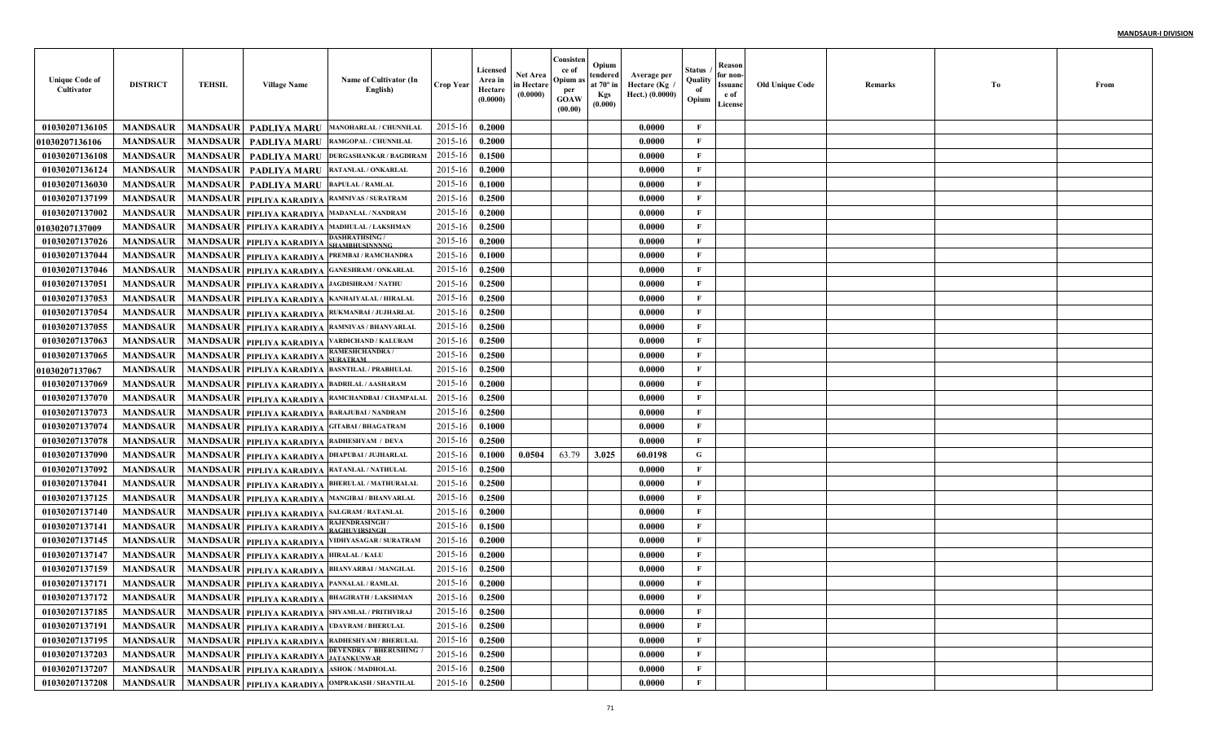| Unique Code of Cultivator | DISTRICT | TEHSIL | Village Name | Name of Cultivator (In English) | Crop Year | Licensed Area in Hectare (0.0000) | Net Area in Hectare (0.0000) | Consistence of Opium as per GOAW (00.00) | Opium tendered at 70° in Kgs (0.000) | Average per Hectare (Kg / Hect.) (0.0000) | Status / Quality of Opium | Reason for non-Issuance of License | Old Unique Code | Remarks | To | From |
|---|---|---|---|---|---|---|---|---|---|---|---|---|---|---|---|---|
| 01030207136105 | MANDSAUR | MANDSAUR | PADLIYA MARU | MANOHARLAL / CHUNNILAL | 2015-16 | 0.2000 | | | | 0.0000 | F | | | | | |
| 01030207136106 | MANDSAUR | MANDSAUR | PADLIYA MARU | RAMGOPAL / CHUNNILAL | 2015-16 | 0.2000 | | | | 0.0000 | F | | | | | |
| 01030207136108 | MANDSAUR | MANDSAUR | PADLIYA MARU | DURGASHANKAR / BAGDIRAM | 2015-16 | 0.1500 | | | | 0.0000 | F | | | | | |
| 01030207136124 | MANDSAUR | MANDSAUR | PADLIYA MARU | RATANLAL / ONKARLAL | 2015-16 | 0.2000 | | | | 0.0000 | F | | | | | |
| 01030207136030 | MANDSAUR | MANDSAUR | PADLIYA MARU | BAPULAL / RAMLAL | 2015-16 | 0.1000 | | | | 0.0000 | F | | | | | |
| 01030207137199 | MANDSAUR | MANDSAUR | PIPLIYA KARADIYA | RAMNIVAS / SURATRAM | 2015-16 | 0.2500 | | | | 0.0000 | F | | | | | |
| 01030207137002 | MANDSAUR | MANDSAUR | PIPLIYA KARADIYA | MADANLAL / NANDRAM | 2015-16 | 0.2000 | | | | 0.0000 | F | | | | | |
| 01030207137009 | MANDSAUR | MANDSAUR | PIPLIYA KARADIYA | MADHULAL / LAKSHMAN | 2015-16 | 0.2500 | | | | 0.0000 | F | | | | | |
| 01030207137026 | MANDSAUR | MANDSAUR | PIPLIYA KARADIYA | DASHRATHSING / SHAMBHUSINNNNG | 2015-16 | 0.2000 | | | | 0.0000 | F | | | | | |
| 01030207137044 | MANDSAUR | MANDSAUR | PIPLIYA KARADIYA | PREMBAI / RAMCHANDRA | 2015-16 | 0.1000 | | | | 0.0000 | F | | | | | |
| 01030207137046 | MANDSAUR | MANDSAUR | PIPLIYA KARADIYA | GANESHRAM / ONKARLAL | 2015-16 | 0.2500 | | | | 0.0000 | F | | | | | |
| 01030207137051 | MANDSAUR | MANDSAUR | PIPLIYA KARADIYA | JAGDISHRAM / NATHU | 2015-16 | 0.2500 | | | | 0.0000 | F | | | | | |
| 01030207137053 | MANDSAUR | MANDSAUR | PIPLIYA KARADIYA | KANHAIYALAL / HIRALAL | 2015-16 | 0.2500 | | | | 0.0000 | F | | | | | |
| 01030207137054 | MANDSAUR | MANDSAUR | PIPLIYA KARADIYA | RUKMANBAI / JUJHARLAL | 2015-16 | 0.2500 | | | | 0.0000 | F | | | | | |
| 01030207137055 | MANDSAUR | MANDSAUR | PIPLIYA KARADIYA | RAMNIVAS / BHANVARLAL | 2015-16 | 0.2500 | | | | 0.0000 | F | | | | | |
| 01030207137063 | MANDSAUR | MANDSAUR | PIPLIYA KARADIYA | VARDICHAND / KALURAM | 2015-16 | 0.2500 | | | | 0.0000 | F | | | | | |
| 01030207137065 | MANDSAUR | MANDSAUR | PIPLIYA KARADIYA | RAMESHCHANDRA / SURATRAM | 2015-16 | 0.2500 | | | | 0.0000 | F | | | | | |
| 01030207137067 | MANDSAUR | MANDSAUR | PIPLIYA KARADIYA | BASNTILAL / PRABHULAL | 2015-16 | 0.2500 | | | | 0.0000 | F | | | | | |
| 01030207137069 | MANDSAUR | MANDSAUR | PIPLIYA KARADIYA | BADRILAL / AASHARAM | 2015-16 | 0.2000 | | | | 0.0000 | F | | | | | |
| 01030207137070 | MANDSAUR | MANDSAUR | PIPLIYA KARADIYA | RAMCHANDBAI / CHAMPALAL | 2015-16 | 0.2500 | | | | 0.0000 | F | | | | | |
| 01030207137073 | MANDSAUR | MANDSAUR | PIPLIYA KARADIYA | BARAJUBAI / NANDRAM | 2015-16 | 0.2500 | | | | 0.0000 | F | | | | | |
| 01030207137074 | MANDSAUR | MANDSAUR | PIPLIYA KARADIYA | GITABAI / BHAGATRAM | 2015-16 | 0.1000 | | | | 0.0000 | F | | | | | |
| 01030207137078 | MANDSAUR | MANDSAUR | PIPLIYA KARADIYA | RADHESHYAM / DEVA | 2015-16 | 0.2500 | | | | 0.0000 | F | | | | | |
| 01030207137090 | MANDSAUR | MANDSAUR | PIPLIYA KARADIYA | DHAPUBAI / JUJHARLAL | 2015-16 | 0.1000 | 0.0504 | 63.79 | 3.025 | 60.0198 | G | | | | | |
| 01030207137092 | MANDSAUR | MANDSAUR | PIPLIYA KARADIYA | RATANLAL / NATHULAL | 2015-16 | 0.2500 | | | | 0.0000 | F | | | | | |
| 01030207137041 | MANDSAUR | MANDSAUR | PIPLIYA KARADIYA | BHERULAL / MATHURALAL | 2015-16 | 0.2500 | | | | 0.0000 | F | | | | | |
| 01030207137125 | MANDSAUR | MANDSAUR | PIPLIYA KARADIYA | MANGIBAI / BHANVARLAL | 2015-16 | 0.2500 | | | | 0.0000 | F | | | | | |
| 01030207137140 | MANDSAUR | MANDSAUR | PIPLIYA KARADIYA | SALGRAM / RATANLAL | 2015-16 | 0.2000 | | | | 0.0000 | F | | | | | |
| 01030207137141 | MANDSAUR | MANDSAUR | PIPLIYA KARADIYA | RAJENDRASINGH / RAGHUVIRSINGH | 2015-16 | 0.1500 | | | | 0.0000 | F | | | | | |
| 01030207137145 | MANDSAUR | MANDSAUR | PIPLIYA KARADIYA | VIDHYASAGAR / SURATRAM | 2015-16 | 0.2000 | | | | 0.0000 | F | | | | | |
| 01030207137147 | MANDSAUR | MANDSAUR | PIPLIYA KARADIYA | HIRALAL / KALU | 2015-16 | 0.2000 | | | | 0.0000 | F | | | | | |
| 01030207137159 | MANDSAUR | MANDSAUR | PIPLIYA KARADIYA | BHANVARBAI / MANGILAL | 2015-16 | 0.2500 | | | | 0.0000 | F | | | | | |
| 01030207137171 | MANDSAUR | MANDSAUR | PIPLIYA KARADIYA | PANNALAL / RAMLAL | 2015-16 | 0.2000 | | | | 0.0000 | F | | | | | |
| 01030207137172 | MANDSAUR | MANDSAUR | PIPLIYA KARADIYA | BHAGIRATH / LAKSHMAN | 2015-16 | 0.2500 | | | | 0.0000 | F | | | | | |
| 01030207137185 | MANDSAUR | MANDSAUR | PIPLIYA KARADIYA | SHYAMLAL / PRITHVIRAJ | 2015-16 | 0.2500 | | | | 0.0000 | F | | | | | |
| 01030207137191 | MANDSAUR | MANDSAUR | PIPLIYA KARADIYA | UDAYRAM / BHERULAL | 2015-16 | 0.2500 | | | | 0.0000 | F | | | | | |
| 01030207137195 | MANDSAUR | MANDSAUR | PIPLIYA KARADIYA | RADHESHYAM / BHERULAL | 2015-16 | 0.2500 | | | | 0.0000 | F | | | | | |
| 01030207137203 | MANDSAUR | MANDSAUR | PIPLIYA KARADIYA | DEVENDRA / BHERUSHING / JATANKUNWAR | 2015-16 | 0.2500 | | | | 0.0000 | F | | | | | |
| 01030207137207 | MANDSAUR | MANDSAUR | PIPLIYA KARADIYA | ASHOK / MADHOLAL | 2015-16 | 0.2500 | | | | 0.0000 | F | | | | | |
| 01030207137208 | MANDSAUR | MANDSAUR | PIPLIYA KARADIYA | OMPRAKASH / SHANTILAL | 2015-16 | 0.2500 | | | | 0.0000 | F | | | | | |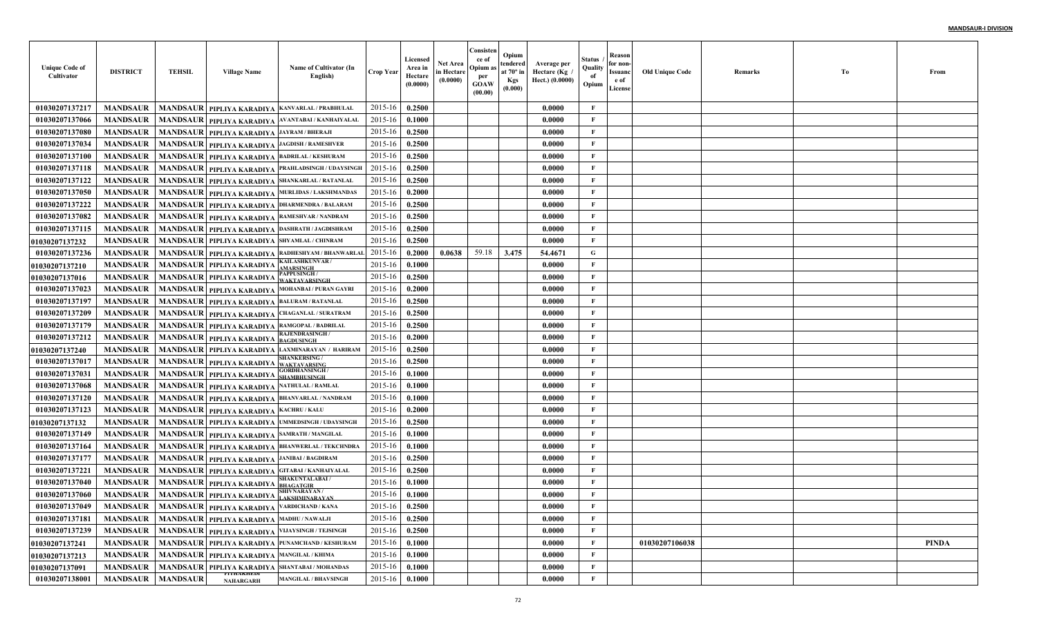MANDSAUR-I DIVISION

| Unique Code of Cultivator | DISTRICT | TEHSIL | Village Name | Name of Cultivator (In English) | Crop Year | Licensed Area in Hectare (0.0000) | Net Area in Hectare (0.0000) | Consistence of Opium as per GOAW (00.00) | Opium tendered at 70° in Kgs (0.000) | Average per Hectare (Kg / Hect.) (0.0000) | Status / Quality of Opium | Reason for non-Issuance of License | Old Unique Code | Remarks | To | From |
|---|---|---|---|---|---|---|---|---|---|---|---|---|---|---|---|---|
| 01030207137217 | MANDSAUR | MANDSAUR | PIPLIYA KARADIYA | KANVARLAL / PRABHULAL | 2015-16 | 0.2500 | | | | 0.0000 | F | | | | | |
| 01030207137066 | MANDSAUR | MANDSAUR | PIPLIYA KARADIYA | AVANTABAI / KANHAIYALAL | 2015-16 | 0.1000 | | | | 0.0000 | F | | | | | |
| 01030207137080 | MANDSAUR | MANDSAUR | PIPLIYA KARADIYA | JAYRAM / BHERAJI | 2015-16 | 0.2500 | | | | 0.0000 | F | | | | | |
| 01030207137034 | MANDSAUR | MANDSAUR | PIPLIYA KARADIYA | JAGDISH / RAMESHVER | 2015-16 | 0.2500 | | | | 0.0000 | F | | | | | |
| 01030207137100 | MANDSAUR | MANDSAUR | PIPLIYA KARADIYA | BADRILAL / KESHURAM | 2015-16 | 0.2500 | | | | 0.0000 | F | | | | | |
| 01030207137118 | MANDSAUR | MANDSAUR | PIPLIYA KARADIYA | PRAHLADSINGH / UDAYSINGH | 2015-16 | 0.2500 | | | | 0.0000 | F | | | | | |
| 01030207137122 | MANDSAUR | MANDSAUR | PIPLIYA KARADIYA | SHANKARLAL / RATANLAL | 2015-16 | 0.2500 | | | | 0.0000 | F | | | | | |
| 01030207137050 | MANDSAUR | MANDSAUR | PIPLIYA KARADIYA | MURLIDAS / LAKSHMANDAS | 2015-16 | 0.2000 | | | | 0.0000 | F | | | | | |
| 01030207137222 | MANDSAUR | MANDSAUR | PIPLIYA KARADIYA | DHARMENDRA / BALARAM | 2015-16 | 0.2500 | | | | 0.0000 | F | | | | | |
| 01030207137082 | MANDSAUR | MANDSAUR | PIPLIYA KARADIYA | RAMESHVAR / NANDRAM | 2015-16 | 0.2500 | | | | 0.0000 | F | | | | | |
| 01030207137115 | MANDSAUR | MANDSAUR | PIPLIYA KARADIYA | DASHRATH / JAGDISHRAM | 2015-16 | 0.2500 | | | | 0.0000 | F | | | | | |
| 01030207137232 | MANDSAUR | MANDSAUR | PIPLIYA KARADIYA | SHYAMLAL / CHINRAM | 2015-16 | 0.2500 | | | | 0.0000 | F | | | | | |
| 01030207137236 | MANDSAUR | MANDSAUR | PIPLIYA KARADIYA | RADHESHYAM / BHANWARLAL | 2015-16 | 0.2000 | 0.0638 | 59.18 | 3.475 | 54.4671 | G | | | | | |
| 01030207137210 | MANDSAUR | MANDSAUR | PIPLIYA KARADIYA | KAILASHKUNVAR / AMARSINGH | 2015-16 | 0.1000 | | | | 0.0000 | F | | | | | |
| 01030207137016 | MANDSAUR | MANDSAUR | PIPLIYA KARADIYA | PAPPUSINGH / WAKTAVARSINGH | 2015-16 | 0.2500 | | | | 0.0000 | F | | | | | |
| 01030207137023 | MANDSAUR | MANDSAUR | PIPLIYA KARADIYA | MOHANBAI / PURAN GAYRI | 2015-16 | 0.2000 | | | | 0.0000 | F | | | | | |
| 01030207137197 | MANDSAUR | MANDSAUR | PIPLIYA KARADIYA | BALURAM / RATANLAL | 2015-16 | 0.2500 | | | | 0.0000 | F | | | | | |
| 01030207137209 | MANDSAUR | MANDSAUR | PIPLIYA KARADIYA | CHAGANLAL / SURATRAM | 2015-16 | 0.2500 | | | | 0.0000 | F | | | | | |
| 01030207137179 | MANDSAUR | MANDSAUR | PIPLIYA KARADIYA | RAMGOPAL / BADRILAL | 2015-16 | 0.2500 | | | | 0.0000 | F | | | | | |
| 01030207137212 | MANDSAUR | MANDSAUR | PIPLIYA KARADIYA | RAJENDRASINGH / BAGDUSINGH | 2015-16 | 0.2000 | | | | 0.0000 | F | | | | | |
| 01030207137240 | MANDSAUR | MANDSAUR | PIPLIYA KARADIYA | LAXMINARAYAN / HARIRAM | 2015-16 | 0.2500 | | | | 0.0000 | F | | | | | |
| 01030207137017 | MANDSAUR | MANDSAUR | PIPLIYA KARADIYA | SHANKERSING / WAKTAVARSING | 2015-16 | 0.2500 | | | | 0.0000 | F | | | | | |
| 01030207137031 | MANDSAUR | MANDSAUR | PIPLIYA KARADIYA | GORDHANSINGH / SHAMBHUSINGH | 2015-16 | 0.1000 | | | | 0.0000 | F | | | | | |
| 01030207137068 | MANDSAUR | MANDSAUR | PIPLIYA KARADIYA | NATHULAL / RAMLAL | 2015-16 | 0.1000 | | | | 0.0000 | F | | | | | |
| 01030207137120 | MANDSAUR | MANDSAUR | PIPLIYA KARADIYA | BHANVARLAL / NANDRAM | 2015-16 | 0.1000 | | | | 0.0000 | F | | | | | |
| 01030207137123 | MANDSAUR | MANDSAUR | PIPLIYA KARADIYA | KACHRU / KALU | 2015-16 | 0.2000 | | | | 0.0000 | F | | | | | |
| 01030207137132 | MANDSAUR | MANDSAUR | PIPLIYA KARADIYA | UMMEDSINGH / UDAYSINGH | 2015-16 | 0.2500 | | | | 0.0000 | F | | | | | |
| 01030207137149 | MANDSAUR | MANDSAUR | PIPLIYA KARADIYA | SAMRATH / MANGILAL | 2015-16 | 0.1000 | | | | 0.0000 | F | | | | | |
| 01030207137164 | MANDSAUR | MANDSAUR | PIPLIYA KARADIYA | BHANWERLAL / TEKCHNDRA | 2015-16 | 0.1000 | | | | 0.0000 | F | | | | | |
| 01030207137177 | MANDSAUR | MANDSAUR | PIPLIYA KARADIYA | JANIBAI / BAGDIRAM | 2015-16 | 0.2500 | | | | 0.0000 | F | | | | | |
| 01030207137221 | MANDSAUR | MANDSAUR | PIPLIYA KARADIYA | GITABAI / KANHAIYALAL | 2015-16 | 0.2500 | | | | 0.0000 | F | | | | | |
| 01030207137040 | MANDSAUR | MANDSAUR | PIPLIYA KARADIYA | SHAKUNTALABAI / BHAGATGIR | 2015-16 | 0.1000 | | | | 0.0000 | F | | | | | |
| 01030207137060 | MANDSAUR | MANDSAUR | PIPLIYA KARADIYA | SHIVNARAYAN / LAKSHMINARAYAN | 2015-16 | 0.1000 | | | | 0.0000 | F | | | | | |
| 01030207137049 | MANDSAUR | MANDSAUR | PIPLIYA KARADIYA | VARDICHAND / KANA | 2015-16 | 0.2500 | | | | 0.0000 | F | | | | | |
| 01030207137181 | MANDSAUR | MANDSAUR | PIPLIYA KARADIYA | MADHU / NAWALJI | 2015-16 | 0.2500 | | | | 0.0000 | F | | | | | |
| 01030207137239 | MANDSAUR | MANDSAUR | PIPLIYA KARADIYA | VIJAYSINGH / TEJSINGH | 2015-16 | 0.2500 | | | | 0.0000 | F | | | | | |
| 01030207137241 | MANDSAUR | MANDSAUR | PIPLIYA KARADIYA | PUNAMCHAND / KESHURAM | 2015-16 | 0.1000 | | | | 0.0000 | F | | 01030207106038 | | | PINDA |
| 01030207137213 | MANDSAUR | MANDSAUR | PIPLIYA KARADIYA | MANGILAL / KHIMA | 2015-16 | 0.1000 | | | | 0.0000 | F | | | | | |
| 01030207137091 | MANDSAUR | MANDSAUR | PIPLIYA KARADIYA | SHANTABAI / MOHANDAS | 2015-16 | 0.1000 | | | | 0.0000 | F | | | | | |
| 01030207138001 | MANDSAUR | MANDSAUR | PITHAKHEDI NAHARGARH | MANGILAL / BHAVSINGH | 2015-16 | 0.1000 | | | | 0.0000 | F | | | | | |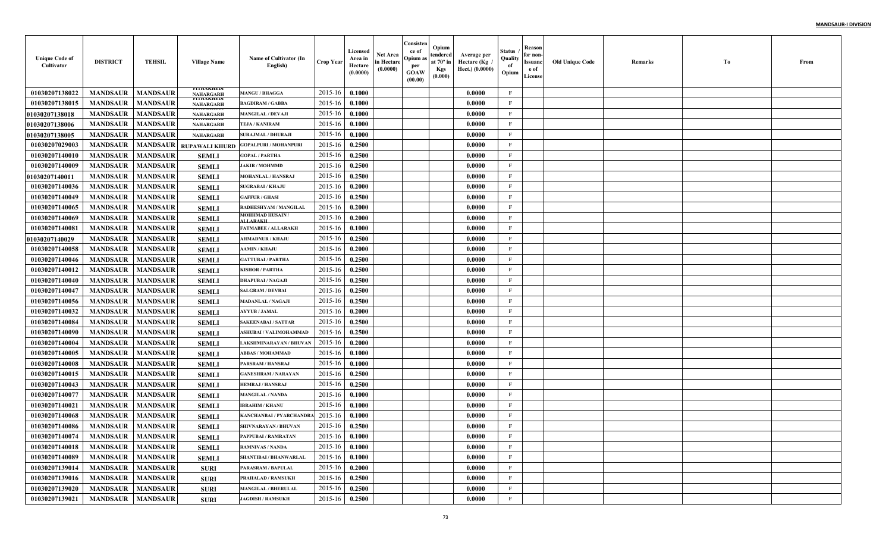| Unique Code of Cultivator | DISTRICT | TEHSIL | Village Name | Name of Cultivator (In English) | Crop Year | Licensed Area in Hectare (0.0000) | Net Area in Hectare (0.0000) | Consistence of Opium as per GOAW (00.00) | Opium tendered at 70° in Kgs (0.000) | Average per Hectare (Kg / Hect.) (0.0000) | Status / Quality of Opium | Reason for non-Issuance of License | Old Unique Code | Remarks | To | From |
|---|---|---|---|---|---|---|---|---|---|---|---|---|---|---|---|---|
| 01030207138022 | MANDSAUR | MANDSAUR | PITHAKHEDI NAHARGARH | MANGU / BHAGGA | 2015-16 | 0.1000 | | | | 0.0000 | F | | | | | |
| 01030207138015 | MANDSAUR | MANDSAUR | PITHAKHEDI NAHARGARH | BAGDIRAM / GABBA | 2015-16 | 0.1000 | | | | 0.0000 | F | | | | | |
| 01030207138018 | MANDSAUR | MANDSAUR | PITHAKHEDI NAHARGARH | MANGILAL / DEVAJI | 2015-16 | 0.1000 | | | | 0.0000 | F | | | | | |
| 01030207138006 | MANDSAUR | MANDSAUR | PITHAKHEDI NAHARGARH | TEJA / KANIRAM | 2015-16 | 0.1000 | | | | 0.0000 | F | | | | | |
| 01030207138005 | MANDSAUR | MANDSAUR | PITHAKHEDI NAHARGARH | SURAJMAL / DHURAJI | 2015-16 | 0.1000 | | | | 0.0000 | F | | | | | |
| 01030207029003 | MANDSAUR | MANDSAUR | RUPAWALI KHURD | GOPALPURI / MOHANPURI | 2015-16 | 0.2500 | | | | 0.0000 | F | | | | | |
| 01030207140010 | MANDSAUR | MANDSAUR | SEMLI | GOPAL / PARTHA | 2015-16 | 0.2500 | | | | 0.0000 | F | | | | | |
| 01030207140009 | MANDSAUR | MANDSAUR | SEMLI | JAKIR / MOHMMD | 2015-16 | 0.2500 | | | | 0.0000 | F | | | | | |
| 01030207140011 | MANDSAUR | MANDSAUR | SEMLI | MOHANLAL / HANSRAJ | 2015-16 | 0.2500 | | | | 0.0000 | F | | | | | |
| 01030207140036 | MANDSAUR | MANDSAUR | SEMLI | SUGRABAI / KHAJU | 2015-16 | 0.2000 | | | | 0.0000 | F | | | | | |
| 01030207140049 | MANDSAUR | MANDSAUR | SEMLI | GAFFUR / GHASI | 2015-16 | 0.2500 | | | | 0.0000 | F | | | | | |
| 01030207140065 | MANDSAUR | MANDSAUR | SEMLI | RADHESHYAM / MANGILAL | 2015-16 | 0.2000 | | | | 0.0000 | F | | | | | |
| 01030207140069 | MANDSAUR | MANDSAUR | SEMLI | MOHHMAD HUSAIN / ALLARAKH | 2015-16 | 0.2000 | | | | 0.0000 | F | | | | | |
| 01030207140081 | MANDSAUR | MANDSAUR | SEMLI | FATMABEE / ALLARAKH | 2015-16 | 0.1000 | | | | 0.0000 | F | | | | | |
| 01030207140029 | MANDSAUR | MANDSAUR | SEMLI | AHMADNUR / KHAJU | 2015-16 | 0.2500 | | | | 0.0000 | F | | | | | |
| 01030207140058 | MANDSAUR | MANDSAUR | SEMLI | AAMIN / KHAJU | 2015-16 | 0.2000 | | | | 0.0000 | F | | | | | |
| 01030207140046 | MANDSAUR | MANDSAUR | SEMLI | GATTUBAI / PARTHA | 2015-16 | 0.2500 | | | | 0.0000 | F | | | | | |
| 01030207140012 | MANDSAUR | MANDSAUR | SEMLI | KISHOR / PARTHA | 2015-16 | 0.2500 | | | | 0.0000 | F | | | | | |
| 01030207140040 | MANDSAUR | MANDSAUR | SEMLI | DHAPUBAI / NAGAJI | 2015-16 | 0.2500 | | | | 0.0000 | F | | | | | |
| 01030207140047 | MANDSAUR | MANDSAUR | SEMLI | SALGRAM / DEVBAI | 2015-16 | 0.2500 | | | | 0.0000 | F | | | | | |
| 01030207140056 | MANDSAUR | MANDSAUR | SEMLI | MADANLAL / NAGAJI | 2015-16 | 0.2500 | | | | 0.0000 | F | | | | | |
| 01030207140032 | MANDSAUR | MANDSAUR | SEMLI | AYYUB / JAMAL | 2015-16 | 0.2000 | | | | 0.0000 | F | | | | | |
| 01030207140084 | MANDSAUR | MANDSAUR | SEMLI | SAKEENABAI / SATTAR | 2015-16 | 0.2500 | | | | 0.0000 | F | | | | | |
| 01030207140090 | MANDSAUR | MANDSAUR | SEMLI | ASHUBAI / VALIMOHAMMAD | 2015-16 | 0.2500 | | | | 0.0000 | F | | | | | |
| 01030207140004 | MANDSAUR | MANDSAUR | SEMLI | LAKSHMINARAYAN / BHUVAN | 2015-16 | 0.2000 | | | | 0.0000 | F | | | | | |
| 01030207140005 | MANDSAUR | MANDSAUR | SEMLI | ABBAS / MOHAMMAD | 2015-16 | 0.1000 | | | | 0.0000 | F | | | | | |
| 01030207140008 | MANDSAUR | MANDSAUR | SEMLI | PARSRAM / HANSRAJ | 2015-16 | 0.1000 | | | | 0.0000 | F | | | | | |
| 01030207140015 | MANDSAUR | MANDSAUR | SEMLI | GANESHRAM / NARAYAN | 2015-16 | 0.2500 | | | | 0.0000 | F | | | | | |
| 01030207140043 | MANDSAUR | MANDSAUR | SEMLI | HEMRAJ / HANSRAJ | 2015-16 | 0.2500 | | | | 0.0000 | F | | | | | |
| 01030207140077 | MANDSAUR | MANDSAUR | SEMLI | MANGILAL / NANDA | 2015-16 | 0.1000 | | | | 0.0000 | F | | | | | |
| 01030207140021 | MANDSAUR | MANDSAUR | SEMLI | IBRAHIM / KHANU | 2015-16 | 0.1000 | | | | 0.0000 | F | | | | | |
| 01030207140068 | MANDSAUR | MANDSAUR | SEMLI | KANCHANBAI / PYARCHANDRA | 2015-16 | 0.1000 | | | | 0.0000 | F | | | | | |
| 01030207140086 | MANDSAUR | MANDSAUR | SEMLI | SHIVNARAYAN / BHUVAN | 2015-16 | 0.2500 | | | | 0.0000 | F | | | | | |
| 01030207140074 | MANDSAUR | MANDSAUR | SEMLI | PAPPUBAI / RAMRATAN | 2015-16 | 0.1000 | | | | 0.0000 | F | | | | | |
| 01030207140018 | MANDSAUR | MANDSAUR | SEMLI | RAMNIVAS / NANDA | 2015-16 | 0.1000 | | | | 0.0000 | F | | | | | |
| 01030207140089 | MANDSAUR | MANDSAUR | SEMLI | SHANTIBAI / BHANWARLAL | 2015-16 | 0.1000 | | | | 0.0000 | F | | | | | |
| 01030207139014 | MANDSAUR | MANDSAUR | SURI | PARASRAM / BAPULAL | 2015-16 | 0.2000 | | | | 0.0000 | F | | | | | |
| 01030207139016 | MANDSAUR | MANDSAUR | SURI | PRAHALAD / RAMSUKH | 2015-16 | 0.2500 | | | | 0.0000 | F | | | | | |
| 01030207139020 | MANDSAUR | MANDSAUR | SURI | MANGILAL / BHERULAL | 2015-16 | 0.2500 | | | | 0.0000 | F | | | | | |
| 01030207139021 | MANDSAUR | MANDSAUR | SURI | JAGDISH / RAMSUKH | 2015-16 | 0.2500 | | | | 0.0000 | F | | | | | |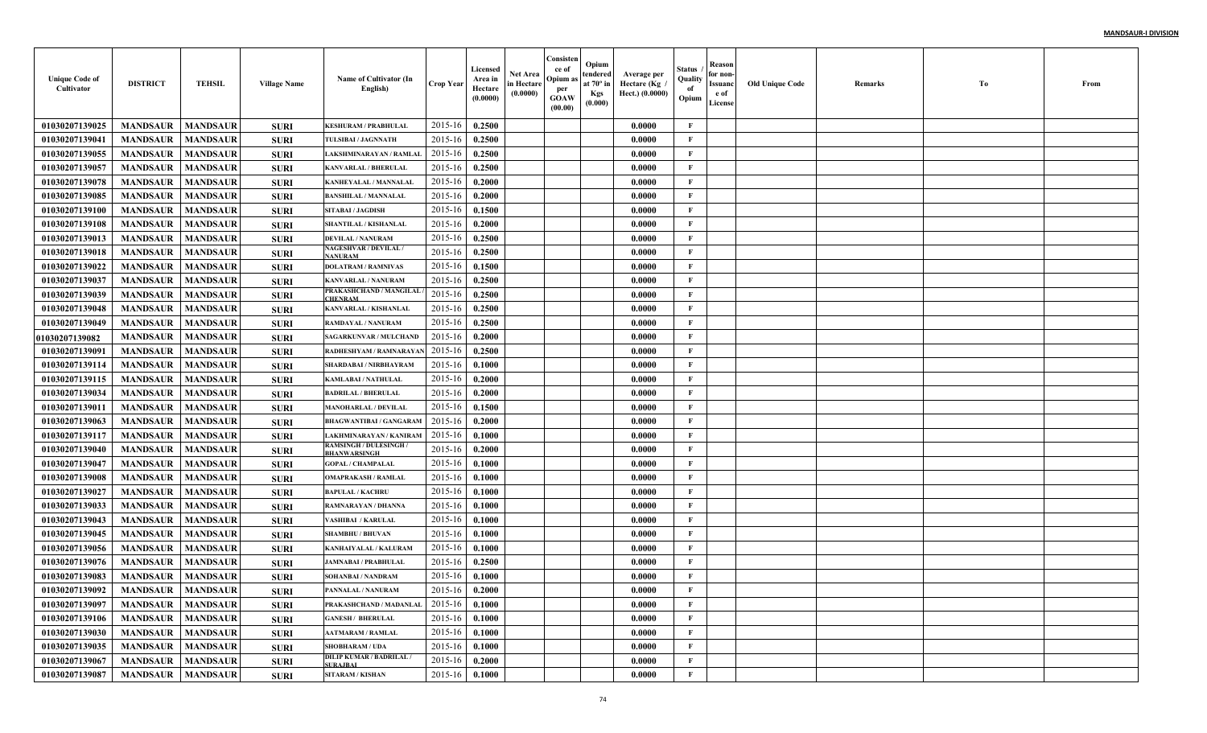| Unique Code of Cultivator | DISTRICT | TEHSIL | Village Name | Name of Cultivator (In English) | Crop Year | Licensed Area in Hectare (0.0000) | Net Area in Hectare (0.0000) | Consistence of Opium as per GOAW (00.00) | Opium tendered at 70° in Kgs (0.000) | Average per Hectare (Kg / Hect.) (0.0000) | Status / Quality of Opium | Reason for non-Issuance of License | Old Unique Code | Remarks | To | From |
|---|---|---|---|---|---|---|---|---|---|---|---|---|---|---|---|---|
| 01030207139025 | MANDSAUR | MANDSAUR | SURI | KESHURAM / PRABHULAL | 2015-16 | 0.2500 | | | | 0.0000 | F | | | | | |
| 01030207139041 | MANDSAUR | MANDSAUR | SURI | TULSIBAI / JAGNNATH | 2015-16 | 0.2500 | | | | 0.0000 | F | | | | | |
| 01030207139055 | MANDSAUR | MANDSAUR | SURI | LAKSHMINARAYAN / RAMLAL | 2015-16 | 0.2500 | | | | 0.0000 | F | | | | | |
| 01030207139057 | MANDSAUR | MANDSAUR | SURI | KANVARLAL / BHERULAL | 2015-16 | 0.2500 | | | | 0.0000 | F | | | | | |
| 01030207139078 | MANDSAUR | MANDSAUR | SURI | KANHEYALAL / MANNALAL | 2015-16 | 0.2000 | | | | 0.0000 | F | | | | | |
| 01030207139085 | MANDSAUR | MANDSAUR | SURI | BANSHILAL / MANNALAL | 2015-16 | 0.2000 | | | | 0.0000 | F | | | | | |
| 01030207139100 | MANDSAUR | MANDSAUR | SURI | SITABAI / JAGDISH | 2015-16 | 0.1500 | | | | 0.0000 | F | | | | | |
| 01030207139108 | MANDSAUR | MANDSAUR | SURI | SHANTILAL / KISHANLAL | 2015-16 | 0.2000 | | | | 0.0000 | F | | | | | |
| 01030207139013 | MANDSAUR | MANDSAUR | SURI | DEVILAL / NANURAM | 2015-16 | 0.2500 | | | | 0.0000 | F | | | | | |
| 01030207139018 | MANDSAUR | MANDSAUR | SURI | NAGESHVAR / DEVILAL / NANURAM | 2015-16 | 0.2500 | | | | 0.0000 | F | | | | | |
| 01030207139022 | MANDSAUR | MANDSAUR | SURI | DOLATRAM / RAMNIVAS | 2015-16 | 0.1500 | | | | 0.0000 | F | | | | | |
| 01030207139037 | MANDSAUR | MANDSAUR | SURI | KANVARLAL / NANURAM | 2015-16 | 0.2500 | | | | 0.0000 | F | | | | | |
| 01030207139039 | MANDSAUR | MANDSAUR | SURI | PRAKASHCHAND / MANGILAL / CHENRAM | 2015-16 | 0.2500 | | | | 0.0000 | F | | | | | |
| 01030207139048 | MANDSAUR | MANDSAUR | SURI | KANVARLAL / KISHANLAL | 2015-16 | 0.2500 | | | | 0.0000 | F | | | | | |
| 01030207139049 | MANDSAUR | MANDSAUR | SURI | RAMDAYAL / NANURAM | 2015-16 | 0.2500 | | | | 0.0000 | F | | | | | |
| 01030207139082 | MANDSAUR | MANDSAUR | SURI | SAGARKUNVAR / MULCHAND | 2015-16 | 0.2000 | | | | 0.0000 | F | | | | | |
| 01030207139091 | MANDSAUR | MANDSAUR | SURI | RADHESHYAM / RAMNARAYAN | 2015-16 | 0.2500 | | | | 0.0000 | F | | | | | |
| 01030207139114 | MANDSAUR | MANDSAUR | SURI | SHARDABAI / NIRBHAYRAM | 2015-16 | 0.1000 | | | | 0.0000 | F | | | | | |
| 01030207139115 | MANDSAUR | MANDSAUR | SURI | KAMLABAI / NATHULAL | 2015-16 | 0.2000 | | | | 0.0000 | F | | | | | |
| 01030207139034 | MANDSAUR | MANDSAUR | SURI | BADRILAL / BHERULAL | 2015-16 | 0.2000 | | | | 0.0000 | F | | | | | |
| 01030207139011 | MANDSAUR | MANDSAUR | SURI | MANOHARLAL / DEVILAL | 2015-16 | 0.1500 | | | | 0.0000 | F | | | | | |
| 01030207139063 | MANDSAUR | MANDSAUR | SURI | BHAGWANTIBAI / GANGARAM | 2015-16 | 0.2000 | | | | 0.0000 | F | | | | | |
| 01030207139117 | MANDSAUR | MANDSAUR | SURI | LAKHMINARAYAN / KANIRAM | 2015-16 | 0.1000 | | | | 0.0000 | F | | | | | |
| 01030207139040 | MANDSAUR | MANDSAUR | SURI | RAMSINGH / DULESINGH / BHANWARSINGH | 2015-16 | 0.2000 | | | | 0.0000 | F | | | | | |
| 01030207139047 | MANDSAUR | MANDSAUR | SURI | GOPAL / CHAMPALAL | 2015-16 | 0.1000 | | | | 0.0000 | F | | | | | |
| 01030207139008 | MANDSAUR | MANDSAUR | SURI | OMAPRAKASH / RAMLAL | 2015-16 | 0.1000 | | | | 0.0000 | F | | | | | |
| 01030207139027 | MANDSAUR | MANDSAUR | SURI | BAPULAL / KACHRU | 2015-16 | 0.1000 | | | | 0.0000 | F | | | | | |
| 01030207139033 | MANDSAUR | MANDSAUR | SURI | RAMNARAYAN / DHANNA | 2015-16 | 0.1000 | | | | 0.0000 | F | | | | | |
| 01030207139043 | MANDSAUR | MANDSAUR | SURI | VASHIBAI / KARULAL | 2015-16 | 0.1000 | | | | 0.0000 | F | | | | | |
| 01030207139045 | MANDSAUR | MANDSAUR | SURI | SHAMBHU / BHUVAN | 2015-16 | 0.1000 | | | | 0.0000 | F | | | | | |
| 01030207139056 | MANDSAUR | MANDSAUR | SURI | KANHAIYALAL / KALURAM | 2015-16 | 0.1000 | | | | 0.0000 | F | | | | | |
| 01030207139076 | MANDSAUR | MANDSAUR | SURI | JAMNABAI / PRABHULAL | 2015-16 | 0.2500 | | | | 0.0000 | F | | | | | |
| 01030207139083 | MANDSAUR | MANDSAUR | SURI | SOHANBAI / NANDRAM | 2015-16 | 0.1000 | | | | 0.0000 | F | | | | | |
| 01030207139092 | MANDSAUR | MANDSAUR | SURI | PANNALAL / NANURAM | 2015-16 | 0.2000 | | | | 0.0000 | F | | | | | |
| 01030207139097 | MANDSAUR | MANDSAUR | SURI | PRAKASHCHAND / MADANLAL | 2015-16 | 0.1000 | | | | 0.0000 | F | | | | | |
| 01030207139106 | MANDSAUR | MANDSAUR | SURI | GANESH / BHERULAL | 2015-16 | 0.1000 | | | | 0.0000 | F | | | | | |
| 01030207139030 | MANDSAUR | MANDSAUR | SURI | AATMARAM / RAMLAL | 2015-16 | 0.1000 | | | | 0.0000 | F | | | | | |
| 01030207139035 | MANDSAUR | MANDSAUR | SURI | SHOBHARAM / UDA | 2015-16 | 0.1000 | | | | 0.0000 | F | | | | | |
| 01030207139067 | MANDSAUR | MANDSAUR | SURI | DILIP KUMAR / BADRILAL / SURAJBAI | 2015-16 | 0.2000 | | | | 0.0000 | F | | | | | |
| 01030207139087 | MANDSAUR | MANDSAUR | SURI | SITARAM / KISHAN | 2015-16 | 0.1000 | | | | 0.0000 | F | | | | | |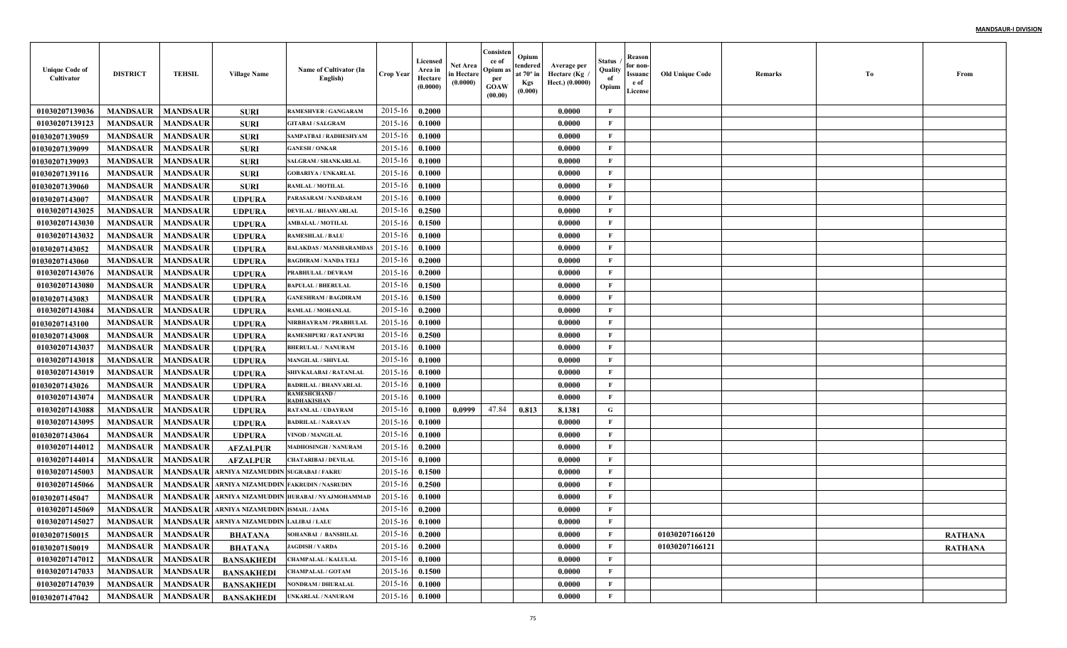| Unique Code of Cultivator | DISTRICT | TEHSIL | Village Name | Name of Cultivator (In English) | Crop Year | Licensed Area in Hectare (0.0000) | Net Area in Hectare (0.0000) | Consistence of Opium as per GOAW (00.00) | Opium tendered at 70° in Kgs (0.000) | Average per Hectare (Kg / Hect.) (0.0000) | Status / Quality of Opium | Reason for non-Issuance of License | Old Unique Code | Remarks | To | From |
|---|---|---|---|---|---|---|---|---|---|---|---|---|---|---|---|---|
| 01030207139036 | MANDSAUR | MANDSAUR | SURI | RAMESHVER / GANGARAM | 2015-16 | 0.2000 | | | | 0.0000 | F | | | | | |
| 01030207139123 | MANDSAUR | MANDSAUR | SURI | GITABAI / SALGRAM | 2015-16 | 0.1000 | | | | 0.0000 | F | | | | | |
| 01030207139059 | MANDSAUR | MANDSAUR | SURI | SAMPATBAI / RADHESHYAM | 2015-16 | 0.1000 | | | | 0.0000 | F | | | | | |
| 01030207139099 | MANDSAUR | MANDSAUR | SURI | GANESH / ONKAR | 2015-16 | 0.1000 | | | | 0.0000 | F | | | | | |
| 01030207139093 | MANDSAUR | MANDSAUR | SURI | SALGRAM / SHANKARLAL | 2015-16 | 0.1000 | | | | 0.0000 | F | | | | | |
| 01030207139116 | MANDSAUR | MANDSAUR | SURI | GOBARIYA / UNKARLAL | 2015-16 | 0.1000 | | | | 0.0000 | F | | | | | |
| 01030207139060 | MANDSAUR | MANDSAUR | SURI | RAMLAL / MOTILAL | 2015-16 | 0.1000 | | | | 0.0000 | F | | | | | |
| 01030207143007 | MANDSAUR | MANDSAUR | UDPURA | PARASARAM / NANDARAM | 2015-16 | 0.1000 | | | | 0.0000 | F | | | | | |
| 01030207143025 | MANDSAUR | MANDSAUR | UDPURA | DEVILAL / BHANVARLAL | 2015-16 | 0.2500 | | | | 0.0000 | F | | | | | |
| 01030207143030 | MANDSAUR | MANDSAUR | UDPURA | AMBALAL / MOTILAL | 2015-16 | 0.1500 | | | | 0.0000 | F | | | | | |
| 01030207143032 | MANDSAUR | MANDSAUR | UDPURA | RAMESHLAL / BALU | 2015-16 | 0.1000 | | | | 0.0000 | F | | | | | |
| 01030207143052 | MANDSAUR | MANDSAUR | UDPURA | BALAKDAS / MANSHARAMDAS | 2015-16 | 0.1000 | | | | 0.0000 | F | | | | | |
| 01030207143060 | MANDSAUR | MANDSAUR | UDPURA | BAGDIRAM / NANDA TELI | 2015-16 | 0.2000 | | | | 0.0000 | F | | | | | |
| 01030207143076 | MANDSAUR | MANDSAUR | UDPURA | PRABHULAL / DEVRAM | 2015-16 | 0.2000 | | | | 0.0000 | F | | | | | |
| 01030207143080 | MANDSAUR | MANDSAUR | UDPURA | BAPULAL / BHERULAL | 2015-16 | 0.1500 | | | | 0.0000 | F | | | | | |
| 01030207143083 | MANDSAUR | MANDSAUR | UDPURA | GANESHRAM / BAGDIRAM | 2015-16 | 0.1500 | | | | 0.0000 | F | | | | | |
| 01030207143084 | MANDSAUR | MANDSAUR | UDPURA | RAMLAL / MOHANLAL | 2015-16 | 0.2000 | | | | 0.0000 | F | | | | | |
| 01030207143100 | MANDSAUR | MANDSAUR | UDPURA | NIRBHAYRAM / PRABHULAL | 2015-16 | 0.1000 | | | | 0.0000 | F | | | | | |
| 01030207143008 | MANDSAUR | MANDSAUR | UDPURA | RAMESHPURI / RATANPURI | 2015-16 | 0.2500 | | | | 0.0000 | F | | | | | |
| 01030207143037 | MANDSAUR | MANDSAUR | UDPURA | BHERULAL / NANURAM | 2015-16 | 0.1000 | | | | 0.0000 | F | | | | | |
| 01030207143018 | MANDSAUR | MANDSAUR | UDPURA | MANGILAL / SHIVLAL | 2015-16 | 0.1000 | | | | 0.0000 | F | | | | | |
| 01030207143019 | MANDSAUR | MANDSAUR | UDPURA | SHIVKALABAI / RATANLAL | 2015-16 | 0.1000 | | | | 0.0000 | F | | | | | |
| 01030207143026 | MANDSAUR | MANDSAUR | UDPURA | BADRILAL / BHANVARLAL | 2015-16 | 0.1000 | | | | 0.0000 | F | | | | | |
| 01030207143074 | MANDSAUR | MANDSAUR | UDPURA | RAMESHCHAND / RADHAKISHAN | 2015-16 | 0.1000 | | | | 0.0000 | F | | | | | |
| 01030207143088 | MANDSAUR | MANDSAUR | UDPURA | RATANLAL / UDAYRAM | 2015-16 | 0.1000 | 0.0999 | 47.84 | 0.813 | 8.1381 | G | | | | | |
| 01030207143095 | MANDSAUR | MANDSAUR | UDPURA | BADRILAL / NARAYAN | 2015-16 | 0.1000 | | | | 0.0000 | F | | | | | |
| 01030207143064 | MANDSAUR | MANDSAUR | UDPURA | VINOD / MANGILAL | 2015-16 | 0.1000 | | | | 0.0000 | F | | | | | |
| 01030207144012 | MANDSAUR | MANDSAUR | AFZALPUR | MADHOSINGH / NANURAM | 2015-16 | 0.2000 | | | | 0.0000 | F | | | | | |
| 01030207144014 | MANDSAUR | MANDSAUR | AFZALPUR | CHATARIBAI / DEVILAL | 2015-16 | 0.1000 | | | | 0.0000 | F | | | | | |
| 01030207145003 | MANDSAUR | MANDSAUR | ARNIYA NIZAMUDDIN | SUGRABAI / FAKRU | 2015-16 | 0.1500 | | | | 0.0000 | F | | | | | |
| 01030207145066 | MANDSAUR | MANDSAUR | ARNIYA NIZAMUDDIN | FAKRUDIN / NASRUDIN | 2015-16 | 0.2500 | | | | 0.0000 | F | | | | | |
| 01030207145047 | MANDSAUR | MANDSAUR | ARNIYA NIZAMUDDIN | HURABAI / NYAJMOHAMMAD | 2015-16 | 0.1000 | | | | 0.0000 | F | | | | | |
| 01030207145069 | MANDSAUR | MANDSAUR | ARNIYA NIZAMUDDIN | ISMAIL / JAMA | 2015-16 | 0.2000 | | | | 0.0000 | F | | | | | |
| 01030207145027 | MANDSAUR | MANDSAUR | ARNIYA NIZAMUDDIN | LALIBAI / LALU | 2015-16 | 0.1000 | | | | 0.0000 | F | | | | | |
| 01030207150015 | MANDSAUR | MANDSAUR | BHATANA | SOHANBAI / BANSHILAL | 2015-16 | 0.2000 | | | | 0.0000 | F | | 01030207166120 | | | RATHANA |
| 01030207150019 | MANDSAUR | MANDSAUR | BHATANA | JAGDISH / VARDA | 2015-16 | 0.2000 | | | | 0.0000 | F | | 01030207166121 | | | RATHANA |
| 01030207147012 | MANDSAUR | MANDSAUR | BANSAKHEDI | CHAMPALAL / KALULAL | 2015-16 | 0.1000 | | | | 0.0000 | F | | | | | |
| 01030207147033 | MANDSAUR | MANDSAUR | BANSAKHEDI | CHAMPALAL / GOTAM | 2015-16 | 0.1500 | | | | 0.0000 | F | | | | | |
| 01030207147039 | MANDSAUR | MANDSAUR | BANSAKHEDI | NONDRAM / DHURALAL | 2015-16 | 0.1000 | | | | 0.0000 | F | | | | | |
| 01030207147042 | MANDSAUR | MANDSAUR | BANSAKHEDI | UNKARLAL / NANURAM | 2015-16 | 0.1000 | | | | 0.0000 | F | | | | | |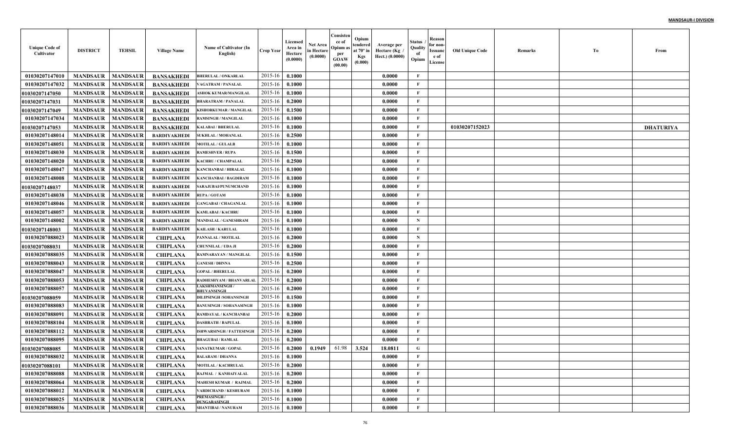| Unique Code of Cultivator | DISTRICT | TEHSIL | Village Name | Name of Cultivator (In English) | Crop Year | Licensed Area in Hectare (0.0000) | Net Area in Hectare (0.0000) | Consistence of Opium as per GOAW (00.00) | Opium tendered at 70° in Kgs (0.000) | Average per Hectare (Kg / Hect.) (0.0000) | Status / Quality of Opium | Reason for non-Issuance of License | Old Unique Code | Remarks | To | From |
|---|---|---|---|---|---|---|---|---|---|---|---|---|---|---|---|---|
| 01030207147010 | MANDSAUR | MANDSAUR | BANSAKHEDI | BHERULAL / ONKARLAL | 2015-16 | 0.1000 | | | | 0.0000 | F | | | | | |
| 01030207147032 | MANDSAUR | MANDSAUR | BANSAKHEDI | VAGATRAM / PANALAL | 2015-16 | 0.1000 | | | | 0.0000 | F | | | | | |
| 01030207147050 | MANDSAUR | MANDSAUR | BANSAKHEDI | ASHOK KUMAR/MANGILAL | 2015-16 | 0.1000 | | | | 0.0000 | F | | | | | |
| 01030207147031 | MANDSAUR | MANDSAUR | BANSAKHEDI | BHARATRAM / PANALAL | 2015-16 | 0.2000 | | | | 0.0000 | F | | | | | |
| 01030207147049 | MANDSAUR | MANDSAUR | BANSAKHEDI | KISHORKUMAR / MANGILAL | 2015-16 | 0.1500 | | | | 0.0000 | F | | | | | |
| 01030207147034 | MANDSAUR | MANDSAUR | BANSAKHEDI | RAMSINGH / MANGILAL | 2015-16 | 0.1000 | | | | 0.0000 | F | | | | | |
| 01030207147053 | MANDSAUR | MANDSAUR | BANSAKHEDI | KALABAI / BHERULAL | 2015-16 | 0.1000 | | | | 0.0000 | F | | 01030207152023 | | | DHATURIYA |
| 01030207148014 | MANDSAUR | MANDSAUR | BARDIYAKHEDI | SUKHLAL / MOHANLAL | 2015-16 | 0.2500 | | | | 0.0000 | F | | | | | |
| 01030207148051 | MANDSAUR | MANDSAUR | BARDIYAKHEDI | MOTILAL / GULALB | 2015-16 | 0.1000 | | | | 0.0000 | F | | | | | |
| 01030207148030 | MANDSAUR | MANDSAUR | BARDIYAKHEDI | RAMESHVER / RUPA | 2015-16 | 0.1500 | | | | 0.0000 | F | | | | | |
| 01030207148020 | MANDSAUR | MANDSAUR | BARDIYAKHEDI | KACHRU / CHAMPALAL | 2015-16 | 0.2500 | | | | 0.0000 | F | | | | | |
| 01030207148047 | MANDSAUR | MANDSAUR | BARDIYAKHEDI | KANCHANBAI / HIRALAL | 2015-16 | 0.1000 | | | | 0.0000 | F | | | | | |
| 01030207148008 | MANDSAUR | MANDSAUR | BARDIYAKHEDI | KANCHANBAI / BAGDIRAM | 2015-16 | 0.1000 | | | | 0.0000 | F | | | | | |
| 01030207148037 | MANDSAUR | MANDSAUR | BARDIYAKHEDI | SARAJUBAI/PUNUMCHAND | 2015-16 | 0.1000 | | | | 0.0000 | F | | | | | |
| 01030207148038 | MANDSAUR | MANDSAUR | BARDIYAKHEDI | RUPA / GOTAM | 2015-16 | 0.1000 | | | | 0.0000 | F | | | | | |
| 01030207148046 | MANDSAUR | MANDSAUR | BARDIYAKHEDI | GANGABAI / CHAGANLAL | 2015-16 | 0.1000 | | | | 0.0000 | F | | | | | |
| 01030207148057 | MANDSAUR | MANDSAUR | BARDIYAKHEDI | KAMLABAI / KACHRU | 2015-16 | 0.1000 | | | | 0.0000 | F | | | | | |
| 01030207148002 | MANDSAUR | MANDSAUR | BARDIYAKHEDI | MANDALAL / GANESHRAM | 2015-16 | 0.1000 | | | | 0.0000 | N | | | | | |
| 01030207148003 | MANDSAUR | MANDSAUR | BARDIYAKHEDI | KAILASH / KARULAL | 2015-16 | 0.1000 | | | | 0.0000 | F | | | | | |
| 01030207088023 | MANDSAUR | MANDSAUR | CHIPLANA | PANNALAL / MOTILAL | 2015-16 | 0.2000 | | | | 0.0000 | N | | | | | |
| 01030207088031 | MANDSAUR | MANDSAUR | CHIPLANA | CHUNNILAL / UDA JI | 2015-16 | 0.2000 | | | | 0.0000 | F | | | | | |
| 01030207088035 | MANDSAUR | MANDSAUR | CHIPLANA | RAMNARAYAN / MANGILAL | 2015-16 | 0.1500 | | | | 0.0000 | F | | | | | |
| 01030207088043 | MANDSAUR | MANDSAUR | CHIPLANA | GANESH / DHNNA | 2015-16 | 0.2500 | | | | 0.0000 | F | | | | | |
| 01030207088047 | MANDSAUR | MANDSAUR | CHIPLANA | GOPAL / BHERULAL | 2015-16 | 0.2000 | | | | 0.0000 | F | | | | | |
| 01030207088053 | MANDSAUR | MANDSAUR | CHIPLANA | RADHESHYAM / BHANVARLAL | 2015-16 | 0.2000 | | | | 0.0000 | F | | | | | |
| 01030207088057 | MANDSAUR | MANDSAUR | CHIPLANA | LAKSHMANSINGH / BHUVANSINGH | 2015-16 | 0.2000 | | | | 0.0000 | F | | | | | |
| 01030207088059 | MANDSAUR | MANDSAUR | CHIPLANA | DILIPSINGH /SOHANSINGH | 2015-16 | 0.1500 | | | | 0.0000 | F | | | | | |
| 01030207088083 | MANDSAUR | MANDSAUR | CHIPLANA | BANUSINGH / SOHANASINGH | 2015-16 | 0.1000 | | | | 0.0000 | F | | | | | |
| 01030207088091 | MANDSAUR | MANDSAUR | CHIPLANA | RAMDAYAL / KANCHANBAI | 2015-16 | 0.2000 | | | | 0.0000 | F | | | | | |
| 01030207088104 | MANDSAUR | MANDSAUR | CHIPLANA | DASHRATH / BAPULAL | 2015-16 | 0.1000 | | | | 0.0000 | F | | | | | |
| 01030207088112 | MANDSAUR | MANDSAUR | CHIPLANA | ISHWARSINGH / FATTESINGH | 2015-16 | 0.2000 | | | | 0.0000 | F | | | | | |
| 01030207088095 | MANDSAUR | MANDSAUR | CHIPLANA | BHAGUBAI / RAMLAL | 2015-16 | 0.2000 | | | | 0.0000 | F | | | | | |
| 01030207088085 | MANDSAUR | MANDSAUR | CHIPLANA | SANATKUMAR / GOPAL | 2015-16 | 0.2000 | 0.1949 | 61.98 | 3.524 | 18.0811 | G | | | | | |
| 01030207088032 | MANDSAUR | MANDSAUR | CHIPLANA | BALARAM / DHANNA | 2015-16 | 0.1000 | | | | 0.0000 | F | | | | | |
| 01030207088101 | MANDSAUR | MANDSAUR | CHIPLANA | MOTILAL / KACHRULAL | 2015-16 | 0.2000 | | | | 0.0000 | F | | | | | |
| 01030207088088 | MANDSAUR | MANDSAUR | CHIPLANA | RAJMAL / KANHAIYALAL | 2015-16 | 0.2000 | | | | 0.0000 | F | | | | | |
| 01030207088064 | MANDSAUR | MANDSAUR | CHIPLANA | MAHESH KUMAR / RAJMAL | 2015-16 | 0.2000 | | | | 0.0000 | F | | | | | |
| 01030207088012 | MANDSAUR | MANDSAUR | CHIPLANA | VARDICHAND / KESHURAM | 2015-16 | 0.1000 | | | | 0.0000 | F | | | | | |
| 01030207088025 | MANDSAUR | MANDSAUR | CHIPLANA | PREMASINGH / DUNGARASINGH | 2015-16 | 0.1000 | | | | 0.0000 | F | | | | | |
| 01030207088036 | MANDSAUR | MANDSAUR | CHIPLANA | SHANTIBAI / NANURAM | 2015-16 | 0.1000 | | | | 0.0000 | F | | | | | |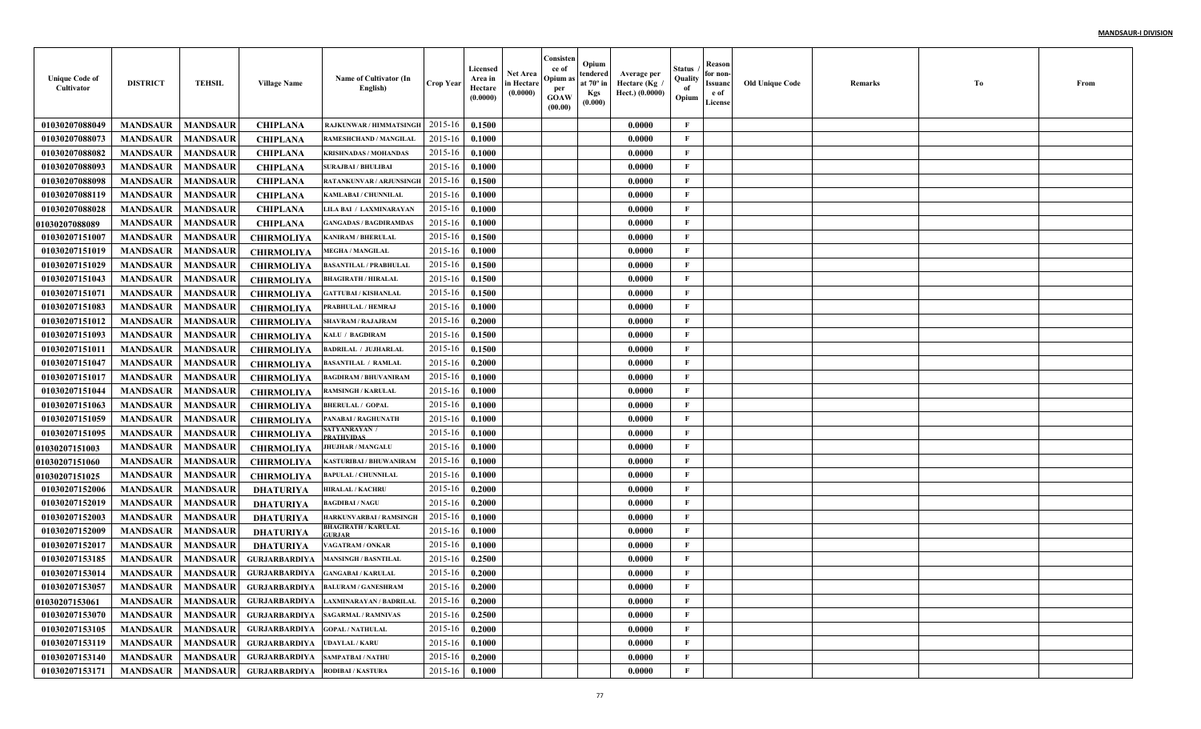| Unique Code of Cultivator | DISTRICT | TEHSIL | Village Name | Name of Cultivator (In English) | Crop Year | Licensed Area in Hectare (0.0000) | Net Area in Hectare (0.0000) | Consistence of Opium as per GOAW (00.00) | Opium tendered at 70° in Kgs (0.000) | Average per Hectare (Kg / Hect.) (0.0000) | Status / Quality of Opium | Reason for non-Issuance of License | Old Unique Code | Remarks | To | From |
|---|---|---|---|---|---|---|---|---|---|---|---|---|---|---|---|---|
| 01030207088049 | MANDSAUR | MANDSAUR | CHIPLANA | RAJKUNWAR / HIMMATSINGH | 2015-16 | 0.1500 | | | | 0.0000 | F | | | | | |
| 01030207088073 | MANDSAUR | MANDSAUR | CHIPLANA | RAMESHCHAND / MANGILAL | 2015-16 | 0.1000 | | | | 0.0000 | F | | | | | |
| 01030207088082 | MANDSAUR | MANDSAUR | CHIPLANA | KRISHNADAS / MOHANDAS | 2015-16 | 0.1000 | | | | 0.0000 | F | | | | | |
| 01030207088093 | MANDSAUR | MANDSAUR | CHIPLANA | SURAJBAI / BHULIBAI | 2015-16 | 0.1000 | | | | 0.0000 | F | | | | | |
| 01030207088098 | MANDSAUR | MANDSAUR | CHIPLANA | RATANKUNVAR / ARJUNSINGH | 2015-16 | 0.1500 | | | | 0.0000 | F | | | | | |
| 01030207088119 | MANDSAUR | MANDSAUR | CHIPLANA | KAMLABAI / CHUNNILAL | 2015-16 | 0.1000 | | | | 0.0000 | F | | | | | |
| 01030207088028 | MANDSAUR | MANDSAUR | CHIPLANA | LILA BAI / LAXMINARAYAN | 2015-16 | 0.1000 | | | | 0.0000 | F | | | | | |
| 01030207088089 | MANDSAUR | MANDSAUR | CHIPLANA | GANGADAS / BAGDIRAMDAS | 2015-16 | 0.1000 | | | | 0.0000 | F | | | | | |
| 01030207151007 | MANDSAUR | MANDSAUR | CHIRMOLIYA | KANIRAM / BHERULAL | 2015-16 | 0.1500 | | | | 0.0000 | F | | | | | |
| 01030207151019 | MANDSAUR | MANDSAUR | CHIRMOLIYA | MEGHA / MANGILAL | 2015-16 | 0.1000 | | | | 0.0000 | F | | | | | |
| 01030207151029 | MANDSAUR | MANDSAUR | CHIRMOLIYA | BASANTILAL / PRABHULAL | 2015-16 | 0.1500 | | | | 0.0000 | F | | | | | |
| 01030207151043 | MANDSAUR | MANDSAUR | CHIRMOLIYA | BHAGIRATH / HIRALAL | 2015-16 | 0.1500 | | | | 0.0000 | F | | | | | |
| 01030207151071 | MANDSAUR | MANDSAUR | CHIRMOLIYA | GATTUBAI / KISHANLAL | 2015-16 | 0.1500 | | | | 0.0000 | F | | | | | |
| 01030207151083 | MANDSAUR | MANDSAUR | CHIRMOLIYA | PRABHULAL / HEMRAJ | 2015-16 | 0.1000 | | | | 0.0000 | F | | | | | |
| 01030207151012 | MANDSAUR | MANDSAUR | CHIRMOLIYA | SHAVRAM / RAJAJRAM | 2015-16 | 0.2000 | | | | 0.0000 | F | | | | | |
| 01030207151093 | MANDSAUR | MANDSAUR | CHIRMOLIYA | KALU / BAGDIRAM | 2015-16 | 0.1500 | | | | 0.0000 | F | | | | | |
| 01030207151011 | MANDSAUR | MANDSAUR | CHIRMOLIYA | BADRILAL / JUJHARLAL | 2015-16 | 0.1500 | | | | 0.0000 | F | | | | | |
| 01030207151047 | MANDSAUR | MANDSAUR | CHIRMOLIYA | BASANTILAL / RAMLAL | 2015-16 | 0.2000 | | | | 0.0000 | F | | | | | |
| 01030207151017 | MANDSAUR | MANDSAUR | CHIRMOLIYA | BAGDIRAM / BHUVANIRAM | 2015-16 | 0.1000 | | | | 0.0000 | F | | | | | |
| 01030207151044 | MANDSAUR | MANDSAUR | CHIRMOLIYA | RAMSINGH / KARULAL | 2015-16 | 0.1000 | | | | 0.0000 | F | | | | | |
| 01030207151063 | MANDSAUR | MANDSAUR | CHIRMOLIYA | BHERULAL / GOPAL | 2015-16 | 0.1000 | | | | 0.0000 | F | | | | | |
| 01030207151059 | MANDSAUR | MANDSAUR | CHIRMOLIYA | PANABAI / RAGHUNATH | 2015-16 | 0.1000 | | | | 0.0000 | F | | | | | |
| 01030207151095 | MANDSAUR | MANDSAUR | CHIRMOLIYA | SATYANRAYAN / PRATHVIDAS | 2015-16 | 0.1000 | | | | 0.0000 | F | | | | | |
| 01030207151003 | MANDSAUR | MANDSAUR | CHIRMOLIYA | JHUJHAR / MANGALU | 2015-16 | 0.1000 | | | | 0.0000 | F | | | | | |
| 01030207151060 | MANDSAUR | MANDSAUR | CHIRMOLIYA | KASTURIBAI / BHUWANIRAM | 2015-16 | 0.1000 | | | | 0.0000 | F | | | | | |
| 01030207151025 | MANDSAUR | MANDSAUR | CHIRMOLIYA | BAPULAL / CHUNNILAL | 2015-16 | 0.1000 | | | | 0.0000 | F | | | | | |
| 01030207152006 | MANDSAUR | MANDSAUR | DHATURIYA | HIRALAL / KACHRU | 2015-16 | 0.2000 | | | | 0.0000 | F | | | | | |
| 01030207152019 | MANDSAUR | MANDSAUR | DHATURIYA | BAGDIBAI / NAGU | 2015-16 | 0.2000 | | | | 0.0000 | F | | | | | |
| 01030207152003 | MANDSAUR | MANDSAUR | DHATURIYA | HARKUNVARBAI / RAMSINGH | 2015-16 | 0.1000 | | | | 0.0000 | F | | | | | |
| 01030207152009 | MANDSAUR | MANDSAUR | DHATURIYA | BHAGIRATH / KARULAL GURJAR | 2015-16 | 0.1000 | | | | 0.0000 | F | | | | | |
| 01030207152017 | MANDSAUR | MANDSAUR | DHATURIYA | VAGATRAM / ONKAR | 2015-16 | 0.1000 | | | | 0.0000 | F | | | | | |
| 01030207153185 | MANDSAUR | MANDSAUR | GURJARBARDIYA | MANSINGH / BASNTILAL | 2015-16 | 0.2500 | | | | 0.0000 | F | | | | | |
| 01030207153014 | MANDSAUR | MANDSAUR | GURJARBARDIYA | GANGABAI / KARULAL | 2015-16 | 0.2000 | | | | 0.0000 | F | | | | | |
| 01030207153057 | MANDSAUR | MANDSAUR | GURJARBARDIYA | BALURAM / GANESHRAM | 2015-16 | 0.2000 | | | | 0.0000 | F | | | | | |
| 01030207153061 | MANDSAUR | MANDSAUR | GURJARBARDIYA | LAXMINARAYAN / BADRILAL | 2015-16 | 0.2000 | | | | 0.0000 | F | | | | | |
| 01030207153070 | MANDSAUR | MANDSAUR | GURJARBARDIYA | SAGARMAL / RAMNIVAS | 2015-16 | 0.2500 | | | | 0.0000 | F | | | | | |
| 01030207153105 | MANDSAUR | MANDSAUR | GURJARBARDIYA | GOPAL / NATHULAL | 2015-16 | 0.2000 | | | | 0.0000 | F | | | | | |
| 01030207153119 | MANDSAUR | MANDSAUR | GURJARBARDIYA | UDAYLAL / KARU | 2015-16 | 0.1000 | | | | 0.0000 | F | | | | | |
| 01030207153140 | MANDSAUR | MANDSAUR | GURJARBARDIYA | SAMPATBAI / NATHU | 2015-16 | 0.2000 | | | | 0.0000 | F | | | | | |
| 01030207153171 | MANDSAUR | MANDSAUR | GURJARBARDIYA | RODIBAI / KASTURA | 2015-16 | 0.1000 | | | | 0.0000 | F | | | | | |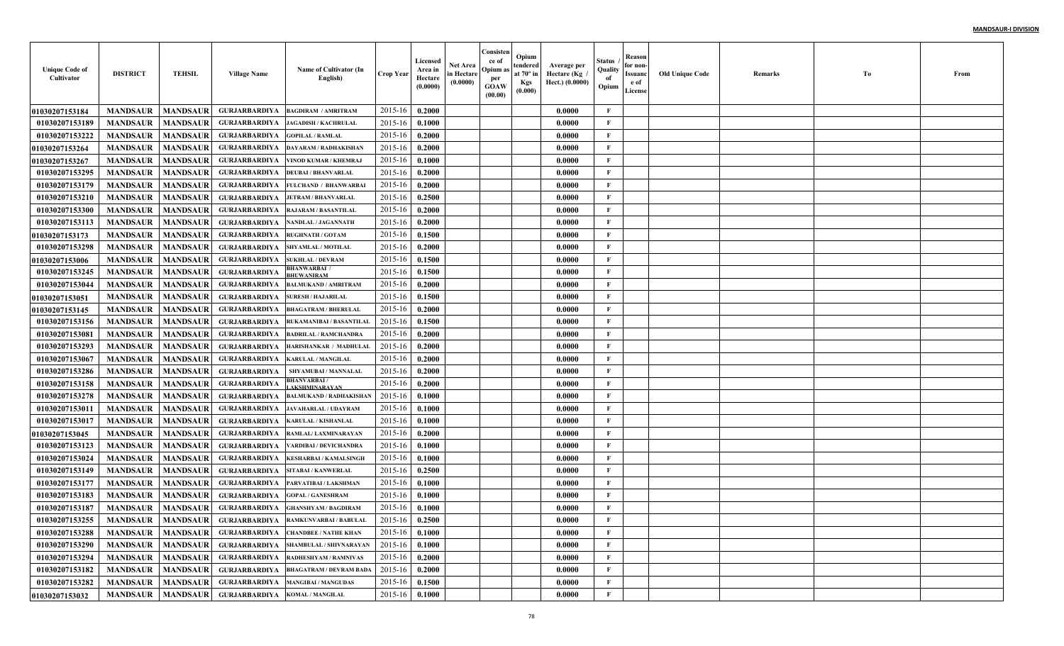| Unique Code of Cultivator | DISTRICT | TEHSIL | Village Name | Name of Cultivator (In English) | Crop Year | Licensed Area in Hectare (0.0000) | Net Area in Hectare (0.0000) | Consistence of Opium as per GOAW (00.00) | Opium tendered at 70° in Kgs (0.000) | Average per Hectare (Kg / Hect.) (0.0000) | Status / Quality of Opium | Reason for non-Issuance of License | Old Unique Code | Remarks | To | From |
|---|---|---|---|---|---|---|---|---|---|---|---|---|---|---|---|---|
| 01030207153184 | MANDSAUR | MANDSAUR | GURJARBARDIYA | BAGDIRAM / AMRITRAM | 2015-16 | 0.2000 | | | | 0.0000 | F | | | | | |
| 01030207153189 | MANDSAUR | MANDSAUR | GURJARBARDIYA | JAGADISH / KACHRULAL | 2015-16 | 0.1000 | | | | 0.0000 | F | | | | | |
| 01030207153222 | MANDSAUR | MANDSAUR | GURJARBARDIYA | GOPILAL / RAMLAL | 2015-16 | 0.2000 | | | | 0.0000 | F | | | | | |
| 01030207153264 | MANDSAUR | MANDSAUR | GURJARBARDIYA | DAYARAM / RADHAKISHAN | 2015-16 | 0.2000 | | | | 0.0000 | F | | | | | |
| 01030207153267 | MANDSAUR | MANDSAUR | GURJARBARDIYA | VINOD KUMAR / KHEMRAJ | 2015-16 | 0.1000 | | | | 0.0000 | F | | | | | |
| 01030207153295 | MANDSAUR | MANDSAUR | GURJARBARDIYA | DEUBAI / BHANVARLAL | 2015-16 | 0.2000 | | | | 0.0000 | F | | | | | |
| 01030207153179 | MANDSAUR | MANDSAUR | GURJARBARDIYA | FULCHAND / BHANWARBAI | 2015-16 | 0.2000 | | | | 0.0000 | F | | | | | |
| 01030207153210 | MANDSAUR | MANDSAUR | GURJARBARDIYA | JETRAM / BHANVARLAL | 2015-16 | 0.2500 | | | | 0.0000 | F | | | | | |
| 01030207153300 | MANDSAUR | MANDSAUR | GURJARBARDIYA | RAJARAM / BASANTILAL | 2015-16 | 0.2000 | | | | 0.0000 | F | | | | | |
| 01030207153113 | MANDSAUR | MANDSAUR | GURJARBARDIYA | NANDLAL / JAGANNATH | 2015-16 | 0.2000 | | | | 0.0000 | F | | | | | |
| 01030207153173 | MANDSAUR | MANDSAUR | GURJARBARDIYA | RUGHNATH / GOTAM | 2015-16 | 0.1500 | | | | 0.0000 | F | | | | | |
| 01030207153298 | MANDSAUR | MANDSAUR | GURJARBARDIYA | SHYAMLAL / MOTILAL | 2015-16 | 0.2000 | | | | 0.0000 | F | | | | | |
| 01030207153006 | MANDSAUR | MANDSAUR | GURJARBARDIYA | SUKHLAL / DEVRAM | 2015-16 | 0.1500 | | | | 0.0000 | F | | | | | |
| 01030207153245 | MANDSAUR | MANDSAUR | GURJARBARDIYA | BHANWARBAI / BHUWANIRAM | 2015-16 | 0.1500 | | | | 0.0000 | F | | | | | |
| 01030207153044 | MANDSAUR | MANDSAUR | GURJARBARDIYA | BALMUKAND / AMRITRAM | 2015-16 | 0.2000 | | | | 0.0000 | F | | | | | |
| 01030207153051 | MANDSAUR | MANDSAUR | GURJARBARDIYA | SURESH / HAJARILAL | 2015-16 | 0.1500 | | | | 0.0000 | F | | | | | |
| 01030207153145 | MANDSAUR | MANDSAUR | GURJARBARDIYA | BHAGATRAM / BHERULAL | 2015-16 | 0.2000 | | | | 0.0000 | F | | | | | |
| 01030207153156 | MANDSAUR | MANDSAUR | GURJARBARDIYA | RUKAMANIBAI / BASANTILAL | 2015-16 | 0.1500 | | | | 0.0000 | F | | | | | |
| 01030207153081 | MANDSAUR | MANDSAUR | GURJARBARDIYA | BADRILAL / RAMCHANDRA | 2015-16 | 0.2000 | | | | 0.0000 | F | | | | | |
| 01030207153293 | MANDSAUR | MANDSAUR | GURJARBARDIYA | HARISHANKAR / MADHULAL | 2015-16 | 0.2000 | | | | 0.0000 | F | | | | | |
| 01030207153067 | MANDSAUR | MANDSAUR | GURJARBARDIYA | KARULAL / MANGILAL | 2015-16 | 0.2000 | | | | 0.0000 | F | | | | | |
| 01030207153286 | MANDSAUR | MANDSAUR | GURJARBARDIYA | SHYAMUBAI / MANNALAL | 2015-16 | 0.2000 | | | | 0.0000 | F | | | | | |
| 01030207153158 | MANDSAUR | MANDSAUR | GURJARBARDIYA | BHANVARBAI / LAKSHMINARAYAN | 2015-16 | 0.2000 | | | | 0.0000 | F | | | | | |
| 01030207153278 | MANDSAUR | MANDSAUR | GURJARBARDIYA | BALMUKAND / RADHAKISHAN | 2015-16 | 0.1000 | | | | 0.0000 | F | | | | | |
| 01030207153011 | MANDSAUR | MANDSAUR | GURJARBARDIYA | JAVAHARLAL / UDAYRAM | 2015-16 | 0.1000 | | | | 0.0000 | F | | | | | |
| 01030207153017 | MANDSAUR | MANDSAUR | GURJARBARDIYA | KARULAL / KISHANLAL | 2015-16 | 0.1000 | | | | 0.0000 | F | | | | | |
| 01030207153045 | MANDSAUR | MANDSAUR | GURJARBARDIYA | RAMLAL/ LAXMINARAYAN | 2015-16 | 0.2000 | | | | 0.0000 | F | | | | | |
| 01030207153123 | MANDSAUR | MANDSAUR | GURJARBARDIYA | VARDIBAI / DEVICHANDRA | 2015-16 | 0.1000 | | | | 0.0000 | F | | | | | |
| 01030207153024 | MANDSAUR | MANDSAUR | GURJARBARDIYA | KESHARBAI / KAMALSINGH | 2015-16 | 0.1000 | | | | 0.0000 | F | | | | | |
| 01030207153149 | MANDSAUR | MANDSAUR | GURJARBARDIYA | SITABAI / KANWERLAL | 2015-16 | 0.2500 | | | | 0.0000 | F | | | | | |
| 01030207153177 | MANDSAUR | MANDSAUR | GURJARBARDIYA | PARVATIBAI / LAKSHMAN | 2015-16 | 0.1000 | | | | 0.0000 | F | | | | | |
| 01030207153183 | MANDSAUR | MANDSAUR | GURJARBARDIYA | GOPAL / GANESHRAM | 2015-16 | 0.1000 | | | | 0.0000 | F | | | | | |
| 01030207153187 | MANDSAUR | MANDSAUR | GURJARBARDIYA | GHANSHYAM / BAGDIRAM | 2015-16 | 0.1000 | | | | 0.0000 | F | | | | | |
| 01030207153255 | MANDSAUR | MANDSAUR | GURJARBARDIYA | RAMKUNVARBAI / BABULAL | 2015-16 | 0.2500 | | | | 0.0000 | F | | | | | |
| 01030207153288 | MANDSAUR | MANDSAUR | GURJARBARDIYA | CHANDBEE / NATHE KHAN | 2015-16 | 0.1000 | | | | 0.0000 | F | | | | | |
| 01030207153290 | MANDSAUR | MANDSAUR | GURJARBARDIYA | SHAMBULAL / SHIVNARAYAN | 2015-16 | 0.1000 | | | | 0.0000 | F | | | | | |
| 01030207153294 | MANDSAUR | MANDSAUR | GURJARBARDIYA | RADHESHYAM / RAMNIVAS | 2015-16 | 0.2000 | | | | 0.0000 | F | | | | | |
| 01030207153182 | MANDSAUR | MANDSAUR | GURJARBARDIYA | BHAGATRAM / DEVRAM BADA | 2015-16 | 0.2000 | | | | 0.0000 | F | | | | | |
| 01030207153282 | MANDSAUR | MANDSAUR | GURJARBARDIYA | MANGIBAI / MANGUDAS | 2015-16 | 0.1500 | | | | 0.0000 | F | | | | | |
| 01030207153032 | MANDSAUR | MANDSAUR | GURJARBARDIYA | KOMAL / MANGILAL | 2015-16 | 0.1000 | | | | 0.0000 | F | | | | | |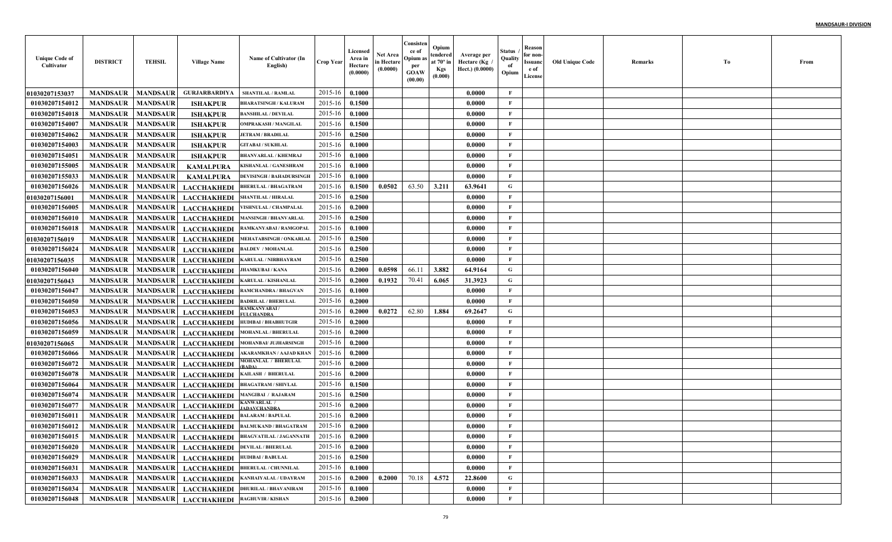| Unique Code of Cultivator | DISTRICT | TEHSIL | Village Name | Name of Cultivator (In English) | Crop Year | Licensed Area in Hectare (0.0000) | Net Area in Hectare (0.0000) | Consistence of Opium as per GOAW (00.00) | Opium tendered at 70° in Kgs (0.000) | Average per Hectare (Kg / Hect.) (0.0000) | Status / Quality of Opium | Reason for non-Issuance of License | Old Unique Code | Remarks | To | From |
|---|---|---|---|---|---|---|---|---|---|---|---|---|---|---|---|---|
| 01030207153037 | MANDSAUR | MANDSAUR | GURJARBARDIYA | SHANTILAL / RAMLAL | 2015-16 | 0.1000 | | | | 0.0000 | F | | | | | |
| 01030207154012 | MANDSAUR | MANDSAUR | ISHAKPUR | BHARATSINGH / KALURAM | 2015-16 | 0.1500 | | | | 0.0000 | F | | | | | |
| 01030207154018 | MANDSAUR | MANDSAUR | ISHAKPUR | BANSHILAL / DEVILAL | 2015-16 | 0.1000 | | | | 0.0000 | F | | | | | |
| 01030207154007 | MANDSAUR | MANDSAUR | ISHAKPUR | OMPRAKASH / MANGILAL | 2015-16 | 0.1500 | | | | 0.0000 | F | | | | | |
| 01030207154062 | MANDSAUR | MANDSAUR | ISHAKPUR | JETRAM / BRADILAL | 2015-16 | 0.2500 | | | | 0.0000 | F | | | | | |
| 01030207154003 | MANDSAUR | MANDSAUR | ISHAKPUR | GITABAI / SUKHLAL | 2015-16 | 0.1000 | | | | 0.0000 | F | | | | | |
| 01030207154051 | MANDSAUR | MANDSAUR | ISHAKPUR | BHANVARLAL / KHEMRAJ | 2015-16 | 0.1000 | | | | 0.0000 | F | | | | | |
| 01030207155005 | MANDSAUR | MANDSAUR | KAMALPURA | KISHANLAL / GANESHRAM | 2015-16 | 0.1000 | | | | 0.0000 | F | | | | | |
| 01030207155033 | MANDSAUR | MANDSAUR | KAMALPURA | DEVISINGH / BAHADURSINGH | 2015-16 | 0.1000 | | | | 0.0000 | F | | | | | |
| 01030207156026 | MANDSAUR | MANDSAUR | LACCHAKHEDI | BHERULAL / BHAGATRAM | 2015-16 | 0.1500 | 0.0502 | 63.50 | 3.211 | 63.9641 | G | | | | | |
| 01030207156001 | MANDSAUR | MANDSAUR | LACCHAKHEDI | SHANTILAL / HIRALAL | 2015-16 | 0.2500 | | | | 0.0000 | F | | | | | |
| 01030207156005 | MANDSAUR | MANDSAUR | LACCHAKHEDI | VISHNULAL / CHAMPALAL | 2015-16 | 0.2000 | | | | 0.0000 | F | | | | | |
| 01030207156010 | MANDSAUR | MANDSAUR | LACCHAKHEDI | MANSINGH / BHANVARLAL | 2015-16 | 0.2500 | | | | 0.0000 | F | | | | | |
| 01030207156018 | MANDSAUR | MANDSAUR | LACCHAKHEDI | RAMKANYABAI / RAMGOPAL | 2015-16 | 0.1000 | | | | 0.0000 | F | | | | | |
| 01030207156019 | MANDSAUR | MANDSAUR | LACCHAKHEDI | MEHATABSINGH / ONKARLAL | 2015-16 | 0.2500 | | | | 0.0000 | F | | | | | |
| 01030207156024 | MANDSAUR | MANDSAUR | LACCHAKHEDI | BALDEV / MOHANLAL | 2015-16 | 0.2500 | | | | 0.0000 | F | | | | | |
| 01030207156035 | MANDSAUR | MANDSAUR | LACCHAKHEDI | KARULAL / NIRBHAYRAM | 2015-16 | 0.2500 | | | | 0.0000 | F | | | | | |
| 01030207156040 | MANDSAUR | MANDSAUR | LACCHAKHEDI | JHAMKUBAI / KANA | 2015-16 | 0.2000 | 0.0598 | 66.11 | 3.882 | 64.9164 | G | | | | | |
| 01030207156043 | MANDSAUR | MANDSAUR | LACCHAKHEDI | KARULAL / KISHANLAL | 2015-16 | 0.2000 | 0.1932 | 70.41 | 6.065 | 31.3923 | G | | | | | |
| 01030207156047 | MANDSAUR | MANDSAUR | LACCHAKHEDI | RAMCHANDRA / BHAGVAN | 2015-16 | 0.1000 | | | | 0.0000 | F | | | | | |
| 01030207156050 | MANDSAUR | MANDSAUR | LACCHAKHEDI | BADRILAL / BHERULAL | 2015-16 | 0.2000 | | | | 0.0000 | F | | | | | |
| 01030207156053 | MANDSAUR | MANDSAUR | LACCHAKHEDI | RAMKANYABAI / FULCHANDRA | 2015-16 | 0.2000 | 0.0272 | 62.80 | 1.884 | 69.2647 | G | | | | | |
| 01030207156056 | MANDSAUR | MANDSAUR | LACCHAKHEDI | HUDIBAI / BHABHUTGIR | 2015-16 | 0.2000 | | | | 0.0000 | F | | | | | |
| 01030207156059 | MANDSAUR | MANDSAUR | LACCHAKHEDI | MOHANLAL / BHERULAL | 2015-16 | 0.2000 | | | | 0.0000 | F | | | | | |
| 01030207156065 | MANDSAUR | MANDSAUR | LACCHAKHEDI | MOHANBAI/ JUJHARSINGH | 2015-16 | 0.2000 | | | | 0.0000 | F | | | | | |
| 01030207156066 | MANDSAUR | MANDSAUR | LACCHAKHEDI | AKARAMKHAN / AAJAD KHAN | 2015-16 | 0.2000 | | | | 0.0000 | F | | | | | |
| 01030207156072 | MANDSAUR | MANDSAUR | LACCHAKHEDI | MOHANLAL / BHERULAL (BADA) | 2015-16 | 0.2000 | | | | 0.0000 | F | | | | | |
| 01030207156078 | MANDSAUR | MANDSAUR | LACCHAKHEDI | KAILASH / BHERULAL | 2015-16 | 0.2000 | | | | 0.0000 | F | | | | | |
| 01030207156064 | MANDSAUR | MANDSAUR | LACCHAKHEDI | BHAGATRAM / SHIVLAL | 2015-16 | 0.1500 | | | | 0.0000 | F | | | | | |
| 01030207156074 | MANDSAUR | MANDSAUR | LACCHAKHEDI | MANGIBAI / RAJARAM | 2015-16 | 0.2500 | | | | 0.0000 | F | | | | | |
| 01030207156077 | MANDSAUR | MANDSAUR | LACCHAKHEDI | KANWARLAL / JADAVCHANDRA | 2015-16 | 0.2000 | | | | 0.0000 | F | | | | | |
| 01030207156011 | MANDSAUR | MANDSAUR | LACCHAKHEDI | BALARAM / BAPULAL | 2015-16 | 0.2000 | | | | 0.0000 | F | | | | | |
| 01030207156012 | MANDSAUR | MANDSAUR | LACCHAKHEDI | BALMUKAND / BHAGATRAM | 2015-16 | 0.2000 | | | | 0.0000 | F | | | | | |
| 01030207156015 | MANDSAUR | MANDSAUR | LACCHAKHEDI | BHAGVATILAL / JAGANNATH | 2015-16 | 0.2000 | | | | 0.0000 | F | | | | | |
| 01030207156020 | MANDSAUR | MANDSAUR | LACCHAKHEDI | DEVILAL / BHERULAL | 2015-16 | 0.2000 | | | | 0.0000 | F | | | | | |
| 01030207156029 | MANDSAUR | MANDSAUR | LACCHAKHEDI | HUDIBAI / BABULAL | 2015-16 | 0.2500 | | | | 0.0000 | F | | | | | |
| 01030207156031 | MANDSAUR | MANDSAUR | LACCHAKHEDI | BHERULAL / CHUNNILAL | 2015-16 | 0.1000 | | | | 0.0000 | F | | | | | |
| 01030207156033 | MANDSAUR | MANDSAUR | LACCHAKHEDI | KANHAIYALAL / UDAYRAM | 2015-16 | 0.2000 | 0.2000 | 70.18 | 4.572 | 22.8600 | G | | | | | |
| 01030207156034 | MANDSAUR | MANDSAUR | LACCHAKHEDI | DHURILAL / BHAVANIRAM | 2015-16 | 0.1000 | | | | 0.0000 | F | | | | | |
| 01030207156048 | MANDSAUR | MANDSAUR | LACCHAKHEDI | RAGHUVIR / KISHAN | 2015-16 | 0.2000 | | | | 0.0000 | F | | | | | |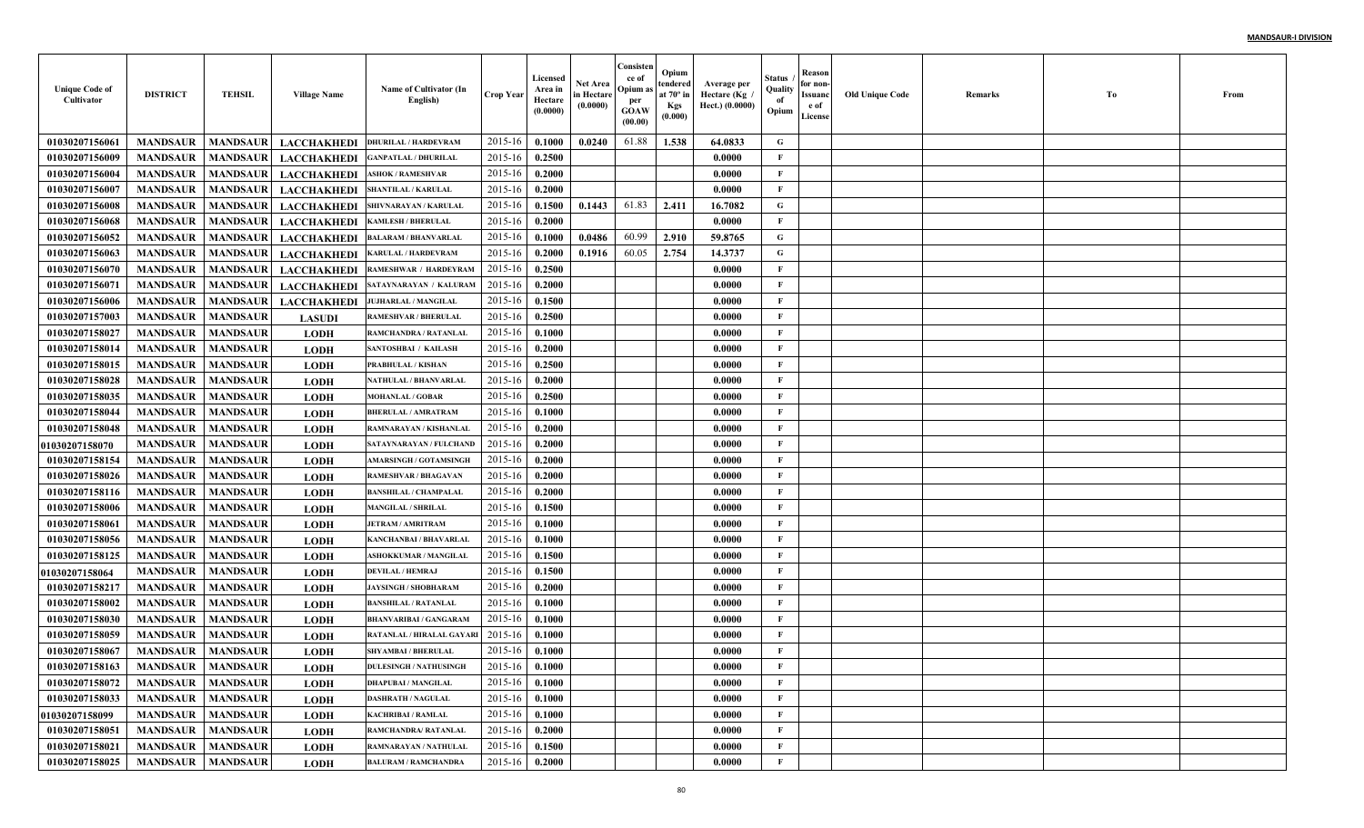**MANDSAUR-I DIVISION**

| Unique Code of Cultivator | DISTRICT | TEHSIL | Village Name | Name of Cultivator (In English) | Crop Year | Licensed Area in Hectare (0.0000) | Net Area in Hectare (0.0000) | Consistence of Opium as per GOAW (00.00) | Opium tendered at 70° in Kgs (0.000) | Average per Hectare (Kg / Hect.) (0.0000) | Status / Quality of Opium | Reason for non-Issuance of License | Old Unique Code | Remarks | To | From |
|---|---|---|---|---|---|---|---|---|---|---|---|---|---|---|---|---|
| 01030207156061 | MANDSAUR | MANDSAUR | LACCHAKHEDI | DHURILAL / HARDEVRAM | 2015-16 | 0.1000 | 0.0240 | 61.88 | 1.538 | 64.0833 | G | | | | | |
| 01030207156009 | MANDSAUR | MANDSAUR | LACCHAKHEDI | GANPATLAL / DHURILAL | 2015-16 | 0.2500 | | | | 0.0000 | F | | | | | |
| 01030207156004 | MANDSAUR | MANDSAUR | LACCHAKHEDI | ASHOK / RAMESHVAR | 2015-16 | 0.2000 | | | | 0.0000 | F | | | | | |
| 01030207156007 | MANDSAUR | MANDSAUR | LACCHAKHEDI | SHANTILAL / KARULAL | 2015-16 | 0.2000 | | | | 0.0000 | F | | | | | |
| 01030207156008 | MANDSAUR | MANDSAUR | LACCHAKHEDI | SHIVNARAYAN / KARULAL | 2015-16 | 0.1500 | 0.1443 | 61.83 | 2.411 | 16.7082 | G | | | | | |
| 01030207156068 | MANDSAUR | MANDSAUR | LACCHAKHEDI | KAMLESH / BHERULAL | 2015-16 | 0.2000 | | | | 0.0000 | F | | | | | |
| 01030207156052 | MANDSAUR | MANDSAUR | LACCHAKHEDI | BALARAM / BHANVARLAL | 2015-16 | 0.1000 | 0.0486 | 60.99 | 2.910 | 59.8765 | G | | | | | |
| 01030207156063 | MANDSAUR | MANDSAUR | LACCHAKHEDI | KARULAL / HARDEVRAM | 2015-16 | 0.2000 | 0.1916 | 60.05 | 2.754 | 14.3737 | G | | | | | |
| 01030207156070 | MANDSAUR | MANDSAUR | LACCHAKHEDI | RAMESHWAR / HARDEYRAM | 2015-16 | 0.2500 | | | | 0.0000 | F | | | | | |
| 01030207156071 | MANDSAUR | MANDSAUR | LACCHAKHEDI | SATAYNARAYAN / KALURAM | 2015-16 | 0.2000 | | | | 0.0000 | F | | | | | |
| 01030207156006 | MANDSAUR | MANDSAUR | LACCHAKHEDI | JUJHARLAL / MANGILAL | 2015-16 | 0.1500 | | | | 0.0000 | F | | | | | |
| 01030207157003 | MANDSAUR | MANDSAUR | LASUDI | RAMESHVAR / BHERULAL | 2015-16 | 0.2500 | | | | 0.0000 | F | | | | | |
| 01030207158027 | MANDSAUR | MANDSAUR | LODH | RAMCHANDRA / RATANLAL | 2015-16 | 0.1000 | | | | 0.0000 | F | | | | | |
| 01030207158014 | MANDSAUR | MANDSAUR | LODH | SANTOSHBAI / KAILASH | 2015-16 | 0.2000 | | | | 0.0000 | F | | | | | |
| 01030207158015 | MANDSAUR | MANDSAUR | LODH | PRABHULAL / KISHAN | 2015-16 | 0.2500 | | | | 0.0000 | F | | | | | |
| 01030207158028 | MANDSAUR | MANDSAUR | LODH | NATHULAL / BHANVARLAL | 2015-16 | 0.2000 | | | | 0.0000 | F | | | | | |
| 01030207158035 | MANDSAUR | MANDSAUR | LODH | MOHANLAL / GOBAR | 2015-16 | 0.2500 | | | | 0.0000 | F | | | | | |
| 01030207158044 | MANDSAUR | MANDSAUR | LODH | BHERULAL / AMRATRAM | 2015-16 | 0.1000 | | | | 0.0000 | F | | | | | |
| 01030207158048 | MANDSAUR | MANDSAUR | LODH | RAMNARAYAN / KISHANLAL | 2015-16 | 0.2000 | | | | 0.0000 | F | | | | | |
| 01030207158070 | MANDSAUR | MANDSAUR | LODH | SATAYNARAYAN / FULCHAND | 2015-16 | 0.2000 | | | | 0.0000 | F | | | | | |
| 01030207158154 | MANDSAUR | MANDSAUR | LODH | AMARSINGH / GOTAMSINGH | 2015-16 | 0.2000 | | | | 0.0000 | F | | | | | |
| 01030207158026 | MANDSAUR | MANDSAUR | LODH | RAMESHVAR / BHAGAVAN | 2015-16 | 0.2000 | | | | 0.0000 | F | | | | | |
| 01030207158116 | MANDSAUR | MANDSAUR | LODH | BANSHILAL / CHAMPALAL | 2015-16 | 0.2000 | | | | 0.0000 | F | | | | | |
| 01030207158006 | MANDSAUR | MANDSAUR | LODH | MANGILAL / SHRILAL | 2015-16 | 0.1500 | | | | 0.0000 | F | | | | | |
| 01030207158061 | MANDSAUR | MANDSAUR | LODH | JETRAM / AMRITRAM | 2015-16 | 0.1000 | | | | 0.0000 | F | | | | | |
| 01030207158056 | MANDSAUR | MANDSAUR | LODH | KANCHANBAI / BHAVARLAL | 2015-16 | 0.1000 | | | | 0.0000 | F | | | | | |
| 01030207158125 | MANDSAUR | MANDSAUR | LODH | ASHOKKUMAR / MANGILAL | 2015-16 | 0.1500 | | | | 0.0000 | F | | | | | |
| 01030207158064 | MANDSAUR | MANDSAUR | LODH | DEVILAL / HEMRAJ | 2015-16 | 0.1500 | | | | 0.0000 | F | | | | | |
| 01030207158217 | MANDSAUR | MANDSAUR | LODH | JAYSINGH / SHOBHARAM | 2015-16 | 0.2000 | | | | 0.0000 | F | | | | | |
| 01030207158002 | MANDSAUR | MANDSAUR | LODH | BANSHILAL / RATANLAL | 2015-16 | 0.1000 | | | | 0.0000 | F | | | | | |
| 01030207158030 | MANDSAUR | MANDSAUR | LODH | BHANVARIBAI / GANGARAM | 2015-16 | 0.1000 | | | | 0.0000 | F | | | | | |
| 01030207158059 | MANDSAUR | MANDSAUR | LODH | RATANLAL / HIRALAL GAYARI | 2015-16 | 0.1000 | | | | 0.0000 | F | | | | | |
| 01030207158067 | MANDSAUR | MANDSAUR | LODH | SHYAMBAI / BHERULAL | 2015-16 | 0.1000 | | | | 0.0000 | F | | | | | |
| 01030207158163 | MANDSAUR | MANDSAUR | LODH | DULESINGH / NATHUSINGH | 2015-16 | 0.1000 | | | | 0.0000 | F | | | | | |
| 01030207158072 | MANDSAUR | MANDSAUR | LODH | DHAPUBAI / MANGILAL | 2015-16 | 0.1000 | | | | 0.0000 | F | | | | | |
| 01030207158033 | MANDSAUR | MANDSAUR | LODH | DASHRATH / NAGULAL | 2015-16 | 0.1000 | | | | 0.0000 | F | | | | | |
| 01030207158099 | MANDSAUR | MANDSAUR | LODH | KACHRIBAI / RAMLAL | 2015-16 | 0.1000 | | | | 0.0000 | F | | | | | |
| 01030207158051 | MANDSAUR | MANDSAUR | LODH | RAMCHANDRA/ RATANLAL | 2015-16 | 0.2000 | | | | 0.0000 | F | | | | | |
| 01030207158021 | MANDSAUR | MANDSAUR | LODH | RAMNARAYAN / NATHULAL | 2015-16 | 0.1500 | | | | 0.0000 | F | | | | | |
| 01030207158025 | MANDSAUR | MANDSAUR | LODH | BALURAM / RAMCHANDRA | 2015-16 | 0.2000 | | | | 0.0000 | F | | | | | |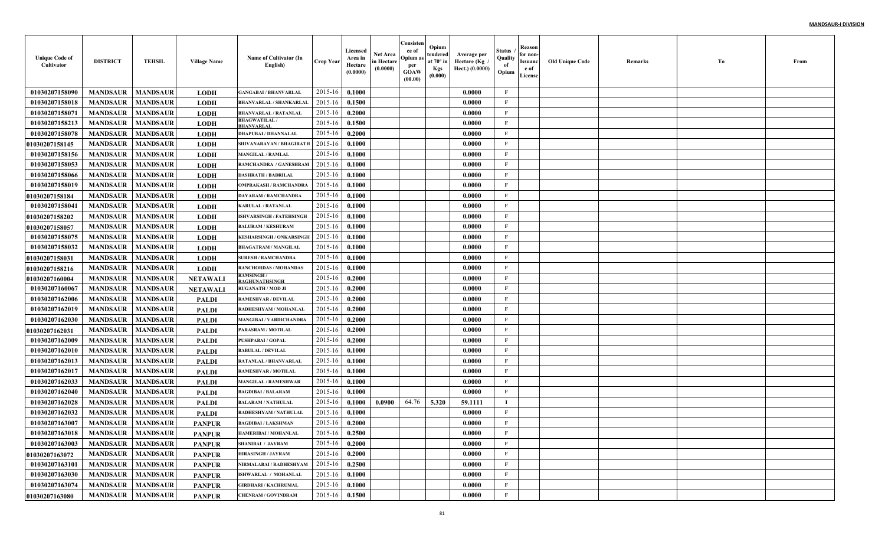| Unique Code of Cultivator | DISTRICT | TEHSIL | Village Name | Name of Cultivator (In English) | Crop Year | Licensed Area in Hectare (0.0000) | Net Area in Hectare (0.0000) | Consistence of Opium as per GOAW (00.00) | Opium tendered at 70° in Kgs (0.000) | Average per Hectare (Kg / Hect.) (0.0000) | Status / Quality of Opium | Reason for non-Issuance of License | Old Unique Code | Remarks | To | From |
|---|---|---|---|---|---|---|---|---|---|---|---|---|---|---|---|---|
| 01030207158090 | MANDSAUR | MANDSAUR | LODH | GANGABAI / BHANVARLAL | 2015-16 | 0.1000 | | | | 0.0000 | F | | | | | |
| 01030207158018 | MANDSAUR | MANDSAUR | LODH | BHANVARLAL / SHANKARLAL | 2015-16 | 0.1500 | | | | 0.0000 | F | | | | | |
| 01030207158071 | MANDSAUR | MANDSAUR | LODH | BHANVARLAL / RATANLAL | 2015-16 | 0.2000 | | | | 0.0000 | F | | | | | |
| 01030207158213 | MANDSAUR | MANDSAUR | LODH | BHAGWATILAL / BHANVARLAL | 2015-16 | 0.1500 | | | | 0.0000 | F | | | | | |
| 01030207158078 | MANDSAUR | MANDSAUR | LODH | DHAPUBAI / DHANNALAL | 2015-16 | 0.2000 | | | | 0.0000 | F | | | | | |
| 01030207158145 | MANDSAUR | MANDSAUR | LODH | SHIVANARAYAN / BHAGIRATH | 2015-16 | 0.1000 | | | | 0.0000 | F | | | | | |
| 01030207158156 | MANDSAUR | MANDSAUR | LODH | MANGILAL / RAMLAL | 2015-16 | 0.1000 | | | | 0.0000 | F | | | | | |
| 01030207158053 | MANDSAUR | MANDSAUR | LODH | RAMCHANDRA / GANESHRAM | 2015-16 | 0.1000 | | | | 0.0000 | F | | | | | |
| 01030207158066 | MANDSAUR | MANDSAUR | LODH | DASHRATH / BADRILAL | 2015-16 | 0.1000 | | | | 0.0000 | F | | | | | |
| 01030207158019 | MANDSAUR | MANDSAUR | LODH | OMPRAKASH / RAMCHANDRA | 2015-16 | 0.1000 | | | | 0.0000 | F | | | | | |
| 01030207158184 | MANDSAUR | MANDSAUR | LODH | DAYARAM / RAMCHANDRA | 2015-16 | 0.1000 | | | | 0.0000 | F | | | | | |
| 01030207158041 | MANDSAUR | MANDSAUR | LODH | KARULAL / RATANLAL | 2015-16 | 0.1000 | | | | 0.0000 | F | | | | | |
| 01030207158202 | MANDSAUR | MANDSAUR | LODH | ISHVARSINGH / FATEHSINGH | 2015-16 | 0.1000 | | | | 0.0000 | F | | | | | |
| 01030207158057 | MANDSAUR | MANDSAUR | LODH | BALURAM / KESHURAM | 2015-16 | 0.1000 | | | | 0.0000 | F | | | | | |
| 01030207158075 | MANDSAUR | MANDSAUR | LODH | KESHARSINGH / ONKARSINGH | 2015-16 | 0.1000 | | | | 0.0000 | F | | | | | |
| 01030207158032 | MANDSAUR | MANDSAUR | LODH | BHAGATRAM / MANGILAL | 2015-16 | 0.1000 | | | | 0.0000 | F | | | | | |
| 01030207158031 | MANDSAUR | MANDSAUR | LODH | SURESH / RAMCHANDRA | 2015-16 | 0.1000 | | | | 0.0000 | F | | | | | |
| 01030207158216 | MANDSAUR | MANDSAUR | LODH | RANCHORDAS / MOHANDAS | 2015-16 | 0.1000 | | | | 0.0000 | F | | | | | |
| 01030207160004 | MANDSAUR | MANDSAUR | NETAWALI | RAMSINGH / RAGHUNATHSINGH | 2015-16 | 0.2000 | | | | 0.0000 | F | | | | | |
| 01030207160067 | MANDSAUR | MANDSAUR | NETAWALI | RUGANATH / MOD JI | 2015-16 | 0.2000 | | | | 0.0000 | F | | | | | |
| 01030207162006 | MANDSAUR | MANDSAUR | PALDI | RAMESHVAR / DEVILAL | 2015-16 | 0.2000 | | | | 0.0000 | F | | | | | |
| 01030207162019 | MANDSAUR | MANDSAUR | PALDI | RADHESHYAM / MOHANLAL | 2015-16 | 0.2000 | | | | 0.0000 | F | | | | | |
| 01030207162030 | MANDSAUR | MANDSAUR | PALDI | MANGIBAI / VARDICHANDRA | 2015-16 | 0.2000 | | | | 0.0000 | F | | | | | |
| 01030207162031 | MANDSAUR | MANDSAUR | PALDI | PARASRAM / MOTILAL | 2015-16 | 0.2000 | | | | 0.0000 | F | | | | | |
| 01030207162009 | MANDSAUR | MANDSAUR | PALDI | PUSHPABAI / GOPAL | 2015-16 | 0.2000 | | | | 0.0000 | F | | | | | |
| 01030207162010 | MANDSAUR | MANDSAUR | PALDI | BABULAL / DEVILAL | 2015-16 | 0.1000 | | | | 0.0000 | F | | | | | |
| 01030207162013 | MANDSAUR | MANDSAUR | PALDI | RATANLAL / BHANVARLAL | 2015-16 | 0.1000 | | | | 0.0000 | F | | | | | |
| 01030207162017 | MANDSAUR | MANDSAUR | PALDI | RAMESHVAR / MOTILAL | 2015-16 | 0.1000 | | | | 0.0000 | F | | | | | |
| 01030207162033 | MANDSAUR | MANDSAUR | PALDI | MANGILAL / RAMESHWAR | 2015-16 | 0.1000 | | | | 0.0000 | F | | | | | |
| 01030207162040 | MANDSAUR | MANDSAUR | PALDI | BAGDIBAI / BALARAM | 2015-16 | 0.1000 | | | | 0.0000 | F | | | | | |
| 01030207162028 | MANDSAUR | MANDSAUR | PALDI | BALARAM / NATHULAL | 2015-16 | 0.1000 | 0.0900 | 64.76 | 5.320 | 59.1111 | I | | | | | |
| 01030207162032 | MANDSAUR | MANDSAUR | PALDI | RADHESHYAM / NATHULAL | 2015-16 | 0.1000 | | | | 0.0000 | F | | | | | |
| 01030207163007 | MANDSAUR | MANDSAUR | PANPUR | BAGDIBAI / LAKSHMAN | 2015-16 | 0.2000 | | | | 0.0000 | F | | | | | |
| 01030207163018 | MANDSAUR | MANDSAUR | PANPUR | HAMERIBAI / MOHANLAL | 2015-16 | 0.2500 | | | | 0.0000 | F | | | | | |
| 01030207163003 | MANDSAUR | MANDSAUR | PANPUR | SHANIBAI / JAYRAM | 2015-16 | 0.2000 | | | | 0.0000 | F | | | | | |
| 01030207163072 | MANDSAUR | MANDSAUR | PANPUR | HIRASINGH / JAYRAM | 2015-16 | 0.2000 | | | | 0.0000 | F | | | | | |
| 01030207163101 | MANDSAUR | MANDSAUR | PANPUR | NIRMALABAI / RADHESHYAM | 2015-16 | 0.2500 | | | | 0.0000 | F | | | | | |
| 01030207163030 | MANDSAUR | MANDSAUR | PANPUR | ISHWARLAL / MOHANLAL | 2015-16 | 0.1000 | | | | 0.0000 | F | | | | | |
| 01030207163074 | MANDSAUR | MANDSAUR | PANPUR | GIRDHARI / KACHRUMAL | 2015-16 | 0.1000 | | | | 0.0000 | F | | | | | |
| 01030207163080 | MANDSAUR | MANDSAUR | PANPUR | CHENRAM / GOVINDRAM | 2015-16 | 0.1500 | | | | 0.0000 | F | | | | | |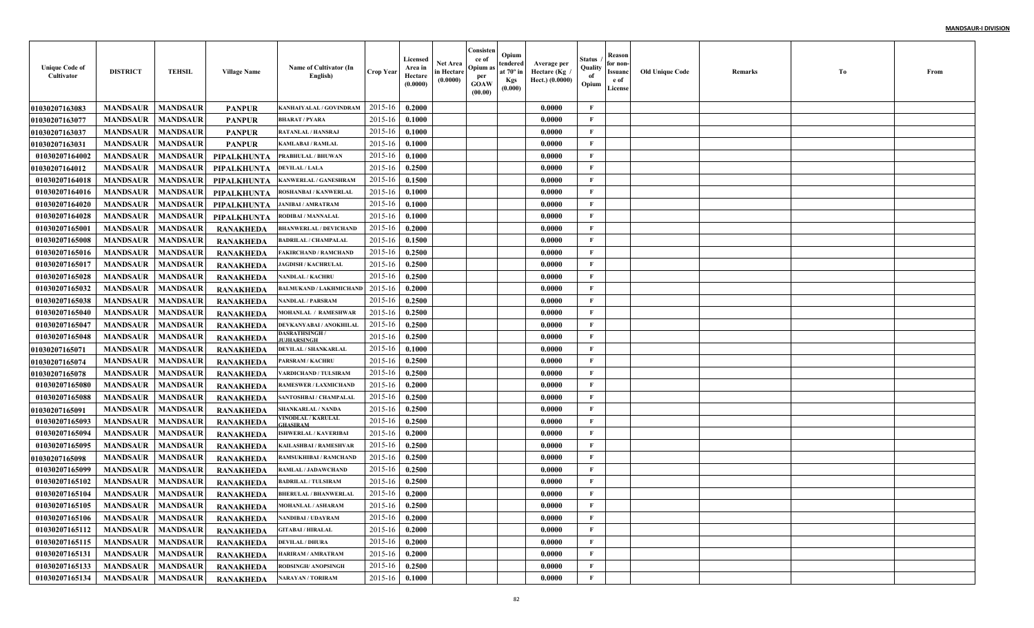| Unique Code of Cultivator | DISTRICT | TEHSIL | Village Name | Name of Cultivator (In English) | Crop Year | Licensed Area in Hectare (0.0000) | Net Area in Hectare (0.0000) | Consistence of Opium as per GOAW (00.00) | Opium tendered at 70º in Kgs (0.000) | Average per Hectare (Kg / Hect.) (0.0000) | Status / Quality of Opium | Reason for non-Issuance of License | Old Unique Code | Remarks | To | From |
|---|---|---|---|---|---|---|---|---|---|---|---|---|---|---|---|---|
| 01030207163083 | MANDSAUR | MANDSAUR | PANPUR | KANHAIYALAL / GOVINDRAM | 2015-16 | 0.2000 | | | | 0.0000 | F | | | | | |
| 01030207163077 | MANDSAUR | MANDSAUR | PANPUR | BHARAT / PYARA | 2015-16 | 0.1000 | | | | 0.0000 | F | | | | | |
| 01030207163037 | MANDSAUR | MANDSAUR | PANPUR | RATANLAL / HANSRAJ | 2015-16 | 0.1000 | | | | 0.0000 | F | | | | | |
| 01030207163031 | MANDSAUR | MANDSAUR | PANPUR | KAMLABAI / RAMLAL | 2015-16 | 0.1000 | | | | 0.0000 | F | | | | | |
| 01030207164002 | MANDSAUR | MANDSAUR | PIPALKHUNTA | PRABHULAL / BHUWAN | 2015-16 | 0.1000 | | | | 0.0000 | F | | | | | |
| 01030207164012 | MANDSAUR | MANDSAUR | PIPALKHUNTA | DEVILAL / LALA | 2015-16 | 0.2500 | | | | 0.0000 | F | | | | | |
| 01030207164018 | MANDSAUR | MANDSAUR | PIPALKHUNTA | KANWERLAL / GANESHRAM | 2015-16 | 0.1500 | | | | 0.0000 | F | | | | | |
| 01030207164016 | MANDSAUR | MANDSAUR | PIPALKHUNTA | ROSHANBAI / KANWERLAL | 2015-16 | 0.1000 | | | | 0.0000 | F | | | | | |
| 01030207164020 | MANDSAUR | MANDSAUR | PIPALKHUNTA | JANIBAI / AMRATRAM | 2015-16 | 0.1000 | | | | 0.0000 | F | | | | | |
| 01030207164028 | MANDSAUR | MANDSAUR | PIPALKHUNTA | RODIBAI / MANNALAL | 2015-16 | 0.1000 | | | | 0.0000 | F | | | | | |
| 01030207165001 | MANDSAUR | MANDSAUR | RANAKHEDA | BHANWERLAL / DEVICHAND | 2015-16 | 0.2000 | | | | 0.0000 | F | | | | | |
| 01030207165008 | MANDSAUR | MANDSAUR | RANAKHEDA | BADRILAL / CHAMPALAL | 2015-16 | 0.1500 | | | | 0.0000 | F | | | | | |
| 01030207165016 | MANDSAUR | MANDSAUR | RANAKHEDA | FAKIRCHAND / RAMCHAND | 2015-16 | 0.2500 | | | | 0.0000 | F | | | | | |
| 01030207165017 | MANDSAUR | MANDSAUR | RANAKHEDA | JAGDISH / KACHRULAL | 2015-16 | 0.2500 | | | | 0.0000 | F | | | | | |
| 01030207165028 | MANDSAUR | MANDSAUR | RANAKHEDA | NANDLAL / KACHRU | 2015-16 | 0.2500 | | | | 0.0000 | F | | | | | |
| 01030207165032 | MANDSAUR | MANDSAUR | RANAKHEDA | BALMUKAND / LAKHMICHAND | 2015-16 | 0.2000 | | | | 0.0000 | F | | | | | |
| 01030207165038 | MANDSAUR | MANDSAUR | RANAKHEDA | NANDLAL / PARSRAM | 2015-16 | 0.2500 | | | | 0.0000 | F | | | | | |
| 01030207165040 | MANDSAUR | MANDSAUR | RANAKHEDA | MOHANLAL / RAMESHWAR | 2015-16 | 0.2500 | | | | 0.0000 | F | | | | | |
| 01030207165047 | MANDSAUR | MANDSAUR | RANAKHEDA | DEVKANYABAI / ANOKHILAL | 2015-16 | 0.2500 | | | | 0.0000 | F | | | | | |
| 01030207165048 | MANDSAUR | MANDSAUR | RANAKHEDA | DASRATHSINGH / JUJHARSINGH | 2015-16 | 0.2500 | | | | 0.0000 | F | | | | | |
| 01030207165071 | MANDSAUR | MANDSAUR | RANAKHEDA | DEVILAL / SHANKARLAL | 2015-16 | 0.1000 | | | | 0.0000 | F | | | | | |
| 01030207165074 | MANDSAUR | MANDSAUR | RANAKHEDA | PARSRAM / KACHRU | 2015-16 | 0.2500 | | | | 0.0000 | F | | | | | |
| 01030207165078 | MANDSAUR | MANDSAUR | RANAKHEDA | VARDICHAND / TULSIRAM | 2015-16 | 0.2500 | | | | 0.0000 | F | | | | | |
| 01030207165080 | MANDSAUR | MANDSAUR | RANAKHEDA | RAMESWER / LAXMICHAND | 2015-16 | 0.2000 | | | | 0.0000 | F | | | | | |
| 01030207165088 | MANDSAUR | MANDSAUR | RANAKHEDA | SANTOSHBAI / CHAMPALAL | 2015-16 | 0.2500 | | | | 0.0000 | F | | | | | |
| 01030207165091 | MANDSAUR | MANDSAUR | RANAKHEDA | SHANKARLAL / NANDA | 2015-16 | 0.2500 | | | | 0.0000 | F | | | | | |
| 01030207165093 | MANDSAUR | MANDSAUR | RANAKHEDA | VINODLAL / KARULAL GHASIRAM | 2015-16 | 0.2500 | | | | 0.0000 | F | | | | | |
| 01030207165094 | MANDSAUR | MANDSAUR | RANAKHEDA | ISHWERLAL / KAVERIBAI | 2015-16 | 0.2000 | | | | 0.0000 | F | | | | | |
| 01030207165095 | MANDSAUR | MANDSAUR | RANAKHEDA | KAILASHBAI / RAMESHVAR | 2015-16 | 0.2500 | | | | 0.0000 | F | | | | | |
| 01030207165098 | MANDSAUR | MANDSAUR | RANAKHEDA | RAMSUKHIBAI / RAMCHAND | 2015-16 | 0.2500 | | | | 0.0000 | F | | | | | |
| 01030207165099 | MANDSAUR | MANDSAUR | RANAKHEDA | RAMLAL / JADAWCHAND | 2015-16 | 0.2500 | | | | 0.0000 | F | | | | | |
| 01030207165102 | MANDSAUR | MANDSAUR | RANAKHEDA | BADRILAL / TULSIRAM | 2015-16 | 0.2500 | | | | 0.0000 | F | | | | | |
| 01030207165104 | MANDSAUR | MANDSAUR | RANAKHEDA | BHERULAL / BHANWERLAL | 2015-16 | 0.2000 | | | | 0.0000 | F | | | | | |
| 01030207165105 | MANDSAUR | MANDSAUR | RANAKHEDA | MOHANLAL / ASHARAM | 2015-16 | 0.2500 | | | | 0.0000 | F | | | | | |
| 01030207165106 | MANDSAUR | MANDSAUR | RANAKHEDA | NANDIBAI / UDAYRAM | 2015-16 | 0.2000 | | | | 0.0000 | F | | | | | |
| 01030207165112 | MANDSAUR | MANDSAUR | RANAKHEDA | GITABAI / HIRALAL | 2015-16 | 0.2000 | | | | 0.0000 | F | | | | | |
| 01030207165115 | MANDSAUR | MANDSAUR | RANAKHEDA | DEVILAL / DHURA | 2015-16 | 0.2000 | | | | 0.0000 | F | | | | | |
| 01030207165131 | MANDSAUR | MANDSAUR | RANAKHEDA | HARIRAM / AMRATRAM | 2015-16 | 0.2000 | | | | 0.0000 | F | | | | | |
| 01030207165133 | MANDSAUR | MANDSAUR | RANAKHEDA | RODSINGH/ ANOPSINGH | 2015-16 | 0.2500 | | | | 0.0000 | F | | | | | |
| 01030207165134 | MANDSAUR | MANDSAUR | RANAKHEDA | NARAYAN / TORIRAM | 2015-16 | 0.1000 | | | | 0.0000 | F | | | | | |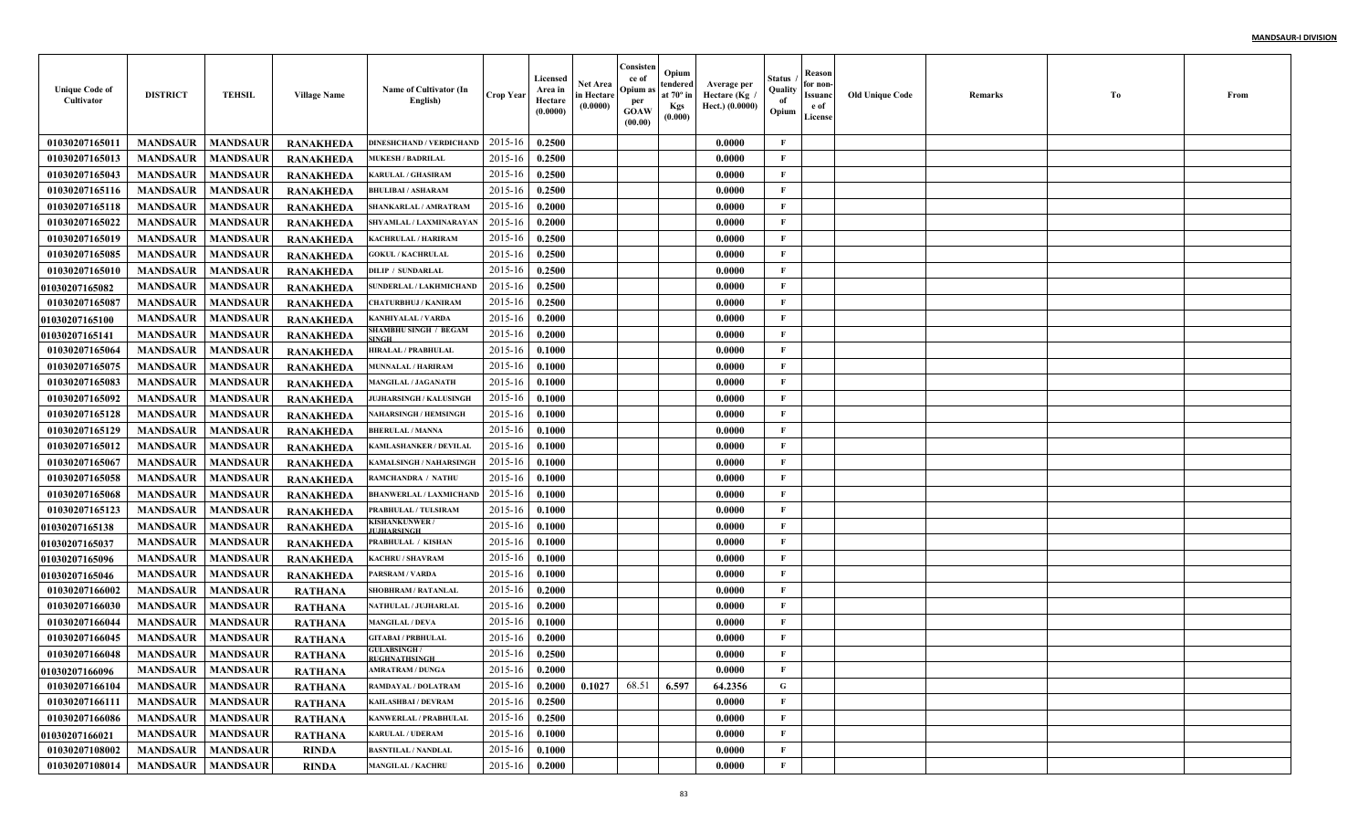| Unique Code of Cultivator | DISTRICT | TEHSIL | Village Name | Name of Cultivator (In English) | Crop Year | Licensed Area in Hectare (0.0000) | Net Area in Hectare (0.0000) | Consistence of Opium as per GOAW (00.00) | Opium tendered at 70° in Kgs (0.000) | Average per Hectare (Kg / Hect.) (0.0000) | Status / Quality of Opium | Reason for non-Issuance of License | Old Unique Code | Remarks | To | From |
|---|---|---|---|---|---|---|---|---|---|---|---|---|---|---|---|---|
| 01030207165011 | MANDSAUR | MANDSAUR | RANAKHEDA | DINESHCHAND / VERDICHAND | 2015-16 | 0.2500 | | | | 0.0000 | F | | | | | |
| 01030207165013 | MANDSAUR | MANDSAUR | RANAKHEDA | MUKESH / BADRILAL | 2015-16 | 0.2500 | | | | 0.0000 | F | | | | | |
| 01030207165043 | MANDSAUR | MANDSAUR | RANAKHEDA | KARULAL / GHASIRAM | 2015-16 | 0.2500 | | | | 0.0000 | F | | | | | |
| 01030207165116 | MANDSAUR | MANDSAUR | RANAKHEDA | BHULIBAI / ASHARAM | 2015-16 | 0.2500 | | | | 0.0000 | F | | | | | |
| 01030207165118 | MANDSAUR | MANDSAUR | RANAKHEDA | SHANKARLAL / AMRATRAM | 2015-16 | 0.2000 | | | | 0.0000 | F | | | | | |
| 01030207165022 | MANDSAUR | MANDSAUR | RANAKHEDA | SHYAMLAL / LAXMINARAYAN | 2015-16 | 0.2000 | | | | 0.0000 | F | | | | | |
| 01030207165019 | MANDSAUR | MANDSAUR | RANAKHEDA | KACHRULAL / HARIRAM | 2015-16 | 0.2500 | | | | 0.0000 | F | | | | | |
| 01030207165085 | MANDSAUR | MANDSAUR | RANAKHEDA | GOKUL / KACHRULAL | 2015-16 | 0.2500 | | | | 0.0000 | F | | | | | |
| 01030207165010 | MANDSAUR | MANDSAUR | RANAKHEDA | DILIP / SUNDARLAL | 2015-16 | 0.2500 | | | | 0.0000 | F | | | | | |
| 01030207165082 | MANDSAUR | MANDSAUR | RANAKHEDA | SUNDERLAL / LAKHMICHAND | 2015-16 | 0.2500 | | | | 0.0000 | F | | | | | |
| 01030207165087 | MANDSAUR | MANDSAUR | RANAKHEDA | CHATURBHUJ / KANIRAM | 2015-16 | 0.2500 | | | | 0.0000 | F | | | | | |
| 01030207165100 | MANDSAUR | MANDSAUR | RANAKHEDA | KANHIYALAL / VARDA | 2015-16 | 0.2000 | | | | 0.0000 | F | | | | | |
| 01030207165141 | MANDSAUR | MANDSAUR | RANAKHEDA | SHAMBHU SINGH / BEGAM SINGH | 2015-16 | 0.2000 | | | | 0.0000 | F | | | | | |
| 01030207165064 | MANDSAUR | MANDSAUR | RANAKHEDA | HIRALAL / PRABHULAL | 2015-16 | 0.1000 | | | | 0.0000 | F | | | | | |
| 01030207165075 | MANDSAUR | MANDSAUR | RANAKHEDA | MUNNALAL / HARIRAM | 2015-16 | 0.1000 | | | | 0.0000 | F | | | | | |
| 01030207165083 | MANDSAUR | MANDSAUR | RANAKHEDA | MANGILAL / JAGANATH | 2015-16 | 0.1000 | | | | 0.0000 | F | | | | | |
| 01030207165092 | MANDSAUR | MANDSAUR | RANAKHEDA | JUJHARSINGH / KALUSINGH | 2015-16 | 0.1000 | | | | 0.0000 | F | | | | | |
| 01030207165128 | MANDSAUR | MANDSAUR | RANAKHEDA | NAHARSINGH / HEMSINGH | 2015-16 | 0.1000 | | | | 0.0000 | F | | | | | |
| 01030207165129 | MANDSAUR | MANDSAUR | RANAKHEDA | BHERULAL / MANNA | 2015-16 | 0.1000 | | | | 0.0000 | F | | | | | |
| 01030207165012 | MANDSAUR | MANDSAUR | RANAKHEDA | KAMLASHANKER / DEVILAL | 2015-16 | 0.1000 | | | | 0.0000 | F | | | | | |
| 01030207165067 | MANDSAUR | MANDSAUR | RANAKHEDA | KAMALSINGH / NAHARSINGH | 2015-16 | 0.1000 | | | | 0.0000 | F | | | | | |
| 01030207165058 | MANDSAUR | MANDSAUR | RANAKHEDA | RAMCHANDRA / NATHU | 2015-16 | 0.1000 | | | | 0.0000 | F | | | | | |
| 01030207165068 | MANDSAUR | MANDSAUR | RANAKHEDA | BHANWERLAL / LAXMICHAND | 2015-16 | 0.1000 | | | | 0.0000 | F | | | | | |
| 01030207165123 | MANDSAUR | MANDSAUR | RANAKHEDA | PRABHULAL / TULSIRAM | 2015-16 | 0.1000 | | | | 0.0000 | F | | | | | |
| 01030207165138 | MANDSAUR | MANDSAUR | RANAKHEDA | KISHANKUNWER / JUJHARSINGH | 2015-16 | 0.1000 | | | | 0.0000 | F | | | | | |
| 01030207165037 | MANDSAUR | MANDSAUR | RANAKHEDA | PRABHULAL / KISHAN | 2015-16 | 0.1000 | | | | 0.0000 | F | | | | | |
| 01030207165096 | MANDSAUR | MANDSAUR | RANAKHEDA | KACHRU / SHAVRAM | 2015-16 | 0.1000 | | | | 0.0000 | F | | | | | |
| 01030207165046 | MANDSAUR | MANDSAUR | RANAKHEDA | PARSRAM / VARDA | 2015-16 | 0.1000 | | | | 0.0000 | F | | | | | |
| 01030207166002 | MANDSAUR | MANDSAUR | RATHANA | SHOBHRAM / RATANLAL | 2015-16 | 0.2000 | | | | 0.0000 | F | | | | | |
| 01030207166030 | MANDSAUR | MANDSAUR | RATHANA | NATHULAL / JUJHARLAL | 2015-16 | 0.2000 | | | | 0.0000 | F | | | | | |
| 01030207166044 | MANDSAUR | MANDSAUR | RATHANA | MANGILAL / DEVA | 2015-16 | 0.1000 | | | | 0.0000 | F | | | | | |
| 01030207166045 | MANDSAUR | MANDSAUR | RATHANA | GITABAI / PRBHULAL | 2015-16 | 0.2000 | | | | 0.0000 | F | | | | | |
| 01030207166048 | MANDSAUR | MANDSAUR | RATHANA | GULABSINGH / RUGHNATHSINGH | 2015-16 | 0.2500 | | | | 0.0000 | F | | | | | |
| 01030207166096 | MANDSAUR | MANDSAUR | RATHANA | AMRATRAM / DUNGA | 2015-16 | 0.2000 | | | | 0.0000 | F | | | | | |
| 01030207166104 | MANDSAUR | MANDSAUR | RATHANA | RAMDAYAL / DOLATRAM | 2015-16 | 0.2000 | 0.1027 | 68.51 | 6.597 | 64.2356 | G | | | | | |
| 01030207166111 | MANDSAUR | MANDSAUR | RATHANA | KAILASHBAI / DEVRAM | 2015-16 | 0.2500 | | | | 0.0000 | F | | | | | |
| 01030207166086 | MANDSAUR | MANDSAUR | RATHANA | KANWERLAL / PRABHULAL | 2015-16 | 0.2500 | | | | 0.0000 | F | | | | | |
| 01030207166021 | MANDSAUR | MANDSAUR | RATHANA | KARULAL / UDERAM | 2015-16 | 0.1000 | | | | 0.0000 | F | | | | | |
| 01030207108002 | MANDSAUR | MANDSAUR | RINDA | BASNTILAL / NANDLAL | 2015-16 | 0.1000 | | | | 0.0000 | F | | | | | |
| 01030207108014 | MANDSAUR | MANDSAUR | RINDA | MANGILAL / KACHRU | 2015-16 | 0.2000 | | | | 0.0000 | F | | | | | |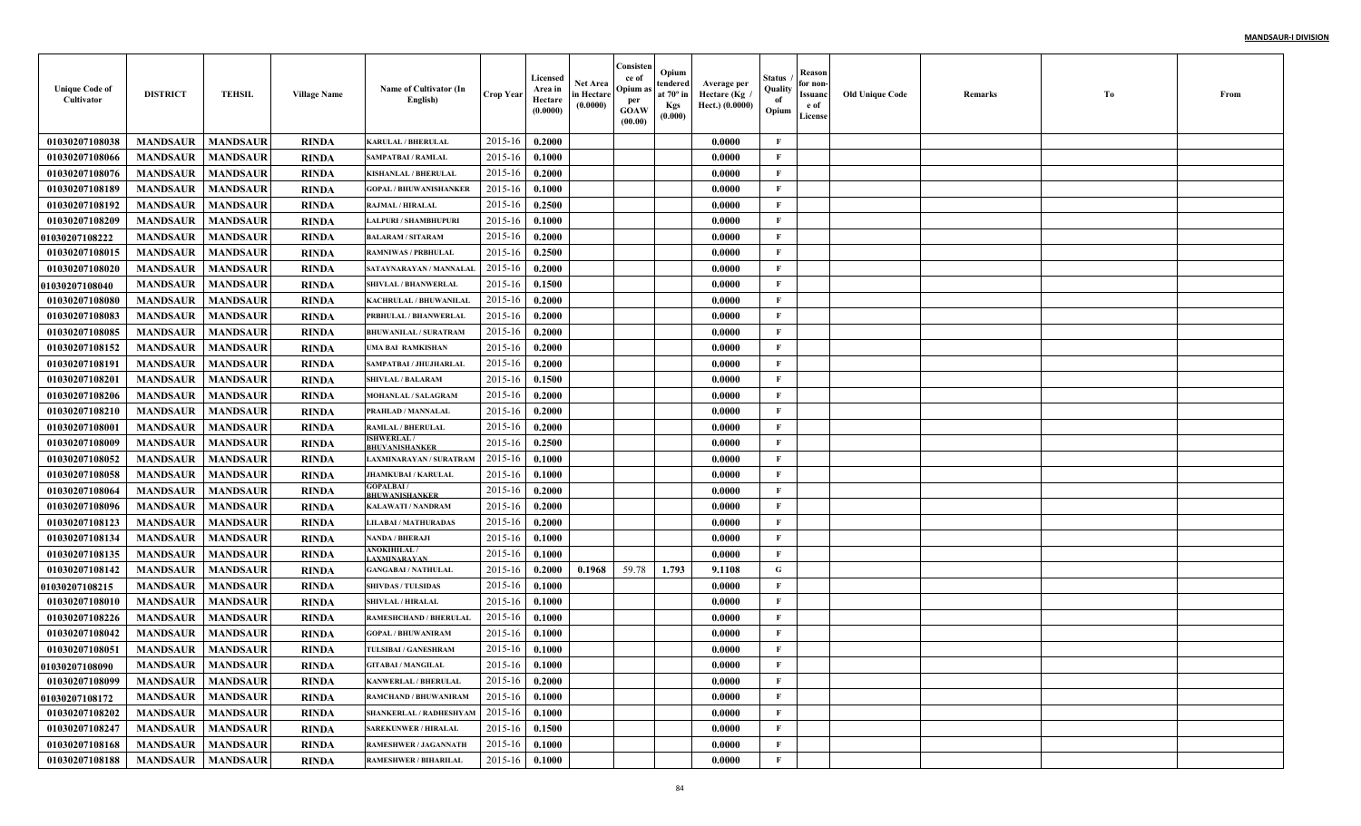| Unique Code of Cultivator | DISTRICT | TEHSIL | Village Name | Name of Cultivator (In English) | Crop Year | Licensed Area in Hectare (0.0000) | Net Area in Hectare (0.0000) | Consistence of Opium as per GOAW (00.00) | Opium tendered at 70° in Kgs (0.000) | Average per Hectare (Kg / Hect.) (0.0000) | Status / Quality of Opium | Reason for non-Issuance of License | Old Unique Code | Remarks | To | From |
|---|---|---|---|---|---|---|---|---|---|---|---|---|---|---|---|---|
| 01030207108038 | MANDSAUR | MANDSAUR | RINDA | KARULAL / BHERULAL | 2015-16 | 0.2000 | | | | 0.0000 | F | | | | | |
| 01030207108066 | MANDSAUR | MANDSAUR | RINDA | SAMPATBAI / RAMLAL | 2015-16 | 0.1000 | | | | 0.0000 | F | | | | | |
| 01030207108076 | MANDSAUR | MANDSAUR | RINDA | KISHANLAL / BHERULAL | 2015-16 | 0.2000 | | | | 0.0000 | F | | | | | |
| 01030207108189 | MANDSAUR | MANDSAUR | RINDA | GOPAL / BHUWANISHANKER | 2015-16 | 0.1000 | | | | 0.0000 | F | | | | | |
| 01030207108192 | MANDSAUR | MANDSAUR | RINDA | RAJMAL / HIRALAL | 2015-16 | 0.2500 | | | | 0.0000 | F | | | | | |
| 01030207108209 | MANDSAUR | MANDSAUR | RINDA | LALPURI / SHAMBHUPURI | 2015-16 | 0.1000 | | | | 0.0000 | F | | | | | |
| 01030207108222 | MANDSAUR | MANDSAUR | RINDA | BALARAM / SITARAM | 2015-16 | 0.2000 | | | | 0.0000 | F | | | | | |
| 01030207108015 | MANDSAUR | MANDSAUR | RINDA | RAMNIWAS / PRBHULAL | 2015-16 | 0.2500 | | | | 0.0000 | F | | | | | |
| 01030207108020 | MANDSAUR | MANDSAUR | RINDA | SATAYNARAYAN / MANNALAL | 2015-16 | 0.2000 | | | | 0.0000 | F | | | | | |
| 01030207108040 | MANDSAUR | MANDSAUR | RINDA | SHIVLAL / BHANWERLAL | 2015-16 | 0.1500 | | | | 0.0000 | F | | | | | |
| 01030207108080 | MANDSAUR | MANDSAUR | RINDA | KACHRULAL / BHUWANILAL | 2015-16 | 0.2000 | | | | 0.0000 | F | | | | | |
| 01030207108083 | MANDSAUR | MANDSAUR | RINDA | PRBHULAL / BHANWERLAL | 2015-16 | 0.2000 | | | | 0.0000 | F | | | | | |
| 01030207108085 | MANDSAUR | MANDSAUR | RINDA | BHUWANILAL / SURATRAM | 2015-16 | 0.2000 | | | | 0.0000 | F | | | | | |
| 01030207108152 | MANDSAUR | MANDSAUR | RINDA | UMA BAI RAMKISHAN | 2015-16 | 0.2000 | | | | 0.0000 | F | | | | | |
| 01030207108191 | MANDSAUR | MANDSAUR | RINDA | SAMPATBAI / JHUJHARLAL | 2015-16 | 0.2000 | | | | 0.0000 | F | | | | | |
| 01030207108201 | MANDSAUR | MANDSAUR | RINDA | SHIVLAL / BALARAM | 2015-16 | 0.1500 | | | | 0.0000 | F | | | | | |
| 01030207108206 | MANDSAUR | MANDSAUR | RINDA | MOHANLAL / SALAGRAM | 2015-16 | 0.2000 | | | | 0.0000 | F | | | | | |
| 01030207108210 | MANDSAUR | MANDSAUR | RINDA | PRAHLAD / MANNALAL | 2015-16 | 0.2000 | | | | 0.0000 | F | | | | | |
| 01030207108001 | MANDSAUR | MANDSAUR | RINDA | RAMLAL / BHERULAL | 2015-16 | 0.2000 | | | | 0.0000 | F | | | | | |
| 01030207108009 | MANDSAUR | MANDSAUR | RINDA | ISHWERLAL / BHUVANISHANKER | 2015-16 | 0.2500 | | | | 0.0000 | F | | | | | |
| 01030207108052 | MANDSAUR | MANDSAUR | RINDA | LAXMINARAYAN / SURATRAM | 2015-16 | 0.1000 | | | | 0.0000 | F | | | | | |
| 01030207108058 | MANDSAUR | MANDSAUR | RINDA | JHAMKUBAI / KARULAL | 2015-16 | 0.1000 | | | | 0.0000 | F | | | | | |
| 01030207108064 | MANDSAUR | MANDSAUR | RINDA | GOPALBAI / BHUWANISHANKER | 2015-16 | 0.2000 | | | | 0.0000 | F | | | | | |
| 01030207108096 | MANDSAUR | MANDSAUR | RINDA | KALAWATI / NANDRAM | 2015-16 | 0.2000 | | | | 0.0000 | F | | | | | |
| 01030207108123 | MANDSAUR | MANDSAUR | RINDA | LILABAI / MATHURADAS | 2015-16 | 0.2000 | | | | 0.0000 | F | | | | | |
| 01030207108134 | MANDSAUR | MANDSAUR | RINDA | NANDA / BHERAJI | 2015-16 | 0.1000 | | | | 0.0000 | F | | | | | |
| 01030207108135 | MANDSAUR | MANDSAUR | RINDA | ANOKHILAL / LAXMINARAYAN | 2015-16 | 0.1000 | | | | 0.0000 | F | | | | | |
| 01030207108142 | MANDSAUR | MANDSAUR | RINDA | GANGABAI / NATHULAL | 2015-16 | 0.2000 | 0.1968 | 59.78 | 1.793 | 9.1108 | G | | | | | |
| 01030207108215 | MANDSAUR | MANDSAUR | RINDA | SHIVDAS / TULSIDAS | 2015-16 | 0.1000 | | | | 0.0000 | F | | | | | |
| 01030207108010 | MANDSAUR | MANDSAUR | RINDA | SHIVLAL / HIRALAL | 2015-16 | 0.1000 | | | | 0.0000 | F | | | | | |
| 01030207108226 | MANDSAUR | MANDSAUR | RINDA | RAMESHCHAND / BHERULAL | 2015-16 | 0.1000 | | | | 0.0000 | F | | | | | |
| 01030207108042 | MANDSAUR | MANDSAUR | RINDA | GOPAL / BHUWANIRAM | 2015-16 | 0.1000 | | | | 0.0000 | F | | | | | |
| 01030207108051 | MANDSAUR | MANDSAUR | RINDA | TULSIBAI / GANESHRAM | 2015-16 | 0.1000 | | | | 0.0000 | F | | | | | |
| 01030207108090 | MANDSAUR | MANDSAUR | RINDA | GITABAI / MANGILAL | 2015-16 | 0.1000 | | | | 0.0000 | F | | | | | |
| 01030207108099 | MANDSAUR | MANDSAUR | RINDA | KANWERLAL / BHERULAL | 2015-16 | 0.2000 | | | | 0.0000 | F | | | | | |
| 01030207108172 | MANDSAUR | MANDSAUR | RINDA | RAMCHAND / BHUWANIRAM | 2015-16 | 0.1000 | | | | 0.0000 | F | | | | | |
| 01030207108202 | MANDSAUR | MANDSAUR | RINDA | SHANKERLAL / RADHESHYAM | 2015-16 | 0.1000 | | | | 0.0000 | F | | | | | |
| 01030207108247 | MANDSAUR | MANDSAUR | RINDA | SAREKUNWER / HIRALAL | 2015-16 | 0.1500 | | | | 0.0000 | F | | | | | |
| 01030207108168 | MANDSAUR | MANDSAUR | RINDA | RAMESHWER / JAGANNATH | 2015-16 | 0.1000 | | | | 0.0000 | F | | | | | |
| 01030207108188 | MANDSAUR | MANDSAUR | RINDA | RAMESHWER / BIHARILAL | 2015-16 | 0.1000 | | | | 0.0000 | F | | | | | |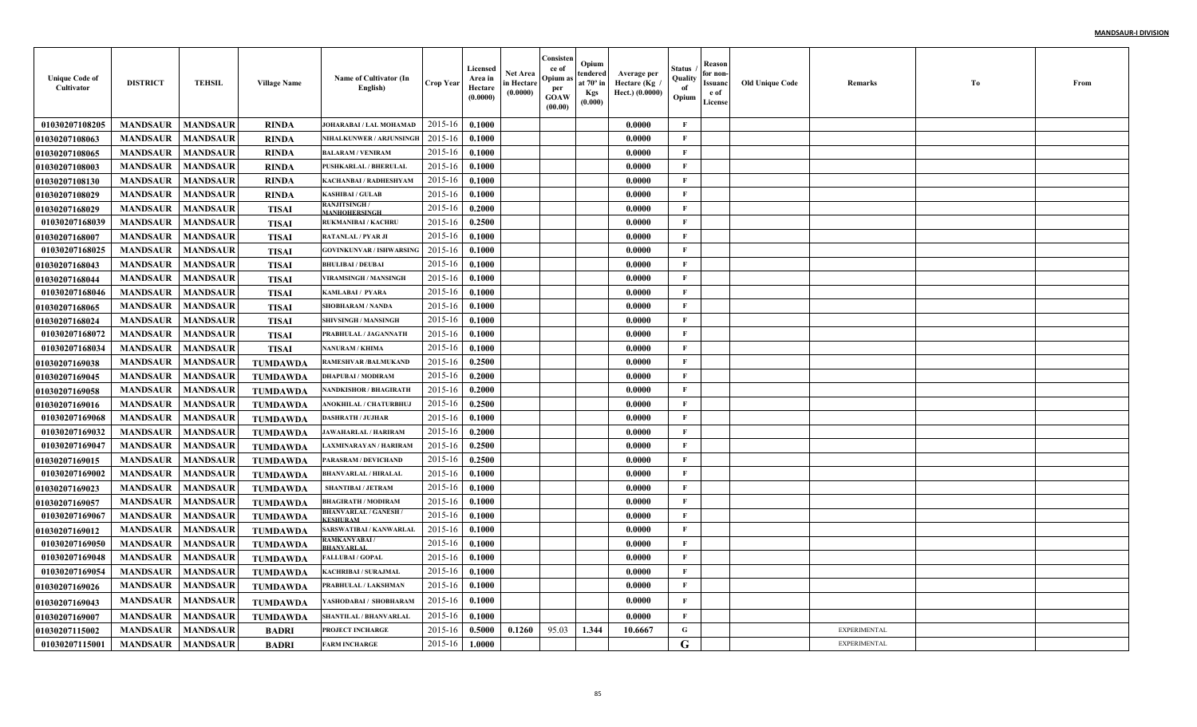**MANDSAUR-I DIVISION**

| Unique Code of Cultivator | DISTRICT | TEHSIL | Village Name | Name of Cultivator (In English) | Crop Year | Licensed Area in Hectare (0.0000) | Net Area in Hectare (0.0000) | Consistence of Opium as per GOAW (00.00) | Opium tendered at 70° in Kgs (0.000) | Average per Hectare (Kg / Hect.) (0.0000) | Status / Quality of Opium | Reason for non-Issuance of License | Old Unique Code | Remarks | To | From |
|---|---|---|---|---|---|---|---|---|---|---|---|---|---|---|---|---|
| 01030207108205 | MANDSAUR | MANDSAUR | RINDA | JOHARABAI / LAL MOHAMAD | 2015-16 | 0.1000 | | | | 0.0000 | F | | | | | |
| 01030207108063 | MANDSAUR | MANDSAUR | RINDA | NIHALKUNWER / ARJUNSINGH | 2015-16 | 0.1000 | | | | 0.0000 | F | | | | | |
| 01030207108065 | MANDSAUR | MANDSAUR | RINDA | BALARAM / VENIRAM | 2015-16 | 0.1000 | | | | 0.0000 | F | | | | | |
| 01030207108003 | MANDSAUR | MANDSAUR | RINDA | PUSHKARLAL / BHERULAL | 2015-16 | 0.1000 | | | | 0.0000 | F | | | | | |
| 01030207108130 | MANDSAUR | MANDSAUR | RINDA | KACHANBAI / RADHESHYAM | 2015-16 | 0.1000 | | | | 0.0000 | F | | | | | |
| 01030207108029 | MANDSAUR | MANDSAUR | RINDA | KASHIBAI / GULAB | 2015-16 | 0.1000 | | | | 0.0000 | F | | | | | |
| 01030207168029 | MANDSAUR | MANDSAUR | TISAI | RANJITSINGH / MANHOHERSINGH | 2015-16 | 0.2000 | | | | 0.0000 | F | | | | | |
| 01030207168039 | MANDSAUR | MANDSAUR | TISAI | RUKMANIBAI / KACHRU | 2015-16 | 0.2500 | | | | 0.0000 | F | | | | | |
| 01030207168007 | MANDSAUR | MANDSAUR | TISAI | RATANLAL / PYAR JI | 2015-16 | 0.1000 | | | | 0.0000 | F | | | | | |
| 01030207168025 | MANDSAUR | MANDSAUR | TISAI | GOVINKUNVAR / ISHWARSING | 2015-16 | 0.1000 | | | | 0.0000 | F | | | | | |
| 01030207168043 | MANDSAUR | MANDSAUR | TISAI | BHULIBAI / DEUBAI | 2015-16 | 0.1000 | | | | 0.0000 | F | | | | | |
| 01030207168044 | MANDSAUR | MANDSAUR | TISAI | VIRAMSINGH / MANSINGH | 2015-16 | 0.1000 | | | | 0.0000 | F | | | | | |
| 01030207168046 | MANDSAUR | MANDSAUR | TISAI | KAMLABAI / PYARA | 2015-16 | 0.1000 | | | | 0.0000 | F | | | | | |
| 01030207168065 | MANDSAUR | MANDSAUR | TISAI | SHOBHARAM / NANDA | 2015-16 | 0.1000 | | | | 0.0000 | F | | | | | |
| 01030207168024 | MANDSAUR | MANDSAUR | TISAI | SHIVSINGH / MANSINGH | 2015-16 | 0.1000 | | | | 0.0000 | F | | | | | |
| 01030207168072 | MANDSAUR | MANDSAUR | TISAI | PRABHULAL / JAGANNATH | 2015-16 | 0.1000 | | | | 0.0000 | F | | | | | |
| 01030207168034 | MANDSAUR | MANDSAUR | TISAI | NANURAM / KHIMA | 2015-16 | 0.1000 | | | | 0.0000 | F | | | | | |
| 01030207169038 | MANDSAUR | MANDSAUR | TUMDAWDA | RAMESHVAR /BALMUKAND | 2015-16 | 0.2500 | | | | 0.0000 | F | | | | | |
| 01030207169045 | MANDSAUR | MANDSAUR | TUMDAWDA | DHAPUBAI / MODIRAM | 2015-16 | 0.2000 | | | | 0.0000 | F | | | | | |
| 01030207169058 | MANDSAUR | MANDSAUR | TUMDAWDA | NANDKISHOR / BHAGIRATH | 2015-16 | 0.2000 | | | | 0.0000 | F | | | | | |
| 01030207169016 | MANDSAUR | MANDSAUR | TUMDAWDA | ANOKHILAL / CHATURBHUJ | 2015-16 | 0.2500 | | | | 0.0000 | F | | | | | |
| 01030207169068 | MANDSAUR | MANDSAUR | TUMDAWDA | DASHRATH / JUJHAR | 2015-16 | 0.1000 | | | | 0.0000 | F | | | | | |
| 01030207169032 | MANDSAUR | MANDSAUR | TUMDAWDA | JAWAHARLAL / HARIRAM | 2015-16 | 0.2000 | | | | 0.0000 | F | | | | | |
| 01030207169047 | MANDSAUR | MANDSAUR | TUMDAWDA | LAXMINARAYAN / HARIRAM | 2015-16 | 0.2500 | | | | 0.0000 | F | | | | | |
| 01030207169015 | MANDSAUR | MANDSAUR | TUMDAWDA | PARASRAM / DEVICHAND | 2015-16 | 0.2500 | | | | 0.0000 | F | | | | | |
| 01030207169002 | MANDSAUR | MANDSAUR | TUMDAWDA | BHANVARLAL / HIRALAL | 2015-16 | 0.1000 | | | | 0.0000 | F | | | | | |
| 01030207169023 | MANDSAUR | MANDSAUR | TUMDAWDA | SHANTIBAI / JETRAM | 2015-16 | 0.1000 | | | | 0.0000 | F | | | | | |
| 01030207169057 | MANDSAUR | MANDSAUR | TUMDAWDA | BHAGIRATH / MODIRAM | 2015-16 | 0.1000 | | | | 0.0000 | F | | | | | |
| 01030207169067 | MANDSAUR | MANDSAUR | TUMDAWDA | BHANVARLAL / GANESH / KESHURAM | 2015-16 | 0.1000 | | | | 0.0000 | F | | | | | |
| 01030207169012 | MANDSAUR | MANDSAUR | TUMDAWDA | SARSWATIBAI / KANWARLAL | 2015-16 | 0.1000 | | | | 0.0000 | F | | | | | |
| 01030207169050 | MANDSAUR | MANDSAUR | TUMDAWDA | RAMKANYABAI / BHANVARLAL | 2015-16 | 0.1000 | | | | 0.0000 | F | | | | | |
| 01030207169048 | MANDSAUR | MANDSAUR | TUMDAWDA | FALLUBAI / GOPAL | 2015-16 | 0.1000 | | | | 0.0000 | F | | | | | |
| 01030207169054 | MANDSAUR | MANDSAUR | TUMDAWDA | KACHRIBAI / SURAJMAL | 2015-16 | 0.1000 | | | | 0.0000 | F | | | | | |
| 01030207169026 | MANDSAUR | MANDSAUR | TUMDAWDA | PRABHULAL / LAKSHMAN | 2015-16 | 0.1000 | | | | 0.0000 | F | | | | | |
| 01030207169043 | MANDSAUR | MANDSAUR | TUMDAWDA | YASHODABAI / SHOBHARAM | 2015-16 | 0.1000 | | | | 0.0000 | F | | | | | |
| 01030207169007 | MANDSAUR | MANDSAUR | TUMDAWDA | SHANTILAL / BHANVARLAL | 2015-16 | 0.1000 | | | | 0.0000 | F | | | | | |
| 01030207115002 | MANDSAUR | MANDSAUR | BADRI | PROJECT INCHARGE | 2015-16 | 0.5000 | 0.1260 | 95.03 | 1.344 | 10.6667 | G | | | EXPERIMENTAL | | |
| 01030207115001 | MANDSAUR | MANDSAUR | BADRI | FARM INCHARGE | 2015-16 | 1.0000 | | | | | G | | | EXPERIMENTAL | | |